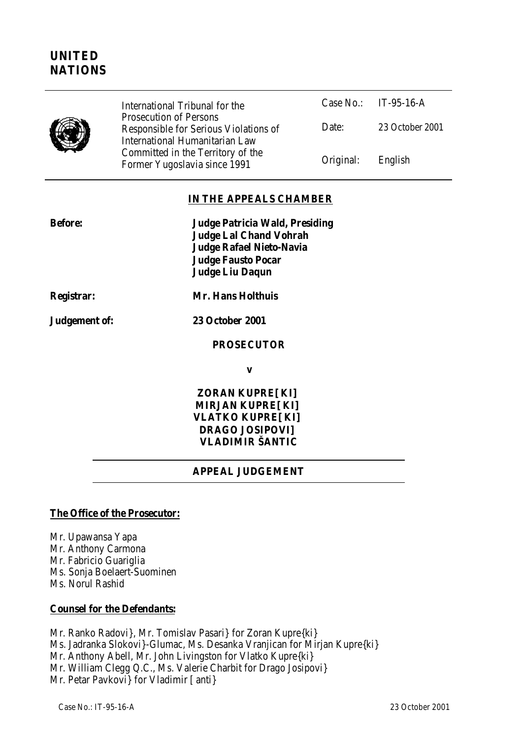# UNITED NATIONS

International Tribunal for the Prosecution of Persons Responsible for Serious Violations of International Humanitarian Law Committed in the Territory of the Former Yugoslavia since 1991

Case No.: IT-95-16-A

Date: 23 October 2001

Original: English

**IN THE APPEALS CHAMBER**

**Before:** **Judge Patricia Wald, Presiding**
**Judge Lal Chand Vohrah**
**Judge Rafael Nieto-Navia**
**Judge Fausto Pocar**
**Judge Liu Daqun**

**Registrar:** **Mr. Hans Holthuis**

**Judgement of:** **23 October 2001**

**PROSECUTOR**

**v**

**ZORAN KUPRE[KI]**
**MIRJAN KUPRE[KI]**
**VLATKO KUPRE[KI]**
**DRAGO JOSIPOVI]**
**VLADIMIR ŠANTIC**

**APPEAL JUDGEMENT**

**The Office of the Prosecutor:**

Mr. Upawansa Yapa
Mr. Anthony Carmona
Mr. Fabricio Guariglia
Ms. Sonja Boelaert-Suominen
Ms. Norul Rashid

**Counsel for the Defendants:**

Mr. Ranko Radovi}, Mr. Tomislav Pasari} for Zoran Kupre{ki}
Ms. Jadranka Slokovi}-Glumac, Ms. Desanka Vranjican for Mirjan Kupre{ki}
Mr. Anthony Abell, Mr. John Livingston for Vlatko Kupre{ki}
Mr. William Clegg Q.C., Ms. Valerie Charbit for Drago Josipovi}
Mr. Petar Pavkovi} for Vladimir [anti}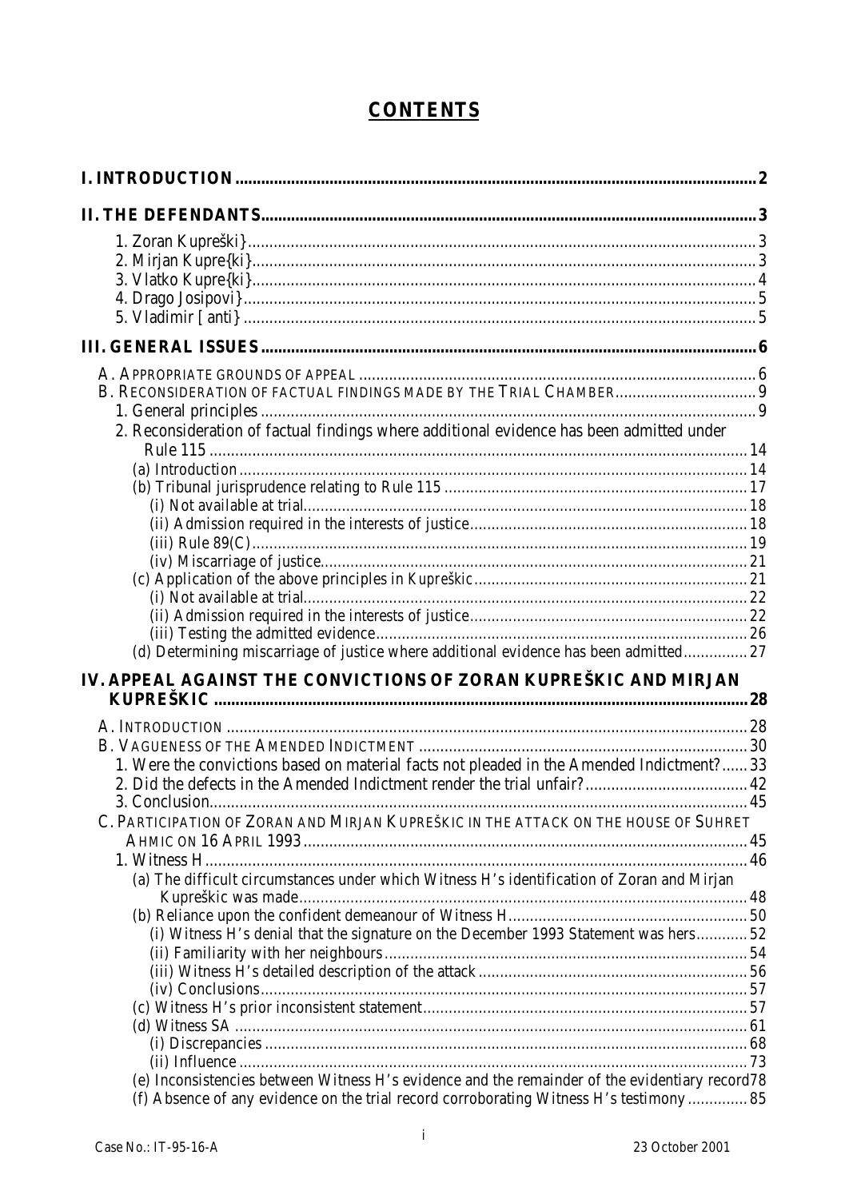# CONTENTS

**I. INTRODUCTION** ........ 2

**II. THE DEFENDANTS** ........ 3

1. Zoran Kupreški} ........ 3
2. Mirjan Kupre{ki} ........ 3
3. Vlatko Kupre{ki} ........ 4
4. Drago Josipovi} ........ 5
5. Vladimir [anti} ........ 5

**III. GENERAL ISSUES** ........ 6

A. APPROPRIATE GROUNDS OF APPEAL ........ 6

B. RECONSIDERATION OF FACTUAL FINDINGS MADE BY THE TRIAL CHAMBER ........ 9

1. General principles ........ 9
2. Reconsideration of factual findings where additional evidence has been admitted under Rule 115 ........ 14
   - (a) Introduction ........ 14
   - (b) Tribunal jurisprudence relating to Rule 115 ........ 17
     - (i) Not available at trial ........ 18
     - (ii) Admission required in the interests of justice ........ 18
     - (iii) Rule 89(C) ........ 19
     - (iv) Miscarriage of justice ........ 21
   - (c) Application of the above principles in *Kupreškic* ........ 21
     - (i) Not available at trial ........ 22
     - (ii) Admission required in the interests of justice ........ 22
     - (iii) Testing the admitted evidence ........ 26
   - (d) Determining miscarriage of justice where additional evidence has been admitted ........ 27

**IV. APPEAL AGAINST THE CONVICTIONS OF ZORAN KUPREŠKIC AND MIRJAN KUPREŠKIC** ........ 28

A. INTRODUCTION ........ 28

B. VAGUENESS OF THE AMENDED INDICTMENT ........ 30

1. Were the convictions based on material facts not pleaded in the Amended Indictment? ........ 33
2. Did the defects in the Amended Indictment render the trial unfair? ........ 42
3. Conclusion ........ 45

C. PARTICIPATION OF ZORAN AND MIRJAN KUPREŠKIC IN THE ATTACK ON THE HOUSE OF SUHRET AHMIC ON 16 APRIL 1993 ........ 45

1. Witness H ........ 46
   - (a) The difficult circumstances under which Witness H's identification of Zoran and Mirjan Kupreškic was made ........ 48
   - (b) Reliance upon the confident demeanour of Witness H ........ 50
     - (i) Witness H's denial that the signature on the December 1993 Statement was hers ........ 52
     - (ii) Familiarity with her neighbours ........ 54
     - (iii) Witness H's detailed description of the attack ........ 56
     - (iv) Conclusions ........ 57
   - (c) Witness H's prior inconsistent statement ........ 57
   - (d) Witness SA ........ 61
     - (i) Discrepancies ........ 68
     - (ii) Influence ........ 73
   - (e) Inconsistencies between Witness H's evidence and the remainder of the evidentiary record ........ 78
   - (f) Absence of any evidence on the trial record corroborating Witness H's testimony ........ 85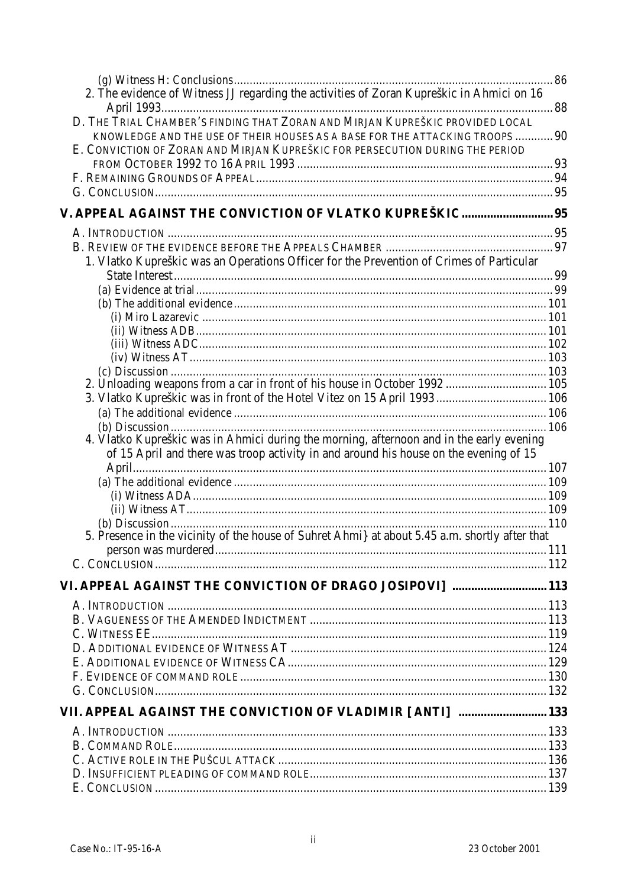(g) Witness H: Conclusions ........ 86

2. The evidence of Witness JJ regarding the activities of Zoran Kupreškic in Ahmici on 16 April 1993 ........ 88

D. THE TRIAL CHAMBER'S FINDING THAT ZORAN AND MIRJAN KUPREŠKIC PROVIDED LOCAL KNOWLEDGE AND THE USE OF THEIR HOUSES AS A BASE FOR THE ATTACKING TROOPS ........ 90

E. CONVICTION OF ZORAN AND MIRJAN KUPREŠKIC FOR PERSECUTION DURING THE PERIOD FROM OCTOBER 1992 TO 16 APRIL 1993 ........ 93

F. REMAINING GROUNDS OF APPEAL ........ 94

G. CONCLUSION ........ 95

**V. APPEAL AGAINST THE CONVICTION OF VLATKO KUPREŠKIC ........ 95**

A. INTRODUCTION ........ 95

B. REVIEW OF THE EVIDENCE BEFORE THE APPEALS CHAMBER ........ 97

1. Vlatko Kupreškic was an Operations Officer for the Prevention of Crimes of Particular State Interest ........ 99

(a) Evidence at trial ........ 99

(b) The additional evidence ........ 101

(i) Miro Lazarevic ........ 101

(ii) Witness ADB ........ 101

(iii) Witness ADC ........ 102

(iv) Witness AT ........ 103

(c) Discussion ........ 103

2. Unloading weapons from a car in front of his house in October 1992 ........ 105

3. Vlatko Kupreškic was in front of the Hotel Vitez on 15 April 1993 ........ 106

(a) The additional evidence ........ 106

(b) Discussion ........ 106

4. Vlatko Kupreškic was in Ahmici during the morning, afternoon and in the early evening of 15 April and there was troop activity in and around his house on the evening of 15 April ........ 107

(a) The additional evidence ........ 109

(i) Witness ADA ........ 109

(ii) Witness AT ........ 109

(b) Discussion ........ 110

5. Presence in the vicinity of the house of Suhret Ahmi} at about 5.45 a.m. shortly after that person was murdered ........ 111

C. CONCLUSION ........ 112

**VI. APPEAL AGAINST THE CONVICTION OF DRAGO JOSIPOVI] ........ 113**

A. INTRODUCTION ........ 113

B. VAGUENESS OF THE AMENDED INDICTMENT ........ 113

C. WITNESS EE ........ 119

D. ADDITIONAL EVIDENCE OF WITNESS AT ........ 124

E. ADDITIONAL EVIDENCE OF WITNESS CA ........ 129

F. EVIDENCE OF COMMAND ROLE ........ 130

G. CONCLUSION ........ 132

**VII. APPEAL AGAINST THE CONVICTION OF VLADIMIR [ANTI] ........ 133**

A. INTRODUCTION ........ 133

B. COMMAND ROLE ........ 133

C. ACTIVE ROLE IN THE PUŠCUL ATTACK ........ 136

D. INSUFFICIENT PLEADING OF COMMAND ROLE ........ 137

E. CONCLUSION ........ 139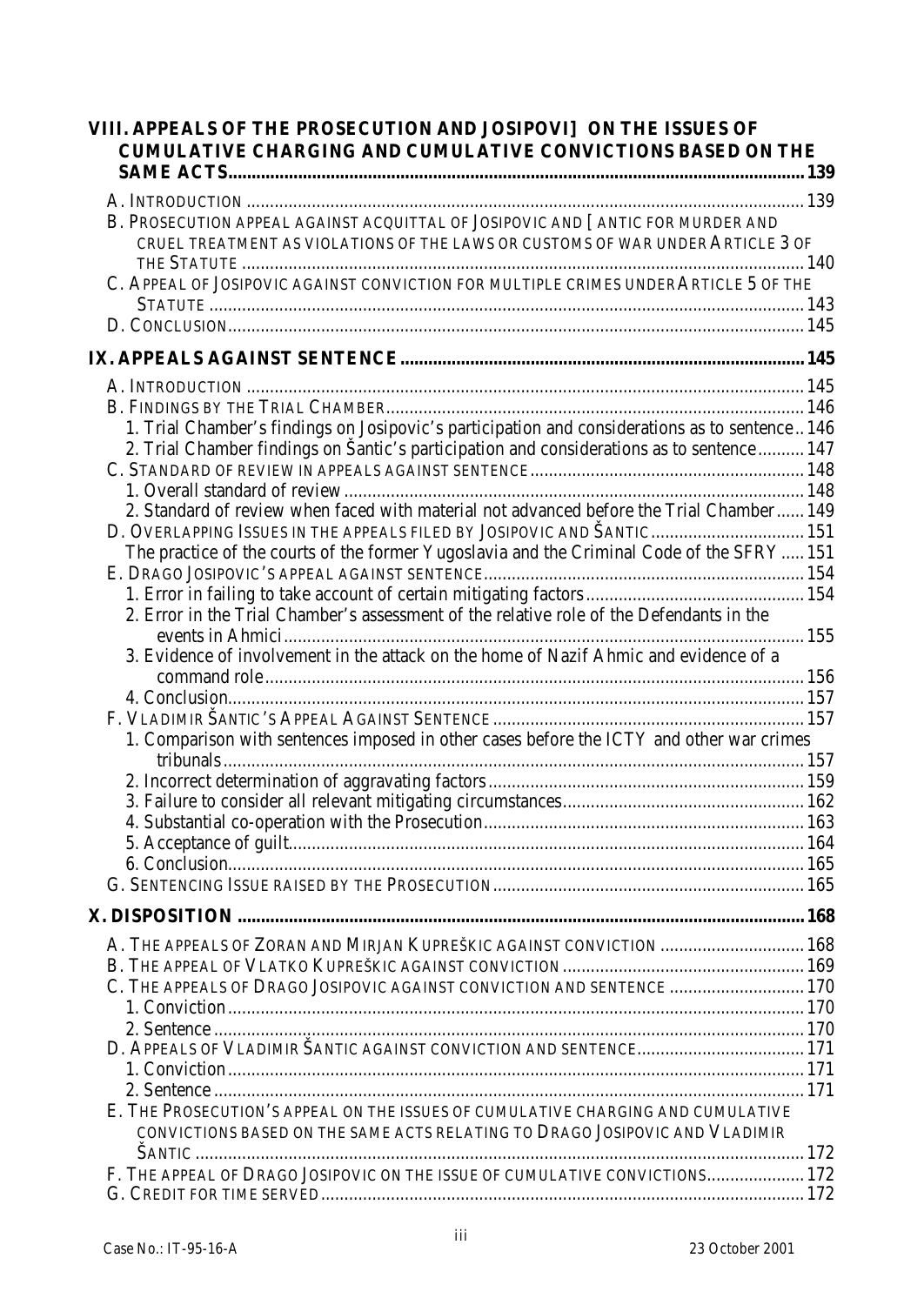**VIII. APPEALS OF THE PROSECUTION AND JOSIPOVI] ON THE ISSUES OF CUMULATIVE CHARGING AND CUMULATIVE CONVICTIONS BASED ON THE SAME ACTS....139**

A. INTRODUCTION ....139

B. PROSECUTION APPEAL AGAINST ACQUITTAL OF JOSIPOVIC AND [ ANTIC FOR MURDER AND CRUEL TREATMENT AS VIOLATIONS OF THE LAWS OR CUSTOMS OF WAR UNDER ARTICLE 3 OF THE STATUTE ....140

C. APPEAL OF JOSIPOVIC AGAINST CONVICTION FOR MULTIPLE CRIMES UNDER ARTICLE 5 OF THE STATUTE ....143

D. CONCLUSION....145

**IX. APPEALS AGAINST SENTENCE ....145**

A. INTRODUCTION ....145

B. FINDINGS BY THE TRIAL CHAMBER....146

1. Trial Chamber's findings on Josipovic's participation and considerations as to sentence..146
2. Trial Chamber findings on Šantic's participation and considerations as to sentence....147

C. STANDARD OF REVIEW IN APPEALS AGAINST SENTENCE....148

1. Overall standard of review ....148
2. Standard of review when faced with material not advanced before the Trial Chamber....149

D. OVERLAPPING ISSUES IN THE APPEALS FILED BY JOSIPOVIC AND ŠANTIC....151

The practice of the courts of the former Yugoslavia and the Criminal Code of the SFRY ....151

E. DRAGO JOSIPOVIC'S APPEAL AGAINST SENTENCE....154

1. Error in failing to take account of certain mitigating factors....154
2. Error in the Trial Chamber's assessment of the relative role of the Defendants in the events in Ahmici....155
3. Evidence of involvement in the attack on the home of Nazif Ahmic and evidence of a command role....156
4. Conclusion....157

F. VLADIMIR ŠANTIC'S APPEAL AGAINST SENTENCE ....157

1. Comparison with sentences imposed in other cases before the ICTY and other war crimes tribunals....157
2. Incorrect determination of aggravating factors....159
3. Failure to consider all relevant mitigating circumstances....162
4. Substantial co-operation with the Prosecution....163
5. Acceptance of guilt....164
6. Conclusion....165

G. SENTENCING ISSUE RAISED BY THE PROSECUTION....165

**X. DISPOSITION ....168**

A. THE APPEALS OF ZORAN AND MIRJAN KUPREŠKIC AGAINST CONVICTION ....168

B. THE APPEAL OF VLATKO KUPREŠKIC AGAINST CONVICTION ....169

C. THE APPEALS OF DRAGO JOSIPOVIC AGAINST CONVICTION AND SENTENCE ....170

1. Conviction....170
2. Sentence ....170

D. APPEALS OF VLADIMIR ŠANTIC AGAINST CONVICTION AND SENTENCE....171

1. Conviction....171
2. Sentence ....171

E. THE PROSECUTION'S APPEAL ON THE ISSUES OF CUMULATIVE CHARGING AND CUMULATIVE CONVICTIONS BASED ON THE SAME ACTS RELATING TO DRAGO JOSIPOVIC AND VLADIMIR ŠANTIC ....172

F. THE APPEAL OF DRAGO JOSIPOVIC ON THE ISSUE OF CUMULATIVE CONVICTIONS....172

G. CREDIT FOR TIME SERVED....172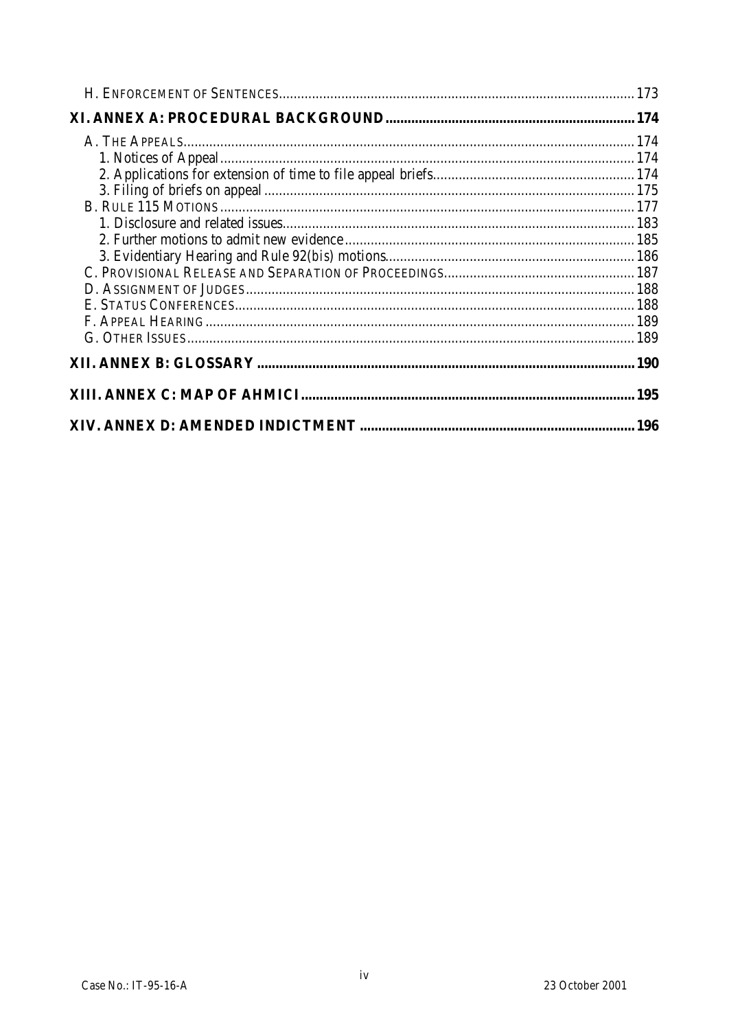H. ENFORCEMENT OF SENTENCES ........................................................................................ 173

**XI. ANNEX A: PROCEDURAL BACKGROUND ........................................................................ 174**

A. THE APPEALS ........................................................................................................ 174
1. Notices of Appeal ........................................................................................................ 174
2. Applications for extension of time to file appeal briefs ................................................ 174
3. Filing of briefs on appeal ........................................................................................... 175
B. RULE 115 MOTIONS ................................................................................................ 177
1. Disclosure and related issues ....................................................................................... 183
2. Further motions to admit new evidence ........................................................................ 185
3. Evidentiary Hearing and Rule 92(*bis*) motions ............................................................. 186
C. PROVISIONAL RELEASE AND SEPARATION OF PROCEEDINGS ................................................ 187
D. ASSIGNMENT OF JUDGES ............................................................................................ 188
E. STATUS CONFERENCES ............................................................................................... 188
F. APPEAL HEARING ...................................................................................................... 189
G. OTHER ISSUES .......................................................................................................... 189

**XII. ANNEX B: GLOSSARY ....................................................................................................... 190**

**XIII. ANNEX C: MAP OF AHMICI ........................................................................................... 195**

**XIV. ANNEX D: AMENDED INDICTMENT ........................................................................... 196**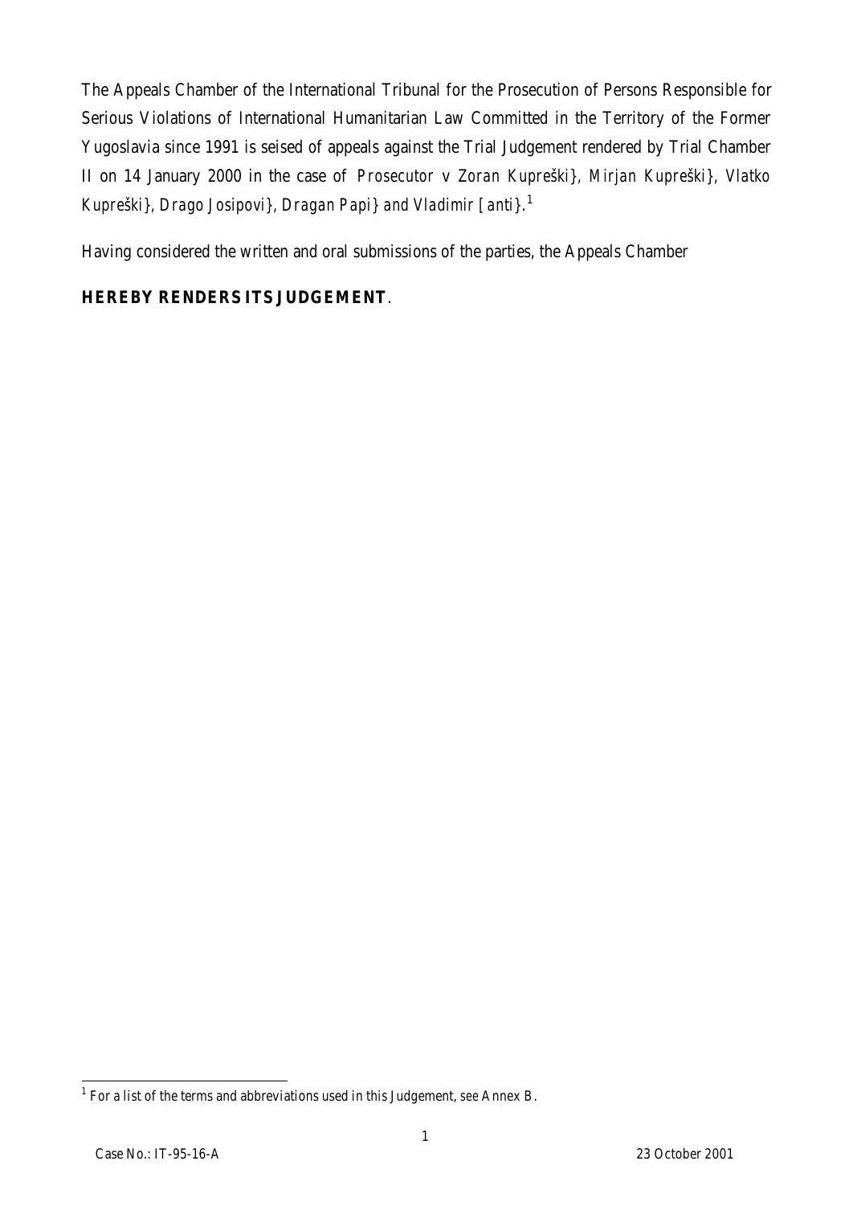The Appeals Chamber of the International Tribunal for the Prosecution of Persons Responsible for Serious Violations of International Humanitarian Law Committed in the Territory of the Former Yugoslavia since 1991 is seised of appeals against the Trial Judgement rendered by Trial Chamber II on 14 January 2000 in the case of *Prosecutor* v *Zoran Kupreški}, Mirjan Kupreški}, Vlatko Kupreški}, Drago Josipovi}, Dragan Papi} and Vladimir [anti}*.[1]

Having considered the written and oral submissions of the parties, the Appeals Chamber

**HEREBY RENDERS ITS JUDGEMENT**.

---

[1] For a list of the terms and abbreviations used in this Judgement, *see* Annex B.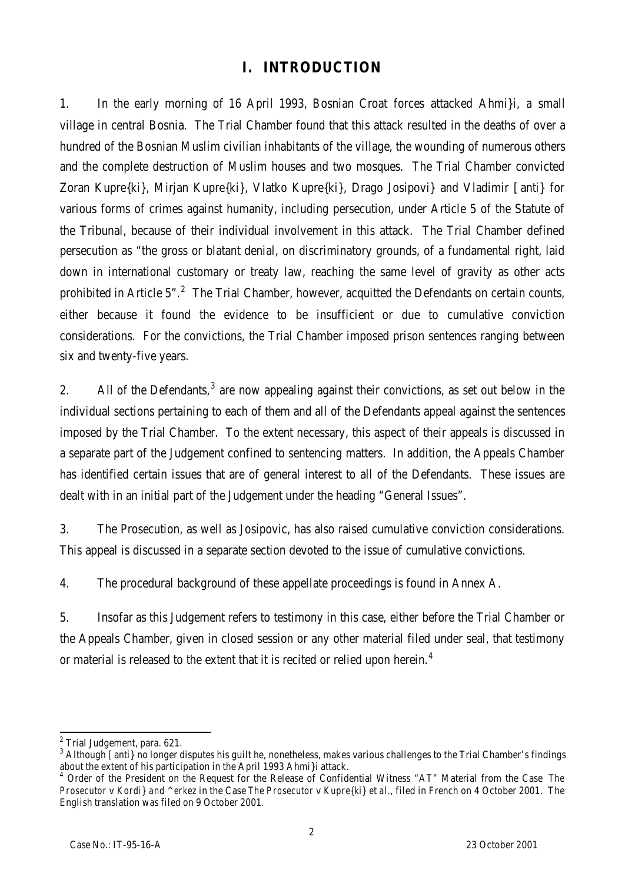# I. INTRODUCTION

1. In the early morning of 16 April 1993, Bosnian Croat forces attacked Ahmi}i, a small village in central Bosnia. The Trial Chamber found that this attack resulted in the deaths of over a hundred of the Bosnian Muslim civilian inhabitants of the village, the wounding of numerous others and the complete destruction of Muslim houses and two mosques. The Trial Chamber convicted Zoran Kupre{ki}, Mirjan Kupre{ki}, Vlatko Kupre{ki}, Drago Josipovi} and Vladimir [anti} for various forms of crimes against humanity, including persecution, under Article 5 of the Statute of the Tribunal, because of their individual involvement in this attack. The Trial Chamber defined persecution as "the gross or blatant denial, on discriminatory grounds, of a fundamental right, laid down in international customary or treaty law, reaching the same level of gravity as other acts prohibited in Article 5".[2] The Trial Chamber, however, acquitted the Defendants on certain counts, either because it found the evidence to be insufficient or due to cumulative conviction considerations. For the convictions, the Trial Chamber imposed prison sentences ranging between six and twenty-five years.

2. All of the Defendants,[3] are now appealing against their convictions, as set out below in the individual sections pertaining to each of them and all of the Defendants appeal against the sentences imposed by the Trial Chamber. To the extent necessary, this aspect of their appeals is discussed in a separate part of the Judgement confined to sentencing matters. In addition, the Appeals Chamber has identified certain issues that are of general interest to all of the Defendants. These issues are dealt with in an initial part of the Judgement under the heading "General Issues".

3. The Prosecution, as well as Josipovic, has also raised cumulative conviction considerations. This appeal is discussed in a separate section devoted to the issue of cumulative convictions.

4. The procedural background of these appellate proceedings is found in Annex A.

5. Insofar as this Judgement refers to testimony in this case, either before the Trial Chamber or the Appeals Chamber, given in closed session or any other material filed under seal, that testimony or material is released to the extent that it is recited or relied upon herein.[4]

---

[2] Trial Judgement, para. 621.

[3] Although [anti} no longer disputes his guilt he, nonetheless, makes various challenges to the Trial Chamber's findings about the extent of his participation in the April 1993 Ahmi}i attack.

[4] Order of the President on the Request for the Release of Confidential Witness "AT" Material from the Case *The Prosecutor v Kordi} and ^erkez* in the Case *The Prosecutor v Kupre{ki} et al.*, filed in French on 4 October 2001. The English translation was filed on 9 October 2001.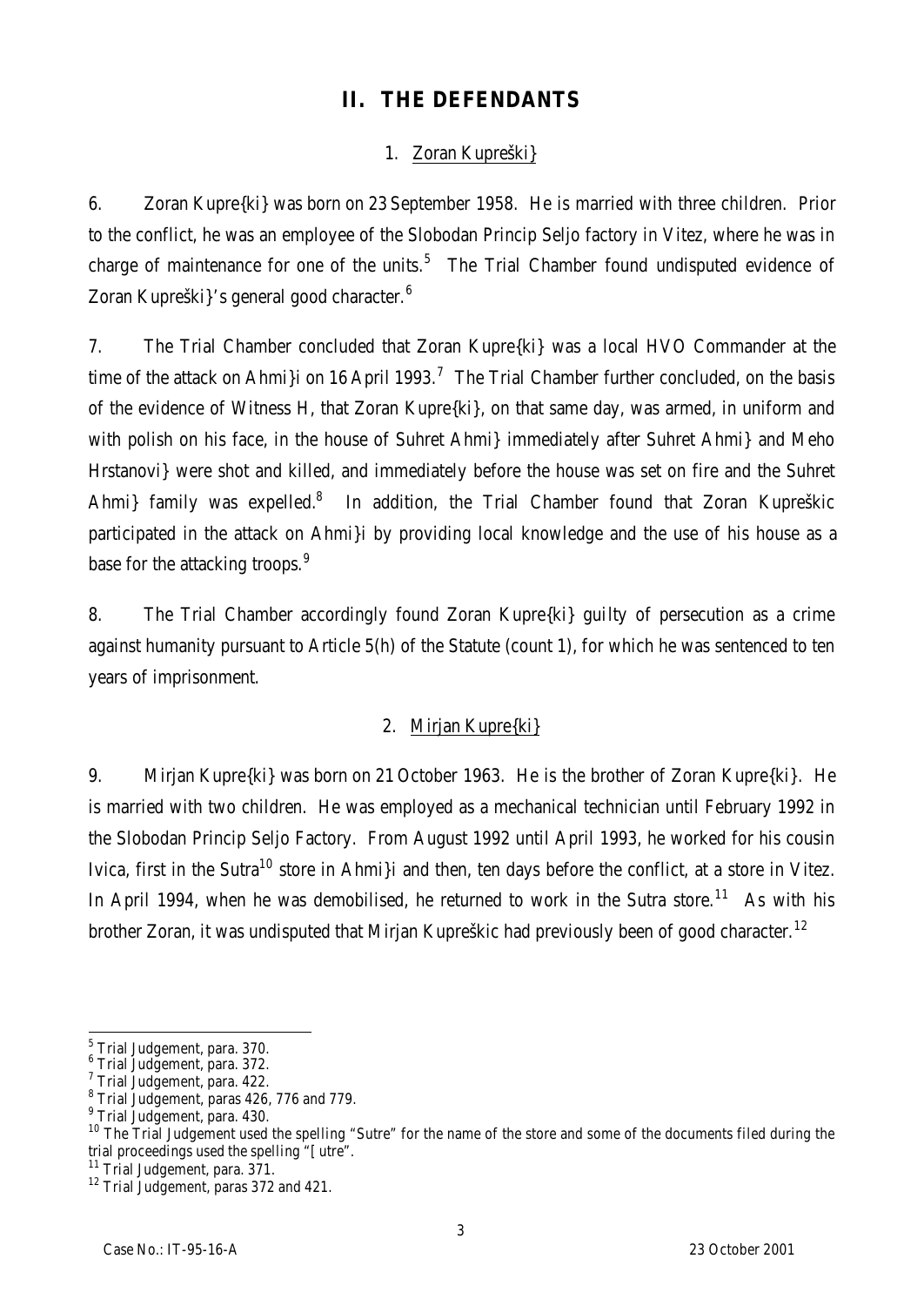## II. THE DEFENDANTS

### 1. Zoran Kupreški}

6. Zoran Kupre{ki} was born on 23 September 1958. He is married with three children. Prior to the conflict, he was an employee of the Slobodan Princip Seljo factory in Vitez, where he was in charge of maintenance for one of the units.[5] The Trial Chamber found undisputed evidence of Zoran Kupreški}'s general good character.[6]

7. The Trial Chamber concluded that Zoran Kupre{ki} was a local HVO Commander at the time of the attack on Ahmi}i on 16 April 1993.[7] The Trial Chamber further concluded, on the basis of the evidence of Witness H, that Zoran Kupre{ki}, on that same day, was armed, in uniform and with polish on his face, in the house of Suhret Ahmi} immediately after Suhret Ahmi} and Meho Hrstanovi} were shot and killed, and immediately before the house was set on fire and the Suhret Ahmi} family was expelled.[8] In addition, the Trial Chamber found that Zoran Kupreškic participated in the attack on Ahmi}i by providing local knowledge and the use of his house as a base for the attacking troops.[9]

8. The Trial Chamber accordingly found Zoran Kupre{ki} guilty of persecution as a crime against humanity pursuant to Article 5(h) of the Statute (count 1), for which he was sentenced to ten years of imprisonment.

### 2. Mirjan Kupre{ki}

9. Mirjan Kupre{ki} was born on 21 October 1963. He is the brother of Zoran Kupre{ki}. He is married with two children. He was employed as a mechanical technician until February 1992 in the Slobodan Princip Seljo Factory. From August 1992 until April 1993, he worked for his cousin Ivica, first in the Sutra[10] store in Ahmi}i and then, ten days before the conflict, at a store in Vitez. In April 1994, when he was demobilised, he returned to work in the Sutra store.[11] As with his brother Zoran, it was undisputed that Mirjan Kupreškic had previously been of good character.[12]

---

[5] Trial Judgement, para. 370.
[6] Trial Judgement, para. 372.
[7] Trial Judgement, para. 422.
[8] Trial Judgement, paras 426, 776 and 779.
[9] Trial Judgement, para. 430.
[10] The Trial Judgement used the spelling "Sutre" for the name of the store and some of the documents filed during the trial proceedings used the spelling "[utre".
[11] Trial Judgement, para. 371.
[12] Trial Judgement, paras 372 and 421.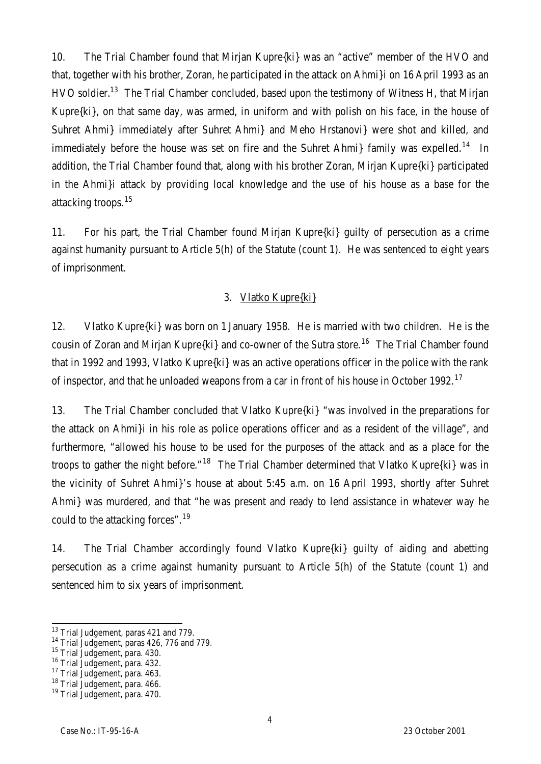10. The Trial Chamber found that Mirjan Kupre{ki} was an "active" member of the HVO and that, together with his brother, Zoran, he participated in the attack on Ahmi}i on 16 April 1993 as an HVO soldier.[13] The Trial Chamber concluded, based upon the testimony of Witness H, that Mirjan Kupre{ki}, on that same day, was armed, in uniform and with polish on his face, in the house of Suhret Ahmi} immediately after Suhret Ahmi} and Meho Hrstanovi} were shot and killed, and immediately before the house was set on fire and the Suhret Ahmi} family was expelled.[14] In addition, the Trial Chamber found that, along with his brother Zoran, Mirjan Kupre{ki} participated in the Ahmi}i attack by providing local knowledge and the use of his house as a base for the attacking troops.[15]

11. For his part, the Trial Chamber found Mirjan Kupre{ki} guilty of persecution as a crime against humanity pursuant to Article 5(h) of the Statute (count 1). He was sentenced to eight years of imprisonment.

### 3. Vlatko Kupre{ki}

12. Vlatko Kupre{ki} was born on 1 January 1958. He is married with two children. He is the cousin of Zoran and Mirjan Kupre{ki} and co-owner of the Sutra store.[16] The Trial Chamber found that in 1992 and 1993, Vlatko Kupre{ki} was an active operations officer in the police with the rank of inspector, and that he unloaded weapons from a car in front of his house in October 1992.[17]

13. The Trial Chamber concluded that Vlatko Kupre{ki} "was involved in the preparations for the attack on Ahmi}i in his role as police operations officer and as a resident of the village", and furthermore, "allowed his house to be used for the purposes of the attack and as a place for the troops to gather the night before."[18] The Trial Chamber determined that Vlatko Kupre{ki} was in the vicinity of Suhret Ahmi}'s house at about 5:45 a.m. on 16 April 1993, shortly after Suhret Ahmi} was murdered, and that "he was present and ready to lend assistance in whatever way he could to the attacking forces".[19]

14. The Trial Chamber accordingly found Vlatko Kupre{ki} guilty of aiding and abetting persecution as a crime against humanity pursuant to Article 5(h) of the Statute (count 1) and sentenced him to six years of imprisonment.

---

[13] Trial Judgement, paras 421 and 779.
[14] Trial Judgement, paras 426, 776 and 779.
[15] Trial Judgement, para. 430.
[16] Trial Judgement, para. 432.
[17] Trial Judgement, para. 463.
[18] Trial Judgement, para. 466.
[19] Trial Judgement, para. 470.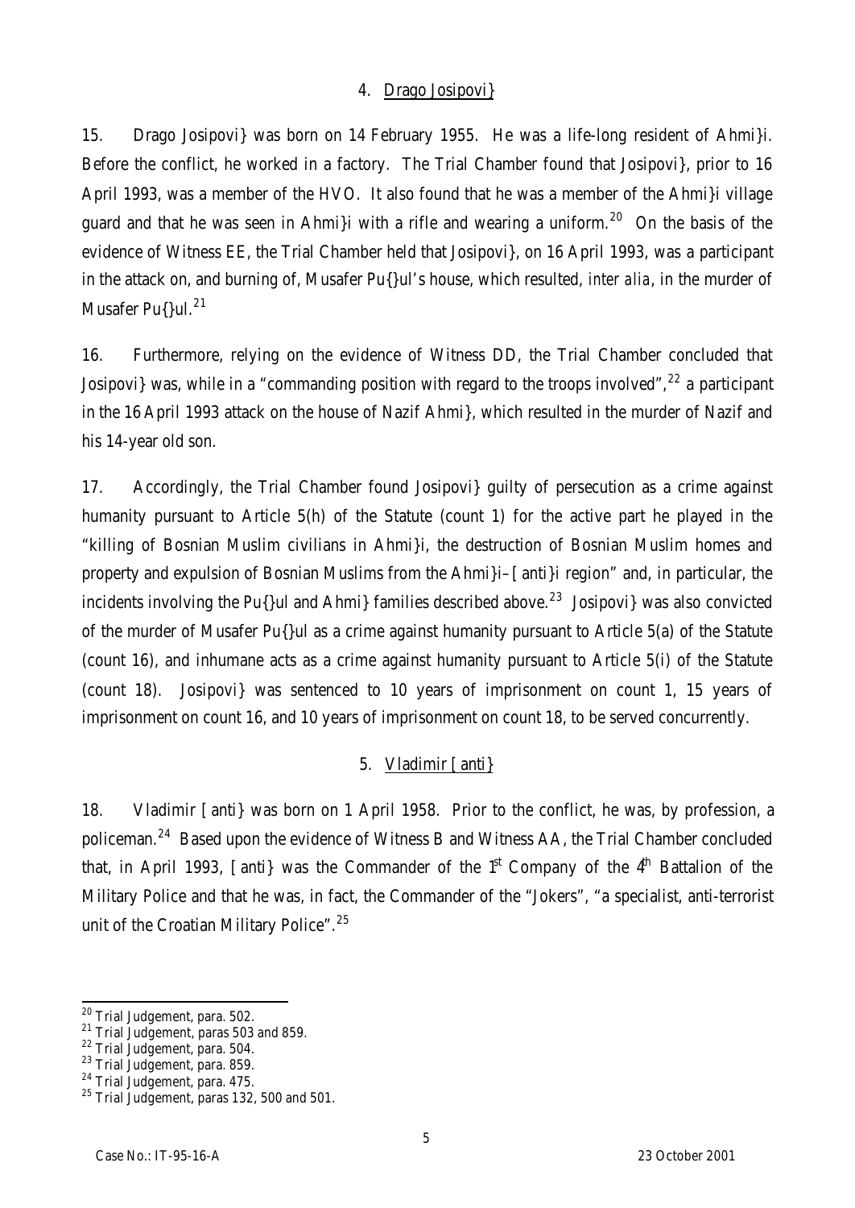### 4. Drago Josipovi}

15. Drago Josipovi} was born on 14 February 1955. He was a life-long resident of Ahmi}i. Before the conflict, he worked in a factory. The Trial Chamber found that Josipovi}, prior to 16 April 1993, was a member of the HVO. It also found that he was a member of the Ahmi}i village guard and that he was seen in Ahmi}i with a rifle and wearing a uniform.[20] On the basis of the evidence of Witness EE, the Trial Chamber held that Josipovi}, on 16 April 1993, was a participant in the attack on, and burning of, Musafer Pu{}ul's house, which resulted, *inter alia*, in the murder of Musafer Pu{}ul.[21]

16. Furthermore, relying on the evidence of Witness DD, the Trial Chamber concluded that Josipovi} was, while in a "commanding position with regard to the troops involved",[22] a participant in the 16 April 1993 attack on the house of Nazif Ahmi}, which resulted in the murder of Nazif and his 14-year old son.

17. Accordingly, the Trial Chamber found Josipovi} guilty of persecution as a crime against humanity pursuant to Article 5(h) of the Statute (count 1) for the active part he played in the "killing of Bosnian Muslim civilians in Ahmi}i, the destruction of Bosnian Muslim homes and property and expulsion of Bosnian Muslims from the Ahmi}i–[anti}i region" and, in particular, the incidents involving the Pu{}ul and Ahmi} families described above.[23] Josipovi} was also convicted of the murder of Musafer Pu{}ul as a crime against humanity pursuant to Article 5(a) of the Statute (count 16), and inhumane acts as a crime against humanity pursuant to Article 5(i) of the Statute (count 18). Josipovi} was sentenced to 10 years of imprisonment on count 1, 15 years of imprisonment on count 16, and 10 years of imprisonment on count 18, to be served concurrently.

### 5. Vladimir [anti}

18. Vladimir [anti} was born on 1 April 1958. Prior to the conflict, he was, by profession, a policeman.[24] Based upon the evidence of Witness B and Witness AA, the Trial Chamber concluded that, in April 1993, [anti} was the Commander of the 1st Company of the 4th Battalion of the Military Police and that he was, in fact, the Commander of the "Jokers", "a specialist, anti-terrorist unit of the Croatian Military Police".[25]

---

[20] Trial Judgement, para. 502.

[21] Trial Judgement, paras 503 and 859.

[22] Trial Judgement, para. 504.

[23] Trial Judgement, para. 859.

[24] Trial Judgement, para. 475.

[25] Trial Judgement, paras 132, 500 and 501.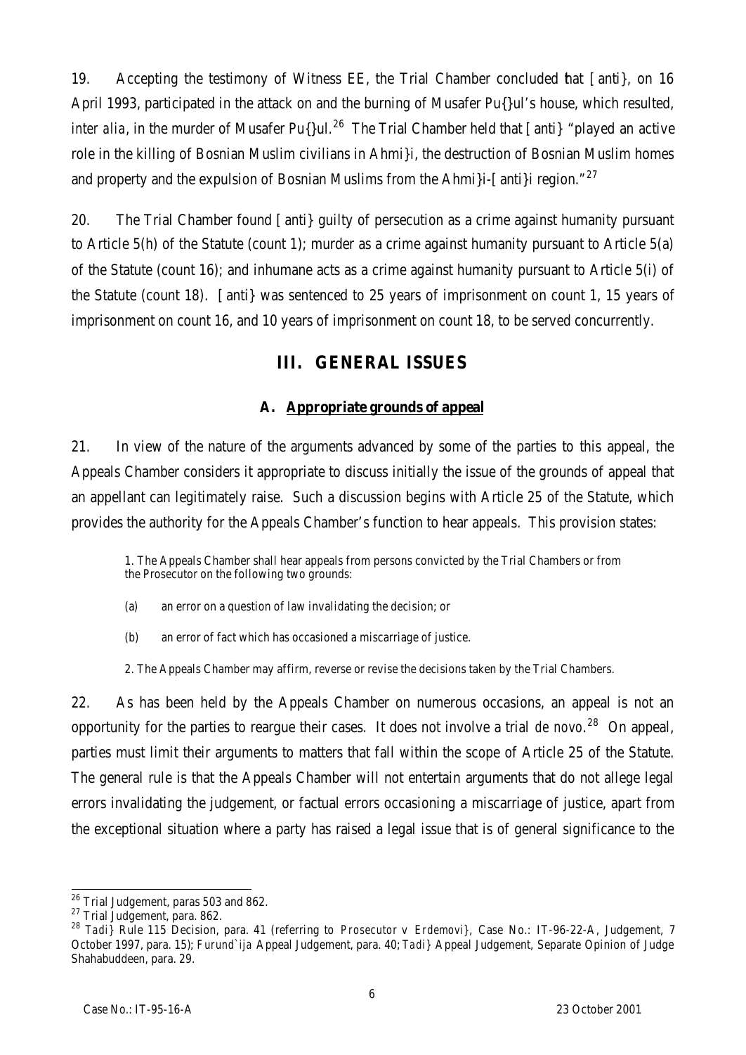19. Accepting the testimony of Witness EE, the Trial Chamber concluded that [anti}, on 16 April 1993, participated in the attack on and the burning of Musafer Pu{}ul's house, which resulted, *inter alia*, in the murder of Musafer Pu{}ul.[26] The Trial Chamber held that [anti} "played an active role in the killing of Bosnian Muslim civilians in Ahmi}i, the destruction of Bosnian Muslim homes and property and the expulsion of Bosnian Muslims from the Ahmi}i-[anti}i region."[27]

20. The Trial Chamber found [anti} guilty of persecution as a crime against humanity pursuant to Article 5(h) of the Statute (count 1); murder as a crime against humanity pursuant to Article 5(a) of the Statute (count 16); and inhumane acts as a crime against humanity pursuant to Article 5(i) of the Statute (count 18). [anti} was sentenced to 25 years of imprisonment on count 1, 15 years of imprisonment on count 16, and 10 years of imprisonment on count 18, to be served concurrently.

## III. GENERAL ISSUES

### A. Appropriate grounds of appeal

21. In view of the nature of the arguments advanced by some of the parties to this appeal, the Appeals Chamber considers it appropriate to discuss initially the issue of the grounds of appeal that an appellant can legitimately raise. Such a discussion begins with Article 25 of the Statute, which provides the authority for the Appeals Chamber's function to hear appeals. This provision states:

> 1. The Appeals Chamber shall hear appeals from persons convicted by the Trial Chambers or from the Prosecutor on the following two grounds:
>
> (a) an error on a question of law invalidating the decision; or
>
> (b) an error of fact which has occasioned a miscarriage of justice.
>
> 2. The Appeals Chamber may affirm, reverse or revise the decisions taken by the Trial Chambers.

22. As has been held by the Appeals Chamber on numerous occasions, an appeal is not an opportunity for the parties to reargue their cases. It does not involve a trial *de novo*.[28] On appeal, parties must limit their arguments to matters that fall within the scope of Article 25 of the Statute. The general rule is that the Appeals Chamber will not entertain arguments that do not allege legal errors invalidating the judgement, or factual errors occasioning a miscarriage of justice, apart from the exceptional situation where a party has raised a legal issue that is of general significance to the

---

[26] Trial Judgement, paras 503 and 862.

[27] Trial Judgement, para. 862.

[28] *Tadi}* Rule 115 Decision, para. 41 (referring to *Prosecutor v Erdemovi}*, Case No.: IT-96-22-A, Judgement, 7 October 1997, para. 15); *Furund`ija* Appeal Judgement, para. 40; *Tadi}* Appeal Judgement, Separate Opinion of Judge Shahabuddeen, para. 29.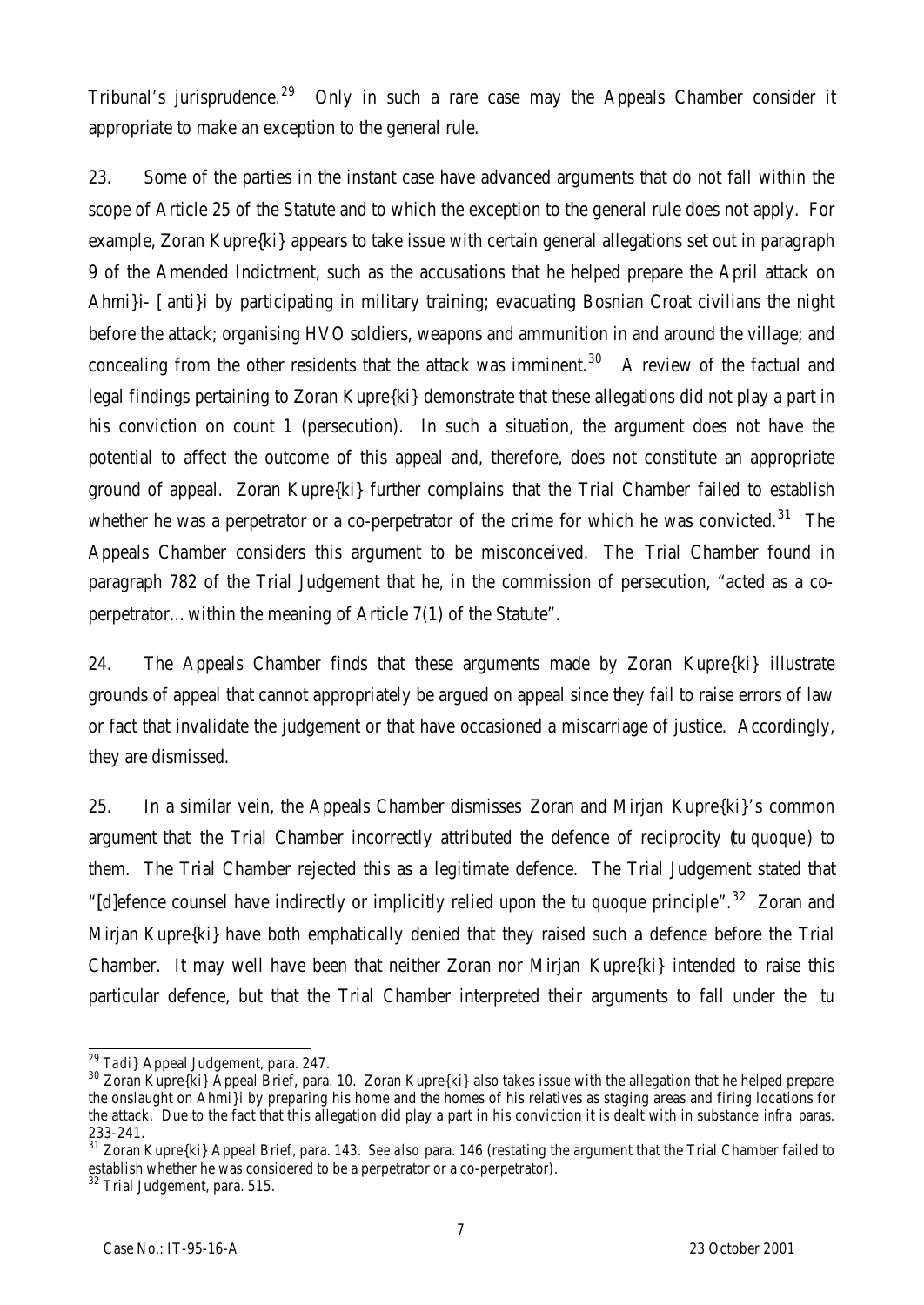Tribunal's jurisprudence.[29] Only in such a rare case may the Appeals Chamber consider it appropriate to make an exception to the general rule.

23. Some of the parties in the instant case have advanced arguments that do not fall within the scope of Article 25 of the Statute and to which the exception to the general rule does not apply. For example, Zoran Kupre{ki} appears to take issue with certain general allegations set out in paragraph 9 of the Amended Indictment, such as the accusations that he helped prepare the April attack on Ahmi}i- [ anti}i by participating in military training; evacuating Bosnian Croat civilians the night before the attack; organising HVO soldiers, weapons and ammunition in and around the village; and concealing from the other residents that the attack was imminent.[30] A review of the factual and legal findings pertaining to Zoran Kupre{ki} demonstrate that these allegations did not play a part in his conviction on count 1 (persecution). In such a situation, the argument does not have the potential to affect the outcome of this appeal and, therefore, does not constitute an appropriate ground of appeal. Zoran Kupre{ki} further complains that the Trial Chamber failed to establish whether he was a perpetrator or a co-perpetrator of the crime for which he was convicted.[31] The Appeals Chamber considers this argument to be misconceived. The Trial Chamber found in paragraph 782 of the Trial Judgement that he, in the commission of persecution, "acted as a co-perpetrator… within the meaning of Article 7(1) of the Statute".

24. The Appeals Chamber finds that these arguments made by Zoran Kupre{ki} illustrate grounds of appeal that cannot appropriately be argued on appeal since they fail to raise errors of law or fact that invalidate the judgement or that have occasioned a miscarriage of justice. Accordingly, they are dismissed.

25. In a similar vein, the Appeals Chamber dismisses Zoran and Mirjan Kupre{ki}'s common argument that the Trial Chamber incorrectly attributed the defence of reciprocity (*tu quoque*) to them. The Trial Chamber rejected this as a legitimate defence. The Trial Judgement stated that "[d]efence counsel have indirectly or implicitly relied upon the *tu quoque* principle".[32] Zoran and Mirjan Kupre{ki} have both emphatically denied that they raised such a defence before the Trial Chamber. It may well have been that neither Zoran nor Mirjan Kupre{ki} intended to raise this particular defence, but that the Trial Chamber interpreted their arguments to fall under the *tu*

---

[29] *Tadi}* Appeal Judgement, para. 247.

[30] Zoran Kupre{ki} Appeal Brief, para. 10. Zoran Kupre{ki} also takes issue with the allegation that he helped prepare the onslaught on Ahmi}i by preparing his home and the homes of his relatives as staging areas and firing locations for the attack. Due to the fact that this allegation did play a part in his conviction it is dealt with in substance *infra* paras. 233-241.

[31] Zoran Kupre{ki} Appeal Brief, para. 143. *See also* para. 146 (restating the argument that the Trial Chamber failed to establish whether he was considered to be a perpetrator or a co-perpetrator).

[32] Trial Judgement, para. 515.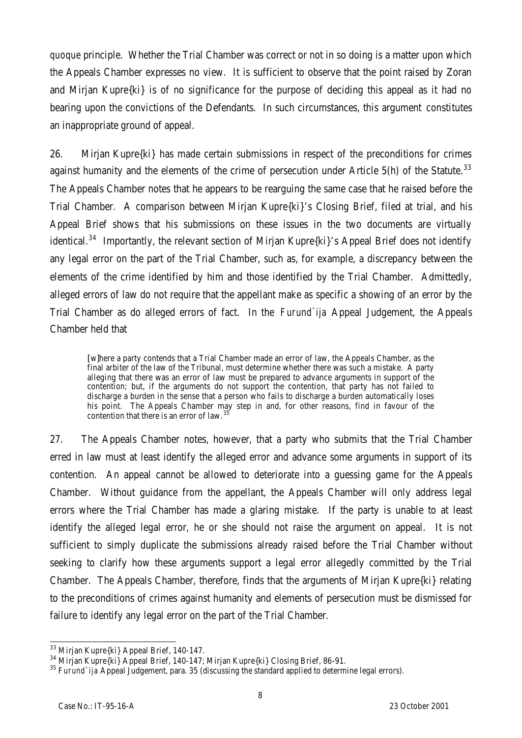*quoque* principle. Whether the Trial Chamber was correct or not in so doing is a matter upon which the Appeals Chamber expresses no view. It is sufficient to observe that the point raised by Zoran and Mirjan Kupre{ki} is of no significance for the purpose of deciding this appeal as it had no bearing upon the convictions of the Defendants. In such circumstances, this argument constitutes an inappropriate ground of appeal.

26. Mirjan Kupre{ki} has made certain submissions in respect of the preconditions for crimes against humanity and the elements of the crime of persecution under Article 5(h) of the Statute.[33] The Appeals Chamber notes that he appears to be rearguing the same case that he raised before the Trial Chamber. A comparison between Mirjan Kupre{ki}'s Closing Brief, filed at trial, and his Appeal Brief shows that his submissions on these issues in the two documents are virtually identical.[34] Importantly, the relevant section of Mirjan Kupre{ki}'s Appeal Brief does not identify any legal error on the part of the Trial Chamber, such as, for example, a discrepancy between the elements of the crime identified by him and those identified by the Trial Chamber. Admittedly, alleged errors of law do not require that the appellant make as specific a showing of an error by the Trial Chamber as do alleged errors of fact. In the *Furund`ija* Appeal Judgement, the Appeals Chamber held that

> [w]here a party contends that a Trial Chamber made an error of law, the Appeals Chamber, as the final arbiter of the law of the Tribunal, must determine whether there was such a mistake. A party alleging that there was an error of law must be prepared to advance arguments in support of the contention; but, if the arguments do not support the contention, that party has not failed to discharge a burden in the sense that a person who fails to discharge a burden automatically loses his point. The Appeals Chamber may step in and, for other reasons, find in favour of the contention that there is an error of law.[35]

27. The Appeals Chamber notes, however, that a party who submits that the Trial Chamber erred in law must at least identify the alleged error and advance some arguments in support of its contention. An appeal cannot be allowed to deteriorate into a guessing game for the Appeals Chamber. Without guidance from the appellant, the Appeals Chamber will only address legal errors where the Trial Chamber has made a glaring mistake. If the party is unable to at least identify the alleged legal error, he or she should not raise the argument on appeal. It is not sufficient to simply duplicate the submissions already raised before the Trial Chamber without seeking to clarify how these arguments support a legal error allegedly committed by the Trial Chamber. The Appeals Chamber, therefore, finds that the arguments of Mirjan Kupre{ki} relating to the preconditions of crimes against humanity and elements of persecution must be dismissed for failure to identify any legal error on the part of the Trial Chamber.

---

[33] Mirjan Kupre{ki} Appeal Brief, 140-147.

[34] Mirjan Kupre{ki} Appeal Brief, 140-147; Mirjan Kupre{ki} Closing Brief, 86-91.

[35] *Furund`ija* Appeal Judgement, para. 35 (discussing the standard applied to determine legal errors).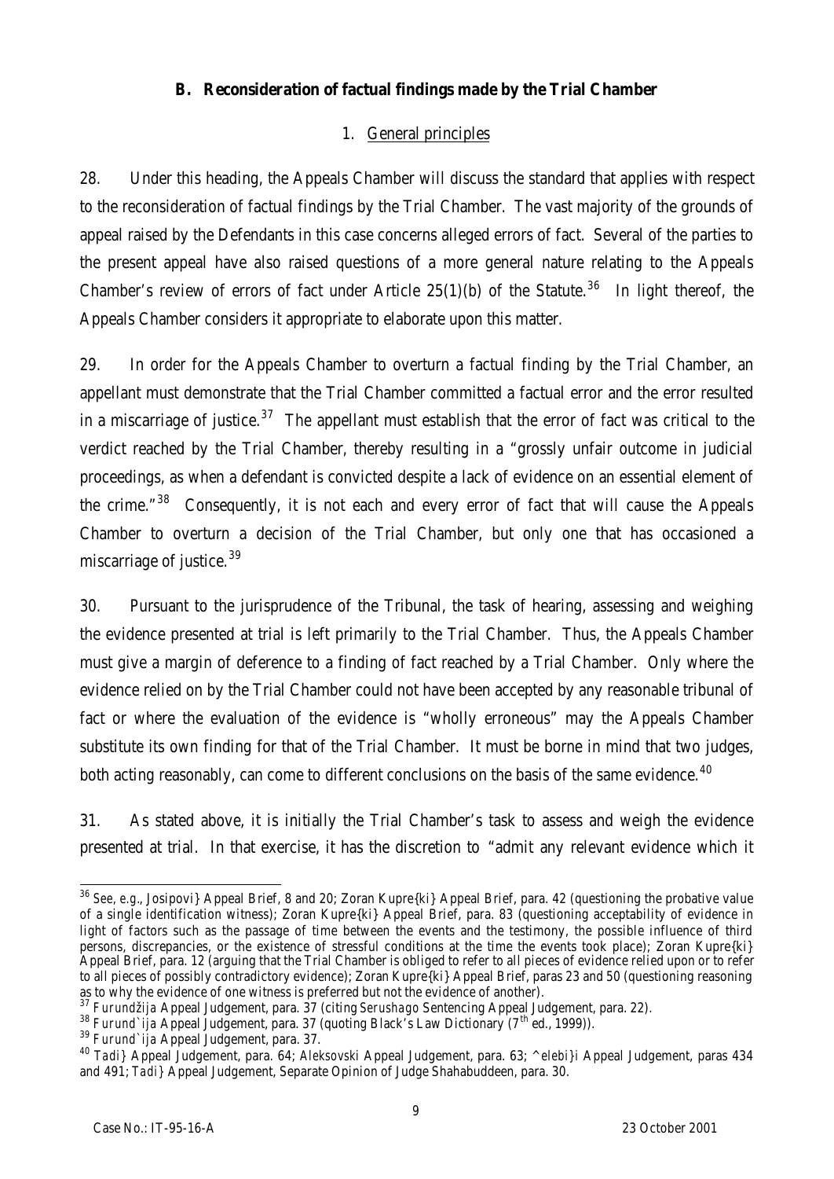### B. Reconsideration of factual findings made by the Trial Chamber

#### 1. General principles

28. Under this heading, the Appeals Chamber will discuss the standard that applies with respect to the reconsideration of factual findings by the Trial Chamber. The vast majority of the grounds of appeal raised by the Defendants in this case concerns alleged errors of fact. Several of the parties to the present appeal have also raised questions of a more general nature relating to the Appeals Chamber's review of errors of fact under Article 25(1)(b) of the Statute.[36] In light thereof, the Appeals Chamber considers it appropriate to elaborate upon this matter.

29. In order for the Appeals Chamber to overturn a factual finding by the Trial Chamber, an appellant must demonstrate that the Trial Chamber committed a factual error and the error resulted in a miscarriage of justice.[37] The appellant must establish that the error of fact was critical to the verdict reached by the Trial Chamber, thereby resulting in a "grossly unfair outcome in judicial proceedings, as when a defendant is convicted despite a lack of evidence on an essential element of the crime."[38] Consequently, it is not each and every error of fact that will cause the Appeals Chamber to overturn a decision of the Trial Chamber, but only one that has occasioned a miscarriage of justice.[39]

30. Pursuant to the jurisprudence of the Tribunal, the task of hearing, assessing and weighing the evidence presented at trial is left primarily to the Trial Chamber. Thus, the Appeals Chamber must give a margin of deference to a finding of fact reached by a Trial Chamber. Only where the evidence relied on by the Trial Chamber could not have been accepted by any reasonable tribunal of fact or where the evaluation of the evidence is "wholly erroneous" may the Appeals Chamber substitute its own finding for that of the Trial Chamber. It must be borne in mind that two judges, both acting reasonably, can come to different conclusions on the basis of the same evidence.[40]

31. As stated above, it is initially the Trial Chamber's task to assess and weigh the evidence presented at trial. In that exercise, it has the discretion to "admit any relevant evidence which it

---

[36] *See, e.g.*, Josipović Appeal Brief, 8 and 20; Zoran Kupreškić Appeal Brief, para. 42 (questioning the probative value of a single identification witness); Zoran Kupreškić Appeal Brief, para. 83 (questioning acceptability of evidence in light of factors such as the passage of time between the events and the testimony, the possible influence of third persons, discrepancies, or the existence of stressful conditions at the time the events took place); Zoran Kupreškić Appeal Brief, para. 12 (arguing that the Trial Chamber is obliged to refer to all pieces of evidence relied upon or to refer to all pieces of possibly contradictory evidence); Zoran Kupreškić Appeal Brief, paras 23 and 50 (questioning reasoning as to why the evidence of one witness is preferred but not the evidence of another).

[37] *Furundžija* Appeal Judgement, para. 37 (citing *Serushago* Sentencing Appeal Judgement, para. 22).

[38] *Furundžija* Appeal Judgement, para. 37 (quoting Black's Law Dictionary (7th ed., 1999)).

[39] *Furundžija* Appeal Judgement, para. 37.

[40] *Tadić* Appeal Judgement, para. 64; *Aleksovski* Appeal Judgement, para. 63; *Čelebići* Appeal Judgement, paras 434 and 491; *Tadić* Appeal Judgement, Separate Opinion of Judge Shahabuddeen, para. 30.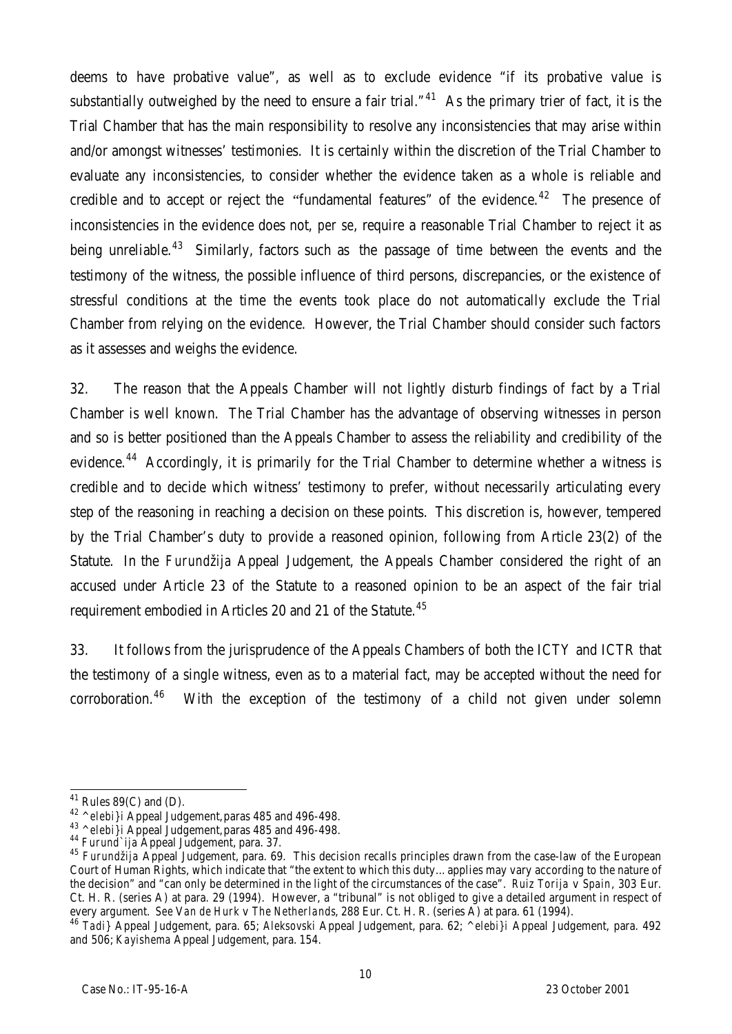deems to have probative value", as well as to exclude evidence "if its probative value is substantially outweighed by the need to ensure a fair trial."[41] As the primary trier of fact, it is the Trial Chamber that has the main responsibility to resolve any inconsistencies that may arise within and/or amongst witnesses' testimonies. It is certainly within the discretion of the Trial Chamber to evaluate any inconsistencies, to consider whether the evidence taken as a whole is reliable and credible and to accept or reject the "fundamental features" of the evidence.[42] The presence of inconsistencies in the evidence does not, *per se*, require a reasonable Trial Chamber to reject it as being unreliable.[43] Similarly, factors such as the passage of time between the events and the testimony of the witness, the possible influence of third persons, discrepancies, or the existence of stressful conditions at the time the events took place do not automatically exclude the Trial Chamber from relying on the evidence. However, the Trial Chamber should consider such factors as it assesses and weighs the evidence.

32. The reason that the Appeals Chamber will not lightly disturb findings of fact by a Trial Chamber is well known. The Trial Chamber has the advantage of observing witnesses in person and so is better positioned than the Appeals Chamber to assess the reliability and credibility of the evidence.[44] Accordingly, it is primarily for the Trial Chamber to determine whether a witness is credible and to decide which witness' testimony to prefer, without necessarily articulating every step of the reasoning in reaching a decision on these points. This discretion is, however, tempered by the Trial Chamber's duty to provide a reasoned opinion, following from Article 23(2) of the Statute. In the *Furundžija* Appeal Judgement, the Appeals Chamber considered the right of an accused under Article 23 of the Statute to a reasoned opinion to be an aspect of the fair trial requirement embodied in Articles 20 and 21 of the Statute.[45]

33. It follows from the jurisprudence of the Appeals Chambers of both the ICTY and ICTR that the testimony of a single witness, even as to a material fact, may be accepted without the need for corroboration.[46] With the exception of the testimony of a child not given under solemn

---

[41] Rules 89(C) and (D).

[42] *^elebi}i* Appeal Judgement, paras 485 and 496-498.

[43] *^elebi}i* Appeal Judgement, paras 485 and 496-498.

[44] *Furund`ija* Appeal Judgement, para. 37.

[45] *Furundžija* Appeal Judgement, para. 69. This decision recalls principles drawn from the case-law of the European Court of Human Rights, which indicate that "the extent to which this duty... applies may vary according to the nature of the decision" and "can only be determined in the light of the circumstances of the case". *Ruiz Torija v Spain*, 303 Eur. Ct. H. R. (series A) at para. 29 (1994). However, a "tribunal" is not obliged to give a detailed argument in respect of every argument. *See Van de Hurk v The Netherlands*, 288 Eur. Ct. H. R. (series A) at para. 61 (1994).

[46] *Tadi}* Appeal Judgement, para. 65; *Aleksovski* Appeal Judgement, para. 62; *^elebi}i* Appeal Judgement, para. 492 and 506; *Kayishema* Appeal Judgement, para. 154.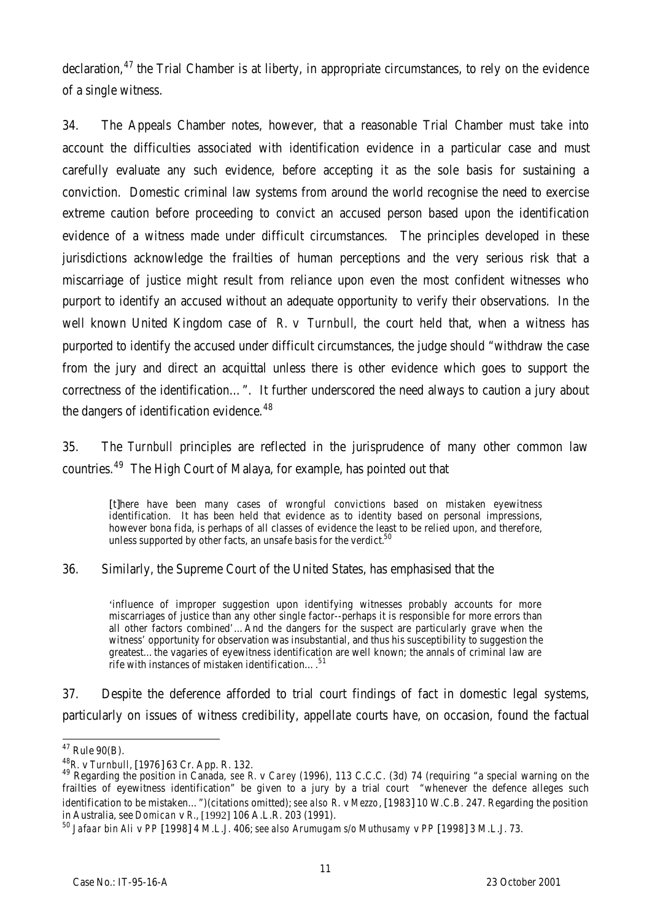declaration,[47] the Trial Chamber is at liberty, in appropriate circumstances, to rely on the evidence of a single witness.

34. The Appeals Chamber notes, however, that a reasonable Trial Chamber must take into account the difficulties associated with identification evidence in a particular case and must carefully evaluate any such evidence, before accepting it as the sole basis for sustaining a conviction. Domestic criminal law systems from around the world recognise the need to exercise extreme caution before proceeding to convict an accused person based upon the identification evidence of a witness made under difficult circumstances. The principles developed in these jurisdictions acknowledge the frailties of human perceptions and the very serious risk that a miscarriage of justice might result from reliance upon even the most confident witnesses who purport to identify an accused without an adequate opportunity to verify their observations. In the well known United Kingdom case of *R. v Turnbull*, the court held that, when a witness has purported to identify the accused under difficult circumstances, the judge should "withdraw the case from the jury and direct an acquittal unless there is other evidence which goes to support the correctness of the identification…". It further underscored the need always to caution a jury about the dangers of identification evidence.[48]

35. The *Turnbull* principles are reflected in the jurisprudence of many other common law countries.[49] The High Court of Malaya, for example, has pointed out that

> [t]here have been many cases of wrongful convictions based on mistaken eyewitness identification. It has been held that evidence as to identity based on personal impressions, however bona fida, is perhaps of all classes of evidence the least to be relied upon, and therefore, unless supported by other facts, an unsafe basis for the verdict.[50]

36. Similarly, the Supreme Court of the United States, has emphasised that the

> 'influence of improper suggestion upon identifying witnesses probably accounts for more miscarriages of justice than any other single factor--perhaps it is responsible for more errors than all other factors combined'…And the dangers for the suspect are particularly grave when the witness' opportunity for observation was insubstantial, and thus his susceptibility to suggestion the greatest…the vagaries of eyewitness identification are well known; the annals of criminal law are rife with instances of mistaken identification… .[51]

37. Despite the deference afforded to trial court findings of fact in domestic legal systems, particularly on issues of witness credibility, appellate courts have, on occasion, found the factual

---

[47] Rule 90(B).

[48] *R. v Turnbull*, [1976] 63 Cr. App. R. 132.

[49] Regarding the position in Canada, *see R. v Carey* (1996), 113 C.C.C. (3d) 74 (requiring "a special warning on the frailties of eyewitness identification" be given to a jury by a trial court "whenever the defence alleges such identification to be mistaken…")(citations omitted); *see also R. v Mezzo*, [1983] 10 W.C.B. 247. Regarding the position in Australia, see *Domican v R.*, [1992] 106 A.L.R. 203 (1991).

[50] *Jafaar bin Ali v PP* [1998] 4 M.L.J. 406; *see also Arumugam s/o Muthusamy v PP* [1998] 3 M.L.J. 73.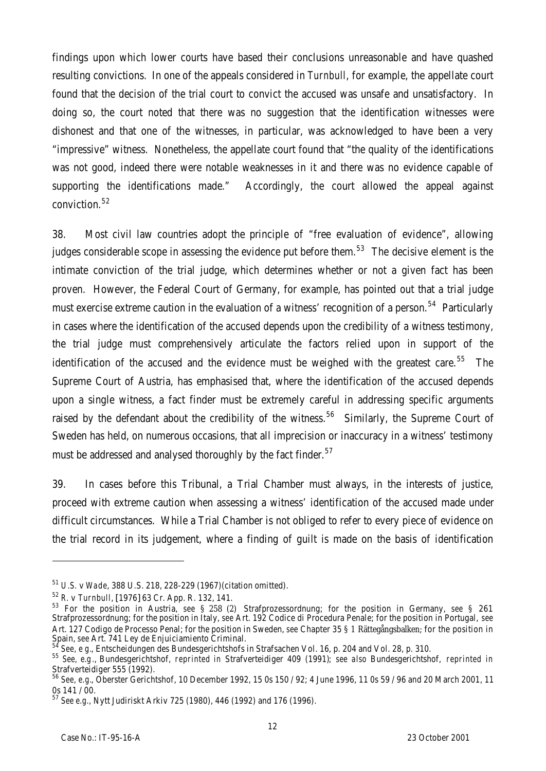findings upon which lower courts have based their conclusions unreasonable and have quashed resulting convictions. In one of the appeals considered in *Turnbull*, for example, the appellate court found that the decision of the trial court to convict the accused was unsafe and unsatisfactory. In doing so, the court noted that there was no suggestion that the identification witnesses were dishonest and that one of the witnesses, in particular, was acknowledged to have been a very "impressive" witness. Nonetheless, the appellate court found that "the quality of the identifications was not good, indeed there were notable weaknesses in it and there was no evidence capable of supporting the identifications made." Accordingly, the court allowed the appeal against conviction.[52]

38. Most civil law countries adopt the principle of "free evaluation of evidence", allowing judges considerable scope in assessing the evidence put before them.[53] The decisive element is the intimate conviction of the trial judge, which determines whether or not a given fact has been proven. However, the Federal Court of Germany, for example, has pointed out that a trial judge must exercise extreme caution in the evaluation of a witness' recognition of a person.[54] Particularly in cases where the identification of the accused depends upon the credibility of a witness testimony, the trial judge must comprehensively articulate the factors relied upon in support of the identification of the accused and the evidence must be weighed with the greatest care.[55] The Supreme Court of Austria, has emphasised that, where the identification of the accused depends upon a single witness, a fact finder must be extremely careful in addressing specific arguments raised by the defendant about the credibility of the witness.[56] Similarly, the Supreme Court of Sweden has held, on numerous occasions, that all imprecision or inaccuracy in a witness' testimony must be addressed and analysed thoroughly by the fact finder.[57]

39. In cases before this Tribunal, a Trial Chamber must always, in the interests of justice, proceed with extreme caution when assessing a witness' identification of the accused made under difficult circumstances. While a Trial Chamber is not obliged to refer to every piece of evidence on the trial record in its judgement, where a finding of guilt is made on the basis of identification

---

[51] *U.S. v Wade*, 388 U.S. 218, 228-229 (1967)(citation omitted).

[52] *R. v Turnbull*, [1976] 63 Cr. App. R. 132, 141.

[53] For the position in Austria, *see* § 258 (2) Strafprozessordnung; for the position in Germany, *see* § 261 Strafprozessordnung; for the position in Italy, *see* Art. 192 Codice di Procedura Penale; for the position in Portugal, *see* Art. 127 Codigo de Processo Penal; for the position in Sweden, *see* Chapter 35 § 1 Rättegångsbalken; for the position in Spain, *see* Art. 741 Ley de Enjuiciamiento Criminal.

[54] *See, e g.*, Entscheidungen des Bundesgerichtshofs in Strafsachen Vol. 16, p. 204 and Vol. 28, p. 310.

[55] *See, e.g.*, Bundesgerichtshof, *reprinted in* Strafverteidiger 409 (1991); *see also* Bundesgerichtshof, *reprinted in* Strafverteidiger 555 (1992).

[56] *See, e.g.*, Oberster Gerichtshof, 10 December 1992, 15 0s 150 / 92; 4 June 1996, 11 0s 59 / 96 and 20 March 2001, 11 0s 141 / 00.

[57] *See e.g.*, Nytt Judiriskt Arkiv 725 (1980), 446 (1992) and 176 (1996).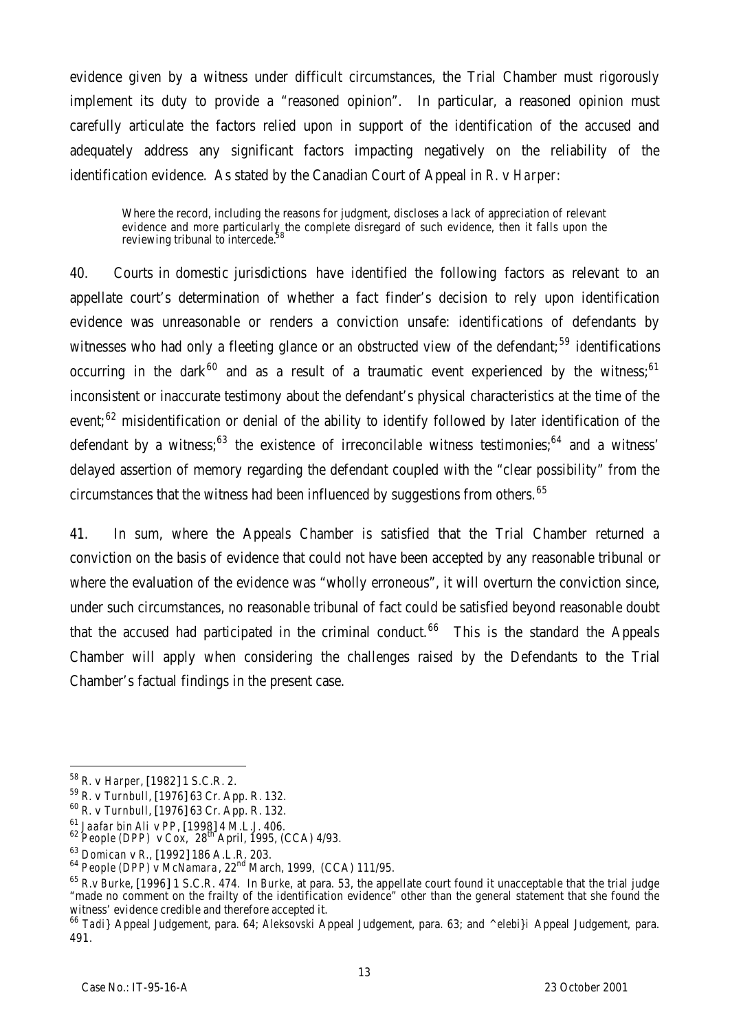evidence given by a witness under difficult circumstances, the Trial Chamber must rigorously implement its duty to provide a "reasoned opinion". In particular, a reasoned opinion must carefully articulate the factors relied upon in support of the identification of the accused and adequately address any significant factors impacting negatively on the reliability of the identification evidence. As stated by the Canadian Court of Appeal in *R. v Harper*:

> Where the record, including the reasons for judgment, discloses a lack of appreciation of relevant evidence and more particularly the complete disregard of such evidence, then it falls upon the reviewing tribunal to intercede.[58]

40. Courts in domestic jurisdictions have identified the following factors as relevant to an appellate court's determination of whether a fact finder's decision to rely upon identification evidence was unreasonable or renders a conviction unsafe: identifications of defendants by witnesses who had only a fleeting glance or an obstructed view of the defendant;[59] identifications occurring in the dark[60] and as a result of a traumatic event experienced by the witness;[61] inconsistent or inaccurate testimony about the defendant's physical characteristics at the time of the event;[62] misidentification or denial of the ability to identify followed by later identification of the defendant by a witness;[63] the existence of irreconcilable witness testimonies;[64] and a witness' delayed assertion of memory regarding the defendant coupled with the "clear possibility" from the circumstances that the witness had been influenced by suggestions from others.[65]

41. In sum, where the Appeals Chamber is satisfied that the Trial Chamber returned a conviction on the basis of evidence that could not have been accepted by any reasonable tribunal or where the evaluation of the evidence was "wholly erroneous", it will overturn the conviction since, under such circumstances, no reasonable tribunal of fact could be satisfied beyond reasonable doubt that the accused had participated in the criminal conduct.[66] This is the standard the Appeals Chamber will apply when considering the challenges raised by the Defendants to the Trial Chamber's factual findings in the present case.

---

[58] *R. v Harper*, [1982] 1 S.C.R. 2.

[59] *R. v Turnbull*, [1976] 63 Cr. App. R. 132.

[60] *R. v Turnbull*, [1976] 63 Cr. App. R. 132.

[61] *Jaafar bin Ali v PP*, [1998] 4 M.L.J. 406.

[62] *People (DPP) v Cox*, 28th April, 1995, (CCA) 4/93.

[63] *Domican v R.*, [1992] 186 A.L.R. 203.

[64] *People (DPP) v McNamara*, 22nd March, 1999, (CCA) 111/95.

[65] *R.v Burke*, [1996] 1 S.C.R. 474. In *Burke*, at para. 53, the appellate court found it unacceptable that the trial judge "made no comment on the frailty of the identification evidence" other than the general statement that she found the witness' evidence credible and therefore accepted it.

[66] *Tadi}* Appeal Judgement, para. 64; *Aleksovski* Appeal Judgement, para. 63; and *^elebi}i* Appeal Judgement, para. 491.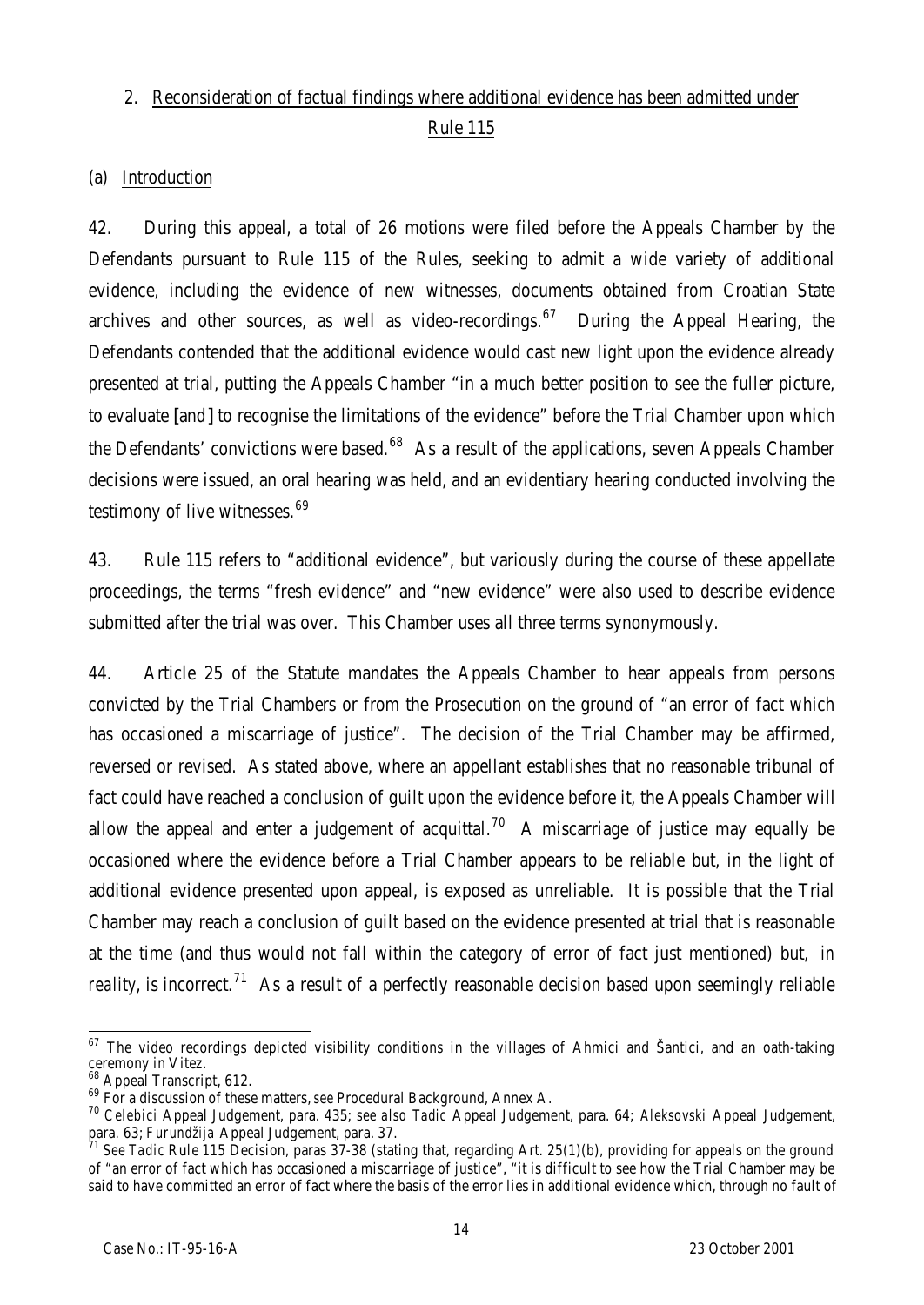## 2. Reconsideration of factual findings where additional evidence has been admitted under Rule 115

### (a) Introduction

42. During this appeal, a total of 26 motions were filed before the Appeals Chamber by the Defendants pursuant to Rule 115 of the Rules, seeking to admit a wide variety of additional evidence, including the evidence of new witnesses, documents obtained from Croatian State archives and other sources, as well as video-recordings.[67] During the Appeal Hearing, the Defendants contended that the additional evidence would cast new light upon the evidence already presented at trial, putting the Appeals Chamber "in a much better position to see the fuller picture, to evaluate [and] to recognise the limitations of the evidence" before the Trial Chamber upon which the Defendants' convictions were based.[68] As a result of the applications, seven Appeals Chamber decisions were issued, an oral hearing was held, and an evidentiary hearing conducted involving the testimony of live witnesses.[69]

43. Rule 115 refers to "additional evidence", but variously during the course of these appellate proceedings, the terms "fresh evidence" and "new evidence" were also used to describe evidence submitted after the trial was over. This Chamber uses all three terms synonymously.

44. Article 25 of the Statute mandates the Appeals Chamber to hear appeals from persons convicted by the Trial Chambers or from the Prosecution on the ground of "an error of fact which has occasioned a miscarriage of justice". The decision of the Trial Chamber may be affirmed, reversed or revised. As stated above, where an appellant establishes that no reasonable tribunal of fact could have reached a conclusion of guilt upon the evidence before it, the Appeals Chamber will allow the appeal and enter a judgement of acquittal.[70] A miscarriage of justice may equally be occasioned where the evidence before a Trial Chamber appears to be reliable but, in the light of additional evidence presented upon appeal, is exposed as unreliable. It is possible that the Trial Chamber may reach a conclusion of guilt based on the evidence presented at trial that is reasonable at the time (and thus would not fall within the category of error of fact just mentioned) but, *in reality*, is incorrect.[71] As a result of a perfectly reasonable decision based upon seemingly reliable

---

[67] The video recordings depicted visibility conditions in the villages of Ahmici and Šantici, and an oath-taking ceremony in Vitez.

[68] Appeal Transcript, 612.

[69] For a discussion of these matters, *see* Procedural Background, Annex A.

[70] *Celebici* Appeal Judgement, para. 435; *see also Tadic* Appeal Judgement, para. 64; *Aleksovski* Appeal Judgement, para. 63; *Furundžija* Appeal Judgement, para. 37.

[71] *See Tadic* Rule 115 Decision, paras 37-38 (stating that, regarding Art. 25(1)(b), providing for appeals on the ground of "an error of fact which has occasioned a miscarriage of justice", "it is difficult to see how the Trial Chamber may be said to have committed an error of fact where the basis of the error lies in additional evidence which, through no fault of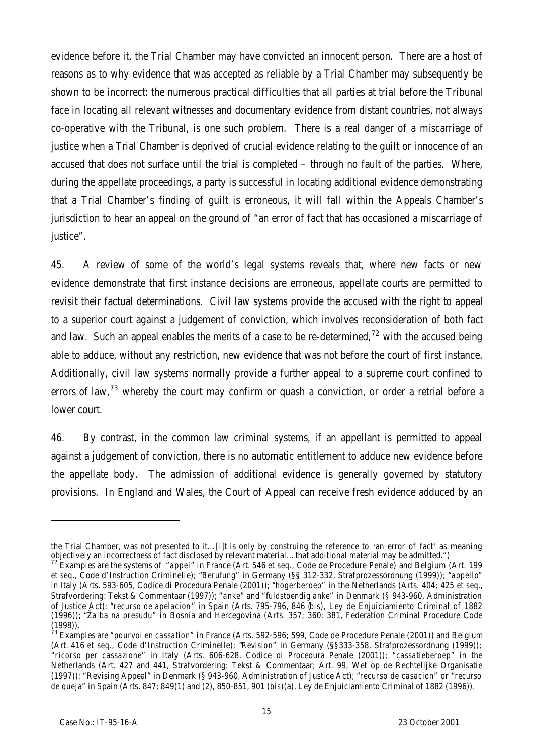evidence before it, the Trial Chamber may have convicted an innocent person. There are a host of reasons as to why evidence that was accepted as reliable by a Trial Chamber may subsequently be shown to be incorrect: the numerous practical difficulties that all parties at trial before the Tribunal face in locating all relevant witnesses and documentary evidence from distant countries, not always co-operative with the Tribunal, is one such problem. There is a real danger of a miscarriage of justice when a Trial Chamber is deprived of crucial evidence relating to the guilt or innocence of an accused that does not surface until the trial is completed – through no fault of the parties. Where, during the appellate proceedings, a party is successful in locating additional evidence demonstrating that a Trial Chamber's finding of guilt is erroneous, it will fall within the Appeals Chamber's jurisdiction to hear an appeal on the ground of "an error of fact that has occasioned a miscarriage of justice".

45. A review of some of the world's legal systems reveals that, where new facts or new evidence demonstrate that first instance decisions are erroneous, appellate courts are permitted to revisit their factual determinations. Civil law systems provide the accused with the right to appeal to a superior court against a judgement of conviction, which involves reconsideration of both fact and law. Such an appeal enables the merits of a case to be re-determined,[72] with the accused being able to adduce, without any restriction, new evidence that was not before the court of first instance. Additionally, civil law systems normally provide a further appeal to a supreme court confined to errors of law,[73] whereby the court may confirm or quash a conviction, or order a retrial before a lower court.

46. By contrast, in the common law criminal systems, if an appellant is permitted to appeal against a judgement of conviction, there is no automatic entitlement to adduce new evidence before the appellate body. The admission of additional evidence is generally governed by statutory provisions. In England and Wales, the Court of Appeal can receive fresh evidence adduced by an

---

the Trial Chamber, was not presented to it…[i]t is only by construing the reference to 'an error of fact' as meaning objectively an incorrectness of fact disclosed by relevant material…that additional material may be admitted.")

[72] Examples are the systems of "*appel*" in France (Art. 546 *et seq*., Code de Procedure Penale) and Belgium (Art. 199 *et seq*., Code d'Instruction Criminelle); "*Berufung*" in Germany (§§ 312-332, Strafprozessordnung (1999)); "*appello*" in Italy (Arts. 593-605, Codice di Procedura Penale (2001)); "*hogerberoep*" in the Netherlands (Arts. 404; 425 *et seq*., Strafvordering: Tekst & Commentaar (1997)); "*anke*" and "*fuldstoendig anke*" in Denmark (§ 943-960, Administration of Justice Act); "*recurso de apelacion*" in Spain (Arts. 795-796, 846 (*bis*), Ley de Enjuiciamiento Criminal of 1882 (1996)); "*Žalba na presudu*" in Bosnia and Hercegovina (Arts. 357; 360; 381, Federation Criminal Procedure Code (1998)).

[73] Examples are "*pourvoi en cassation*" in France (Arts. 592-596; 599, Code de Procedure Penale (2001)) and Belgium (Art. 416 *et seq*., Code d'Instruction Criminelle); "*Revision*" in Germany (§§333-358, Strafprozessordnung (1999)); "*ricorso per cassazione*" in Italy (Arts. 606-628, Codice di Procedura Penale (2001)); "*cassatieberoep*" in the Netherlands (Art. 427 and 441, Strafvordering: Tekst & Commentaar; Art. 99, Wet op de Rechtelijke Organisatie (1997)); "Revising Appeal" in Denmark (§ 943-960, Administration of Justice Act); "*recurso de casacion*" or "*recurso de queja*" in Spain (Arts. 847; 849(1) and (2), 850-851, 901 (*bis*)(a), Ley de Enjuiciamiento Criminal of 1882 (1996)).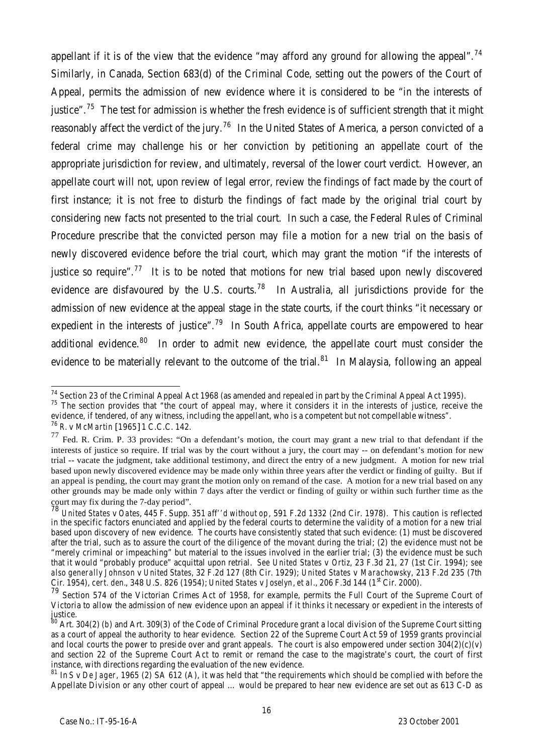appellant if it is of the view that the evidence "may afford any ground for allowing the appeal".[74] Similarly, in Canada, Section 683(d) of the Criminal Code, setting out the powers of the Court of Appeal, permits the admission of new evidence where it is considered to be "in the interests of justice".[75] The test for admission is whether the fresh evidence is of sufficient strength that it might reasonably affect the verdict of the jury.[76] In the United States of America, a person convicted of a federal crime may challenge his or her conviction by petitioning an appellate court of the appropriate jurisdiction for review, and ultimately, reversal of the lower court verdict. However, an appellate court will not, upon review of legal error, review the findings of fact made by the court of first instance; it is not free to disturb the findings of fact made by the original trial court by considering new facts not presented to the trial court. In such a case, the Federal Rules of Criminal Procedure prescribe that the convicted person may file a motion for a new trial on the basis of newly discovered evidence before the trial court, which may grant the motion "if the interests of justice so require".[77] It is to be noted that motions for new trial based upon newly discovered evidence are disfavoured by the U.S. courts.[78] In Australia, all jurisdictions provide for the admission of new evidence at the appeal stage in the state courts, if the court thinks "it necessary or expedient in the interests of justice".[79] In South Africa, appellate courts are empowered to hear additional evidence.[80] In order to admit new evidence, the appellate court must consider the evidence to be materially relevant to the outcome of the trial.[81] In Malaysia, following an appeal

---

[74] Section 23 of the Criminal Appeal Act 1968 (as amended and repealed in part by the Criminal Appeal Act 1995).

[75] The section provides that "the court of appeal may, where it considers it in the interests of justice, receive the evidence, if tendered, of any witness, including the appellant, who is a competent but not compellable witness".

[76] *R. v McMartin* [1965] 1 C.C.C. 142.

[77] Fed. R. Crim. P. 33 provides: "On a defendant's motion, the court may grant a new trial to that defendant if the interests of justice so require. If trial was by the court without a jury, the court may -- on defendant's motion for new trial -- vacate the judgment, take additional testimony, and direct the entry of a new judgment. A motion for new trial based upon newly discovered evidence may be made only within three years after the verdict or finding of guilty. But if an appeal is pending, the court may grant the motion only on remand of the case. A motion for a new trial based on any other grounds may be made only within 7 days after the verdict or finding of guilty or within such further time as the court may fix during the 7-day period".

[78] *United States v Oates*, 445 F. Supp. 351 *aff''d without op*, 591 F.2d 1332 (2nd Cir. 1978). This caution is reflected in the specific factors enunciated and applied by the federal courts to determine the validity of a motion for a new trial based upon discovery of new evidence. The courts have consistently stated that such evidence: (1) must be discovered after the trial, such as to assure the court of the diligence of the movant during the trial; (2) the evidence must not be "merely criminal or impeaching" but material to the issues involved in the earlier trial; (3) the evidence must be such that it would "probably produce" acquittal upon retrial. *See United States v Ortiz*, 23 F.3d 21, 27 (1st Cir. 1994); *see also generally Johnson v United States*, 32 F.2d 127 (8th Cir. 1929); *United States v Marachowsky*, 213 F.2d 235 (7th Cir. 1954), *cert. den.*, 348 U.S. 826 (1954); *United States v Joselyn, et al.*, 206 F.3d 144 (1st Cir. 2000).

[79] Section 574 of the Victorian Crimes Act of 1958, for example, permits the Full Court of the Supreme Court of Victoria to allow the admission of new evidence upon an appeal if it thinks it necessary or expedient in the interests of justice.

[80] Art. 304(2) (b) and Art. 309(3) of the Code of Criminal Procedure grant a local division of the Supreme Court sitting as a court of appeal the authority to hear evidence. Section 22 of the Supreme Court Act 59 of 1959 grants provincial and local courts the power to preside over and grant appeals. The court is also empowered under section 304(2)(c)(v) and section 22 of the Supreme Court Act to remit or remand the case to the magistrate's court, the court of first instance, with directions regarding the evaluation of the new evidence.

[81] In *S v De Jager*, 1965 (2) SA 612 (A), it was held that "the requirements which should be complied with before the Appellate Division or any other court of appeal … would be prepared to hear new evidence are set out as 613 C-D as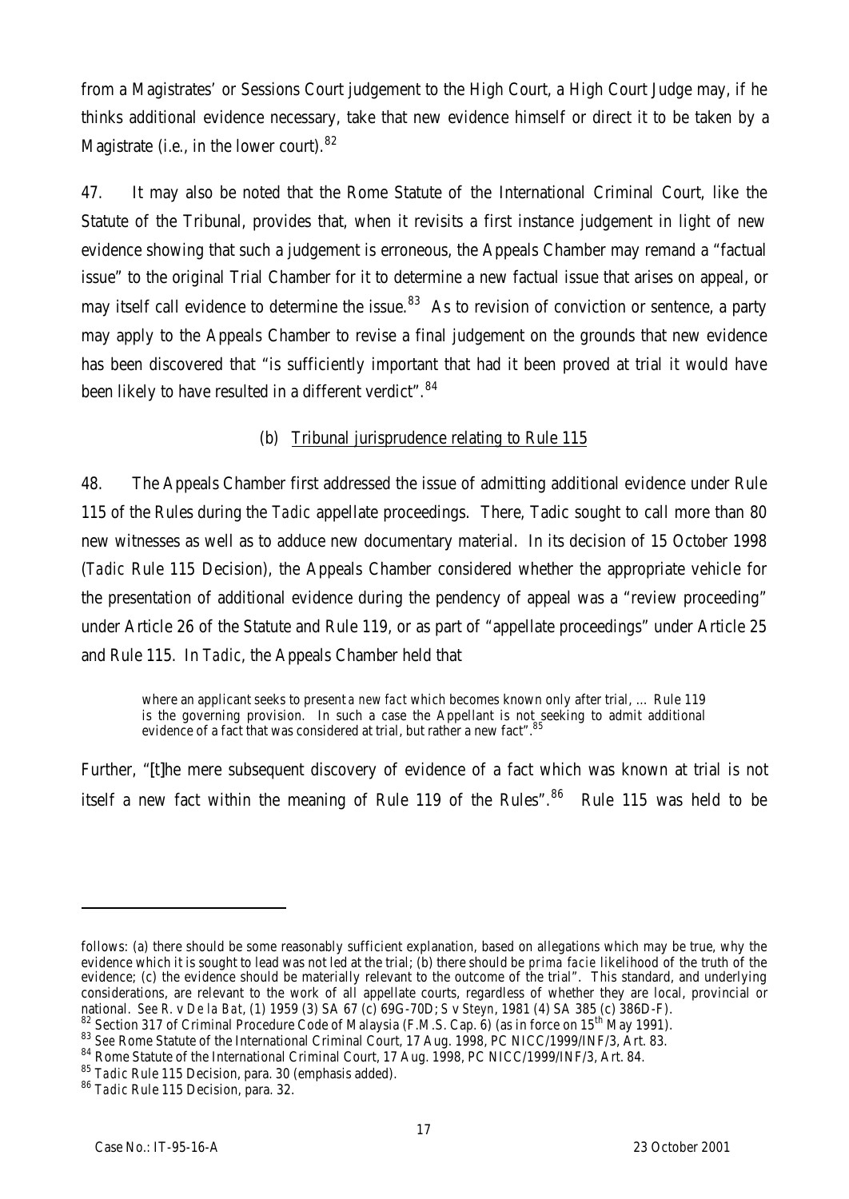from a Magistrates' or Sessions Court judgement to the High Court, a High Court Judge may, if he thinks additional evidence necessary, take that new evidence himself or direct it to be taken by a Magistrate (i.e., in the lower court).[82]

47. It may also be noted that the Rome Statute of the International Criminal Court, like the Statute of the Tribunal, provides that, when it revisits a first instance judgement in light of new evidence showing that such a judgement is erroneous, the Appeals Chamber may remand a "factual issue" to the original Trial Chamber for it to determine a new factual issue that arises on appeal, or may itself call evidence to determine the issue.[83] As to revision of conviction or sentence, a party may apply to the Appeals Chamber to revise a final judgement on the grounds that new evidence has been discovered that "is sufficiently important that had it been proved at trial it would have been likely to have resulted in a different verdict".[84]

### (b) Tribunal jurisprudence relating to Rule 115

48. The Appeals Chamber first addressed the issue of admitting additional evidence under Rule 115 of the Rules during the *Tadic* appellate proceedings. There, Tadic sought to call more than 80 new witnesses as well as to adduce new documentary material. In its decision of 15 October 1998 (*Tadic* Rule 115 Decision), the Appeals Chamber considered whether the appropriate vehicle for the presentation of additional evidence during the pendency of appeal was a "review proceeding" under Article 26 of the Statute and Rule 119, or as part of "appellate proceedings" under Article 25 and Rule 115. In *Tadic*, the Appeals Chamber held that

> where an applicant seeks to present a *new fact* which becomes known only after trial, … Rule 119 is the governing provision. In such a case the Appellant is not seeking to admit additional evidence of a fact that was considered at trial, but rather a new fact".[85]

Further, "[t]he mere subsequent discovery of evidence of a fact which was known at trial is not itself a new fact within the meaning of Rule 119 of the Rules".[86] Rule 115 was held to be

---

follows: (a) there should be some reasonably sufficient explanation, based on allegations which may be true, why the evidence which it is sought to lead was not led at the trial; (b) there should be *prima facie* likelihood of the truth of the evidence; (c) the evidence should be materially relevant to the outcome of the trial". This standard, and underlying considerations, are relevant to the work of all appellate courts, regardless of whether they are local, provincial or national. *See R. v De la Bat*, (1) 1959 (3) SA 67 (c) 69G-70D; *S v Steyn*, 1981 (4) SA 385 (c) 386D-F).

[82] Section 317 of Criminal Procedure Code of Malaysia (F.M.S. Cap. 6) (as in force on 15th May 1991).

[83] *See* Rome Statute of the International Criminal Court, 17 Aug. 1998, PC NICC/1999/INF/3, Art. 83.

[84] Rome Statute of the International Criminal Court, 17 Aug. 1998, PC NICC/1999/INF/3, Art. 84.

[85] *Tadic* Rule 115 Decision, para. 30 (emphasis added).

[86] *Tadic* Rule 115 Decision, para. 32.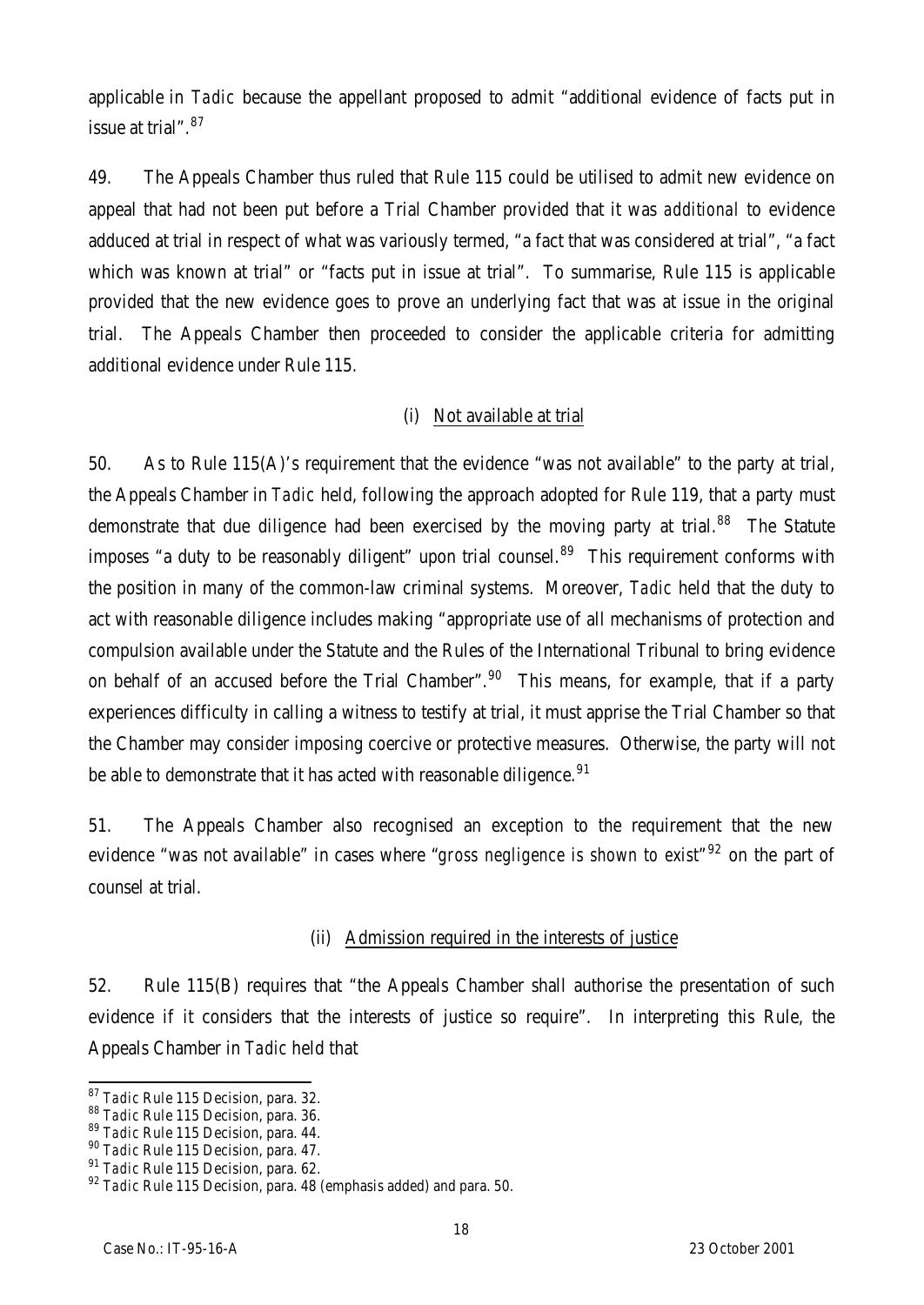applicable in *Tadic* because the appellant proposed to admit "additional evidence of facts put in issue at trial".[87]

49. The Appeals Chamber thus ruled that Rule 115 could be utilised to admit new evidence on appeal that had not been put before a Trial Chamber provided that it was *additional* to evidence adduced at trial in respect of what was variously termed, "a fact that was considered at trial", "a fact which was known at trial" or "facts put in issue at trial". To summarise, Rule 115 is applicable provided that the new evidence goes to prove an underlying fact that was at issue in the original trial. The Appeals Chamber then proceeded to consider the applicable criteria for admitting additional evidence under Rule 115.

(i) Not available at trial

50. As to Rule 115(A)'s requirement that the evidence "was not available" to the party at trial, the Appeals Chamber in *Tadic* held, following the approach adopted for Rule 119, that a party must demonstrate that due diligence had been exercised by the moving party at trial.[88] The Statute imposes "a duty to be reasonably diligent" upon trial counsel.[89] This requirement conforms with the position in many of the common-law criminal systems. Moreover, *Tadic* held that the duty to act with reasonable diligence includes making "appropriate use of all mechanisms of protection and compulsion available under the Statute and the Rules of the International Tribunal to bring evidence on behalf of an accused before the Trial Chamber".[90] This means, for example, that if a party experiences difficulty in calling a witness to testify at trial, it must apprise the Trial Chamber so that the Chamber may consider imposing coercive or protective measures. Otherwise, the party will not be able to demonstrate that it has acted with reasonable diligence.[91]

51. The Appeals Chamber also recognised an exception to the requirement that the new evidence "was not available" in cases where "*gross negligence is shown to exist*"[92] on the part of counsel at trial.

(ii) Admission required in the interests of justice

52. Rule 115(B) requires that "the Appeals Chamber shall authorise the presentation of such evidence if it considers that the interests of justice so require". In interpreting this Rule, the Appeals Chamber in *Tadic* held that

---

[87] *Tadic* Rule 115 Decision, para. 32.
[88] *Tadic* Rule 115 Decision, para. 36.
[89] *Tadic* Rule 115 Decision, para. 44.
[90] *Tadic* Rule 115 Decision, para. 47.
[91] *Tadic* Rule 115 Decision, para. 62.
[92] *Tadic* Rule 115 Decision, para. 48 (emphasis added) and para. 50.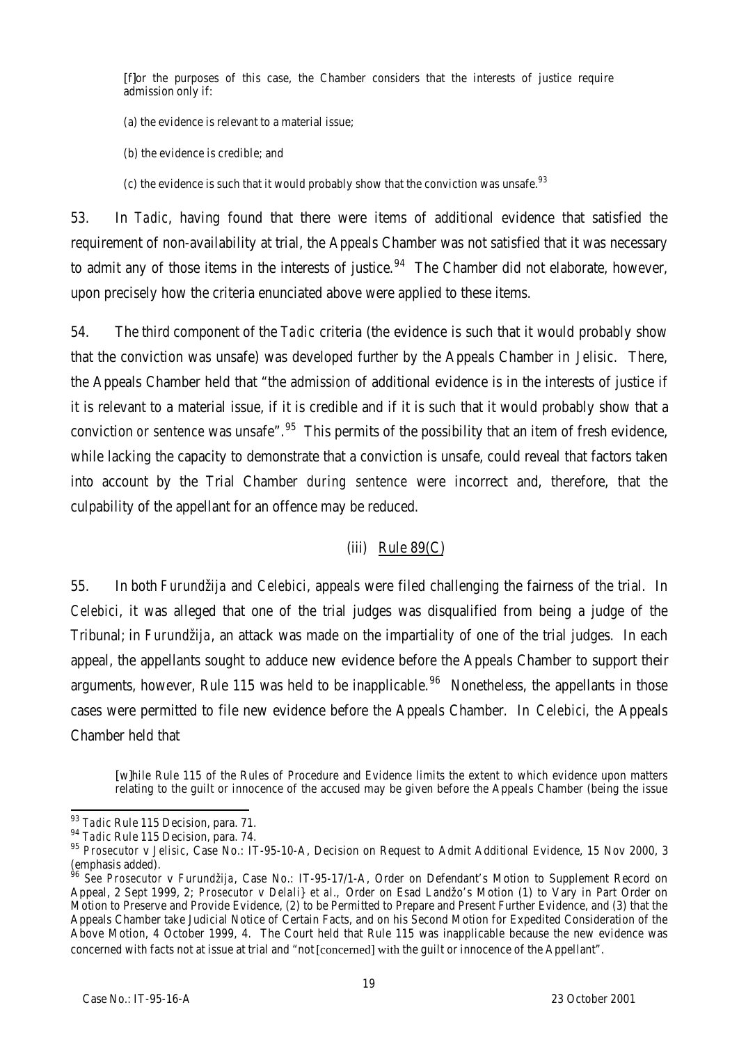[f]or the purposes of this case, the Chamber considers that the interests of justice require admission only if:
>
> (a) the evidence is relevant to a material issue;
>
> (b) the evidence is credible; and
>
> (c) the evidence is such that it would probably show that the conviction was unsafe.[93]

53. In *Tadic*, having found that there were items of additional evidence that satisfied the requirement of non-availability at trial, the Appeals Chamber was not satisfied that it was necessary to admit any of those items in the interests of justice.[94] The Chamber did not elaborate, however, upon precisely how the criteria enunciated above were applied to these items.

54. The third component of the *Tadic* criteria (the evidence is such that it would probably show that the conviction was unsafe) was developed further by the Appeals Chamber in *Jelisic*. There, the Appeals Chamber held that "the admission of additional evidence is in the interests of justice if it is relevant to a material issue, if it is credible and if it is such that it would probably show that a conviction *or sentence* was unsafe".[95] This permits of the possibility that an item of fresh evidence, while lacking the capacity to demonstrate that a conviction is unsafe, could reveal that factors taken into account by the Trial Chamber *during sentence* were incorrect and, therefore, that the culpability of the appellant for an offence may be reduced.

### (iii) Rule 89(C)

55. In both *Furundžija* and *Celebici*, appeals were filed challenging the fairness of the trial. In *Celebici*, it was alleged that one of the trial judges was disqualified from being a judge of the Tribunal; in *Furundžija*, an attack was made on the impartiality of one of the trial judges. In each appeal, the appellants sought to adduce new evidence before the Appeals Chamber to support their arguments, however, Rule 115 was held to be inapplicable.[96] Nonetheless, the appellants in those cases were permitted to file new evidence before the Appeals Chamber. In *Celebici*, the Appeals Chamber held that

> [w]hile Rule 115 of the Rules of Procedure and Evidence limits the extent to which evidence upon matters relating to the guilt or innocence of the accused may be given before the Appeals Chamber (being the issue

---

[93] *Tadic* Rule 115 Decision, para. 71.

[94] *Tadic* Rule 115 Decision, para. 74.

[95] *Prosecutor v Jelisic*, Case No.: IT-95-10-A, Decision on Request to Admit Additional Evidence, 15 Nov 2000, 3 (emphasis added).

[96] *See Prosecutor v Furundžija*, Case No.: IT-95-17/1-A, Order on Defendant's Motion to Supplement Record on Appeal, 2 Sept 1999, 2; *Prosecutor v Delali} et al.*, Order on Esad Landžo's Motion (1) to Vary in Part Order on Motion to Preserve and Provide Evidence, (2) to be Permitted to Prepare and Present Further Evidence, and (3) that the Appeals Chamber take Judicial Notice of Certain Facts, and on his Second Motion for Expedited Consideration of the Above Motion, 4 October 1999, 4. The Court held that Rule 115 was inapplicable because the new evidence was concerned with facts not at issue at trial and "not [concerned] with the guilt or innocence of the Appellant".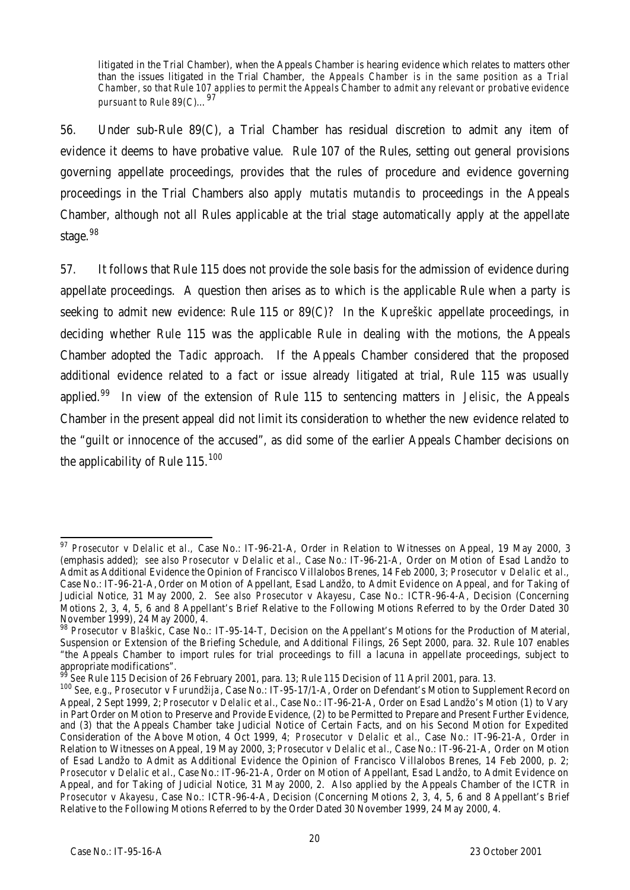litigated in the Trial Chamber), when the Appeals Chamber is hearing evidence which relates to matters other than the issues litigated in the Trial Chamber, *the Appeals Chamber is in the same position as a Trial Chamber, so that Rule 107 applies to permit the Appeals Chamber to admit any relevant or probative evidence pursuant to Rule 89(C)*...[97]

56. Under sub-Rule 89(C), a Trial Chamber has residual discretion to admit any item of evidence it deems to have probative value. Rule 107 of the Rules, setting out general provisions governing appellate proceedings, provides that the rules of procedure and evidence governing proceedings in the Trial Chambers also apply *mutatis mutandis* to proceedings in the Appeals Chamber, although not all Rules applicable at the trial stage automatically apply at the appellate stage.[98]

57. It follows that Rule 115 does not provide the sole basis for the admission of evidence during appellate proceedings. A question then arises as to which is the applicable Rule when a party is seeking to admit new evidence: Rule 115 or 89(C)? In the *Kupreškic* appellate proceedings, in deciding whether Rule 115 was the applicable Rule in dealing with the motions, the Appeals Chamber adopted the *Tadic* approach. If the Appeals Chamber considered that the proposed additional evidence related to a fact or issue already litigated at trial, Rule 115 was usually applied.[99] In view of the extension of Rule 115 to sentencing matters in *Jelisic*, the Appeals Chamber in the present appeal did not limit its consideration to whether the new evidence related to the "guilt or innocence of the accused", as did some of the earlier Appeals Chamber decisions on the applicability of Rule 115.[100]

---

[97] *Prosecutor* v *Delalic et al.,* Case No.: IT-96-21-A, Order in Relation to Witnesses on Appeal, 19 May 2000, 3 (emphasis added); *see also Prosecutor* v *Delalic et al.*, Case No.: IT-96-21-A, Order on Motion of Esad Landžo to Admit as Additional Evidence the Opinion of Francisco Villalobos Brenes, 14 Feb 2000, 3; *Prosecutor* v *Delalic et al.*, Case No.: IT-96-21-A, Order on Motion of Appellant, Esad Landžo, to Admit Evidence on Appeal, and for Taking of Judicial Notice, 31 May 2000, 2. *See also Prosecutor* v *Akayesu*, Case No.: ICTR-96-4-A, Decision (Concerning Motions 2, 3, 4, 5, 6 and 8 Appellant's Brief Relative to the Following Motions Referred to by the Order Dated 30 November 1999), 24 May 2000, 4.

[98] *Prosecutor* v *Blaškic*, Case No.: IT-95-14-T, Decision on the Appellant's Motions for the Production of Material, Suspension or Extension of the Briefing Schedule, and Additional Filings, 26 Sept 2000, para. 32. Rule 107 enables "the Appeals Chamber to import rules for trial proceedings to fill a lacuna in appellate proceedings, subject to appropriate modifications".

[99] *See* Rule 115 Decision of 26 February 2001, para. 13; Rule 115 Decision of 11 April 2001, para. 13.

[100] *See, e.g., Prosecutor* v *Furundžija*, Case No.: IT-95-17/1-A, Order on Defendant's Motion to Supplement Record on Appeal, 2 Sept 1999, 2; *Prosecutor* v *Delalic et al.*, Case No.: IT-96-21-A, Order on Esad Landžo's Motion (1) to Vary in Part Order on Motion to Preserve and Provide Evidence, (2) to be Permitted to Prepare and Present Further Evidence, and (3) that the Appeals Chamber take Judicial Notice of Certain Facts, and on his Second Motion for Expedited Consideration of the Above Motion, 4 Oct 1999, 4; *Prosecutor* v *Delalic et al.*, Case No.: IT-96-21-A, Order in Relation to Witnesses on Appeal, 19 May 2000, 3; *Prosecutor* v *Delalic et al.*, Case No.: IT-96-21-A, Order on Motion of Esad Landžo to Admit as Additional Evidence the Opinion of Francisco Villalobos Brenes, 14 Feb 2000, p. 2; *Prosecutor* v *Delalic et al.*, Case No.: IT-96-21-A, Order on Motion of Appellant, Esad Landžo, to Admit Evidence on Appeal, and for Taking of Judicial Notice, 31 May 2000, 2. Also applied by the Appeals Chamber of the ICTR in *Prosecutor* v *Akayesu*, Case No.: ICTR-96-4-A, Decision (Concerning Motions 2, 3, 4, 5, 6 and 8 Appellant's Brief Relative to the Following Motions Referred to by the Order Dated 30 November 1999, 24 May 2000, 4.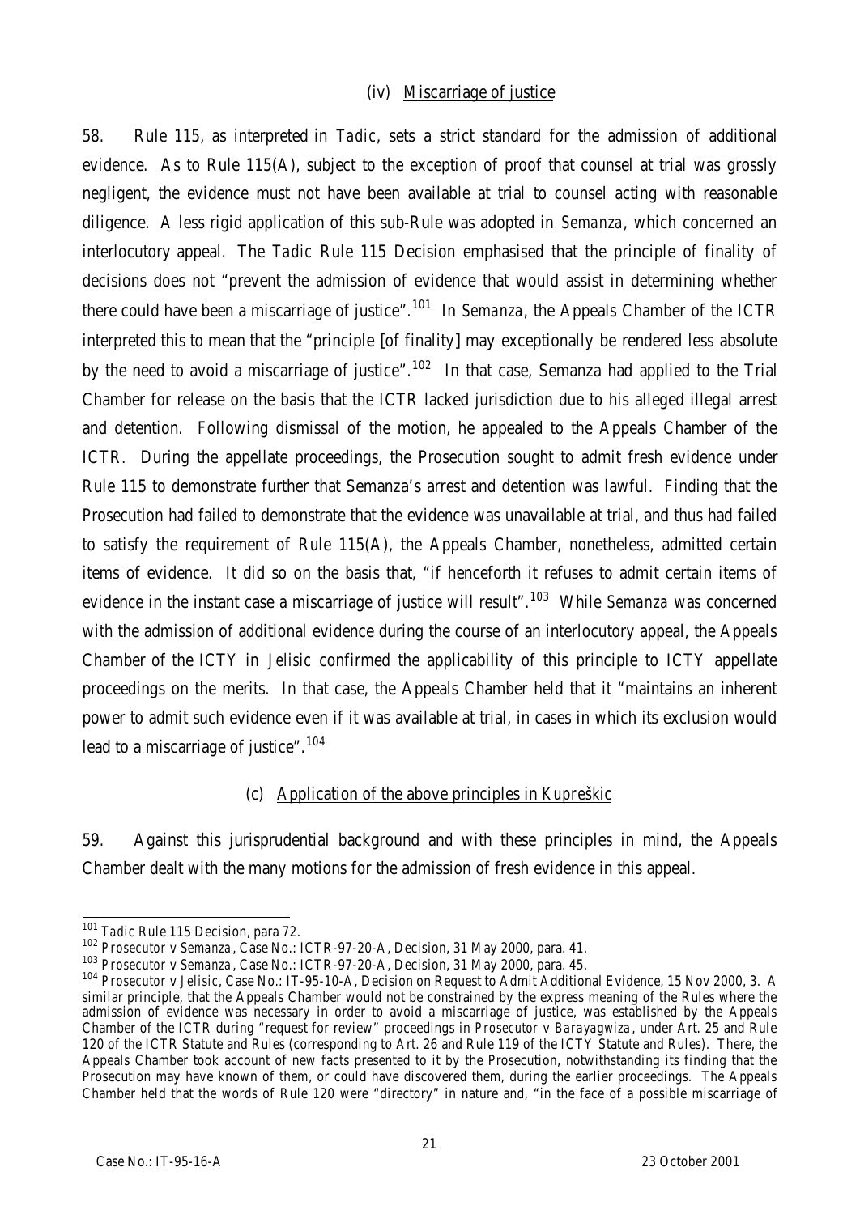#### (iv) Miscarriage of justice

58. Rule 115, as interpreted in *Tadic*, sets a strict standard for the admission of additional evidence. As to Rule 115(A), subject to the exception of proof that counsel at trial was grossly negligent, the evidence must not have been available at trial to counsel acting with reasonable diligence. A less rigid application of this sub-Rule was adopted in *Semanza*, which concerned an interlocutory appeal. The *Tadic* Rule 115 Decision emphasised that the principle of finality of decisions does not "prevent the admission of evidence that would assist in determining whether there could have been a miscarriage of justice".[101] In *Semanza*, the Appeals Chamber of the ICTR interpreted this to mean that the "principle [of finality] may exceptionally be rendered less absolute by the need to avoid a miscarriage of justice".[102] In that case, Semanza had applied to the Trial Chamber for release on the basis that the ICTR lacked jurisdiction due to his alleged illegal arrest and detention. Following dismissal of the motion, he appealed to the Appeals Chamber of the ICTR. During the appellate proceedings, the Prosecution sought to admit fresh evidence under Rule 115 to demonstrate further that Semanza's arrest and detention was lawful. Finding that the Prosecution had failed to demonstrate that the evidence was unavailable at trial, and thus had failed to satisfy the requirement of Rule 115(A), the Appeals Chamber, nonetheless, admitted certain items of evidence. It did so on the basis that, "if henceforth it refuses to admit certain items of evidence in the instant case a miscarriage of justice will result".[103] While *Semanza* was concerned with the admission of additional evidence during the course of an interlocutory appeal, the Appeals Chamber of the ICTY in *Jelisic* confirmed the applicability of this principle to ICTY appellate proceedings on the merits. In that case, the Appeals Chamber held that it "maintains an inherent power to admit such evidence even if it was available at trial, in cases in which its exclusion would lead to a miscarriage of justice".[104]

### (c) Application of the above principles in *Kupreškic*

59. Against this jurisprudential background and with these principles in mind, the Appeals Chamber dealt with the many motions for the admission of fresh evidence in this appeal.

---

[101] *Tadic* Rule 115 Decision, para 72.

[102] *Prosecutor v Semanza*, Case No.: ICTR-97-20-A, Decision, 31 May 2000, para. 41.

[103] *Prosecutor v Semanza*, Case No.: ICTR-97-20-A, Decision, 31 May 2000, para. 45.

[104] *Prosecutor v Jelisic*, Case No.: IT-95-10-A, Decision on Request to Admit Additional Evidence, 15 Nov 2000, 3. A similar principle, that the Appeals Chamber would not be constrained by the express meaning of the Rules where the admission of evidence was necessary in order to avoid a miscarriage of justice, was established by the Appeals Chamber of the ICTR during "request for review" proceedings in *Prosecutor v Barayagwiza*, under Art. 25 and Rule 120 of the ICTR Statute and Rules (corresponding to Art. 26 and Rule 119 of the ICTY Statute and Rules). There, the Appeals Chamber took account of new facts presented to it by the Prosecution, notwithstanding its finding that the Prosecution may have known of them, or could have discovered them, during the earlier proceedings. The Appeals Chamber held that the words of Rule 120 were "directory" in nature and, "in the face of a possible miscarriage of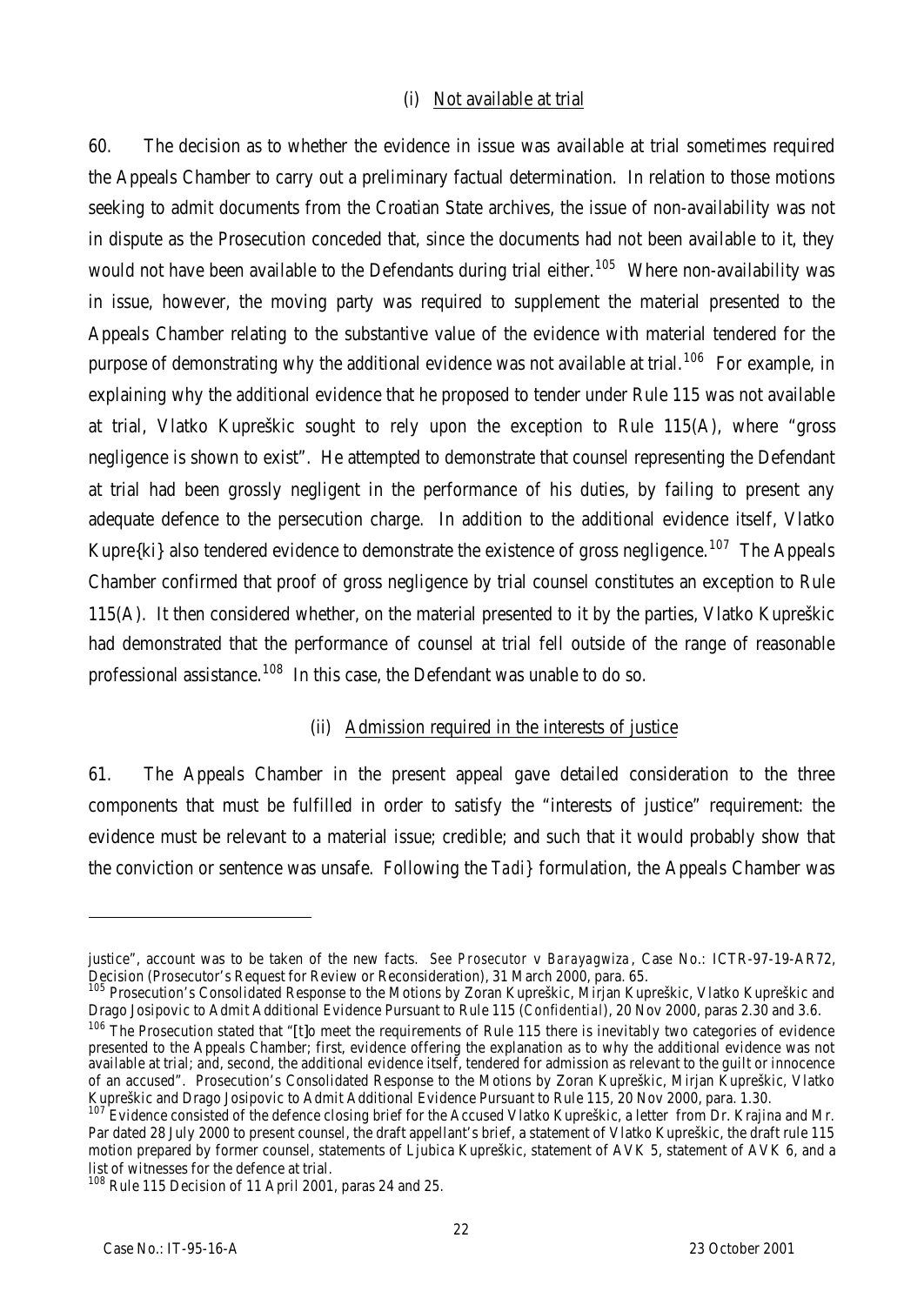#### (i) Not available at trial

60. The decision as to whether the evidence in issue was available at trial sometimes required the Appeals Chamber to carry out a preliminary factual determination. In relation to those motions seeking to admit documents from the Croatian State archives, the issue of non-availability was not in dispute as the Prosecution conceded that, since the documents had not been available to it, they would not have been available to the Defendants during trial either.[105] Where non-availability was in issue, however, the moving party was required to supplement the material presented to the Appeals Chamber relating to the substantive value of the evidence with material tendered for the purpose of demonstrating why the additional evidence was not available at trial.[106] For example, in explaining why the additional evidence that he proposed to tender under Rule 115 was not available at trial, Vlatko Kupreškic sought to rely upon the exception to Rule 115(A), where "gross negligence is shown to exist". He attempted to demonstrate that counsel representing the Defendant at trial had been grossly negligent in the performance of his duties, by failing to present any adequate defence to the persecution charge. In addition to the additional evidence itself, Vlatko Kupre{ki} also tendered evidence to demonstrate the existence of gross negligence.[107] The Appeals Chamber confirmed that proof of gross negligence by trial counsel constitutes an exception to Rule 115(A). It then considered whether, on the material presented to it by the parties, Vlatko Kupreškic had demonstrated that the performance of counsel at trial fell outside of the range of reasonable professional assistance.[108] In this case, the Defendant was unable to do so.

#### (ii) Admission required in the interests of justice

61. The Appeals Chamber in the present appeal gave detailed consideration to the three components that must be fulfilled in order to satisfy the "interests of justice" requirement: the evidence must be relevant to a material issue; credible; and such that it would probably show that the conviction or sentence was unsafe. Following the *Tadi}* formulation, the Appeals Chamber was

---

justice", account was to be taken of the new facts. *See Prosecutor v Barayagwiza*, Case No.: ICTR-97-19-AR72, Decision (Prosecutor's Request for Review or Reconsideration), 31 March 2000, para. 65.

[105] Prosecution's Consolidated Response to the Motions by Zoran Kupreškic, Mirjan Kupreškic, Vlatko Kupreškic and Drago Josipovic to Admit Additional Evidence Pursuant to Rule 115 (*Confidential*), 20 Nov 2000, paras 2.30 and 3.6.

[106] The Prosecution stated that "[t]o meet the requirements of Rule 115 there is inevitably two categories of evidence presented to the Appeals Chamber; first, evidence offering the explanation as to why the additional evidence was not available at trial; and, second, the additional evidence itself, tendered for admission as relevant to the guilt or innocence of an accused". Prosecution's Consolidated Response to the Motions by Zoran Kupreškic, Mirjan Kupreškic, Vlatko Kupreškic and Drago Josipovic to Admit Additional Evidence Pursuant to Rule 115, 20 Nov 2000, para. 1.30.

[107] Evidence consisted of the defence closing brief for the Accused Vlatko Kupreškic, a letter from Dr. Krajina and Mr. Par dated 28 July 2000 to present counsel, the draft appellant's brief, a statement of Vlatko Kupreškic, the draft rule 115 motion prepared by former counsel, statements of Ljubica Kupreškic, statement of AVK 5, statement of AVK 6, and a list of witnesses for the defence at trial.

[108] Rule 115 Decision of 11 April 2001, paras 24 and 25.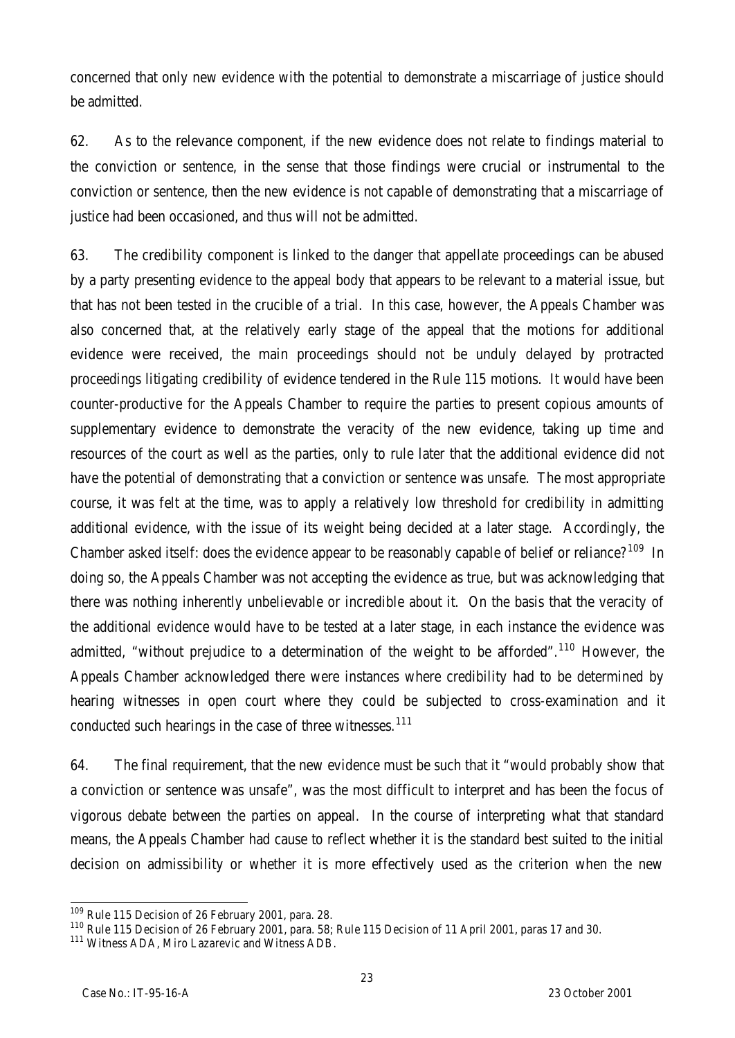concerned that only new evidence with the potential to demonstrate a miscarriage of justice should be admitted.

62. As to the relevance component, if the new evidence does not relate to findings material to the conviction or sentence, in the sense that those findings were crucial or instrumental to the conviction or sentence, then the new evidence is not capable of demonstrating that a miscarriage of justice had been occasioned, and thus will not be admitted.

63. The credibility component is linked to the danger that appellate proceedings can be abused by a party presenting evidence to the appeal body that appears to be relevant to a material issue, but that has not been tested in the crucible of a trial. In this case, however, the Appeals Chamber was also concerned that, at the relatively early stage of the appeal that the motions for additional evidence were received, the main proceedings should not be unduly delayed by protracted proceedings litigating credibility of evidence tendered in the Rule 115 motions. It would have been counter-productive for the Appeals Chamber to require the parties to present copious amounts of supplementary evidence to demonstrate the veracity of the new evidence, taking up time and resources of the court as well as the parties, only to rule later that the additional evidence did not have the potential of demonstrating that a conviction or sentence was unsafe. The most appropriate course, it was felt at the time, was to apply a relatively low threshold for credibility in admitting additional evidence, with the issue of its weight being decided at a later stage. Accordingly, the Chamber asked itself: does the evidence appear to be reasonably capable of belief or reliance?[109] In doing so, the Appeals Chamber was not accepting the evidence as true, but was acknowledging that there was nothing inherently unbelievable or incredible about it. On the basis that the veracity of the additional evidence would have to be tested at a later stage, in each instance the evidence was admitted, "without prejudice to a determination of the weight to be afforded".[110] However, the Appeals Chamber acknowledged there were instances where credibility had to be determined by hearing witnesses in open court where they could be subjected to cross-examination and it conducted such hearings in the case of three witnesses.[111]

64. The final requirement, that the new evidence must be such that it "would probably show that a conviction or sentence was unsafe", was the most difficult to interpret and has been the focus of vigorous debate between the parties on appeal. In the course of interpreting what that standard means, the Appeals Chamber had cause to reflect whether it is the standard best suited to the initial decision on admissibility or whether it is more effectively used as the criterion when the new

---

[109] Rule 115 Decision of 26 February 2001, para. 28.

[110] Rule 115 Decision of 26 February 2001, para. 58; Rule 115 Decision of 11 April 2001, paras 17 and 30.

[111] Witness ADA, Miro Lazarevic and Witness ADB.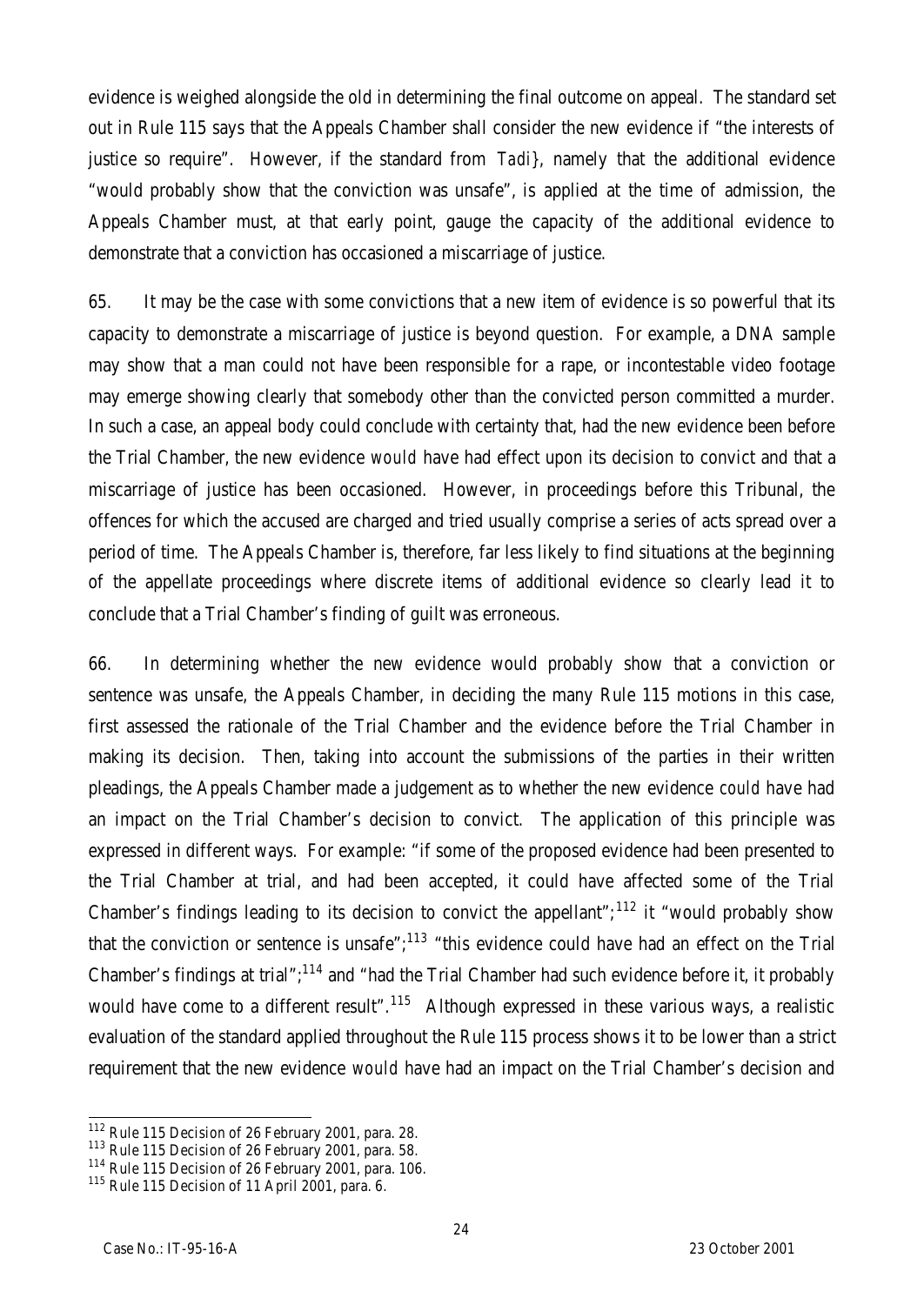evidence is weighed alongside the old in determining the final outcome on appeal. The standard set out in Rule 115 says that the Appeals Chamber shall consider the new evidence if "the interests of justice so require". However, if the standard from *Tadi}*, namely that the additional evidence "would probably show that the conviction was unsafe", is applied at the time of admission, the Appeals Chamber must, at that early point, gauge the capacity of the additional evidence to demonstrate that a conviction has occasioned a miscarriage of justice.

65. It may be the case with some convictions that a new item of evidence is so powerful that its capacity to demonstrate a miscarriage of justice is beyond question. For example, a DNA sample may show that a man could not have been responsible for a rape, or incontestable video footage may emerge showing clearly that somebody other than the convicted person committed a murder. In such a case, an appeal body could conclude with certainty that, had the new evidence been before the Trial Chamber, the new evidence *would* have had effect upon its decision to convict and that a miscarriage of justice has been occasioned. However, in proceedings before this Tribunal, the offences for which the accused are charged and tried usually comprise a series of acts spread over a period of time. The Appeals Chamber is, therefore, far less likely to find situations at the beginning of the appellate proceedings where discrete items of additional evidence so clearly lead it to conclude that a Trial Chamber's finding of guilt was erroneous.

66. In determining whether the new evidence would probably show that a conviction or sentence was unsafe, the Appeals Chamber, in deciding the many Rule 115 motions in this case, first assessed the rationale of the Trial Chamber and the evidence before the Trial Chamber in making its decision. Then, taking into account the submissions of the parties in their written pleadings, the Appeals Chamber made a judgement as to whether the new evidence *could* have had an impact on the Trial Chamber's decision to convict. The application of this principle was expressed in different ways. For example: "if some of the proposed evidence had been presented to the Trial Chamber at trial, and had been accepted, it could have affected some of the Trial Chamber's findings leading to its decision to convict the appellant";[112] it "would probably show that the conviction or sentence is unsafe";[113] "this evidence could have had an effect on the Trial Chamber's findings at trial";[114] and "had the Trial Chamber had such evidence before it, it probably would have come to a different result".[115] Although expressed in these various ways, a realistic evaluation of the standard applied throughout the Rule 115 process shows it to be lower than a strict requirement that the new evidence *would* have had an impact on the Trial Chamber's decision and

[112] Rule 115 Decision of 26 February 2001, para. 28.

[113] Rule 115 Decision of 26 February 2001, para. 58.

[114] Rule 115 Decision of 26 February 2001, para. 106.

[115] Rule 115 Decision of 11 April 2001, para. 6.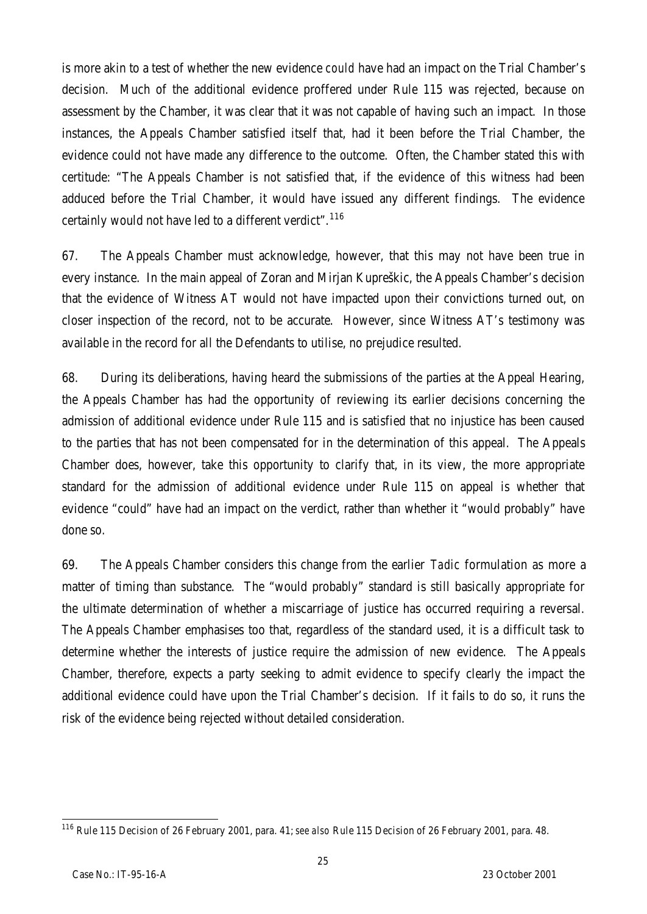is more akin to a test of whether the new evidence *could* have had an impact on the Trial Chamber's decision. Much of the additional evidence proffered under Rule 115 was rejected, because on assessment by the Chamber, it was clear that it was not capable of having such an impact. In those instances, the Appeals Chamber satisfied itself that, had it been before the Trial Chamber, the evidence could not have made any difference to the outcome. Often, the Chamber stated this with certitude: "The Appeals Chamber is not satisfied that, if the evidence of this witness had been adduced before the Trial Chamber, it would have issued any different findings. The evidence certainly would not have led to a different verdict".[116]

67. The Appeals Chamber must acknowledge, however, that this may not have been true in every instance. In the main appeal of Zoran and Mirjan Kupreškic, the Appeals Chamber's decision that the evidence of Witness AT would not have impacted upon their convictions turned out, on closer inspection of the record, not to be accurate. However, since Witness AT's testimony was available in the record for all the Defendants to utilise, no prejudice resulted.

68. During its deliberations, having heard the submissions of the parties at the Appeal Hearing, the Appeals Chamber has had the opportunity of reviewing its earlier decisions concerning the admission of additional evidence under Rule 115 and is satisfied that no injustice has been caused to the parties that has not been compensated for in the determination of this appeal. The Appeals Chamber does, however, take this opportunity to clarify that, in its view, the more appropriate standard for the admission of additional evidence under Rule 115 on appeal is whether that evidence "could" have had an impact on the verdict, rather than whether it "would probably" have done so.

69. The Appeals Chamber considers this change from the earlier *Tadic* formulation as more a matter of timing than substance. The "would probably" standard is still basically appropriate for the ultimate determination of whether a miscarriage of justice has occurred requiring a reversal. The Appeals Chamber emphasises too that, regardless of the standard used, it is a difficult task to determine whether the interests of justice require the admission of new evidence. The Appeals Chamber, therefore, expects a party seeking to admit evidence to specify clearly the impact the additional evidence could have upon the Trial Chamber's decision. If it fails to do so, it runs the risk of the evidence being rejected without detailed consideration.

---

[116] Rule 115 Decision of 26 February 2001, para. 41; *see also* Rule 115 Decision of 26 February 2001, para. 48.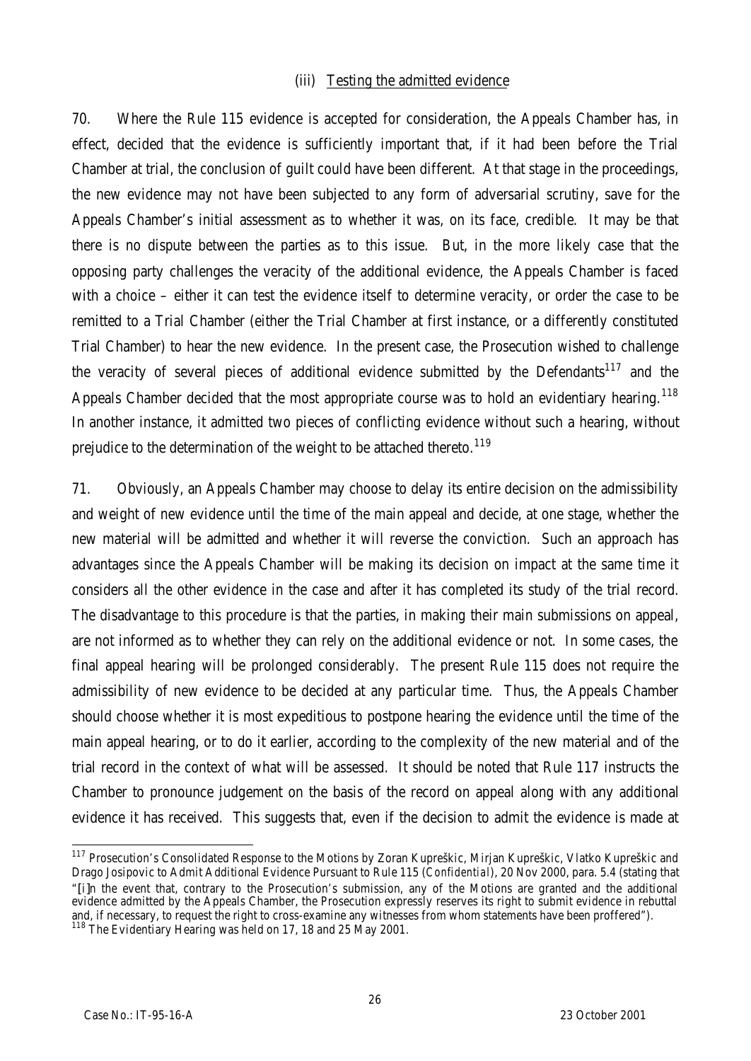### (iii) Testing the admitted evidence

70. Where the Rule 115 evidence is accepted for consideration, the Appeals Chamber has, in effect, decided that the evidence is sufficiently important that, if it had been before the Trial Chamber at trial, the conclusion of guilt could have been different. At that stage in the proceedings, the new evidence may not have been subjected to any form of adversarial scrutiny, save for the Appeals Chamber's initial assessment as to whether it was, on its face, credible. It may be that there is no dispute between the parties as to this issue. But, in the more likely case that the opposing party challenges the veracity of the additional evidence, the Appeals Chamber is faced with a choice – either it can test the evidence itself to determine veracity, or order the case to be remitted to a Trial Chamber (either the Trial Chamber at first instance, or a differently constituted Trial Chamber) to hear the new evidence. In the present case, the Prosecution wished to challenge the veracity of several pieces of additional evidence submitted by the Defendants[117] and the Appeals Chamber decided that the most appropriate course was to hold an evidentiary hearing.[118] In another instance, it admitted two pieces of conflicting evidence without such a hearing, without prejudice to the determination of the weight to be attached thereto.[119]

71. Obviously, an Appeals Chamber may choose to delay its entire decision on the admissibility and weight of new evidence until the time of the main appeal and decide, at one stage, whether the new material will be admitted and whether it will reverse the conviction. Such an approach has advantages since the Appeals Chamber will be making its decision on impact at the same time it considers all the other evidence in the case and after it has completed its study of the trial record. The disadvantage to this procedure is that the parties, in making their main submissions on appeal, are not informed as to whether they can rely on the additional evidence or not. In some cases, the final appeal hearing will be prolonged considerably. The present Rule 115 does not require the admissibility of new evidence to be decided at any particular time. Thus, the Appeals Chamber should choose whether it is most expeditious to postpone hearing the evidence until the time of the main appeal hearing, or to do it earlier, according to the complexity of the new material and of the trial record in the context of what will be assessed. It should be noted that Rule 117 instructs the Chamber to pronounce judgement on the basis of the record on appeal along with any additional evidence it has received. This suggests that, even if the decision to admit the evidence is made at

---

[117] Prosecution's Consolidated Response to the Motions by Zoran Kupreškic, Mirjan Kupreškic, Vlatko Kupreškic and Drago Josipovic to Admit Additional Evidence Pursuant to Rule 115 (*Confidential*), 20 Nov 2000, para. 5.4 (stating that "[i]n the event that, contrary to the Prosecution's submission, any of the Motions are granted and the additional evidence admitted by the Appeals Chamber, the Prosecution expressly reserves its right to submit evidence in rebuttal and, if necessary, to request the right to cross-examine any witnesses from whom statements have been proffered").

[118] The Evidentiary Hearing was held on 17, 18 and 25 May 2001.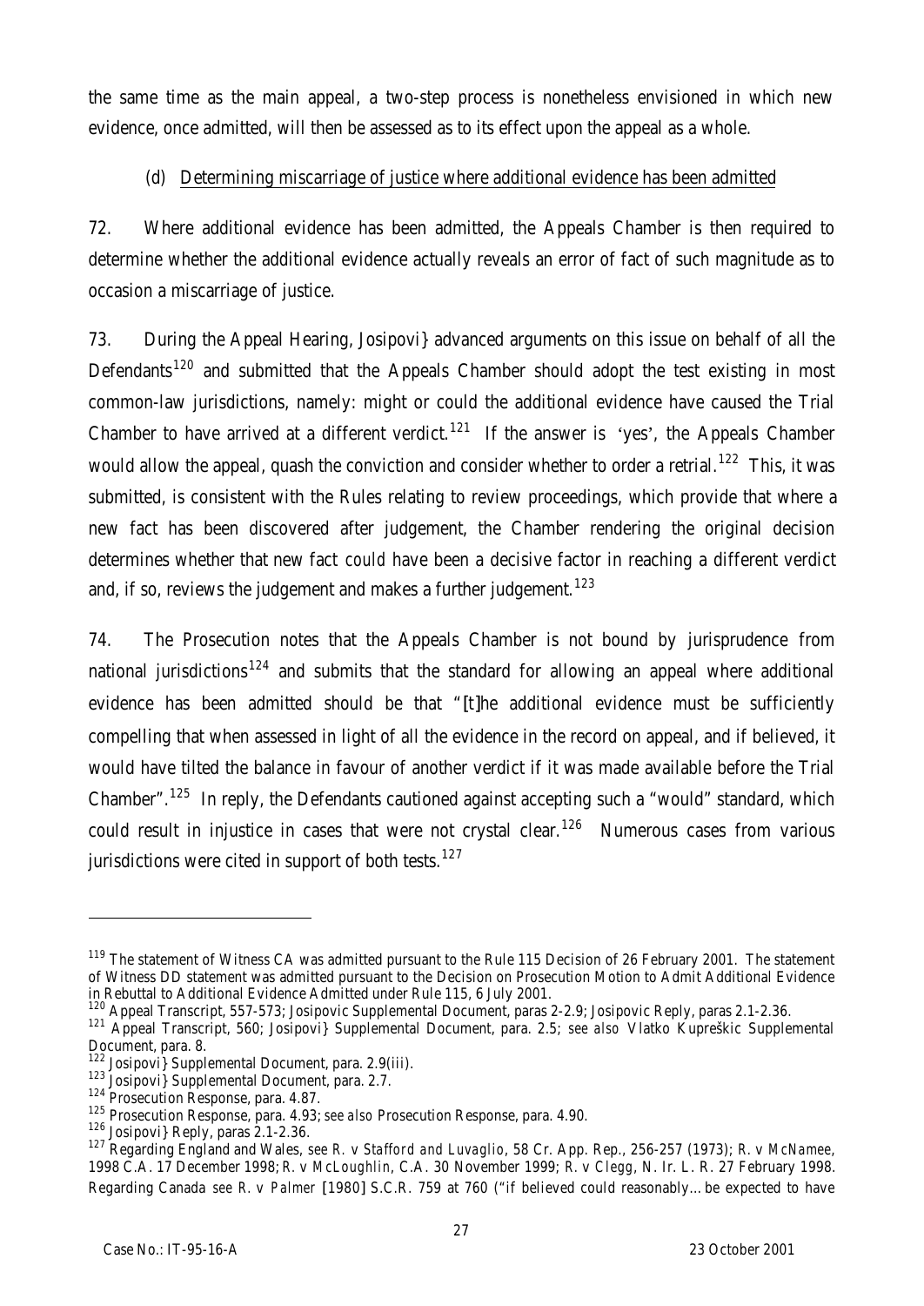the same time as the main appeal, a two-step process is nonetheless envisioned in which new evidence, once admitted, will then be assessed as to its effect upon the appeal as a whole.

(d) Determining miscarriage of justice where additional evidence has been admitted

72. Where additional evidence has been admitted, the Appeals Chamber is then required to determine whether the additional evidence actually reveals an error of fact of such magnitude as to occasion a miscarriage of justice.

73. During the Appeal Hearing, Josipovi} advanced arguments on this issue on behalf of all the Defendants[120] and submitted that the Appeals Chamber should adopt the test existing in most common-law jurisdictions, namely: might or could the additional evidence have caused the Trial Chamber to have arrived at a different verdict.[121] If the answer is 'yes', the Appeals Chamber would allow the appeal, quash the conviction and consider whether to order a retrial.[122] This, it was submitted, is consistent with the Rules relating to review proceedings, which provide that where a new fact has been discovered after judgement, the Chamber rendering the original decision determines whether that new fact *could* have been a decisive factor in reaching a different verdict and, if so, reviews the judgement and makes a further judgement.[123]

74. The Prosecution notes that the Appeals Chamber is not bound by jurisprudence from national jurisdictions[124] and submits that the standard for allowing an appeal where additional evidence has been admitted should be that "[t]he additional evidence must be sufficiently compelling that when assessed in light of all the evidence in the record on appeal, and if believed, it would have tilted the balance in favour of another verdict if it was made available before the Trial Chamber".[125] In reply, the Defendants cautioned against accepting such a "would" standard, which could result in injustice in cases that were not crystal clear.[126] Numerous cases from various jurisdictions were cited in support of both tests.[127]

---

[119] The statement of Witness CA was admitted pursuant to the Rule 115 Decision of 26 February 2001. The statement of Witness DD statement was admitted pursuant to the Decision on Prosecution Motion to Admit Additional Evidence in Rebuttal to Additional Evidence Admitted under Rule 115, 6 July 2001.

[120] Appeal Transcript, 557-573; Josipovic Supplemental Document, paras 2-2.9; Josipovic Reply, paras 2.1-2.36.

[121] Appeal Transcript, 560; Josipovi} Supplemental Document, para. 2.5; *see also* Vlatko Kupreškic Supplemental Document, para. 8.

[122] Josipovi} Supplemental Document, para. 2.9(iii).

[123] Josipovi} Supplemental Document, para. 2.7.

[124] Prosecution Response, para. 4.87.

[125] Prosecution Response, para. 4.93; *see also* Prosecution Response, para. 4.90.

[126] Josipovi} Reply, paras 2.1-2.36.

[127] Regarding England and Wales, *see R. v Stafford and Luvaglio*, 58 Cr. App. Rep., 256-257 (1973); *R. v McNamee*, 1998 C.A. 17 December 1998; *R. v McLoughlin*, C.A. 30 November 1999; *R. v Clegg*, N. Ir. L. R. 27 February 1998. Regarding Canada *see R. v Palmer* [1980] S.C.R. 759 at 760 ("if believed could reasonably… be expected to have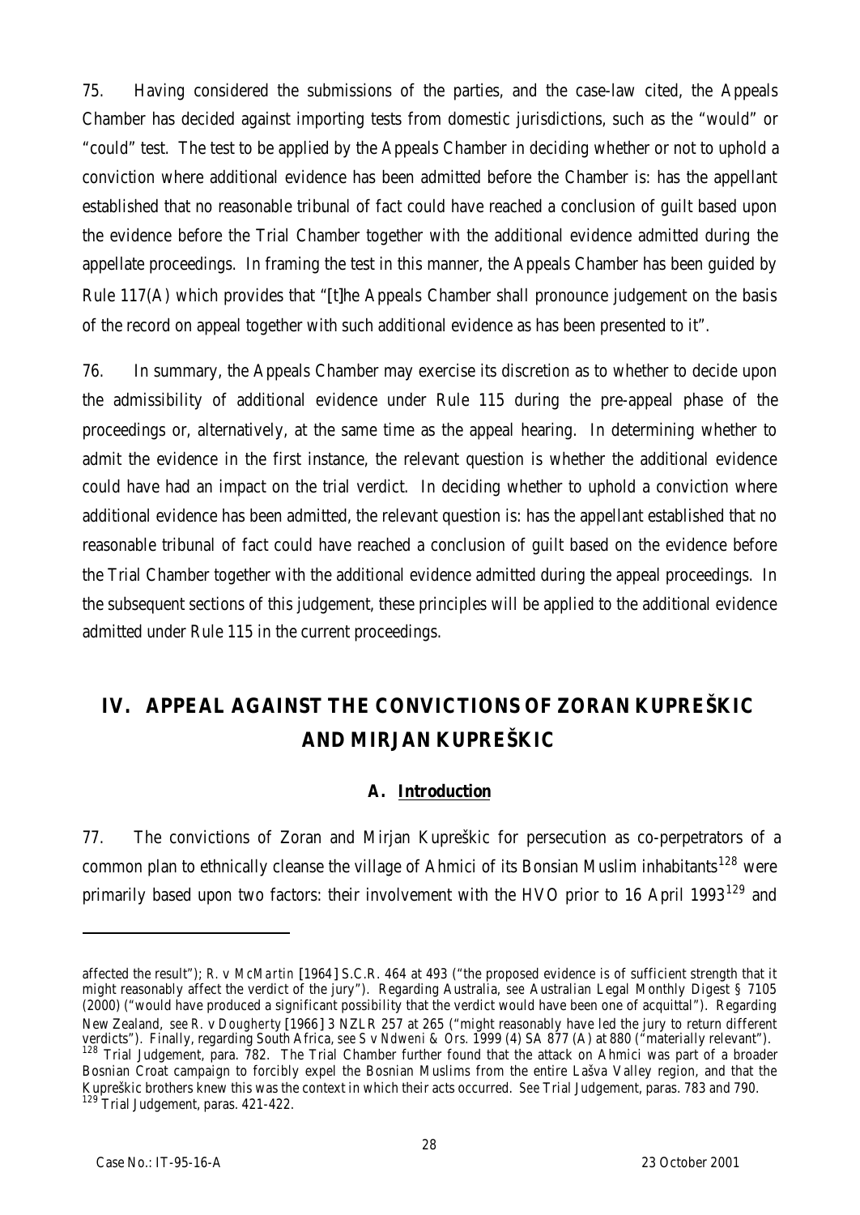75. Having considered the submissions of the parties, and the case-law cited, the Appeals Chamber has decided against importing tests from domestic jurisdictions, such as the "would" or "could" test. The test to be applied by the Appeals Chamber in deciding whether or not to uphold a conviction where additional evidence has been admitted before the Chamber is: has the appellant established that no reasonable tribunal of fact could have reached a conclusion of guilt based upon the evidence before the Trial Chamber together with the additional evidence admitted during the appellate proceedings. In framing the test in this manner, the Appeals Chamber has been guided by Rule 117(A) which provides that "[t]he Appeals Chamber shall pronounce judgement on the basis of the record on appeal together with such additional evidence as has been presented to it".

76. In summary, the Appeals Chamber may exercise its discretion as to whether to decide upon the admissibility of additional evidence under Rule 115 during the pre-appeal phase of the proceedings or, alternatively, at the same time as the appeal hearing. In determining whether to admit the evidence in the first instance, the relevant question is whether the additional evidence could have had an impact on the trial verdict. In deciding whether to uphold a conviction where additional evidence has been admitted, the relevant question is: has the appellant established that no reasonable tribunal of fact could have reached a conclusion of guilt based on the evidence before the Trial Chamber together with the additional evidence admitted during the appeal proceedings. In the subsequent sections of this judgement, these principles will be applied to the additional evidence admitted under Rule 115 in the current proceedings.

# IV. APPEAL AGAINST THE CONVICTIONS OF ZORAN KUPREŠKIC AND MIRJAN KUPREŠKIC

## A. Introduction

77. The convictions of Zoran and Mirjan Kupreškic for persecution as co-perpetrators of a common plan to ethnically cleanse the village of Ahmici of its Bosnian Muslim inhabitants[128] were primarily based upon two factors: their involvement with the HVO prior to 16 April 1993[129] and

---

affected the result"); *R. v McMartin* [1964] S.C.R. 464 at 493 ("the proposed evidence is of sufficient strength that it might reasonably affect the verdict of the jury"). Regarding Australia, *see* Australian Legal Monthly Digest § 7105 (2000) ("would have produced a significant possibility that the verdict would have been one of acquittal"). Regarding New Zealand, *see R. v Dougherty* [1966] 3 NZLR 257 at 265 ("might reasonably have led the jury to return different verdicts"). Finally, regarding South Africa, *see S v Ndweni & Ors.* 1999 (4) SA 877 (A) at 880 ("materially relevant").

[128] Trial Judgement, para. 782. The Trial Chamber further found that the attack on Ahmici was part of a broader Bosnian Croat campaign to forcibly expel the Bosnian Muslims from the entire Lašva Valley region, and that the Kupreškic brothers knew this was the context in which their acts occurred. *See* Trial Judgement, paras. 783 and 790.

[129] Trial Judgement, paras. 421-422.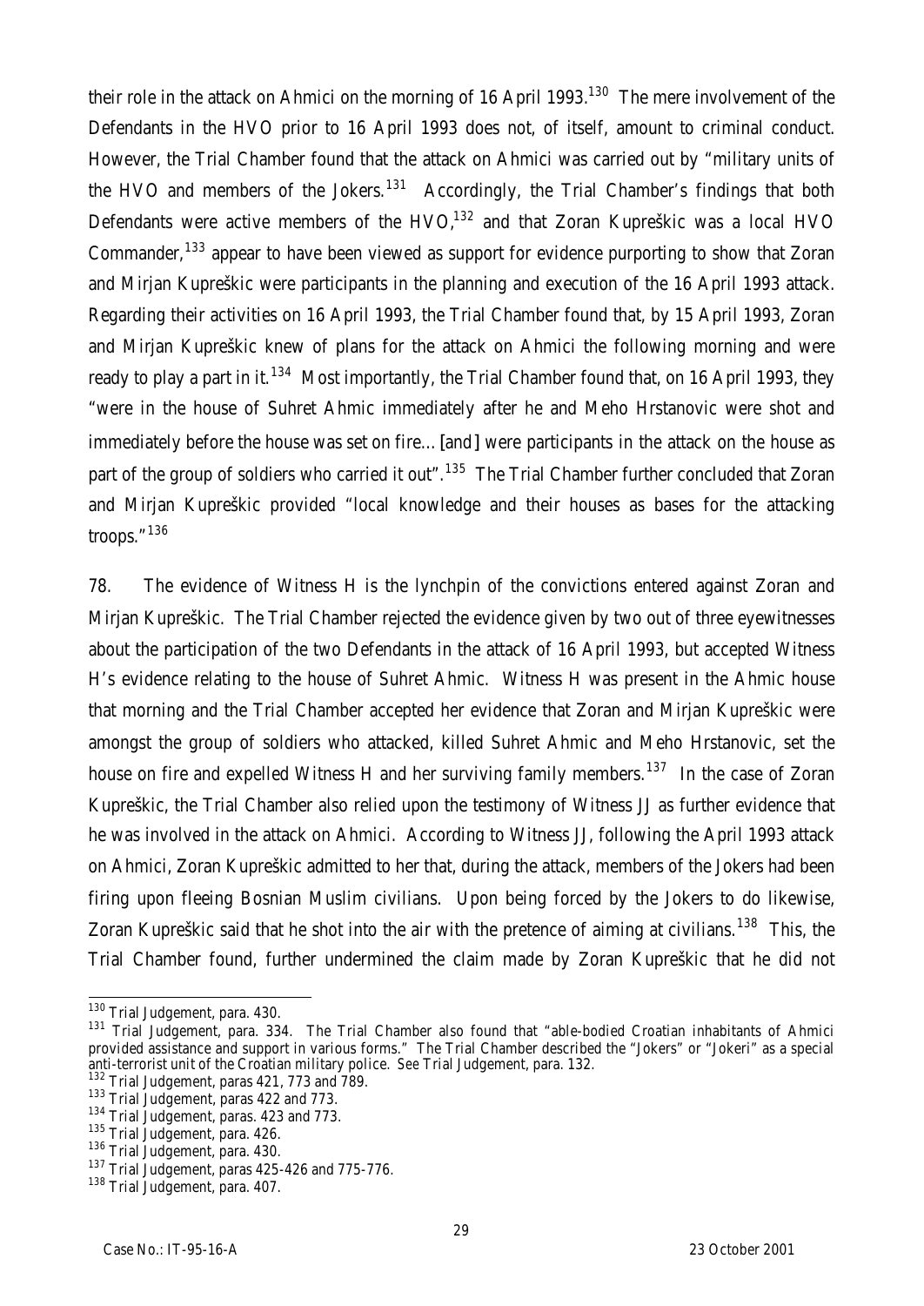their role in the attack on Ahmici on the morning of 16 April 1993.[130] The mere involvement of the Defendants in the HVO prior to 16 April 1993 does not, of itself, amount to criminal conduct. However, the Trial Chamber found that the attack on Ahmici was carried out by "military units of the HVO and members of the Jokers.[131] Accordingly, the Trial Chamber's findings that both Defendants were active members of the HVO,[132] and that Zoran Kupreškic was a local HVO Commander,[133] appear to have been viewed as support for evidence purporting to show that Zoran and Mirjan Kupreškic were participants in the planning and execution of the 16 April 1993 attack. Regarding their activities on 16 April 1993, the Trial Chamber found that, by 15 April 1993, Zoran and Mirjan Kupreškic knew of plans for the attack on Ahmici the following morning and were ready to play a part in it.[134] Most importantly, the Trial Chamber found that, on 16 April 1993, they "were in the house of Suhret Ahmic immediately after he and Meho Hrstanovic were shot and immediately before the house was set on fire…[and] were participants in the attack on the house as part of the group of soldiers who carried it out".[135] The Trial Chamber further concluded that Zoran and Mirjan Kupreškic provided "local knowledge and their houses as bases for the attacking troops."[136]

78. The evidence of Witness H is the lynchpin of the convictions entered against Zoran and Mirjan Kupreškic. The Trial Chamber rejected the evidence given by two out of three eyewitnesses about the participation of the two Defendants in the attack of 16 April 1993, but accepted Witness H's evidence relating to the house of Suhret Ahmic. Witness H was present in the Ahmic house that morning and the Trial Chamber accepted her evidence that Zoran and Mirjan Kupreškic were amongst the group of soldiers who attacked, killed Suhret Ahmic and Meho Hrstanovic, set the house on fire and expelled Witness H and her surviving family members.[137] In the case of Zoran Kupreškic, the Trial Chamber also relied upon the testimony of Witness JJ as further evidence that he was involved in the attack on Ahmici. According to Witness JJ, following the April 1993 attack on Ahmici, Zoran Kupreškic admitted to her that, during the attack, members of the Jokers had been firing upon fleeing Bosnian Muslim civilians. Upon being forced by the Jokers to do likewise, Zoran Kupreškic said that he shot into the air with the pretence of aiming at civilians.[138] This, the Trial Chamber found, further undermined the claim made by Zoran Kupreškic that he did not

---

[130] Trial Judgement, para. 430.

[131] Trial Judgement, para. 334. The Trial Chamber also found that "able-bodied Croatian inhabitants of Ahmici provided assistance and support in various forms." The Trial Chamber described the "Jokers" or "Jokeri" as a special anti-terrorist unit of the Croatian military police. *See* Trial Judgement, para. 132.

[132] Trial Judgement, paras 421, 773 and 789.

[133] Trial Judgement, paras 422 and 773.

[134] Trial Judgement, paras. 423 and 773.

[135] Trial Judgement, para. 426.

[136] Trial Judgement, para. 430.

[137] Trial Judgement, paras 425-426 and 775-776.

[138] Trial Judgement, para. 407.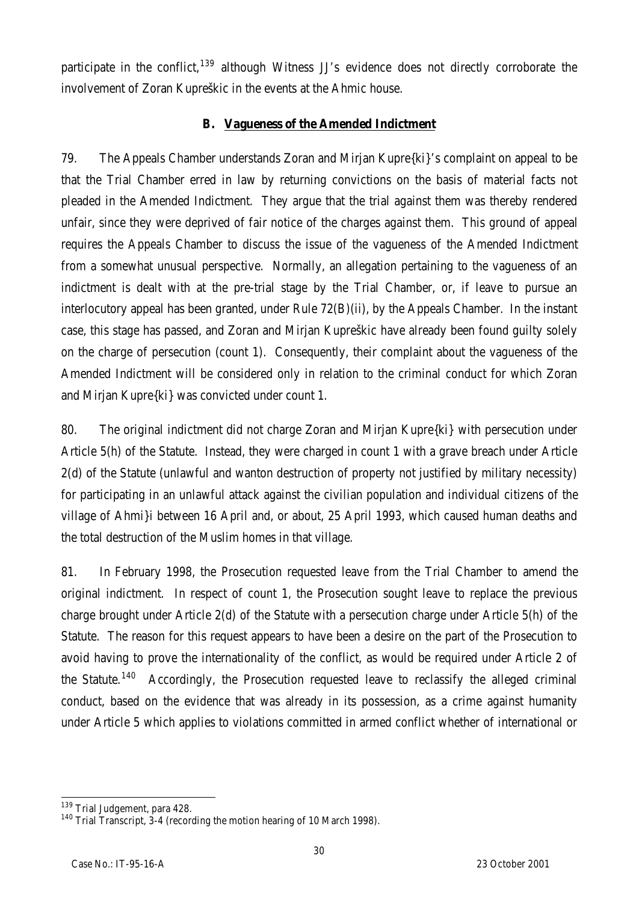participate in the conflict,[139] although Witness JJ's evidence does not directly corroborate the involvement of Zoran Kupreškic in the events at the Ahmic house.

## B. Vagueness of the Amended Indictment

79. The Appeals Chamber understands Zoran and Mirjan Kupre{ki}'s complaint on appeal to be that the Trial Chamber erred in law by returning convictions on the basis of material facts not pleaded in the Amended Indictment. They argue that the trial against them was thereby rendered unfair, since they were deprived of fair notice of the charges against them. This ground of appeal requires the Appeals Chamber to discuss the issue of the vagueness of the Amended Indictment from a somewhat unusual perspective. Normally, an allegation pertaining to the vagueness of an indictment is dealt with at the pre-trial stage by the Trial Chamber, or, if leave to pursue an interlocutory appeal has been granted, under Rule 72(B)(ii), by the Appeals Chamber. In the instant case, this stage has passed, and Zoran and Mirjan Kupreškic have already been found guilty solely on the charge of persecution (count 1). Consequently, their complaint about the vagueness of the Amended Indictment will be considered only in relation to the criminal conduct for which Zoran and Mirjan Kupre{ki} was convicted under count 1.

80. The original indictment did not charge Zoran and Mirjan Kupre{ki} with persecution under Article 5(h) of the Statute. Instead, they were charged in count 1 with a grave breach under Article 2(d) of the Statute (unlawful and wanton destruction of property not justified by military necessity) for participating in an unlawful attack against the civilian population and individual citizens of the village of Ahmi}i between 16 April and, or about, 25 April 1993, which caused human deaths and the total destruction of the Muslim homes in that village.

81. In February 1998, the Prosecution requested leave from the Trial Chamber to amend the original indictment. In respect of count 1, the Prosecution sought leave to replace the previous charge brought under Article 2(d) of the Statute with a persecution charge under Article 5(h) of the Statute. The reason for this request appears to have been a desire on the part of the Prosecution to avoid having to prove the internationality of the conflict, as would be required under Article 2 of the Statute.[140] Accordingly, the Prosecution requested leave to reclassify the alleged criminal conduct, based on the evidence that was already in its possession, as a crime against humanity under Article 5 which applies to violations committed in armed conflict whether of international or

[139] Trial Judgement, para 428.

[140] Trial Transcript, 3-4 (recording the motion hearing of 10 March 1998).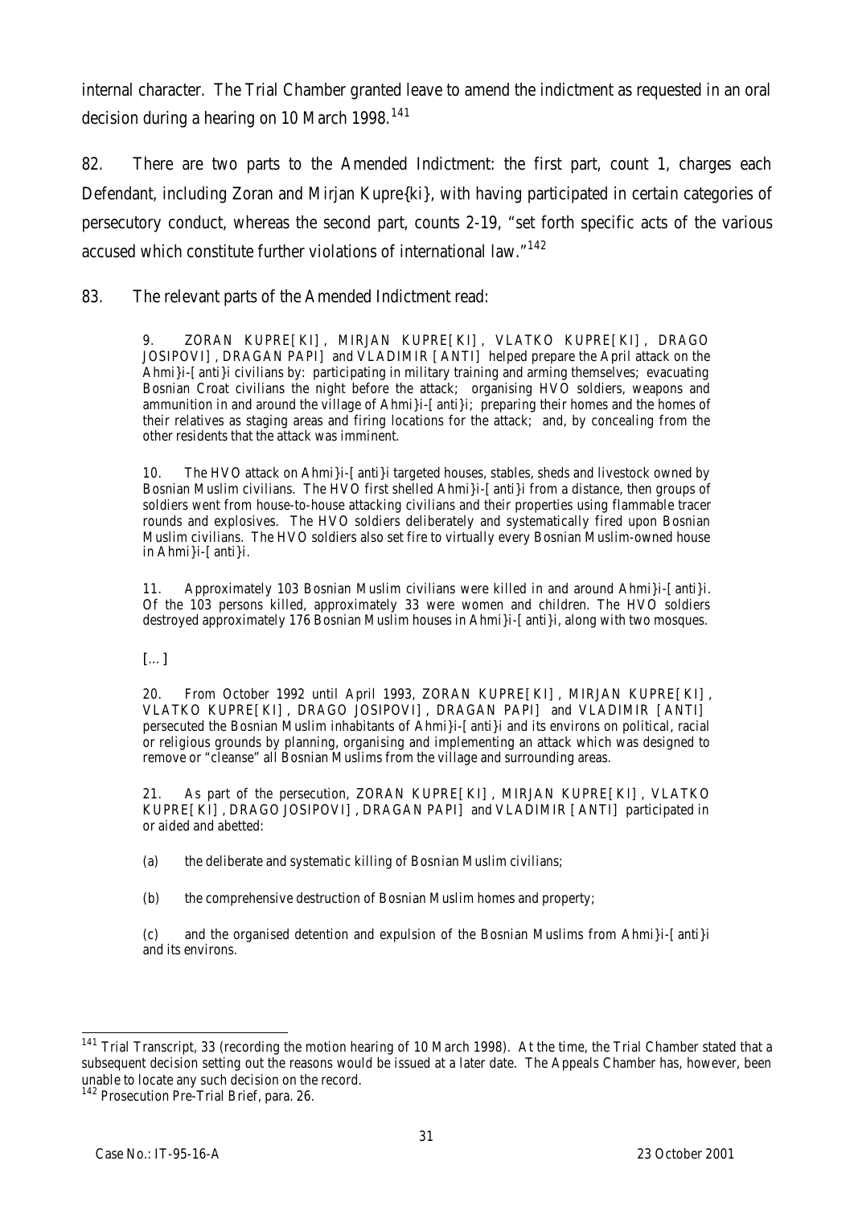internal character. The Trial Chamber granted leave to amend the indictment as requested in an oral decision during a hearing on 10 March 1998.[141]

82. There are two parts to the Amended Indictment: the first part, count 1, charges each Defendant, including Zoran and Mirjan Kupre{ki}, with having participated in certain categories of persecutory conduct, whereas the second part, counts 2-19, "set forth specific acts of the various accused which constitute further violations of international law."[142]

83. The relevant parts of the Amended Indictment read:

> 9. ZORAN KUPRE[KI], MIRJAN KUPRE[KI], VLATKO KUPRE[KI], DRAGO JOSIPOVI], DRAGAN PAPI] and VLADIMIR [ANTI] helped prepare the April attack on the Ahmi}i-[anti}i civilians by: participating in military training and arming themselves; evacuating Bosnian Croat civilians the night before the attack; organising HVO soldiers, weapons and ammunition in and around the village of Ahmi}i-[anti}i; preparing their homes and the homes of their relatives as staging areas and firing locations for the attack; and, by concealing from the other residents that the attack was imminent.
>
> 10. The HVO attack on Ahmi}i-[anti}i targeted houses, stables, sheds and livestock owned by Bosnian Muslim civilians. The HVO first shelled Ahmi}i-[anti}i from a distance, then groups of soldiers went from house-to-house attacking civilians and their properties using flammable tracer rounds and explosives. The HVO soldiers deliberately and systematically fired upon Bosnian Muslim civilians. The HVO soldiers also set fire to virtually every Bosnian Muslim-owned house in Ahmi}i-[anti}i.
>
> 11. Approximately 103 Bosnian Muslim civilians were killed in and around Ahmi}i-[anti}i. Of the 103 persons killed, approximately 33 were women and children. The HVO soldiers destroyed approximately 176 Bosnian Muslim houses in Ahmi}i-[anti}i, along with two mosques.
>
> [...]
>
> 20. From October 1992 until April 1993, ZORAN KUPRE[KI], MIRJAN KUPRE[KI], VLATKO KUPRE[KI], DRAGO JOSIPOVI], DRAGAN PAPI] and VLADIMIR [ANTI] persecuted the Bosnian Muslim inhabitants of Ahmi}i-[anti}i and its environs on political, racial or religious grounds by planning, organising and implementing an attack which was designed to remove or "cleanse" all Bosnian Muslims from the village and surrounding areas.
>
> 21. As part of the persecution, ZORAN KUPRE[KI], MIRJAN KUPRE[KI], VLATKO KUPRE[KI], DRAGO JOSIPOVI], DRAGAN PAPI] and VLADIMIR [ANTI] participated in or aided and abetted:
>
> (a) the deliberate and systematic killing of Bosnian Muslim civilians;
>
> (b) the comprehensive destruction of Bosnian Muslim homes and property;
>
> (c) and the organised detention and expulsion of the Bosnian Muslims from Ahmi}i-[anti}i and its environs.

---

[141] Trial Transcript, 33 (recording the motion hearing of 10 March 1998). At the time, the Trial Chamber stated that a subsequent decision setting out the reasons would be issued at a later date. The Appeals Chamber has, however, been unable to locate any such decision on the record.

[142] Prosecution Pre-Trial Brief, para. 26.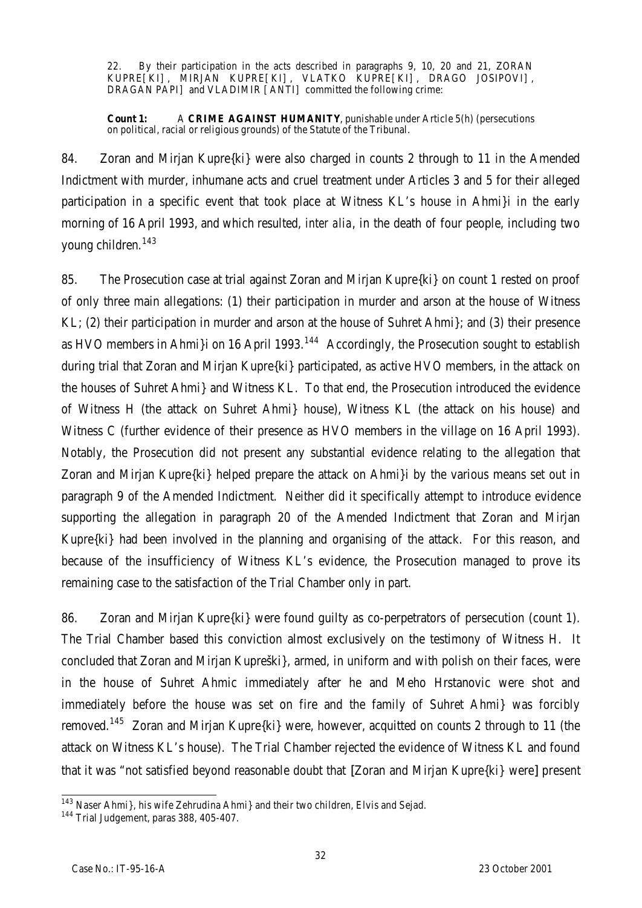22. By their participation in the acts described in paragraphs 9, 10, 20 and 21, ZORAN KUPRE[KI], MIRJAN KUPRE[KI], VLATKO KUPRE[KI], DRAGO JOSIPOVI], DRAGAN PAPI] and VLADIMIR [ANTI] committed the following crime:

**Count 1:** A **CRIME AGAINST HUMANITY**, punishable under Article 5(h) (persecutions on political, racial or religious grounds) of the Statute of the Tribunal.

84. Zoran and Mirjan Kupre{ki} were also charged in counts 2 through to 11 in the Amended Indictment with murder, inhumane acts and cruel treatment under Articles 3 and 5 for their alleged participation in a specific event that took place at Witness KL's house in Ahmi}i in the early morning of 16 April 1993, and which resulted, *inter alia*, in the death of four people, including two young children.[143]

85. The Prosecution case at trial against Zoran and Mirjan Kupre{ki} on count 1 rested on proof of only three main allegations: (1) their participation in murder and arson at the house of Witness KL; (2) their participation in murder and arson at the house of Suhret Ahmi}; and (3) their presence as HVO members in Ahmi}i on 16 April 1993.[144] Accordingly, the Prosecution sought to establish during trial that Zoran and Mirjan Kupre{ki} participated, as active HVO members, in the attack on the houses of Suhret Ahmi} and Witness KL. To that end, the Prosecution introduced the evidence of Witness H (the attack on Suhret Ahmi} house), Witness KL (the attack on his house) and Witness C (further evidence of their presence as HVO members in the village on 16 April 1993). Notably, the Prosecution did not present any substantial evidence relating to the allegation that Zoran and Mirjan Kupre{ki} helped prepare the attack on Ahmi}i by the various means set out in paragraph 9 of the Amended Indictment. Neither did it specifically attempt to introduce evidence supporting the allegation in paragraph 20 of the Amended Indictment that Zoran and Mirjan Kupre{ki} had been involved in the planning and organising of the attack. For this reason, and because of the insufficiency of Witness KL's evidence, the Prosecution managed to prove its remaining case to the satisfaction of the Trial Chamber only in part.

86. Zoran and Mirjan Kupre{ki} were found guilty as co-perpetrators of persecution (count 1). The Trial Chamber based this conviction almost exclusively on the testimony of Witness H. It concluded that Zoran and Mirjan Kupreški}, armed, in uniform and with polish on their faces, were in the house of Suhret Ahmic immediately after he and Meho Hrstanovic were shot and immediately before the house was set on fire and the family of Suhret Ahmi} was forcibly removed.[145] Zoran and Mirjan Kupre{ki} were, however, acquitted on counts 2 through to 11 (the attack on Witness KL's house). The Trial Chamber rejected the evidence of Witness KL and found that it was "not satisfied beyond reasonable doubt that [Zoran and Mirjan Kupre{ki} were] present

---

[143] Naser Ahmi}, his wife Zehrudina Ahmi} and their two children, Elvis and Sejad.

[144] Trial Judgement, paras 388, 405-407.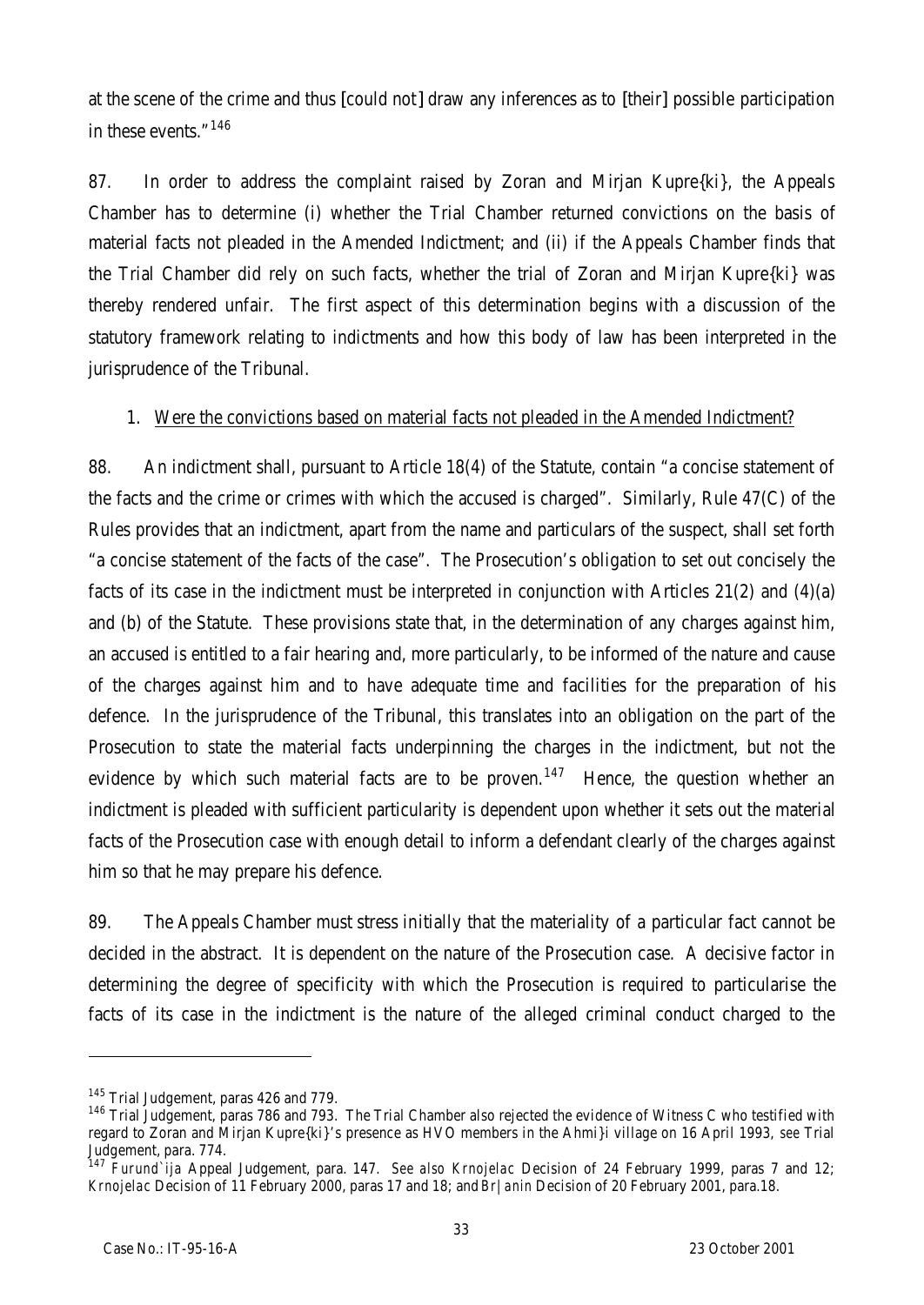at the scene of the crime and thus [could not] draw any inferences as to [their] possible participation in these events."[146]

87. In order to address the complaint raised by Zoran and Mirjan Kupre{ki}, the Appeals Chamber has to determine (i) whether the Trial Chamber returned convictions on the basis of material facts not pleaded in the Amended Indictment; and (ii) if the Appeals Chamber finds that the Trial Chamber did rely on such facts, whether the trial of Zoran and Mirjan Kupre{ki} was thereby rendered unfair. The first aspect of this determination begins with a discussion of the statutory framework relating to indictments and how this body of law has been interpreted in the jurisprudence of the Tribunal.

1. Were the convictions based on material facts not pleaded in the Amended Indictment?

88. An indictment shall, pursuant to Article 18(4) of the Statute, contain "a concise statement of the facts and the crime or crimes with which the accused is charged". Similarly, Rule 47(C) of the Rules provides that an indictment, apart from the name and particulars of the suspect, shall set forth "a concise statement of the facts of the case". The Prosecution's obligation to set out concisely the facts of its case in the indictment must be interpreted in conjunction with Articles 21(2) and (4)(a) and (b) of the Statute. These provisions state that, in the determination of any charges against him, an accused is entitled to a fair hearing and, more particularly, to be informed of the nature and cause of the charges against him and to have adequate time and facilities for the preparation of his defence. In the jurisprudence of the Tribunal, this translates into an obligation on the part of the Prosecution to state the material facts underpinning the charges in the indictment, but not the evidence by which such material facts are to be proven.[147] Hence, the question whether an indictment is pleaded with sufficient particularity is dependent upon whether it sets out the material facts of the Prosecution case with enough detail to inform a defendant clearly of the charges against him so that he may prepare his defence.

89. The Appeals Chamber must stress initially that the materiality of a particular fact cannot be decided in the abstract. It is dependent on the nature of the Prosecution case. A decisive factor in determining the degree of specificity with which the Prosecution is required to particularise the facts of its case in the indictment is the nature of the alleged criminal conduct charged to the

---

[145] Trial Judgement, paras 426 and 779.

[146] Trial Judgement, paras 786 and 793. The Trial Chamber also rejected the evidence of Witness C who testified with regard to Zoran and Mirjan Kupre{ki}'s presence as HVO members in the Ahmi}i village on 16 April 1993, *see* Trial Judgement, para. 774.

[147] *Furund`ija* Appeal Judgement, para. 147. *See also Krnojelac* Decision of 24 February 1999, paras 7 and 12; *Krnojelac* Decision of 11 February 2000, paras 17 and 18; and *Br|anin* Decision of 20 February 2001, para.18.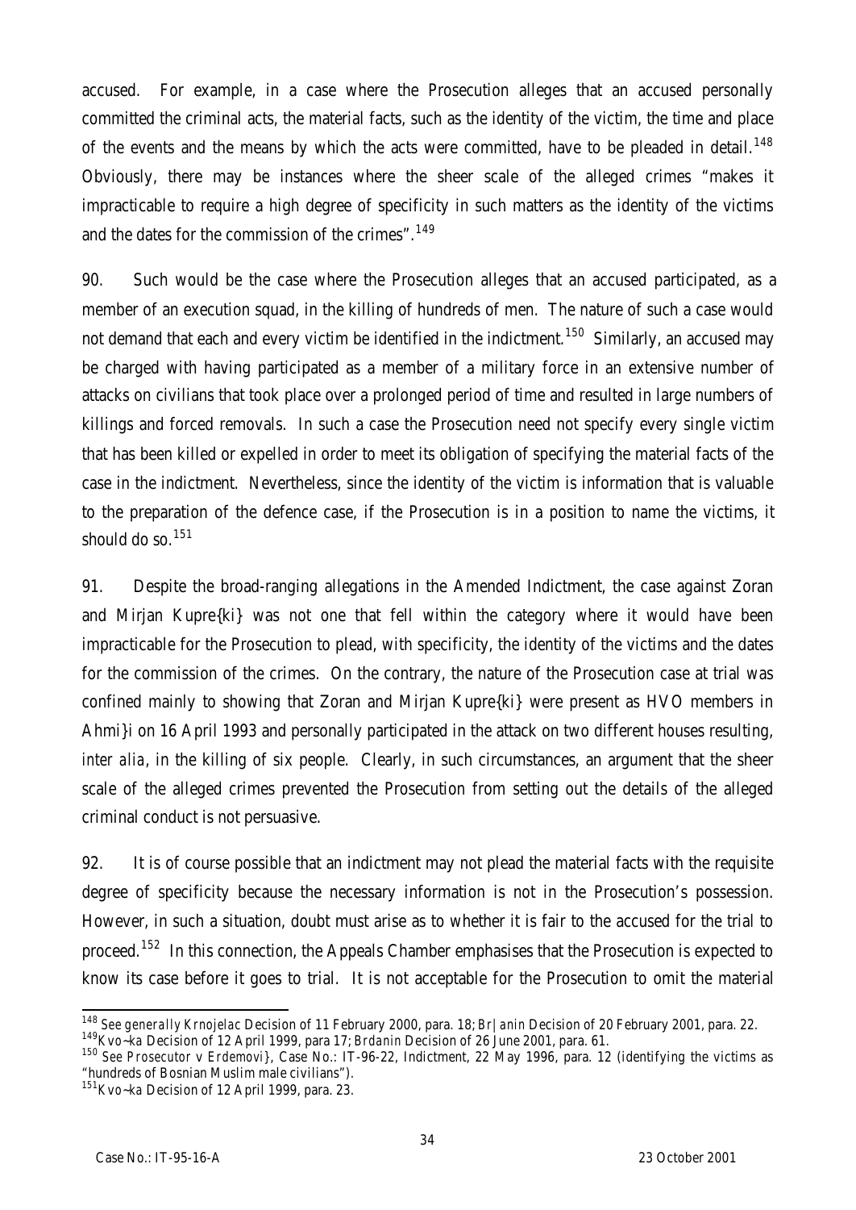accused. For example, in a case where the Prosecution alleges that an accused personally committed the criminal acts, the material facts, such as the identity of the victim, the time and place of the events and the means by which the acts were committed, have to be pleaded in detail.[148] Obviously, there may be instances where the sheer scale of the alleged crimes "makes it impracticable to require a high degree of specificity in such matters as the identity of the victims and the dates for the commission of the crimes".[149]

90. Such would be the case where the Prosecution alleges that an accused participated, as a member of an execution squad, in the killing of hundreds of men. The nature of such a case would not demand that each and every victim be identified in the indictment.[150] Similarly, an accused may be charged with having participated as a member of a military force in an extensive number of attacks on civilians that took place over a prolonged period of time and resulted in large numbers of killings and forced removals. In such a case the Prosecution need not specify every single victim that has been killed or expelled in order to meet its obligation of specifying the material facts of the case in the indictment. Nevertheless, since the identity of the victim is information that is valuable to the preparation of the defence case, if the Prosecution is in a position to name the victims, it should do so.[151]

91. Despite the broad-ranging allegations in the Amended Indictment, the case against Zoran and Mirjan Kupre{ki} was not one that fell within the category where it would have been impracticable for the Prosecution to plead, with specificity, the identity of the victims and the dates for the commission of the crimes. On the contrary, the nature of the Prosecution case at trial was confined mainly to showing that Zoran and Mirjan Kupre{ki} were present as HVO members in Ahmi}i on 16 April 1993 and personally participated in the attack on two different houses resulting, *inter alia*, in the killing of six people. Clearly, in such circumstances, an argument that the sheer scale of the alleged crimes prevented the Prosecution from setting out the details of the alleged criminal conduct is not persuasive.

92. It is of course possible that an indictment may not plead the material facts with the requisite degree of specificity because the necessary information is not in the Prosecution's possession. However, in such a situation, doubt must arise as to whether it is fair to the accused for the trial to proceed.[152] In this connection, the Appeals Chamber emphasises that the Prosecution is expected to know its case before it goes to trial. It is not acceptable for the Prosecution to omit the material

---

[148] *See generally Krnojelac* Decision of 11 February 2000, para. 18; *Br|anin* Decision of 20 February 2001, para. 22.

[149] *Kvo~ka* Decision of 12 April 1999, para 17; *Brdanin* Decision of 26 June 2001, para. 61.

[150] *See Prosecutor v Erdemovi}*, Case No.: IT-96-22, Indictment, 22 May 1996, para. 12 (identifying the victims as "hundreds of Bosnian Muslim male civilians").

[151] *Kvo~ka* Decision of 12 April 1999, para. 23.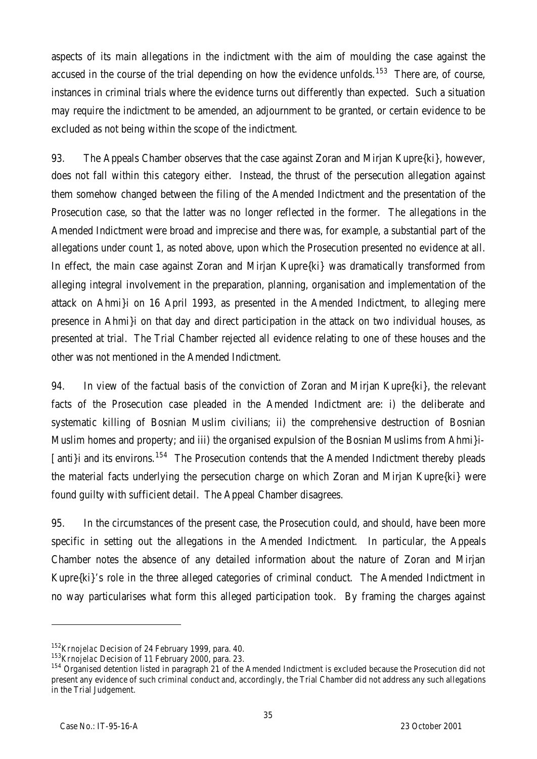aspects of its main allegations in the indictment with the aim of moulding the case against the accused in the course of the trial depending on how the evidence unfolds.[153] There are, of course, instances in criminal trials where the evidence turns out differently than expected. Such a situation may require the indictment to be amended, an adjournment to be granted, or certain evidence to be excluded as not being within the scope of the indictment.

93. The Appeals Chamber observes that the case against Zoran and Mirjan Kupre{ki}, however, does not fall within this category either. Instead, the thrust of the persecution allegation against them somehow changed between the filing of the Amended Indictment and the presentation of the Prosecution case, so that the latter was no longer reflected in the former. The allegations in the Amended Indictment were broad and imprecise and there was, for example, a substantial part of the allegations under count 1, as noted above, upon which the Prosecution presented no evidence at all. In effect, the main case against Zoran and Mirjan Kupre{ki} was dramatically transformed from alleging integral involvement in the preparation, planning, organisation and implementation of the attack on Ahmi}i on 16 April 1993, as presented in the Amended Indictment, to alleging mere presence in Ahmi}i on that day and direct participation in the attack on two individual houses, as presented at trial. The Trial Chamber rejected all evidence relating to one of these houses and the other was not mentioned in the Amended Indictment.

94. In view of the factual basis of the conviction of Zoran and Mirjan Kupre{ki}, the relevant facts of the Prosecution case pleaded in the Amended Indictment are: i) the deliberate and systematic killing of Bosnian Muslim civilians; ii) the comprehensive destruction of Bosnian Muslim homes and property; and iii) the organised expulsion of the Bosnian Muslims from Ahmi}i-[anti}i and its environs.[154] The Prosecution contends that the Amended Indictment thereby pleads the material facts underlying the persecution charge on which Zoran and Mirjan Kupre{ki} were found guilty with sufficient detail. The Appeal Chamber disagrees.

95. In the circumstances of the present case, the Prosecution could, and should, have been more specific in setting out the allegations in the Amended Indictment. In particular, the Appeals Chamber notes the absence of any detailed information about the nature of Zoran and Mirjan Kupre{ki}'s role in the three alleged categories of criminal conduct. The Amended Indictment in no way particularises what form this alleged participation took. By framing the charges against

---

[152] *Krnojelac* Decision of 24 February 1999, para. 40.

[153] *Krnojelac* Decision of 11 February 2000, para. 23.

[154] Organised detention listed in paragraph 21 of the Amended Indictment is excluded because the Prosecution did not present any evidence of such criminal conduct and, accordingly, the Trial Chamber did not address any such allegations in the Trial Judgement.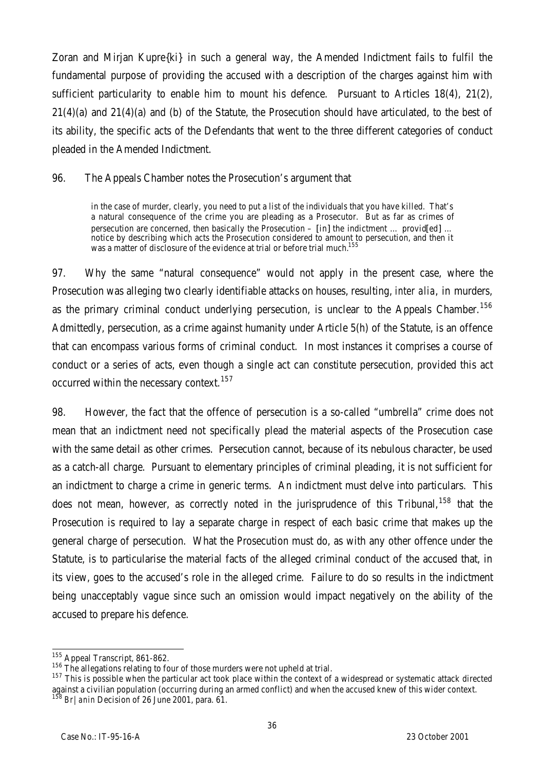Zoran and Mirjan Kupre{ki} in such a general way, the Amended Indictment fails to fulfil the fundamental purpose of providing the accused with a description of the charges against him with sufficient particularity to enable him to mount his defence. Pursuant to Articles 18(4), 21(2), 21(4)(a) and 21(4)(a) and (b) of the Statute, the Prosecution should have articulated, to the best of its ability, the specific acts of the Defendants that went to the three different categories of conduct pleaded in the Amended Indictment.

96. The Appeals Chamber notes the Prosecution's argument that

> in the case of murder, clearly, you need to put a list of the individuals that you have killed. That's a natural consequence of the crime you are pleading as a Prosecutor. But as far as crimes of persecution are concerned, then basically the Prosecution – [in] the indictment … provid[ed] … notice by describing which acts the Prosecution considered to amount to persecution, and then it was a matter of disclosure of the evidence at trial or before trial much.[155]

97. Why the same "natural consequence" would not apply in the present case, where the Prosecution was alleging two clearly identifiable attacks on houses, resulting, *inter alia*, in murders, as the primary criminal conduct underlying persecution, is unclear to the Appeals Chamber.[156] Admittedly, persecution, as a crime against humanity under Article 5(h) of the Statute, is an offence that can encompass various forms of criminal conduct. In most instances it comprises a course of conduct or a series of acts, even though a single act can constitute persecution, provided this act occurred within the necessary context.[157]

98. However, the fact that the offence of persecution is a so-called "umbrella" crime does not mean that an indictment need not specifically plead the material aspects of the Prosecution case with the same detail as other crimes. Persecution cannot, because of its nebulous character, be used as a catch-all charge. Pursuant to elementary principles of criminal pleading, it is not sufficient for an indictment to charge a crime in generic terms. An indictment must delve into particulars. This does not mean, however, as correctly noted in the jurisprudence of this Tribunal,[158] that the Prosecution is required to lay a separate charge in respect of each basic crime that makes up the general charge of persecution. What the Prosecution must do, as with any other offence under the Statute, is to particularise the material facts of the alleged criminal conduct of the accused that, in its view, goes to the accused's role in the alleged crime. Failure to do so results in the indictment being unacceptably vague since such an omission would impact negatively on the ability of the accused to prepare his defence.

---

[155] Appeal Transcript, 861-862.

[156] The allegations relating to four of those murders were not upheld at trial.

[157] This is possible when the particular act took place within the context of a widespread or systematic attack directed against a civilian population (occurring during an armed conflict) and when the accused knew of this wider context.

[158] *Br|anin* Decision of 26 June 2001, para. 61.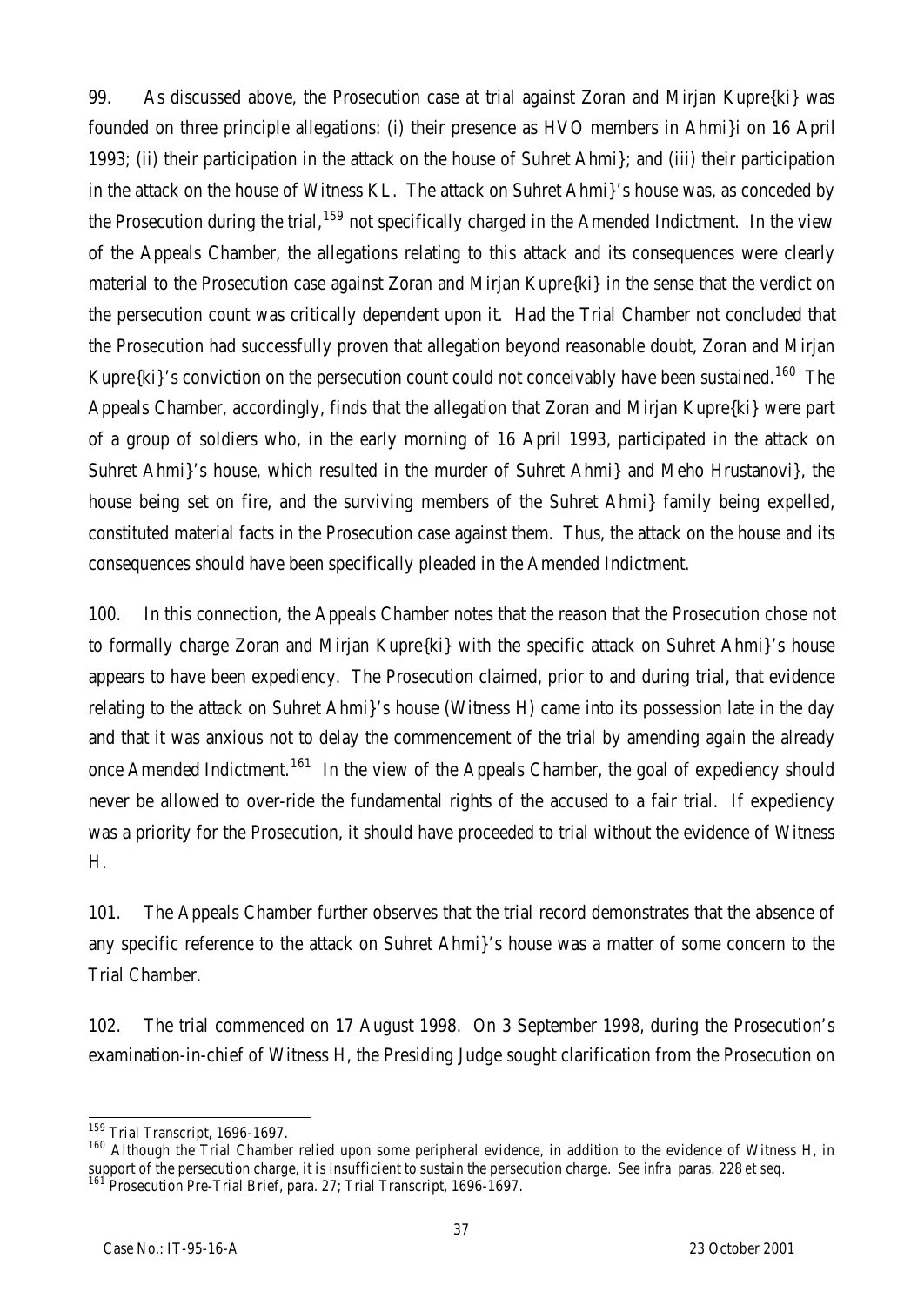99. As discussed above, the Prosecution case at trial against Zoran and Mirjan Kupre{ki} was founded on three principle allegations: (i) their presence as HVO members in Ahmi}i on 16 April 1993; (ii) their participation in the attack on the house of Suhret Ahmi}; and (iii) their participation in the attack on the house of Witness KL. The attack on Suhret Ahmi}'s house was, as conceded by the Prosecution during the trial,[159] not specifically charged in the Amended Indictment. In the view of the Appeals Chamber, the allegations relating to this attack and its consequences were clearly material to the Prosecution case against Zoran and Mirjan Kupre{ki} in the sense that the verdict on the persecution count was critically dependent upon it. Had the Trial Chamber not concluded that the Prosecution had successfully proven that allegation beyond reasonable doubt, Zoran and Mirjan Kupre{ki}'s conviction on the persecution count could not conceivably have been sustained.[160] The Appeals Chamber, accordingly, finds that the allegation that Zoran and Mirjan Kupre{ki} were part of a group of soldiers who, in the early morning of 16 April 1993, participated in the attack on Suhret Ahmi}'s house, which resulted in the murder of Suhret Ahmi} and Meho Hrustanovi}, the house being set on fire, and the surviving members of the Suhret Ahmi} family being expelled, constituted material facts in the Prosecution case against them. Thus, the attack on the house and its consequences should have been specifically pleaded in the Amended Indictment.

100. In this connection, the Appeals Chamber notes that the reason that the Prosecution chose not to formally charge Zoran and Mirjan Kupre{ki} with the specific attack on Suhret Ahmi}'s house appears to have been expediency. The Prosecution claimed, prior to and during trial, that evidence relating to the attack on Suhret Ahmi}'s house (Witness H) came into its possession late in the day and that it was anxious not to delay the commencement of the trial by amending again the already once Amended Indictment.[161] In the view of the Appeals Chamber, the goal of expediency should never be allowed to over-ride the fundamental rights of the accused to a fair trial. If expediency was a priority for the Prosecution, it should have proceeded to trial without the evidence of Witness H.

101. The Appeals Chamber further observes that the trial record demonstrates that the absence of any specific reference to the attack on Suhret Ahmi}'s house was a matter of some concern to the Trial Chamber.

102. The trial commenced on 17 August 1998. On 3 September 1998, during the Prosecution's examination-in-chief of Witness H, the Presiding Judge sought clarification from the Prosecution on

---

[159] Trial Transcript, 1696-1697.

[160] Although the Trial Chamber relied upon some peripheral evidence, in addition to the evidence of Witness H, in support of the persecution charge, it is insufficient to sustain the persecution charge. *See infra* paras. 228 *et seq.*

[161] Prosecution Pre-Trial Brief, para. 27; Trial Transcript, 1696-1697.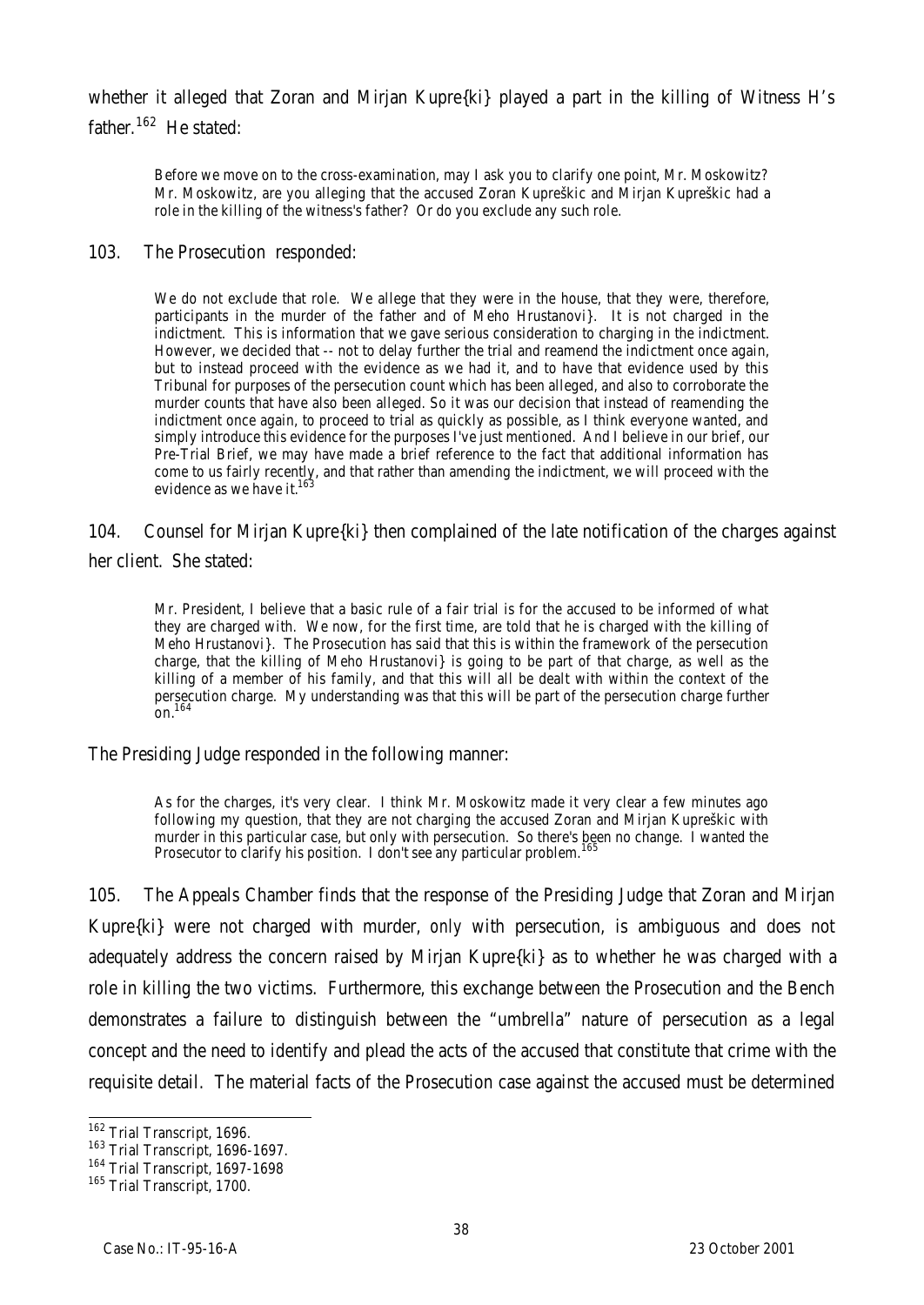whether it alleged that Zoran and Mirjan Kupre{ki} played a part in the killing of Witness H's father.[162] He stated:

> Before we move on to the cross-examination, may I ask you to clarify one point, Mr. Moskowitz? Mr. Moskowitz, are you alleging that the accused Zoran Kupreškic and Mirjan Kupreškic had a role in the killing of the witness's father? Or do you exclude any such role.

103. The Prosecution responded:

> We do not exclude that role. We allege that they were in the house, that they were, therefore, participants in the murder of the father and of Meho Hrustanovi}. It is not charged in the indictment. This is information that we gave serious consideration to charging in the indictment. However, we decided that -- not to delay further the trial and reamend the indictment once again, but to instead proceed with the evidence as we had it, and to have that evidence used by this Tribunal for purposes of the persecution count which has been alleged, and also to corroborate the murder counts that have also been alleged. So it was our decision that instead of reamending the indictment once again, to proceed to trial as quickly as possible, as I think everyone wanted, and simply introduce this evidence for the purposes I've just mentioned. And I believe in our brief, our Pre-Trial Brief, we may have made a brief reference to the fact that additional information has come to us fairly recently, and that rather than amending the indictment, we will proceed with the evidence as we have it.[163]

104. Counsel for Mirjan Kupre{ki} then complained of the late notification of the charges against her client. She stated:

> Mr. President, I believe that a basic rule of a fair trial is for the accused to be informed of what they are charged with. We now, for the first time, are told that he is charged with the killing of Meho Hrustanovi}. The Prosecution has said that this is within the framework of the persecution charge, that the killing of Meho Hrustanovi} is going to be part of that charge, as well as the killing of a member of his family, and that this will all be dealt with within the context of the persecution charge. My understanding was that this will be part of the persecution charge further on.[164]

The Presiding Judge responded in the following manner:

> As for the charges, it's very clear. I think Mr. Moskowitz made it very clear a few minutes ago following my question, that they are not charging the accused Zoran and Mirjan Kupreškic with murder in this particular case, but only with persecution. So there's been no change. I wanted the Prosecutor to clarify his position. I don't see any particular problem.[165]

105. The Appeals Chamber finds that the response of the Presiding Judge that Zoran and Mirjan Kupre{ki} were not charged with murder, only with persecution, is ambiguous and does not adequately address the concern raised by Mirjan Kupre{ki} as to whether he was charged with a role in killing the two victims. Furthermore, this exchange between the Prosecution and the Bench demonstrates a failure to distinguish between the "umbrella" nature of persecution as a legal concept and the need to identify and plead the acts of the accused that constitute that crime with the requisite detail. The material facts of the Prosecution case against the accused must be determined

---

[162] Trial Transcript, 1696.

[163] Trial Transcript, 1696-1697.

[164] Trial Transcript, 1697-1698

[165] Trial Transcript, 1700.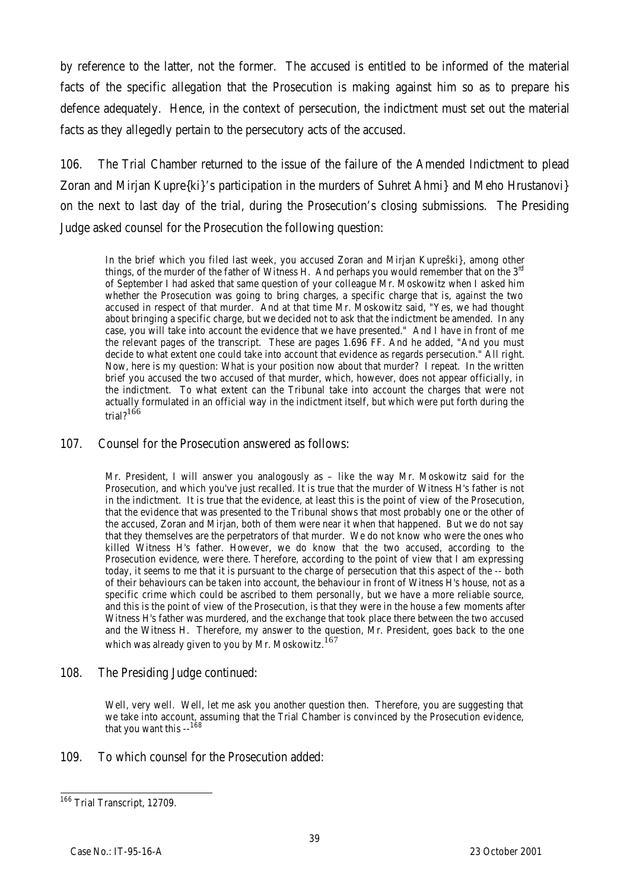by reference to the latter, not the former. The accused is entitled to be informed of the material facts of the specific allegation that the Prosecution is making against him so as to prepare his defence adequately. Hence, in the context of persecution, the indictment must set out the material facts as they allegedly pertain to the persecutory acts of the accused.

106. The Trial Chamber returned to the issue of the failure of the Amended Indictment to plead Zoran and Mirjan Kupre{ki}'s participation in the murders of Suhret Ahmi} and Meho Hrustanovi} on the next to last day of the trial, during the Prosecution's closing submissions. The Presiding Judge asked counsel for the Prosecution the following question:

> In the brief which you filed last week, you accused Zoran and Mirjan Kupreški}, among other things, of the murder of the father of Witness H. And perhaps you would remember that on the 3rd of September I had asked that same question of your colleague Mr. Moskowitz when I asked him whether the Prosecution was going to bring charges, a specific charge that is, against the two accused in respect of that murder. And at that time Mr. Moskowitz said, "Yes, we had thought about bringing a specific charge, but we decided not to ask that the indictment be amended. In any case, you will take into account the evidence that we have presented." And I have in front of me the relevant pages of the transcript. These are pages 1.696 FF. And he added, "And you must decide to what extent one could take into account that evidence as regards persecution." All right. Now, here is my question: What is your position now about that murder? I repeat. In the written brief you accused the two accused of that murder, which, however, does not appear officially, in the indictment. To what extent can the Tribunal take into account the charges that were not actually formulated in an official way in the indictment itself, but which were put forth during the trial?[166]

107. Counsel for the Prosecution answered as follows:

> Mr. President, I will answer you analogously as – like the way Mr. Moskowitz said for the Prosecution, and which you've just recalled. It is true that the murder of Witness H's father is not in the indictment. It is true that the evidence, at least this is the point of view of the Prosecution, that the evidence that was presented to the Tribunal shows that most probably one or the other of the accused, Zoran and Mirjan, both of them were near it when that happened. But we do not say that they themselves are the perpetrators of that murder. We do not know who were the ones who killed Witness H's father. However, we do know that the two accused, according to the Prosecution evidence, were there. Therefore, according to the point of view that I am expressing today, it seems to me that it is pursuant to the charge of persecution that this aspect of the -- both of their behaviours can be taken into account, the behaviour in front of Witness H's house, not as a specific crime which could be ascribed to them personally, but we have a more reliable source, and this is the point of view of the Prosecution, is that they were in the house a few moments after Witness H's father was murdered, and the exchange that took place there between the two accused and the Witness H. Therefore, my answer to the question, Mr. President, goes back to the one which was already given to you by Mr. Moskowitz.[167]

108. The Presiding Judge continued:

> Well, very well. Well, let me ask you another question then. Therefore, you are suggesting that we take into account, assuming that the Trial Chamber is convinced by the Prosecution evidence, that you want this --[168]

109. To which counsel for the Prosecution added:

---

[166] Trial Transcript, 12709.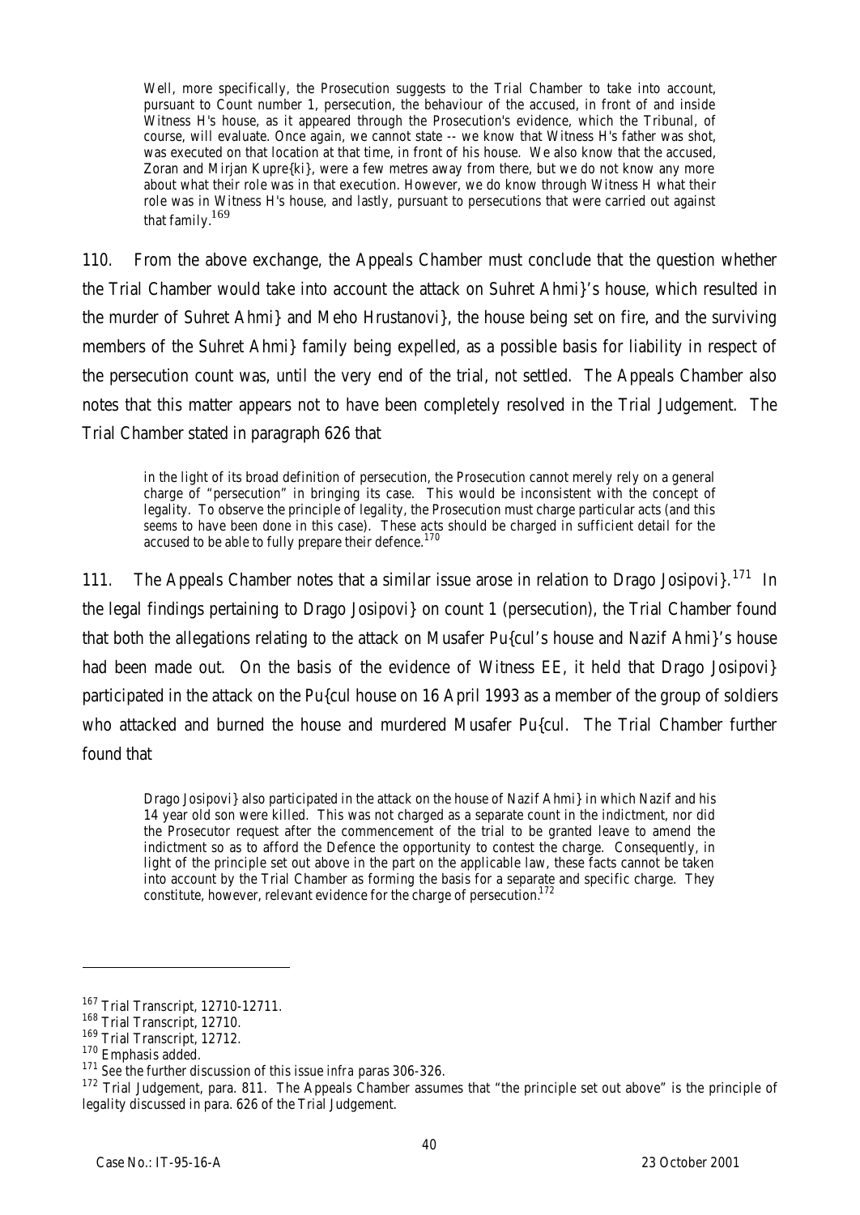> Well, more specifically, the Prosecution suggests to the Trial Chamber to take into account, pursuant to Count number 1, persecution, the behaviour of the accused, in front of and inside Witness H's house, as it appeared through the Prosecution's evidence, which the Tribunal, of course, will evaluate. Once again, we cannot state -- we know that Witness H's father was shot, was executed on that location at that time, in front of his house. We also know that the accused, Zoran and Mirjan Kupre{ki}, were a few metres away from there, but we do not know any more about what their role was in that execution. However, we do know through Witness H what their role was in Witness H's house, and lastly, pursuant to persecutions that were carried out against that family.[169]

110. From the above exchange, the Appeals Chamber must conclude that the question whether the Trial Chamber would take into account the attack on Suhret Ahmi}'s house, which resulted in the murder of Suhret Ahmi} and Meho Hrustanovi}, the house being set on fire, and the surviving members of the Suhret Ahmi} family being expelled, as a possible basis for liability in respect of the persecution count was, until the very end of the trial, not settled. The Appeals Chamber also notes that this matter appears not to have been completely resolved in the Trial Judgement. The Trial Chamber stated in paragraph 626 that

> in the light of its broad definition of persecution, the Prosecution cannot merely rely on a general charge of "persecution" in bringing its case. This would be inconsistent with the concept of legality. To observe the principle of legality, the Prosecution must charge particular acts (and this seems to have been done in this case). These acts should be charged in sufficient detail for the accused to be able to fully prepare their defence.[170]

111. The Appeals Chamber notes that a similar issue arose in relation to Drago Josipovi}.[171] In the legal findings pertaining to Drago Josipovi} on count 1 (persecution), the Trial Chamber found that both the allegations relating to the attack on Musafer Pu{cul's house and Nazif Ahmi}'s house had been made out. On the basis of the evidence of Witness EE, it held that Drago Josipovi} participated in the attack on the Pu{cul house on 16 April 1993 as a member of the group of soldiers who attacked and burned the house and murdered Musafer Pu{cul. The Trial Chamber further found that

> Drago Josipovi} also participated in the attack on the house of Nazif Ahmi} in which Nazif and his 14 year old son were killed. This was not charged as a separate count in the indictment, nor did the Prosecutor request after the commencement of the trial to be granted leave to amend the indictment so as to afford the Defence the opportunity to contest the charge. Consequently, in light of the principle set out above in the part on the applicable law, these facts cannot be taken into account by the Trial Chamber as forming the basis for a separate and specific charge. They constitute, however, relevant evidence for the charge of persecution.[172]

---

[167] Trial Transcript, 12710-12711.
[168] Trial Transcript, 12710.
[169] Trial Transcript, 12712.
[170] Emphasis added.
[171] See the further discussion of this issue *infra* paras 306-326.
[172] Trial Judgement, para. 811. The Appeals Chamber assumes that "the principle set out above" is the principle of legality discussed in para. 626 of the Trial Judgement.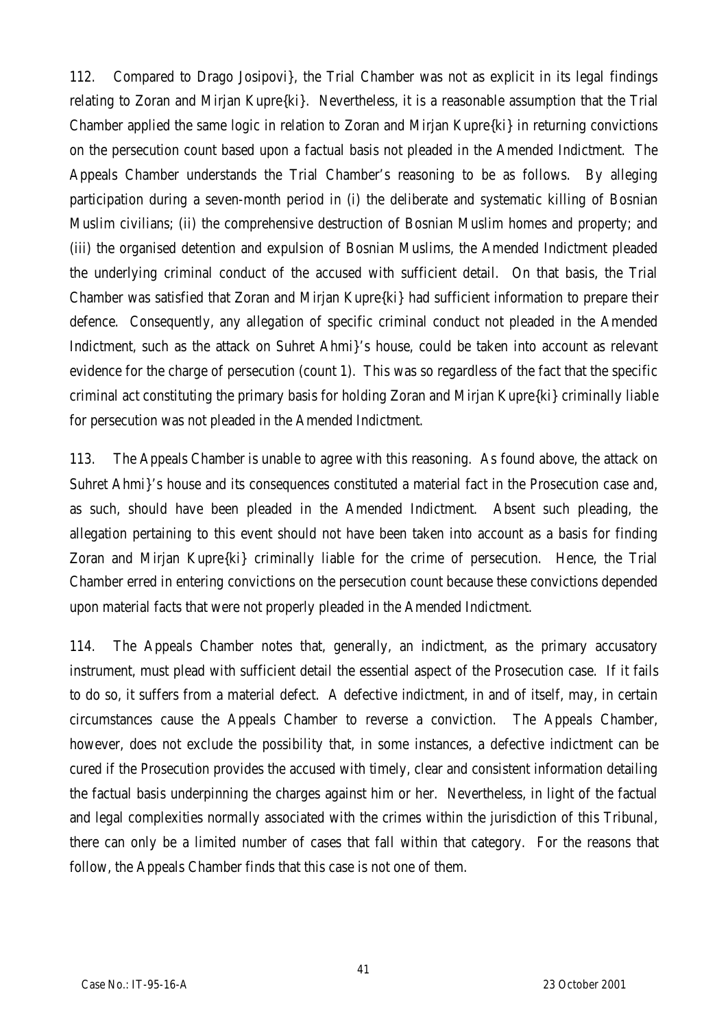112. Compared to Drago Josipovi}, the Trial Chamber was not as explicit in its legal findings relating to Zoran and Mirjan Kupre{ki}. Nevertheless, it is a reasonable assumption that the Trial Chamber applied the same logic in relation to Zoran and Mirjan Kupre{ki} in returning convictions on the persecution count based upon a factual basis not pleaded in the Amended Indictment. The Appeals Chamber understands the Trial Chamber's reasoning to be as follows. By alleging participation during a seven-month period in (i) the deliberate and systematic killing of Bosnian Muslim civilians; (ii) the comprehensive destruction of Bosnian Muslim homes and property; and (iii) the organised detention and expulsion of Bosnian Muslims, the Amended Indictment pleaded the underlying criminal conduct of the accused with sufficient detail. On that basis, the Trial Chamber was satisfied that Zoran and Mirjan Kupre{ki} had sufficient information to prepare their defence. Consequently, any allegation of specific criminal conduct not pleaded in the Amended Indictment, such as the attack on Suhret Ahmi}'s house, could be taken into account as relevant evidence for the charge of persecution (count 1). This was so regardless of the fact that the specific criminal act constituting the primary basis for holding Zoran and Mirjan Kupre{ki} criminally liable for persecution was not pleaded in the Amended Indictment.

113. The Appeals Chamber is unable to agree with this reasoning. As found above, the attack on Suhret Ahmi}'s house and its consequences constituted a material fact in the Prosecution case and, as such, should have been pleaded in the Amended Indictment. Absent such pleading, the allegation pertaining to this event should not have been taken into account as a basis for finding Zoran and Mirjan Kupre{ki} criminally liable for the crime of persecution. Hence, the Trial Chamber erred in entering convictions on the persecution count because these convictions depended upon material facts that were not properly pleaded in the Amended Indictment.

114. The Appeals Chamber notes that, generally, an indictment, as the primary accusatory instrument, must plead with sufficient detail the essential aspect of the Prosecution case. If it fails to do so, it suffers from a material defect. A defective indictment, in and of itself, may, in certain circumstances cause the Appeals Chamber to reverse a conviction. The Appeals Chamber, however, does not exclude the possibility that, in some instances, a defective indictment can be cured if the Prosecution provides the accused with timely, clear and consistent information detailing the factual basis underpinning the charges against him or her. Nevertheless, in light of the factual and legal complexities normally associated with the crimes within the jurisdiction of this Tribunal, there can only be a limited number of cases that fall within that category. For the reasons that follow, the Appeals Chamber finds that this case is not one of them.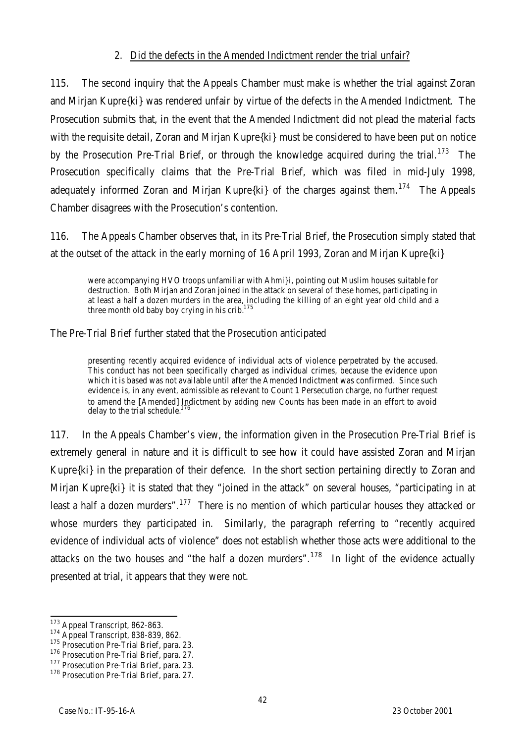### 2. Did the defects in the Amended Indictment render the trial unfair?

115. The second inquiry that the Appeals Chamber must make is whether the trial against Zoran and Mirjan Kupre{ki} was rendered unfair by virtue of the defects in the Amended Indictment. The Prosecution submits that, in the event that the Amended Indictment did not plead the material facts with the requisite detail, Zoran and Mirjan Kupre{ki} must be considered to have been put on notice by the Prosecution Pre-Trial Brief, or through the knowledge acquired during the trial.[173] The Prosecution specifically claims that the Pre-Trial Brief, which was filed in mid-July 1998, adequately informed Zoran and Mirjan Kupre{ki} of the charges against them.[174] The Appeals Chamber disagrees with the Prosecution's contention.

116. The Appeals Chamber observes that, in its Pre-Trial Brief, the Prosecution simply stated that at the outset of the attack in the early morning of 16 April 1993, Zoran and Mirjan Kupre{ki}

> were accompanying HVO troops unfamiliar with Ahmi}i, pointing out Muslim houses suitable for destruction. Both Mirjan and Zoran joined in the attack on several of these homes, participating in at least a half a dozen murders in the area, including the killing of an eight year old child and a three month old baby boy crying in his crib.[175]

The Pre-Trial Brief further stated that the Prosecution anticipated

> presenting recently acquired evidence of individual acts of violence perpetrated by the accused. This conduct has not been specifically charged as individual crimes, because the evidence upon which it is based was not available until after the Amended Indictment was confirmed. Since such evidence is, in any event, admissible as relevant to Count 1 Persecution charge, no further request to amend the [Amended] Indictment by adding new Counts has been made in an effort to avoid delay to the trial schedule.[176]

117. In the Appeals Chamber's view, the information given in the Prosecution Pre-Trial Brief is extremely general in nature and it is difficult to see how it could have assisted Zoran and Mirjan Kupre{ki} in the preparation of their defence. In the short section pertaining directly to Zoran and Mirjan Kupre{ki} it is stated that they "joined in the attack" on several houses, "participating in at least a half a dozen murders".[177] There is no mention of which particular houses they attacked or whose murders they participated in. Similarly, the paragraph referring to "recently acquired evidence of individual acts of violence" does not establish whether those acts were additional to the attacks on the two houses and "the half a dozen murders".[178] In light of the evidence actually presented at trial, it appears that they were not.

---

[173] Appeal Transcript, 862-863.

[174] Appeal Transcript, 838-839, 862.

[175] Prosecution Pre-Trial Brief, para. 23.

[176] Prosecution Pre-Trial Brief, para. 27.

[177] Prosecution Pre-Trial Brief, para. 23.

[178] Prosecution Pre-Trial Brief, para. 27.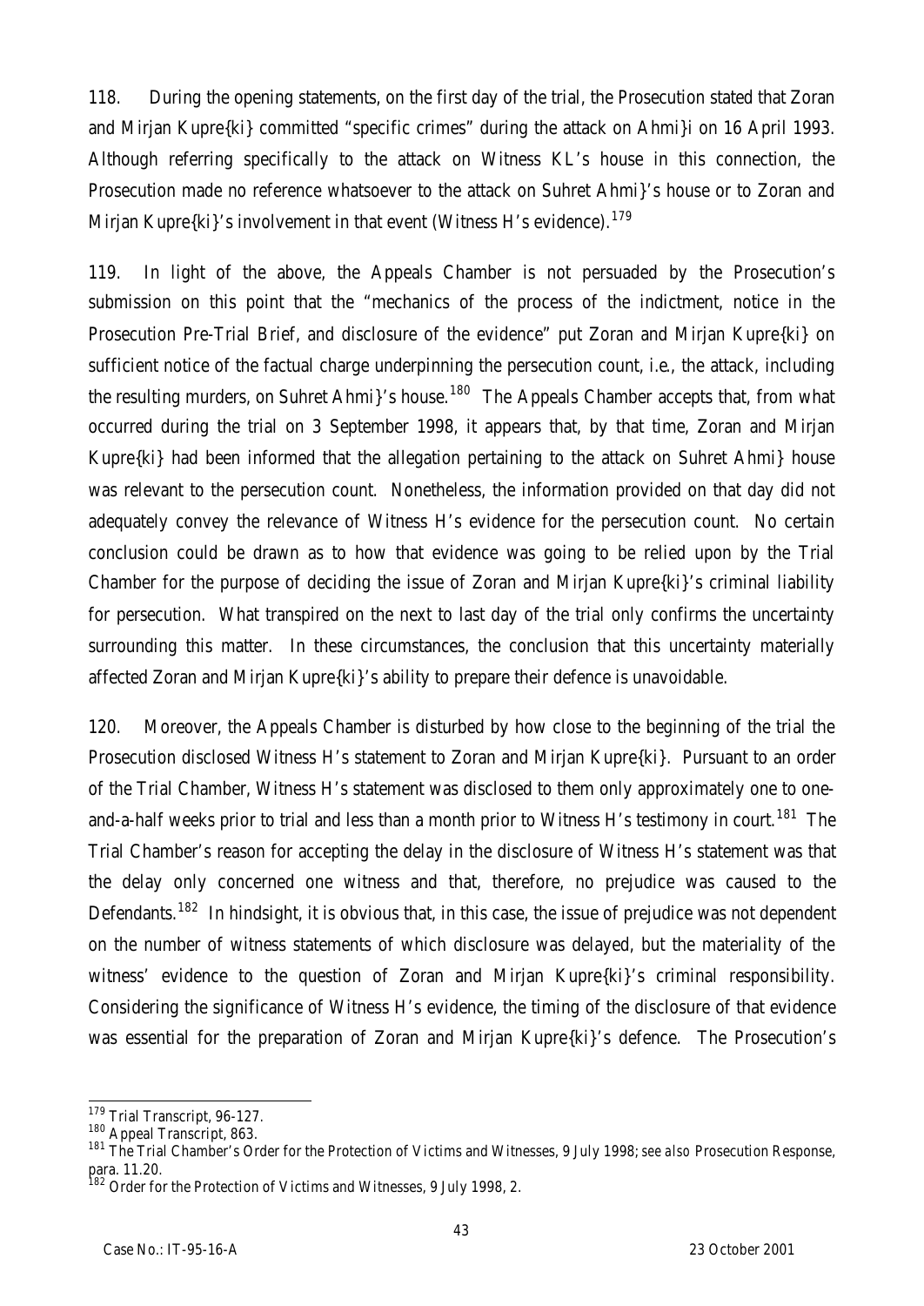118. During the opening statements, on the first day of the trial, the Prosecution stated that Zoran and Mirjan Kupre{ki} committed "specific crimes" during the attack on Ahmi}i on 16 April 1993. Although referring specifically to the attack on Witness KL's house in this connection, the Prosecution made no reference whatsoever to the attack on Suhret Ahmi}'s house or to Zoran and Mirjan Kupre{ki}'s involvement in that event (Witness H's evidence).[179]

119. In light of the above, the Appeals Chamber is not persuaded by the Prosecution's submission on this point that the "mechanics of the process of the indictment, notice in the Prosecution Pre-Trial Brief, and disclosure of the evidence" put Zoran and Mirjan Kupre{ki} on sufficient notice of the factual charge underpinning the persecution count, i.e., the attack, including the resulting murders, on Suhret Ahmi}'s house.[180] The Appeals Chamber accepts that, from what occurred during the trial on 3 September 1998, it appears that, by that time, Zoran and Mirjan Kupre{ki} had been informed that the allegation pertaining to the attack on Suhret Ahmi} house was relevant to the persecution count. Nonetheless, the information provided on that day did not adequately convey the relevance of Witness H's evidence for the persecution count. No certain conclusion could be drawn as to how that evidence was going to be relied upon by the Trial Chamber for the purpose of deciding the issue of Zoran and Mirjan Kupre{ki}'s criminal liability for persecution. What transpired on the next to last day of the trial only confirms the uncertainty surrounding this matter. In these circumstances, the conclusion that this uncertainty materially affected Zoran and Mirjan Kupre{ki}'s ability to prepare their defence is unavoidable.

120. Moreover, the Appeals Chamber is disturbed by how close to the beginning of the trial the Prosecution disclosed Witness H's statement to Zoran and Mirjan Kupre{ki}. Pursuant to an order of the Trial Chamber, Witness H's statement was disclosed to them only approximately one to one-and-a-half weeks prior to trial and less than a month prior to Witness H's testimony in court.[181] The Trial Chamber's reason for accepting the delay in the disclosure of Witness H's statement was that the delay only concerned one witness and that, therefore, no prejudice was caused to the Defendants.[182] In hindsight, it is obvious that, in this case, the issue of prejudice was not dependent on the number of witness statements of which disclosure was delayed, but the materiality of the witness' evidence to the question of Zoran and Mirjan Kupre{ki}'s criminal responsibility. Considering the significance of Witness H's evidence, the timing of the disclosure of that evidence was essential for the preparation of Zoran and Mirjan Kupre{ki}'s defence. The Prosecution's

---

[179] Trial Transcript, 96-127.

[180] Appeal Transcript, 863.

[181] The Trial Chamber's Order for the Protection of Victims and Witnesses, 9 July 1998; *see also* Prosecution Response, para. 11.20.

[182] Order for the Protection of Victims and Witnesses, 9 July 1998, 2.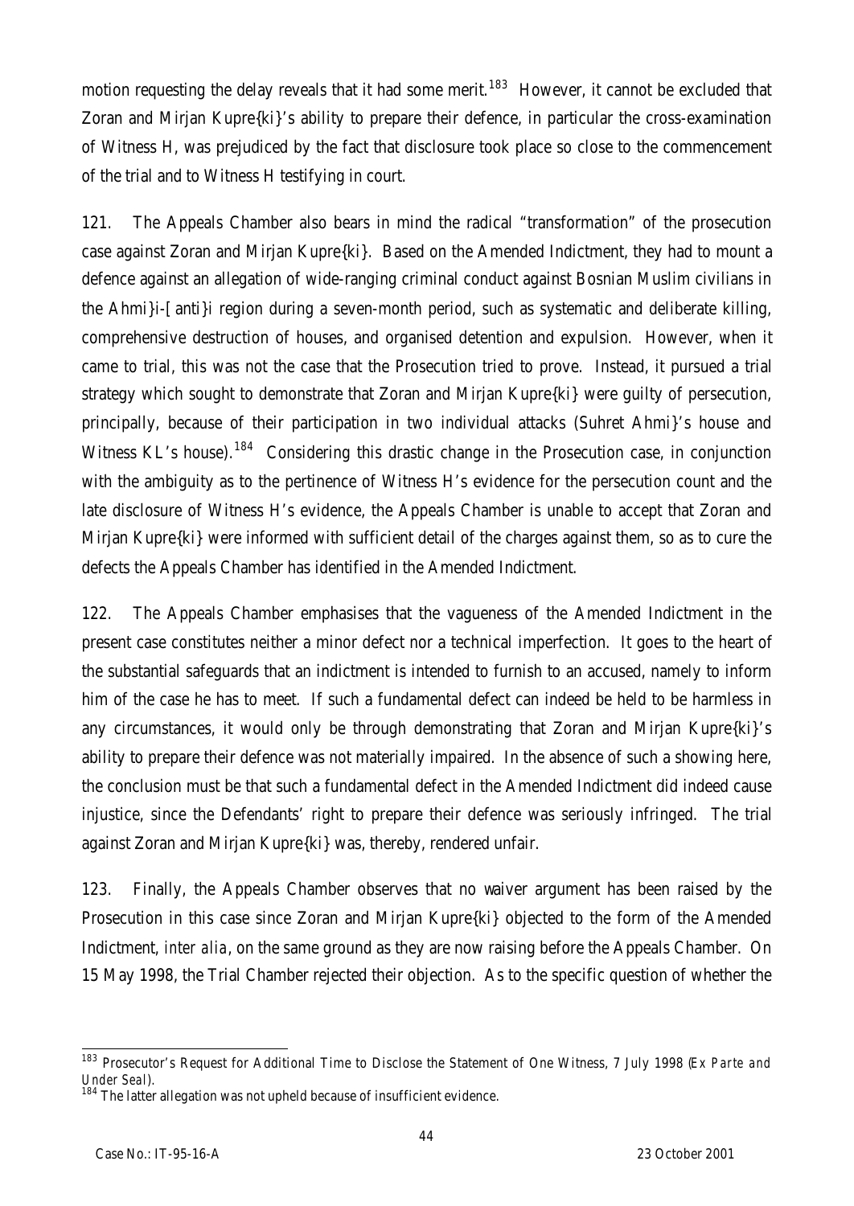motion requesting the delay reveals that it had some merit.[183] However, it cannot be excluded that Zoran and Mirjan Kupre{ki}'s ability to prepare their defence, in particular the cross-examination of Witness H, was prejudiced by the fact that disclosure took place so close to the commencement of the trial and to Witness H testifying in court.

121. The Appeals Chamber also bears in mind the radical "transformation" of the prosecution case against Zoran and Mirjan Kupre{ki}. Based on the Amended Indictment, they had to mount a defence against an allegation of wide-ranging criminal conduct against Bosnian Muslim civilians in the Ahmi}i-[anti}i region during a seven-month period, such as systematic and deliberate killing, comprehensive destruction of houses, and organised detention and expulsion. However, when it came to trial, this was not the case that the Prosecution tried to prove. Instead, it pursued a trial strategy which sought to demonstrate that Zoran and Mirjan Kupre{ki} were guilty of persecution, principally, because of their participation in two individual attacks (Suhret Ahmi}'s house and Witness KL's house).[184] Considering this drastic change in the Prosecution case, in conjunction with the ambiguity as to the pertinence of Witness H's evidence for the persecution count and the late disclosure of Witness H's evidence, the Appeals Chamber is unable to accept that Zoran and Mirjan Kupre{ki} were informed with sufficient detail of the charges against them, so as to cure the defects the Appeals Chamber has identified in the Amended Indictment.

122. The Appeals Chamber emphasises that the vagueness of the Amended Indictment in the present case constitutes neither a minor defect nor a technical imperfection. It goes to the heart of the substantial safeguards that an indictment is intended to furnish to an accused, namely to inform him of the case he has to meet. If such a fundamental defect can indeed be held to be harmless in any circumstances, it would only be through demonstrating that Zoran and Mirjan Kupre{ki}'s ability to prepare their defence was not materially impaired. In the absence of such a showing here, the conclusion must be that such a fundamental defect in the Amended Indictment did indeed cause injustice, since the Defendants' right to prepare their defence was seriously infringed. The trial against Zoran and Mirjan Kupre{ki} was, thereby, rendered unfair.

123. Finally, the Appeals Chamber observes that no waiver argument has been raised by the Prosecution in this case since Zoran and Mirjan Kupre{ki} objected to the form of the Amended Indictment, *inter alia*, on the same ground as they are now raising before the Appeals Chamber. On 15 May 1998, the Trial Chamber rejected their objection. As to the specific question of whether the

---

[183] Prosecutor's Request for Additional Time to Disclose the Statement of One Witness, 7 July 1998 (*Ex Parte and Under Seal*).

[184] The latter allegation was not upheld because of insufficient evidence.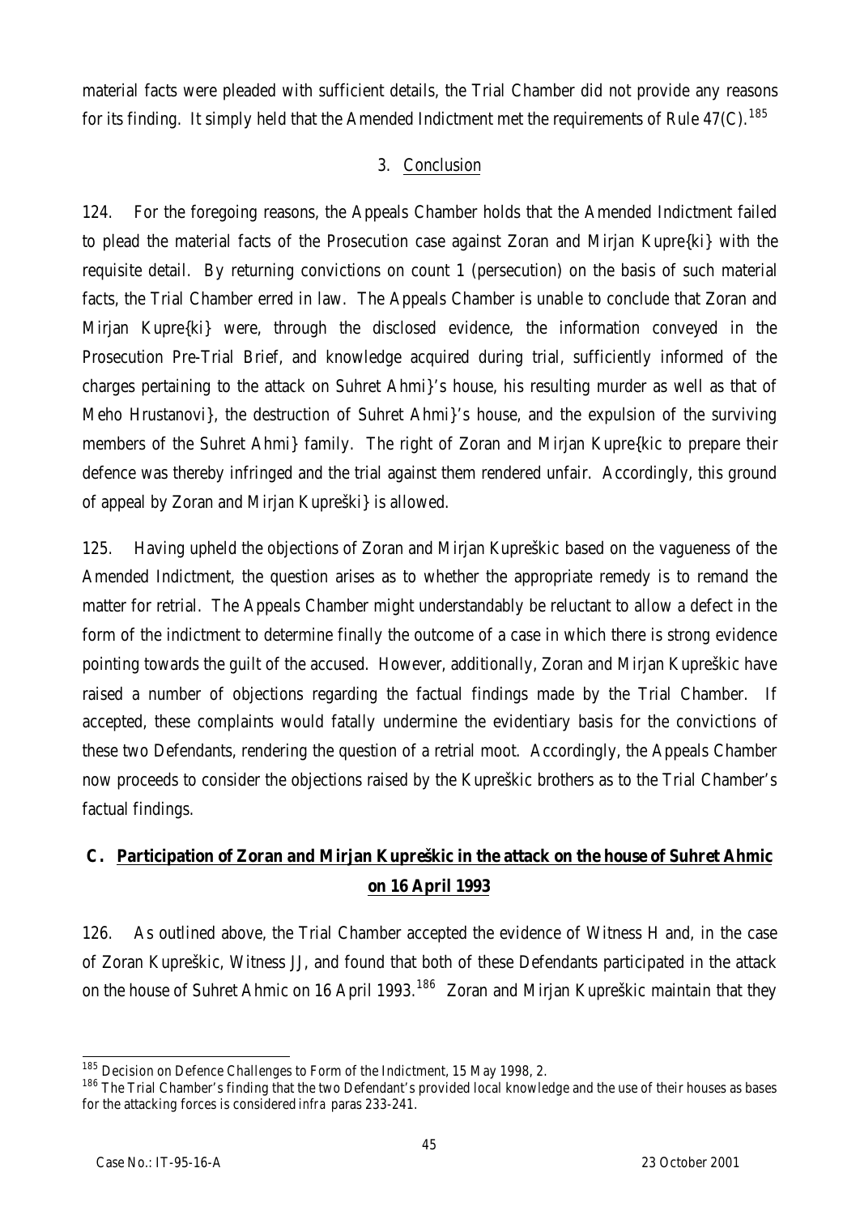material facts were pleaded with sufficient details, the Trial Chamber did not provide any reasons for its finding. It simply held that the Amended Indictment met the requirements of Rule 47(C).[185]

### 3. Conclusion

124. For the foregoing reasons, the Appeals Chamber holds that the Amended Indictment failed to plead the material facts of the Prosecution case against Zoran and Mirjan Kupre{ki} with the requisite detail. By returning convictions on count 1 (persecution) on the basis of such material facts, the Trial Chamber erred in law. The Appeals Chamber is unable to conclude that Zoran and Mirjan Kupre{ki} were, through the disclosed evidence, the information conveyed in the Prosecution Pre-Trial Brief, and knowledge acquired during trial, sufficiently informed of the charges pertaining to the attack on Suhret Ahmi}'s house, his resulting murder as well as that of Meho Hrustanovi}, the destruction of Suhret Ahmi}'s house, and the expulsion of the surviving members of the Suhret Ahmi} family. The right of Zoran and Mirjan Kupre{kic to prepare their defence was thereby infringed and the trial against them rendered unfair. Accordingly, this ground of appeal by Zoran and Mirjan Kupreški} is allowed.

125. Having upheld the objections of Zoran and Mirjan Kupreškic based on the vagueness of the Amended Indictment, the question arises as to whether the appropriate remedy is to remand the matter for retrial. The Appeals Chamber might understandably be reluctant to allow a defect in the form of the indictment to determine finally the outcome of a case in which there is strong evidence pointing towards the guilt of the accused. However, additionally, Zoran and Mirjan Kupreškic have raised a number of objections regarding the factual findings made by the Trial Chamber. If accepted, these complaints would fatally undermine the evidentiary basis for the convictions of these two Defendants, rendering the question of a retrial moot. Accordingly, the Appeals Chamber now proceeds to consider the objections raised by the Kupreškic brothers as to the Trial Chamber's factual findings.

## C. Participation of Zoran and Mirjan Kupreškic in the attack on the house of Suhret Ahmic on 16 April 1993

126. As outlined above, the Trial Chamber accepted the evidence of Witness H and, in the case of Zoran Kupreškic, Witness JJ, and found that both of these Defendants participated in the attack on the house of Suhret Ahmic on 16 April 1993.[186] Zoran and Mirjan Kupreškic maintain that they

---

[185] Decision on Defence Challenges to Form of the Indictment, 15 May 1998, 2.

[186] The Trial Chamber's finding that the two Defendant's provided local knowledge and the use of their houses as bases for the attacking forces is considered *infra* paras 233-241.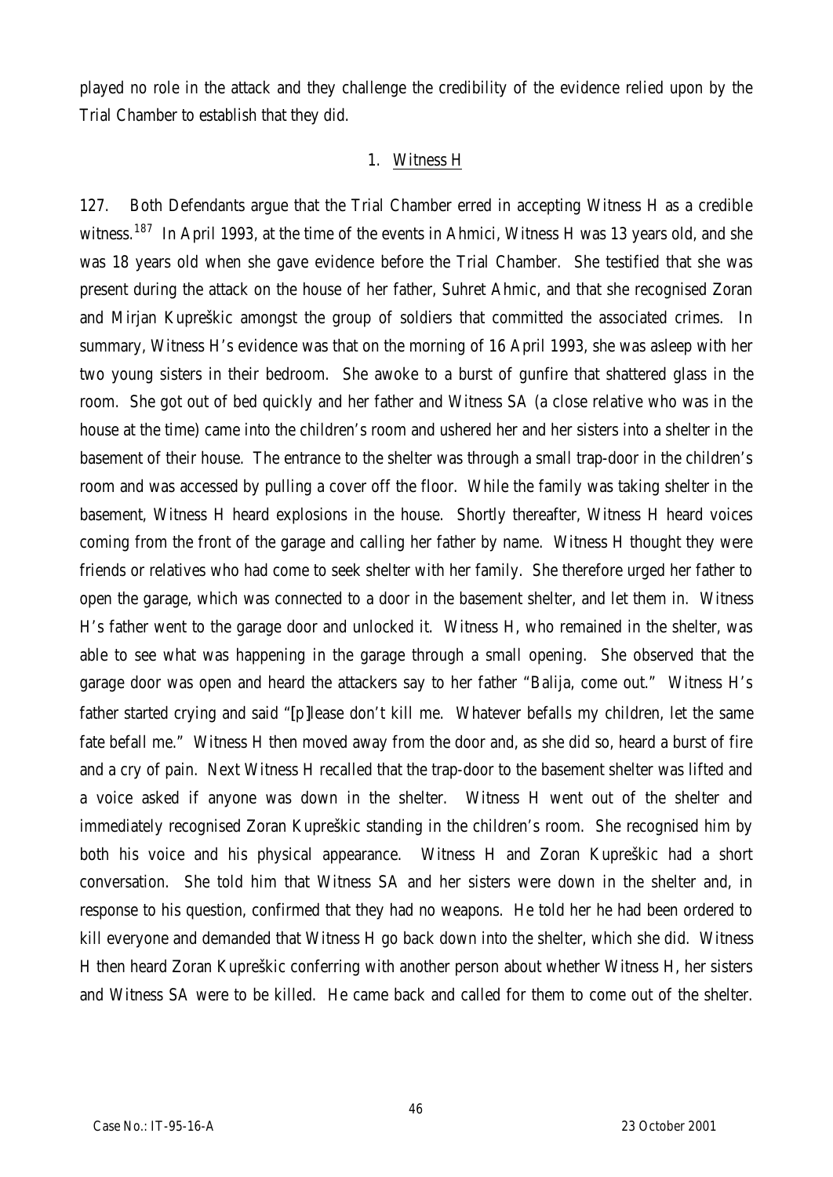played no role in the attack and they challenge the credibility of the evidence relied upon by the Trial Chamber to establish that they did.

### 1. Witness H

127. Both Defendants argue that the Trial Chamber erred in accepting Witness H as a credible witness.[187] In April 1993, at the time of the events in Ahmici, Witness H was 13 years old, and she was 18 years old when she gave evidence before the Trial Chamber. She testified that she was present during the attack on the house of her father, Suhret Ahmic, and that she recognised Zoran and Mirjan Kupreškic amongst the group of soldiers that committed the associated crimes. In summary, Witness H's evidence was that on the morning of 16 April 1993, she was asleep with her two young sisters in their bedroom. She awoke to a burst of gunfire that shattered glass in the room. She got out of bed quickly and her father and Witness SA (a close relative who was in the house at the time) came into the children's room and ushered her and her sisters into a shelter in the basement of their house. The entrance to the shelter was through a small trap-door in the children's room and was accessed by pulling a cover off the floor. While the family was taking shelter in the basement, Witness H heard explosions in the house. Shortly thereafter, Witness H heard voices coming from the front of the garage and calling her father by name. Witness H thought they were friends or relatives who had come to seek shelter with her family. She therefore urged her father to open the garage, which was connected to a door in the basement shelter, and let them in. Witness H's father went to the garage door and unlocked it. Witness H, who remained in the shelter, was able to see what was happening in the garage through a small opening. She observed that the garage door was open and heard the attackers say to her father "Balija, come out." Witness H's father started crying and said "[p]lease don't kill me. Whatever befalls my children, let the same fate befall me." Witness H then moved away from the door and, as she did so, heard a burst of fire and a cry of pain. Next Witness H recalled that the trap-door to the basement shelter was lifted and a voice asked if anyone was down in the shelter. Witness H went out of the shelter and immediately recognised Zoran Kupreškic standing in the children's room. She recognised him by both his voice and his physical appearance. Witness H and Zoran Kupreškic had a short conversation. She told him that Witness SA and her sisters were down in the shelter and, in response to his question, confirmed that they had no weapons. He told her he had been ordered to kill everyone and demanded that Witness H go back down into the shelter, which she did. Witness H then heard Zoran Kupreškic conferring with another person about whether Witness H, her sisters and Witness SA were to be killed. He came back and called for them to come out of the shelter.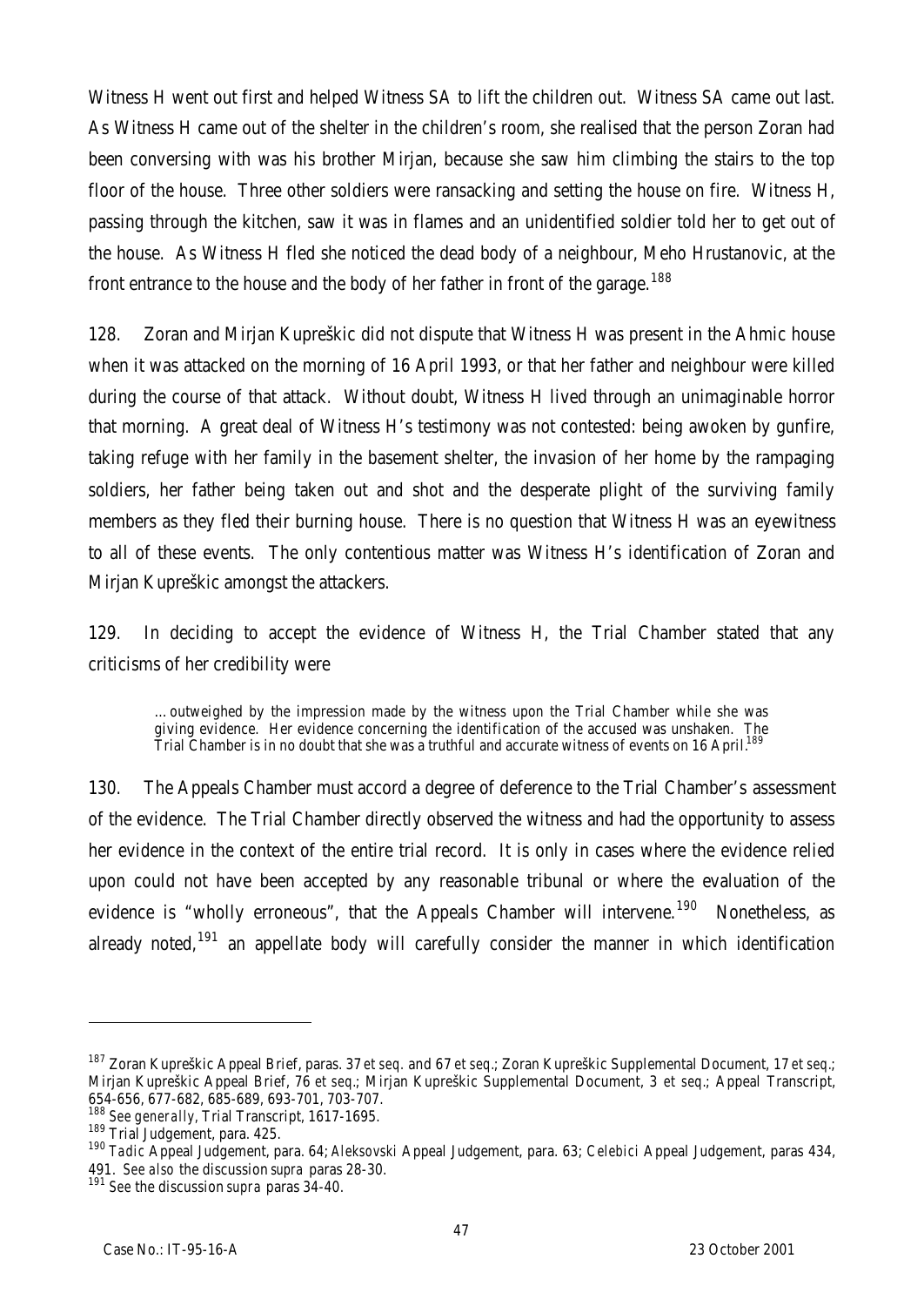Witness H went out first and helped Witness SA to lift the children out. Witness SA came out last. As Witness H came out of the shelter in the children's room, she realised that the person Zoran had been conversing with was his brother Mirjan, because she saw him climbing the stairs to the top floor of the house. Three other soldiers were ransacking and setting the house on fire. Witness H, passing through the kitchen, saw it was in flames and an unidentified soldier told her to get out of the house. As Witness H fled she noticed the dead body of a neighbour, Meho Hrustanovic, at the front entrance to the house and the body of her father in front of the garage.[188]

128. Zoran and Mirjan Kupreškic did not dispute that Witness H was present in the Ahmic house when it was attacked on the morning of 16 April 1993, or that her father and neighbour were killed during the course of that attack. Without doubt, Witness H lived through an unimaginable horror that morning. A great deal of Witness H's testimony was not contested: being awoken by gunfire, taking refuge with her family in the basement shelter, the invasion of her home by the rampaging soldiers, her father being taken out and shot and the desperate plight of the surviving family members as they fled their burning house. There is no question that Witness H was an eyewitness to all of these events. The only contentious matter was Witness H's identification of Zoran and Mirjan Kupreškic amongst the attackers.

129. In deciding to accept the evidence of Witness H, the Trial Chamber stated that any criticisms of her credibility were

> …outweighed by the impression made by the witness upon the Trial Chamber while she was giving evidence. Her evidence concerning the identification of the accused was unshaken. The Trial Chamber is in no doubt that she was a truthful and accurate witness of events on 16 April.[189]

130. The Appeals Chamber must accord a degree of deference to the Trial Chamber's assessment of the evidence. The Trial Chamber directly observed the witness and had the opportunity to assess her evidence in the context of the entire trial record. It is only in cases where the evidence relied upon could not have been accepted by any reasonable tribunal or where the evaluation of the evidence is "wholly erroneous", that the Appeals Chamber will intervene.[190] Nonetheless, as already noted,[191] an appellate body will carefully consider the manner in which identification

---

[187] Zoran Kupreškic Appeal Brief, paras. 37 *et seq.* and 67 *et seq.*; Zoran Kupreškic Supplemental Document, 17 *et seq.*; Mirjan Kupreškic Appeal Brief, 76 *et seq.*; Mirjan Kupreškic Supplemental Document, 3 *et seq.*; Appeal Transcript, 654-656, 677-682, 685-689, 693-701, 703-707.

[188] *See generally*, Trial Transcript, 1617-1695.

[189] Trial Judgement, para. 425.

[190] *Tadic* Appeal Judgement, para. 64; *Aleksovski* Appeal Judgement, para. 63; *Celebici* Appeal Judgement, paras 434, 491. *See also* the discussion *supra* paras 28-30.

[191] *See* the discussion *supra* paras 34-40.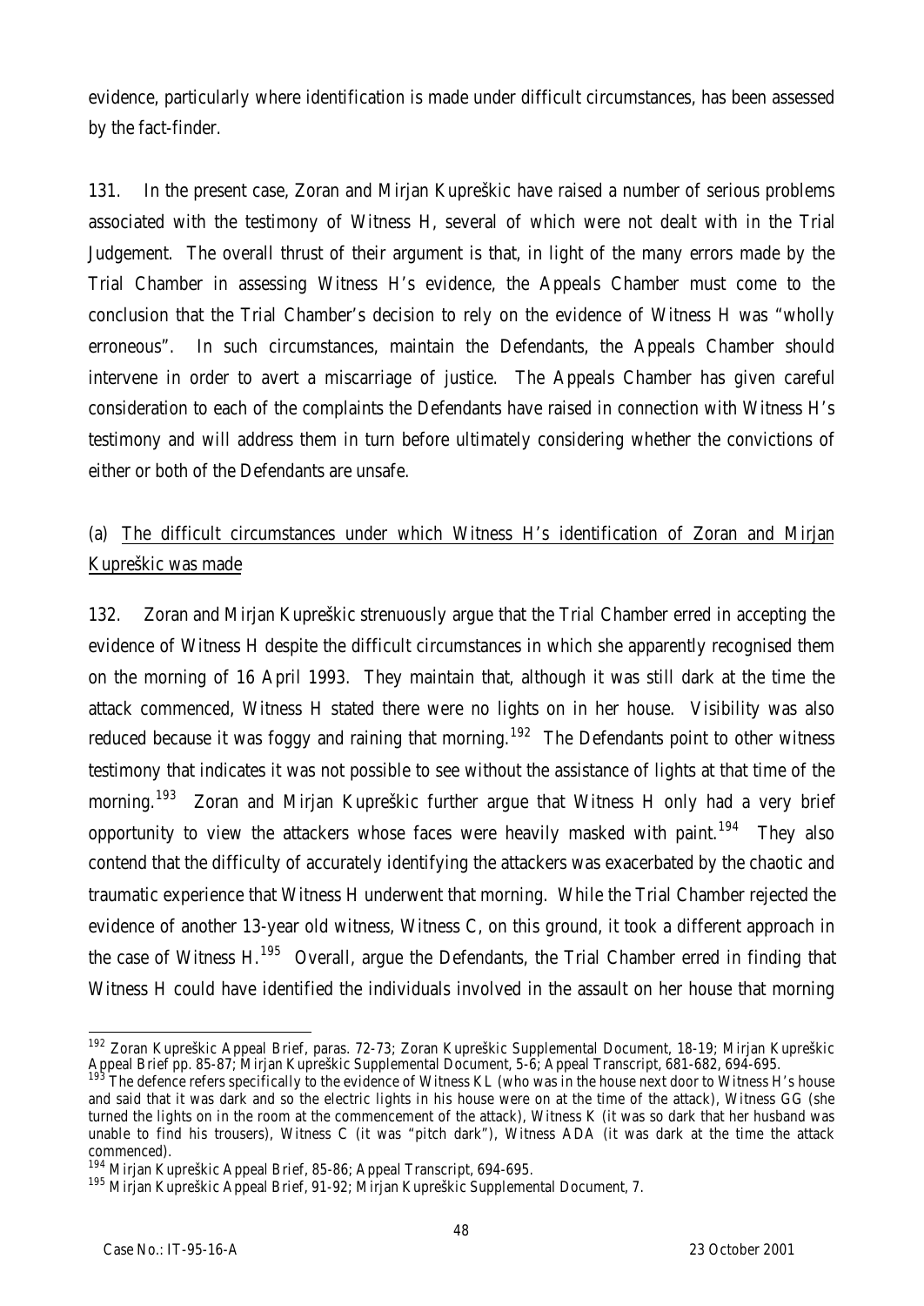evidence, particularly where identification is made under difficult circumstances, has been assessed by the fact-finder.

131. In the present case, Zoran and Mirjan Kupreškic have raised a number of serious problems associated with the testimony of Witness H, several of which were not dealt with in the Trial Judgement. The overall thrust of their argument is that, in light of the many errors made by the Trial Chamber in assessing Witness H's evidence, the Appeals Chamber must come to the conclusion that the Trial Chamber's decision to rely on the evidence of Witness H was "wholly erroneous". In such circumstances, maintain the Defendants, the Appeals Chamber should intervene in order to avert a miscarriage of justice. The Appeals Chamber has given careful consideration to each of the complaints the Defendants have raised in connection with Witness H's testimony and will address them in turn before ultimately considering whether the convictions of either or both of the Defendants are unsafe.

(a) <u>The difficult circumstances under which Witness H's identification of Zoran and Mirjan Kupreškic was made</u>

132. Zoran and Mirjan Kupreškic strenuously argue that the Trial Chamber erred in accepting the evidence of Witness H despite the difficult circumstances in which she apparently recognised them on the morning of 16 April 1993. They maintain that, although it was still dark at the time the attack commenced, Witness H stated there were no lights on in her house. Visibility was also reduced because it was foggy and raining that morning.[192] The Defendants point to other witness testimony that indicates it was not possible to see without the assistance of lights at that time of the morning.[193] Zoran and Mirjan Kupreškic further argue that Witness H only had a very brief opportunity to view the attackers whose faces were heavily masked with paint.[194] They also contend that the difficulty of accurately identifying the attackers was exacerbated by the chaotic and traumatic experience that Witness H underwent that morning. While the Trial Chamber rejected the evidence of another 13-year old witness, Witness C, on this ground, it took a different approach in the case of Witness H.[195] Overall, argue the Defendants, the Trial Chamber erred in finding that Witness H could have identified the individuals involved in the assault on her house that morning

---

[192] Zoran Kupreškic Appeal Brief, paras. 72-73; Zoran Kupreškic Supplemental Document, 18-19; Mirjan Kupreškic Appeal Brief pp. 85-87; Mirjan Kupreškic Supplemental Document, 5-6; Appeal Transcript, 681-682, 694-695.

[193] The defence refers specifically to the evidence of Witness KL (who was in the house next door to Witness H's house and said that it was dark and so the electric lights in his house were on at the time of the attack), Witness GG (she turned the lights on in the room at the commencement of the attack), Witness K (it was so dark that her husband was unable to find his trousers), Witness C (it was "pitch dark"), Witness ADA (it was dark at the time the attack commenced).

[194] Mirjan Kupreškic Appeal Brief, 85-86; Appeal Transcript, 694-695.

[195] Mirjan Kupreškic Appeal Brief, 91-92; Mirjan Kupreškic Supplemental Document, 7.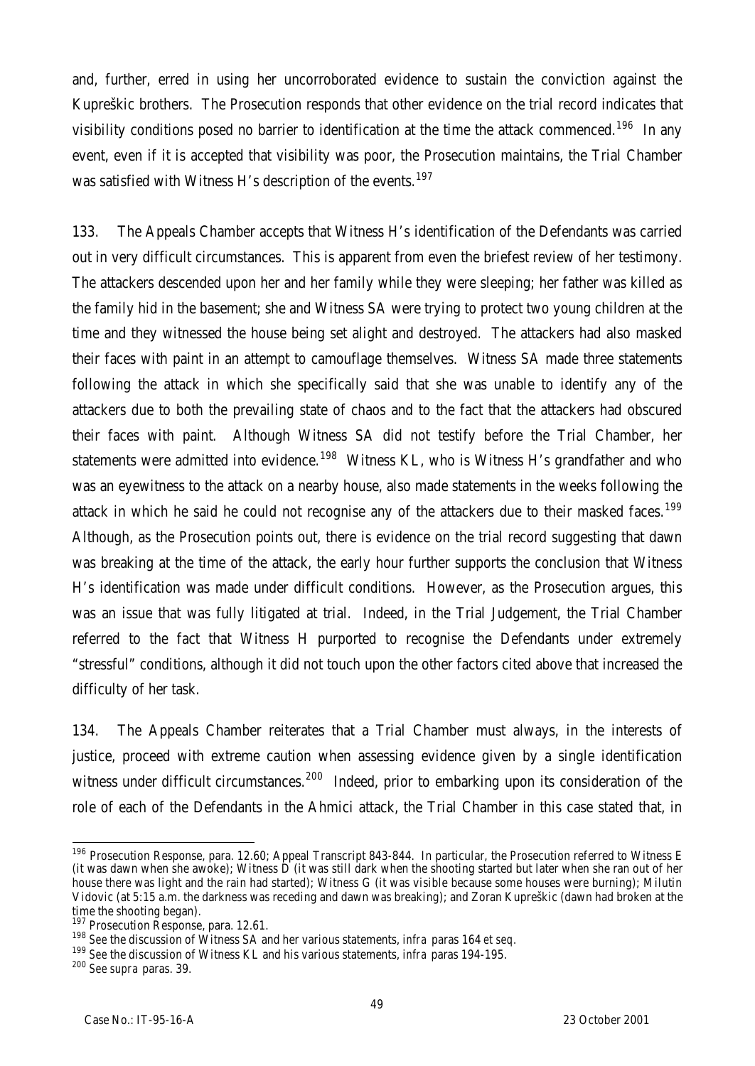and, further, erred in using her uncorroborated evidence to sustain the conviction against the Kupreškic brothers. The Prosecution responds that other evidence on the trial record indicates that visibility conditions posed no barrier to identification at the time the attack commenced.[196] In any event, even if it is accepted that visibility was poor, the Prosecution maintains, the Trial Chamber was satisfied with Witness H's description of the events.[197]

133. The Appeals Chamber accepts that Witness H's identification of the Defendants was carried out in very difficult circumstances. This is apparent from even the briefest review of her testimony. The attackers descended upon her and her family while they were sleeping; her father was killed as the family hid in the basement; she and Witness SA were trying to protect two young children at the time and they witnessed the house being set alight and destroyed. The attackers had also masked their faces with paint in an attempt to camouflage themselves. Witness SA made three statements following the attack in which she specifically said that she was unable to identify any of the attackers due to both the prevailing state of chaos and to the fact that the attackers had obscured their faces with paint. Although Witness SA did not testify before the Trial Chamber, her statements were admitted into evidence.[198] Witness KL, who is Witness H's grandfather and who was an eyewitness to the attack on a nearby house, also made statements in the weeks following the attack in which he said he could not recognise any of the attackers due to their masked faces.[199] Although, as the Prosecution points out, there is evidence on the trial record suggesting that dawn was breaking at the time of the attack, the early hour further supports the conclusion that Witness H's identification was made under difficult conditions. However, as the Prosecution argues, this was an issue that was fully litigated at trial. Indeed, in the Trial Judgement, the Trial Chamber referred to the fact that Witness H purported to recognise the Defendants under extremely "stressful" conditions, although it did not touch upon the other factors cited above that increased the difficulty of her task.

134. The Appeals Chamber reiterates that a Trial Chamber must always, in the interests of justice, proceed with extreme caution when assessing evidence given by a single identification witness under difficult circumstances.[200] Indeed, prior to embarking upon its consideration of the role of each of the Defendants in the Ahmici attack, the Trial Chamber in this case stated that, in

---

[196] Prosecution Response, para. 12.60; Appeal Transcript 843-844. In particular, the Prosecution referred to Witness E (it was dawn when she awoke); Witness D (it was still dark when the shooting started but later when she ran out of her house there was light and the rain had started); Witness G (it was visible because some houses were burning); Milutin Vidovic (at 5:15 a.m. the darkness was receding and dawn was breaking); and Zoran Kupreškic (dawn had broken at the time the shooting began).

[197] Prosecution Response, para. 12.61.

[198] See the discussion of Witness SA and her various statements, *infra* paras 164 *et seq.*

[199] See the discussion of Witness KL and his various statements, *infra* paras 194-195.

[200] See *supra* paras. 39.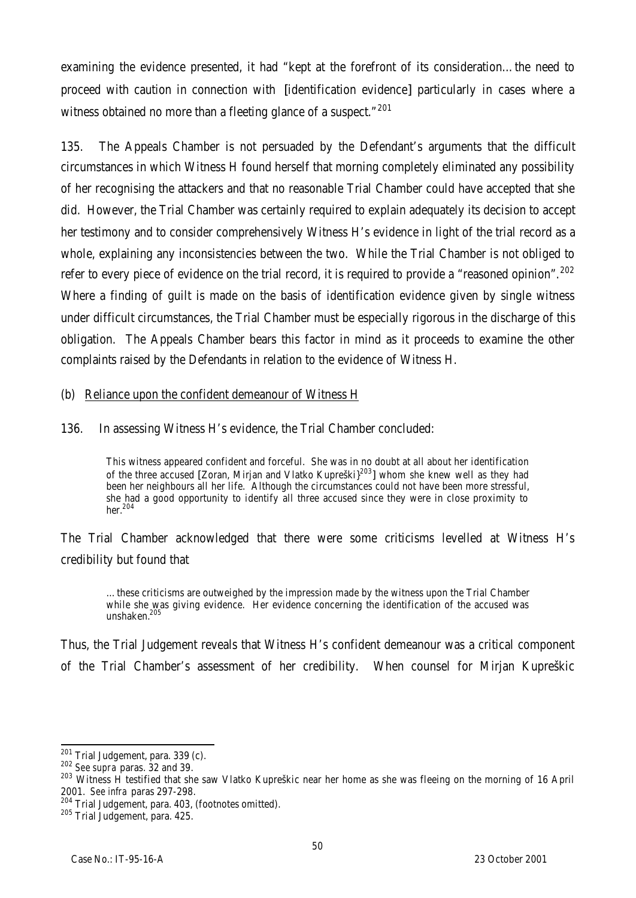examining the evidence presented, it had "kept at the forefront of its consideration… the need to proceed with caution in connection with [identification evidence] particularly in cases where a witness obtained no more than a fleeting glance of a suspect."[201]

135. The Appeals Chamber is not persuaded by the Defendant's arguments that the difficult circumstances in which Witness H found herself that morning completely eliminated any possibility of her recognising the attackers and that no reasonable Trial Chamber could have accepted that she did. However, the Trial Chamber was certainly required to explain adequately its decision to accept her testimony and to consider comprehensively Witness H's evidence in light of the trial record as a whole, explaining any inconsistencies between the two. While the Trial Chamber is not obliged to refer to every piece of evidence on the trial record, it is required to provide a "reasoned opinion".[202] Where a finding of guilt is made on the basis of identification evidence given by single witness under difficult circumstances, the Trial Chamber must be especially rigorous in the discharge of this obligation. The Appeals Chamber bears this factor in mind as it proceeds to examine the other complaints raised by the Defendants in relation to the evidence of Witness H.

(b) <u>Reliance upon the confident demeanour of Witness H</u>

136. In assessing Witness H's evidence, the Trial Chamber concluded:

> This witness appeared confident and forceful. She was in no doubt at all about her identification of the three accused [Zoran, Mirjan and Vlatko Kupreški}[203]] whom she knew well as they had been her neighbours all her life. Although the circumstances could not have been more stressful, she had a good opportunity to identify all three accused since they were in close proximity to her.[204]

The Trial Chamber acknowledged that there were some criticisms levelled at Witness H's credibility but found that

> … these criticisms are outweighed by the impression made by the witness upon the Trial Chamber while she was giving evidence. Her evidence concerning the identification of the accused was unshaken.[205]

Thus, the Trial Judgement reveals that Witness H's confident demeanour was a critical component of the Trial Chamber's assessment of her credibility. When counsel for Mirjan Kupreškic

---

[201] Trial Judgement, para. 339 (c).

[202] *See supra* paras. 32 and 39.

[203] Witness H testified that she saw Vlatko Kupreškic near her home as she was fleeing on the morning of 16 April 2001. *See infra* paras 297-298.

[204] Trial Judgement, para. 403, (footnotes omitted).

[205] Trial Judgement, para. 425.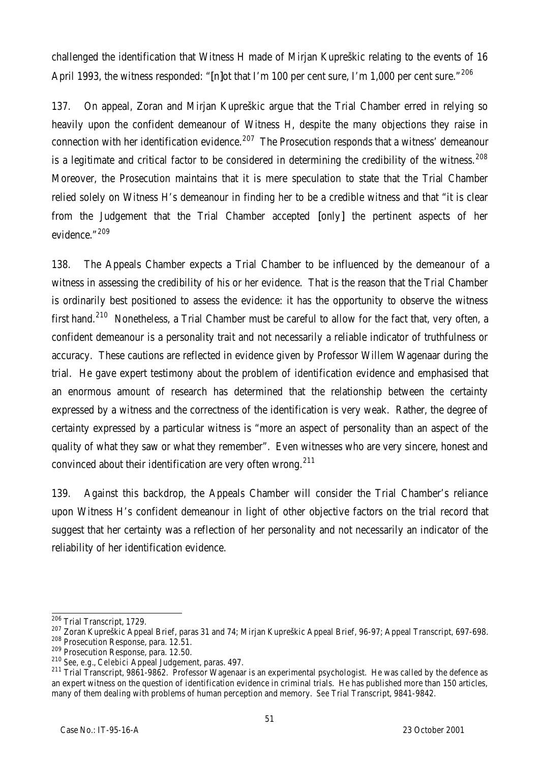challenged the identification that Witness H made of Mirjan Kupreškic relating to the events of 16 April 1993, the witness responded: "[n]ot that I'm 100 per cent sure, I'm 1,000 per cent sure."[206]

137. On appeal, Zoran and Mirjan Kupreškic argue that the Trial Chamber erred in relying so heavily upon the confident demeanour of Witness H, despite the many objections they raise in connection with her identification evidence.[207] The Prosecution responds that a witness' demeanour is a legitimate and critical factor to be considered in determining the credibility of the witness.[208] Moreover, the Prosecution maintains that it is mere speculation to state that the Trial Chamber relied solely on Witness H's demeanour in finding her to be a credible witness and that "it is clear from the Judgement that the Trial Chamber accepted [only] the pertinent aspects of her evidence."[209]

138. The Appeals Chamber expects a Trial Chamber to be influenced by the demeanour of a witness in assessing the credibility of his or her evidence. That is the reason that the Trial Chamber is ordinarily best positioned to assess the evidence: it has the opportunity to observe the witness first hand.[210] Nonetheless, a Trial Chamber must be careful to allow for the fact that, very often, a confident demeanour is a personality trait and not necessarily a reliable indicator of truthfulness or accuracy. These cautions are reflected in evidence given by Professor Willem Wagenaar during the trial. He gave expert testimony about the problem of identification evidence and emphasised that an enormous amount of research has determined that the relationship between the certainty expressed by a witness and the correctness of the identification is very weak. Rather, the degree of certainty expressed by a particular witness is "more an aspect of personality than an aspect of the quality of what they saw or what they remember". Even witnesses who are very sincere, honest and convinced about their identification are very often wrong.[211]

139. Against this backdrop, the Appeals Chamber will consider the Trial Chamber's reliance upon Witness H's confident demeanour in light of other objective factors on the trial record that suggest that her certainty was a reflection of her personality and not necessarily an indicator of the reliability of her identification evidence.

---

[206] Trial Transcript, 1729.

[207] Zoran Kupreškic Appeal Brief, paras 31 and 74; Mirjan Kupreškic Appeal Brief, 96-97; Appeal Transcript, 697-698.

[208] Prosecution Response, para. 12.51.

[209] Prosecution Response, para. 12.50.

[210] *See, e.g.*, *Celebici* Appeal Judgement, paras. 497.

[211] Trial Transcript, 9861-9862. Professor Wagenaar is an experimental psychologist. He was called by the defence as an expert witness on the question of identification evidence in criminal trials. He has published more than 150 articles, many of them dealing with problems of human perception and memory. *See* Trial Transcript, 9841-9842.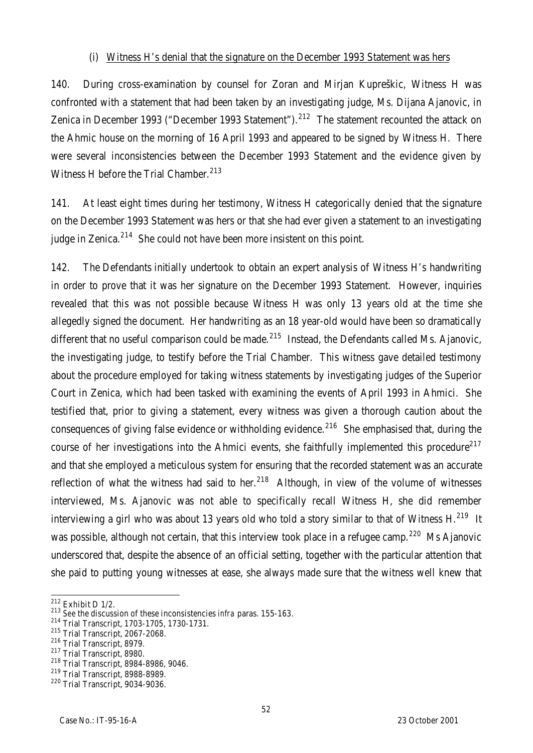(i) Witness H's denial that the signature on the December 1993 Statement was hers

140. During cross-examination by counsel for Zoran and Mirjan Kupreškic, Witness H was confronted with a statement that had been taken by an investigating judge, Ms. Dijana Ajanovic, in Zenica in December 1993 ("December 1993 Statement").[212] The statement recounted the attack on the Ahmic house on the morning of 16 April 1993 and appeared to be signed by Witness H. There were several inconsistencies between the December 1993 Statement and the evidence given by Witness H before the Trial Chamber.[213]

141. At least eight times during her testimony, Witness H categorically denied that the signature on the December 1993 Statement was hers or that she had ever given a statement to an investigating judge in Zenica.[214] She could not have been more insistent on this point.

142. The Defendants initially undertook to obtain an expert analysis of Witness H's handwriting in order to prove that it was her signature on the December 1993 Statement. However, inquiries revealed that this was not possible because Witness H was only 13 years old at the time she allegedly signed the document. Her handwriting as an 18 year-old would have been so dramatically different that no useful comparison could be made.[215] Instead, the Defendants called Ms. Ajanovic, the investigating judge, to testify before the Trial Chamber. This witness gave detailed testimony about the procedure employed for taking witness statements by investigating judges of the Superior Court in Zenica, which had been tasked with examining the events of April 1993 in Ahmici. She testified that, prior to giving a statement, every witness was given a thorough caution about the consequences of giving false evidence or withholding evidence.[216] She emphasised that, during the course of her investigations into the Ahmici events, she faithfully implemented this procedure[217] and that she employed a meticulous system for ensuring that the recorded statement was an accurate reflection of what the witness had said to her.[218] Although, in view of the volume of witnesses interviewed, Ms. Ajanovic was not able to specifically recall Witness H, she did remember interviewing a girl who was about 13 years old who told a story similar to that of Witness H.[219] It was possible, although not certain, that this interview took place in a refugee camp.[220] Ms Ajanovic underscored that, despite the absence of an official setting, together with the particular attention that she paid to putting young witnesses at ease, she always made sure that the witness well knew that

---

[212] Exhibit D 1/2.

[213] See the discussion of these inconsistencies *infra* paras. 155-163.

[214] Trial Transcript, 1703-1705, 1730-1731.

[215] Trial Transcript, 2067-2068.

[216] Trial Transcript, 8979.

[217] Trial Transcript, 8980.

[218] Trial Transcript, 8984-8986, 9046.

[219] Trial Transcript, 8988-8989.

[220] Trial Transcript, 9034-9036.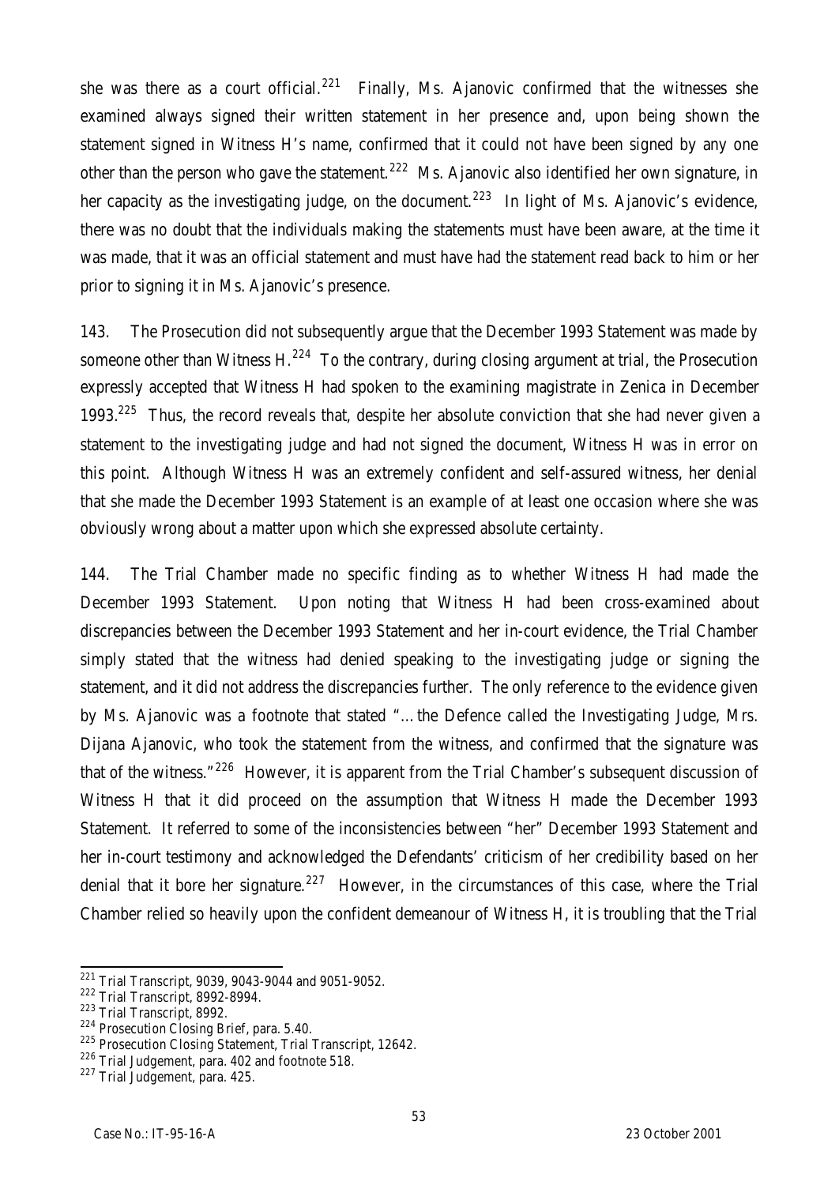she was there as a court official.[221] Finally, Ms. Ajanovic confirmed that the witnesses she examined always signed their written statement in her presence and, upon being shown the statement signed in Witness H's name, confirmed that it could not have been signed by any one other than the person who gave the statement.[222] Ms. Ajanovic also identified her own signature, in her capacity as the investigating judge, on the document.[223] In light of Ms. Ajanovic's evidence, there was no doubt that the individuals making the statements must have been aware, at the time it was made, that it was an official statement and must have had the statement read back to him or her prior to signing it in Ms. Ajanovic's presence.

143. The Prosecution did not subsequently argue that the December 1993 Statement was made by someone other than Witness H.[224] To the contrary, during closing argument at trial, the Prosecution expressly accepted that Witness H had spoken to the examining magistrate in Zenica in December 1993.[225] Thus, the record reveals that, despite her absolute conviction that she had never given a statement to the investigating judge and had not signed the document, Witness H was in error on this point. Although Witness H was an extremely confident and self-assured witness, her denial that she made the December 1993 Statement is an example of at least one occasion where she was obviously wrong about a matter upon which she expressed absolute certainty.

144. The Trial Chamber made no specific finding as to whether Witness H had made the December 1993 Statement. Upon noting that Witness H had been cross-examined about discrepancies between the December 1993 Statement and her in-court evidence, the Trial Chamber simply stated that the witness had denied speaking to the investigating judge or signing the statement, and it did not address the discrepancies further. The only reference to the evidence given by Ms. Ajanovic was a footnote that stated "…the Defence called the Investigating Judge, Mrs. Dijana Ajanovic, who took the statement from the witness, and confirmed that the signature was that of the witness."[226] However, it is apparent from the Trial Chamber's subsequent discussion of Witness H that it did proceed on the assumption that Witness H made the December 1993 Statement. It referred to some of the inconsistencies between "her" December 1993 Statement and her in-court testimony and acknowledged the Defendants' criticism of her credibility based on her denial that it bore her signature.[227] However, in the circumstances of this case, where the Trial Chamber relied so heavily upon the confident demeanour of Witness H, it is troubling that the Trial

---

[221] Trial Transcript, 9039, 9043-9044 and 9051-9052.

[222] Trial Transcript, 8992-8994.

[223] Trial Transcript, 8992.

[224] Prosecution Closing Brief, para. 5.40.

[225] Prosecution Closing Statement, Trial Transcript, 12642.

[226] Trial Judgement, para. 402 and footnote 518.

[227] Trial Judgement, para. 425.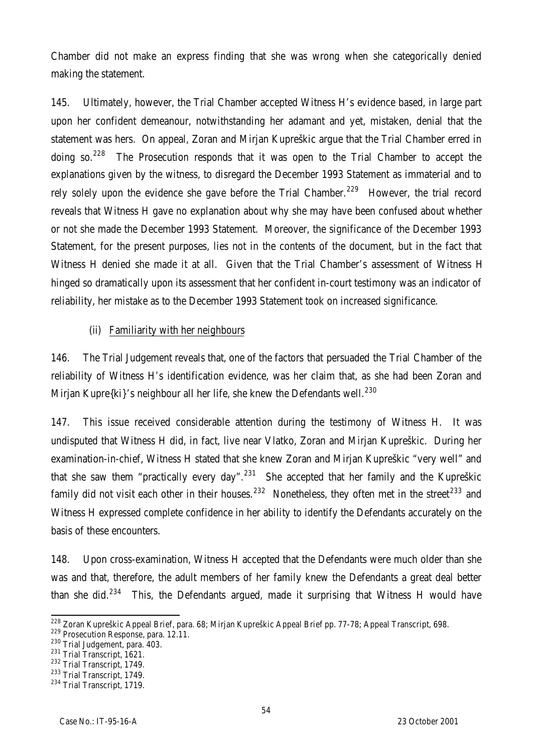Chamber did not make an express finding that she was wrong when she categorically denied making the statement.

145. Ultimately, however, the Trial Chamber accepted Witness H's evidence based, in large part upon her confident demeanour, notwithstanding her adamant and yet, mistaken, denial that the statement was hers. On appeal, Zoran and Mirjan Kupreškic argue that the Trial Chamber erred in doing so.[228] The Prosecution responds that it was open to the Trial Chamber to accept the explanations given by the witness, to disregard the December 1993 Statement as immaterial and to rely solely upon the evidence she gave before the Trial Chamber.[229] However, the trial record reveals that Witness H gave no explanation about why she may have been confused about whether or not she made the December 1993 Statement. Moreover, the significance of the December 1993 Statement, for the present purposes, lies not in the contents of the document, but in the fact that Witness H denied she made it at all. Given that the Trial Chamber's assessment of Witness H hinged so dramatically upon its assessment that her confident in-court testimony was an indicator of reliability, her mistake as to the December 1993 Statement took on increased significance.

(ii) Familiarity with her neighbours

146. The Trial Judgement reveals that, one of the factors that persuaded the Trial Chamber of the reliability of Witness H's identification evidence, was her claim that, as she had been Zoran and Mirjan Kupre{ki}'s neighbour all her life, she knew the Defendants well.[230]

147. This issue received considerable attention during the testimony of Witness H. It was undisputed that Witness H did, in fact, live near Vlatko, Zoran and Mirjan Kupreškic. During her examination-in-chief, Witness H stated that she knew Zoran and Mirjan Kupreškic "very well" and that she saw them "practically every day".[231] She accepted that her family and the Kupreškic family did not visit each other in their houses.[232] Nonetheless, they often met in the street[233] and Witness H expressed complete confidence in her ability to identify the Defendants accurately on the basis of these encounters.

148. Upon cross-examination, Witness H accepted that the Defendants were much older than she was and that, therefore, the adult members of her family knew the Defendants a great deal better than she did.[234] This, the Defendants argued, made it surprising that Witness H would have

---

[228] Zoran Kupreškic Appeal Brief, para. 68; Mirjan Kupreškic Appeal Brief pp. 77-78; Appeal Transcript, 698.
[229] Prosecution Response, para. 12.11.
[230] Trial Judgement, para. 403.
[231] Trial Transcript, 1621.
[232] Trial Transcript, 1749.
[233] Trial Transcript, 1749.
[234] Trial Transcript, 1719.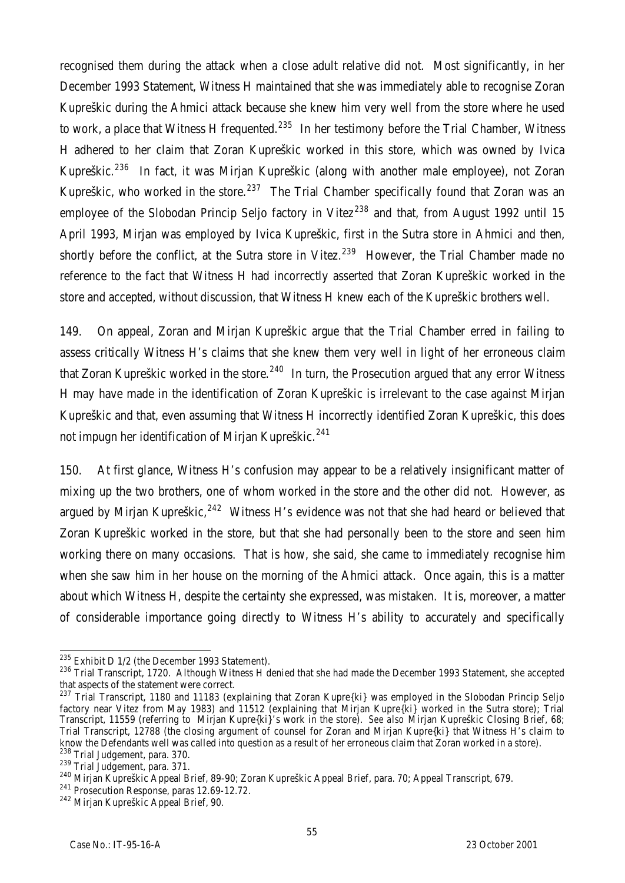recognised them during the attack when a close adult relative did not. Most significantly, in her December 1993 Statement, Witness H maintained that she was immediately able to recognise Zoran Kupreškic during the Ahmici attack because she knew him very well from the store where he used to work, a place that Witness H frequented.[235] In her testimony before the Trial Chamber, Witness H adhered to her claim that Zoran Kupreškic worked in this store, which was owned by Ivica Kupreškic.[236] In fact, it was Mirjan Kupreškic (along with another male employee), not Zoran Kupreškic, who worked in the store.[237] The Trial Chamber specifically found that Zoran was an employee of the Slobodan Princip Seljo factory in Vitez[238] and that, from August 1992 until 15 April 1993, Mirjan was employed by Ivica Kupreškic, first in the Sutra store in Ahmici and then, shortly before the conflict, at the Sutra store in Vitez.[239] However, the Trial Chamber made no reference to the fact that Witness H had incorrectly asserted that Zoran Kupreškic worked in the store and accepted, without discussion, that Witness H knew each of the Kupreškic brothers well.

149. On appeal, Zoran and Mirjan Kupreškic argue that the Trial Chamber erred in failing to assess critically Witness H's claims that she knew them very well in light of her erroneous claim that Zoran Kupreškic worked in the store.[240] In turn, the Prosecution argued that any error Witness H may have made in the identification of Zoran Kupreškic is irrelevant to the case against Mirjan Kupreškic and that, even assuming that Witness H incorrectly identified Zoran Kupreškic, this does not impugn her identification of Mirjan Kupreškic.[241]

150. At first glance, Witness H's confusion may appear to be a relatively insignificant matter of mixing up the two brothers, one of whom worked in the store and the other did not. However, as argued by Mirjan Kupreškic,[242] Witness H's evidence was not that she had heard or believed that Zoran Kupreškic worked in the store, but that she had personally been to the store and seen him working there on many occasions. That is how, she said, she came to immediately recognise him when she saw him in her house on the morning of the Ahmici attack. Once again, this is a matter about which Witness H, despite the certainty she expressed, was mistaken. It is, moreover, a matter of considerable importance going directly to Witness H's ability to accurately and specifically

---

[235] Exhibit D 1/2 (the December 1993 Statement).

[236] Trial Transcript, 1720. Although Witness H denied that she had made the December 1993 Statement, she accepted that aspects of the statement were correct.

[237] Trial Transcript, 1180 and 11183 (explaining that Zoran Kupre{ki} was employed in the Slobodan Princip Seljo factory near Vitez from May 1983) and 11512 (explaining that Mirjan Kupre{ki} worked in the Sutra store); Trial Transcript, 11559 (referring to Mirjan Kupre{ki}'s work in the store). *See also* Mirjan Kupreškic Closing Brief, 68; Trial Transcript, 12788 (the closing argument of counsel for Zoran and Mirjan Kupre{ki} that Witness H's claim to know the Defendants well was called into question as a result of her erroneous claim that Zoran worked in a store).

[238] Trial Judgement, para. 370.

[239] Trial Judgement, para. 371.

[240] Mirjan Kupreškic Appeal Brief, 89-90; Zoran Kupreškic Appeal Brief, para. 70; Appeal Transcript, 679.

[241] Prosecution Response, paras 12.69-12.72.

[242] Mirjan Kupreškic Appeal Brief, 90.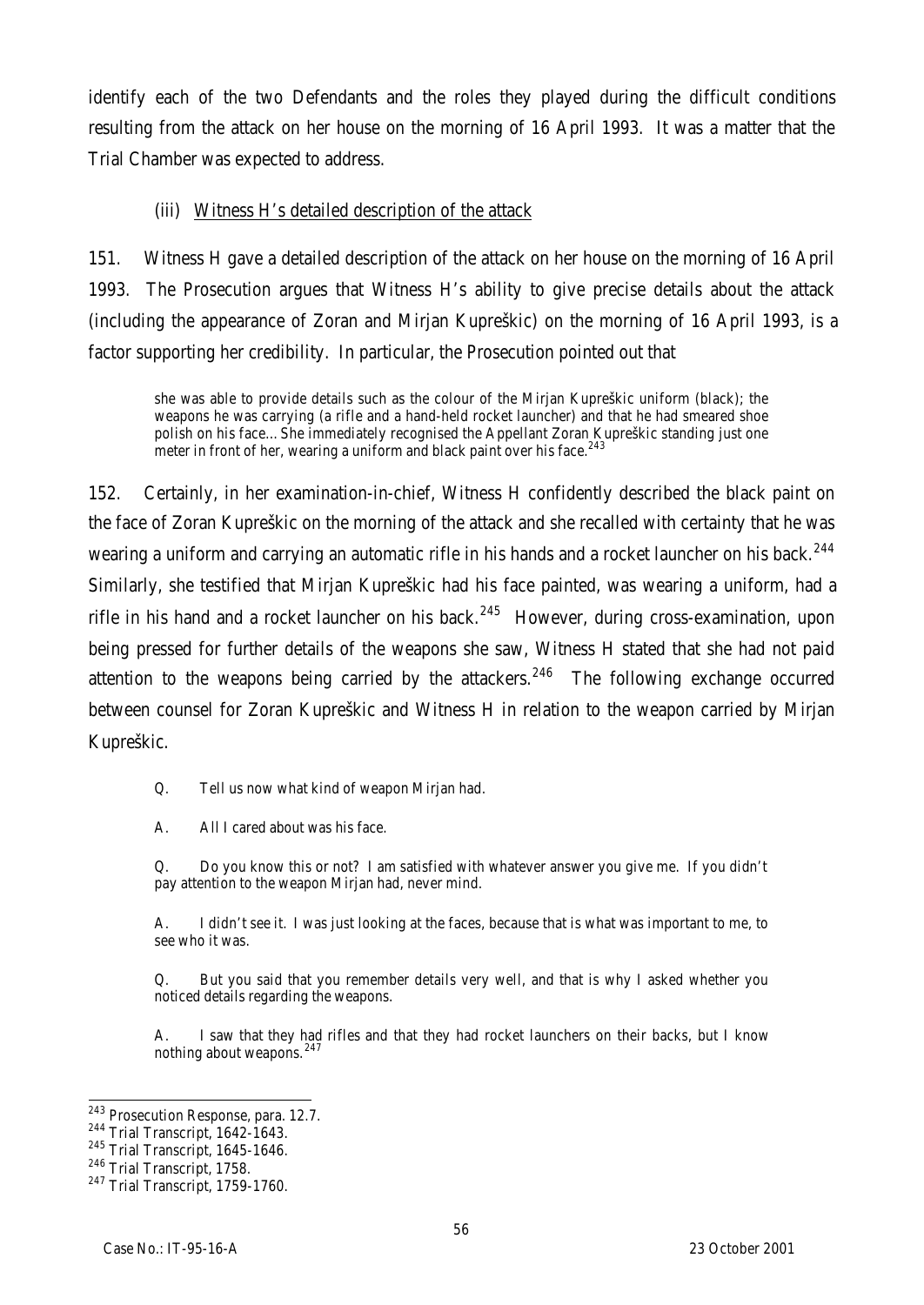identify each of the two Defendants and the roles they played during the difficult conditions resulting from the attack on her house on the morning of 16 April 1993. It was a matter that the Trial Chamber was expected to address.

(iii) Witness H's detailed description of the attack

151. Witness H gave a detailed description of the attack on her house on the morning of 16 April 1993. The Prosecution argues that Witness H's ability to give precise details about the attack (including the appearance of Zoran and Mirjan Kupreškic) on the morning of 16 April 1993, is a factor supporting her credibility. In particular, the Prosecution pointed out that

> she was able to provide details such as the colour of the Mirjan Kupreškic uniform (black); the weapons he was carrying (a rifle and a hand-held rocket launcher) and that he had smeared shoe polish on his face... She immediately recognised the Appellant Zoran Kupreškic standing just one meter in front of her, wearing a uniform and black paint over his face.[243]

152. Certainly, in her examination-in-chief, Witness H confidently described the black paint on the face of Zoran Kupreškic on the morning of the attack and she recalled with certainty that he was wearing a uniform and carrying an automatic rifle in his hands and a rocket launcher on his back.[244] Similarly, she testified that Mirjan Kupreškic had his face painted, was wearing a uniform, had a rifle in his hand and a rocket launcher on his back.[245] However, during cross-examination, upon being pressed for further details of the weapons she saw, Witness H stated that she had not paid attention to the weapons being carried by the attackers.[246] The following exchange occurred between counsel for Zoran Kupreškic and Witness H in relation to the weapon carried by Mirjan Kupreškic.

> Q. Tell us now what kind of weapon Mirjan had.
>
> A. All I cared about was his face.
>
> Q. Do you know this or not? I am satisfied with whatever answer you give me. If you didn't pay attention to the weapon Mirjan had, never mind.
>
> A. I didn't see it. I was just looking at the faces, because that is what was important to me, to see who it was.
>
> Q. But you said that you remember details very well, and that is why I asked whether you noticed details regarding the weapons.
>
> A. I saw that they had rifles and that they had rocket launchers on their backs, but I know nothing about weapons.[247]

---

[243] Prosecution Response, para. 12.7.

[244] Trial Transcript, 1642-1643.

[245] Trial Transcript, 1645-1646.

[246] Trial Transcript, 1758.

[247] Trial Transcript, 1759-1760.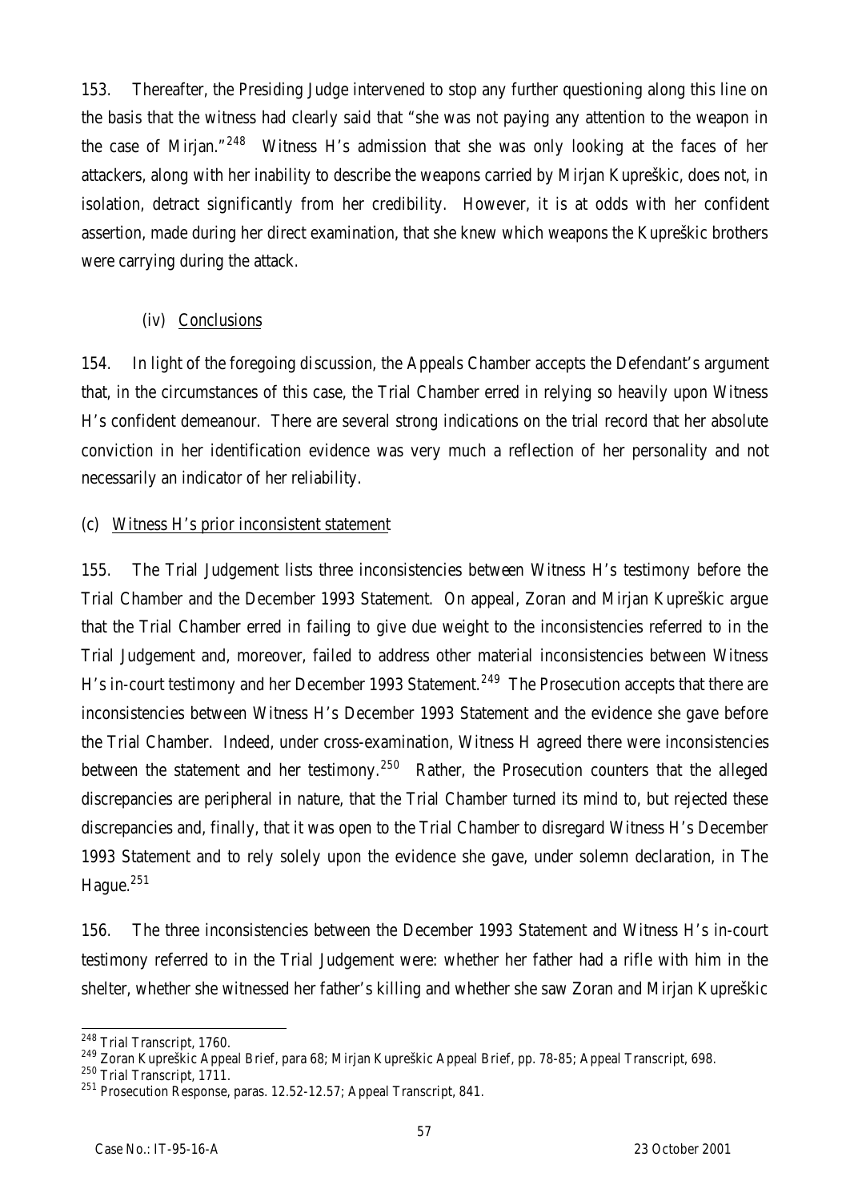153. Thereafter, the Presiding Judge intervened to stop any further questioning along this line on the basis that the witness had clearly said that "she was not paying any attention to the weapon in the case of Mirjan."[248] Witness H's admission that she was only looking at the faces of her attackers, along with her inability to describe the weapons carried by Mirjan Kupreškic, does not, in isolation, detract significantly from her credibility. However, it is at odds with her confident assertion, made during her direct examination, that she knew which weapons the Kupreškic brothers were carrying during the attack.

(iv) Conclusions

154. In light of the foregoing discussion, the Appeals Chamber accepts the Defendant's argument that, in the circumstances of this case, the Trial Chamber erred in relying so heavily upon Witness H's confident demeanour. There are several strong indications on the trial record that her absolute conviction in her identification evidence was very much a reflection of her personality and not necessarily an indicator of her reliability.

(c) Witness H's prior inconsistent statement

155. The Trial Judgement lists three inconsistencies between Witness H's testimony before the Trial Chamber and the December 1993 Statement. On appeal, Zoran and Mirjan Kupreškic argue that the Trial Chamber erred in failing to give due weight to the inconsistencies referred to in the Trial Judgement and, moreover, failed to address other material inconsistencies between Witness H's in-court testimony and her December 1993 Statement.[249] The Prosecution accepts that there are inconsistencies between Witness H's December 1993 Statement and the evidence she gave before the Trial Chamber. Indeed, under cross-examination, Witness H agreed there were inconsistencies between the statement and her testimony.[250] Rather, the Prosecution counters that the alleged discrepancies are peripheral in nature, that the Trial Chamber turned its mind to, but rejected these discrepancies and, finally, that it was open to the Trial Chamber to disregard Witness H's December 1993 Statement and to rely solely upon the evidence she gave, under solemn declaration, in The Hague.[251]

156. The three inconsistencies between the December 1993 Statement and Witness H's in-court testimony referred to in the Trial Judgement were: whether her father had a rifle with him in the shelter, whether she witnessed her father's killing and whether she saw Zoran and Mirjan Kupreškic

---

[248] Trial Transcript, 1760.

[249] Zoran Kupreškic Appeal Brief, para 68; Mirjan Kupreškic Appeal Brief, pp. 78-85; Appeal Transcript, 698.

[250] Trial Transcript, 1711.

[251] Prosecution Response, paras. 12.52-12.57; Appeal Transcript, 841.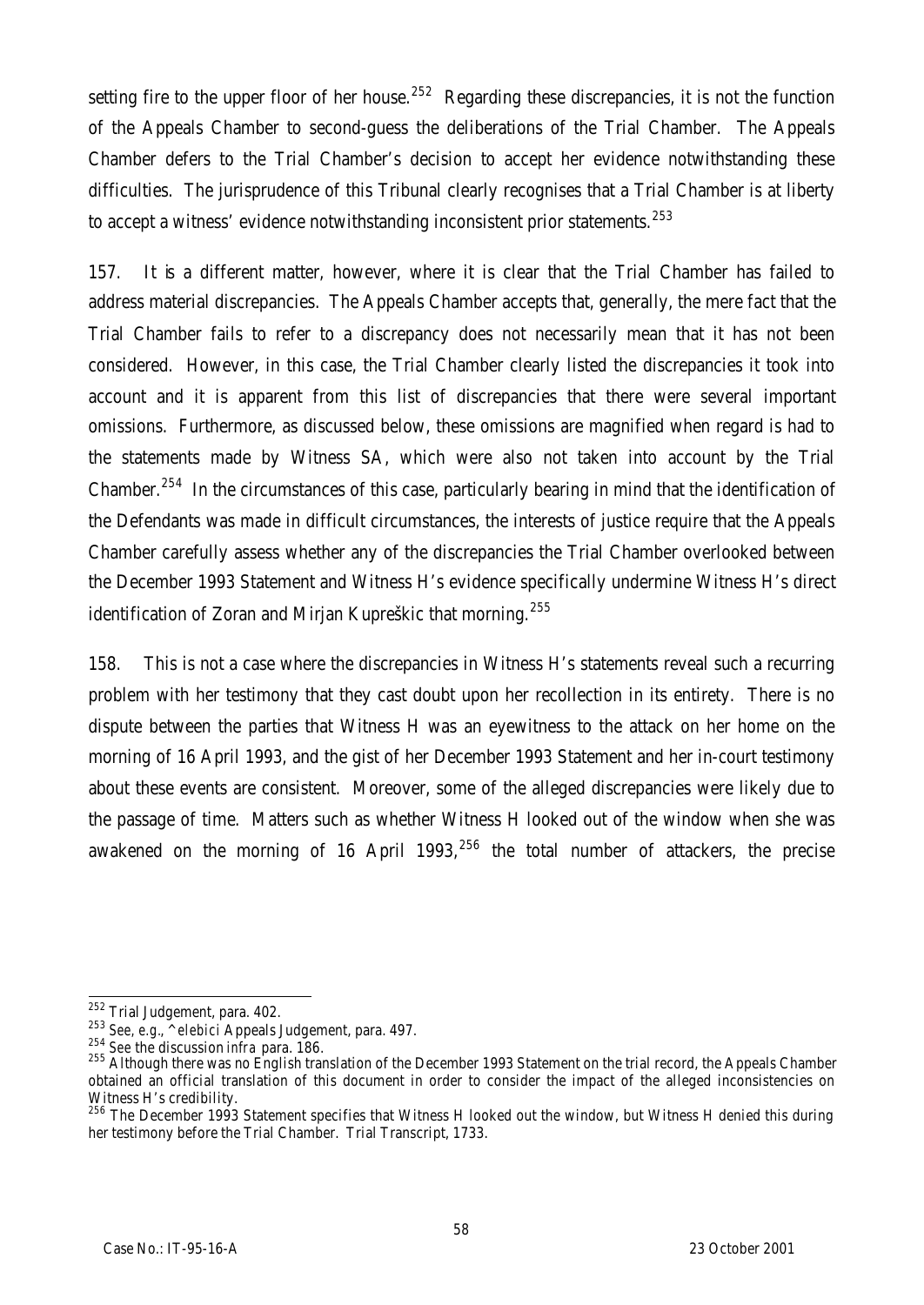setting fire to the upper floor of her house.[252] Regarding these discrepancies, it is not the function of the Appeals Chamber to second-guess the deliberations of the Trial Chamber. The Appeals Chamber defers to the Trial Chamber's decision to accept her evidence notwithstanding these difficulties. The jurisprudence of this Tribunal clearly recognises that a Trial Chamber is at liberty to accept a witness' evidence notwithstanding inconsistent prior statements.[253]

157. It is a different matter, however, where it is clear that the Trial Chamber has failed to address material discrepancies. The Appeals Chamber accepts that, generally, the mere fact that the Trial Chamber fails to refer to a discrepancy does not necessarily mean that it has not been considered. However, in this case, the Trial Chamber clearly listed the discrepancies it took into account and it is apparent from this list of discrepancies that there were several important omissions. Furthermore, as discussed below, these omissions are magnified when regard is had to the statements made by Witness SA, which were also not taken into account by the Trial Chamber.[254] In the circumstances of this case, particularly bearing in mind that the identification of the Defendants was made in difficult circumstances, the interests of justice require that the Appeals Chamber carefully assess whether any of the discrepancies the Trial Chamber overlooked between the December 1993 Statement and Witness H's evidence specifically undermine Witness H's direct identification of Zoran and Mirjan Kupreškic that morning.[255]

158. This is not a case where the discrepancies in Witness H's statements reveal such a recurring problem with her testimony that they cast doubt upon her recollection in its entirety. There is no dispute between the parties that Witness H was an eyewitness to the attack on her home on the morning of 16 April 1993, and the gist of her December 1993 Statement and her in-court testimony about these events are consistent. Moreover, some of the alleged discrepancies were likely due to the passage of time. Matters such as whether Witness H looked out of the window when she was awakened on the morning of 16 April 1993,[256] the total number of attackers, the precise

---

[252] Trial Judgement, para. 402.

[253] *See, e.g.*, *^elebici* Appeals Judgement, para. 497.

[254] *See* the discussion *infra* para. 186.

[255] Although there was no English translation of the December 1993 Statement on the trial record, the Appeals Chamber obtained an official translation of this document in order to consider the impact of the alleged inconsistencies on Witness H's credibility.

[256] The December 1993 Statement specifies that Witness H looked out the window, but Witness H denied this during her testimony before the Trial Chamber. Trial Transcript, 1733.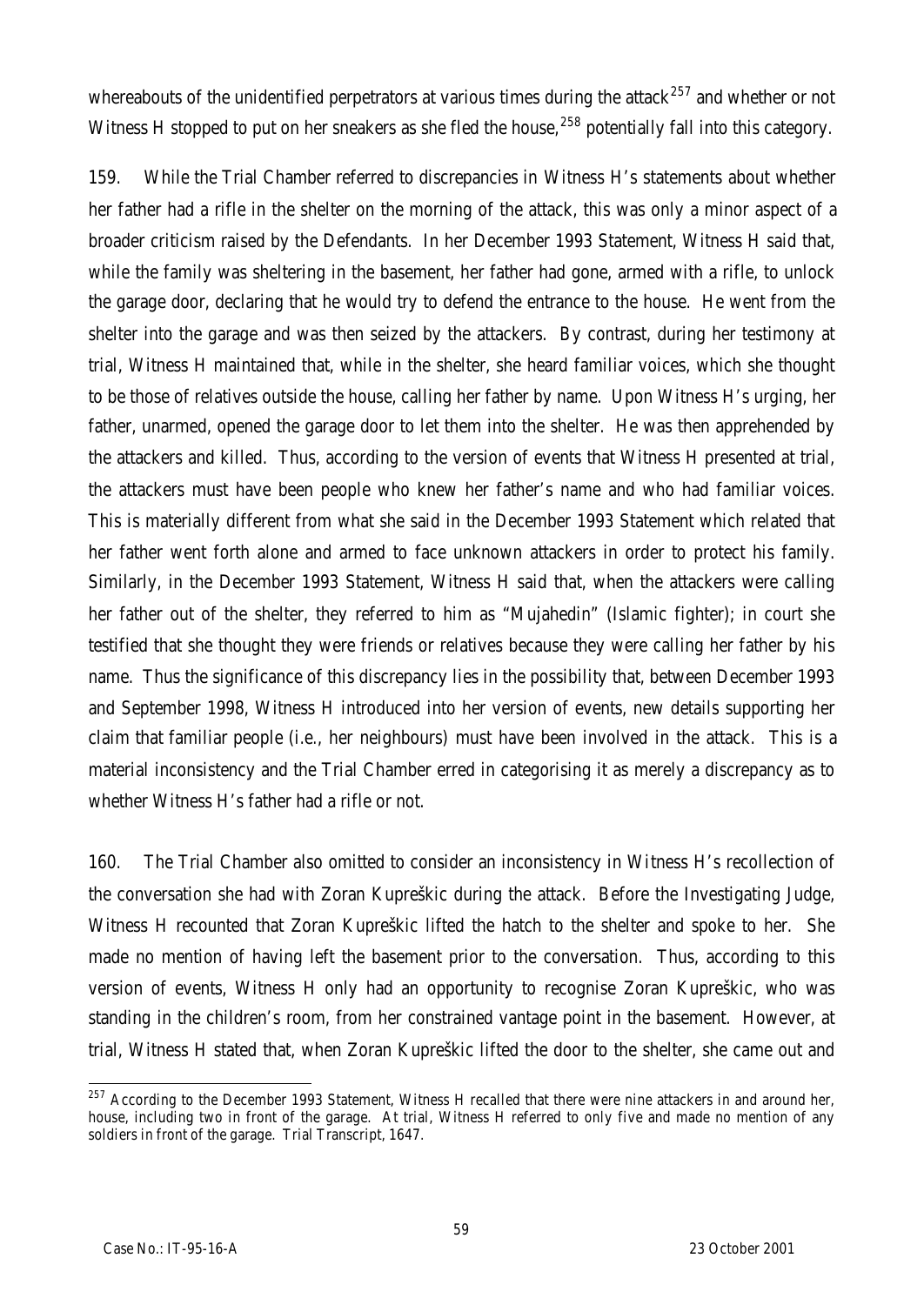whereabouts of the unidentified perpetrators at various times during the attack[257] and whether or not Witness H stopped to put on her sneakers as she fled the house,[258] potentially fall into this category.

159. While the Trial Chamber referred to discrepancies in Witness H's statements about whether her father had a rifle in the shelter on the morning of the attack, this was only a minor aspect of a broader criticism raised by the Defendants. In her December 1993 Statement, Witness H said that, while the family was sheltering in the basement, her father had gone, armed with a rifle, to unlock the garage door, declaring that he would try to defend the entrance to the house. He went from the shelter into the garage and was then seized by the attackers. By contrast, during her testimony at trial, Witness H maintained that, while in the shelter, she heard familiar voices, which she thought to be those of relatives outside the house, calling her father by name. Upon Witness H's urging, her father, unarmed, opened the garage door to let them into the shelter. He was then apprehended by the attackers and killed. Thus, according to the version of events that Witness H presented at trial, the attackers must have been people who knew her father's name and who had familiar voices. This is materially different from what she said in the December 1993 Statement which related that her father went forth alone and armed to face unknown attackers in order to protect his family. Similarly, in the December 1993 Statement, Witness H said that, when the attackers were calling her father out of the shelter, they referred to him as "Mujahedin" (Islamic fighter); in court she testified that she thought they were friends or relatives because they were calling her father by his name. Thus the significance of this discrepancy lies in the possibility that, between December 1993 and September 1998, Witness H introduced into her version of events, new details supporting her claim that familiar people (i.e., her neighbours) must have been involved in the attack. This is a material inconsistency and the Trial Chamber erred in categorising it as merely a discrepancy as to whether Witness H's father had a rifle or not.

160. The Trial Chamber also omitted to consider an inconsistency in Witness H's recollection of the conversation she had with Zoran Kupreškic during the attack. Before the Investigating Judge, Witness H recounted that Zoran Kupreškic lifted the hatch to the shelter and spoke to her. She made no mention of having left the basement prior to the conversation. Thus, according to this version of events, Witness H only had an opportunity to recognise Zoran Kupreškic, who was standing in the children's room, from her constrained vantage point in the basement. However, at trial, Witness H stated that, when Zoran Kupreškic lifted the door to the shelter, she came out and

---

[257] According to the December 1993 Statement, Witness H recalled that there were nine attackers in and around her, house, including two in front of the garage. At trial, Witness H referred to only five and made no mention of any soldiers in front of the garage. Trial Transcript, 1647.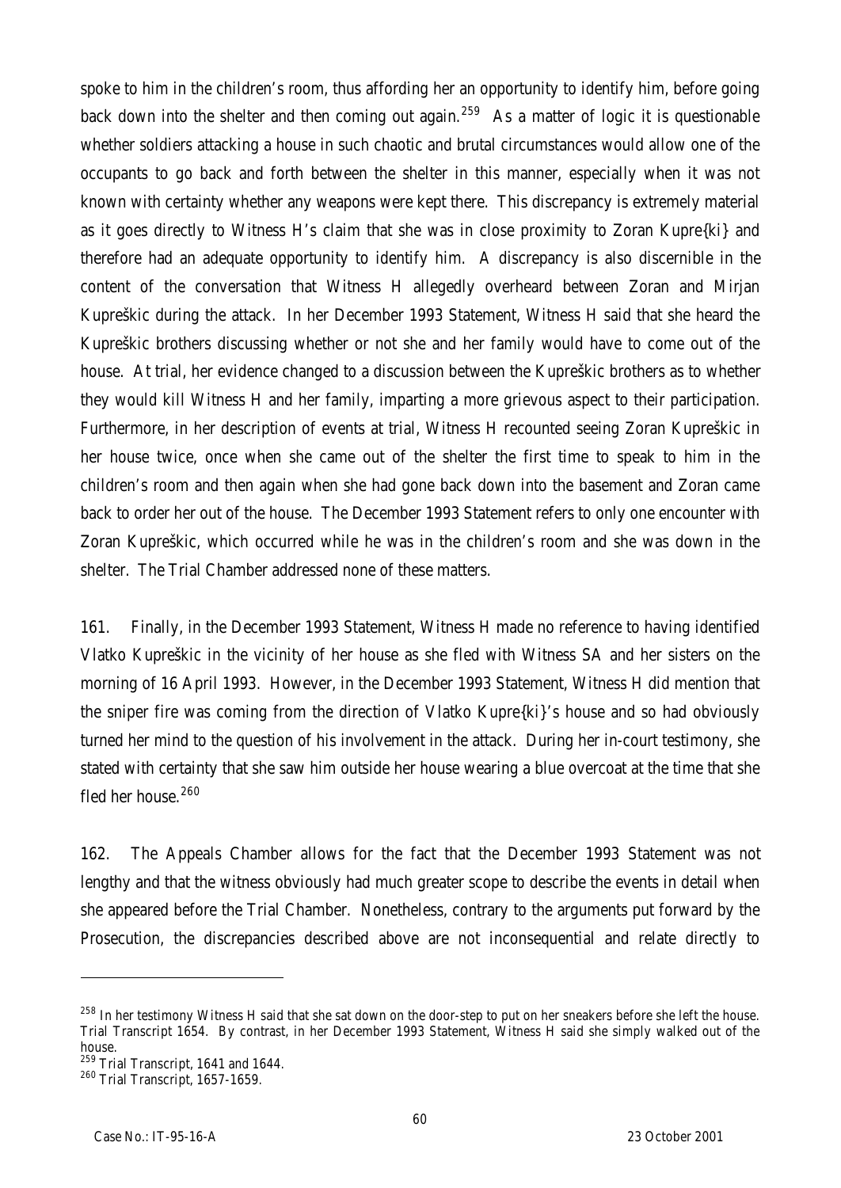spoke to him in the children's room, thus affording her an opportunity to identify him, before going back down into the shelter and then coming out again.[259] As a matter of logic it is questionable whether soldiers attacking a house in such chaotic and brutal circumstances would allow one of the occupants to go back and forth between the shelter in this manner, especially when it was not known with certainty whether any weapons were kept there. This discrepancy is extremely material as it goes directly to Witness H's claim that she was in close proximity to Zoran Kupre{ki} and therefore had an adequate opportunity to identify him. A discrepancy is also discernible in the content of the conversation that Witness H allegedly overheard between Zoran and Mirjan Kupreškic during the attack. In her December 1993 Statement, Witness H said that she heard the Kupreškic brothers discussing whether or not she and her family would have to come out of the house. At trial, her evidence changed to a discussion between the Kupreškic brothers as to whether they would kill Witness H and her family, imparting a more grievous aspect to their participation. Furthermore, in her description of events at trial, Witness H recounted seeing Zoran Kupreškic in her house twice, once when she came out of the shelter the first time to speak to him in the children's room and then again when she had gone back down into the basement and Zoran came back to order her out of the house. The December 1993 Statement refers to only one encounter with Zoran Kupreškic, which occurred while he was in the children's room and she was down in the shelter. The Trial Chamber addressed none of these matters.

161. Finally, in the December 1993 Statement, Witness H made no reference to having identified Vlatko Kupreškic in the vicinity of her house as she fled with Witness SA and her sisters on the morning of 16 April 1993. However, in the December 1993 Statement, Witness H did mention that the sniper fire was coming from the direction of Vlatko Kupre{ki}'s house and so had obviously turned her mind to the question of his involvement in the attack. During her in-court testimony, she stated with certainty that she saw him outside her house wearing a blue overcoat at the time that she fled her house.[260]

162. The Appeals Chamber allows for the fact that the December 1993 Statement was not lengthy and that the witness obviously had much greater scope to describe the events in detail when she appeared before the Trial Chamber. Nonetheless, contrary to the arguments put forward by the Prosecution, the discrepancies described above are not inconsequential and relate directly to

---

[258] In her testimony Witness H said that she sat down on the door-step to put on her sneakers before she left the house. Trial Transcript 1654. By contrast, in her December 1993 Statement, Witness H said she simply walked out of the house.

[259] Trial Transcript, 1641 and 1644.

[260] Trial Transcript, 1657-1659.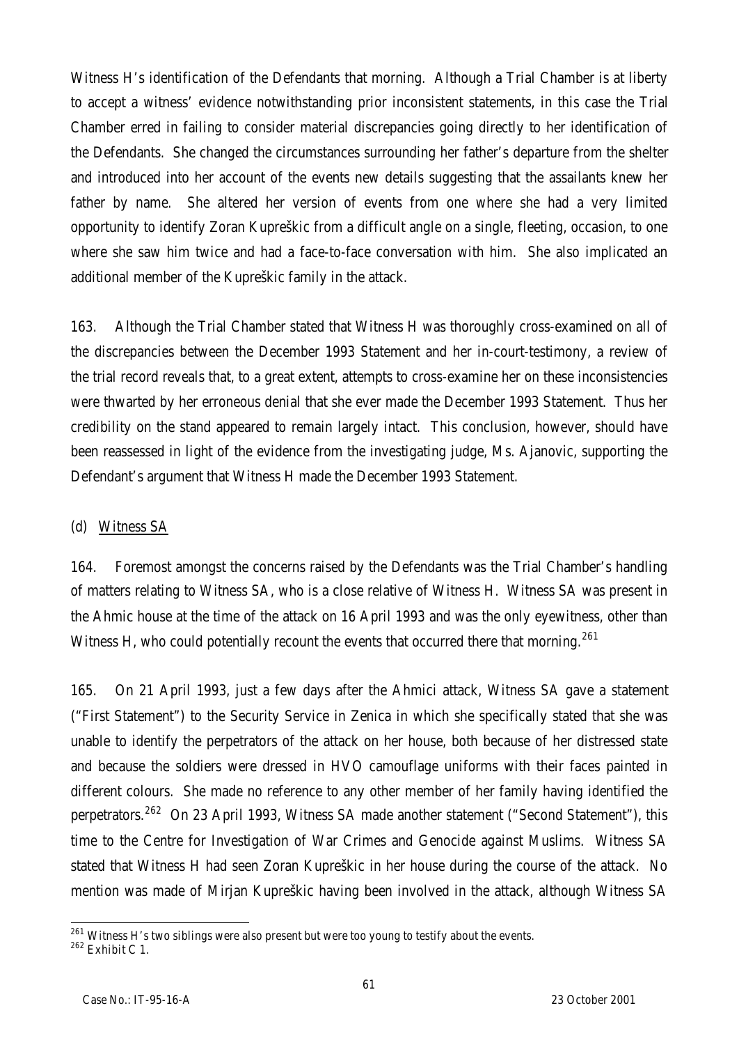Witness H's identification of the Defendants that morning. Although a Trial Chamber is at liberty to accept a witness' evidence notwithstanding prior inconsistent statements, in this case the Trial Chamber erred in failing to consider material discrepancies going directly to her identification of the Defendants. She changed the circumstances surrounding her father's departure from the shelter and introduced into her account of the events new details suggesting that the assailants knew her father by name. She altered her version of events from one where she had a very limited opportunity to identify Zoran Kupreškic from a difficult angle on a single, fleeting, occasion, to one where she saw him twice and had a face-to-face conversation with him. She also implicated an additional member of the Kupreškic family in the attack.

163. Although the Trial Chamber stated that Witness H was thoroughly cross-examined on all of the discrepancies between the December 1993 Statement and her in-court-testimony, a review of the trial record reveals that, to a great extent, attempts to cross-examine her on these inconsistencies were thwarted by her erroneous denial that she ever made the December 1993 Statement. Thus her credibility on the stand appeared to remain largely intact. This conclusion, however, should have been reassessed in light of the evidence from the investigating judge, Ms. Ajanovic, supporting the Defendant's argument that Witness H made the December 1993 Statement.

(d) Witness SA

164. Foremost amongst the concerns raised by the Defendants was the Trial Chamber's handling of matters relating to Witness SA, who is a close relative of Witness H. Witness SA was present in the Ahmic house at the time of the attack on 16 April 1993 and was the only eyewitness, other than Witness H, who could potentially recount the events that occurred there that morning.[261]

165. On 21 April 1993, just a few days after the Ahmici attack, Witness SA gave a statement ("First Statement") to the Security Service in Zenica in which she specifically stated that she was unable to identify the perpetrators of the attack on her house, both because of her distressed state and because the soldiers were dressed in HVO camouflage uniforms with their faces painted in different colours. She made no reference to any other member of her family having identified the perpetrators.[262] On 23 April 1993, Witness SA made another statement ("Second Statement"), this time to the Centre for Investigation of War Crimes and Genocide against Muslims. Witness SA stated that Witness H had seen Zoran Kupreškic in her house during the course of the attack. No mention was made of Mirjan Kupreškic having been involved in the attack, although Witness SA

[261] Witness H's two siblings were also present but were too young to testify about the events.

[262] Exhibit C 1.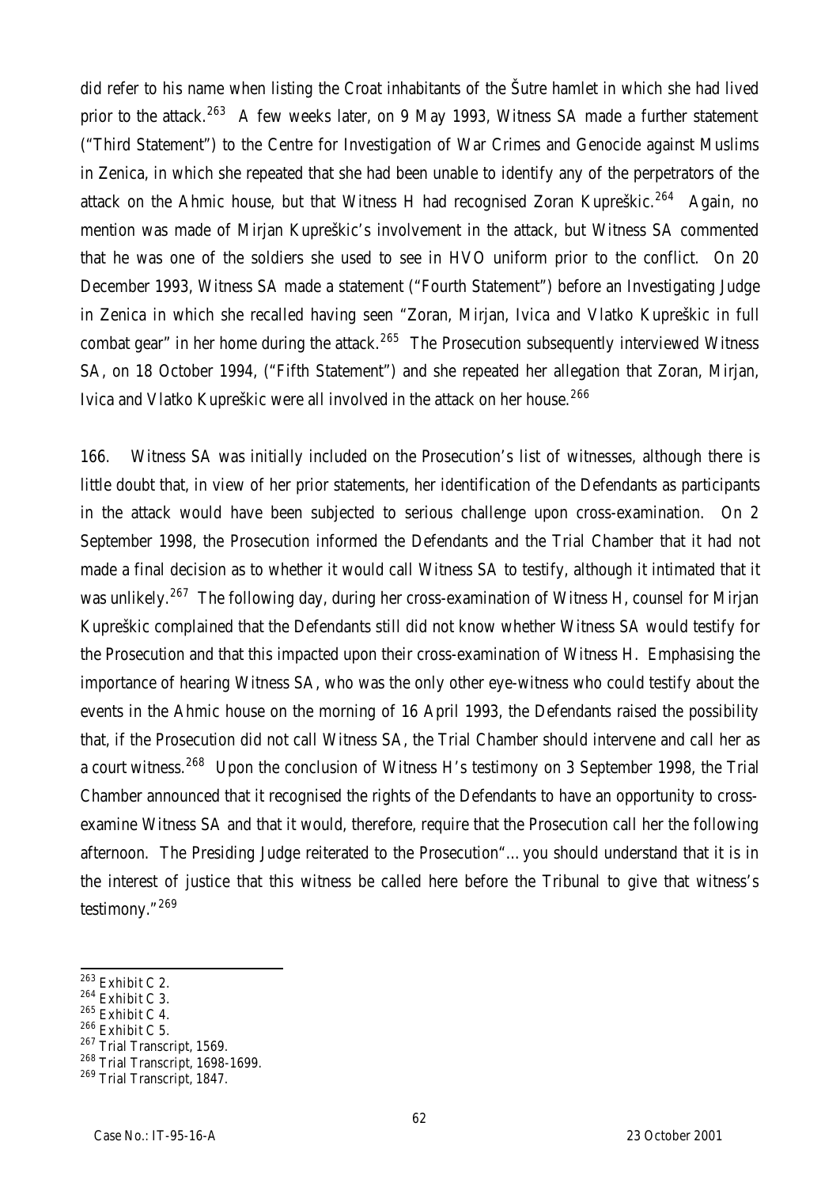did refer to his name when listing the Croat inhabitants of the Šutre hamlet in which she had lived prior to the attack.[263] A few weeks later, on 9 May 1993, Witness SA made a further statement ("Third Statement") to the Centre for Investigation of War Crimes and Genocide against Muslims in Zenica, in which she repeated that she had been unable to identify any of the perpetrators of the attack on the Ahmic house, but that Witness H had recognised Zoran Kupreškic.[264] Again, no mention was made of Mirjan Kupreškic's involvement in the attack, but Witness SA commented that he was one of the soldiers she used to see in HVO uniform prior to the conflict. On 20 December 1993, Witness SA made a statement ("Fourth Statement") before an Investigating Judge in Zenica in which she recalled having seen "Zoran, Mirjan, Ivica and Vlatko Kupreškic in full combat gear" in her home during the attack.[265] The Prosecution subsequently interviewed Witness SA, on 18 October 1994, ("Fifth Statement") and she repeated her allegation that Zoran, Mirjan, Ivica and Vlatko Kupreškic were all involved in the attack on her house.[266]

166. Witness SA was initially included on the Prosecution's list of witnesses, although there is little doubt that, in view of her prior statements, her identification of the Defendants as participants in the attack would have been subjected to serious challenge upon cross-examination. On 2 September 1998, the Prosecution informed the Defendants and the Trial Chamber that it had not made a final decision as to whether it would call Witness SA to testify, although it intimated that it was unlikely.[267] The following day, during her cross-examination of Witness H, counsel for Mirjan Kupreškic complained that the Defendants still did not know whether Witness SA would testify for the Prosecution and that this impacted upon their cross-examination of Witness H. Emphasising the importance of hearing Witness SA, who was the only other eye-witness who could testify about the events in the Ahmic house on the morning of 16 April 1993, the Defendants raised the possibility that, if the Prosecution did not call Witness SA, the Trial Chamber should intervene and call her as a court witness.[268] Upon the conclusion of Witness H's testimony on 3 September 1998, the Trial Chamber announced that it recognised the rights of the Defendants to have an opportunity to cross-examine Witness SA and that it would, therefore, require that the Prosecution call her the following afternoon. The Presiding Judge reiterated to the Prosecution"…you should understand that it is in the interest of justice that this witness be called here before the Tribunal to give that witness's testimony."[269]

---

[263] Exhibit C 2.

[264] Exhibit C 3.

[265] Exhibit C 4.

[266] Exhibit C 5.

[267] Trial Transcript, 1569.

[268] Trial Transcript, 1698-1699.

[269] Trial Transcript, 1847.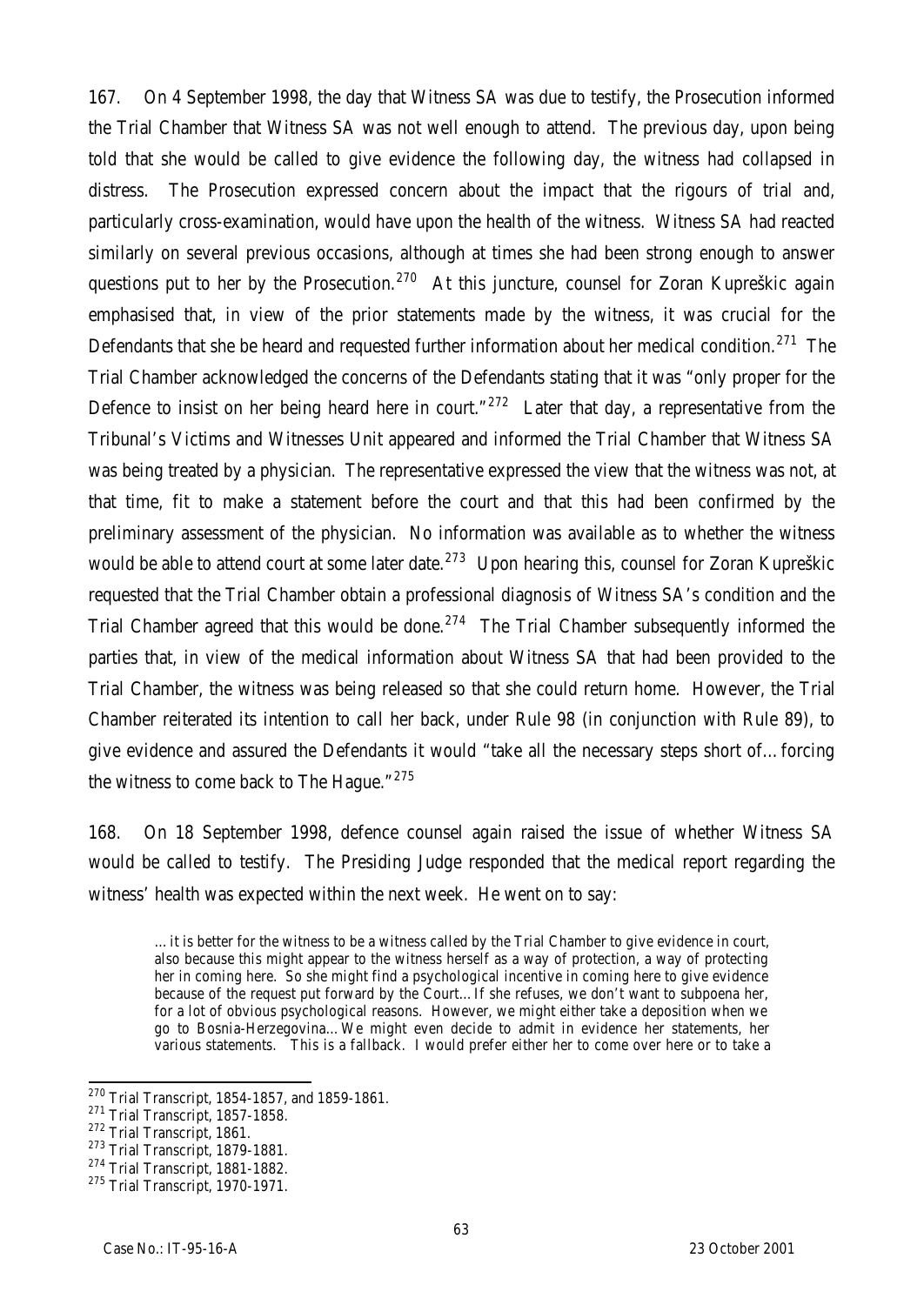167. On 4 September 1998, the day that Witness SA was due to testify, the Prosecution informed the Trial Chamber that Witness SA was not well enough to attend. The previous day, upon being told that she would be called to give evidence the following day, the witness had collapsed in distress. The Prosecution expressed concern about the impact that the rigours of trial and, particularly cross-examination, would have upon the health of the witness. Witness SA had reacted similarly on several previous occasions, although at times she had been strong enough to answer questions put to her by the Prosecution.[270] At this juncture, counsel for Zoran Kupreškic again emphasised that, in view of the prior statements made by the witness, it was crucial for the Defendants that she be heard and requested further information about her medical condition.[271] The Trial Chamber acknowledged the concerns of the Defendants stating that it was "only proper for the Defence to insist on her being heard here in court."[272] Later that day, a representative from the Tribunal's Victims and Witnesses Unit appeared and informed the Trial Chamber that Witness SA was being treated by a physician. The representative expressed the view that the witness was not, at that time, fit to make a statement before the court and that this had been confirmed by the preliminary assessment of the physician. No information was available as to whether the witness would be able to attend court at some later date.[273] Upon hearing this, counsel for Zoran Kupreškic requested that the Trial Chamber obtain a professional diagnosis of Witness SA's condition and the Trial Chamber agreed that this would be done.[274] The Trial Chamber subsequently informed the parties that, in view of the medical information about Witness SA that had been provided to the Trial Chamber, the witness was being released so that she could return home. However, the Trial Chamber reiterated its intention to call her back, under Rule 98 (in conjunction with Rule 89), to give evidence and assured the Defendants it would "take all the necessary steps short of…forcing the witness to come back to The Hague."[275]

168. On 18 September 1998, defence counsel again raised the issue of whether Witness SA would be called to testify. The Presiding Judge responded that the medical report regarding the witness' health was expected within the next week. He went on to say:

> …it is better for the witness to be a witness called by the Trial Chamber to give evidence in court, also because this might appear to the witness herself as a way of protection, a way of protecting her in coming here. So she might find a psychological incentive in coming here to give evidence because of the request put forward by the Court…If she refuses, we don't want to subpoena her, for a lot of obvious psychological reasons. However, we might either take a deposition when we go to Bosnia-Herzegovina…We might even decide to admit in evidence her statements, her various statements. This is a fallback. I would prefer either her to come over here or to take a

---

[270] Trial Transcript, 1854-1857, and 1859-1861.

[271] Trial Transcript, 1857-1858.

[272] Trial Transcript, 1861.

[273] Trial Transcript, 1879-1881.

[274] Trial Transcript, 1881-1882.

[275] Trial Transcript, 1970-1971.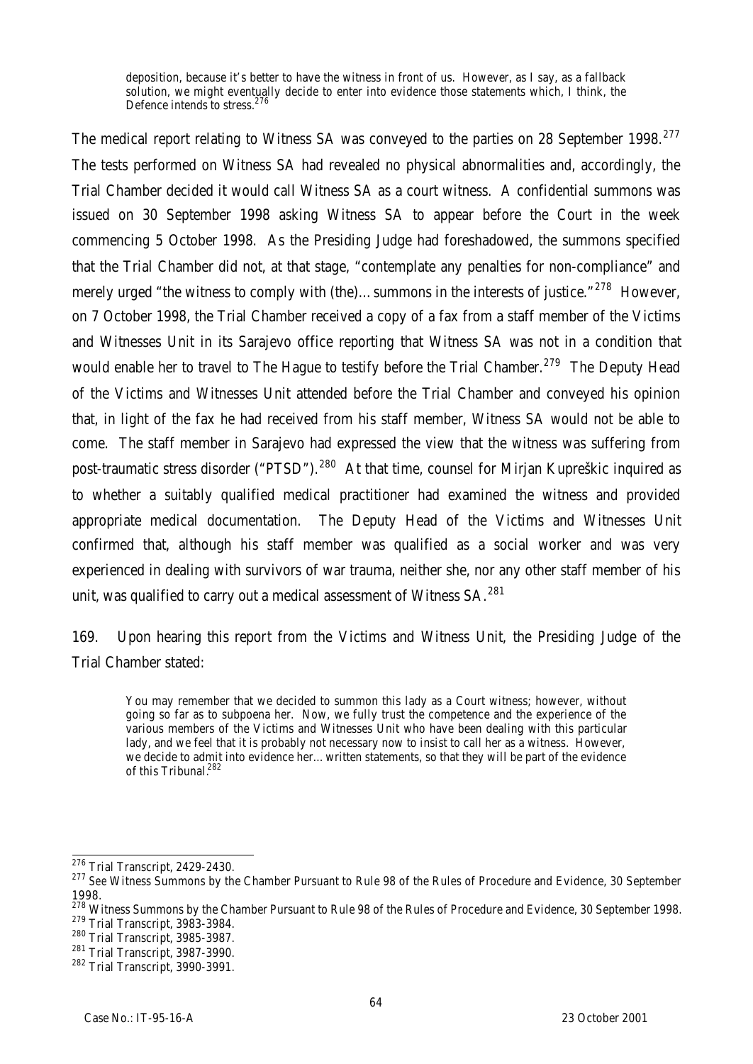> deposition, because it's better to have the witness in front of us. However, as I say, as a fallback solution, we might eventually decide to enter into evidence those statements which, I think, the Defence intends to stress.[276]

The medical report relating to Witness SA was conveyed to the parties on 28 September 1998.[277] The tests performed on Witness SA had revealed no physical abnormalities and, accordingly, the Trial Chamber decided it would call Witness SA as a court witness. A confidential summons was issued on 30 September 1998 asking Witness SA to appear before the Court in the week commencing 5 October 1998. As the Presiding Judge had foreshadowed, the summons specified that the Trial Chamber did not, at that stage, "contemplate any penalties for non-compliance" and merely urged "the witness to comply with (the)… summons in the interests of justice."[278] However, on 7 October 1998, the Trial Chamber received a copy of a fax from a staff member of the Victims and Witnesses Unit in its Sarajevo office reporting that Witness SA was not in a condition that would enable her to travel to The Hague to testify before the Trial Chamber.[279] The Deputy Head of the Victims and Witnesses Unit attended before the Trial Chamber and conveyed his opinion that, in light of the fax he had received from his staff member, Witness SA would not be able to come. The staff member in Sarajevo had expressed the view that the witness was suffering from post-traumatic stress disorder ("PTSD").[280] At that time, counsel for Mirjan Kupreškic inquired as to whether a suitably qualified medical practitioner had examined the witness and provided appropriate medical documentation. The Deputy Head of the Victims and Witnesses Unit confirmed that, although his staff member was qualified as a social worker and was very experienced in dealing with survivors of war trauma, neither she, nor any other staff member of his unit, was qualified to carry out a medical assessment of Witness SA.[281]

169. Upon hearing this report from the Victims and Witness Unit, the Presiding Judge of the Trial Chamber stated:

> You may remember that we decided to summon this lady as a Court witness; however, without going so far as to subpoena her. Now, we fully trust the competence and the experience of the various members of the Victims and Witnesses Unit who have been dealing with this particular lady, and we feel that it is probably not necessary now to insist to call her as a witness. However, we decide to admit into evidence her… written statements, so that they will be part of the evidence of this Tribunal.[282]

---

[276] Trial Transcript, 2429-2430.

[277] See Witness Summons by the Chamber Pursuant to Rule 98 of the Rules of Procedure and Evidence, 30 September 1998.

[278] Witness Summons by the Chamber Pursuant to Rule 98 of the Rules of Procedure and Evidence, 30 September 1998.

[279] Trial Transcript, 3983-3984.

[280] Trial Transcript, 3985-3987.

[281] Trial Transcript, 3987-3990.

[282] Trial Transcript, 3990-3991.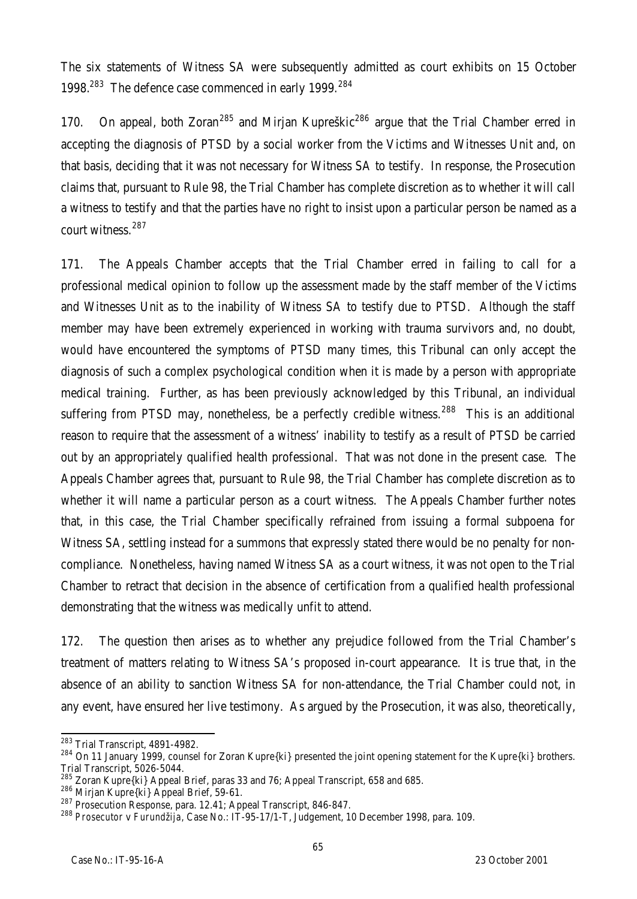The six statements of Witness SA were subsequently admitted as court exhibits on 15 October 1998.[283] The defence case commenced in early 1999.[284]

170. On appeal, both Zoran[285] and Mirjan Kupreškic[286] argue that the Trial Chamber erred in accepting the diagnosis of PTSD by a social worker from the Victims and Witnesses Unit and, on that basis, deciding that it was not necessary for Witness SA to testify. In response, the Prosecution claims that, pursuant to Rule 98, the Trial Chamber has complete discretion as to whether it will call a witness to testify and that the parties have no right to insist upon a particular person be named as a court witness.[287]

171. The Appeals Chamber accepts that the Trial Chamber erred in failing to call for a professional medical opinion to follow up the assessment made by the staff member of the Victims and Witnesses Unit as to the inability of Witness SA to testify due to PTSD. Although the staff member may have been extremely experienced in working with trauma survivors and, no doubt, would have encountered the symptoms of PTSD many times, this Tribunal can only accept the diagnosis of such a complex psychological condition when it is made by a person with appropriate medical training. Further, as has been previously acknowledged by this Tribunal, an individual suffering from PTSD may, nonetheless, be a perfectly credible witness.[288] This is an additional reason to require that the assessment of a witness' inability to testify as a result of PTSD be carried out by an appropriately qualified health professional. That was not done in the present case. The Appeals Chamber agrees that, pursuant to Rule 98, the Trial Chamber has complete discretion as to whether it will name a particular person as a court witness. The Appeals Chamber further notes that, in this case, the Trial Chamber specifically refrained from issuing a formal subpoena for Witness SA, settling instead for a summons that expressly stated there would be no penalty for non-compliance. Nonetheless, having named Witness SA as a court witness, it was not open to the Trial Chamber to retract that decision in the absence of certification from a qualified health professional demonstrating that the witness was medically unfit to attend.

172. The question then arises as to whether any prejudice followed from the Trial Chamber's treatment of matters relating to Witness SA's proposed in-court appearance. It is true that, in the absence of an ability to sanction Witness SA for non-attendance, the Trial Chamber could not, in any event, have ensured her live testimony. As argued by the Prosecution, it was also, theoretically,

---

[283] Trial Transcript, 4891-4982.

[284] On 11 January 1999, counsel for Zoran Kupre{ki} presented the joint opening statement for the Kupre{ki} brothers. Trial Transcript, 5026-5044.

[285] Zoran Kupre{ki} Appeal Brief, paras 33 and 76; Appeal Transcript, 658 and 685.

[286] Mirjan Kupre{ki} Appeal Brief, 59-61.

[287] Prosecution Response, para. 12.41; Appeal Transcript, 846-847.

[288] *Prosecutor v Furundžija*, Case No.: IT-95-17/1-T, Judgement, 10 December 1998, para. 109.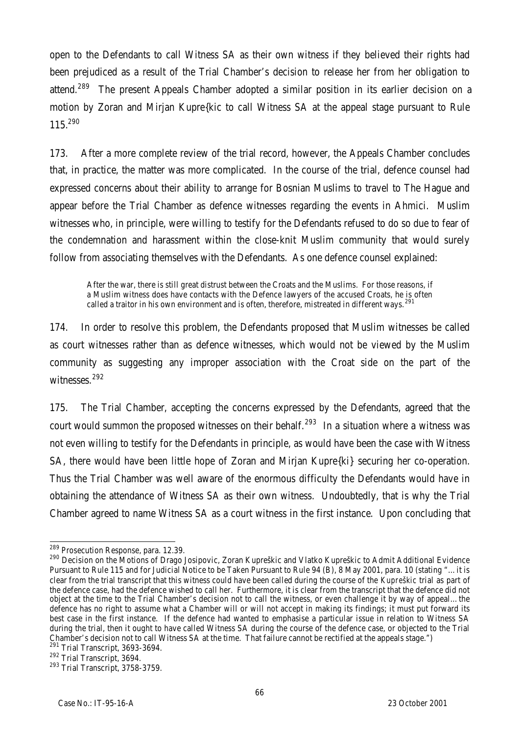open to the Defendants to call Witness SA as their own witness if they believed their rights had been prejudiced as a result of the Trial Chamber's decision to release her from her obligation to attend.[289] The present Appeals Chamber adopted a similar position in its earlier decision on a motion by Zoran and Mirjan Kupre{kic to call Witness SA at the appeal stage pursuant to Rule 115.[290]

173. After a more complete review of the trial record, however, the Appeals Chamber concludes that, in practice, the matter was more complicated. In the course of the trial, defence counsel had expressed concerns about their ability to arrange for Bosnian Muslims to travel to The Hague and appear before the Trial Chamber as defence witnesses regarding the events in Ahmici. Muslim witnesses who, in principle, were willing to testify for the Defendants refused to do so due to fear of the condemnation and harassment within the close-knit Muslim community that would surely follow from associating themselves with the Defendants. As one defence counsel explained:

> After the war, there is still great distrust between the Croats and the Muslims. For those reasons, if a Muslim witness does have contacts with the Defence lawyers of the accused Croats, he is often called a traitor in his own environment and is often, therefore, mistreated in different ways.[291]

174. In order to resolve this problem, the Defendants proposed that Muslim witnesses be called as court witnesses rather than as defence witnesses, which would not be viewed by the Muslim community as suggesting any improper association with the Croat side on the part of the witnesses.[292]

175. The Trial Chamber, accepting the concerns expressed by the Defendants, agreed that the court would summon the proposed witnesses on their behalf.[293] In a situation where a witness was not even willing to testify for the Defendants in principle, as would have been the case with Witness SA, there would have been little hope of Zoran and Mirjan Kupre{ki} securing her co-operation. Thus the Trial Chamber was well aware of the enormous difficulty the Defendants would have in obtaining the attendance of Witness SA as their own witness. Undoubtedly, that is why the Trial Chamber agreed to name Witness SA as a court witness in the first instance. Upon concluding that

---

[289] Prosecution Response, para. 12.39.

[290] Decision on the Motions of Drago Josipovic, Zoran Kupreškic and Vlatko Kupreškic to Admit Additional Evidence Pursuant to Rule 115 and for Judicial Notice to be Taken Pursuant to Rule 94 (B), 8 May 2001, para. 10 (stating "…it is clear from the trial transcript that this witness could have been called during the course of the *Kupreškic* trial as part of the defence case, had the defence wished to call her. Furthermore, it is clear from the transcript that the defence did not object at the time to the Trial Chamber's decision not to call the witness, or even challenge it by way of appeal…the defence has no right to assume what a Chamber will or will not accept in making its findings; it must put forward its best case in the first instance. If the defence had wanted to emphasise a particular issue in relation to Witness SA during the trial, then it ought to have called Witness SA during the course of the defence case, or objected to the Trial Chamber's decision not to call Witness SA at the time. That failure cannot be rectified at the appeals stage.")

[291] Trial Transcript, 3693-3694.

[292] Trial Transcript, 3694.

[293] Trial Transcript, 3758-3759.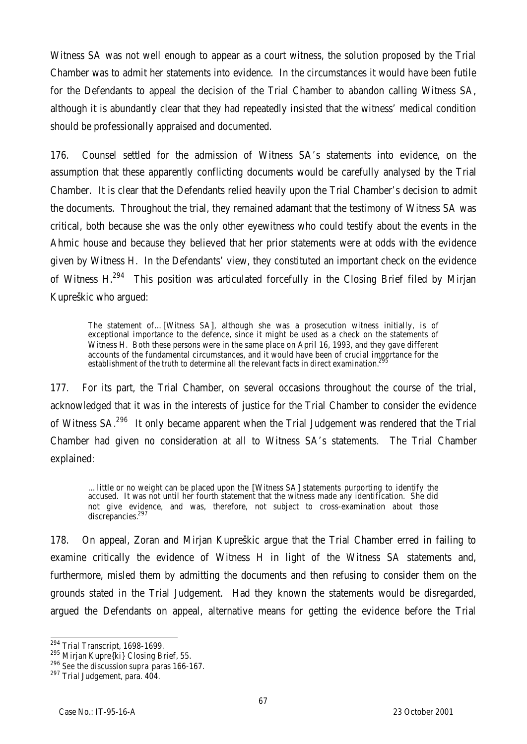Witness SA was not well enough to appear as a court witness, the solution proposed by the Trial Chamber was to admit her statements into evidence. In the circumstances it would have been futile for the Defendants to appeal the decision of the Trial Chamber to abandon calling Witness SA, although it is abundantly clear that they had repeatedly insisted that the witness' medical condition should be professionally appraised and documented.

176. Counsel settled for the admission of Witness SA's statements into evidence, on the assumption that these apparently conflicting documents would be carefully analysed by the Trial Chamber. It is clear that the Defendants relied heavily upon the Trial Chamber's decision to admit the documents. Throughout the trial, they remained adamant that the testimony of Witness SA was critical, both because she was the only other eyewitness who could testify about the events in the Ahmic house and because they believed that her prior statements were at odds with the evidence given by Witness H. In the Defendants' view, they constituted an important check on the evidence of Witness H.[294] This position was articulated forcefully in the Closing Brief filed by Mirjan Kupreškic who argued:

> The statement of…[Witness SA], although she was a prosecution witness initially, is of exceptional importance to the defence, since it might be used as a check on the statements of Witness H. Both these persons were in the same place on April 16, 1993, and they gave different accounts of the fundamental circumstances, and it would have been of crucial importance for the establishment of the truth to determine all the relevant facts in direct examination.[295]

177. For its part, the Trial Chamber, on several occasions throughout the course of the trial, acknowledged that it was in the interests of justice for the Trial Chamber to consider the evidence of Witness SA.[296] It only became apparent when the Trial Judgement was rendered that the Trial Chamber had given no consideration at all to Witness SA's statements. The Trial Chamber explained:

> …little or no weight can be placed upon the [Witness SA] statements purporting to identify the accused. It was not until her fourth statement that the witness made any identification. She did not give evidence, and was, therefore, not subject to cross-examination about those discrepancies.[297]

178. On appeal, Zoran and Mirjan Kupreškic argue that the Trial Chamber erred in failing to examine critically the evidence of Witness H in light of the Witness SA statements and, furthermore, misled them by admitting the documents and then refusing to consider them on the grounds stated in the Trial Judgement. Had they known the statements would be disregarded, argued the Defendants on appeal, alternative means for getting the evidence before the Trial

---

[294] Trial Transcript, 1698-1699.

[295] Mirjan Kupre{ki} Closing Brief, 55.

[296] See the discussion *supra* paras 166-167.

[297] Trial Judgement, para. 404.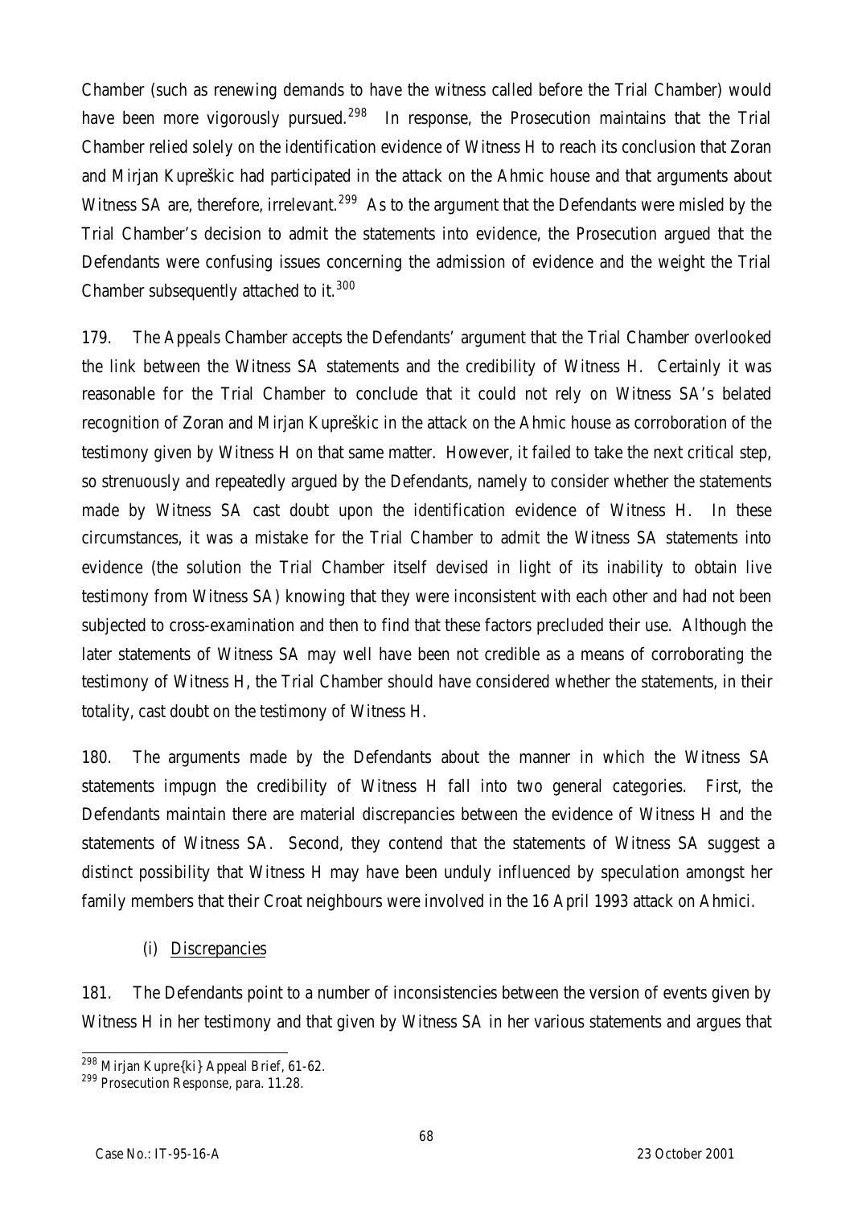Chamber (such as renewing demands to have the witness called before the Trial Chamber) would have been more vigorously pursued.[298] In response, the Prosecution maintains that the Trial Chamber relied solely on the identification evidence of Witness H to reach its conclusion that Zoran and Mirjan Kupreškic had participated in the attack on the Ahmic house and that arguments about Witness SA are, therefore, irrelevant.[299] As to the argument that the Defendants were misled by the Trial Chamber's decision to admit the statements into evidence, the Prosecution argued that the Defendants were confusing issues concerning the admission of evidence and the weight the Trial Chamber subsequently attached to it.[300]

179. The Appeals Chamber accepts the Defendants' argument that the Trial Chamber overlooked the link between the Witness SA statements and the credibility of Witness H. Certainly it was reasonable for the Trial Chamber to conclude that it could not rely on Witness SA's belated recognition of Zoran and Mirjan Kupreškic in the attack on the Ahmic house as corroboration of the testimony given by Witness H on that same matter. However, it failed to take the next critical step, so strenuously and repeatedly argued by the Defendants, namely to consider whether the statements made by Witness SA cast doubt upon the identification evidence of Witness H. In these circumstances, it was a mistake for the Trial Chamber to admit the Witness SA statements into evidence (the solution the Trial Chamber itself devised in light of its inability to obtain live testimony from Witness SA) knowing that they were inconsistent with each other and had not been subjected to cross-examination and then to find that these factors precluded their use. Although the later statements of Witness SA may well have been not credible as a means of corroborating the testimony of Witness H, the Trial Chamber should have considered whether the statements, in their totality, cast doubt on the testimony of Witness H.

180. The arguments made by the Defendants about the manner in which the Witness SA statements impugn the credibility of Witness H fall into two general categories. First, the Defendants maintain there are material discrepancies between the evidence of Witness H and the statements of Witness SA. Second, they contend that the statements of Witness SA suggest a distinct possibility that Witness H may have been unduly influenced by speculation amongst her family members that their Croat neighbours were involved in the 16 April 1993 attack on Ahmici.

(i) Discrepancies

181. The Defendants point to a number of inconsistencies between the version of events given by Witness H in her testimony and that given by Witness SA in her various statements and argues that

---

[298] Mirjan Kupre{ki} Appeal Brief, 61-62.

[299] Prosecution Response, para. 11.28.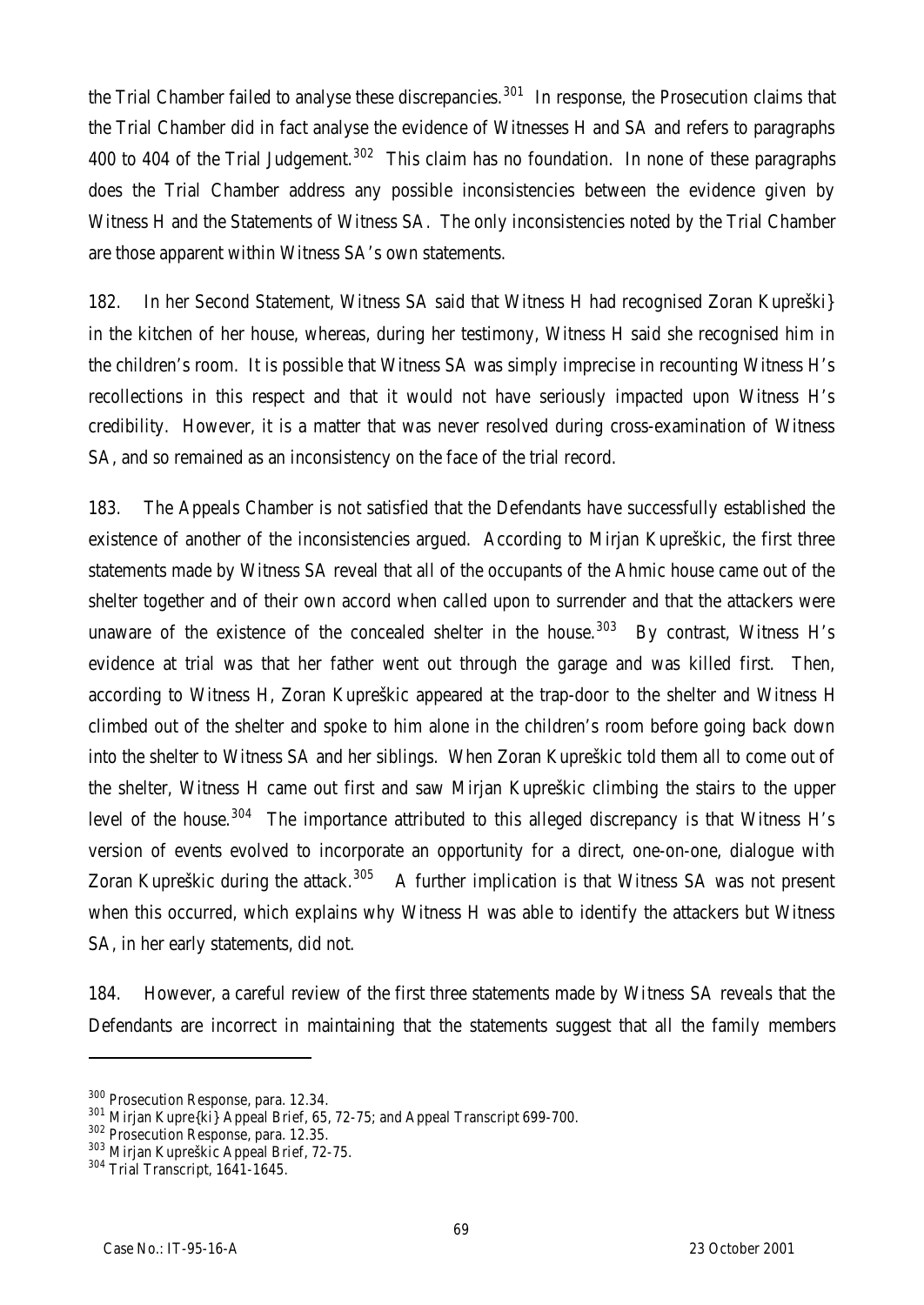the Trial Chamber failed to analyse these discrepancies.[301] In response, the Prosecution claims that the Trial Chamber did in fact analyse the evidence of Witnesses H and SA and refers to paragraphs 400 to 404 of the Trial Judgement.[302] This claim has no foundation. In none of these paragraphs does the Trial Chamber address any possible inconsistencies between the evidence given by Witness H and the Statements of Witness SA. The only inconsistencies noted by the Trial Chamber are those apparent within Witness SA's own statements.

182. In her Second Statement, Witness SA said that Witness H had recognised Zoran Kupreški} in the kitchen of her house, whereas, during her testimony, Witness H said she recognised him in the children's room. It is possible that Witness SA was simply imprecise in recounting Witness H's recollections in this respect and that it would not have seriously impacted upon Witness H's credibility. However, it is a matter that was never resolved during cross-examination of Witness SA, and so remained as an inconsistency on the face of the trial record.

183. The Appeals Chamber is not satisfied that the Defendants have successfully established the existence of another of the inconsistencies argued. According to Mirjan Kupreškic, the first three statements made by Witness SA reveal that all of the occupants of the Ahmic house came out of the shelter together and of their own accord when called upon to surrender and that the attackers were unaware of the existence of the concealed shelter in the house.[303] By contrast, Witness H's evidence at trial was that her father went out through the garage and was killed first. Then, according to Witness H, Zoran Kupreškic appeared at the trap-door to the shelter and Witness H climbed out of the shelter and spoke to him alone in the children's room before going back down into the shelter to Witness SA and her siblings. When Zoran Kupreškic told them all to come out of the shelter, Witness H came out first and saw Mirjan Kupreškic climbing the stairs to the upper level of the house.[304] The importance attributed to this alleged discrepancy is that Witness H's version of events evolved to incorporate an opportunity for a direct, one-on-one, dialogue with Zoran Kupreškic during the attack.[305] A further implication is that Witness SA was not present when this occurred, which explains why Witness H was able to identify the attackers but Witness SA, in her early statements, did not.

184. However, a careful review of the first three statements made by Witness SA reveals that the Defendants are incorrect in maintaining that the statements suggest that all the family members

---

[300] Prosecution Response, para. 12.34.

[301] Mirjan Kupre{ki} Appeal Brief, 65, 72-75; and Appeal Transcript 699-700.

[302] Prosecution Response, para. 12.35.

[303] Mirjan Kupreškic Appeal Brief, 72-75.

[304] Trial Transcript, 1641-1645.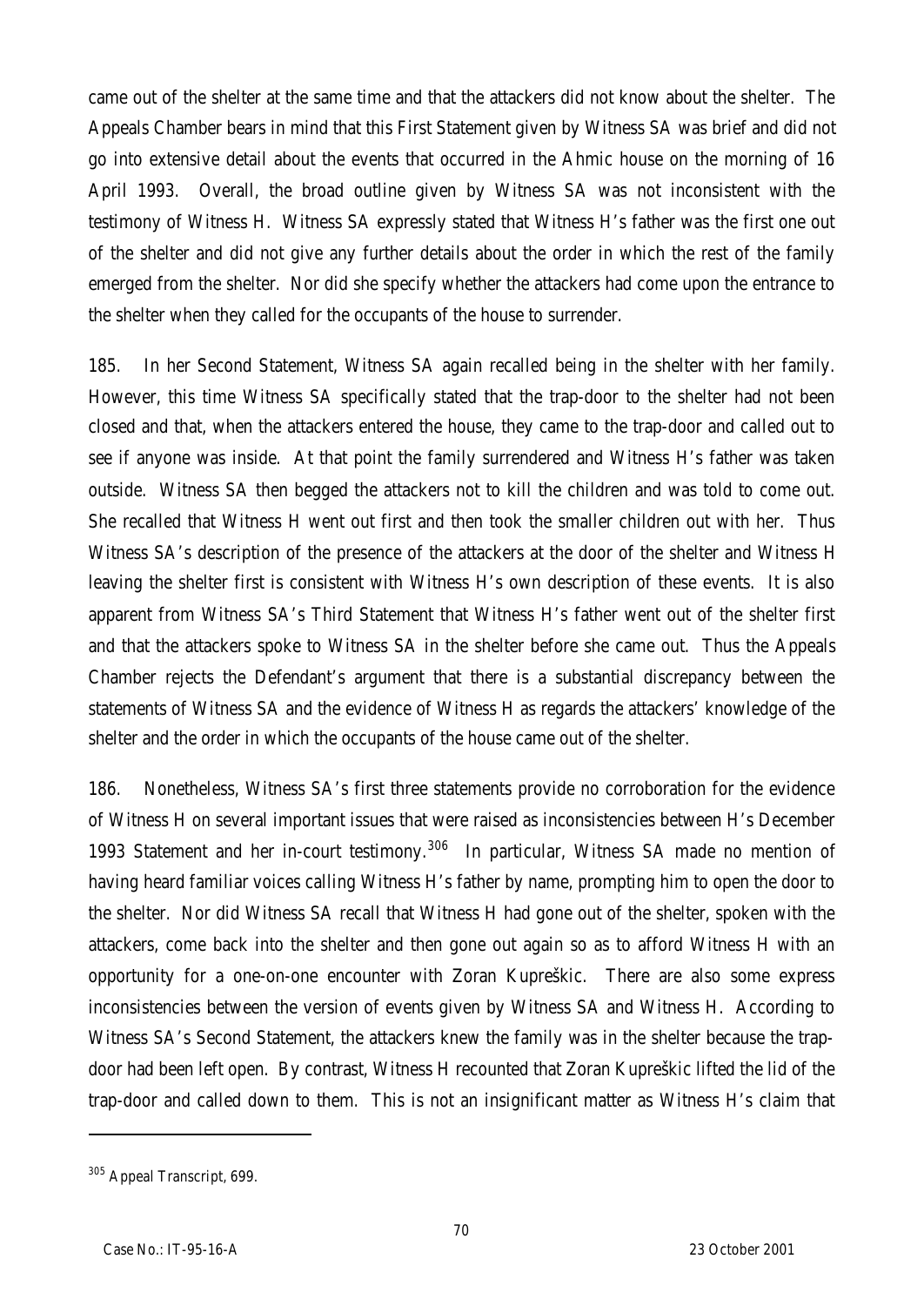came out of the shelter at the same time and that the attackers did not know about the shelter. The Appeals Chamber bears in mind that this First Statement given by Witness SA was brief and did not go into extensive detail about the events that occurred in the Ahmic house on the morning of 16 April 1993. Overall, the broad outline given by Witness SA was not inconsistent with the testimony of Witness H. Witness SA expressly stated that Witness H's father was the first one out of the shelter and did not give any further details about the order in which the rest of the family emerged from the shelter. Nor did she specify whether the attackers had come upon the entrance to the shelter when they called for the occupants of the house to surrender.

185. In her Second Statement, Witness SA again recalled being in the shelter with her family. However, this time Witness SA specifically stated that the trap-door to the shelter had not been closed and that, when the attackers entered the house, they came to the trap-door and called out to see if anyone was inside. At that point the family surrendered and Witness H's father was taken outside. Witness SA then begged the attackers not to kill the children and was told to come out. She recalled that Witness H went out first and then took the smaller children out with her. Thus Witness SA's description of the presence of the attackers at the door of the shelter and Witness H leaving the shelter first is consistent with Witness H's own description of these events. It is also apparent from Witness SA's Third Statement that Witness H's father went out of the shelter first and that the attackers spoke to Witness SA in the shelter before she came out. Thus the Appeals Chamber rejects the Defendant's argument that there is a substantial discrepancy between the statements of Witness SA and the evidence of Witness H as regards the attackers' knowledge of the shelter and the order in which the occupants of the house came out of the shelter.

186. Nonetheless, Witness SA's first three statements provide no corroboration for the evidence of Witness H on several important issues that were raised as inconsistencies between H's December 1993 Statement and her in-court testimony.[306] In particular, Witness SA made no mention of having heard familiar voices calling Witness H's father by name, prompting him to open the door to the shelter. Nor did Witness SA recall that Witness H had gone out of the shelter, spoken with the attackers, come back into the shelter and then gone out again so as to afford Witness H with an opportunity for a one-on-one encounter with Zoran Kupreškic. There are also some express inconsistencies between the version of events given by Witness SA and Witness H. According to Witness SA's Second Statement, the attackers knew the family was in the shelter because the trap-door had been left open. By contrast, Witness H recounted that Zoran Kupreškic lifted the lid of the trap-door and called down to them. This is not an insignificant matter as Witness H's claim that

---

[305] Appeal Transcript, 699.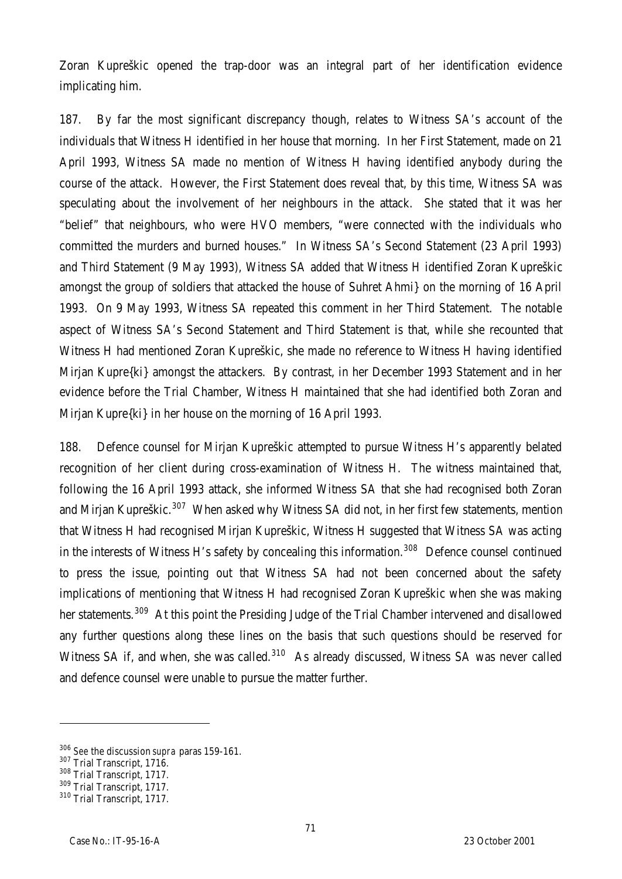Zoran Kupreškic opened the trap-door was an integral part of her identification evidence implicating him.

187. By far the most significant discrepancy though, relates to Witness SA's account of the individuals that Witness H identified in her house that morning. In her First Statement, made on 21 April 1993, Witness SA made no mention of Witness H having identified anybody during the course of the attack. However, the First Statement does reveal that, by this time, Witness SA was speculating about the involvement of her neighbours in the attack. She stated that it was her "belief" that neighbours, who were HVO members, "were connected with the individuals who committed the murders and burned houses." In Witness SA's Second Statement (23 April 1993) and Third Statement (9 May 1993), Witness SA added that Witness H identified Zoran Kupreškic amongst the group of soldiers that attacked the house of Suhret Ahmi} on the morning of 16 April 1993. On 9 May 1993, Witness SA repeated this comment in her Third Statement. The notable aspect of Witness SA's Second Statement and Third Statement is that, while she recounted that Witness H had mentioned Zoran Kupreškic, she made no reference to Witness H having identified Mirjan Kupre{ki} amongst the attackers. By contrast, in her December 1993 Statement and in her evidence before the Trial Chamber, Witness H maintained that she had identified both Zoran and Mirjan Kupre{ki} in her house on the morning of 16 April 1993.

188. Defence counsel for Mirjan Kupreškic attempted to pursue Witness H's apparently belated recognition of her client during cross-examination of Witness H. The witness maintained that, following the 16 April 1993 attack, she informed Witness SA that she had recognised both Zoran and Mirjan Kupreškic.[307] When asked why Witness SA did not, in her first few statements, mention that Witness H had recognised Mirjan Kupreškic, Witness H suggested that Witness SA was acting in the interests of Witness H's safety by concealing this information.[308] Defence counsel continued to press the issue, pointing out that Witness SA had not been concerned about the safety implications of mentioning that Witness H had recognised Zoran Kupreškic when she was making her statements.[309] At this point the Presiding Judge of the Trial Chamber intervened and disallowed any further questions along these lines on the basis that such questions should be reserved for Witness SA if, and when, she was called.[310] As already discussed, Witness SA was never called and defence counsel were unable to pursue the matter further.

---

[306] See the discussion *supra* paras 159-161.

[307] Trial Transcript, 1716.

[308] Trial Transcript, 1717.

[309] Trial Transcript, 1717.

[310] Trial Transcript, 1717.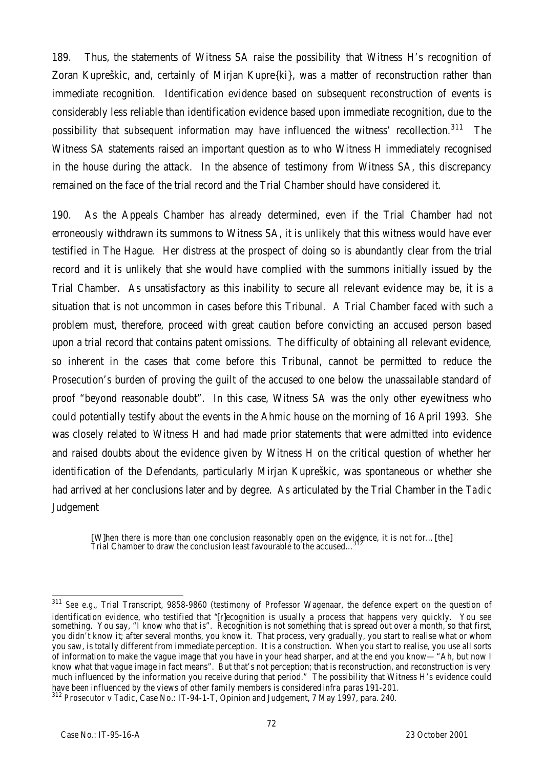189. Thus, the statements of Witness SA raise the possibility that Witness H's recognition of Zoran Kupreškic, and, certainly of Mirjan Kupre{ki}, was a matter of reconstruction rather than immediate recognition. Identification evidence based on subsequent reconstruction of events is considerably less reliable than identification evidence based upon immediate recognition, due to the possibility that subsequent information may have influenced the witness' recollection.[311] The Witness SA statements raised an important question as to who Witness H immediately recognised in the house during the attack. In the absence of testimony from Witness SA, this discrepancy remained on the face of the trial record and the Trial Chamber should have considered it.

190. As the Appeals Chamber has already determined, even if the Trial Chamber had not erroneously withdrawn its summons to Witness SA, it is unlikely that this witness would have ever testified in The Hague. Her distress at the prospect of doing so is abundantly clear from the trial record and it is unlikely that she would have complied with the summons initially issued by the Trial Chamber. As unsatisfactory as this inability to secure all relevant evidence may be, it is a situation that is not uncommon in cases before this Tribunal. A Trial Chamber faced with such a problem must, therefore, proceed with great caution before convicting an accused person based upon a trial record that contains patent omissions. The difficulty of obtaining all relevant evidence, so inherent in the cases that come before this Tribunal, cannot be permitted to reduce the Prosecution's burden of proving the guilt of the accused to one below the unassailable standard of proof "beyond reasonable doubt". In this case, Witness SA was the only other eyewitness who could potentially testify about the events in the Ahmic house on the morning of 16 April 1993. She was closely related to Witness H and had made prior statements that were admitted into evidence and raised doubts about the evidence given by Witness H on the critical question of whether her identification of the Defendants, particularly Mirjan Kupreškic, was spontaneous or whether she had arrived at her conclusions later and by degree. As articulated by the Trial Chamber in the *Tadic* Judgement

> [W]hen there is more than one conclusion reasonably open on the evidence, it is not for… [the] Trial Chamber to draw the conclusion least favourable to the accused…[312]

---

[311] *See e.g.*, Trial Transcript, 9858-9860 (testimony of Professor Wagenaar, the defence expert on the question of identification evidence, who testified that "[r]ecognition is usually a process that happens very quickly. You see something. You say, "I know who that is". Recognition is not something that is spread out over a month, so that first, you didn't know it; after several months, you know it. That process, very gradually, you start to realise what or whom you saw, is totally different from immediate perception. It is a construction. When you start to realise, you use all sorts of information to make the vague image that you have in your head sharper, and at the end you know— "Ah, but now I know what that vague image in fact means". But that's not perception; that is reconstruction, and reconstruction is very much influenced by the information you receive during that period." The possibility that Witness H's evidence could have been influenced by the views of other family members is considered *infra* paras 191-201.

[312] *Prosecutor v Tadic*, Case No.: IT-94-1-T, Opinion and Judgement, 7 May 1997, para. 240.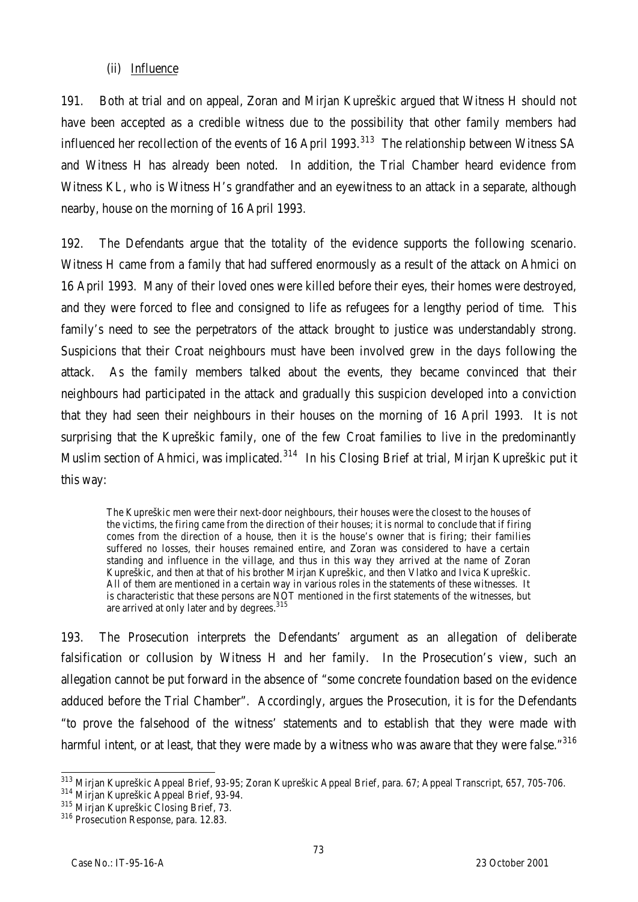(ii) Influence

191. Both at trial and on appeal, Zoran and Mirjan Kupreškic argued that Witness H should not have been accepted as a credible witness due to the possibility that other family members had influenced her recollection of the events of 16 April 1993.[313] The relationship between Witness SA and Witness H has already been noted. In addition, the Trial Chamber heard evidence from Witness KL, who is Witness H's grandfather and an eyewitness to an attack in a separate, although nearby, house on the morning of 16 April 1993.

192. The Defendants argue that the totality of the evidence supports the following scenario. Witness H came from a family that had suffered enormously as a result of the attack on Ahmici on 16 April 1993. Many of their loved ones were killed before their eyes, their homes were destroyed, and they were forced to flee and consigned to life as refugees for a lengthy period of time. This family's need to see the perpetrators of the attack brought to justice was understandably strong. Suspicions that their Croat neighbours must have been involved grew in the days following the attack. As the family members talked about the events, they became convinced that their neighbours had participated in the attack and gradually this suspicion developed into a conviction that they had seen their neighbours in their houses on the morning of 16 April 1993. It is not surprising that the Kupreškic family, one of the few Croat families to live in the predominantly Muslim section of Ahmici, was implicated.[314] In his Closing Brief at trial, Mirjan Kupreškic put it this way:

> The Kupreškic men were their next-door neighbours, their houses were the closest to the houses of the victims, the firing came from the direction of their houses; it is normal to conclude that if firing comes from the direction of a house, then it is the house's owner that is firing; their families suffered no losses, their houses remained entire, and Zoran was considered to have a certain standing and influence in the village, and thus in this way they arrived at the name of Zoran Kupreškic, and then at that of his brother Mirjan Kupreškic, and then Vlatko and Ivica Kupreškic. All of them are mentioned in a certain way in various roles in the statements of these witnesses. It is characteristic that these persons are NOT mentioned in the first statements of the witnesses, but are arrived at only later and by degrees.[315]

193. The Prosecution interprets the Defendants' argument as an allegation of deliberate falsification or collusion by Witness H and her family. In the Prosecution's view, such an allegation cannot be put forward in the absence of "some concrete foundation based on the evidence adduced before the Trial Chamber". Accordingly, argues the Prosecution, it is for the Defendants "to prove the falsehood of the witness' statements and to establish that they were made with harmful intent, or at least, that they were made by a witness who was aware that they were false."[316]

---

[313] Mirjan Kupreškic Appeal Brief, 93-95; Zoran Kupreškic Appeal Brief, para. 67; Appeal Transcript, 657, 705-706.

[314] Mirjan Kupreškic Appeal Brief, 93-94.

[315] Mirjan Kupreškic Closing Brief, 73.

[316] Prosecution Response, para. 12.83.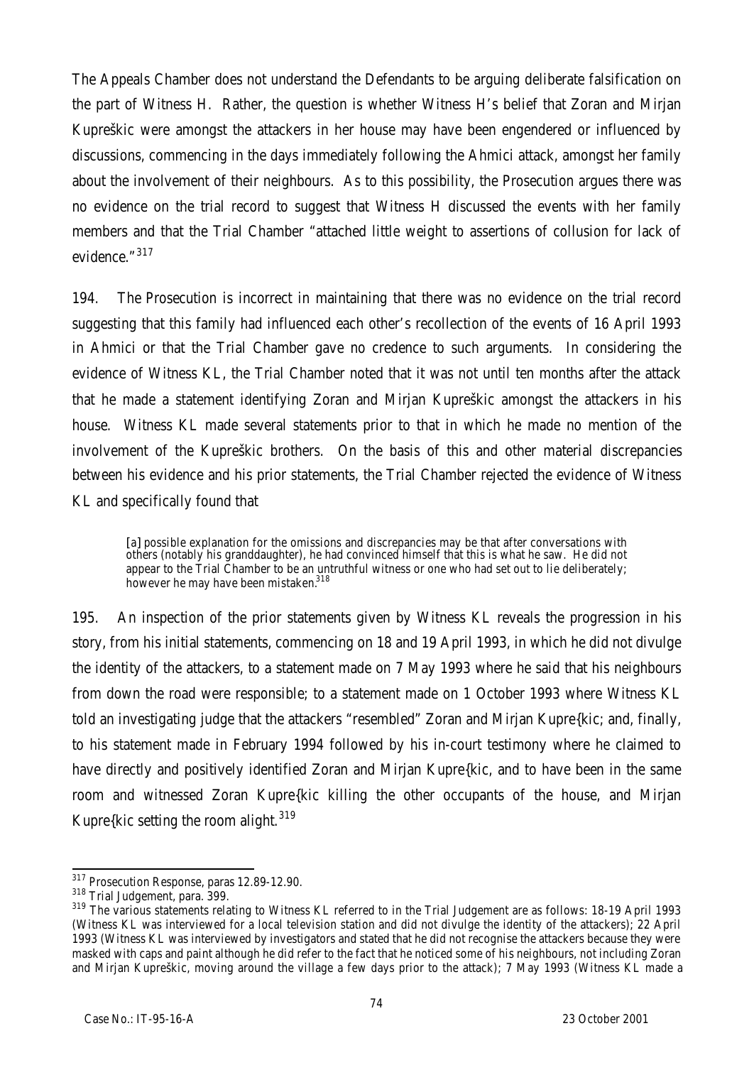The Appeals Chamber does not understand the Defendants to be arguing deliberate falsification on the part of Witness H. Rather, the question is whether Witness H's belief that Zoran and Mirjan Kupreškic were amongst the attackers in her house may have been engendered or influenced by discussions, commencing in the days immediately following the Ahmici attack, amongst her family about the involvement of their neighbours. As to this possibility, the Prosecution argues there was no evidence on the trial record to suggest that Witness H discussed the events with her family members and that the Trial Chamber "attached little weight to assertions of collusion for lack of evidence."[317]

194. The Prosecution is incorrect in maintaining that there was no evidence on the trial record suggesting that this family had influenced each other's recollection of the events of 16 April 1993 in Ahmici or that the Trial Chamber gave no credence to such arguments. In considering the evidence of Witness KL, the Trial Chamber noted that it was not until ten months after the attack that he made a statement identifying Zoran and Mirjan Kupreškic amongst the attackers in his house. Witness KL made several statements prior to that in which he made no mention of the involvement of the Kupreškic brothers. On the basis of this and other material discrepancies between his evidence and his prior statements, the Trial Chamber rejected the evidence of Witness KL and specifically found that

> [a] possible explanation for the omissions and discrepancies may be that after conversations with others (notably his granddaughter), he had convinced himself that this is what he saw. He did not appear to the Trial Chamber to be an untruthful witness or one who had set out to lie deliberately; however he may have been mistaken.[318]

195. An inspection of the prior statements given by Witness KL reveals the progression in his story, from his initial statements, commencing on 18 and 19 April 1993, in which he did not divulge the identity of the attackers, to a statement made on 7 May 1993 where he said that his neighbours from down the road were responsible; to a statement made on 1 October 1993 where Witness KL told an investigating judge that the attackers "resembled" Zoran and Mirjan Kupre{kic; and, finally, to his statement made in February 1994 followed by his in-court testimony where he claimed to have directly and positively identified Zoran and Mirjan Kupre{kic, and to have been in the same room and witnessed Zoran Kupre{kic killing the other occupants of the house, and Mirjan Kupre{kic setting the room alight.[319]

---

[317] Prosecution Response, paras 12.89-12.90.

[318] Trial Judgement, para. 399.

[319] The various statements relating to Witness KL referred to in the Trial Judgement are as follows: 18-19 April 1993 (Witness KL was interviewed for a local television station and did not divulge the identity of the attackers); 22 April 1993 (Witness KL was interviewed by investigators and stated that he did not recognise the attackers because they were masked with caps and paint although he did refer to the fact that he noticed some of his neighbours, not including Zoran and Mirjan Kupreškic, moving around the village a few days prior to the attack); 7 May 1993 (Witness KL made a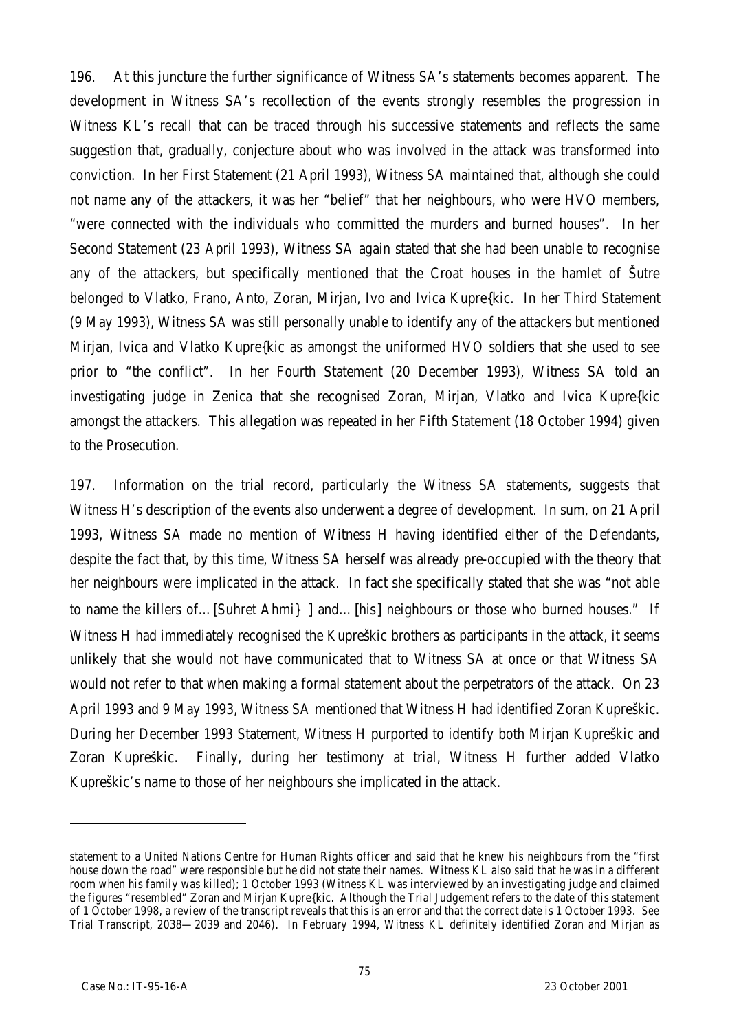196. At this juncture the further significance of Witness SA's statements becomes apparent. The development in Witness SA's recollection of the events strongly resembles the progression in Witness KL's recall that can be traced through his successive statements and reflects the same suggestion that, gradually, conjecture about who was involved in the attack was transformed into conviction. In her First Statement (21 April 1993), Witness SA maintained that, although she could not name any of the attackers, it was her "belief" that her neighbours, who were HVO members, "were connected with the individuals who committed the murders and burned houses". In her Second Statement (23 April 1993), Witness SA again stated that she had been unable to recognise any of the attackers, but specifically mentioned that the Croat houses in the hamlet of Šutre belonged to Vlatko, Frano, Anto, Zoran, Mirjan, Ivo and Ivica Kupre{kic. In her Third Statement (9 May 1993), Witness SA was still personally unable to identify any of the attackers but mentioned Mirjan, Ivica and Vlatko Kupre{kic as amongst the uniformed HVO soldiers that she used to see prior to "the conflict". In her Fourth Statement (20 December 1993), Witness SA told an investigating judge in Zenica that she recognised Zoran, Mirjan, Vlatko and Ivica Kupre{kic amongst the attackers. This allegation was repeated in her Fifth Statement (18 October 1994) given to the Prosecution.

197. Information on the trial record, particularly the Witness SA statements, suggests that Witness H's description of the events also underwent a degree of development. In sum, on 21 April 1993, Witness SA made no mention of Witness H having identified either of the Defendants, despite the fact that, by this time, Witness SA herself was already pre-occupied with the theory that her neighbours were implicated in the attack. In fact she specifically stated that she was "not able to name the killers of…[Suhret Ahmi} ] and…[his] neighbours or those who burned houses." If Witness H had immediately recognised the Kupreškic brothers as participants in the attack, it seems unlikely that she would not have communicated that to Witness SA at once or that Witness SA would not refer to that when making a formal statement about the perpetrators of the attack. On 23 April 1993 and 9 May 1993, Witness SA mentioned that Witness H had identified Zoran Kupreškic. During her December 1993 Statement, Witness H purported to identify both Mirjan Kupreškic and Zoran Kupreškic. Finally, during her testimony at trial, Witness H further added Vlatko Kupreškic's name to those of her neighbours she implicated in the attack.

---

statement to a United Nations Centre for Human Rights officer and said that he knew his neighbours from the "first house down the road" were responsible but he did not state their names. Witness KL also said that he was in a different room when his family was killed); 1 October 1993 (Witness KL was interviewed by an investigating judge and claimed the figures "resembled" Zoran and Mirjan Kupre{kic. Although the Trial Judgement refers to the date of this statement of 1 October 1998, a review of the transcript reveals that this is an error and that the correct date is 1 October 1993. *See* Trial Transcript, 2038—2039 and 2046). In February 1994, Witness KL definitely identified Zoran and Mirjan as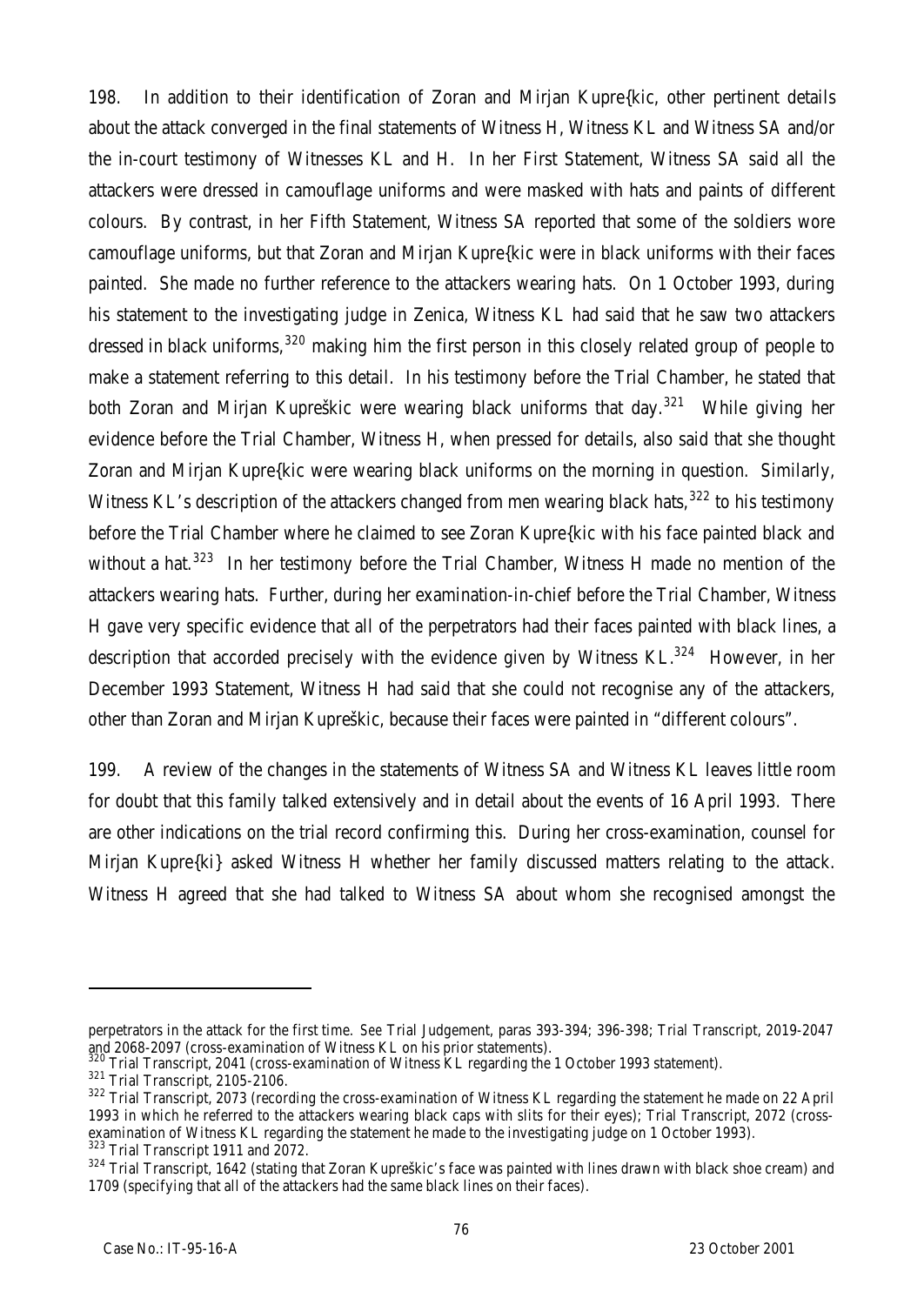198. In addition to their identification of Zoran and Mirjan Kupre{kic, other pertinent details about the attack converged in the final statements of Witness H, Witness KL and Witness SA and/or the in-court testimony of Witnesses KL and H. In her First Statement, Witness SA said all the attackers were dressed in camouflage uniforms and were masked with hats and paints of different colours. By contrast, in her Fifth Statement, Witness SA reported that some of the soldiers wore camouflage uniforms, but that Zoran and Mirjan Kupre{kic were in black uniforms with their faces painted. She made no further reference to the attackers wearing hats. On 1 October 1993, during his statement to the investigating judge in Zenica, Witness KL had said that he saw two attackers dressed in black uniforms,[320] making him the first person in this closely related group of people to make a statement referring to this detail. In his testimony before the Trial Chamber, he stated that both Zoran and Mirjan Kupreškic were wearing black uniforms that day.[321] While giving her evidence before the Trial Chamber, Witness H, when pressed for details, also said that she thought Zoran and Mirjan Kupre{kic were wearing black uniforms on the morning in question. Similarly, Witness KL's description of the attackers changed from men wearing black hats,[322] to his testimony before the Trial Chamber where he claimed to see Zoran Kupre{kic with his face painted black and without a hat.[323] In her testimony before the Trial Chamber, Witness H made no mention of the attackers wearing hats. Further, during her examination-in-chief before the Trial Chamber, Witness H gave very specific evidence that all of the perpetrators had their faces painted with black lines, a description that accorded precisely with the evidence given by Witness KL.[324] However, in her December 1993 Statement, Witness H had said that she could not recognise any of the attackers, other than Zoran and Mirjan Kupreškic, because their faces were painted in "different colours".

199. A review of the changes in the statements of Witness SA and Witness KL leaves little room for doubt that this family talked extensively and in detail about the events of 16 April 1993. There are other indications on the trial record confirming this. During her cross-examination, counsel for Mirjan Kupre{ki} asked Witness H whether her family discussed matters relating to the attack. Witness H agreed that she had talked to Witness SA about whom she recognised amongst the

---

perpetrators in the attack for the first time. *See* Trial Judgement, paras 393-394; 396-398; Trial Transcript, 2019-2047 and 2068-2097 (cross-examination of Witness KL on his prior statements).

[320] Trial Transcript, 2041 (cross-examination of Witness KL regarding the 1 October 1993 statement).

[321] Trial Transcript, 2105-2106.

[322] Trial Transcript, 2073 (recording the cross-examination of Witness KL regarding the statement he made on 22 April 1993 in which he referred to the attackers wearing black caps with slits for their eyes); Trial Transcript, 2072 (cross-examination of Witness KL regarding the statement he made to the investigating judge on 1 October 1993).

[323] Trial Transcript 1911 and 2072.

[324] Trial Transcript, 1642 (stating that Zoran Kupreškic's face was painted with lines drawn with black shoe cream) and 1709 (specifying that all of the attackers had the same black lines on their faces).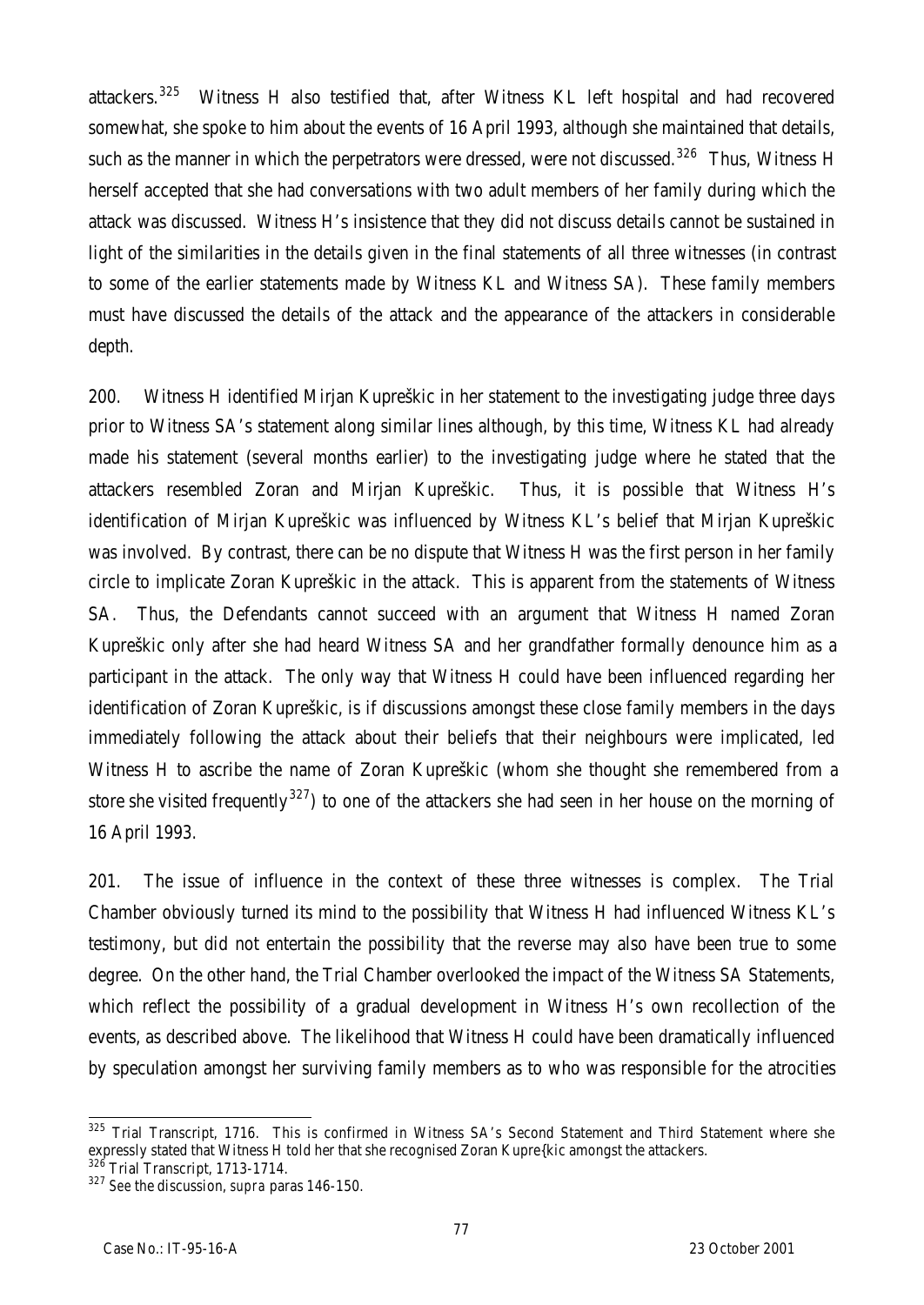attackers.[325] Witness H also testified that, after Witness KL left hospital and had recovered somewhat, she spoke to him about the events of 16 April 1993, although she maintained that details, such as the manner in which the perpetrators were dressed, were not discussed.[326] Thus, Witness H herself accepted that she had conversations with two adult members of her family during which the attack was discussed. Witness H's insistence that they did not discuss details cannot be sustained in light of the similarities in the details given in the final statements of all three witnesses (in contrast to some of the earlier statements made by Witness KL and Witness SA). These family members must have discussed the details of the attack and the appearance of the attackers in considerable depth.

200. Witness H identified Mirjan Kupreškic in her statement to the investigating judge three days prior to Witness SA's statement along similar lines although, by this time, Witness KL had already made his statement (several months earlier) to the investigating judge where he stated that the attackers resembled Zoran and Mirjan Kupreškic. Thus, it is possible that Witness H's identification of Mirjan Kupreškic was influenced by Witness KL's belief that Mirjan Kupreškic was involved. By contrast, there can be no dispute that Witness H was the first person in her family circle to implicate Zoran Kupreškic in the attack. This is apparent from the statements of Witness SA. Thus, the Defendants cannot succeed with an argument that Witness H named Zoran Kupreškic only after she had heard Witness SA and her grandfather formally denounce him as a participant in the attack. The only way that Witness H could have been influenced regarding her identification of Zoran Kupreškic, is if discussions amongst these close family members in the days immediately following the attack about their beliefs that their neighbours were implicated, led Witness H to ascribe the name of Zoran Kupreškic (whom she thought she remembered from a store she visited frequently[327]) to one of the attackers she had seen in her house on the morning of 16 April 1993.

201. The issue of influence in the context of these three witnesses is complex. The Trial Chamber obviously turned its mind to the possibility that Witness H had influenced Witness KL's testimony, but did not entertain the possibility that the reverse may also have been true to some degree. On the other hand, the Trial Chamber overlooked the impact of the Witness SA Statements, which reflect the possibility of a gradual development in Witness H's own recollection of the events, as described above. The likelihood that Witness H could have been dramatically influenced by speculation amongst her surviving family members as to who was responsible for the atrocities

---

[325] Trial Transcript, 1716. This is confirmed in Witness SA's Second Statement and Third Statement where she expressly stated that Witness H told her that she recognised Zoran Kupre{kic amongst the attackers.

[326] Trial Transcript, 1713-1714.

[327] See the discussion, *supra* paras 146-150.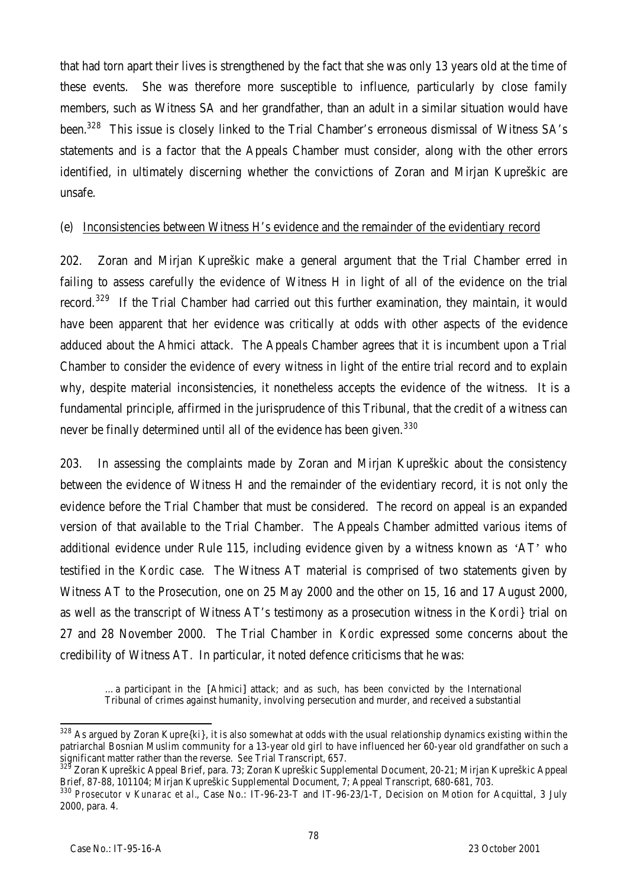that had torn apart their lives is strengthened by the fact that she was only 13 years old at the time of these events. She was therefore more susceptible to influence, particularly by close family members, such as Witness SA and her grandfather, than an adult in a similar situation would have been.[328] This issue is closely linked to the Trial Chamber's erroneous dismissal of Witness SA's statements and is a factor that the Appeals Chamber must consider, along with the other errors identified, in ultimately discerning whether the convictions of Zoran and Mirjan Kupreškic are unsafe.

(e) Inconsistencies between Witness H's evidence and the remainder of the evidentiary record

202. Zoran and Mirjan Kupreškic make a general argument that the Trial Chamber erred in failing to assess carefully the evidence of Witness H in light of all of the evidence on the trial record.[329] If the Trial Chamber had carried out this further examination, they maintain, it would have been apparent that her evidence was critically at odds with other aspects of the evidence adduced about the Ahmici attack. The Appeals Chamber agrees that it is incumbent upon a Trial Chamber to consider the evidence of every witness in light of the entire trial record and to explain why, despite material inconsistencies, it nonetheless accepts the evidence of the witness. It is a fundamental principle, affirmed in the jurisprudence of this Tribunal, that the credit of a witness can never be finally determined until all of the evidence has been given.[330]

203. In assessing the complaints made by Zoran and Mirjan Kupreškic about the consistency between the evidence of Witness H and the remainder of the evidentiary record, it is not only the evidence before the Trial Chamber that must be considered. The record on appeal is an expanded version of that available to the Trial Chamber. The Appeals Chamber admitted various items of additional evidence under Rule 115, including evidence given by a witness known as 'AT' who testified in the *Kordic* case. The Witness AT material is comprised of two statements given by Witness AT to the Prosecution, one on 25 May 2000 and the other on 15, 16 and 17 August 2000, as well as the transcript of Witness AT's testimony as a prosecution witness in the *Kordi}* trial on 27 and 28 November 2000. The Trial Chamber in *Kordic* expressed some concerns about the credibility of Witness AT. In particular, it noted defence criticisms that he was:

> …a participant in the [Ahmici] attack; and as such, has been convicted by the International Tribunal of crimes against humanity, involving persecution and murder, and received a substantial

---

[328] As argued by Zoran Kupre{ki}, it is also somewhat at odds with the usual relationship dynamics existing within the patriarchal Bosnian Muslim community for a 13-year old girl to have influenced her 60-year old grandfather on such a significant matter rather than the reverse. *See* Trial Transcript, 657.

[329] Zoran Kupreškic Appeal Brief, para. 73; Zoran Kupreškic Supplemental Document, 20-21; Mirjan Kupreškic Appeal Brief, 87-88, 101104; Mirjan Kupreškic Supplemental Document, 7; Appeal Transcript, 680-681, 703.

[330] *Prosecutor v Kunarac et al.*, Case No.: IT-96-23-T and IT-96-23/1-T, Decision on Motion for Acquittal, 3 July 2000, para. 4.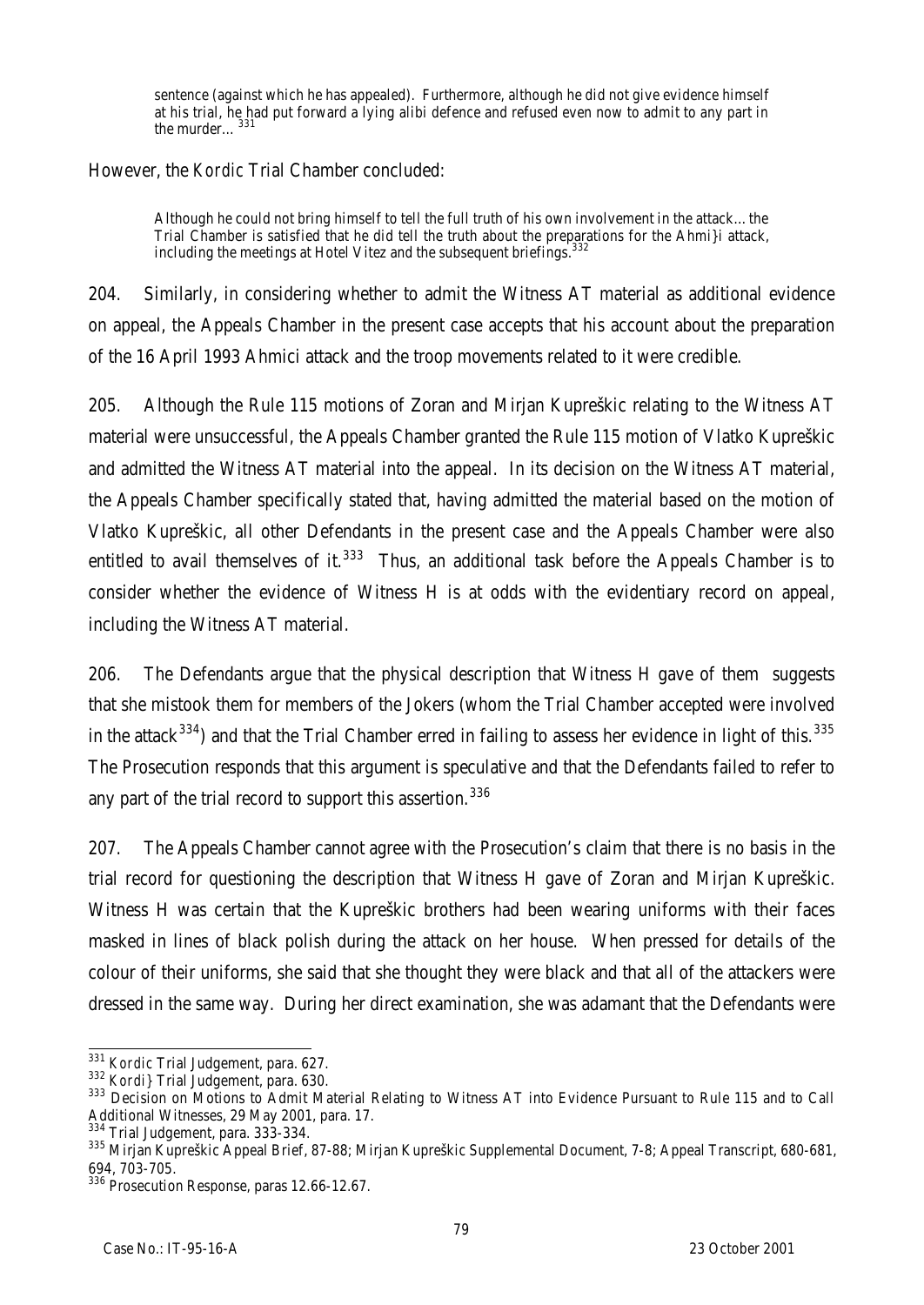> sentence (against which he has appealed). Furthermore, although he did not give evidence himself at his trial, he had put forward a lying alibi defence and refused even now to admit to any part in the murder… [331]

However, the *Kordic* Trial Chamber concluded:

> Although he could not bring himself to tell the full truth of his own involvement in the attack… the Trial Chamber is satisfied that he did tell the truth about the preparations for the Ahmi}i attack, including the meetings at Hotel Vitez and the subsequent briefings.[332]

204. Similarly, in considering whether to admit the Witness AT material as additional evidence on appeal, the Appeals Chamber in the present case accepts that his account about the preparation of the 16 April 1993 Ahmici attack and the troop movements related to it were credible.

205. Although the Rule 115 motions of Zoran and Mirjan Kupreškic relating to the Witness AT material were unsuccessful, the Appeals Chamber granted the Rule 115 motion of Vlatko Kupreškic and admitted the Witness AT material into the appeal. In its decision on the Witness AT material, the Appeals Chamber specifically stated that, having admitted the material based on the motion of Vlatko Kupreškic, all other Defendants in the present case and the Appeals Chamber were also entitled to avail themselves of it.[333] Thus, an additional task before the Appeals Chamber is to consider whether the evidence of Witness H is at odds with the evidentiary record on appeal, including the Witness AT material.

206. The Defendants argue that the physical description that Witness H gave of them suggests that she mistook them for members of the Jokers (whom the Trial Chamber accepted were involved in the attack[334]) and that the Trial Chamber erred in failing to assess her evidence in light of this.[335] The Prosecution responds that this argument is speculative and that the Defendants failed to refer to any part of the trial record to support this assertion.[336]

207. The Appeals Chamber cannot agree with the Prosecution's claim that there is no basis in the trial record for questioning the description that Witness H gave of Zoran and Mirjan Kupreškic. Witness H was certain that the Kupreškic brothers had been wearing uniforms with their faces masked in lines of black polish during the attack on her house. When pressed for details of the colour of their uniforms, she said that she thought they were black and that all of the attackers were dressed in the same way. During her direct examination, she was adamant that the Defendants were

---

[331] *Kordic* Trial Judgement, para. 627.

[332] *Kordi}* Trial Judgement, para. 630.

[333] Decision on Motions to Admit Material Relating to Witness AT into Evidence Pursuant to Rule 115 and to Call Additional Witnesses, 29 May 2001, para. 17.

[334] Trial Judgement, para. 333-334.

[335] Mirjan Kupreškic Appeal Brief, 87-88; Mirjan Kupreškic Supplemental Document, 7-8; Appeal Transcript, 680-681, 694, 703-705.

[336] Prosecution Response, paras 12.66-12.67.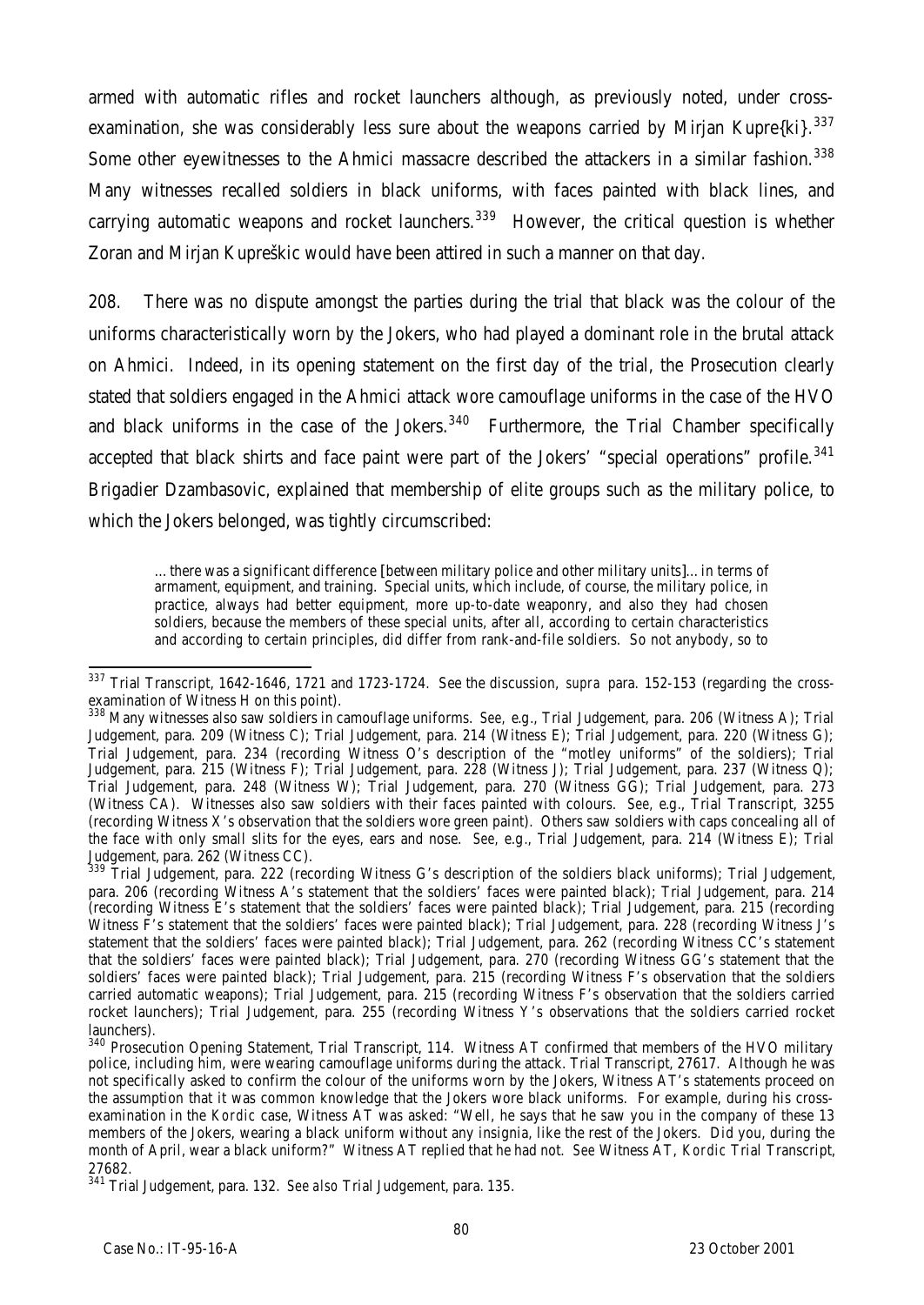armed with automatic rifles and rocket launchers although, as previously noted, under cross-examination, she was considerably less sure about the weapons carried by Mirjan Kupre{ki}.[337] Some other eyewitnesses to the Ahmici massacre described the attackers in a similar fashion.[338] Many witnesses recalled soldiers in black uniforms, with faces painted with black lines, and carrying automatic weapons and rocket launchers.[339] However, the critical question is whether Zoran and Mirjan Kupreškic would have been attired in such a manner on that day.

208. There was no dispute amongst the parties during the trial that black was the colour of the uniforms characteristically worn by the Jokers, who had played a dominant role in the brutal attack on Ahmici. Indeed, in its opening statement on the first day of the trial, the Prosecution clearly stated that soldiers engaged in the Ahmici attack wore camouflage uniforms in the case of the HVO and black uniforms in the case of the Jokers.[340] Furthermore, the Trial Chamber specifically accepted that black shirts and face paint were part of the Jokers' "special operations" profile.[341] Brigadier Dzambasovic, explained that membership of elite groups such as the military police, to which the Jokers belonged, was tightly circumscribed:

> …there was a significant difference [between military police and other military units]…in terms of armament, equipment, and training. Special units, which include, of course, the military police, in practice, always had better equipment, more up-to-date weaponry, and also they had chosen soldiers, because the members of these special units, after all, according to certain characteristics and according to certain principles, did differ from rank-and-file soldiers. So not anybody, so to

---

[337] Trial Transcript, 1642-1646, 1721 and 1723-1724. See the discussion, *supra* para. 152-153 (regarding the cross-examination of Witness H on this point).

[338] Many witnesses also saw soldiers in camouflage uniforms. *See*, *e.g.*, Trial Judgement, para. 206 (Witness A); Trial Judgement, para. 209 (Witness C); Trial Judgement, para. 214 (Witness E); Trial Judgement, para. 220 (Witness G); Trial Judgement, para. 234 (recording Witness O's description of the "motley uniforms" of the soldiers); Trial Judgement, para. 215 (Witness F); Trial Judgement, para. 228 (Witness J); Trial Judgement, para. 237 (Witness Q); Trial Judgement, para. 248 (Witness W); Trial Judgement, para. 270 (Witness GG); Trial Judgement, para. 273 (Witness CA). Witnesses also saw soldiers with their faces painted with colours. *See*, *e.g.*, Trial Transcript, 3255 (recording Witness X's observation that the soldiers wore green paint). Others saw soldiers with caps concealing all of the face with only small slits for the eyes, ears and nose. *See*, *e.g.*, Trial Judgement, para. 214 (Witness E); Trial Judgement, para. 262 (Witness CC).

[339] Trial Judgement, para. 222 (recording Witness G's description of the soldiers black uniforms); Trial Judgement, para. 206 (recording Witness A's statement that the soldiers' faces were painted black); Trial Judgement, para. 214 (recording Witness E's statement that the soldiers' faces were painted black); Trial Judgement, para. 215 (recording Witness F's statement that the soldiers' faces were painted black); Trial Judgement, para. 228 (recording Witness J's statement that the soldiers' faces were painted black); Trial Judgement, para. 262 (recording Witness CC's statement that the soldiers' faces were painted black); Trial Judgement, para. 270 (recording Witness GG's statement that the soldiers' faces were painted black); Trial Judgement, para. 215 (recording Witness F's observation that the soldiers carried automatic weapons); Trial Judgement, para. 215 (recording Witness F's observation that the soldiers carried rocket launchers); Trial Judgement, para. 255 (recording Witness Y's observations that the soldiers carried rocket launchers).

[340] Prosecution Opening Statement, Trial Transcript, 114. Witness AT confirmed that members of the HVO military police, including him, were wearing camouflage uniforms during the attack. Trial Transcript, 27617. Although he was not specifically asked to confirm the colour of the uniforms worn by the Jokers, Witness AT's statements proceed on the assumption that it was common knowledge that the Jokers wore black uniforms. For example, during his cross-examination in the *Kordic* case, Witness AT was asked: "Well, he says that he saw you in the company of these 13 members of the Jokers, wearing a black uniform without any insignia, like the rest of the Jokers. Did you, during the month of April, wear a black uniform?" Witness AT replied that he had not. *See* Witness AT, *Kordic* Trial Transcript, 27682.

[341] Trial Judgement, para. 132. *See also* Trial Judgement, para. 135.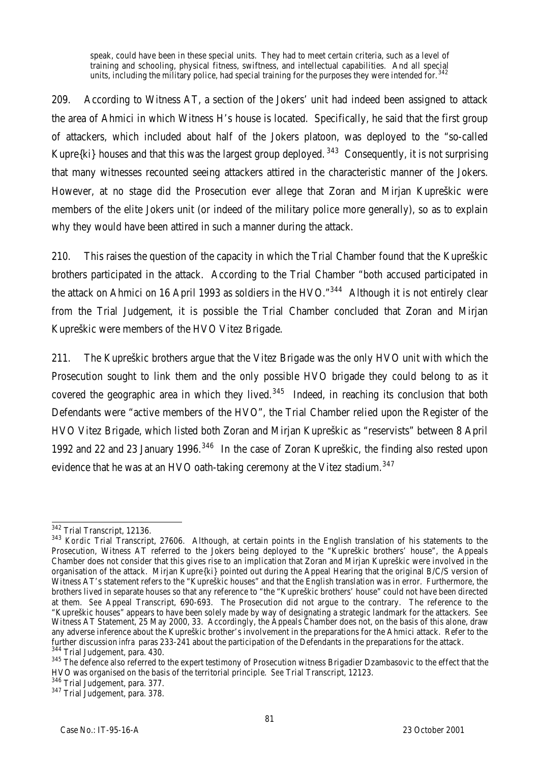> speak, could have been in these special units. They had to meet certain criteria, such as a level of training and schooling, physical fitness, swiftness, and intellectual capabilities. And all special units, including the military police, had special training for the purposes they were intended for.[342]

209. According to Witness AT, a section of the Jokers' unit had indeed been assigned to attack the area of Ahmici in which Witness H's house is located. Specifically, he said that the first group of attackers, which included about half of the Jokers platoon, was deployed to the "so-called Kupre{ki} houses and that this was the largest group deployed.[343] Consequently, it is not surprising that many witnesses recounted seeing attackers attired in the characteristic manner of the Jokers. However, at no stage did the Prosecution ever allege that Zoran and Mirjan Kupreškic were members of the elite Jokers unit (or indeed of the military police more generally), so as to explain why they would have been attired in such a manner during the attack.

210. This raises the question of the capacity in which the Trial Chamber found that the Kupreškic brothers participated in the attack. According to the Trial Chamber "both accused participated in the attack on Ahmici on 16 April 1993 as soldiers in the HVO."[344] Although it is not entirely clear from the Trial Judgement, it is possible the Trial Chamber concluded that Zoran and Mirjan Kupreškic were members of the HVO Vitez Brigade.

211. The Kupreškic brothers argue that the Vitez Brigade was the only HVO unit with which the Prosecution sought to link them and the only possible HVO brigade they could belong to as it covered the geographic area in which they lived.[345] Indeed, in reaching its conclusion that both Defendants were "active members of the HVO", the Trial Chamber relied upon the Register of the HVO Vitez Brigade, which listed both Zoran and Mirjan Kupreškic as "reservists" between 8 April 1992 and 22 and 23 January 1996.[346] In the case of Zoran Kupreškic, the finding also rested upon evidence that he was at an HVO oath-taking ceremony at the Vitez stadium.[347]

---

[342] Trial Transcript, 12136.

[343] *Kordic* Trial Transcript, 27606. Although, at certain points in the English translation of his statements to the Prosecution, Witness AT referred to the Jokers being deployed to the "Kupreškic brothers' house", the Appeals Chamber does not consider that this gives rise to an implication that Zoran and Mirjan Kupreškic were involved in the organisation of the attack. Mirjan Kupre{ki} pointed out during the Appeal Hearing that the original B/C/S version of Witness AT's statement refers to the "Kupreškic houses" and that the English translation was in error. Furthermore, the brothers lived in separate houses so that any reference to "the "Kupreškic brothers' house" could not have been directed at them. *See* Appeal Transcript, 690-693. The Prosecution did not argue to the contrary. The reference to the "Kupreškic houses" appears to have been solely made by way of designating a strategic landmark for the attackers. *See* Witness AT Statement, 25 May 2000, 33. Accordingly, the Appeals Chamber does not, on the basis of this alone, draw any adverse inference about the Kupreškic brother's involvement in the preparations for the Ahmici attack. Refer to the further discussion *infra* paras 233-241 about the participation of the Defendants in the preparations for the attack.

[344] Trial Judgement, para. 430.

[345] The defence also referred to the expert testimony of Prosecution witness Brigadier Dzambasovic to the effect that the HVO was organised on the basis of the territorial principle. *See* Trial Transcript, 12123.

[346] Trial Judgement, para. 377.

[347] Trial Judgement, para. 378.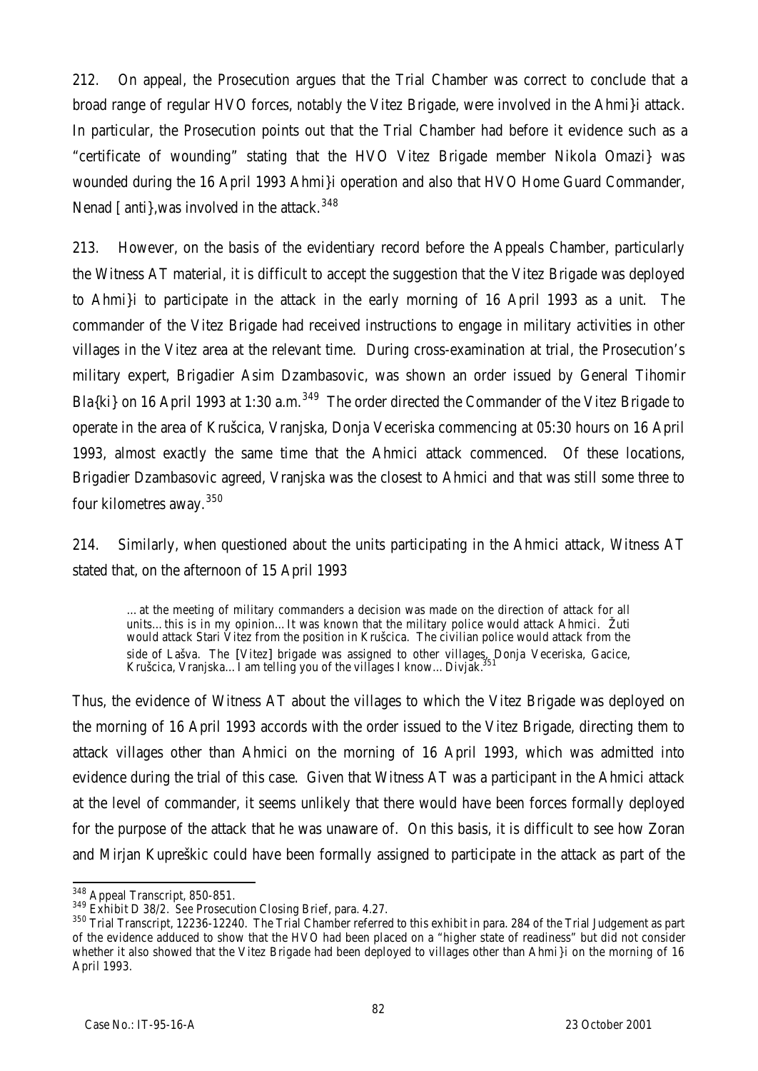212. On appeal, the Prosecution argues that the Trial Chamber was correct to conclude that a broad range of regular HVO forces, notably the Vitez Brigade, were involved in the Ahmi}i attack. In particular, the Prosecution points out that the Trial Chamber had before it evidence such as a "certificate of wounding" stating that the HVO Vitez Brigade member Nikola Omazi} was wounded during the 16 April 1993 Ahmi}i operation and also that HVO Home Guard Commander, Nenad [anti},was involved in the attack.[348]

213. However, on the basis of the evidentiary record before the Appeals Chamber, particularly the Witness AT material, it is difficult to accept the suggestion that the Vitez Brigade was deployed to Ahmi}i to participate in the attack in the early morning of 16 April 1993 as a unit. The commander of the Vitez Brigade had received instructions to engage in military activities in other villages in the Vitez area at the relevant time. During cross-examination at trial, the Prosecution's military expert, Brigadier Asim Dzambasovic, was shown an order issued by General Tihomir Bla{ki} on 16 April 1993 at 1:30 a.m.[349] The order directed the Commander of the Vitez Brigade to operate in the area of Kruščica, Vranjska, Donja Veceriska commencing at 05:30 hours on 16 April 1993, almost exactly the same time that the Ahmici attack commenced. Of these locations, Brigadier Dzambasovic agreed, Vranjska was the closest to Ahmici and that was still some three to four kilometres away.[350]

214. Similarly, when questioned about the units participating in the Ahmici attack, Witness AT stated that, on the afternoon of 15 April 1993

> …at the meeting of military commanders a decision was made on the direction of attack for all units…this is in my opinion…It was known that the military police would attack Ahmici. Žuti would attack Stari Vitez from the position in Kruščica. The civilian police would attack from the side of Lašva. The [Vitez] brigade was assigned to other villages, Donja Veceriska, Gacice, Kruščica, Vranjska…I am telling you of the villages I know…Divjak.[351]

Thus, the evidence of Witness AT about the villages to which the Vitez Brigade was deployed on the morning of 16 April 1993 accords with the order issued to the Vitez Brigade, directing them to attack villages other than Ahmici on the morning of 16 April 1993, which was admitted into evidence during the trial of this case. Given that Witness AT was a participant in the Ahmici attack at the level of commander, it seems unlikely that there would have been forces formally deployed for the purpose of the attack that he was unaware of. On this basis, it is difficult to see how Zoran and Mirjan Kupreškic could have been formally assigned to participate in the attack as part of the

---

[348] Appeal Transcript, 850-851.

[349] Exhibit D 38/2. *See* Prosecution Closing Brief, para. 4.27.

[350] Trial Transcript, 12236-12240. The Trial Chamber referred to this exhibit in para. 284 of the Trial Judgement as part of the evidence adduced to show that the HVO had been placed on a "higher state of readiness" but did not consider whether it also showed that the Vitez Brigade had been deployed to villages other than Ahmi}i on the morning of 16 April 1993.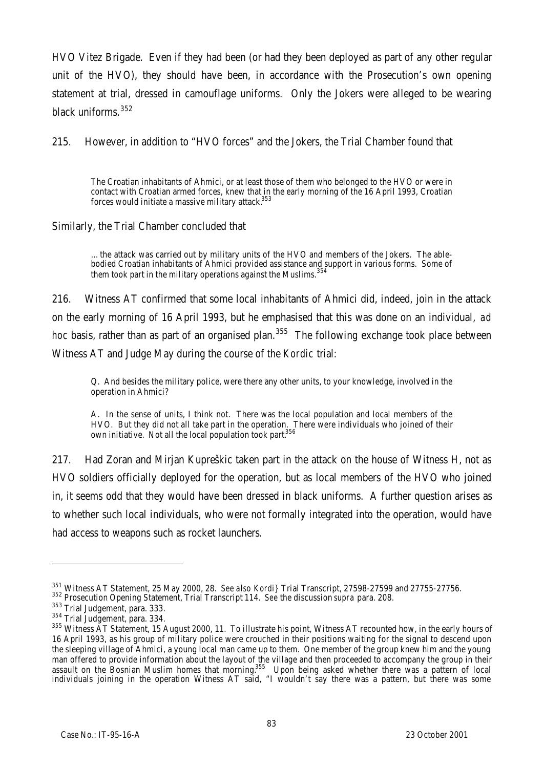HVO Vitez Brigade. Even if they had been (or had they been deployed as part of any other regular unit of the HVO), they should have been, in accordance with the Prosecution's own opening statement at trial, dressed in camouflage uniforms. Only the Jokers were alleged to be wearing black uniforms.[352]

215. However, in addition to "HVO forces" and the Jokers, the Trial Chamber found that

> The Croatian inhabitants of Ahmici, or at least those of them who belonged to the HVO or were in contact with Croatian armed forces, knew that in the early morning of the 16 April 1993, Croatian forces would initiate a massive military attack.[353]

Similarly, the Trial Chamber concluded that

> …the attack was carried out by military units of the HVO and members of the Jokers. The able-bodied Croatian inhabitants of Ahmici provided assistance and support in various forms. Some of them took part in the military operations against the Muslims.[354]

216. Witness AT confirmed that some local inhabitants of Ahmici did, indeed, join in the attack on the early morning of 16 April 1993, but he emphasised that this was done on an individual, *ad hoc* basis, rather than as part of an organised plan.[355] The following exchange took place between Witness AT and Judge May during the course of the *Kordic* trial:

> Q. And besides the military police, were there any other units, to your knowledge, involved in the operation in Ahmici?
>
> A. In the sense of units, I think not. There was the local population and local members of the HVO. But they did not all take part in the operation. There were individuals who joined of their own initiative. Not all the local population took part.[356]

217. Had Zoran and Mirjan Kupreškic taken part in the attack on the house of Witness H, not as HVO soldiers officially deployed for the operation, but as local members of the HVO who joined in, it seems odd that they would have been dressed in black uniforms. A further question arises as to whether such local individuals, who were not formally integrated into the operation, would have had access to weapons such as rocket launchers.

---

[351] Witness AT Statement, 25 May 2000, 28. *See also Kordi}* Trial Transcript, 27598-27599 and 27755-27756.

[352] Prosecution Opening Statement, Trial Transcript 114. *See* the discussion *supra* para. 208.

[353] Trial Judgement, para. 333.

[354] Trial Judgement, para. 334.

[355] Witness AT Statement, 15 August 2000, 11. To illustrate his point, Witness AT recounted how, in the early hours of 16 April 1993, as his group of military police were crouched in their positions waiting for the signal to descend upon the sleeping village of Ahmici, a young local man came up to them. One member of the group knew him and the young man offered to provide information about the layout of the village and then proceeded to accompany the group in their assault on the Bosnian Muslim homes that morning.[355] Upon being asked whether there was a pattern of local individuals joining in the operation Witness AT said, "I wouldn't say there was a pattern, but there was some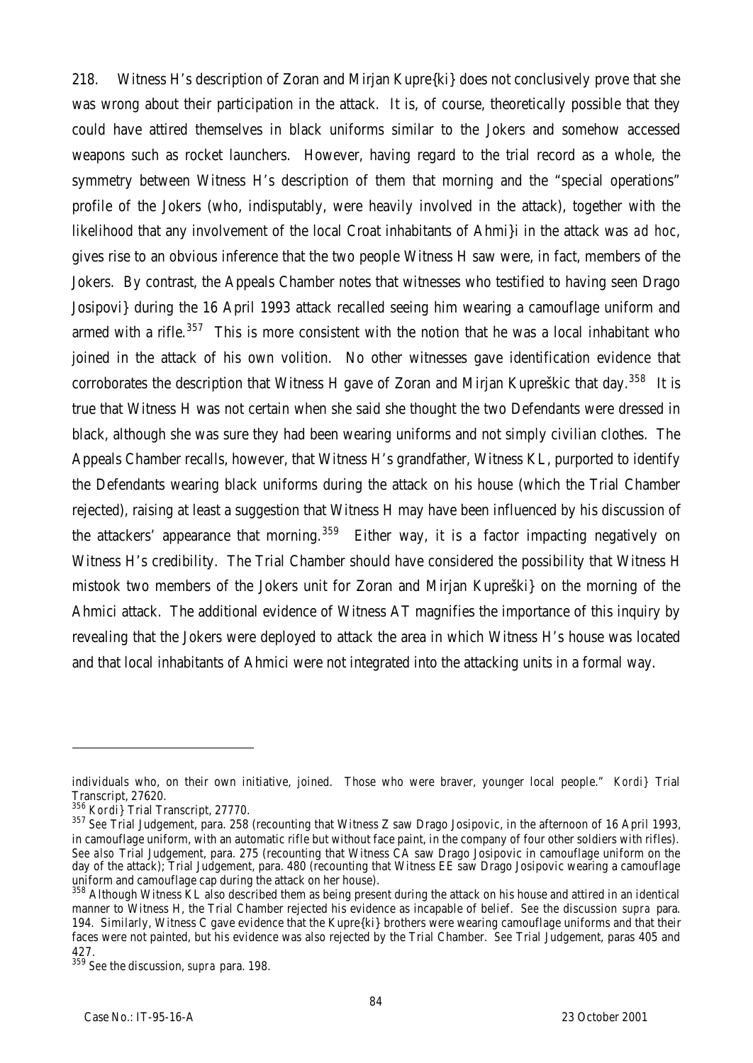218. Witness H's description of Zoran and Mirjan Kupre{ki} does not conclusively prove that she was wrong about their participation in the attack. It is, of course, theoretically possible that they could have attired themselves in black uniforms similar to the Jokers and somehow accessed weapons such as rocket launchers. However, having regard to the trial record as a whole, the symmetry between Witness H's description of them that morning and the "special operations" profile of the Jokers (who, indisputably, were heavily involved in the attack), together with the likelihood that any involvement of the local Croat inhabitants of Ahmi}i in the attack was *ad hoc*, gives rise to an obvious inference that the two people Witness H saw were, in fact, members of the Jokers. By contrast, the Appeals Chamber notes that witnesses who testified to having seen Drago Josipovi} during the 16 April 1993 attack recalled seeing him wearing a camouflage uniform and armed with a rifle.[357] This is more consistent with the notion that he was a local inhabitant who joined in the attack of his own volition. No other witnesses gave identification evidence that corroborates the description that Witness H gave of Zoran and Mirjan Kupreškic that day.[358] It is true that Witness H was not certain when she said she thought the two Defendants were dressed in black, although she was sure they had been wearing uniforms and not simply civilian clothes. The Appeals Chamber recalls, however, that Witness H's grandfather, Witness KL, purported to identify the Defendants wearing black uniforms during the attack on his house (which the Trial Chamber rejected), raising at least a suggestion that Witness H may have been influenced by his discussion of the attackers' appearance that morning.[359] Either way, it is a factor impacting negatively on Witness H's credibility. The Trial Chamber should have considered the possibility that Witness H mistook two members of the Jokers unit for Zoran and Mirjan Kupreški} on the morning of the Ahmici attack. The additional evidence of Witness AT magnifies the importance of this inquiry by revealing that the Jokers were deployed to attack the area in which Witness H's house was located and that local inhabitants of Ahmici were not integrated into the attacking units in a formal way.

---

individuals who, on their own initiative, joined. Those who were braver, younger local people." *Kordi}* Trial Transcript, 27620.

[356] *Kordi}* Trial Transcript, 27770.

[357] *See* Trial Judgement, para. 258 (recounting that Witness Z saw Drago Josipovic, in the afternoon of 16 April 1993, in camouflage uniform, with an automatic rifle but without face paint, in the company of four other soldiers with rifles). *See also* Trial Judgement, para. 275 (recounting that Witness CA saw Drago Josipovic in camouflage uniform on the day of the attack); Trial Judgement, para. 480 (recounting that Witness EE saw Drago Josipovic wearing a camouflage uniform and camouflage cap during the attack on her house).

[358] Although Witness KL also described them as being present during the attack on his house and attired in an identical manner to Witness H, the Trial Chamber rejected his evidence as incapable of belief. *See* the discussion *supra* para. 194. Similarly, Witness C gave evidence that the Kupre{ki} brothers were wearing camouflage uniforms and that their faces were not painted, but his evidence was also rejected by the Trial Chamber. *See* Trial Judgement, paras 405 and 427.

[359] *See* the discussion, *supra* para. 198.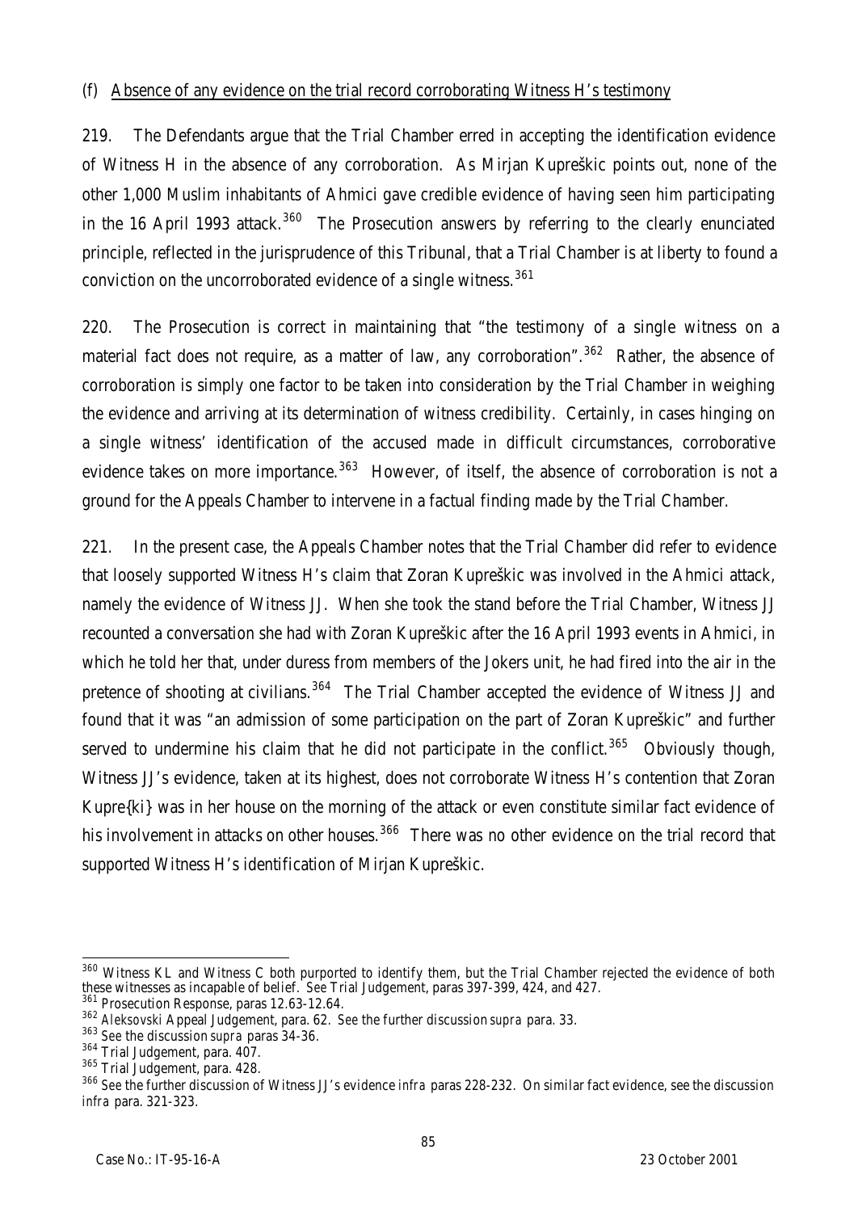(f) Absence of any evidence on the trial record corroborating Witness H's testimony

219. The Defendants argue that the Trial Chamber erred in accepting the identification evidence of Witness H in the absence of any corroboration. As Mirjan Kupreškic points out, none of the other 1,000 Muslim inhabitants of Ahmici gave credible evidence of having seen him participating in the 16 April 1993 attack.[360] The Prosecution answers by referring to the clearly enunciated principle, reflected in the jurisprudence of this Tribunal, that a Trial Chamber is at liberty to found a conviction on the uncorroborated evidence of a single witness.[361]

220. The Prosecution is correct in maintaining that "the testimony of a single witness on a material fact does not require, as a matter of law, any corroboration".[362] Rather, the absence of corroboration is simply one factor to be taken into consideration by the Trial Chamber in weighing the evidence and arriving at its determination of witness credibility. Certainly, in cases hinging on a single witness' identification of the accused made in difficult circumstances, corroborative evidence takes on more importance.[363] However, of itself, the absence of corroboration is not a ground for the Appeals Chamber to intervene in a factual finding made by the Trial Chamber.

221. In the present case, the Appeals Chamber notes that the Trial Chamber did refer to evidence that loosely supported Witness H's claim that Zoran Kupreškic was involved in the Ahmici attack, namely the evidence of Witness JJ. When she took the stand before the Trial Chamber, Witness JJ recounted a conversation she had with Zoran Kupreškic after the 16 April 1993 events in Ahmici, in which he told her that, under duress from members of the Jokers unit, he had fired into the air in the pretence of shooting at civilians.[364] The Trial Chamber accepted the evidence of Witness JJ and found that it was "an admission of some participation on the part of Zoran Kupreškic" and further served to undermine his claim that he did not participate in the conflict.[365] Obviously though, Witness JJ's evidence, taken at its highest, does not corroborate Witness H's contention that Zoran Kupre{ki} was in her house on the morning of the attack or even constitute similar fact evidence of his involvement in attacks on other houses.[366] There was no other evidence on the trial record that supported Witness H's identification of Mirjan Kupreškic.

---

[360] Witness KL and Witness C both purported to identify them, but the Trial Chamber rejected the evidence of both these witnesses as incapable of belief. *See* Trial Judgement, paras 397-399, 424, and 427.

[361] Prosecution Response, paras 12.63-12.64.

[362] *Aleksovski* Appeal Judgement, para. 62. *See* the further discussion *supra* para. 33.

[363] *See* the discussion *supra* paras 34-36.

[364] Trial Judgement, para. 407.

[365] Trial Judgement, para. 428.

[366] *See* the further discussion of Witness JJ's evidence *infra* paras 228-232. On similar fact evidence, see the discussion *infra* para. 321-323.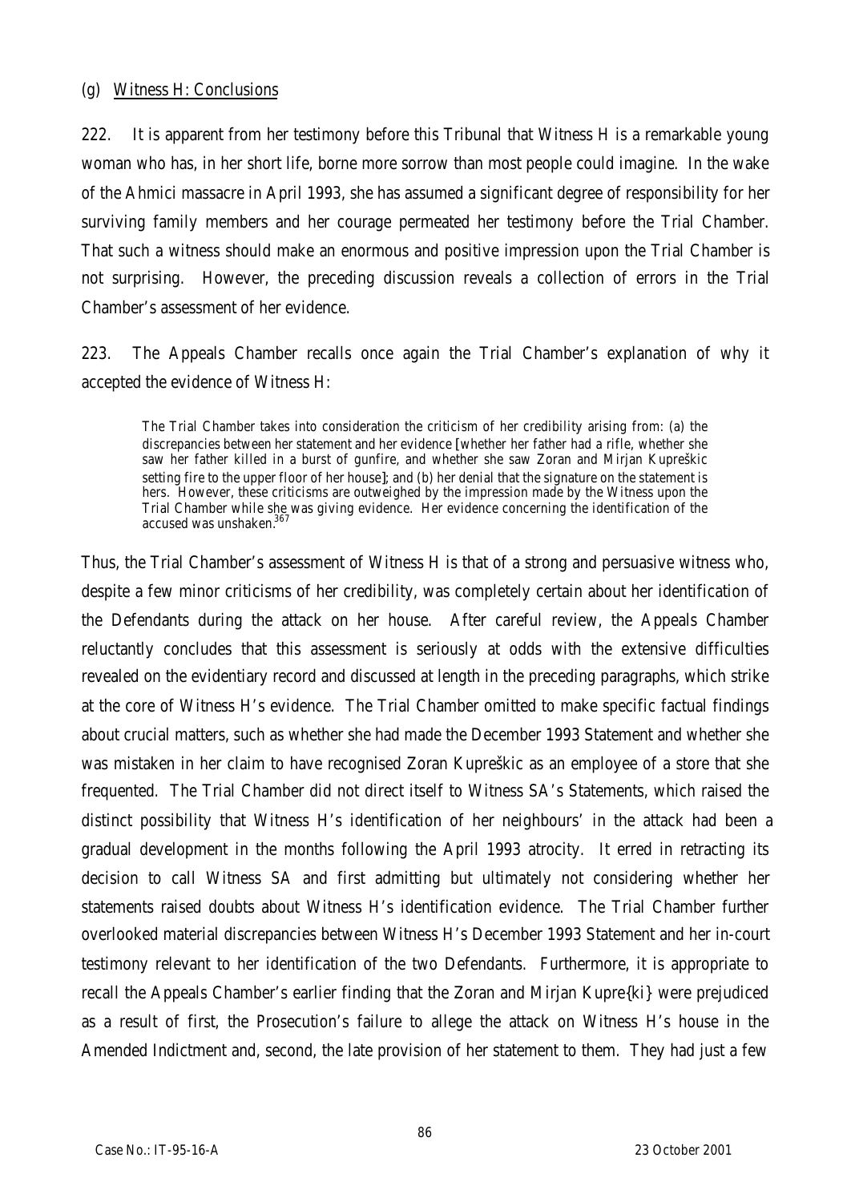(g) Witness H: Conclusions

222. It is apparent from her testimony before this Tribunal that Witness H is a remarkable young woman who has, in her short life, borne more sorrow than most people could imagine. In the wake of the Ahmici massacre in April 1993, she has assumed a significant degree of responsibility for her surviving family members and her courage permeated her testimony before the Trial Chamber. That such a witness should make an enormous and positive impression upon the Trial Chamber is not surprising. However, the preceding discussion reveals a collection of errors in the Trial Chamber's assessment of her evidence.

223. The Appeals Chamber recalls once again the Trial Chamber's explanation of why it accepted the evidence of Witness H:

> The Trial Chamber takes into consideration the criticism of her credibility arising from: (a) the discrepancies between her statement and her evidence [whether her father had a rifle, whether she saw her father killed in a burst of gunfire, and whether she saw Zoran and Mirjan Kupreškic setting fire to the upper floor of her house]; and (b) her denial that the signature on the statement is hers. However, these criticisms are outweighed by the impression made by the Witness upon the Trial Chamber while she was giving evidence. Her evidence concerning the identification of the accused was unshaken.[367]

Thus, the Trial Chamber's assessment of Witness H is that of a strong and persuasive witness who, despite a few minor criticisms of her credibility, was completely certain about her identification of the Defendants during the attack on her house. After careful review, the Appeals Chamber reluctantly concludes that this assessment is seriously at odds with the extensive difficulties revealed on the evidentiary record and discussed at length in the preceding paragraphs, which strike at the core of Witness H's evidence. The Trial Chamber omitted to make specific factual findings about crucial matters, such as whether she had made the December 1993 Statement and whether she was mistaken in her claim to have recognised Zoran Kupreškic as an employee of a store that she frequented. The Trial Chamber did not direct itself to Witness SA's Statements, which raised the distinct possibility that Witness H's identification of her neighbours' in the attack had been a gradual development in the months following the April 1993 atrocity. It erred in retracting its decision to call Witness SA and first admitting but ultimately not considering whether her statements raised doubts about Witness H's identification evidence. The Trial Chamber further overlooked material discrepancies between Witness H's December 1993 Statement and her in-court testimony relevant to her identification of the two Defendants. Furthermore, it is appropriate to recall the Appeals Chamber's earlier finding that the Zoran and Mirjan Kupre{ki} were prejudiced as a result of first, the Prosecution's failure to allege the attack on Witness H's house in the Amended Indictment and, second, the late provision of her statement to them. They had just a few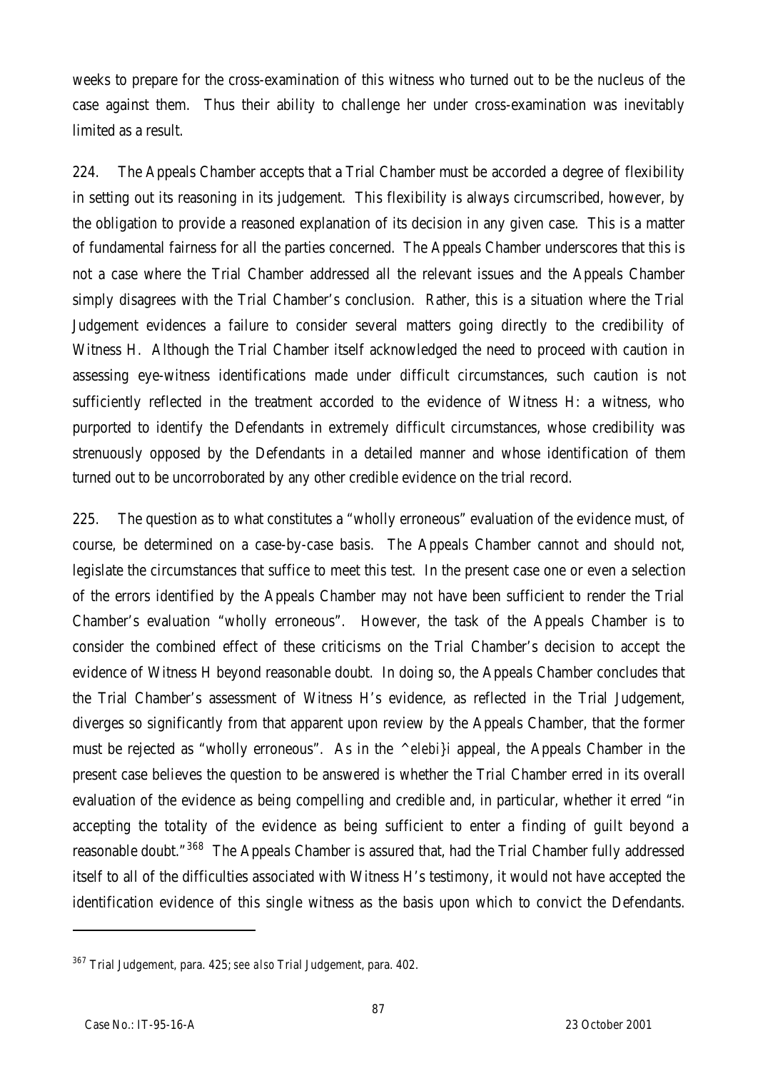weeks to prepare for the cross-examination of this witness who turned out to be the nucleus of the case against them. Thus their ability to challenge her under cross-examination was inevitably limited as a result.

224. The Appeals Chamber accepts that a Trial Chamber must be accorded a degree of flexibility in setting out its reasoning in its judgement. This flexibility is always circumscribed, however, by the obligation to provide a reasoned explanation of its decision in any given case. This is a matter of fundamental fairness for all the parties concerned. The Appeals Chamber underscores that this is not a case where the Trial Chamber addressed all the relevant issues and the Appeals Chamber simply disagrees with the Trial Chamber's conclusion. Rather, this is a situation where the Trial Judgement evidences a failure to consider several matters going directly to the credibility of Witness H. Although the Trial Chamber itself acknowledged the need to proceed with caution in assessing eye-witness identifications made under difficult circumstances, such caution is not sufficiently reflected in the treatment accorded to the evidence of Witness H: a witness, who purported to identify the Defendants in extremely difficult circumstances, whose credibility was strenuously opposed by the Defendants in a detailed manner and whose identification of them turned out to be uncorroborated by any other credible evidence on the trial record.

225. The question as to what constitutes a "wholly erroneous" evaluation of the evidence must, of course, be determined on a case-by-case basis. The Appeals Chamber cannot and should not, legislate the circumstances that suffice to meet this test. In the present case one or even a selection of the errors identified by the Appeals Chamber may not have been sufficient to render the Trial Chamber's evaluation "wholly erroneous". However, the task of the Appeals Chamber is to consider the combined effect of these criticisms on the Trial Chamber's decision to accept the evidence of Witness H beyond reasonable doubt. In doing so, the Appeals Chamber concludes that the Trial Chamber's assessment of Witness H's evidence, as reflected in the Trial Judgement, diverges so significantly from that apparent upon review by the Appeals Chamber, that the former must be rejected as "wholly erroneous". As in the *^elebi}i* appeal, the Appeals Chamber in the present case believes the question to be answered is whether the Trial Chamber erred in its overall evaluation of the evidence as being compelling and credible and, in particular, whether it erred "in accepting the totality of the evidence as being sufficient to enter a finding of guilt beyond a reasonable doubt."[368] The Appeals Chamber is assured that, had the Trial Chamber fully addressed itself to all of the difficulties associated with Witness H's testimony, it would not have accepted the identification evidence of this single witness as the basis upon which to convict the Defendants.

---

[367] Trial Judgement, para. 425; *see also* Trial Judgement, para. 402.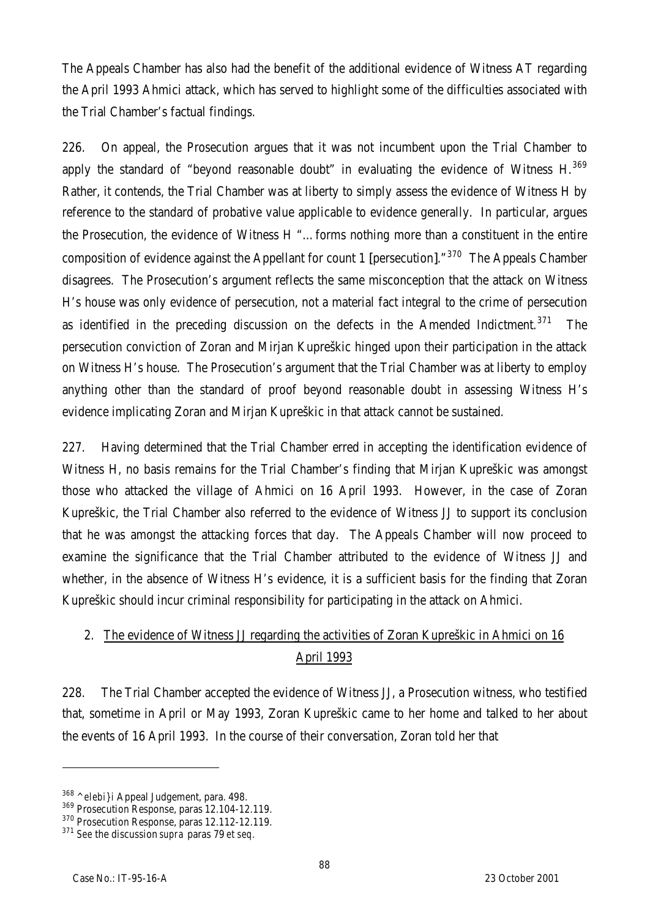The Appeals Chamber has also had the benefit of the additional evidence of Witness AT regarding the April 1993 Ahmici attack, which has served to highlight some of the difficulties associated with the Trial Chamber's factual findings.

226. On appeal, the Prosecution argues that it was not incumbent upon the Trial Chamber to apply the standard of "beyond reasonable doubt" in evaluating the evidence of Witness H.[369] Rather, it contends, the Trial Chamber was at liberty to simply assess the evidence of Witness H by reference to the standard of probative value applicable to evidence generally. In particular, argues the Prosecution, the evidence of Witness H "…forms nothing more than a constituent in the entire composition of evidence against the Appellant for count 1 [persecution]."[370] The Appeals Chamber disagrees. The Prosecution's argument reflects the same misconception that the attack on Witness H's house was only evidence of persecution, not a material fact integral to the crime of persecution as identified in the preceding discussion on the defects in the Amended Indictment.[371] The persecution conviction of Zoran and Mirjan Kupreškic hinged upon their participation in the attack on Witness H's house. The Prosecution's argument that the Trial Chamber was at liberty to employ anything other than the standard of proof beyond reasonable doubt in assessing Witness H's evidence implicating Zoran and Mirjan Kupreškic in that attack cannot be sustained.

227. Having determined that the Trial Chamber erred in accepting the identification evidence of Witness H, no basis remains for the Trial Chamber's finding that Mirjan Kupreškic was amongst those who attacked the village of Ahmici on 16 April 1993. However, in the case of Zoran Kupreškic, the Trial Chamber also referred to the evidence of Witness JJ to support its conclusion that he was amongst the attacking forces that day. The Appeals Chamber will now proceed to examine the significance that the Trial Chamber attributed to the evidence of Witness JJ and whether, in the absence of Witness H's evidence, it is a sufficient basis for the finding that Zoran Kupreškic should incur criminal responsibility for participating in the attack on Ahmici.

## 2. The evidence of Witness JJ regarding the activities of Zoran Kupreškic in Ahmici on 16 April 1993

228. The Trial Chamber accepted the evidence of Witness JJ, a Prosecution witness, who testified that, sometime in April or May 1993, Zoran Kupreškic came to her home and talked to her about the events of 16 April 1993. In the course of their conversation, Zoran told her that

---

[368] *^elebi}i* Appeal Judgement, para. 498.

[369] Prosecution Response, paras 12.104-12.119.

[370] Prosecution Response, paras 12.112-12.119.

[371] See the discussion *supra* paras 79 *et seq*.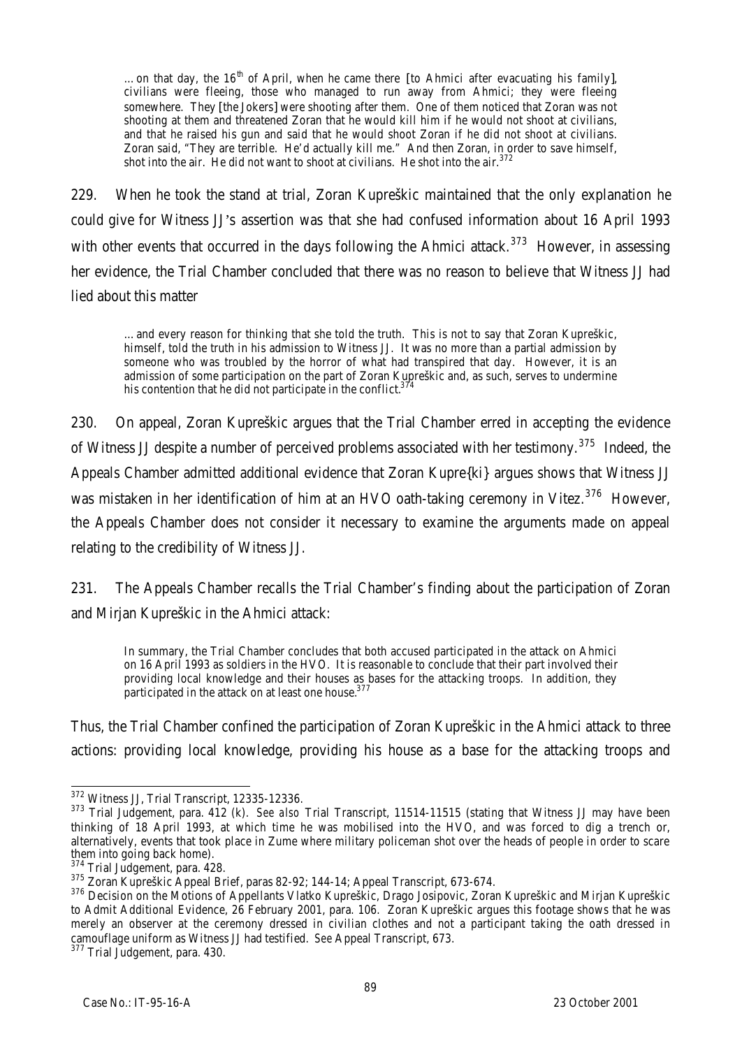> …on that day, the 16th of April, when he came there [to Ahmici after evacuating his family], civilians were fleeing, those who managed to run away from Ahmici; they were fleeing somewhere. They [the Jokers] were shooting after them. One of them noticed that Zoran was not shooting at them and threatened Zoran that he would kill him if he would not shoot at civilians, and that he raised his gun and said that he would shoot Zoran if he did not shoot at civilians. Zoran said, "They are terrible. He'd actually kill me." And then Zoran, in order to save himself, shot into the air. He did not want to shoot at civilians. He shot into the air.[372]

229. When he took the stand at trial, Zoran Kupreškic maintained that the only explanation he could give for Witness JJ's assertion was that she had confused information about 16 April 1993 with other events that occurred in the days following the Ahmici attack.[373] However, in assessing her evidence, the Trial Chamber concluded that there was no reason to believe that Witness JJ had lied about this matter

> …and every reason for thinking that she told the truth. This is not to say that Zoran Kupreškic, himself, told the truth in his admission to Witness JJ. It was no more than a partial admission by someone who was troubled by the horror of what had transpired that day. However, it is an admission of some participation on the part of Zoran Kupreškic and, as such, serves to undermine his contention that he did not participate in the conflict.[374]

230. On appeal, Zoran Kupreškic argues that the Trial Chamber erred in accepting the evidence of Witness JJ despite a number of perceived problems associated with her testimony.[375] Indeed, the Appeals Chamber admitted additional evidence that Zoran Kupre{ki} argues shows that Witness JJ was mistaken in her identification of him at an HVO oath-taking ceremony in Vitez.[376] However, the Appeals Chamber does not consider it necessary to examine the arguments made on appeal relating to the credibility of Witness JJ.

231. The Appeals Chamber recalls the Trial Chamber's finding about the participation of Zoran and Mirjan Kupreškic in the Ahmici attack:

> In summary, the Trial Chamber concludes that both accused participated in the attack on Ahmici on 16 April 1993 as soldiers in the HVO. It is reasonable to conclude that their part involved their providing local knowledge and their houses as bases for the attacking troops. In addition, they participated in the attack on at least one house.[377]

Thus, the Trial Chamber confined the participation of Zoran Kupreškic in the Ahmici attack to three actions: providing local knowledge, providing his house as a base for the attacking troops and

---

[372] Witness JJ, Trial Transcript, 12335-12336.

[373] Trial Judgement, para. 412 (k). *See also* Trial Transcript, 11514-11515 (stating that Witness JJ may have been thinking of 18 April 1993, at which time he was mobilised into the HVO, and was forced to dig a trench or, alternatively, events that took place in Zume where military policeman shot over the heads of people in order to scare them into going back home).

[374] Trial Judgement, para. 428.

[375] Zoran Kupreškic Appeal Brief, paras 82-92; 144-14; Appeal Transcript, 673-674.

[376] Decision on the Motions of Appellants Vlatko Kupreškic, Drago Josipovic, Zoran Kupreškic and Mirjan Kupreškic to Admit Additional Evidence, 26 February 2001, para. 106. Zoran Kupreškic argues this footage shows that he was merely an observer at the ceremony dressed in civilian clothes and not a participant taking the oath dressed in camouflage uniform as Witness JJ had testified. *See* Appeal Transcript, 673.

[377] Trial Judgement, para. 430.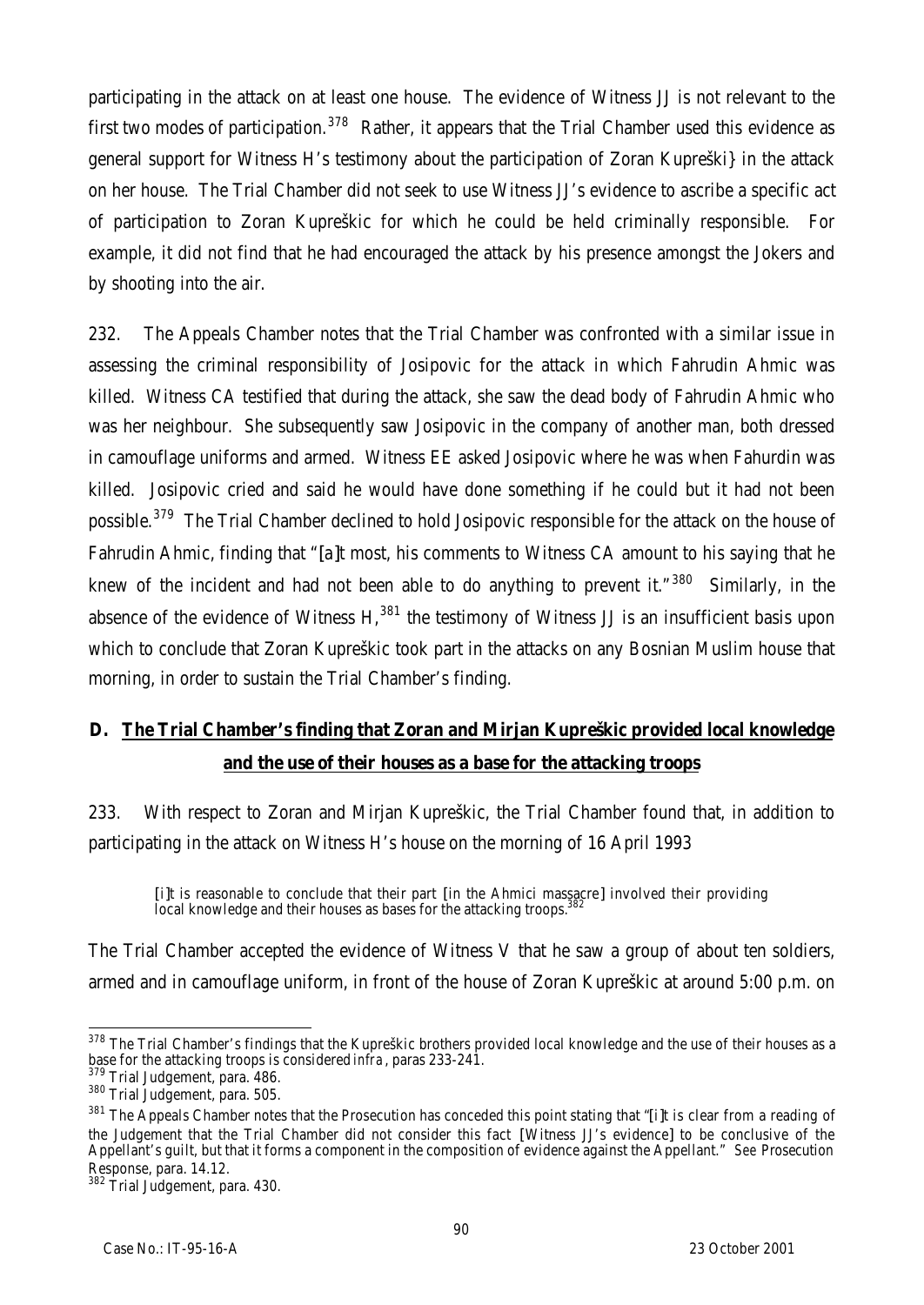participating in the attack on at least one house. The evidence of Witness JJ is not relevant to the first two modes of participation.[378] Rather, it appears that the Trial Chamber used this evidence as general support for Witness H's testimony about the participation of Zoran Kupreški} in the attack on her house. The Trial Chamber did not seek to use Witness JJ's evidence to ascribe a specific act of participation to Zoran Kupreškic for which he could be held criminally responsible. For example, it did not find that he had encouraged the attack by his presence amongst the Jokers and by shooting into the air.

232. The Appeals Chamber notes that the Trial Chamber was confronted with a similar issue in assessing the criminal responsibility of Josipovic for the attack in which Fahrudin Ahmic was killed. Witness CA testified that during the attack, she saw the dead body of Fahrudin Ahmic who was her neighbour. She subsequently saw Josipovic in the company of another man, both dressed in camouflage uniforms and armed. Witness EE asked Josipovic where he was when Fahurdin was killed. Josipovic cried and said he would have done something if he could but it had not been possible.[379] The Trial Chamber declined to hold Josipovic responsible for the attack on the house of Fahrudin Ahmic, finding that "[a]t most, his comments to Witness CA amount to his saying that he knew of the incident and had not been able to do anything to prevent it."[380] Similarly, in the absence of the evidence of Witness H,[381] the testimony of Witness JJ is an insufficient basis upon which to conclude that Zoran Kupreškic took part in the attacks on any Bosnian Muslim house that morning, in order to sustain the Trial Chamber's finding.

## D. The Trial Chamber's finding that Zoran and Mirjan Kupreškic provided local knowledge and the use of their houses as a base for the attacking troops

233. With respect to Zoran and Mirjan Kupreškic, the Trial Chamber found that, in addition to participating in the attack on Witness H's house on the morning of 16 April 1993

> [i]t is reasonable to conclude that their part [in the Ahmici massacre] involved their providing local knowledge and their houses as bases for the attacking troops.[382]

The Trial Chamber accepted the evidence of Witness V that he saw a group of about ten soldiers, armed and in camouflage uniform, in front of the house of Zoran Kupreškic at around 5:00 p.m. on

---

[378] The Trial Chamber's findings that the Kupreškic brothers provided local knowledge and the use of their houses as a base for the attacking troops is considered *infra*, paras 233-241.

[379] Trial Judgement, para. 486.

[380] Trial Judgement, para. 505.

[381] The Appeals Chamber notes that the Prosecution has conceded this point stating that "[i]t is clear from a reading of the Judgement that the Trial Chamber did not consider this fact [Witness JJ's evidence] to be conclusive of the Appellant's guilt, but that it forms a component in the composition of evidence against the Appellant." *See* Prosecution Response, para. 14.12.

[382] Trial Judgement, para. 430.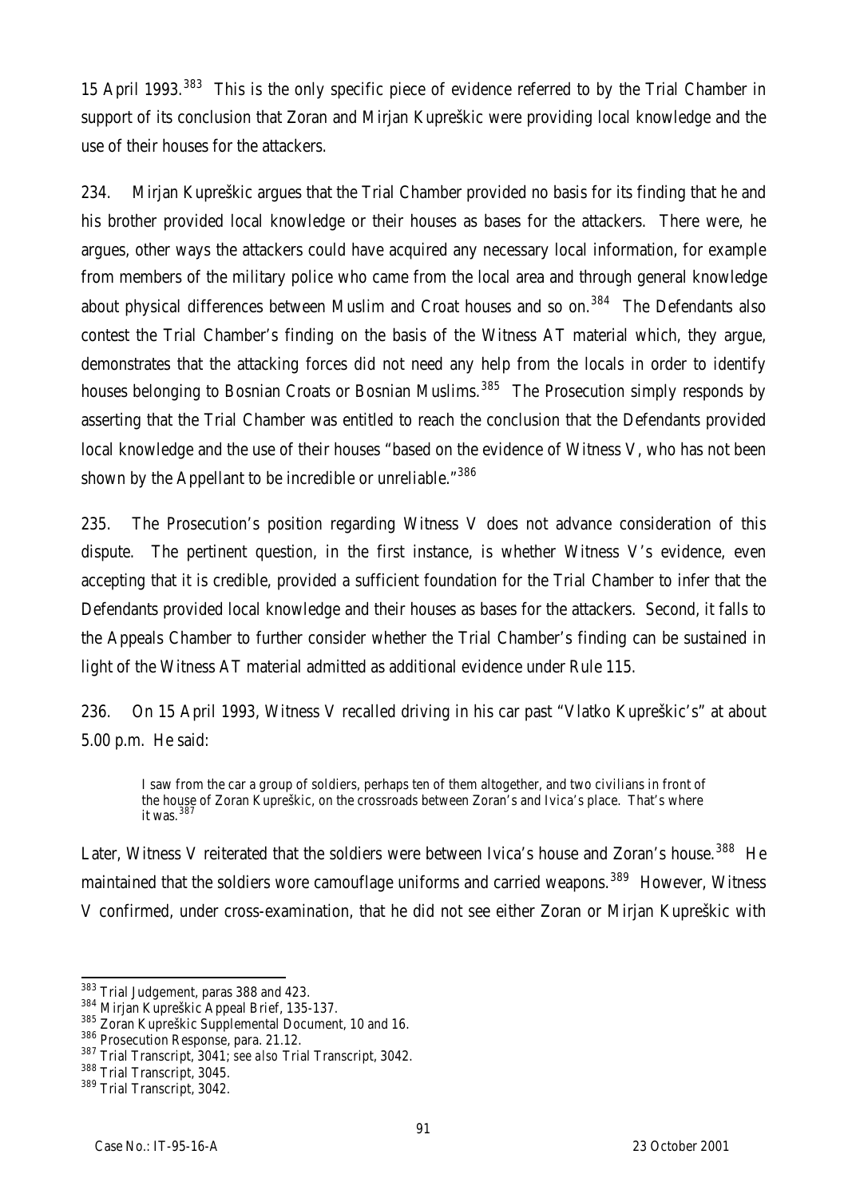15 April 1993.[383] This is the only specific piece of evidence referred to by the Trial Chamber in support of its conclusion that Zoran and Mirjan Kupreškic were providing local knowledge and the use of their houses for the attackers.

234. Mirjan Kupreškic argues that the Trial Chamber provided no basis for its finding that he and his brother provided local knowledge or their houses as bases for the attackers. There were, he argues, other ways the attackers could have acquired any necessary local information, for example from members of the military police who came from the local area and through general knowledge about physical differences between Muslim and Croat houses and so on.[384] The Defendants also contest the Trial Chamber's finding on the basis of the Witness AT material which, they argue, demonstrates that the attacking forces did not need any help from the locals in order to identify houses belonging to Bosnian Croats or Bosnian Muslims.[385] The Prosecution simply responds by asserting that the Trial Chamber was entitled to reach the conclusion that the Defendants provided local knowledge and the use of their houses "based on the evidence of Witness V, who has not been shown by the Appellant to be incredible or unreliable."[386]

235. The Prosecution's position regarding Witness V does not advance consideration of this dispute. The pertinent question, in the first instance, is whether Witness V's evidence, even accepting that it is credible, provided a sufficient foundation for the Trial Chamber to infer that the Defendants provided local knowledge and their houses as bases for the attackers. Second, it falls to the Appeals Chamber to further consider whether the Trial Chamber's finding can be sustained in light of the Witness AT material admitted as additional evidence under Rule 115.

236. On 15 April 1993, Witness V recalled driving in his car past "Vlatko Kupreškic's" at about 5.00 p.m. He said:

> I saw from the car a group of soldiers, perhaps ten of them altogether, and two civilians in front of the house of Zoran Kupreškic, on the crossroads between Zoran's and Ivica's place. That's where it was.[387]

Later, Witness V reiterated that the soldiers were between Ivica's house and Zoran's house.[388] He maintained that the soldiers wore camouflage uniforms and carried weapons.[389] However, Witness V confirmed, under cross-examination, that he did not see either Zoran or Mirjan Kupreškic with

---

[383] Trial Judgement, paras 388 and 423.

[384] Mirjan Kupreškic Appeal Brief, 135-137.

[385] Zoran Kupreškic Supplemental Document, 10 and 16.

[386] Prosecution Response, para. 21.12.

[387] Trial Transcript, 3041; *see also* Trial Transcript, 3042.

[388] Trial Transcript, 3045.

[389] Trial Transcript, 3042.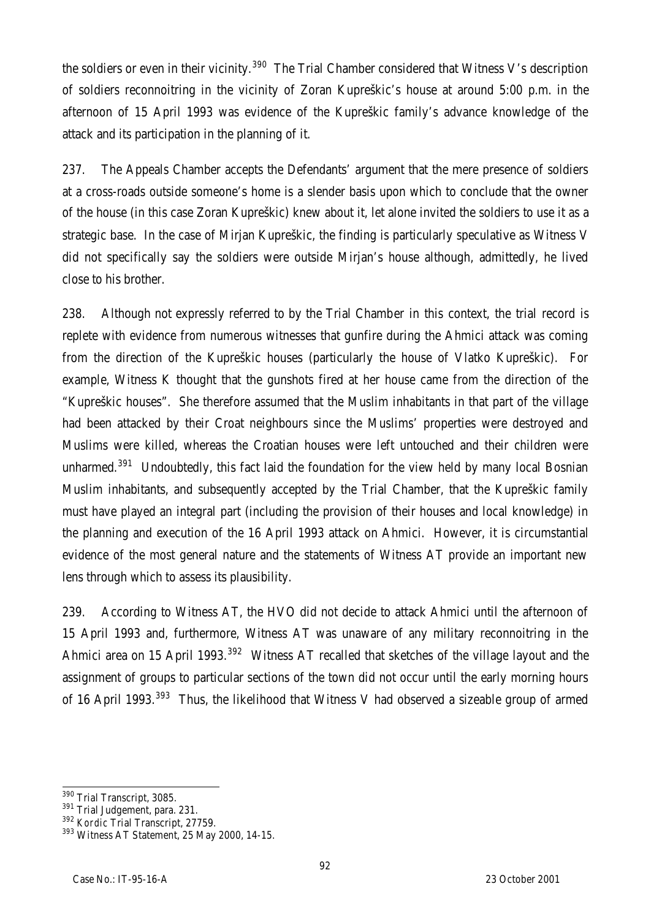the soldiers or even in their vicinity.[390] The Trial Chamber considered that Witness V's description of soldiers reconnoitring in the vicinity of Zoran Kupreškic's house at around 5:00 p.m. in the afternoon of 15 April 1993 was evidence of the Kupreškic family's advance knowledge of the attack and its participation in the planning of it.

237. The Appeals Chamber accepts the Defendants' argument that the mere presence of soldiers at a cross-roads outside someone's home is a slender basis upon which to conclude that the owner of the house (in this case Zoran Kupreškic) knew about it, let alone invited the soldiers to use it as a strategic base. In the case of Mirjan Kupreškic, the finding is particularly speculative as Witness V did not specifically say the soldiers were outside Mirjan's house although, admittedly, he lived close to his brother.

238. Although not expressly referred to by the Trial Chamber in this context, the trial record is replete with evidence from numerous witnesses that gunfire during the Ahmici attack was coming from the direction of the Kupreškic houses (particularly the house of Vlatko Kupreškic). For example, Witness K thought that the gunshots fired at her house came from the direction of the "Kupreškic houses". She therefore assumed that the Muslim inhabitants in that part of the village had been attacked by their Croat neighbours since the Muslims' properties were destroyed and Muslims were killed, whereas the Croatian houses were left untouched and their children were unharmed.[391] Undoubtedly, this fact laid the foundation for the view held by many local Bosnian Muslim inhabitants, and subsequently accepted by the Trial Chamber, that the Kupreškic family must have played an integral part (including the provision of their houses and local knowledge) in the planning and execution of the 16 April 1993 attack on Ahmici. However, it is circumstantial evidence of the most general nature and the statements of Witness AT provide an important new lens through which to assess its plausibility.

239. According to Witness AT, the HVO did not decide to attack Ahmici until the afternoon of 15 April 1993 and, furthermore, Witness AT was unaware of any military reconnoitring in the Ahmici area on 15 April 1993.[392] Witness AT recalled that sketches of the village layout and the assignment of groups to particular sections of the town did not occur until the early morning hours of 16 April 1993.[393] Thus, the likelihood that Witness V had observed a sizeable group of armed

---

[390] Trial Transcript, 3085.

[391] Trial Judgement, para. 231.

[392] *Kordic* Trial Transcript, 27759.

[393] Witness AT Statement, 25 May 2000, 14-15.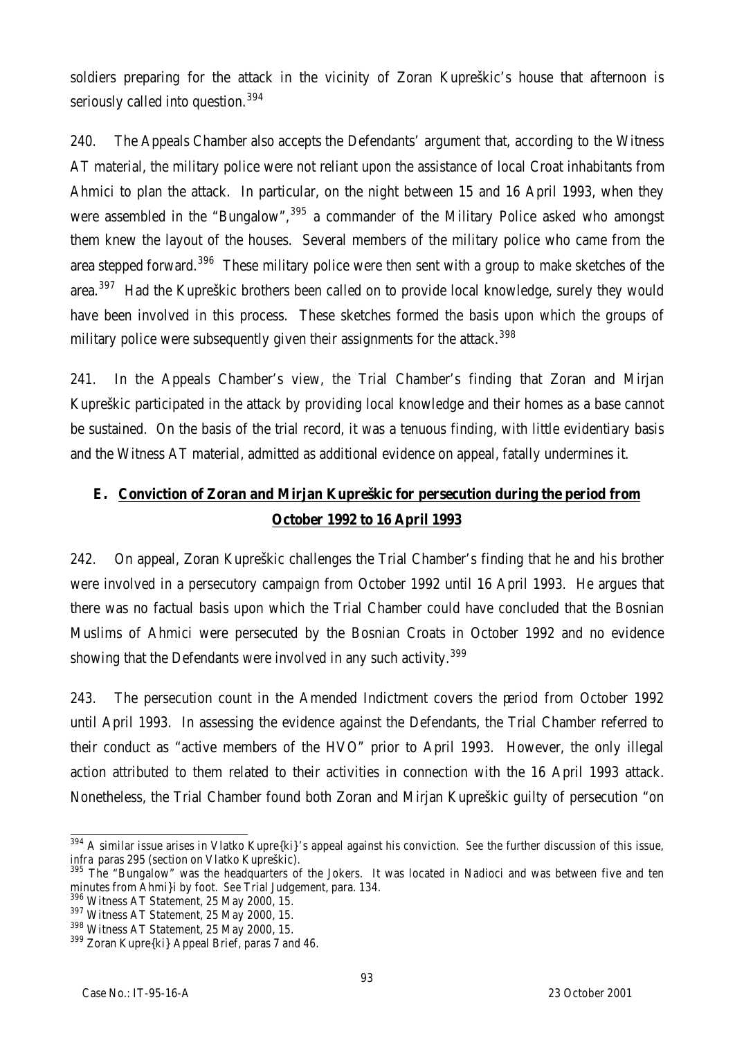soldiers preparing for the attack in the vicinity of Zoran Kupreškic's house that afternoon is seriously called into question.[394]

240. The Appeals Chamber also accepts the Defendants' argument that, according to the Witness AT material, the military police were not reliant upon the assistance of local Croat inhabitants from Ahmici to plan the attack. In particular, on the night between 15 and 16 April 1993, when they were assembled in the "Bungalow",[395] a commander of the Military Police asked who amongst them knew the layout of the houses. Several members of the military police who came from the area stepped forward.[396] These military police were then sent with a group to make sketches of the area.[397] Had the Kupreškic brothers been called on to provide local knowledge, surely they would have been involved in this process. These sketches formed the basis upon which the groups of military police were subsequently given their assignments for the attack.[398]

241. In the Appeals Chamber's view, the Trial Chamber's finding that Zoran and Mirjan Kupreškic participated in the attack by providing local knowledge and their homes as a base cannot be sustained. On the basis of the trial record, it was a tenuous finding, with little evidentiary basis and the Witness AT material, admitted as additional evidence on appeal, fatally undermines it.

## E. Conviction of Zoran and Mirjan Kupreškic for persecution during the period from October 1992 to 16 April 1993

242. On appeal, Zoran Kupreškic challenges the Trial Chamber's finding that he and his brother were involved in a persecutory campaign from October 1992 until 16 April 1993. He argues that there was no factual basis upon which the Trial Chamber could have concluded that the Bosnian Muslims of Ahmici were persecuted by the Bosnian Croats in October 1992 and no evidence showing that the Defendants were involved in any such activity.[399]

243. The persecution count in the Amended Indictment covers the period from October 1992 until April 1993. In assessing the evidence against the Defendants, the Trial Chamber referred to their conduct as "active members of the HVO" prior to April 1993. However, the only illegal action attributed to them related to their activities in connection with the 16 April 1993 attack. Nonetheless, the Trial Chamber found both Zoran and Mirjan Kupreškic guilty of persecution "on

---

[394] A similar issue arises in Vlatko Kupre{ki}'s appeal against his conviction. *See* the further discussion of this issue, *infra* paras 295 (section on Vlatko Kupreškic).

[395] The "Bungalow" was the headquarters of the Jokers. It was located in Nadioci and was between five and ten minutes from Ahmi}i by foot. *See* Trial Judgement, para. 134.

[396] Witness AT Statement, 25 May 2000, 15.

[397] Witness AT Statement, 25 May 2000, 15.

[398] Witness AT Statement, 25 May 2000, 15.

[399] Zoran Kupre{ki} Appeal Brief, paras 7 and 46.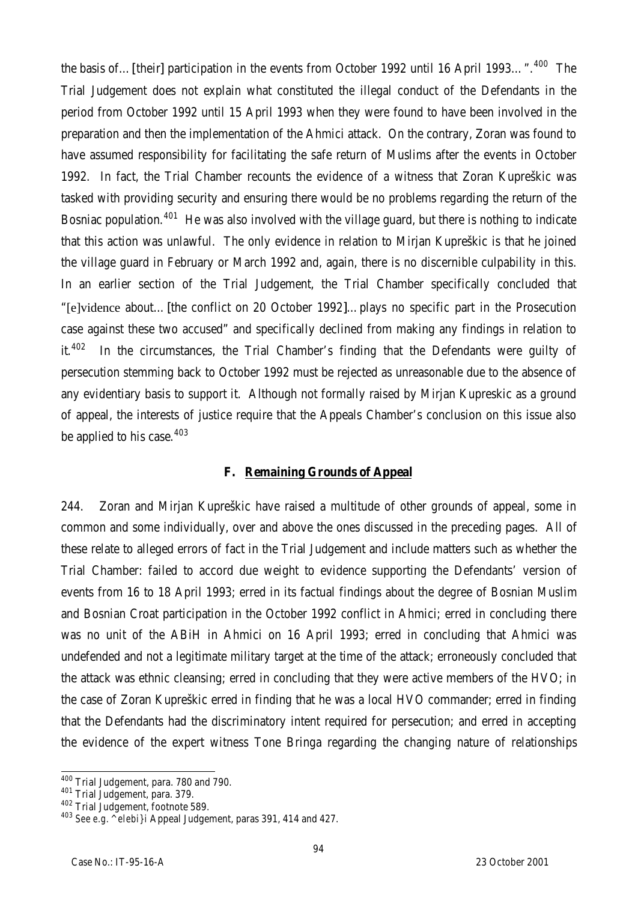the basis of… [their] participation in the events from October 1992 until 16 April 1993… ".[400] The Trial Judgement does not explain what constituted the illegal conduct of the Defendants in the period from October 1992 until 15 April 1993 when they were found to have been involved in the preparation and then the implementation of the Ahmici attack. On the contrary, Zoran was found to have assumed responsibility for facilitating the safe return of Muslims after the events in October 1992. In fact, the Trial Chamber recounts the evidence of a witness that Zoran Kupreškic was tasked with providing security and ensuring there would be no problems regarding the return of the Bosniac population.[401] He was also involved with the village guard, but there is nothing to indicate that this action was unlawful. The only evidence in relation to Mirjan Kupreškic is that he joined the village guard in February or March 1992 and, again, there is no discernible culpability in this. In an earlier section of the Trial Judgement, the Trial Chamber specifically concluded that "[e]vidence about… [the conflict on 20 October 1992]… plays no specific part in the Prosecution case against these two accused" and specifically declined from making any findings in relation to it.[402] In the circumstances, the Trial Chamber's finding that the Defendants were guilty of persecution stemming back to October 1992 must be rejected as unreasonable due to the absence of any evidentiary basis to support it. Although not formally raised by Mirjan Kupreskic as a ground of appeal, the interests of justice require that the Appeals Chamber's conclusion on this issue also be applied to his case.[403]

### F. Remaining Grounds of Appeal

244. Zoran and Mirjan Kupreškic have raised a multitude of other grounds of appeal, some in common and some individually, over and above the ones discussed in the preceding pages. All of these relate to alleged errors of fact in the Trial Judgement and include matters such as whether the Trial Chamber: failed to accord due weight to evidence supporting the Defendants' version of events from 16 to 18 April 1993; erred in its factual findings about the degree of Bosnian Muslim and Bosnian Croat participation in the October 1992 conflict in Ahmici; erred in concluding there was no unit of the ABiH in Ahmici on 16 April 1993; erred in concluding that Ahmici was undefended and not a legitimate military target at the time of the attack; erroneously concluded that the attack was ethnic cleansing; erred in concluding that they were active members of the HVO; in the case of Zoran Kupreškic erred in finding that he was a local HVO commander; erred in finding that the Defendants had the discriminatory intent required for persecution; and erred in accepting the evidence of the expert witness Tone Bringa regarding the changing nature of relationships

---

[400] Trial Judgement, para. 780 and 790.

[401] Trial Judgement, para. 379.

[402] Trial Judgement, footnote 589.

[403] *See e.g.* *^elebi}i* Appeal Judgement, paras 391, 414 and 427.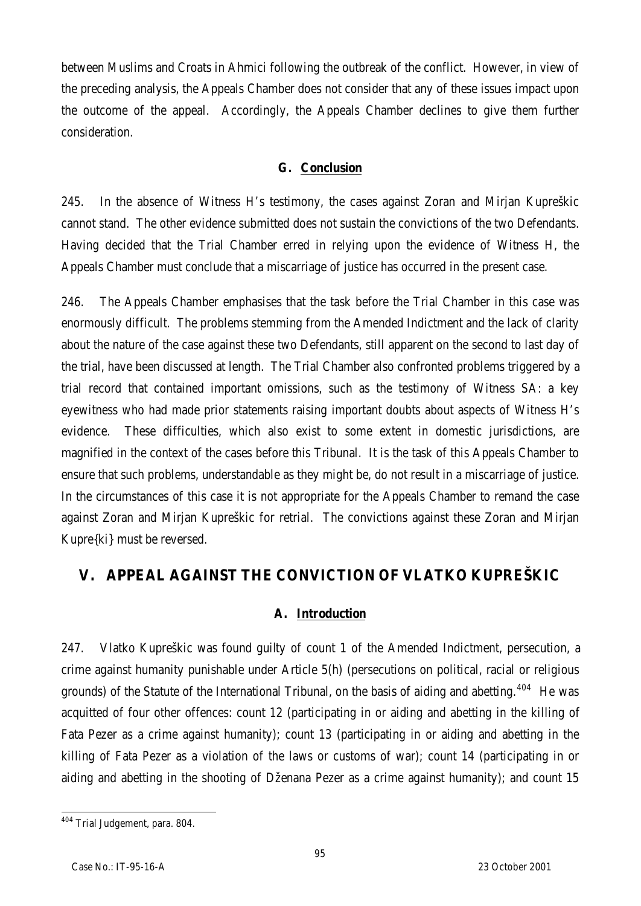between Muslims and Croats in Ahmici following the outbreak of the conflict. However, in view of the preceding analysis, the Appeals Chamber does not consider that any of these issues impact upon the outcome of the appeal. Accordingly, the Appeals Chamber declines to give them further consideration.

### G. Conclusion

245. In the absence of Witness H's testimony, the cases against Zoran and Mirjan Kupreškic cannot stand. The other evidence submitted does not sustain the convictions of the two Defendants. Having decided that the Trial Chamber erred in relying upon the evidence of Witness H, the Appeals Chamber must conclude that a miscarriage of justice has occurred in the present case.

246. The Appeals Chamber emphasises that the task before the Trial Chamber in this case was enormously difficult. The problems stemming from the Amended Indictment and the lack of clarity about the nature of the case against these two Defendants, still apparent on the second to last day of the trial, have been discussed at length. The Trial Chamber also confronted problems triggered by a trial record that contained important omissions, such as the testimony of Witness SA: a key eyewitness who had made prior statements raising important doubts about aspects of Witness H's evidence. These difficulties, which also exist to some extent in domestic jurisdictions, are magnified in the context of the cases before this Tribunal. It is the task of this Appeals Chamber to ensure that such problems, understandable as they might be, do not result in a miscarriage of justice. In the circumstances of this case it is not appropriate for the Appeals Chamber to remand the case against Zoran and Mirjan Kupreškic for retrial. The convictions against these Zoran and Mirjan Kupre{ki} must be reversed.

## V. APPEAL AGAINST THE CONVICTION OF VLATKO KUPREŠKIC

### A. Introduction

247. Vlatko Kupreškic was found guilty of count 1 of the Amended Indictment, persecution, a crime against humanity punishable under Article 5(h) (persecutions on political, racial or religious grounds) of the Statute of the International Tribunal, on the basis of aiding and abetting.[404] He was acquitted of four other offences: count 12 (participating in or aiding and abetting in the killing of Fata Pezer as a crime against humanity); count 13 (participating in or aiding and abetting in the killing of Fata Pezer as a violation of the laws or customs of war); count 14 (participating in or aiding and abetting in the shooting of Dženana Pezer as a crime against humanity); and count 15

---

[404] Trial Judgement, para. 804.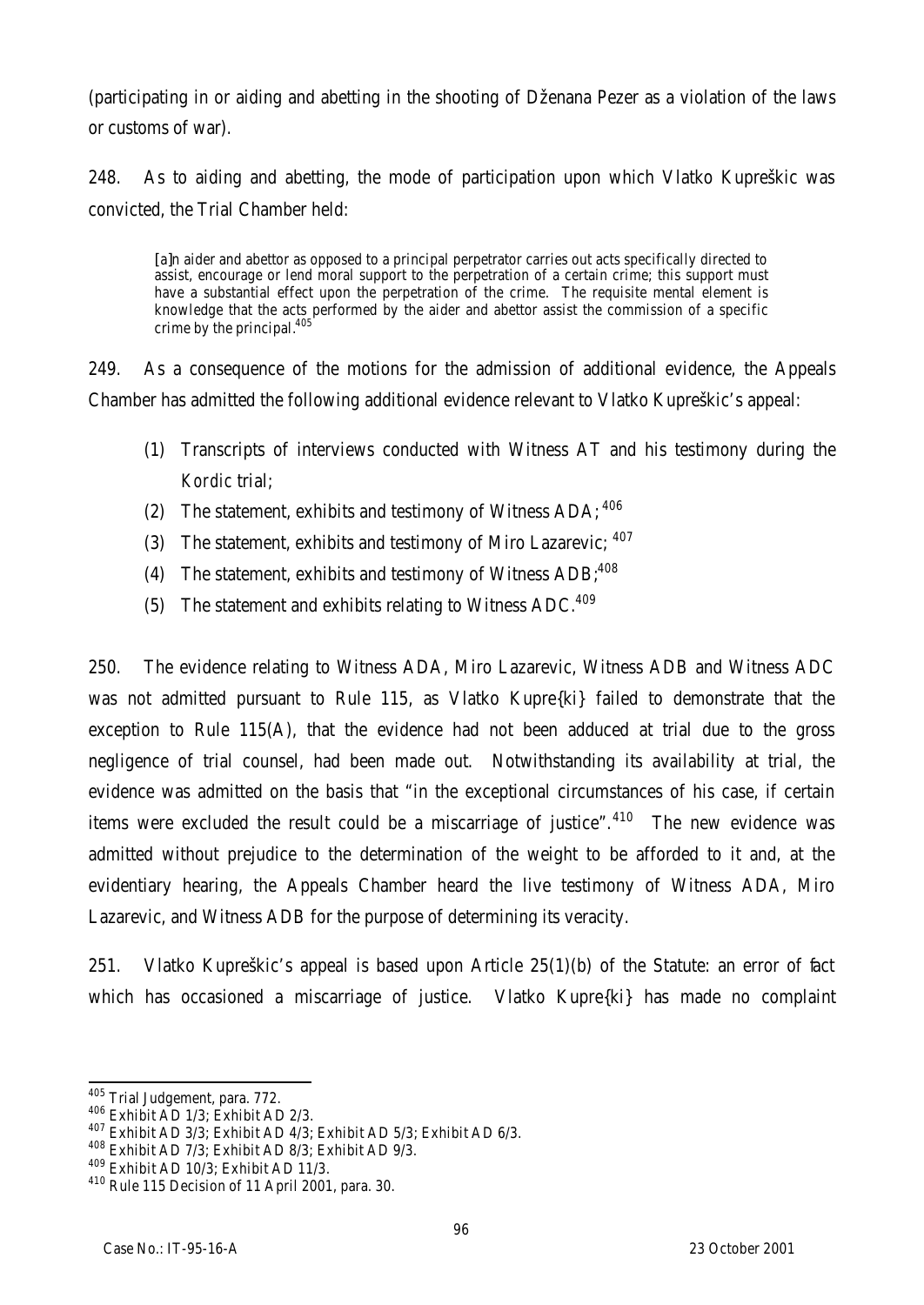(participating in or aiding and abetting in the shooting of Dženana Pezer as a violation of the laws or customs of war).

248. As to aiding and abetting, the mode of participation upon which Vlatko Kupreškic was convicted, the Trial Chamber held:

> [a]n aider and abettor as opposed to a principal perpetrator carries out acts specifically directed to assist, encourage or lend moral support to the perpetration of a certain crime; this support must have a substantial effect upon the perpetration of the crime. The requisite mental element is knowledge that the acts performed by the aider and abettor assist the commission of a specific crime by the principal.[405]

249. As a consequence of the motions for the admission of additional evidence, the Appeals Chamber has admitted the following additional evidence relevant to Vlatko Kupreškic's appeal:

(1) Transcripts of interviews conducted with Witness AT and his testimony during the *Kordic* trial;

(2) The statement, exhibits and testimony of Witness ADA;[406]

(3) The statement, exhibits and testimony of Miro Lazarevic;[407]

(4) The statement, exhibits and testimony of Witness ADB;[408]

(5) The statement and exhibits relating to Witness ADC.[409]

250. The evidence relating to Witness ADA, Miro Lazarevic, Witness ADB and Witness ADC was not admitted pursuant to Rule 115, as Vlatko Kupre{ki} failed to demonstrate that the exception to Rule 115(A), that the evidence had not been adduced at trial due to the gross negligence of trial counsel, had been made out. Notwithstanding its availability at trial, the evidence was admitted on the basis that "in the exceptional circumstances of his case, if certain items were excluded the result could be a miscarriage of justice".[410] The new evidence was admitted without prejudice to the determination of the weight to be afforded to it and, at the evidentiary hearing, the Appeals Chamber heard the live testimony of Witness ADA, Miro Lazarevic, and Witness ADB for the purpose of determining its veracity.

251. Vlatko Kupreškic's appeal is based upon Article 25(1)(b) of the Statute: an error of fact which has occasioned a miscarriage of justice. Vlatko Kupre{ki} has made no complaint

---

[405] Trial Judgement, para. 772.

[406] Exhibit AD 1/3; Exhibit AD 2/3.

[407] Exhibit AD 3/3; Exhibit AD 4/3; Exhibit AD 5/3; Exhibit AD 6/3.

[408] Exhibit AD 7/3; Exhibit AD 8/3; Exhibit AD 9/3.

[409] Exhibit AD 10/3; Exhibit AD 11/3.

[410] Rule 115 Decision of 11 April 2001, para. 30.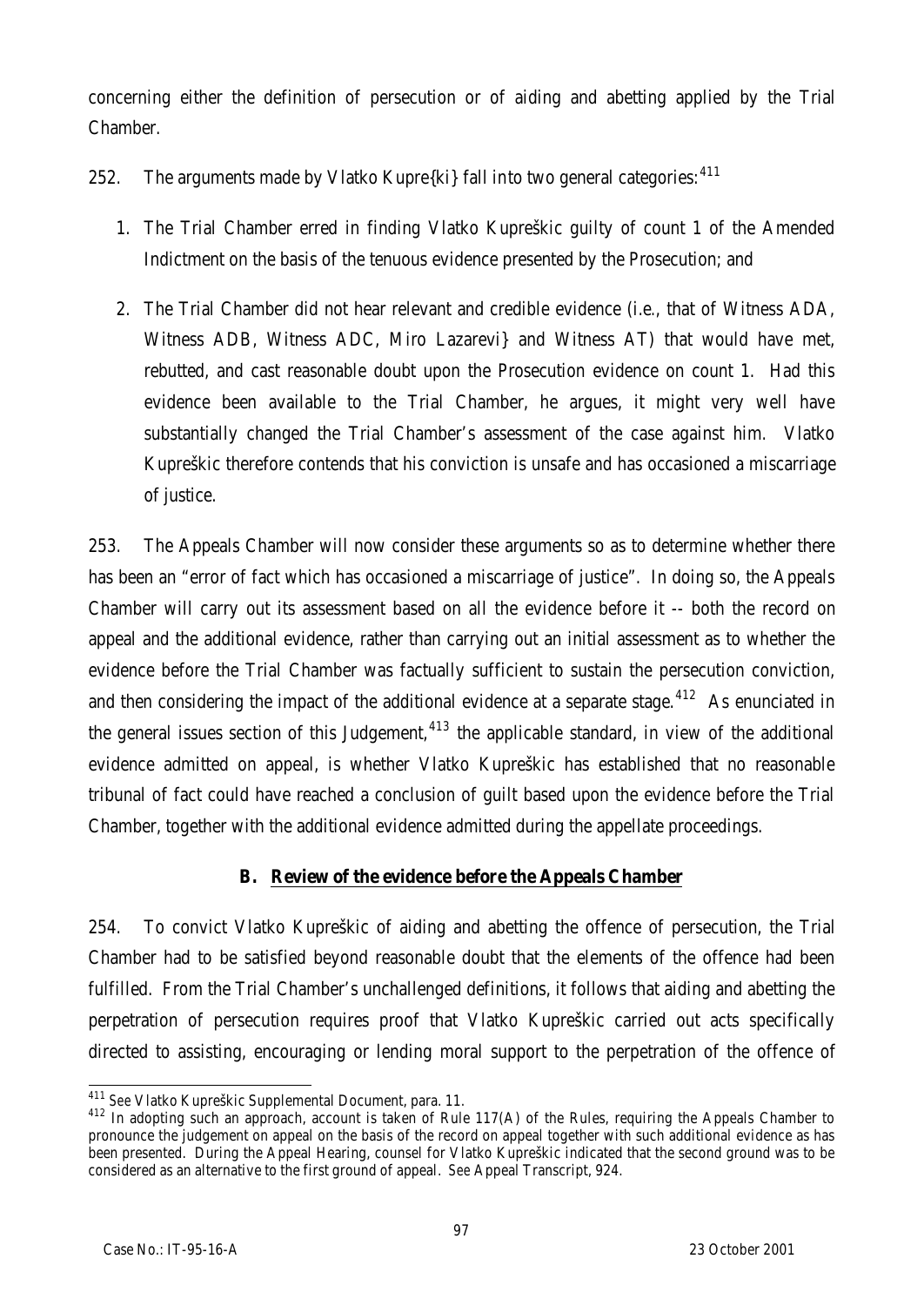concerning either the definition of persecution or of aiding and abetting applied by the Trial Chamber.

252. The arguments made by Vlatko Kupre{ki} fall into two general categories:[411]

1. The Trial Chamber erred in finding Vlatko Kupreškic guilty of count 1 of the Amended Indictment on the basis of the tenuous evidence presented by the Prosecution; and

2. The Trial Chamber did not hear relevant and credible evidence (i.e., that of Witness ADA, Witness ADB, Witness ADC, Miro Lazarevi} and Witness AT) that would have met, rebutted, and cast reasonable doubt upon the Prosecution evidence on count 1. Had this evidence been available to the Trial Chamber, he argues, it might very well have substantially changed the Trial Chamber's assessment of the case against him. Vlatko Kupreškic therefore contends that his conviction is unsafe and has occasioned a miscarriage of justice.

253. The Appeals Chamber will now consider these arguments so as to determine whether there has been an "error of fact which has occasioned a miscarriage of justice". In doing so, the Appeals Chamber will carry out its assessment based on all the evidence before it -- both the record on appeal and the additional evidence, rather than carrying out an initial assessment as to whether the evidence before the Trial Chamber was factually sufficient to sustain the persecution conviction, and then considering the impact of the additional evidence at a separate stage.[412] As enunciated in the general issues section of this Judgement,[413] the applicable standard, in view of the additional evidence admitted on appeal, is whether Vlatko Kupreškic has established that no reasonable tribunal of fact could have reached a conclusion of guilt based upon the evidence before the Trial Chamber, together with the additional evidence admitted during the appellate proceedings.

### B. Review of the evidence before the Appeals Chamber

254. To convict Vlatko Kupreškic of aiding and abetting the offence of persecution, the Trial Chamber had to be satisfied beyond reasonable doubt that the elements of the offence had been fulfilled. From the Trial Chamber's unchallenged definitions, it follows that aiding and abetting the perpetration of persecution requires proof that Vlatko Kupreškic carried out acts specifically directed to assisting, encouraging or lending moral support to the perpetration of the offence of

---

[411] *See* Vlatko Kupreškic Supplemental Document, para. 11.

[412] In adopting such an approach, account is taken of Rule 117(A) of the Rules, requiring the Appeals Chamber to pronounce the judgement on appeal on the basis of the record on appeal together with such additional evidence as has been presented. During the Appeal Hearing, counsel for Vlatko Kupreškic indicated that the second ground was to be considered as an alternative to the first ground of appeal. *See* Appeal Transcript, 924.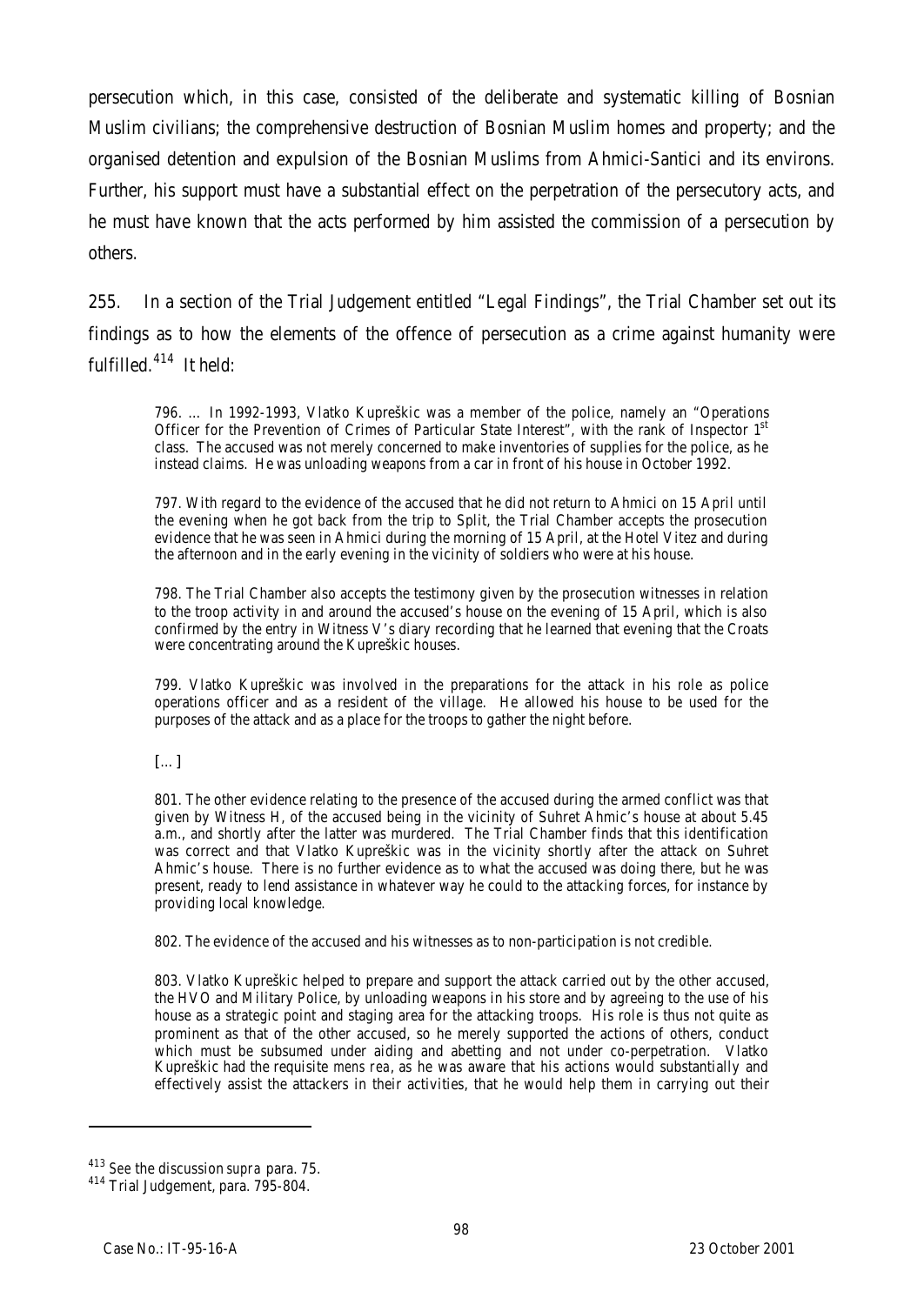persecution which, in this case, consisted of the deliberate and systematic killing of Bosnian Muslim civilians; the comprehensive destruction of Bosnian Muslim homes and property; and the organised detention and expulsion of the Bosnian Muslims from Ahmici-Santici and its environs. Further, his support must have a substantial effect on the perpetration of the persecutory acts, and he must have known that the acts performed by him assisted the commission of a persecution by others.

255. In a section of the Trial Judgement entitled "Legal Findings", the Trial Chamber set out its findings as to how the elements of the offence of persecution as a crime against humanity were fulfilled.[414] It held:

> 796. … In 1992-1993, Vlatko Kupreškic was a member of the police, namely an "Operations Officer for the Prevention of Crimes of Particular State Interest", with the rank of Inspector 1st class. The accused was not merely concerned to make inventories of supplies for the police, as he instead claims. He was unloading weapons from a car in front of his house in October 1992.
>
> 797. With regard to the evidence of the accused that he did not return to Ahmici on 15 April until the evening when he got back from the trip to Split, the Trial Chamber accepts the prosecution evidence that he was seen in Ahmici during the morning of 15 April, at the Hotel Vitez and during the afternoon and in the early evening in the vicinity of soldiers who were at his house.
>
> 798. The Trial Chamber also accepts the testimony given by the prosecution witnesses in relation to the troop activity in and around the accused's house on the evening of 15 April, which is also confirmed by the entry in Witness V's diary recording that he learned that evening that the Croats were concentrating around the Kupreškic houses.
>
> 799. Vlatko Kupreškic was involved in the preparations for the attack in his role as police operations officer and as a resident of the village. He allowed his house to be used for the purposes of the attack and as a place for the troops to gather the night before.
>
> […]
>
> 801. The other evidence relating to the presence of the accused during the armed conflict was that given by Witness H, of the accused being in the vicinity of Suhret Ahmic's house at about 5.45 a.m., and shortly after the latter was murdered. The Trial Chamber finds that this identification was correct and that Vlatko Kupreškic was in the vicinity shortly after the attack on Suhret Ahmic's house. There is no further evidence as to what the accused was doing there, but he was present, ready to lend assistance in whatever way he could to the attacking forces, for instance by providing local knowledge.
>
> 802. The evidence of the accused and his witnesses as to non-participation is not credible.
>
> 803. Vlatko Kupreškic helped to prepare and support the attack carried out by the other accused, the HVO and Military Police, by unloading weapons in his store and by agreeing to the use of his house as a strategic point and staging area for the attacking troops. His role is thus not quite as prominent as that of the other accused, so he merely supported the actions of others, conduct which must be subsumed under aiding and abetting and not under co-perpetration. Vlatko Kupreškic had the requisite *mens rea*, as he was aware that his actions would substantially and effectively assist the attackers in their activities, that he would help them in carrying out their

---

[413] See the discussion *supra* para. 75.

[414] Trial Judgement, para. 795-804.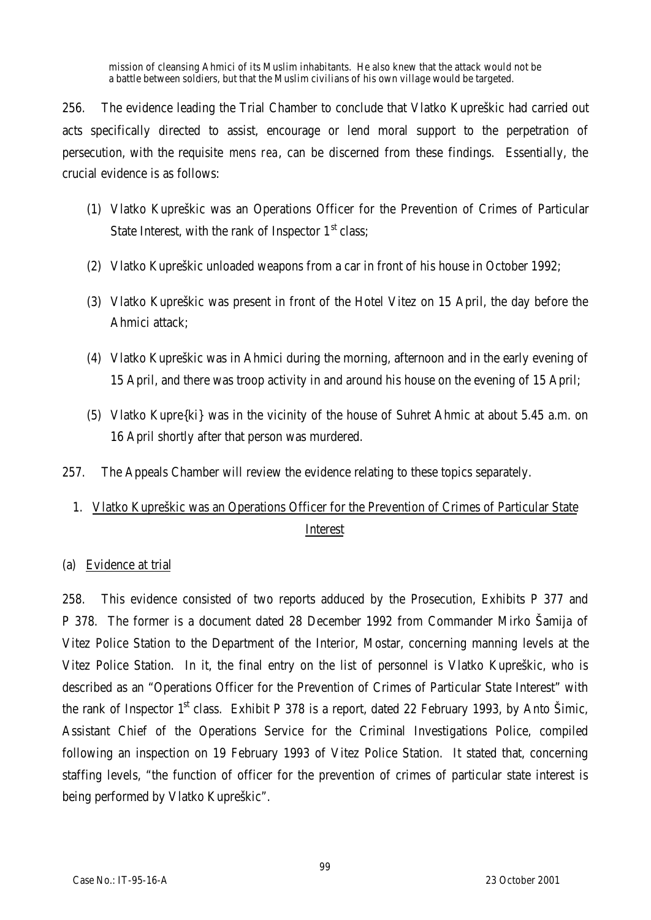mission of cleansing Ahmici of its Muslim inhabitants. He also knew that the attack would not be a battle between soldiers, but that the Muslim civilians of his own village would be targeted.

256. The evidence leading the Trial Chamber to conclude that Vlatko Kupreškic had carried out acts specifically directed to assist, encourage or lend moral support to the perpetration of persecution, with the requisite *mens rea*, can be discerned from these findings. Essentially, the crucial evidence is as follows:

(1) Vlatko Kupreškic was an Operations Officer for the Prevention of Crimes of Particular State Interest, with the rank of Inspector 1st class;

(2) Vlatko Kupreškic unloaded weapons from a car in front of his house in October 1992;

(3) Vlatko Kupreškic was present in front of the Hotel Vitez on 15 April, the day before the Ahmici attack;

(4) Vlatko Kupreškic was in Ahmici during the morning, afternoon and in the early evening of 15 April, and there was troop activity in and around his house on the evening of 15 April;

(5) Vlatko Kupre{ki} was in the vicinity of the house of Suhret Ahmic at about 5.45 a.m. on 16 April shortly after that person was murdered.

257. The Appeals Chamber will review the evidence relating to these topics separately.

1. Vlatko Kupreškic was an Operations Officer for the Prevention of Crimes of Particular State Interest

(a) Evidence at trial

258. This evidence consisted of two reports adduced by the Prosecution, Exhibits P 377 and P 378. The former is a document dated 28 December 1992 from Commander Mirko Šamija of Vitez Police Station to the Department of the Interior, Mostar, concerning manning levels at the Vitez Police Station. In it, the final entry on the list of personnel is Vlatko Kupreškic, who is described as an "Operations Officer for the Prevention of Crimes of Particular State Interest" with the rank of Inspector 1st class. Exhibit P 378 is a report, dated 22 February 1993, by Anto Šimic, Assistant Chief of the Operations Service for the Criminal Investigations Police, compiled following an inspection on 19 February 1993 of Vitez Police Station. It stated that, concerning staffing levels, "the function of officer for the prevention of crimes of particular state interest is being performed by Vlatko Kupreškic".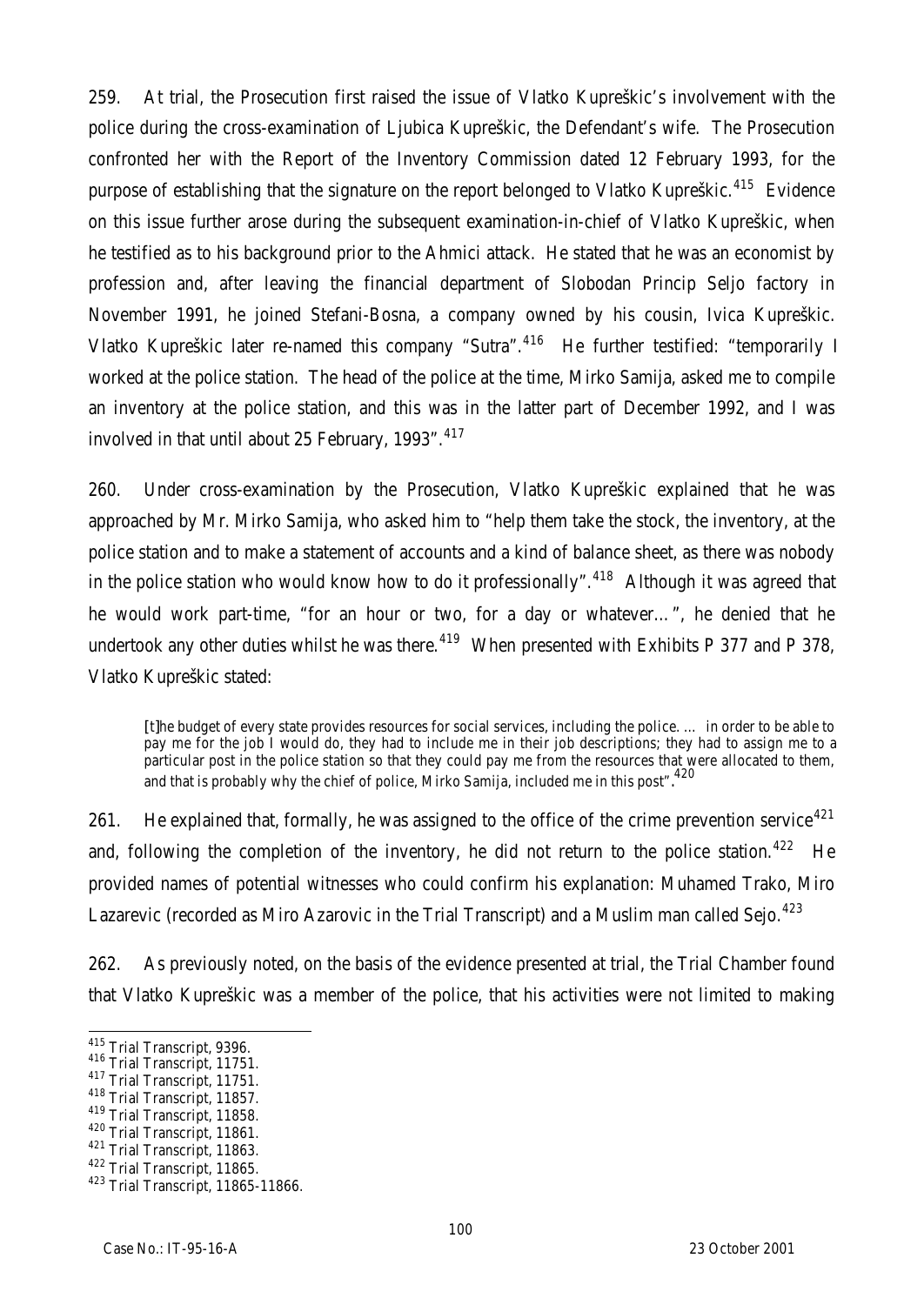259. At trial, the Prosecution first raised the issue of Vlatko Kupreškic's involvement with the police during the cross-examination of Ljubica Kupreškic, the Defendant's wife. The Prosecution confronted her with the Report of the Inventory Commission dated 12 February 1993, for the purpose of establishing that the signature on the report belonged to Vlatko Kupreškic.[415] Evidence on this issue further arose during the subsequent examination-in-chief of Vlatko Kupreškic, when he testified as to his background prior to the Ahmici attack. He stated that he was an economist by profession and, after leaving the financial department of Slobodan Princip Seljo factory in November 1991, he joined Stefani-Bosna, a company owned by his cousin, Ivica Kupreškic. Vlatko Kupreškic later re-named this company "Sutra".[416] He further testified: "temporarily I worked at the police station. The head of the police at the time, Mirko Samija, asked me to compile an inventory at the police station, and this was in the latter part of December 1992, and I was involved in that until about 25 February, 1993".[417]

260. Under cross-examination by the Prosecution, Vlatko Kupreškic explained that he was approached by Mr. Mirko Samija, who asked him to "help them take the stock, the inventory, at the police station and to make a statement of accounts and a kind of balance sheet, as there was nobody in the police station who would know how to do it professionally".[418] Although it was agreed that he would work part-time, "for an hour or two, for a day or whatever…", he denied that he undertook any other duties whilst he was there.[419] When presented with Exhibits P 377 and P 378, Vlatko Kupreškic stated:

> [t]he budget of every state provides resources for social services, including the police. … in order to be able to pay me for the job I would do, they had to include me in their job descriptions; they had to assign me to a particular post in the police station so that they could pay me from the resources that were allocated to them, and that is probably why the chief of police, Mirko Samija, included me in this post".[420]

261. He explained that, formally, he was assigned to the office of the crime prevention service[421] and, following the completion of the inventory, he did not return to the police station.[422] He provided names of potential witnesses who could confirm his explanation: Muhamed Trako, Miro Lazarevic (recorded as Miro Azarovic in the Trial Transcript) and a Muslim man called Sejo.[423]

262. As previously noted, on the basis of the evidence presented at trial, the Trial Chamber found that Vlatko Kupreškic was a member of the police, that his activities were not limited to making

---

[415] Trial Transcript, 9396.
[416] Trial Transcript, 11751.
[417] Trial Transcript, 11751.
[418] Trial Transcript, 11857.
[419] Trial Transcript, 11858.
[420] Trial Transcript, 11861.
[421] Trial Transcript, 11863.
[422] Trial Transcript, 11865.
[423] Trial Transcript, 11865-11866.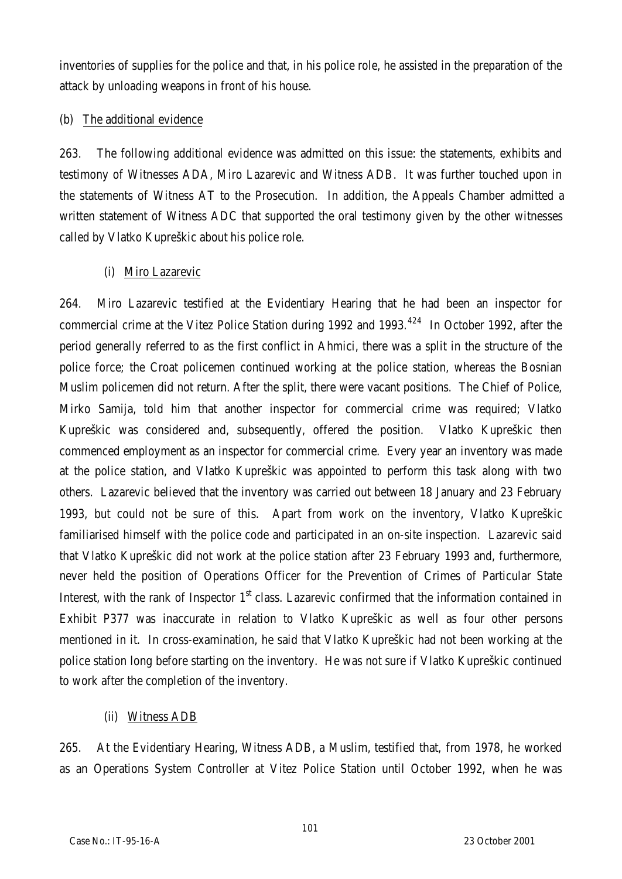inventories of supplies for the police and that, in his police role, he assisted in the preparation of the attack by unloading weapons in front of his house.

(b) The additional evidence

263. The following additional evidence was admitted on this issue: the statements, exhibits and testimony of Witnesses ADA, Miro Lazarevic and Witness ADB. It was further touched upon in the statements of Witness AT to the Prosecution. In addition, the Appeals Chamber admitted a written statement of Witness ADC that supported the oral testimony given by the other witnesses called by Vlatko Kupreškic about his police role.

(i) Miro Lazarevic

264. Miro Lazarevic testified at the Evidentiary Hearing that he had been an inspector for commercial crime at the Vitez Police Station during 1992 and 1993.[424] In October 1992, after the period generally referred to as the first conflict in Ahmici, there was a split in the structure of the police force; the Croat policemen continued working at the police station, whereas the Bosnian Muslim policemen did not return. After the split, there were vacant positions. The Chief of Police, Mirko Samija, told him that another inspector for commercial crime was required; Vlatko Kupreškic was considered and, subsequently, offered the position. Vlatko Kupreškic then commenced employment as an inspector for commercial crime. Every year an inventory was made at the police station, and Vlatko Kupreškic was appointed to perform this task along with two others. Lazarevic believed that the inventory was carried out between 18 January and 23 February 1993, but could not be sure of this. Apart from work on the inventory, Vlatko Kupreškic familiarised himself with the police code and participated in an on-site inspection. Lazarevic said that Vlatko Kupreškic did not work at the police station after 23 February 1993 and, furthermore, never held the position of Operations Officer for the Prevention of Crimes of Particular State Interest, with the rank of Inspector 1st class. Lazarevic confirmed that the information contained in Exhibit P377 was inaccurate in relation to Vlatko Kupreškic as well as four other persons mentioned in it. In cross-examination, he said that Vlatko Kupreškic had not been working at the police station long before starting on the inventory. He was not sure if Vlatko Kupreškic continued to work after the completion of the inventory.

(ii) Witness ADB

265. At the Evidentiary Hearing, Witness ADB, a Muslim, testified that, from 1978, he worked as an Operations System Controller at Vitez Police Station until October 1992, when he was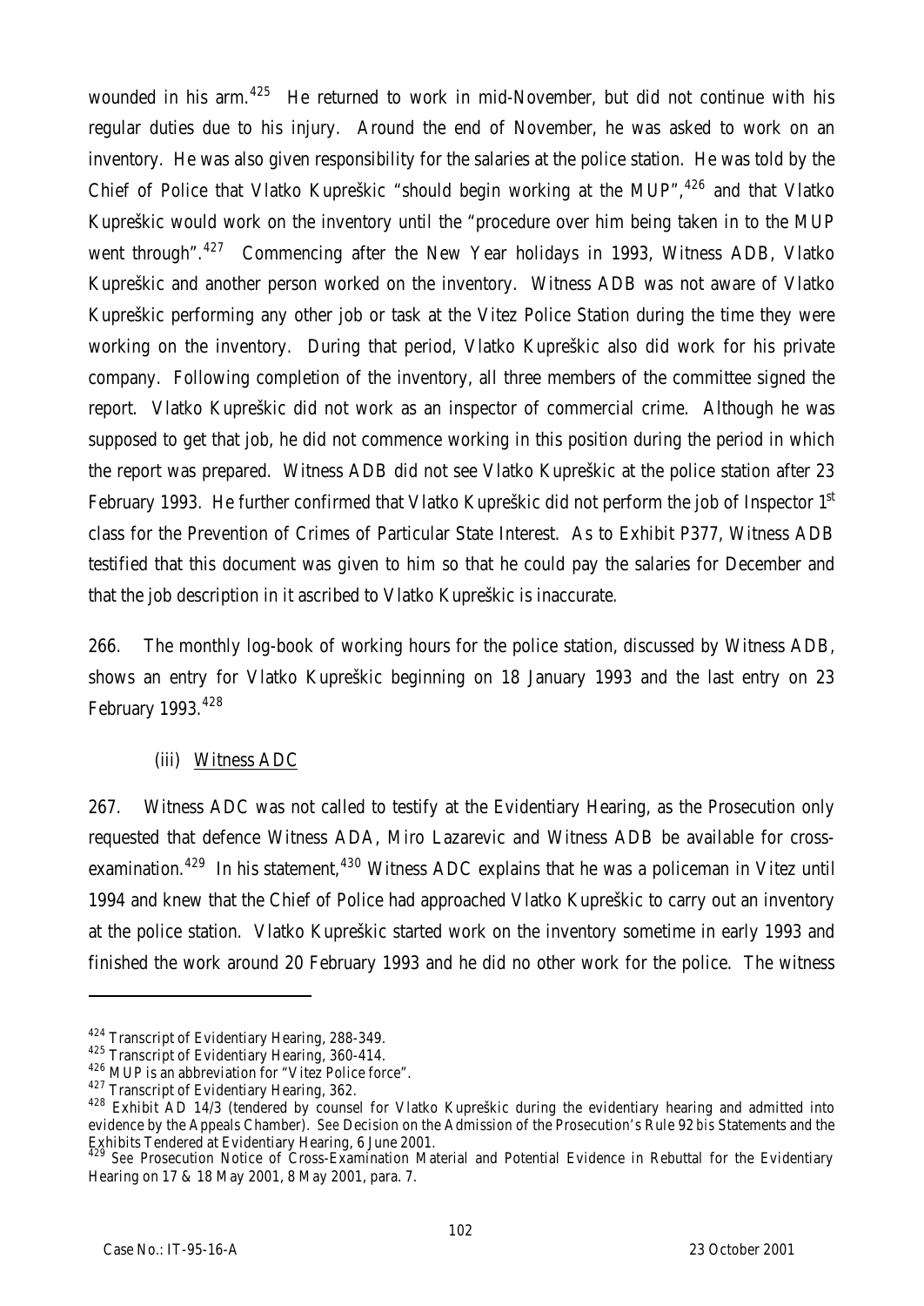wounded in his arm.[425] He returned to work in mid-November, but did not continue with his regular duties due to his injury. Around the end of November, he was asked to work on an inventory. He was also given responsibility for the salaries at the police station. He was told by the Chief of Police that Vlatko Kupreškic "should begin working at the MUP",[426] and that Vlatko Kupreškic would work on the inventory until the "procedure over him being taken in to the MUP went through".[427] Commencing after the New Year holidays in 1993, Witness ADB, Vlatko Kupreškic and another person worked on the inventory. Witness ADB was not aware of Vlatko Kupreškic performing any other job or task at the Vitez Police Station during the time they were working on the inventory. During that period, Vlatko Kupreškic also did work for his private company. Following completion of the inventory, all three members of the committee signed the report. Vlatko Kupreškic did not work as an inspector of commercial crime. Although he was supposed to get that job, he did not commence working in this position during the period in which the report was prepared. Witness ADB did not see Vlatko Kupreškic at the police station after 23 February 1993. He further confirmed that Vlatko Kupreškic did not perform the job of Inspector 1st class for the Prevention of Crimes of Particular State Interest. As to Exhibit P377, Witness ADB testified that this document was given to him so that he could pay the salaries for December and that the job description in it ascribed to Vlatko Kupreškic is inaccurate.

266. The monthly log-book of working hours for the police station, discussed by Witness ADB, shows an entry for Vlatko Kupreškic beginning on 18 January 1993 and the last entry on 23 February 1993.[428]

(iii) Witness ADC

267. Witness ADC was not called to testify at the Evidentiary Hearing, as the Prosecution only requested that defence Witness ADA, Miro Lazarevic and Witness ADB be available for cross-examination.[429] In his statement,[430] Witness ADC explains that he was a policeman in Vitez until 1994 and knew that the Chief of Police had approached Vlatko Kupreškic to carry out an inventory at the police station. Vlatko Kupreškic started work on the inventory sometime in early 1993 and finished the work around 20 February 1993 and he did no other work for the police. The witness

---

[424] Transcript of Evidentiary Hearing, 288-349.

[425] Transcript of Evidentiary Hearing, 360-414.

[426] MUP is an abbreviation for "Vitez Police force".

[427] Transcript of Evidentiary Hearing, 362.

[428] Exhibit AD 14/3 (tendered by counsel for Vlatko Kupreškic during the evidentiary hearing and admitted into evidence by the Appeals Chamber). *See* Decision on the Admission of the Prosecution's Rule 92 *bis* Statements and the Exhibits Tendered at Evidentiary Hearing, 6 June 2001.

[429] *See* Prosecution Notice of Cross-Examination Material and Potential Evidence in Rebuttal for the Evidentiary Hearing on 17 & 18 May 2001, 8 May 2001, para. 7.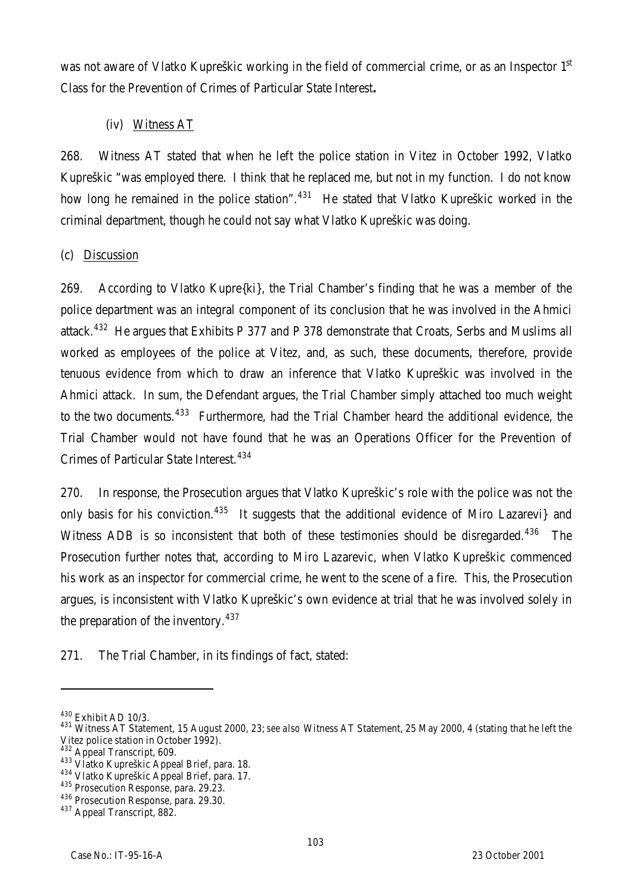was not aware of Vlatko Kupreškic working in the field of commercial crime, or as an Inspector 1st Class for the Prevention of Crimes of Particular State Interest**.**

(iv) Witness AT

268. Witness AT stated that when he left the police station in Vitez in October 1992, Vlatko Kupreškic "was employed there. I think that he replaced me, but not in my function. I do not know how long he remained in the police station".[431] He stated that Vlatko Kupreškic worked in the criminal department, though he could not say what Vlatko Kupreškic was doing.

(c) Discussion

269. According to Vlatko Kupre{ki}, the Trial Chamber's finding that he was a member of the police department was an integral component of its conclusion that he was involved in the Ahmici attack.[432] He argues that Exhibits P 377 and P 378 demonstrate that Croats, Serbs and Muslims all worked as employees of the police at Vitez, and, as such, these documents, therefore, provide tenuous evidence from which to draw an inference that Vlatko Kupreškic was involved in the Ahmici attack. In sum, the Defendant argues, the Trial Chamber simply attached too much weight to the two documents.[433] Furthermore, had the Trial Chamber heard the additional evidence, the Trial Chamber would not have found that he was an Operations Officer for the Prevention of Crimes of Particular State Interest.[434]

270. In response, the Prosecution argues that Vlatko Kupreškic's role with the police was not the only basis for his conviction.[435] It suggests that the additional evidence of Miro Lazarevi} and Witness ADB is so inconsistent that both of these testimonies should be disregarded.[436] The Prosecution further notes that, according to Miro Lazarevic, when Vlatko Kupreškic commenced his work as an inspector for commercial crime, he went to the scene of a fire. This, the Prosecution argues, is inconsistent with Vlatko Kupreškic's own evidence at trial that he was involved solely in the preparation of the inventory.[437]

271. The Trial Chamber, in its findings of fact, stated:

---

[430] Exhibit AD 10/3.

[431] Witness AT Statement, 15 August 2000, 23; *see also* Witness AT Statement, 25 May 2000, 4 (stating that he left the Vitez police station in October 1992).

[432] Appeal Transcript, 609.

[433] Vlatko Kupreškic Appeal Brief, para. 18.

[434] Vlatko Kupreškic Appeal Brief, para. 17.

[435] Prosecution Response, para. 29.23.

[436] Prosecution Response, para. 29.30.

[437] Appeal Transcript, 882.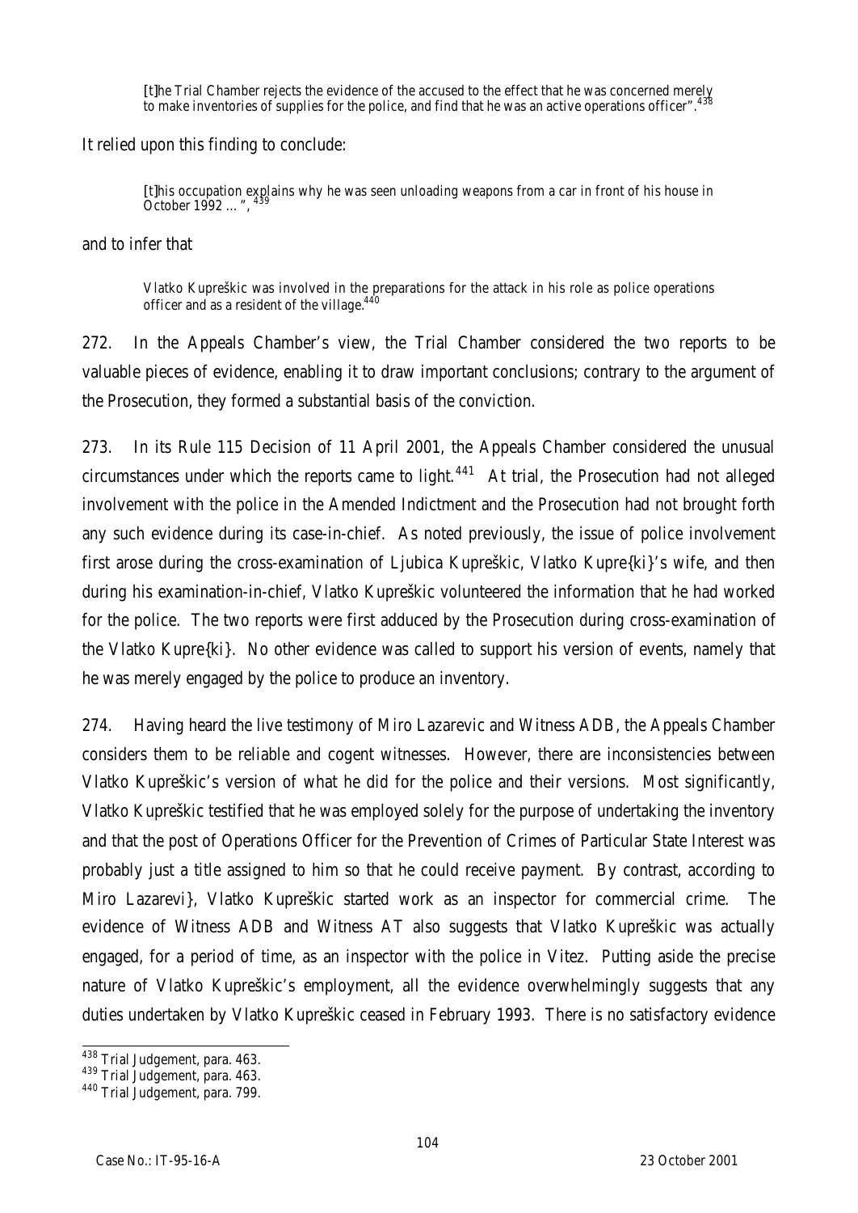> [t]he Trial Chamber rejects the evidence of the accused to the effect that he was concerned merely to make inventories of supplies for the police, and find that he was an active operations officer".[438]

It relied upon this finding to conclude:

> [t]his occupation explains why he was seen unloading weapons from a car in front of his house in October 1992 …",[439]

and to infer that

> Vlatko Kupreškic was involved in the preparations for the attack in his role as police operations officer and as a resident of the village.[440]

272. In the Appeals Chamber's view, the Trial Chamber considered the two reports to be valuable pieces of evidence, enabling it to draw important conclusions; contrary to the argument of the Prosecution, they formed a substantial basis of the conviction.

273. In its Rule 115 Decision of 11 April 2001, the Appeals Chamber considered the unusual circumstances under which the reports came to light.[441] At trial, the Prosecution had not alleged involvement with the police in the Amended Indictment and the Prosecution had not brought forth any such evidence during its case-in-chief. As noted previously, the issue of police involvement first arose during the cross-examination of Ljubica Kupreškic, Vlatko Kupre{ki}'s wife, and then during his examination-in-chief, Vlatko Kupreškic volunteered the information that he had worked for the police. The two reports were first adduced by the Prosecution during cross-examination of the Vlatko Kupre{ki}. No other evidence was called to support his version of events, namely that he was merely engaged by the police to produce an inventory.

274. Having heard the live testimony of Miro Lazarevic and Witness ADB, the Appeals Chamber considers them to be reliable and cogent witnesses. However, there are inconsistencies between Vlatko Kupreškic's version of what he did for the police and their versions. Most significantly, Vlatko Kupreškic testified that he was employed solely for the purpose of undertaking the inventory and that the post of Operations Officer for the Prevention of Crimes of Particular State Interest was probably just a title assigned to him so that he could receive payment. By contrast, according to Miro Lazarevi}, Vlatko Kupreškic started work as an inspector for commercial crime. The evidence of Witness ADB and Witness AT also suggests that Vlatko Kupreškic was actually engaged, for a period of time, as an inspector with the police in Vitez. Putting aside the precise nature of Vlatko Kupreškic's employment, all the evidence overwhelmingly suggests that any duties undertaken by Vlatko Kupreškic ceased in February 1993. There is no satisfactory evidence

---

[438] Trial Judgement, para. 463.

[439] Trial Judgement, para. 463.

[440] Trial Judgement, para. 799.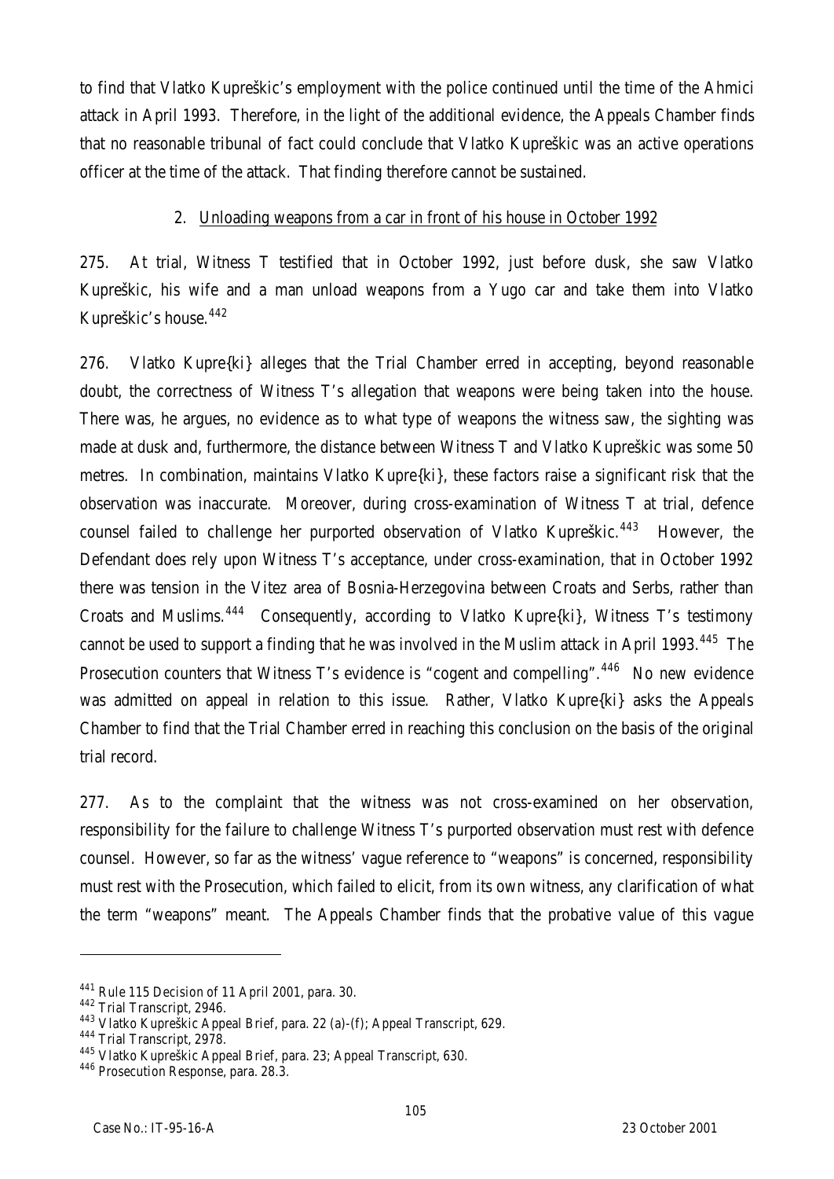to find that Vlatko Kupreškic's employment with the police continued until the time of the Ahmici attack in April 1993. Therefore, in the light of the additional evidence, the Appeals Chamber finds that no reasonable tribunal of fact could conclude that Vlatko Kupreškic was an active operations officer at the time of the attack. That finding therefore cannot be sustained.

2. Unloading weapons from a car in front of his house in October 1992

275. At trial, Witness T testified that in October 1992, just before dusk, she saw Vlatko Kupreškic, his wife and a man unload weapons from a Yugo car and take them into Vlatko Kupreškic's house.[442]

276. Vlatko Kupre{ki} alleges that the Trial Chamber erred in accepting, beyond reasonable doubt, the correctness of Witness T's allegation that weapons were being taken into the house. There was, he argues, no evidence as to what type of weapons the witness saw, the sighting was made at dusk and, furthermore, the distance between Witness T and Vlatko Kupreškic was some 50 metres. In combination, maintains Vlatko Kupre{ki}, these factors raise a significant risk that the observation was inaccurate. Moreover, during cross-examination of Witness T at trial, defence counsel failed to challenge her purported observation of Vlatko Kupreškic.[443] However, the Defendant does rely upon Witness T's acceptance, under cross-examination, that in October 1992 there was tension in the Vitez area of Bosnia-Herzegovina between Croats and Serbs, rather than Croats and Muslims.[444] Consequently, according to Vlatko Kupre{ki}, Witness T's testimony cannot be used to support a finding that he was involved in the Muslim attack in April 1993.[445] The Prosecution counters that Witness T's evidence is "cogent and compelling".[446] No new evidence was admitted on appeal in relation to this issue. Rather, Vlatko Kupre{ki} asks the Appeals Chamber to find that the Trial Chamber erred in reaching this conclusion on the basis of the original trial record.

277. As to the complaint that the witness was not cross-examined on her observation, responsibility for the failure to challenge Witness T's purported observation must rest with defence counsel. However, so far as the witness' vague reference to "weapons" is concerned, responsibility must rest with the Prosecution, which failed to elicit, from its own witness, any clarification of what the term "weapons" meant. The Appeals Chamber finds that the probative value of this vague

---

[441] Rule 115 Decision of 11 April 2001, para. 30.
[442] Trial Transcript, 2946.
[443] Vlatko Kupreškic Appeal Brief, para. 22 (a)-(f); Appeal Transcript, 629.
[444] Trial Transcript, 2978.
[445] Vlatko Kupreškic Appeal Brief, para. 23; Appeal Transcript, 630.
[446] Prosecution Response, para. 28.3.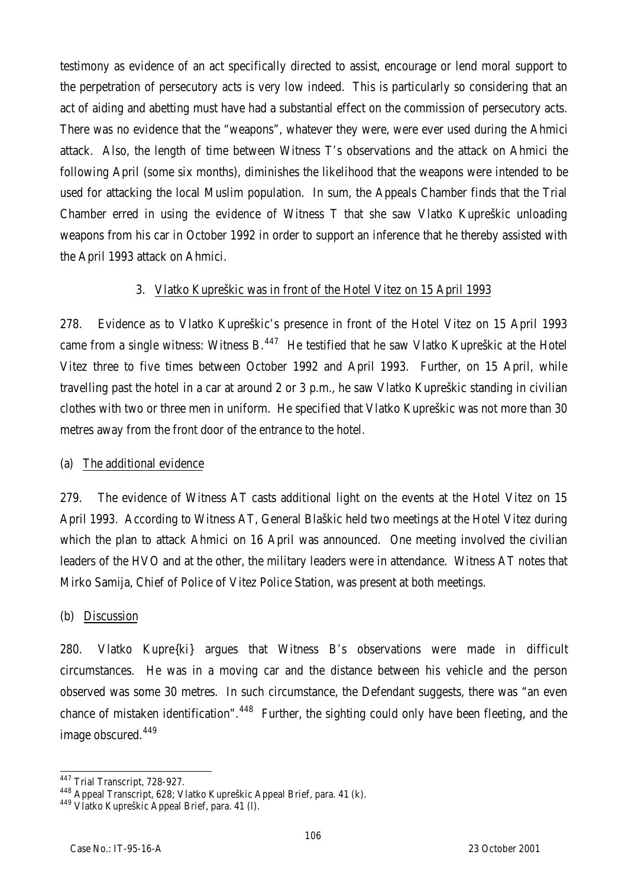testimony as evidence of an act specifically directed to assist, encourage or lend moral support to the perpetration of persecutory acts is very low indeed. This is particularly so considering that an act of aiding and abetting must have had a substantial effect on the commission of persecutory acts. There was no evidence that the "weapons", whatever they were, were ever used during the Ahmici attack. Also, the length of time between Witness T's observations and the attack on Ahmici the following April (some six months), diminishes the likelihood that the weapons were intended to be used for attacking the local Muslim population. In sum, the Appeals Chamber finds that the Trial Chamber erred in using the evidence of Witness T that she saw Vlatko Kupreškic unloading weapons from his car in October 1992 in order to support an inference that he thereby assisted with the April 1993 attack on Ahmici.

### 3. Vlatko Kupreškic was in front of the Hotel Vitez on 15 April 1993

278. Evidence as to Vlatko Kupreškic's presence in front of the Hotel Vitez on 15 April 1993 came from a single witness: Witness B.[447] He testified that he saw Vlatko Kupreškic at the Hotel Vitez three to five times between October 1992 and April 1993. Further, on 15 April, while travelling past the hotel in a car at around 2 or 3 p.m., he saw Vlatko Kupreškic standing in civilian clothes with two or three men in uniform. He specified that Vlatko Kupreškic was not more than 30 metres away from the front door of the entrance to the hotel.

#### (a) The additional evidence

279. The evidence of Witness AT casts additional light on the events at the Hotel Vitez on 15 April 1993. According to Witness AT, General Blaškic held two meetings at the Hotel Vitez during which the plan to attack Ahmici on 16 April was announced. One meeting involved the civilian leaders of the HVO and at the other, the military leaders were in attendance. Witness AT notes that Mirko Samija, Chief of Police of Vitez Police Station, was present at both meetings.

#### (b) Discussion

280. Vlatko Kupre{ki} argues that Witness B's observations were made in difficult circumstances. He was in a moving car and the distance between his vehicle and the person observed was some 30 metres. In such circumstance, the Defendant suggests, there was "an even chance of mistaken identification".[448] Further, the sighting could only have been fleeting, and the image obscured.[449]

---

[447] Trial Transcript, 728-927.

[448] Appeal Transcript, 628; Vlatko Kupreškic Appeal Brief, para. 41 (k).

[449] Vlatko Kupreškic Appeal Brief, para. 41 (l).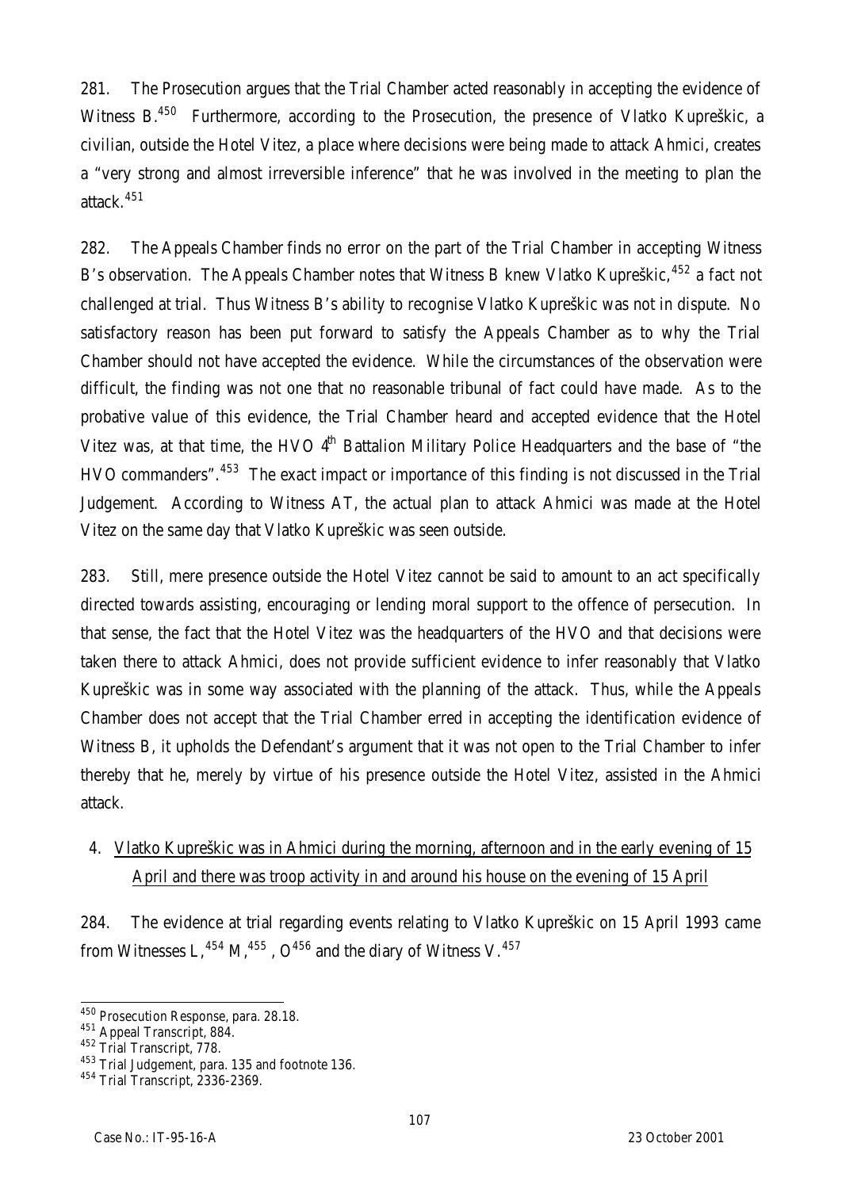281. The Prosecution argues that the Trial Chamber acted reasonably in accepting the evidence of Witness B.[450] Furthermore, according to the Prosecution, the presence of Vlatko Kupreškic, a civilian, outside the Hotel Vitez, a place where decisions were being made to attack Ahmici, creates a "very strong and almost irreversible inference" that he was involved in the meeting to plan the attack.[451]

282. The Appeals Chamber finds no error on the part of the Trial Chamber in accepting Witness B's observation. The Appeals Chamber notes that Witness B knew Vlatko Kupreškic,[452] a fact not challenged at trial. Thus Witness B's ability to recognise Vlatko Kupreškic was not in dispute. No satisfactory reason has been put forward to satisfy the Appeals Chamber as to why the Trial Chamber should not have accepted the evidence. While the circumstances of the observation were difficult, the finding was not one that no reasonable tribunal of fact could have made. As to the probative value of this evidence, the Trial Chamber heard and accepted evidence that the Hotel Vitez was, at that time, the HVO 4th Battalion Military Police Headquarters and the base of "the HVO commanders".[453] The exact impact or importance of this finding is not discussed in the Trial Judgement. According to Witness AT, the actual plan to attack Ahmici was made at the Hotel Vitez on the same day that Vlatko Kupreškic was seen outside.

283. Still, mere presence outside the Hotel Vitez cannot be said to amount to an act specifically directed towards assisting, encouraging or lending moral support to the offence of persecution. In that sense, the fact that the Hotel Vitez was the headquarters of the HVO and that decisions were taken there to attack Ahmici, does not provide sufficient evidence to infer reasonably that Vlatko Kupreškic was in some way associated with the planning of the attack. Thus, while the Appeals Chamber does not accept that the Trial Chamber erred in accepting the identification evidence of Witness B, it upholds the Defendant's argument that it was not open to the Trial Chamber to infer thereby that he, merely by virtue of his presence outside the Hotel Vitez, assisted in the Ahmici attack.

4. Vlatko Kupreškic was in Ahmici during the morning, afternoon and in the early evening of 15 April and there was troop activity in and around his house on the evening of 15 April

284. The evidence at trial regarding events relating to Vlatko Kupreškic on 15 April 1993 came from Witnesses L,[454] M,[455] , O[456] and the diary of Witness V.[457]

---

[450] Prosecution Response, para. 28.18.

[451] Appeal Transcript, 884.

[452] Trial Transcript, 778.

[453] Trial Judgement, para. 135 and footnote 136.

[454] Trial Transcript, 2336-2369.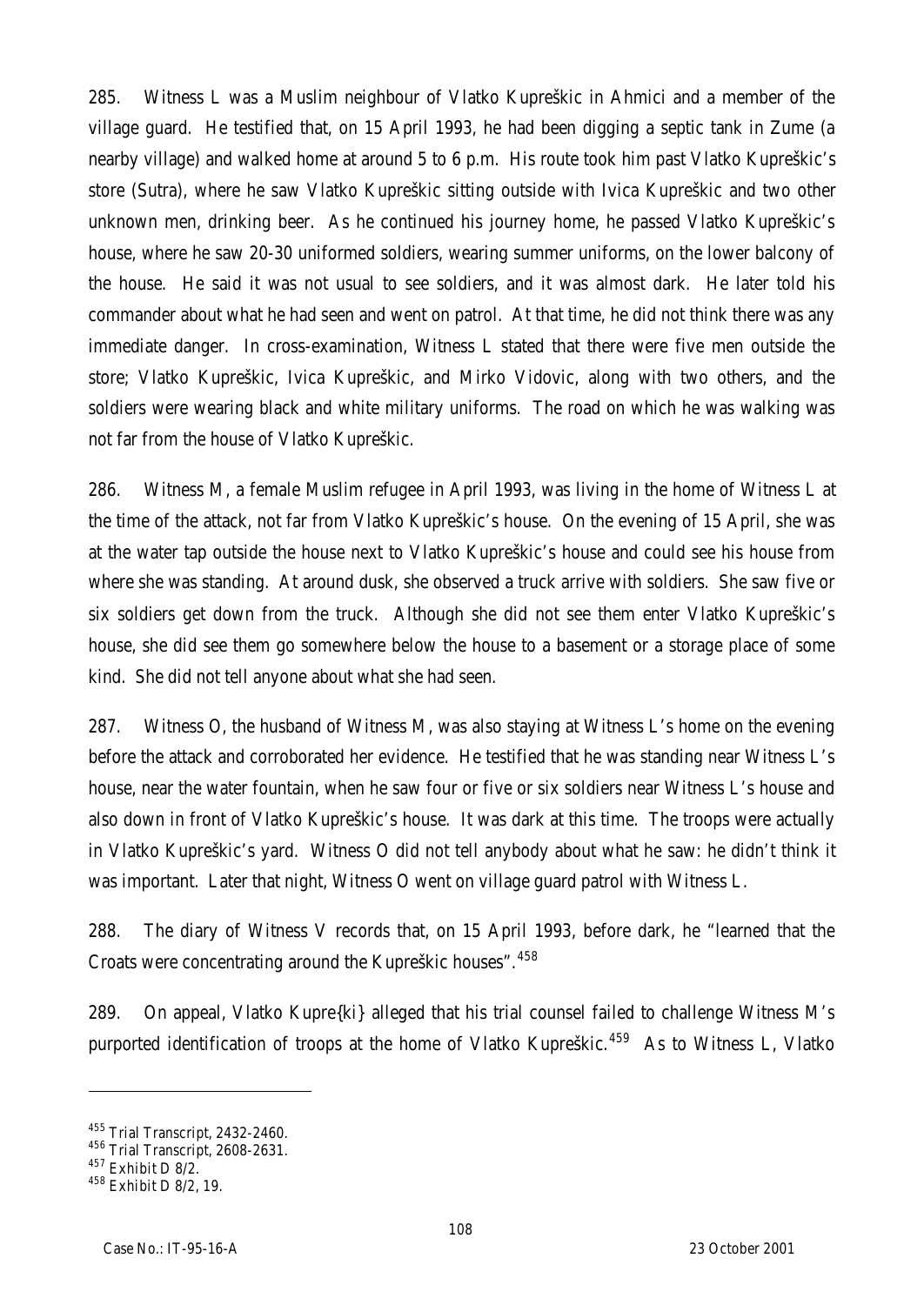285. Witness L was a Muslim neighbour of Vlatko Kupreškic in Ahmici and a member of the village guard. He testified that, on 15 April 1993, he had been digging a septic tank in Zume (a nearby village) and walked home at around 5 to 6 p.m. His route took him past Vlatko Kupreškic's store (Sutra), where he saw Vlatko Kupreškic sitting outside with Ivica Kupreškic and two other unknown men, drinking beer. As he continued his journey home, he passed Vlatko Kupreškic's house, where he saw 20-30 uniformed soldiers, wearing summer uniforms, on the lower balcony of the house. He said it was not usual to see soldiers, and it was almost dark. He later told his commander about what he had seen and went on patrol. At that time, he did not think there was any immediate danger. In cross-examination, Witness L stated that there were five men outside the store; Vlatko Kupreškic, Ivica Kupreškic, and Mirko Vidovic, along with two others, and the soldiers were wearing black and white military uniforms. The road on which he was walking was not far from the house of Vlatko Kupreškic.

286. Witness M, a female Muslim refugee in April 1993, was living in the home of Witness L at the time of the attack, not far from Vlatko Kupreškic's house. On the evening of 15 April, she was at the water tap outside the house next to Vlatko Kupreškic's house and could see his house from where she was standing. At around dusk, she observed a truck arrive with soldiers. She saw five or six soldiers get down from the truck. Although she did not see them enter Vlatko Kupreškic's house, she did see them go somewhere below the house to a basement or a storage place of some kind. She did not tell anyone about what she had seen.

287. Witness O, the husband of Witness M, was also staying at Witness L's home on the evening before the attack and corroborated her evidence. He testified that he was standing near Witness L's house, near the water fountain, when he saw four or five or six soldiers near Witness L's house and also down in front of Vlatko Kupreškic's house. It was dark at this time. The troops were actually in Vlatko Kupreškic's yard. Witness O did not tell anybody about what he saw: he didn't think it was important. Later that night, Witness O went on village guard patrol with Witness L.

288. The diary of Witness V records that, on 15 April 1993, before dark, he "learned that the Croats were concentrating around the Kupreškic houses".[458]

289. On appeal, Vlatko Kupre{ki} alleged that his trial counsel failed to challenge Witness M's purported identification of troops at the home of Vlatko Kupreškic.[459] As to Witness L, Vlatko

---

[455] Trial Transcript, 2432-2460.

[456] Trial Transcript, 2608-2631.

[457] Exhibit D 8/2.

[458] Exhibit D 8/2, 19.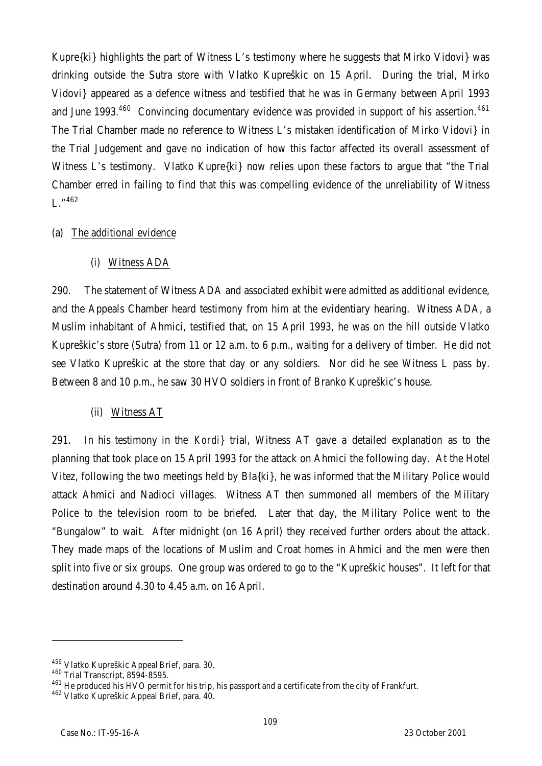Kupre{ki} highlights the part of Witness L's testimony where he suggests that Mirko Vidovi} was drinking outside the Sutra store with Vlatko Kupreškic on 15 April. During the trial, Mirko Vidovi} appeared as a defence witness and testified that he was in Germany between April 1993 and June 1993.[460] Convincing documentary evidence was provided in support of his assertion.[461] The Trial Chamber made no reference to Witness L's mistaken identification of Mirko Vidovi} in the Trial Judgement and gave no indication of how this factor affected its overall assessment of Witness L's testimony. Vlatko Kupre{ki} now relies upon these factors to argue that "the Trial Chamber erred in failing to find that this was compelling evidence of the unreliability of Witness L."[462]

(a) The additional evidence

(i) Witness ADA

290. The statement of Witness ADA and associated exhibit were admitted as additional evidence, and the Appeals Chamber heard testimony from him at the evidentiary hearing. Witness ADA, a Muslim inhabitant of Ahmici, testified that, on 15 April 1993, he was on the hill outside Vlatko Kupreškic's store (Sutra) from 11 or 12 a.m. to 6 p.m., waiting for a delivery of timber. He did not see Vlatko Kupreškic at the store that day or any soldiers. Nor did he see Witness L pass by. Between 8 and 10 p.m., he saw 30 HVO soldiers in front of Branko Kupreškic's house.

(ii) Witness AT

291. In his testimony in the *Kordi}* trial, Witness AT gave a detailed explanation as to the planning that took place on 15 April 1993 for the attack on Ahmici the following day. At the Hotel Vitez, following the two meetings held by Bla{ki}, he was informed that the Military Police would attack Ahmici and Nadioci villages. Witness AT then summoned all members of the Military Police to the television room to be briefed. Later that day, the Military Police went to the "Bungalow" to wait. After midnight (on 16 April) they received further orders about the attack. They made maps of the locations of Muslim and Croat homes in Ahmici and the men were then split into five or six groups. One group was ordered to go to the "Kupreškic houses". It left for that destination around 4.30 to 4.45 a.m. on 16 April.

---

[459] Vlatko Kupreškic Appeal Brief, para. 30.

[460] Trial Transcript, 8594-8595.

[461] He produced his HVO permit for his trip, his passport and a certificate from the city of Frankfurt.

[462] Vlatko Kupreškic Appeal Brief, para. 40.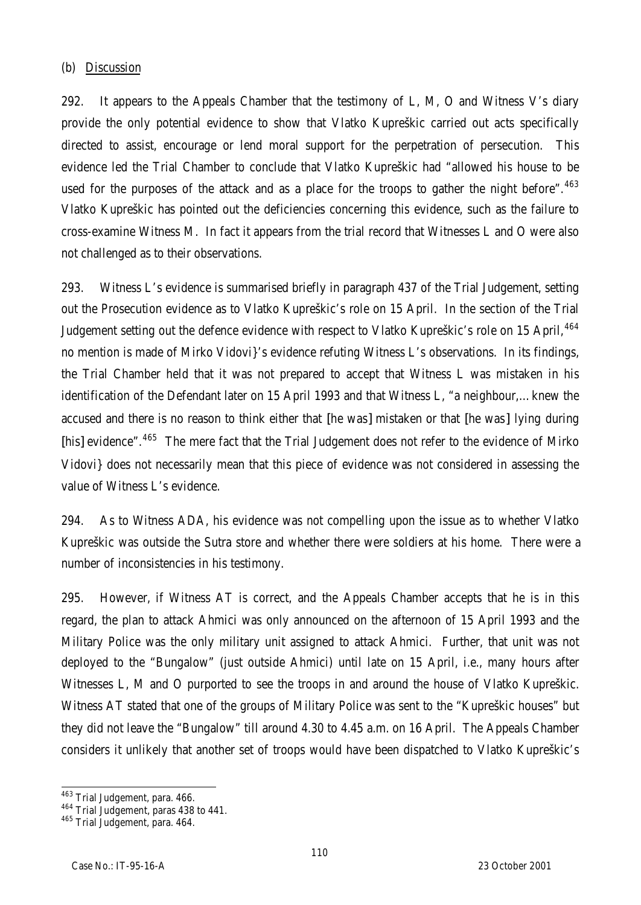(b) Discussion

292. It appears to the Appeals Chamber that the testimony of L, M, O and Witness V's diary provide the only potential evidence to show that Vlatko Kupreškic carried out acts specifically directed to assist, encourage or lend moral support for the perpetration of persecution. This evidence led the Trial Chamber to conclude that Vlatko Kupreškic had "allowed his house to be used for the purposes of the attack and as a place for the troops to gather the night before".[463] Vlatko Kupreškic has pointed out the deficiencies concerning this evidence, such as the failure to cross-examine Witness M. In fact it appears from the trial record that Witnesses L and O were also not challenged as to their observations.

293. Witness L's evidence is summarised briefly in paragraph 437 of the Trial Judgement, setting out the Prosecution evidence as to Vlatko Kupreškic's role on 15 April. In the section of the Trial Judgement setting out the defence evidence with respect to Vlatko Kupreškic's role on 15 April,[464] no mention is made of Mirko Vidovi}'s evidence refuting Witness L's observations. In its findings, the Trial Chamber held that it was not prepared to accept that Witness L was mistaken in his identification of the Defendant later on 15 April 1993 and that Witness L, "a neighbour,... knew the accused and there is no reason to think either that [he was] mistaken or that [he was] lying during [his] evidence".[465] The mere fact that the Trial Judgement does not refer to the evidence of Mirko Vidovi} does not necessarily mean that this piece of evidence was not considered in assessing the value of Witness L's evidence.

294. As to Witness ADA, his evidence was not compelling upon the issue as to whether Vlatko Kupreškic was outside the Sutra store and whether there were soldiers at his home. There were a number of inconsistencies in his testimony.

295. However, if Witness AT is correct, and the Appeals Chamber accepts that he is in this regard, the plan to attack Ahmici was only announced on the afternoon of 15 April 1993 and the Military Police was the only military unit assigned to attack Ahmici. Further, that unit was not deployed to the "Bungalow" (just outside Ahmici) until late on 15 April, i.e., many hours after Witnesses L, M and O purported to see the troops in and around the house of Vlatko Kupreškic. Witness AT stated that one of the groups of Military Police was sent to the "Kupreškic houses" but they did not leave the "Bungalow" till around 4.30 to 4.45 a.m. on 16 April. The Appeals Chamber considers it unlikely that another set of troops would have been dispatched to Vlatko Kupreškic's

---

[463] Trial Judgement, para. 466.

[464] Trial Judgement, paras 438 to 441.

[465] Trial Judgement, para. 464.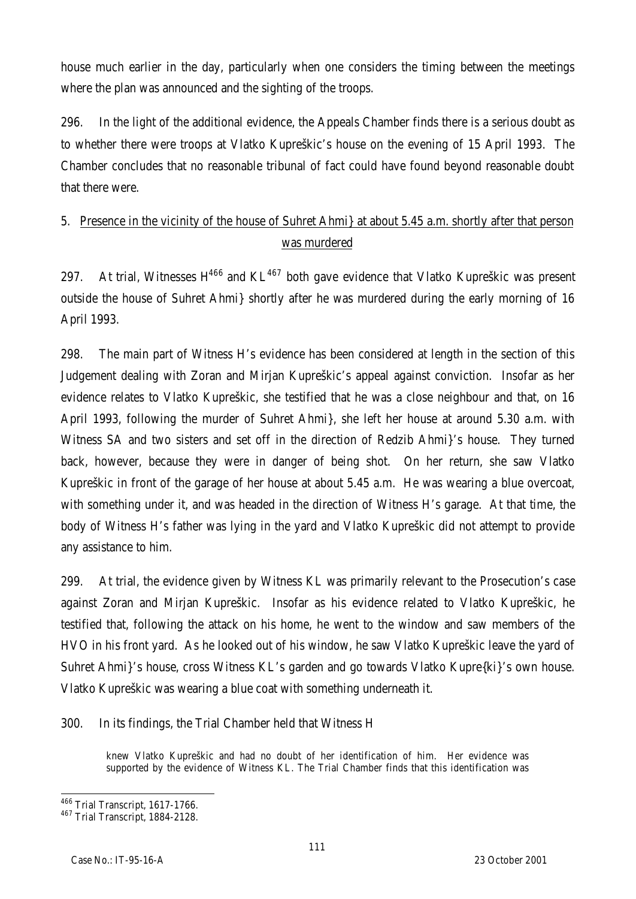house much earlier in the day, particularly when one considers the timing between the meetings where the plan was announced and the sighting of the troops.

296. In the light of the additional evidence, the Appeals Chamber finds there is a serious doubt as to whether there were troops at Vlatko Kupreškic's house on the evening of 15 April 1993. The Chamber concludes that no reasonable tribunal of fact could have found beyond reasonable doubt that there were.

## 5. Presence in the vicinity of the house of Suhret Ahmi} at about 5.45 a.m. shortly after that person was murdered

297. At trial, Witnesses H[466] and KL[467] both gave evidence that Vlatko Kupreškic was present outside the house of Suhret Ahmi} shortly after he was murdered during the early morning of 16 April 1993.

298. The main part of Witness H's evidence has been considered at length in the section of this Judgement dealing with Zoran and Mirjan Kupreškic's appeal against conviction. Insofar as her evidence relates to Vlatko Kupreškic, she testified that he was a close neighbour and that, on 16 April 1993, following the murder of Suhret Ahmi}, she left her house at around 5.30 a.m. with Witness SA and two sisters and set off in the direction of Redzib Ahmi}'s house. They turned back, however, because they were in danger of being shot. On her return, she saw Vlatko Kupreškic in front of the garage of her house at about 5.45 a.m. He was wearing a blue overcoat, with something under it, and was headed in the direction of Witness H's garage. At that time, the body of Witness H's father was lying in the yard and Vlatko Kupreškic did not attempt to provide any assistance to him.

299. At trial, the evidence given by Witness KL was primarily relevant to the Prosecution's case against Zoran and Mirjan Kupreškic. Insofar as his evidence related to Vlatko Kupreškic, he testified that, following the attack on his home, he went to the window and saw members of the HVO in his front yard. As he looked out of his window, he saw Vlatko Kupreškic leave the yard of Suhret Ahmi}'s house, cross Witness KL's garden and go towards Vlatko Kupre{ki}'s own house. Vlatko Kupreškic was wearing a blue coat with something underneath it.

300. In its findings, the Trial Chamber held that Witness H

> knew Vlatko Kupreškic and had no doubt of her identification of him. Her evidence was supported by the evidence of Witness KL. The Trial Chamber finds that this identification was

---

[466] Trial Transcript, 1617-1766.

[467] Trial Transcript, 1884-2128.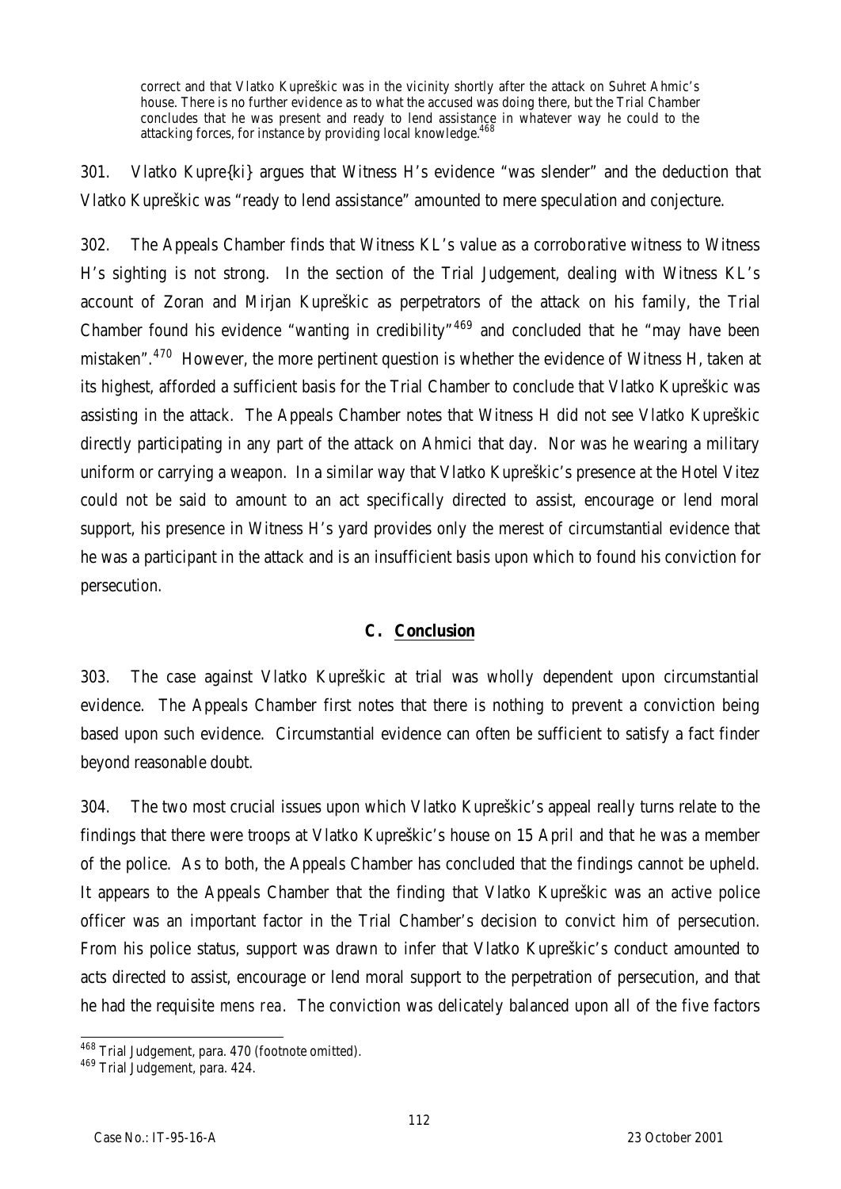> correct and that Vlatko Kupreškic was in the vicinity shortly after the attack on Suhret Ahmic's house. There is no further evidence as to what the accused was doing there, but the Trial Chamber concludes that he was present and ready to lend assistance in whatever way he could to the attacking forces, for instance by providing local knowledge.[468]

301. Vlatko Kupre{ki} argues that Witness H's evidence "was slender" and the deduction that Vlatko Kupreškic was "ready to lend assistance" amounted to mere speculation and conjecture.

302. The Appeals Chamber finds that Witness KL's value as a corroborative witness to Witness H's sighting is not strong. In the section of the Trial Judgement, dealing with Witness KL's account of Zoran and Mirjan Kupreškic as perpetrators of the attack on his family, the Trial Chamber found his evidence "wanting in credibility"[469] and concluded that he "may have been mistaken".[470] However, the more pertinent question is whether the evidence of Witness H, taken at its highest, afforded a sufficient basis for the Trial Chamber to conclude that Vlatko Kupreškic was assisting in the attack. The Appeals Chamber notes that Witness H did not see Vlatko Kupreškic directly participating in any part of the attack on Ahmici that day. Nor was he wearing a military uniform or carrying a weapon. In a similar way that Vlatko Kupreškic's presence at the Hotel Vitez could not be said to amount to an act specifically directed to assist, encourage or lend moral support, his presence in Witness H's yard provides only the merest of circumstantial evidence that he was a participant in the attack and is an insufficient basis upon which to found his conviction for persecution.

### C. Conclusion

303. The case against Vlatko Kupreškic at trial was wholly dependent upon circumstantial evidence. The Appeals Chamber first notes that there is nothing to prevent a conviction being based upon such evidence. Circumstantial evidence can often be sufficient to satisfy a fact finder beyond reasonable doubt.

304. The two most crucial issues upon which Vlatko Kupreškic's appeal really turns relate to the findings that there were troops at Vlatko Kupreškic's house on 15 April and that he was a member of the police. As to both, the Appeals Chamber has concluded that the findings cannot be upheld. It appears to the Appeals Chamber that the finding that Vlatko Kupreškic was an active police officer was an important factor in the Trial Chamber's decision to convict him of persecution. From his police status, support was drawn to infer that Vlatko Kupreškic's conduct amounted to acts directed to assist, encourage or lend moral support to the perpetration of persecution, and that he had the requisite *mens rea*. The conviction was delicately balanced upon all of the five factors

---

[468] Trial Judgement, para. 470 (footnote omitted).

[469] Trial Judgement, para. 424.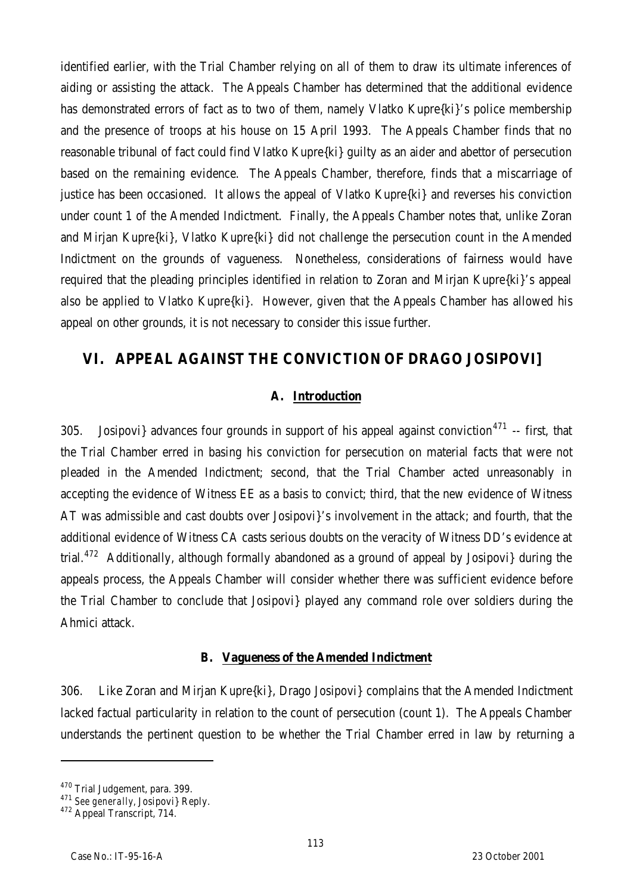identified earlier, with the Trial Chamber relying on all of them to draw its ultimate inferences of aiding or assisting the attack. The Appeals Chamber has determined that the additional evidence has demonstrated errors of fact as to two of them, namely Vlatko Kupre{ki}'s police membership and the presence of troops at his house on 15 April 1993. The Appeals Chamber finds that no reasonable tribunal of fact could find Vlatko Kupre{ki} guilty as an aider and abettor of persecution based on the remaining evidence. The Appeals Chamber, therefore, finds that a miscarriage of justice has been occasioned. It allows the appeal of Vlatko Kupre{ki} and reverses his conviction under count 1 of the Amended Indictment. Finally, the Appeals Chamber notes that, unlike Zoran and Mirjan Kupre{ki}, Vlatko Kupre{ki} did not challenge the persecution count in the Amended Indictment on the grounds of vagueness. Nonetheless, considerations of fairness would have required that the pleading principles identified in relation to Zoran and Mirjan Kupre{ki}'s appeal also be applied to Vlatko Kupre{ki}. However, given that the Appeals Chamber has allowed his appeal on other grounds, it is not necessary to consider this issue further.

# VI. APPEAL AGAINST THE CONVICTION OF DRAGO JOSIPOVI]

## A. Introduction

305. Josipovi} advances four grounds in support of his appeal against conviction[471] -- first, that the Trial Chamber erred in basing his conviction for persecution on material facts that were not pleaded in the Amended Indictment; second, that the Trial Chamber acted unreasonably in accepting the evidence of Witness EE as a basis to convict; third, that the new evidence of Witness AT was admissible and cast doubts over Josipovi}'s involvement in the attack; and fourth, that the additional evidence of Witness CA casts serious doubts on the veracity of Witness DD's evidence at trial.[472] Additionally, although formally abandoned as a ground of appeal by Josipovi} during the appeals process, the Appeals Chamber will consider whether there was sufficient evidence before the Trial Chamber to conclude that Josipovi} played any command role over soldiers during the Ahmici attack.

## B. Vagueness of the Amended Indictment

306. Like Zoran and Mirjan Kupre{ki}, Drago Josipovi} complains that the Amended Indictment lacked factual particularity in relation to the count of persecution (count 1). The Appeals Chamber understands the pertinent question to be whether the Trial Chamber erred in law by returning a

---

[470] Trial Judgement, para. 399.

[471] *See generally*, Josipovi} Reply.

[472] Appeal Transcript, 714.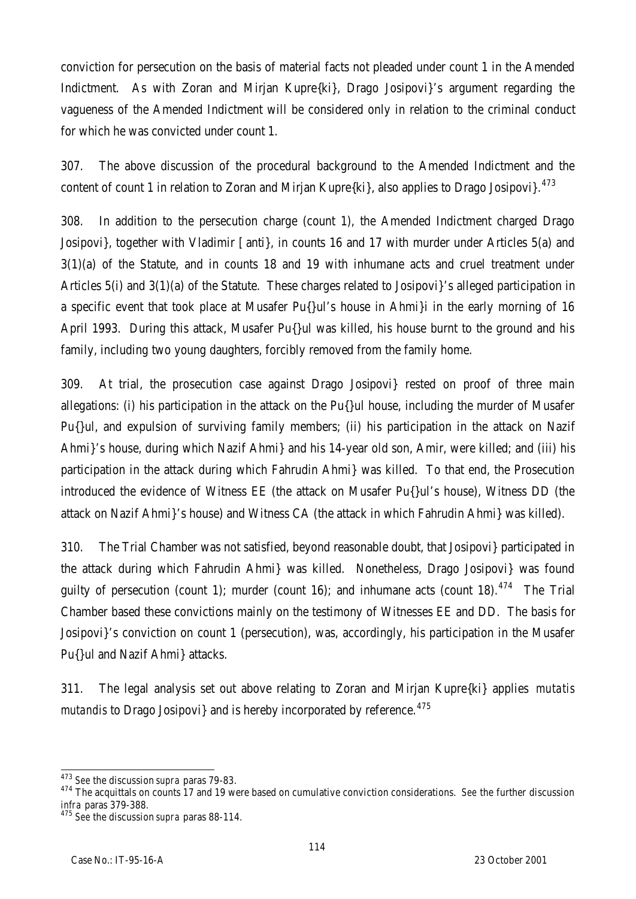conviction for persecution on the basis of material facts not pleaded under count 1 in the Amended Indictment. As with Zoran and Mirjan Kupre{ki}, Drago Josipovi}'s argument regarding the vagueness of the Amended Indictment will be considered only in relation to the criminal conduct for which he was convicted under count 1.

307. The above discussion of the procedural background to the Amended Indictment and the content of count 1 in relation to Zoran and Mirjan Kupre{ki}, also applies to Drago Josipovi}.[473]

308. In addition to the persecution charge (count 1), the Amended Indictment charged Drago Josipovi}, together with Vladimir [anti}, in counts 16 and 17 with murder under Articles 5(a) and 3(1)(a) of the Statute, and in counts 18 and 19 with inhumane acts and cruel treatment under Articles 5(i) and 3(1)(a) of the Statute. These charges related to Josipovi}'s alleged participation in a specific event that took place at Musafer Pu{}ul's house in Ahmi}i in the early morning of 16 April 1993. During this attack, Musafer Pu{}ul was killed, his house burnt to the ground and his family, including two young daughters, forcibly removed from the family home.

309. At trial, the prosecution case against Drago Josipovi} rested on proof of three main allegations: (i) his participation in the attack on the Pu{}ul house, including the murder of Musafer Pu{}ul, and expulsion of surviving family members; (ii) his participation in the attack on Nazif Ahmi}'s house, during which Nazif Ahmi} and his 14-year old son, Amir, were killed; and (iii) his participation in the attack during which Fahrudin Ahmi} was killed. To that end, the Prosecution introduced the evidence of Witness EE (the attack on Musafer Pu{}ul's house), Witness DD (the attack on Nazif Ahmi}'s house) and Witness CA (the attack in which Fahrudin Ahmi} was killed).

310. The Trial Chamber was not satisfied, beyond reasonable doubt, that Josipovi} participated in the attack during which Fahrudin Ahmi} was killed. Nonetheless, Drago Josipovi} was found guilty of persecution (count 1); murder (count 16); and inhumane acts (count 18).[474] The Trial Chamber based these convictions mainly on the testimony of Witnesses EE and DD. The basis for Josipovi}'s conviction on count 1 (persecution), was, accordingly, his participation in the Musafer Pu{}ul and Nazif Ahmi} attacks.

311. The legal analysis set out above relating to Zoran and Mirjan Kupre{ki} applies *mutatis mutandis* to Drago Josipovi} and is hereby incorporated by reference.[475]

---

[473] *See* the discussion *supra* paras 79-83.

[474] The acquittals on counts 17 and 19 were based on cumulative conviction considerations. *See* the further discussion *infra* paras 379-388.

[475] *See* the discussion *supra* paras 88-114.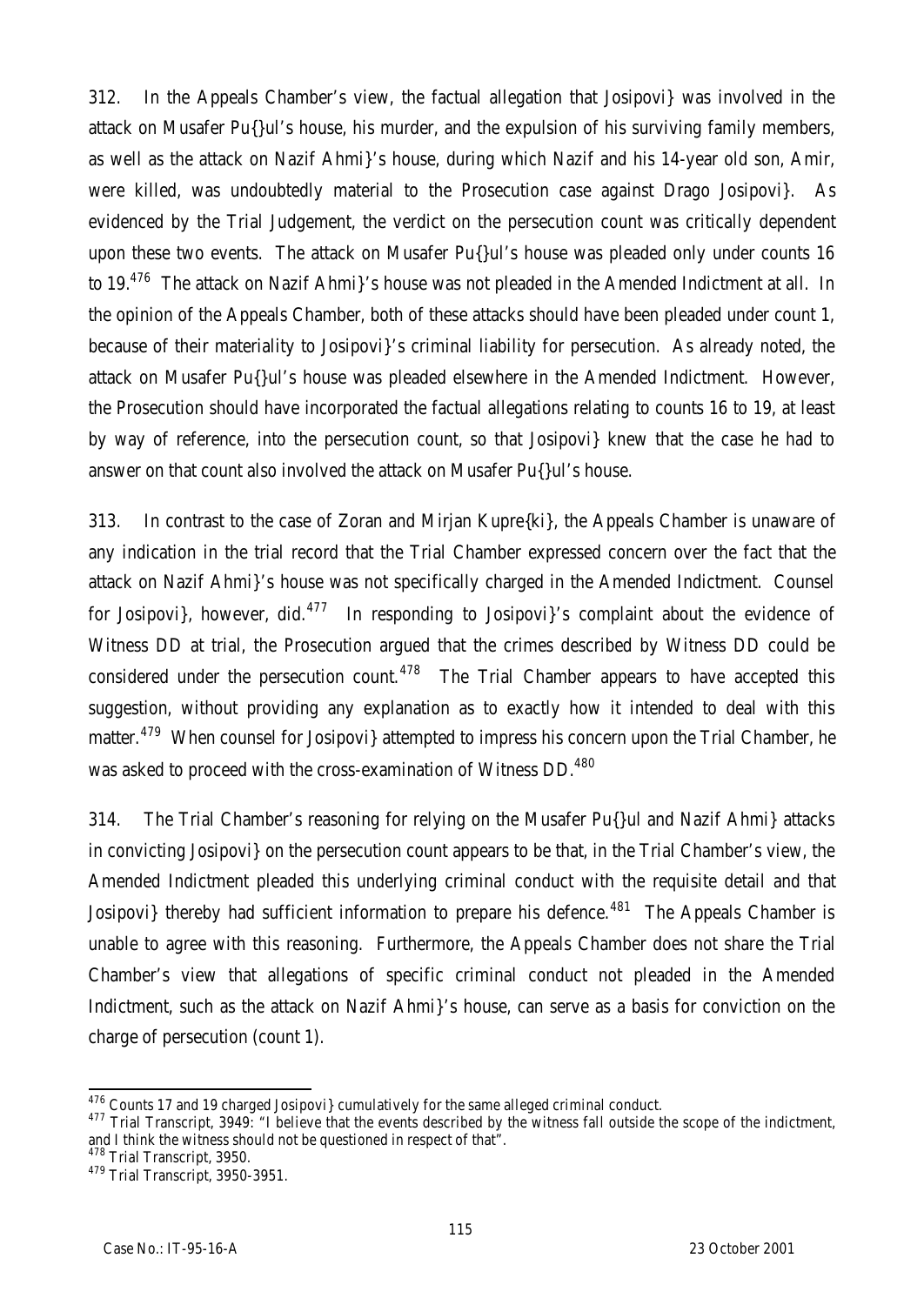312. In the Appeals Chamber's view, the factual allegation that Josipovi} was involved in the attack on Musafer Pu{}ul's house, his murder, and the expulsion of his surviving family members, as well as the attack on Nazif Ahmi}'s house, during which Nazif and his 14-year old son, Amir, were killed, was undoubtedly material to the Prosecution case against Drago Josipovi}. As evidenced by the Trial Judgement, the verdict on the persecution count was critically dependent upon these two events. The attack on Musafer Pu{}ul's house was pleaded only under counts 16 to 19.[476] The attack on Nazif Ahmi}'s house was not pleaded in the Amended Indictment at all. In the opinion of the Appeals Chamber, both of these attacks should have been pleaded under count 1, because of their materiality to Josipovi}'s criminal liability for persecution. As already noted, the attack on Musafer Pu{}ul's house was pleaded elsewhere in the Amended Indictment. However, the Prosecution should have incorporated the factual allegations relating to counts 16 to 19, at least by way of reference, into the persecution count, so that Josipovi} knew that the case he had to answer on that count also involved the attack on Musafer Pu{}ul's house.

313. In contrast to the case of Zoran and Mirjan Kupre{ki}, the Appeals Chamber is unaware of any indication in the trial record that the Trial Chamber expressed concern over the fact that the attack on Nazif Ahmi}'s house was not specifically charged in the Amended Indictment. Counsel for Josipovi}, however, did.[477] In responding to Josipovi}'s complaint about the evidence of Witness DD at trial, the Prosecution argued that the crimes described by Witness DD could be considered under the persecution count.[478] The Trial Chamber appears to have accepted this suggestion, without providing any explanation as to exactly how it intended to deal with this matter.[479] When counsel for Josipovi} attempted to impress his concern upon the Trial Chamber, he was asked to proceed with the cross-examination of Witness DD.[480]

314. The Trial Chamber's reasoning for relying on the Musafer Pu{}ul and Nazif Ahmi} attacks in convicting Josipovi} on the persecution count appears to be that, in the Trial Chamber's view, the Amended Indictment pleaded this underlying criminal conduct with the requisite detail and that Josipovi} thereby had sufficient information to prepare his defence.[481] The Appeals Chamber is unable to agree with this reasoning. Furthermore, the Appeals Chamber does not share the Trial Chamber's view that allegations of specific criminal conduct not pleaded in the Amended Indictment, such as the attack on Nazif Ahmi}'s house, can serve as a basis for conviction on the charge of persecution (count 1).

---

[476] Counts 17 and 19 charged Josipovi} cumulatively for the same alleged criminal conduct.

[477] Trial Transcript, 3949: "I believe that the events described by the witness fall outside the scope of the indictment, and I think the witness should not be questioned in respect of that".

[478] Trial Transcript, 3950.

[479] Trial Transcript, 3950-3951.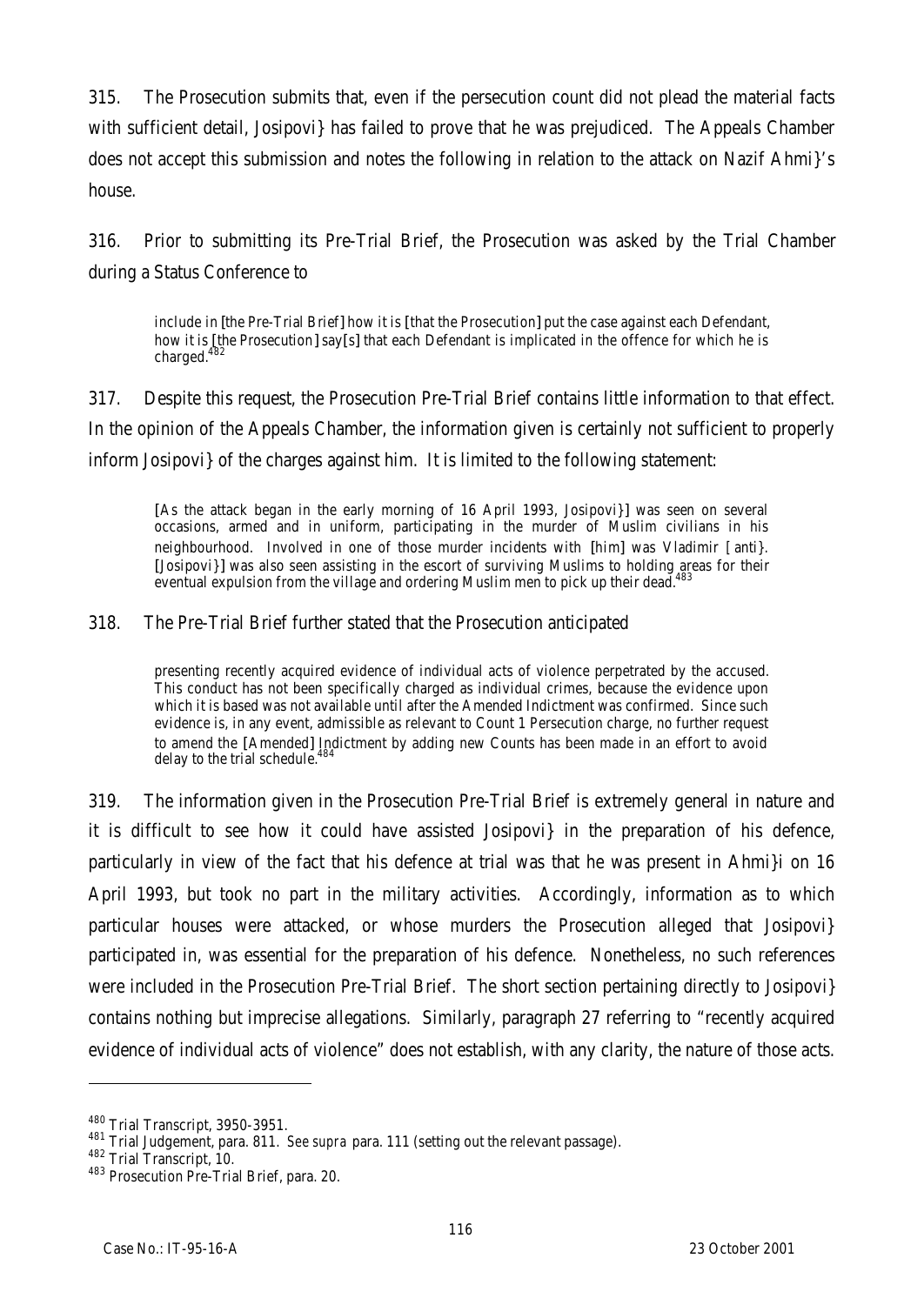315. The Prosecution submits that, even if the persecution count did not plead the material facts with sufficient detail, Josipovi} has failed to prove that he was prejudiced. The Appeals Chamber does not accept this submission and notes the following in relation to the attack on Nazif Ahmi}'s house.

316. Prior to submitting its Pre-Trial Brief, the Prosecution was asked by the Trial Chamber during a Status Conference to

> include in [the Pre-Trial Brief] how it is [that the Prosecution] put the case against each Defendant, how it is [the Prosecution] say[s] that each Defendant is implicated in the offence for which he is charged.[482]

317. Despite this request, the Prosecution Pre-Trial Brief contains little information to that effect. In the opinion of the Appeals Chamber, the information given is certainly not sufficient to properly inform Josipovi} of the charges against him. It is limited to the following statement:

> [As the attack began in the early morning of 16 April 1993, Josipovi}] was seen on several occasions, armed and in uniform, participating in the murder of Muslim civilians in his neighbourhood. Involved in one of those murder incidents with [him] was Vladimir [anti}. [Josipovi}] was also seen assisting in the escort of surviving Muslims to holding areas for their eventual expulsion from the village and ordering Muslim men to pick up their dead.[483]

318. The Pre-Trial Brief further stated that the Prosecution anticipated

> presenting recently acquired evidence of individual acts of violence perpetrated by the accused. This conduct has not been specifically charged as individual crimes, because the evidence upon which it is based was not available until after the Amended Indictment was confirmed. Since such evidence is, in any event, admissible as relevant to Count 1 Persecution charge, no further request to amend the [Amended] Indictment by adding new Counts has been made in an effort to avoid delay to the trial schedule.[484]

319. The information given in the Prosecution Pre-Trial Brief is extremely general in nature and it is difficult to see how it could have assisted Josipovi} in the preparation of his defence, particularly in view of the fact that his defence at trial was that he was present in Ahmi}i on 16 April 1993, but took no part in the military activities. Accordingly, information as to which particular houses were attacked, or whose murders the Prosecution alleged that Josipovi} participated in, was essential for the preparation of his defence. Nonetheless, no such references were included in the Prosecution Pre-Trial Brief. The short section pertaining directly to Josipovi} contains nothing but imprecise allegations. Similarly, paragraph 27 referring to "recently acquired evidence of individual acts of violence" does not establish, with any clarity, the nature of those acts.

---

[480] Trial Transcript, 3950-3951.

[481] Trial Judgement, para. 811. *See supra* para. 111 (setting out the relevant passage).

[482] Trial Transcript, 10.

[483] Prosecution Pre-Trial Brief, para. 20.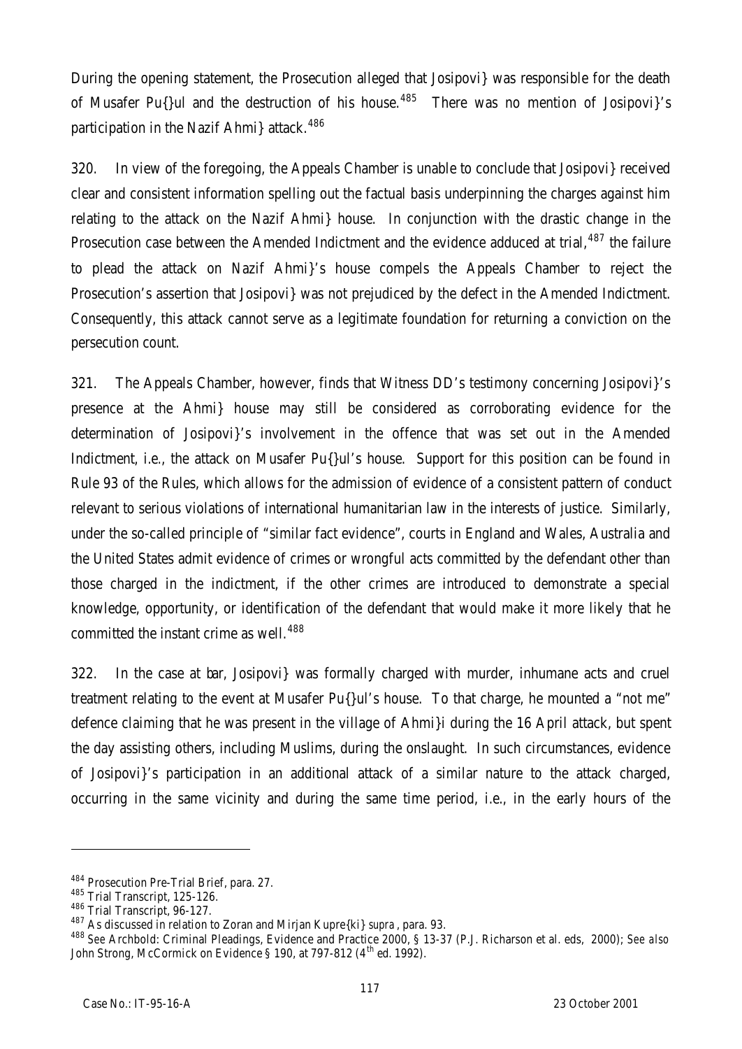During the opening statement, the Prosecution alleged that Josipovi} was responsible for the death of Musafer Pu{}ul and the destruction of his house.[485] There was no mention of Josipovi}'s participation in the Nazif Ahmi} attack.[486]

320. In view of the foregoing, the Appeals Chamber is unable to conclude that Josipovi} received clear and consistent information spelling out the factual basis underpinning the charges against him relating to the attack on the Nazif Ahmi} house. In conjunction with the drastic change in the Prosecution case between the Amended Indictment and the evidence adduced at trial,[487] the failure to plead the attack on Nazif Ahmi}'s house compels the Appeals Chamber to reject the Prosecution's assertion that Josipovi} was not prejudiced by the defect in the Amended Indictment. Consequently, this attack cannot serve as a legitimate foundation for returning a conviction on the persecution count.

321. The Appeals Chamber, however, finds that Witness DD's testimony concerning Josipovi}'s presence at the Ahmi} house may still be considered as corroborating evidence for the determination of Josipovi}'s involvement in the offence that was set out in the Amended Indictment, i.e., the attack on Musafer Pu{}ul's house. Support for this position can be found in Rule 93 of the Rules, which allows for the admission of evidence of a consistent pattern of conduct relevant to serious violations of international humanitarian law in the interests of justice. Similarly, under the so-called principle of "similar fact evidence", courts in England and Wales, Australia and the United States admit evidence of crimes or wrongful acts committed by the defendant other than those charged in the indictment, if the other crimes are introduced to demonstrate a special knowledge, opportunity, or identification of the defendant that would make it more likely that he committed the instant crime as well.[488]

322. In the case at bar, Josipovi} was formally charged with murder, inhumane acts and cruel treatment relating to the event at Musafer Pu{}ul's house. To that charge, he mounted a "not me" defence claiming that he was present in the village of Ahmi}i during the 16 April attack, but spent the day assisting others, including Muslims, during the onslaught. In such circumstances, evidence of Josipovi}'s participation in an additional attack of a similar nature to the attack charged, occurring in the same vicinity and during the same time period, i.e., in the early hours of the

---

[484] Prosecution Pre-Trial Brief, para. 27.

[485] Trial Transcript, 125-126.

[486] Trial Transcript, 96-127.

[487] As discussed in relation to Zoran and Mirjan Kupre{ki} *supra*, para. 93.

[488] *See* Archbold: Criminal Pleadings, Evidence and Practice 2000, § 13-37 (P.J. Richarson et al. eds, 2000); *See also* John Strong, McCormick on Evidence § 190, at 797-812 (4th ed. 1992).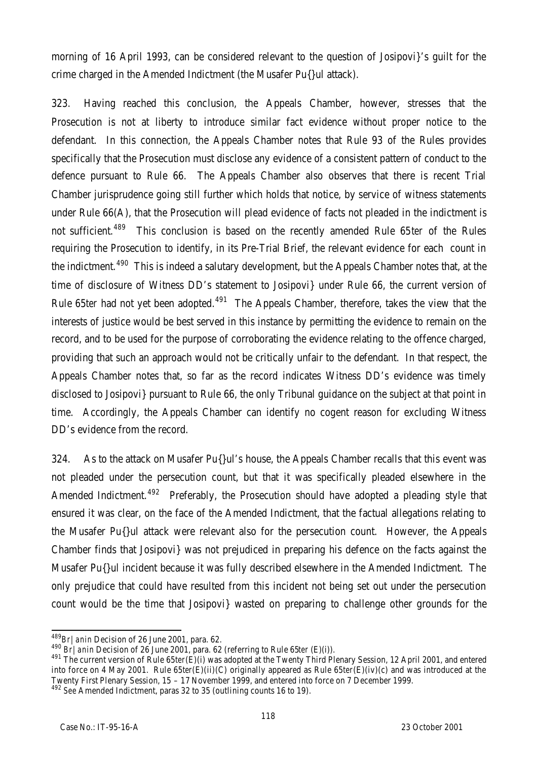morning of 16 April 1993, can be considered relevant to the question of Josipovi}'s guilt for the crime charged in the Amended Indictment (the Musafer Pu{}ul attack).

323. Having reached this conclusion, the Appeals Chamber, however, stresses that the Prosecution is not at liberty to introduce similar fact evidence without proper notice to the defendant. In this connection, the Appeals Chamber notes that Rule 93 of the Rules provides specifically that the Prosecution must disclose any evidence of a consistent pattern of conduct to the defence pursuant to Rule 66. The Appeals Chamber also observes that there is recent Trial Chamber jurisprudence going still further which holds that notice, by service of witness statements under Rule 66(A), that the Prosecution will plead evidence of facts not pleaded in the indictment is not sufficient.[489] This conclusion is based on the recently amended Rule 65*ter* of the Rules requiring the Prosecution to identify, in its Pre-Trial Brief, the relevant evidence for each count in the indictment.[490] This is indeed a salutary development, but the Appeals Chamber notes that, at the time of disclosure of Witness DD's statement to Josipovi} under Rule 66, the current version of Rule 65*ter* had not yet been adopted.[491] The Appeals Chamber, therefore, takes the view that the interests of justice would be best served in this instance by permitting the evidence to remain on the record, and to be used for the purpose of corroborating the evidence relating to the offence charged, providing that such an approach would not be critically unfair to the defendant. In that respect, the Appeals Chamber notes that, so far as the record indicates Witness DD's evidence was timely disclosed to Josipovi} pursuant to Rule 66, the only Tribunal guidance on the subject at that point in time. Accordingly, the Appeals Chamber can identify no cogent reason for excluding Witness DD's evidence from the record.

324. As to the attack on Musafer Pu{}ul's house, the Appeals Chamber recalls that this event was not pleaded under the persecution count, but that it was specifically pleaded elsewhere in the Amended Indictment.[492] Preferably, the Prosecution should have adopted a pleading style that ensured it was clear, on the face of the Amended Indictment, that the factual allegations relating to the Musafer Pu{}ul attack were relevant also for the persecution count. However, the Appeals Chamber finds that Josipovi} was not prejudiced in preparing his defence on the facts against the Musafer Pu{}ul incident because it was fully described elsewhere in the Amended Indictment. The only prejudice that could have resulted from this incident not being set out under the persecution count would be the time that Josipovi} wasted on preparing to challenge other grounds for the

---

[489] *Br|anin* Decision of 26 June 2001, para. 62.

[490] *Br|anin* Decision of 26 June 2001, para. 62 (referring to Rule 65*ter* (E)(i)).

[491] The current version of Rule 65*ter*(E)(i) was adopted at the Twenty Third Plenary Session, 12 April 2001, and entered into force on 4 May 2001. Rule 65*ter*(E)(ii)(C) originally appeared as Rule 65*ter*(E)(iv)(c) and was introduced at the Twenty First Plenary Session, 15 – 17 November 1999, and entered into force on 7 December 1999.

[492] *See* Amended Indictment, paras 32 to 35 (outlining counts 16 to 19).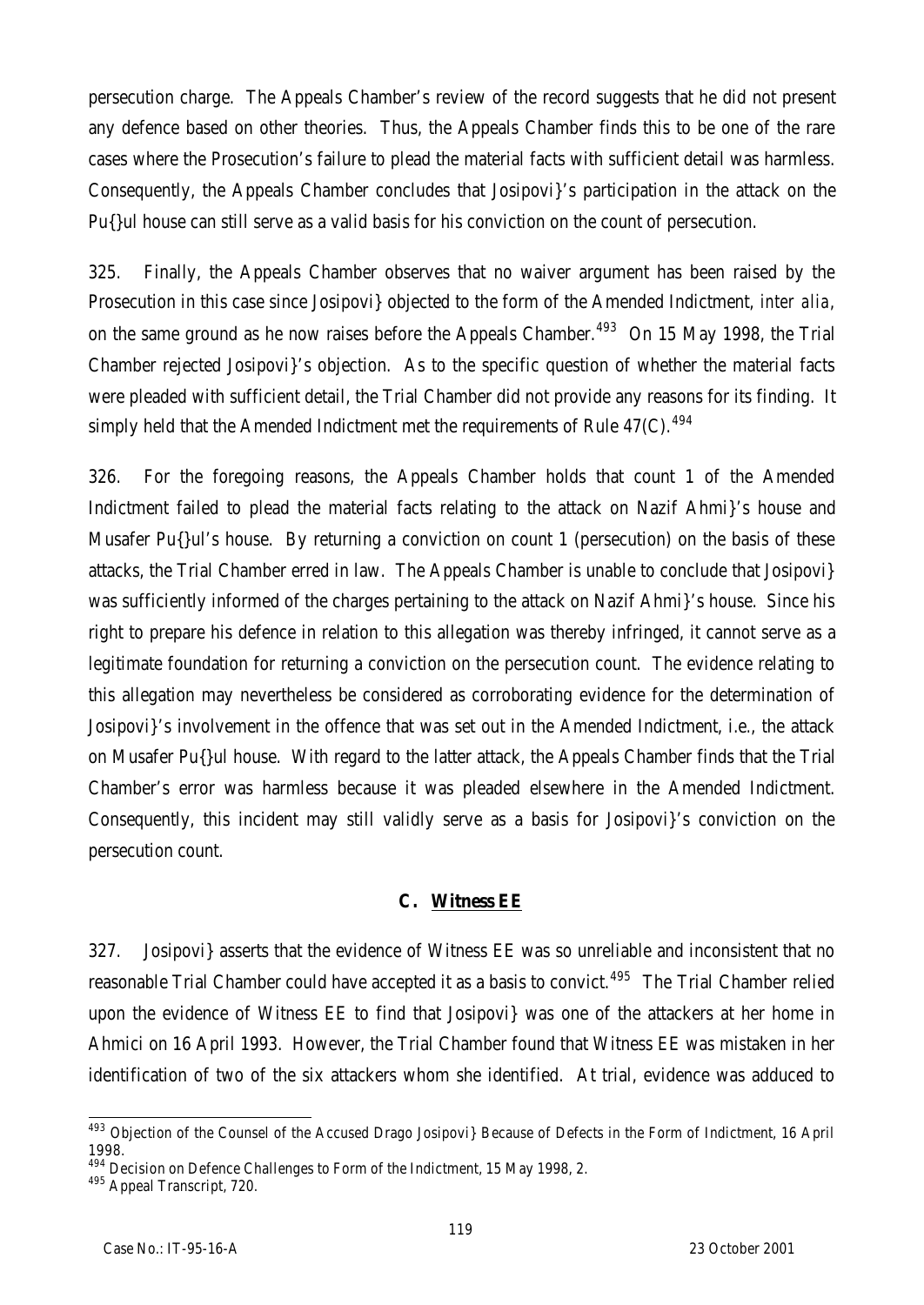persecution charge. The Appeals Chamber's review of the record suggests that he did not present any defence based on other theories. Thus, the Appeals Chamber finds this to be one of the rare cases where the Prosecution's failure to plead the material facts with sufficient detail was harmless. Consequently, the Appeals Chamber concludes that Josipovi}'s participation in the attack on the Pu{}ul house can still serve as a valid basis for his conviction on the count of persecution.

325. Finally, the Appeals Chamber observes that no waiver argument has been raised by the Prosecution in this case since Josipovi} objected to the form of the Amended Indictment, *inter alia*, on the same ground as he now raises before the Appeals Chamber.[493] On 15 May 1998, the Trial Chamber rejected Josipovi}'s objection. As to the specific question of whether the material facts were pleaded with sufficient detail, the Trial Chamber did not provide any reasons for its finding. It simply held that the Amended Indictment met the requirements of Rule 47(C).[494]

326. For the foregoing reasons, the Appeals Chamber holds that count 1 of the Amended Indictment failed to plead the material facts relating to the attack on Nazif Ahmi}'s house and Musafer Pu{}ul's house. By returning a conviction on count 1 (persecution) on the basis of these attacks, the Trial Chamber erred in law. The Appeals Chamber is unable to conclude that Josipovi} was sufficiently informed of the charges pertaining to the attack on Nazif Ahmi}'s house. Since his right to prepare his defence in relation to this allegation was thereby infringed, it cannot serve as a legitimate foundation for returning a conviction on the persecution count. The evidence relating to this allegation may nevertheless be considered as corroborating evidence for the determination of Josipovi}'s involvement in the offence that was set out in the Amended Indictment, i.e., the attack on Musafer Pu{}ul house. With regard to the latter attack, the Appeals Chamber finds that the Trial Chamber's error was harmless because it was pleaded elsewhere in the Amended Indictment. Consequently, this incident may still validly serve as a basis for Josipovi}'s conviction on the persecution count.

### C. Witness EE

327. Josipovi} asserts that the evidence of Witness EE was so unreliable and inconsistent that no reasonable Trial Chamber could have accepted it as a basis to convict.[495] The Trial Chamber relied upon the evidence of Witness EE to find that Josipovi} was one of the attackers at her home in Ahmici on 16 April 1993. However, the Trial Chamber found that Witness EE was mistaken in her identification of two of the six attackers whom she identified. At trial, evidence was adduced to

---

[493] Objection of the Counsel of the Accused Drago Josipovi} Because of Defects in the Form of Indictment, 16 April 1998.

[494] Decision on Defence Challenges to Form of the Indictment, 15 May 1998, 2.

[495] Appeal Transcript, 720.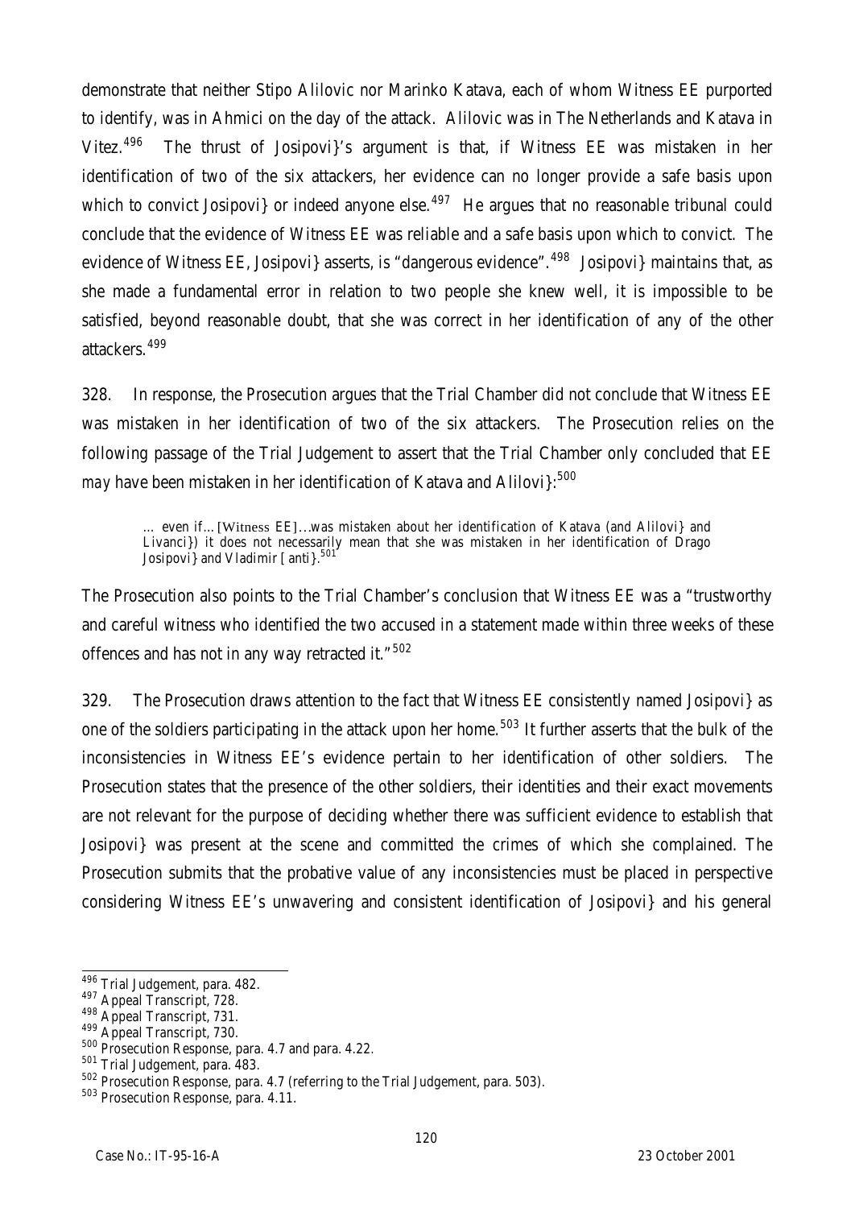demonstrate that neither Stipo Alilovic nor Marinko Katava, each of whom Witness EE purported to identify, was in Ahmici on the day of the attack. Alilovic was in The Netherlands and Katava in Vitez.[496] The thrust of Josipovi}'s argument is that, if Witness EE was mistaken in her identification of two of the six attackers, her evidence can no longer provide a safe basis upon which to convict Josipovi} or indeed anyone else.[497] He argues that no reasonable tribunal could conclude that the evidence of Witness EE was reliable and a safe basis upon which to convict. The evidence of Witness EE, Josipovi} asserts, is "dangerous evidence".[498] Josipovi} maintains that, as she made a fundamental error in relation to two people she knew well, it is impossible to be satisfied, beyond reasonable doubt, that she was correct in her identification of any of the other attackers.[499]

328. In response, the Prosecution argues that the Trial Chamber did not conclude that Witness EE was mistaken in her identification of two of the six attackers. The Prosecution relies on the following passage of the Trial Judgement to assert that the Trial Chamber only concluded that EE *may* have been mistaken in her identification of Katava and Alilovi}:[500]

> … even if… [Witness EE]…was mistaken about her identification of Katava (and Alilovi} and Livanci}) it does not necessarily mean that she was mistaken in her identification of Drago Josipovi} and Vladimir [anti}.[501]

The Prosecution also points to the Trial Chamber's conclusion that Witness EE was a "trustworthy and careful witness who identified the two accused in a statement made within three weeks of these offences and has not in any way retracted it."[502]

329. The Prosecution draws attention to the fact that Witness EE consistently named Josipovi} as one of the soldiers participating in the attack upon her home.[503] It further asserts that the bulk of the inconsistencies in Witness EE's evidence pertain to her identification of other soldiers. The Prosecution states that the presence of the other soldiers, their identities and their exact movements are not relevant for the purpose of deciding whether there was sufficient evidence to establish that Josipovi} was present at the scene and committed the crimes of which she complained. The Prosecution submits that the probative value of any inconsistencies must be placed in perspective considering Witness EE's unwavering and consistent identification of Josipovi} and his general

---

[496] Trial Judgement, para. 482.
[497] Appeal Transcript, 728.
[498] Appeal Transcript, 731.
[499] Appeal Transcript, 730.
[500] Prosecution Response, para. 4.7 and para. 4.22.
[501] Trial Judgement, para. 483.
[502] Prosecution Response, para. 4.7 (referring to the Trial Judgement, para. 503).
[503] Prosecution Response, para. 4.11.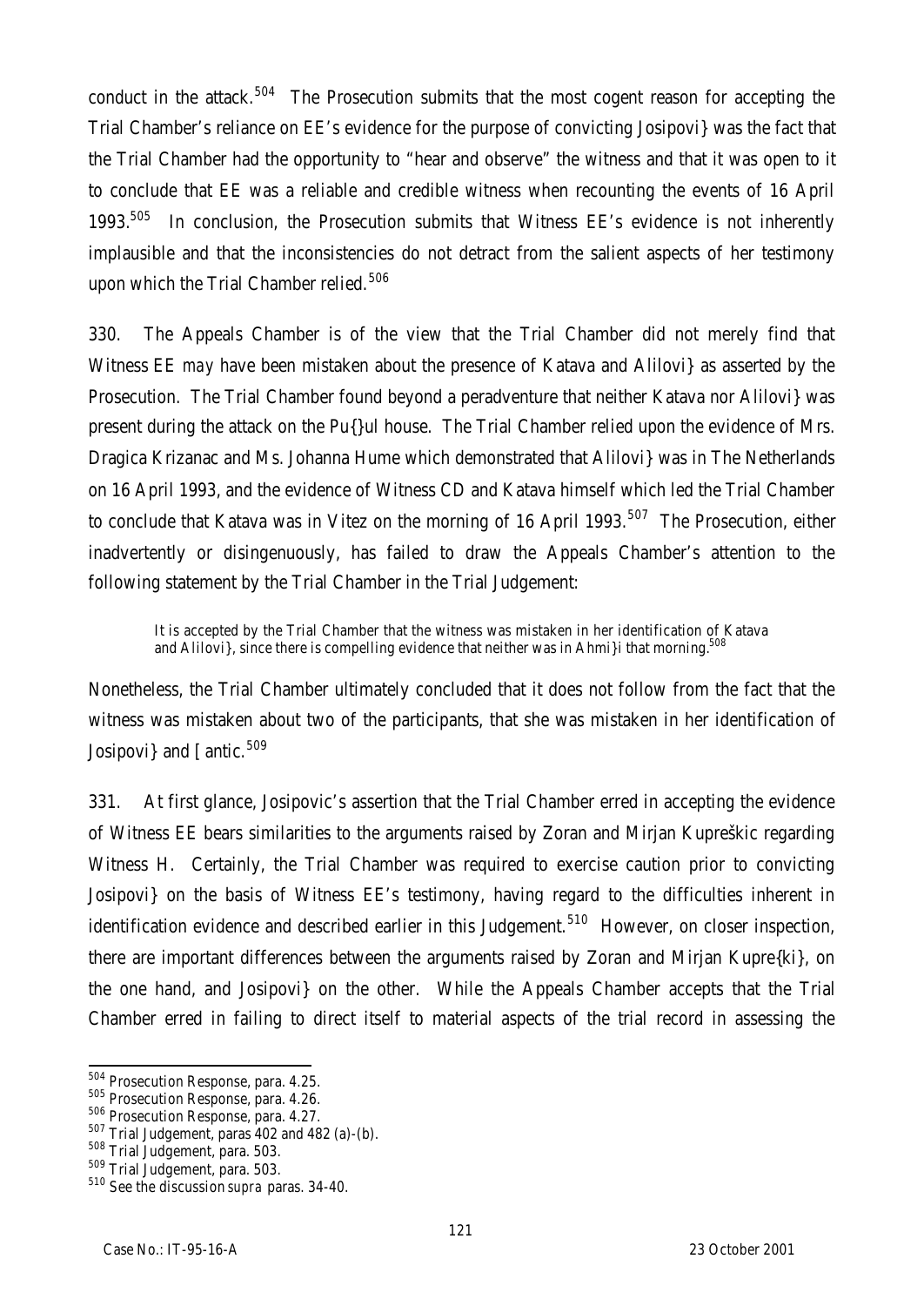conduct in the attack.[504] The Prosecution submits that the most cogent reason for accepting the Trial Chamber's reliance on EE's evidence for the purpose of convicting Josipovi} was the fact that the Trial Chamber had the opportunity to "hear and observe" the witness and that it was open to it to conclude that EE was a reliable and credible witness when recounting the events of 16 April 1993.[505] In conclusion, the Prosecution submits that Witness EE's evidence is not inherently implausible and that the inconsistencies do not detract from the salient aspects of her testimony upon which the Trial Chamber relied.[506]

330. The Appeals Chamber is of the view that the Trial Chamber did not merely find that Witness EE *may* have been mistaken about the presence of Katava and Alilovi} as asserted by the Prosecution. The Trial Chamber found beyond a peradventure that neither Katava nor Alilovi} was present during the attack on the Pu{}ul house. The Trial Chamber relied upon the evidence of Mrs. Dragica Krizanac and Ms. Johanna Hume which demonstrated that Alilovi} was in The Netherlands on 16 April 1993, and the evidence of Witness CD and Katava himself which led the Trial Chamber to conclude that Katava was in Vitez on the morning of 16 April 1993.[507] The Prosecution, either inadvertently or disingenuously, has failed to draw the Appeals Chamber's attention to the following statement by the Trial Chamber in the Trial Judgement:

> It is accepted by the Trial Chamber that the witness was mistaken in her identification of Katava and Alilovi}, since there is compelling evidence that neither was in Ahmi}i that morning.[508]

Nonetheless, the Trial Chamber ultimately concluded that it does not follow from the fact that the witness was mistaken about two of the participants, that she was mistaken in her identification of Josipovi} and [ antic.[509]

331. At first glance, Josipovic's assertion that the Trial Chamber erred in accepting the evidence of Witness EE bears similarities to the arguments raised by Zoran and Mirjan Kupreškic regarding Witness H. Certainly, the Trial Chamber was required to exercise caution prior to convicting Josipovi} on the basis of Witness EE's testimony, having regard to the difficulties inherent in identification evidence and described earlier in this Judgement.[510] However, on closer inspection, there are important differences between the arguments raised by Zoran and Mirjan Kupre{ki}, on the one hand, and Josipovi} on the other. While the Appeals Chamber accepts that the Trial Chamber erred in failing to direct itself to material aspects of the trial record in assessing the

---

[504] Prosecution Response, para. 4.25.

[505] Prosecution Response, para. 4.26.

[506] Prosecution Response, para. 4.27.

[507] Trial Judgement, paras 402 and 482 (a)-(b).

[508] Trial Judgement, para. 503.

[509] Trial Judgement, para. 503.

[510] See the discussion *supra* paras. 34-40.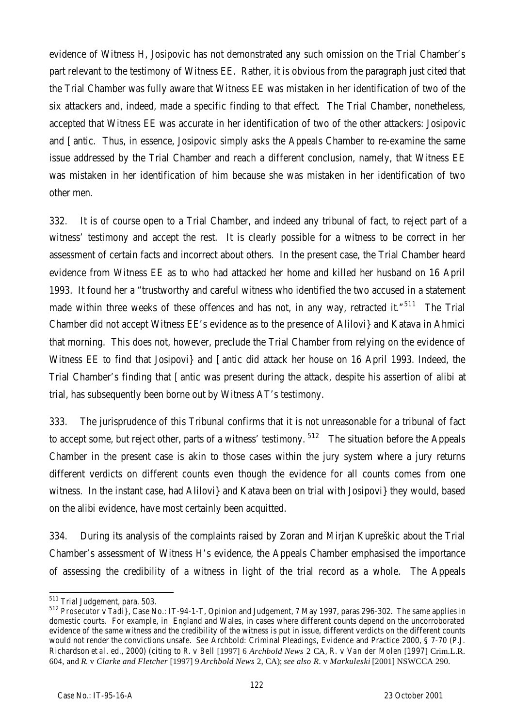evidence of Witness H, Josipovic has not demonstrated any such omission on the Trial Chamber's part relevant to the testimony of Witness EE. Rather, it is obvious from the paragraph just cited that the Trial Chamber was fully aware that Witness EE was mistaken in her identification of two of the six attackers and, indeed, made a specific finding to that effect. The Trial Chamber, nonetheless, accepted that Witness EE was accurate in her identification of two of the other attackers: Josipovic and [antic. Thus, in essence, Josipovic simply asks the Appeals Chamber to re-examine the same issue addressed by the Trial Chamber and reach a different conclusion, namely, that Witness EE was mistaken in her identification of him because she was mistaken in her identification of two other men.

332. It is of course open to a Trial Chamber, and indeed any tribunal of fact, to reject part of a witness' testimony and accept the rest. It is clearly possible for a witness to be correct in her assessment of certain facts and incorrect about others. In the present case, the Trial Chamber heard evidence from Witness EE as to who had attacked her home and killed her husband on 16 April 1993. It found her a "trustworthy and careful witness who identified the two accused in a statement made within three weeks of these offences and has not, in any way, retracted it."[511] The Trial Chamber did not accept Witness EE's evidence as to the presence of Alilovi} and Katava in Ahmici that morning. This does not, however, preclude the Trial Chamber from relying on the evidence of Witness EE to find that Josipovi} and [antic did attack her house on 16 April 1993. Indeed, the Trial Chamber's finding that [antic was present during the attack, despite his assertion of alibi at trial, has subsequently been borne out by Witness AT's testimony.

333. The jurisprudence of this Tribunal confirms that it is not unreasonable for a tribunal of fact to accept some, but reject other, parts of a witness' testimony.[512] The situation before the Appeals Chamber in the present case is akin to those cases within the jury system where a jury returns different verdicts on different counts even though the evidence for all counts comes from one witness. In the instant case, had Alilovi} and Katava been on trial with Josipovi} they would, based on the alibi evidence, have most certainly been acquitted.

334. During its analysis of the complaints raised by Zoran and Mirjan Kupreškic about the Trial Chamber's assessment of Witness H's evidence, the Appeals Chamber emphasised the importance of assessing the credibility of a witness in light of the trial record as a whole. The Appeals

---

[511] Trial Judgement, para. 503.

[512] *Prosecutor v Tadi}*, Case No.: IT-94-1-T, Opinion and Judgement, 7 May 1997, paras 296-302. The same applies in domestic courts. For example, in England and Wales, in cases where different counts depend on the uncorroborated evidence of the same witness and the credibility of the witness is put in issue, different verdicts on the different counts would not render the convictions unsafe. *See* Archbold: *Criminal Pleadings, Evidence and Practice 2000*, § 7-70 (P.J. Richardson *et al*. ed., 2000) (citing to *R.* v *Bell* [1997] 6 *Archbold News* 2 CA, *R.* v *Van der Molen* [1997] Crim.L.R. 604, and *R.* v *Clarke and Fletcher* [1997] 9 *Archbold News* 2, CA); *see also R.* v *Markuleski* [2001] NSWCCA 290.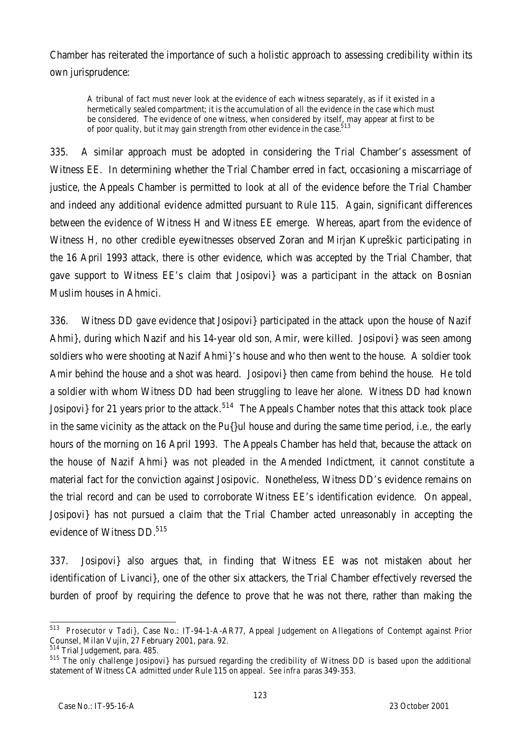Chamber has reiterated the importance of such a holistic approach to assessing credibility within its own jurisprudence:

> A tribunal of fact must never look at the evidence of each witness separately, as if it existed in a hermetically sealed compartment; it is the accumulation of *all* the evidence in the case which must be considered. The evidence of one witness, when considered by itself, may appear at first to be of poor quality, but it may gain strength from other evidence in the case.[513]

335. A similar approach must be adopted in considering the Trial Chamber's assessment of Witness EE. In determining whether the Trial Chamber erred in fact, occasioning a miscarriage of justice, the Appeals Chamber is permitted to look at all of the evidence before the Trial Chamber and indeed any additional evidence admitted pursuant to Rule 115. Again, significant differences between the evidence of Witness H and Witness EE emerge. Whereas, apart from the evidence of Witness H, no other credible eyewitnesses observed Zoran and Mirjan Kupreškic participating in the 16 April 1993 attack, there is other evidence, which was accepted by the Trial Chamber, that gave support to Witness EE's claim that Josipovi} was a participant in the attack on Bosnian Muslim houses in Ahmici.

336. Witness DD gave evidence that Josipovi} participated in the attack upon the house of Nazif Ahmi}, during which Nazif and his 14-year old son, Amir, were killed. Josipovi} was seen among soldiers who were shooting at Nazif Ahmi}'s house and who then went to the house. A soldier took Amir behind the house and a shot was heard. Josipovi} then came from behind the house. He told a soldier with whom Witness DD had been struggling to leave her alone. Witness DD had known Josipovi} for 21 years prior to the attack.[514] The Appeals Chamber notes that this attack took place in the same vicinity as the attack on the Pu{}ul house and during the same time period, i.e., the early hours of the morning on 16 April 1993. The Appeals Chamber has held that, because the attack on the house of Nazif Ahmi} was not pleaded in the Amended Indictment, it cannot constitute a material fact for the conviction against Josipovic. Nonetheless, Witness DD's evidence remains on the trial record and can be used to corroborate Witness EE's identification evidence. On appeal, Josipovi} has not pursued a claim that the Trial Chamber acted unreasonably in accepting the evidence of Witness DD.[515]

337. Josipovi} also argues that, in finding that Witness EE was not mistaken about her identification of Livanci}, one of the other six attackers, the Trial Chamber effectively reversed the burden of proof by requiring the defence to prove that he was not there, rather than making the

---

[513] *Prosecutor v Tadi}*, Case No.: IT-94-1-A-AR77, Appeal Judgement on Allegations of Contempt against Prior Counsel, Milan Vujin, 27 February 2001, para. 92.

[514] Trial Judgement, para. 485.

[515] The only challenge Josipovi} has pursued regarding the credibility of Witness DD is based upon the additional statement of Witness CA admitted under Rule 115 on appeal. *See infra* paras 349-353.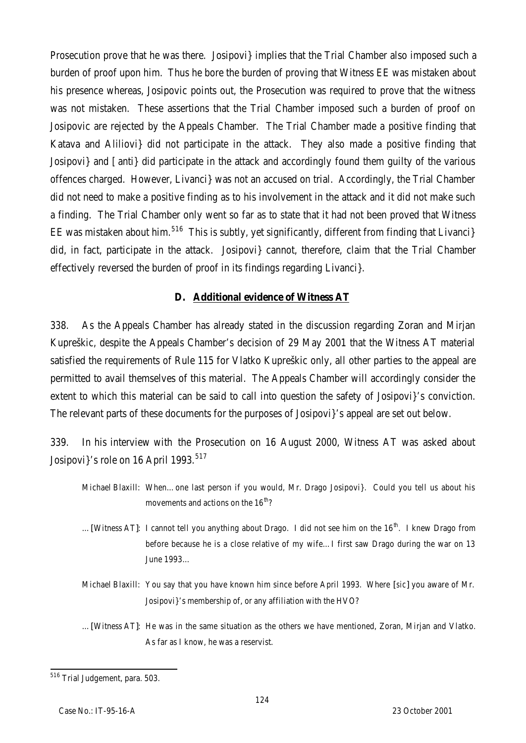Prosecution prove that he was there. Josipovi} implies that the Trial Chamber also imposed such a burden of proof upon him. Thus he bore the burden of proving that Witness EE was mistaken about his presence whereas, Josipovic points out, the Prosecution was required to prove that the witness was not mistaken. These assertions that the Trial Chamber imposed such a burden of proof on Josipovic are rejected by the Appeals Chamber. The Trial Chamber made a positive finding that Katava and Aliliovi} did not participate in the attack. They also made a positive finding that Josipovi} and [anti} did participate in the attack and accordingly found them guilty of the various offences charged. However, Livanci} was not an accused on trial. Accordingly, the Trial Chamber did not need to make a positive finding as to his involvement in the attack and it did not make such a finding. The Trial Chamber only went so far as to state that it had not been proved that Witness EE was mistaken about him.[516] This is subtly, yet significantly, different from finding that Livanci} did, in fact, participate in the attack. Josipovi} cannot, therefore, claim that the Trial Chamber effectively reversed the burden of proof in its findings regarding Livanci}.

## D. Additional evidence of Witness AT

338. As the Appeals Chamber has already stated in the discussion regarding Zoran and Mirjan Kupreškic, despite the Appeals Chamber's decision of 29 May 2001 that the Witness AT material satisfied the requirements of Rule 115 for Vlatko Kupreškic only, all other parties to the appeal are permitted to avail themselves of this material. The Appeals Chamber will accordingly consider the extent to which this material can be said to call into question the safety of Josipovi}'s conviction. The relevant parts of these documents for the purposes of Josipovi}'s appeal are set out below.

339. In his interview with the Prosecution on 16 August 2000, Witness AT was asked about Josipovi}'s role on 16 April 1993.[517]

> Michael Blaxill: When…one last person if you would, Mr. Drago Josipovi}. Could you tell us about his movements and actions on the 16th?
>
> …[Witness AT]: I cannot tell you anything about Drago. I did not see him on the 16th. I knew Drago from before because he is a close relative of my wife…I first saw Drago during the war on 13 June 1993…
>
> Michael Blaxill: You say that you have known him since before April 1993. Where [*sic*] you aware of Mr. Josipovi}'s membership of, or any affiliation with the HVO?
>
> …[Witness AT]: He was in the same situation as the others we have mentioned, Zoran, Mirjan and Vlatko. As far as I know, he was a reservist.

---

[516] Trial Judgement, para. 503.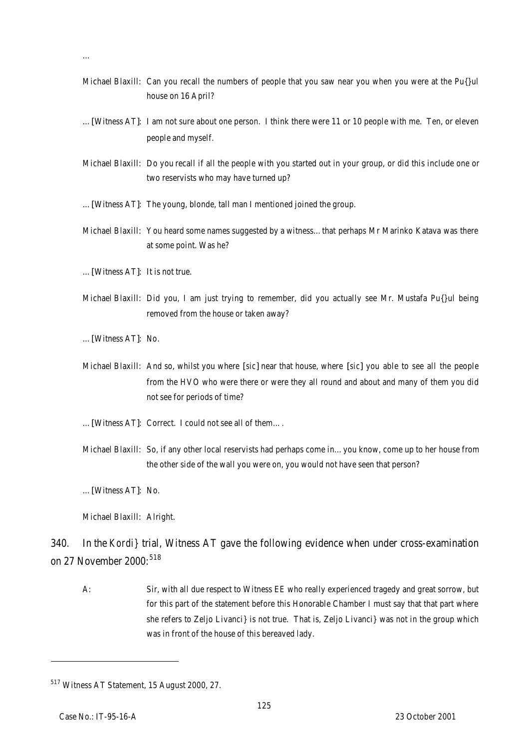…

Michael Blaxill: Can you recall the numbers of people that you saw near you when you were at the Pu{}ul house on 16 April?

…[Witness AT]: I am not sure about one person. I think there were 11 or 10 people with me. Ten, or eleven people and myself.

Michael Blaxill: Do you recall if all the people with you started out in your group, or did this include one or two reservists who may have turned up?

…[Witness AT]: The young, blonde, tall man I mentioned joined the group.

Michael Blaxill: You heard some names suggested by a witness…that perhaps Mr Marinko Katava was there at some point. Was he?

…[Witness AT]: It is not true.

Michael Blaxill: Did you, I am just trying to remember, did you actually see Mr. Mustafa Pu{}ul being removed from the house or taken away?

…[Witness AT]: No.

Michael Blaxill: And so, whilst you where [sic] near that house, where [sic] you able to see all the people from the HVO who were there or were they all round and about and many of them you did not see for periods of time?

…[Witness AT]: Correct. I could not see all of them….

Michael Blaxill: So, if any other local reservists had perhaps come in…you know, come up to her house from the other side of the wall you were on, you would not have seen that person?

…[Witness AT]: No.

Michael Blaxill: Alright.

340. In the Kordi} trial, Witness AT gave the following evidence when under cross-examination on 27 November 2000:[518]

A: Sir, with all due respect to Witness EE who really experienced tragedy and great sorrow, but for this part of the statement before this Honorable Chamber I must say that that part where she refers to Zeljo Livanci} is not true. That is, Zeljo Livanci} was not in the group which was in front of the house of this bereaved lady.

---

[517] Witness AT Statement, 15 August 2000, 27.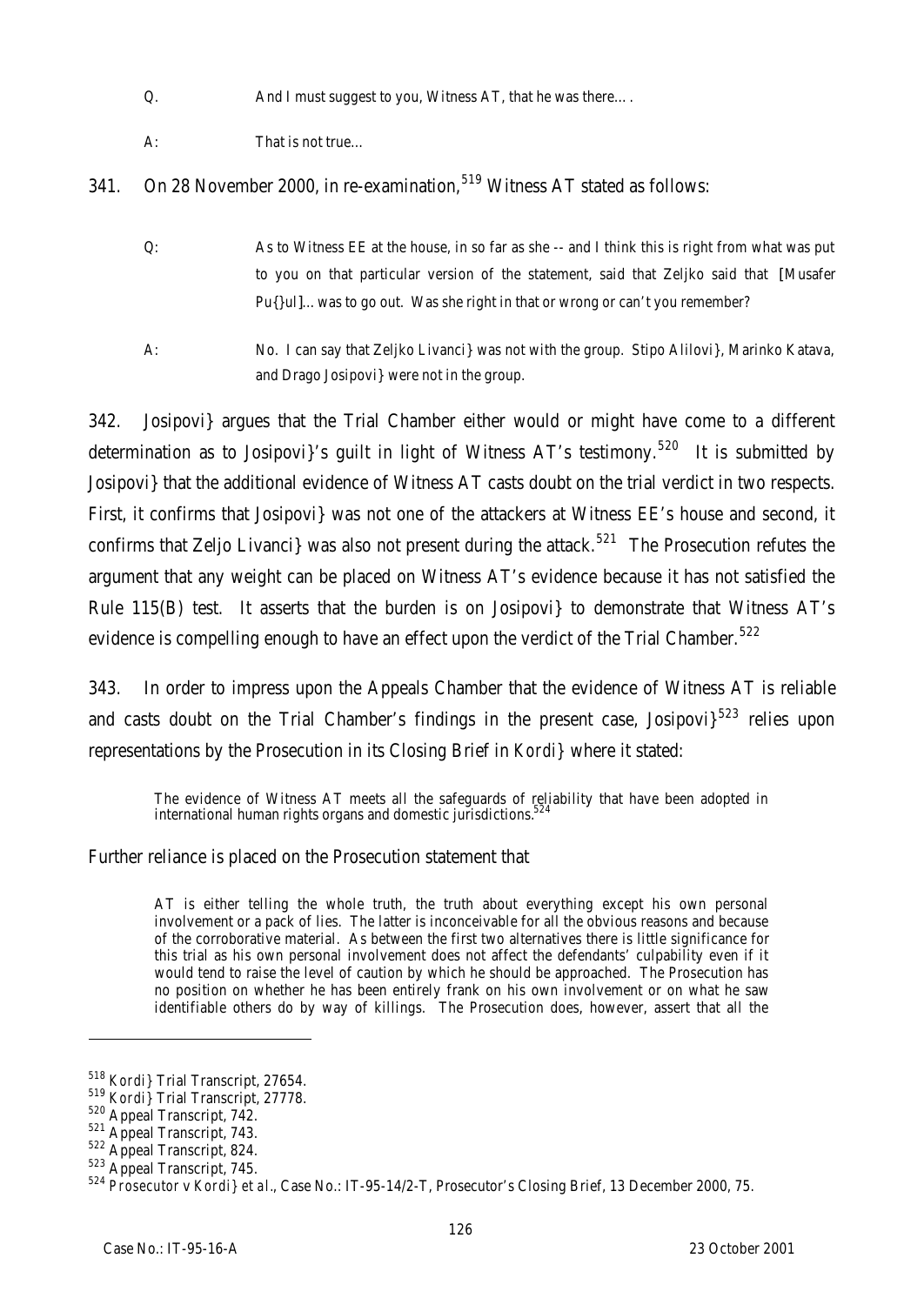Q. And I must suggest to you, Witness AT, that he was there….

A: That is not true…

341. On 28 November 2000, in re-examination,[519] Witness AT stated as follows:

Q: As to Witness EE at the house, in so far as she -- and I think this is right from what was put to you on that particular version of the statement, said that Zeljko said that [Musafer Pu{}ul]…was to go out. Was she right in that or wrong or can't you remember?

A: No. I can say that Zeljko Livanci} was not with the group. Stipo Alilovi}, Marinko Katava, and Drago Josipovi} were not in the group.

342. Josipovi} argues that the Trial Chamber either would or might have come to a different determination as to Josipovi}'s guilt in light of Witness AT's testimony.[520] It is submitted by Josipovi} that the additional evidence of Witness AT casts doubt on the trial verdict in two respects. First, it confirms that Josipovi} was not one of the attackers at Witness EE's house and second, it confirms that Zeljo Livanci} was also not present during the attack.[521] The Prosecution refutes the argument that any weight can be placed on Witness AT's evidence because it has not satisfied the Rule 115(B) test. It asserts that the burden is on Josipovi} to demonstrate that Witness AT's evidence is compelling enough to have an effect upon the verdict of the Trial Chamber.[522]

343. In order to impress upon the Appeals Chamber that the evidence of Witness AT is reliable and casts doubt on the Trial Chamber's findings in the present case, Josipovi}[523] relies upon representations by the Prosecution in its Closing Brief in *Kordi}* where it stated:

> The evidence of Witness AT meets all the safeguards of reliability that have been adopted in international human rights organs and domestic jurisdictions.[524]

Further reliance is placed on the Prosecution statement that

> AT is either telling the whole truth, the truth about everything except his own personal involvement or a pack of lies. The latter is inconceivable for all the obvious reasons and because of the corroborative material. As between the first two alternatives there is little significance for this trial as his own personal involvement does not affect the defendants' culpability even if it would tend to raise the level of caution by which he should be approached. The Prosecution has no position on whether he has been entirely frank on his own involvement or on what he saw identifiable others do by way of killings. The Prosecution does, however, assert that all the

---

[518] *Kordi}* Trial Transcript, 27654.

[519] *Kordi}* Trial Transcript, 27778.

[520] Appeal Transcript, 742.

[521] Appeal Transcript, 743.

[522] Appeal Transcript, 824.

[523] Appeal Transcript, 745.

[524] *Prosecutor v Kordi} et al.*, Case No.: IT-95-14/2-T, Prosecutor's Closing Brief, 13 December 2000, 75.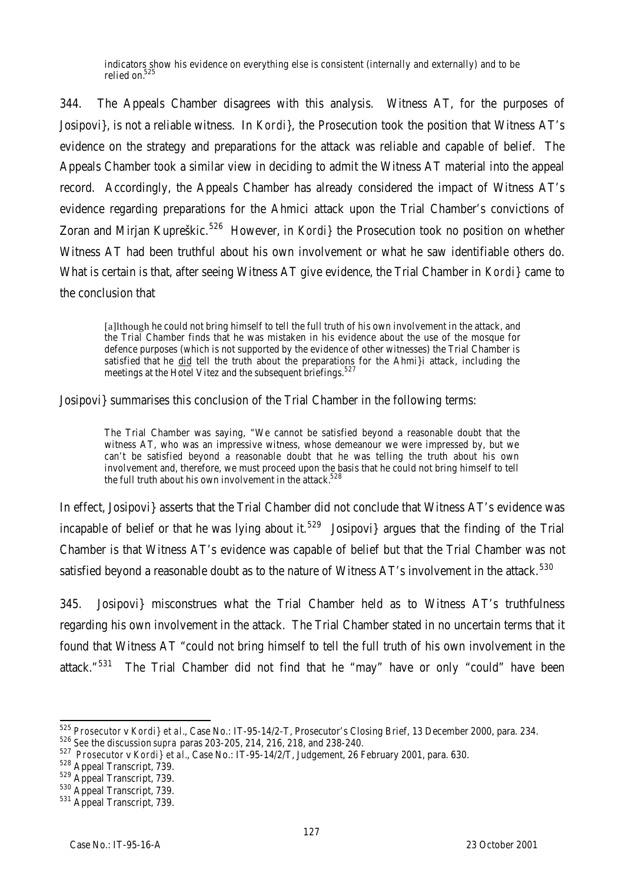> indicators show his evidence on everything else is consistent (internally and externally) and to be relied on.[525]

344. The Appeals Chamber disagrees with this analysis. Witness AT, for the purposes of Josipovi}, is not a reliable witness. In *Kordi}*, the Prosecution took the position that Witness AT's evidence on the strategy and preparations for the attack was reliable and capable of belief. The Appeals Chamber took a similar view in deciding to admit the Witness AT material into the appeal record. Accordingly, the Appeals Chamber has already considered the impact of Witness AT's evidence regarding preparations for the Ahmici attack upon the Trial Chamber's convictions of Zoran and Mirjan Kupreškic.[526] However, in *Kordi}* the Prosecution took no position on whether Witness AT had been truthful about his own involvement or what he saw identifiable others do. What is certain is that, after seeing Witness AT give evidence, the Trial Chamber in *Kordi}* came to the conclusion that

> [a]lthough he could not bring himself to tell the full truth of his own involvement in the attack, and the Trial Chamber finds that he was mistaken in his evidence about the use of the mosque for defence purposes (which is not supported by the evidence of other witnesses) the Trial Chamber is satisfied that he <u>did</u> tell the truth about the preparations for the Ahmi}i attack, including the meetings at the Hotel Vitez and the subsequent briefings.[527]

Josipovi} summarises this conclusion of the Trial Chamber in the following terms:

> The Trial Chamber was saying, "We cannot be satisfied beyond a reasonable doubt that the witness AT, who was an impressive witness, whose demeanour we were impressed by, but we can't be satisfied beyond a reasonable doubt that he was telling the truth about his own involvement and, therefore, we must proceed upon the basis that he could not bring himself to tell the full truth about his own involvement in the attack.[528]

In effect, Josipovi} asserts that the Trial Chamber did not conclude that Witness AT's evidence was incapable of belief or that he was lying about it.[529] Josipovi} argues that the finding of the Trial Chamber is that Witness AT's evidence was capable of belief but that the Trial Chamber was not satisfied beyond a reasonable doubt as to the nature of Witness AT's involvement in the attack.[530]

345. Josipovi} misconstrues what the Trial Chamber held as to Witness AT's truthfulness regarding his own involvement in the attack. The Trial Chamber stated in no uncertain terms that it found that Witness AT "could not bring himself to tell the full truth of his own involvement in the attack."[531] The Trial Chamber did not find that he "may" have or only "could" have been

---

[525] *Prosecutor v Kordi} et al.*, Case No.: IT-95-14/2-T, Prosecutor's Closing Brief, 13 December 2000, para. 234.

[526] See the discussion *supra* paras 203-205, 214, 216, 218, and 238-240.

[527] *Prosecutor v Kordi} et al.*, Case No.: IT-95-14/2/T, Judgement, 26 February 2001, para. 630.

[528] Appeal Transcript, 739.

[529] Appeal Transcript, 739.

[530] Appeal Transcript, 739.

[531] Appeal Transcript, 739.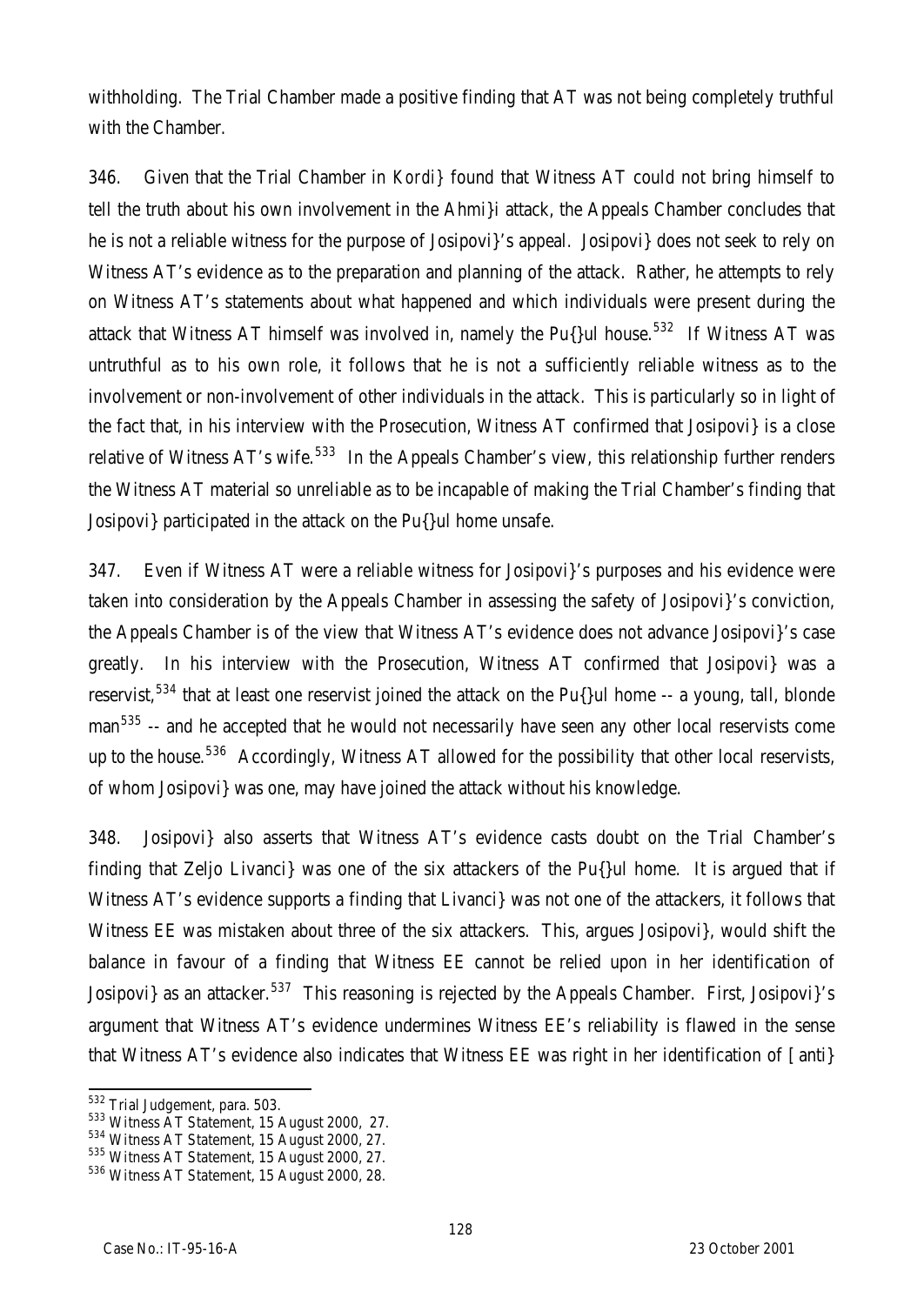withholding. The Trial Chamber made a positive finding that AT was not being completely truthful with the Chamber.

346. Given that the Trial Chamber in *Kordi}* found that Witness AT could not bring himself to tell the truth about his own involvement in the Ahmi}i attack, the Appeals Chamber concludes that he is not a reliable witness for the purpose of Josipovi}'s appeal. Josipovi} does not seek to rely on Witness AT's evidence as to the preparation and planning of the attack. Rather, he attempts to rely on Witness AT's statements about what happened and which individuals were present during the attack that Witness AT himself was involved in, namely the Pu{}ul house.[532] If Witness AT was untruthful as to his own role, it follows that he is not a sufficiently reliable witness as to the involvement or non-involvement of other individuals in the attack. This is particularly so in light of the fact that, in his interview with the Prosecution, Witness AT confirmed that Josipovi} is a close relative of Witness AT's wife.[533] In the Appeals Chamber's view, this relationship further renders the Witness AT material so unreliable as to be incapable of making the Trial Chamber's finding that Josipovi} participated in the attack on the Pu{}ul home unsafe.

347. Even if Witness AT were a reliable witness for Josipovi}'s purposes and his evidence were taken into consideration by the Appeals Chamber in assessing the safety of Josipovi}'s conviction, the Appeals Chamber is of the view that Witness AT's evidence does not advance Josipovi}'s case greatly. In his interview with the Prosecution, Witness AT confirmed that Josipovi} was a reservist,[534] that at least one reservist joined the attack on the Pu{}ul home -- a young, tall, blonde man[535] -- and he accepted that he would not necessarily have seen any other local reservists come up to the house.[536] Accordingly, Witness AT allowed for the possibility that other local reservists, of whom Josipovi} was one, may have joined the attack without his knowledge.

348. Josipovi} also asserts that Witness AT's evidence casts doubt on the Trial Chamber's finding that Zeljo Livanci} was one of the six attackers of the Pu{}ul home. It is argued that if Witness AT's evidence supports a finding that Livanci} was not one of the attackers, it follows that Witness EE was mistaken about three of the six attackers. This, argues Josipovi}, would shift the balance in favour of a finding that Witness EE cannot be relied upon in her identification of Josipovi} as an attacker.[537] This reasoning is rejected by the Appeals Chamber. First, Josipovi}'s argument that Witness AT's evidence undermines Witness EE's reliability is flawed in the sense that Witness AT's evidence also indicates that Witness EE was right in her identification of [anti}

---

[532] Trial Judgement, para. 503.
[533] Witness AT Statement, 15 August 2000, 27.
[534] Witness AT Statement, 15 August 2000, 27.
[535] Witness AT Statement, 15 August 2000, 27.
[536] Witness AT Statement, 15 August 2000, 28.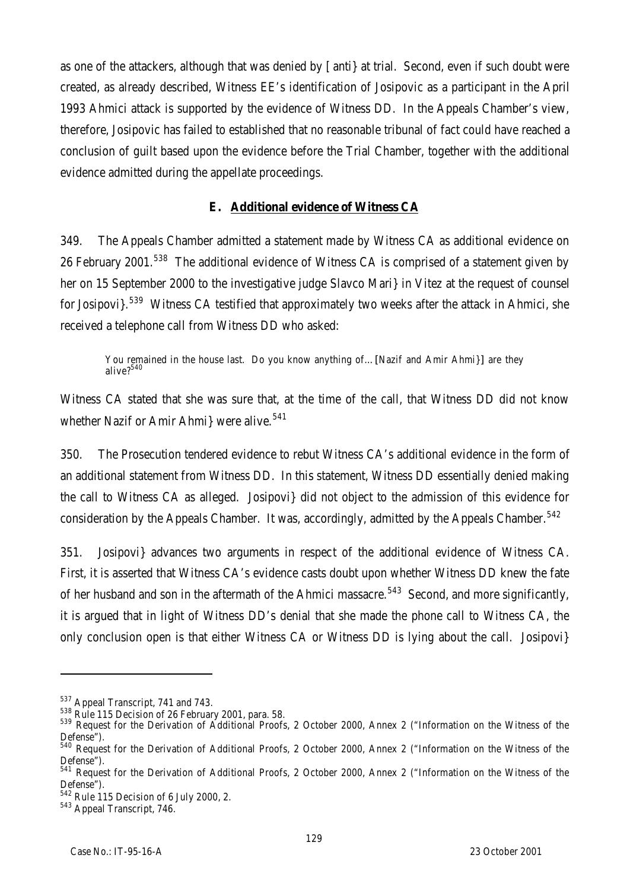as one of the attackers, although that was denied by [anti} at trial. Second, even if such doubt were created, as already described, Witness EE's identification of Josipovic as a participant in the April 1993 Ahmici attack is supported by the evidence of Witness DD. In the Appeals Chamber's view, therefore, Josipovic has failed to established that no reasonable tribunal of fact could have reached a conclusion of guilt based upon the evidence before the Trial Chamber, together with the additional evidence admitted during the appellate proceedings.

### E. Additional evidence of Witness CA

349. The Appeals Chamber admitted a statement made by Witness CA as additional evidence on 26 February 2001.[538] The additional evidence of Witness CA is comprised of a statement given by her on 15 September 2000 to the investigative judge Slavco Mari} in Vitez at the request of counsel for Josipovi}.[539] Witness CA testified that approximately two weeks after the attack in Ahmici, she received a telephone call from Witness DD who asked:

> You remained in the house last. Do you know anything of… [Nazif and Amir Ahmi}] are they alive?[540]

Witness CA stated that she was sure that, at the time of the call, that Witness DD did not know whether Nazif or Amir Ahmi} were alive.[541]

350. The Prosecution tendered evidence to rebut Witness CA's additional evidence in the form of an additional statement from Witness DD. In this statement, Witness DD essentially denied making the call to Witness CA as alleged. Josipovi} did not object to the admission of this evidence for consideration by the Appeals Chamber. It was, accordingly, admitted by the Appeals Chamber.[542]

351. Josipovi} advances two arguments in respect of the additional evidence of Witness CA. First, it is asserted that Witness CA's evidence casts doubt upon whether Witness DD knew the fate of her husband and son in the aftermath of the Ahmici massacre.[543] Second, and more significantly, it is argued that in light of Witness DD's denial that she made the phone call to Witness CA, the only conclusion open is that either Witness CA or Witness DD is lying about the call. Josipovi}

---

[537] Appeal Transcript, 741 and 743.

[538] Rule 115 Decision of 26 February 2001, para. 58.

[539] Request for the Derivation of Additional Proofs, 2 October 2000, Annex 2 ("Information on the Witness of the Defense").

[540] Request for the Derivation of Additional Proofs, 2 October 2000, Annex 2 ("Information on the Witness of the Defense").

[541] Request for the Derivation of Additional Proofs, 2 October 2000, Annex 2 ("Information on the Witness of the Defense").

[542] Rule 115 Decision of 6 July 2000, 2.

[543] Appeal Transcript, 746.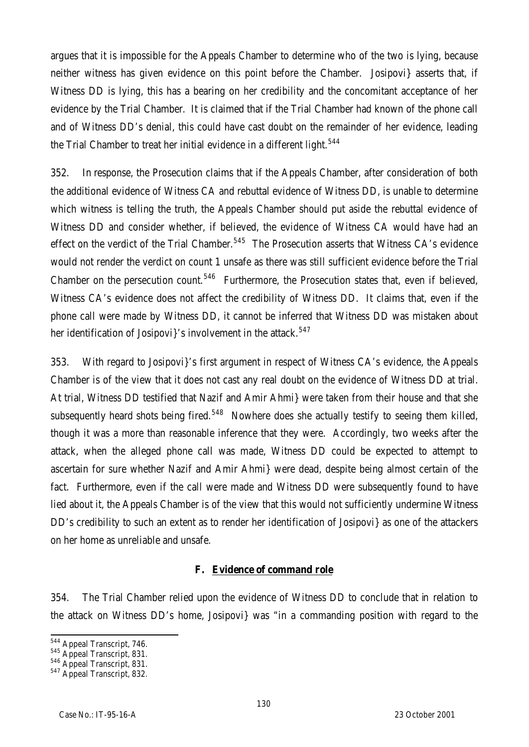argues that it is impossible for the Appeals Chamber to determine who of the two is lying, because neither witness has given evidence on this point before the Chamber. Josipovi} asserts that, if Witness DD is lying, this has a bearing on her credibility and the concomitant acceptance of her evidence by the Trial Chamber. It is claimed that if the Trial Chamber had known of the phone call and of Witness DD's denial, this could have cast doubt on the remainder of her evidence, leading the Trial Chamber to treat her initial evidence in a different light.[544]

352. In response, the Prosecution claims that if the Appeals Chamber, after consideration of both the additional evidence of Witness CA and rebuttal evidence of Witness DD, is unable to determine which witness is telling the truth, the Appeals Chamber should put aside the rebuttal evidence of Witness DD and consider whether, if believed, the evidence of Witness CA would have had an effect on the verdict of the Trial Chamber.[545] The Prosecution asserts that Witness CA's evidence would not render the verdict on count 1 unsafe as there was still sufficient evidence before the Trial Chamber on the persecution count.[546] Furthermore, the Prosecution states that, even if believed, Witness CA's evidence does not affect the credibility of Witness DD. It claims that, even if the phone call were made by Witness DD, it cannot be inferred that Witness DD was mistaken about her identification of Josipovi}'s involvement in the attack.[547]

353. With regard to Josipovi}'s first argument in respect of Witness CA's evidence, the Appeals Chamber is of the view that it does not cast any real doubt on the evidence of Witness DD at trial. At trial, Witness DD testified that Nazif and Amir Ahmi} were taken from their house and that she subsequently heard shots being fired.[548] Nowhere does she actually testify to seeing them killed, though it was a more than reasonable inference that they were. Accordingly, two weeks after the attack, when the alleged phone call was made, Witness DD could be expected to attempt to ascertain for sure whether Nazif and Amir Ahmi} were dead, despite being almost certain of the fact. Furthermore, even if the call were made and Witness DD were subsequently found to have lied about it, the Appeals Chamber is of the view that this would not sufficiently undermine Witness DD's credibility to such an extent as to render her identification of Josipovi} as one of the attackers on her home as unreliable and unsafe.

### F. Evidence of command role

354. The Trial Chamber relied upon the evidence of Witness DD to conclude that in relation to the attack on Witness DD's home, Josipovi} was "in a commanding position with regard to the

---

[544] Appeal Transcript, 746.

[545] Appeal Transcript, 831.

[546] Appeal Transcript, 831.

[547] Appeal Transcript, 832.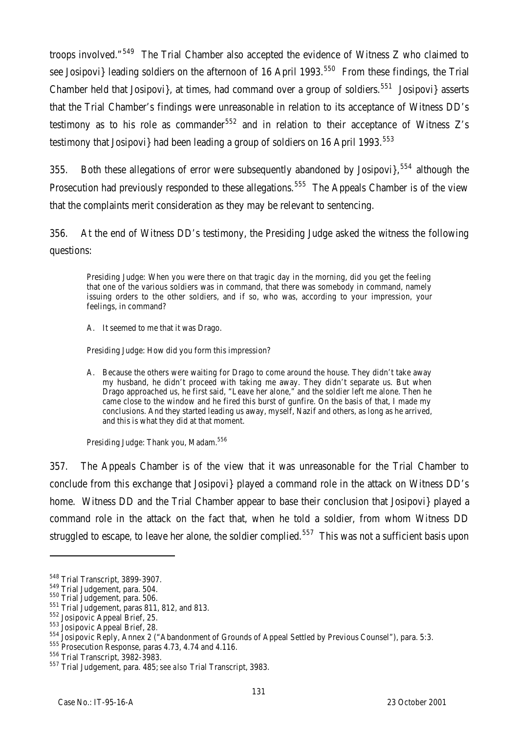troops involved."[549] The Trial Chamber also accepted the evidence of Witness Z who claimed to see Josipovi} leading soldiers on the afternoon of 16 April 1993.[550] From these findings, the Trial Chamber held that Josipovi}, at times, had command over a group of soldiers.[551] Josipovi} asserts that the Trial Chamber's findings were unreasonable in relation to its acceptance of Witness DD's testimony as to his role as commander[552] and in relation to their acceptance of Witness Z's testimony that Josipovi} had been leading a group of soldiers on 16 April 1993.[553]

355. Both these allegations of error were subsequently abandoned by Josipovi},[554] although the Prosecution had previously responded to these allegations.[555] The Appeals Chamber is of the view that the complaints merit consideration as they may be relevant to sentencing.

356. At the end of Witness DD's testimony, the Presiding Judge asked the witness the following questions:

> Presiding Judge: When you were there on that tragic day in the morning, did you get the feeling that one of the various soldiers was in command, that there was somebody in command, namely issuing orders to the other soldiers, and if so, who was, according to your impression, your feelings, in command?
>
> A. It seemed to me that it was Drago.
>
> Presiding Judge: How did you form this impression?
>
> A. Because the others were waiting for Drago to come around the house. They didn't take away my husband, he didn't proceed with taking me away. They didn't separate us. But when Drago approached us, he first said, "Leave her alone," and the soldier left me alone. Then he came close to the window and he fired this burst of gunfire. On the basis of that, I made my conclusions. And they started leading us away, myself, Nazif and others, as long as he arrived, and this is what they did at that moment.
>
> Presiding Judge: Thank you, Madam.[556]

357. The Appeals Chamber is of the view that it was unreasonable for the Trial Chamber to conclude from this exchange that Josipovi} played a command role in the attack on Witness DD's home. Witness DD and the Trial Chamber appear to base their conclusion that Josipovi} played a command role in the attack on the fact that, when he told a soldier, from whom Witness DD struggled to escape, to leave her alone, the soldier complied.[557] This was not a sufficient basis upon

---

[548] Trial Transcript, 3899-3907.

[549] Trial Judgement, para. 504.

[550] Trial Judgement, para. 506.

[551] Trial Judgement, paras 811, 812, and 813.

[552] Josipovic Appeal Brief, 25.

[553] Josipovic Appeal Brief, 28.

[554] Josipovic Reply, Annex 2 ("Abandonment of Grounds of Appeal Settled by Previous Counsel"), para. 5:3.

[555] Prosecution Response, paras 4.73, 4.74 and 4.116.

[556] Trial Transcript, 3982-3983.

[557] Trial Judgement, para. 485; *see also* Trial Transcript, 3983.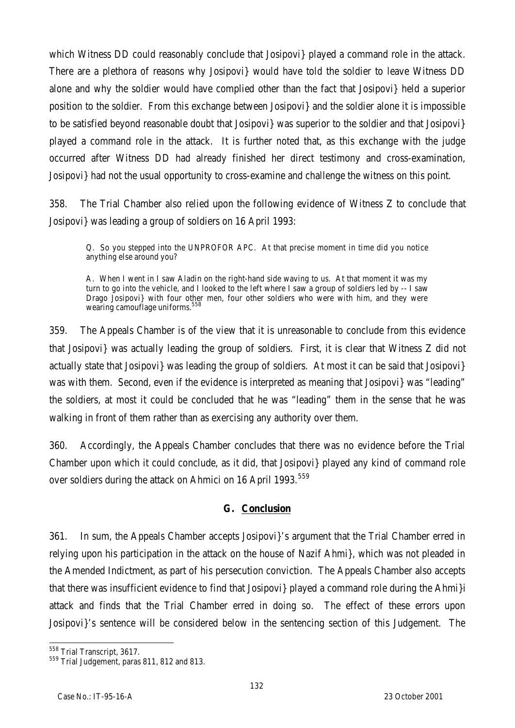which Witness DD could reasonably conclude that Josipovi} played a command role in the attack. There are a plethora of reasons why Josipovi} would have told the soldier to leave Witness DD alone and why the soldier would have complied other than the fact that Josipovi} held a superior position to the soldier. From this exchange between Josipovi} and the soldier alone it is impossible to be satisfied beyond reasonable doubt that Josipovi} was superior to the soldier and that Josipovi} played a command role in the attack. It is further noted that, as this exchange with the judge occurred after Witness DD had already finished her direct testimony and cross-examination, Josipovi} had not the usual opportunity to cross-examine and challenge the witness on this point.

358. The Trial Chamber also relied upon the following evidence of Witness Z to conclude that Josipovi} was leading a group of soldiers on 16 April 1993:

> Q. So you stepped into the UNPROFOR APC. At that precise moment in time did you notice anything else around you?
>
> A. When I went in I saw Aladin on the right-hand side waving to us. At that moment it was my turn to go into the vehicle, and I looked to the left where I saw a group of soldiers led by -- I saw Drago Josipovi} with four other men, four other soldiers who were with him, and they were wearing camouflage uniforms.[558]

359. The Appeals Chamber is of the view that it is unreasonable to conclude from this evidence that Josipovi} was actually leading the group of soldiers. First, it is clear that Witness Z did not actually state that Josipovi} was leading the group of soldiers. At most it can be said that Josipovi} was with them. Second, even if the evidence is interpreted as meaning that Josipovi} was "leading" the soldiers, at most it could be concluded that he was "leading" them in the sense that he was walking in front of them rather than as exercising any authority over them.

360. Accordingly, the Appeals Chamber concludes that there was no evidence before the Trial Chamber upon which it could conclude, as it did, that Josipovi} played any kind of command role over soldiers during the attack on Ahmici on 16 April 1993.[559]

### G. Conclusion

361. In sum, the Appeals Chamber accepts Josipovi}'s argument that the Trial Chamber erred in relying upon his participation in the attack on the house of Nazif Ahmi}, which was not pleaded in the Amended Indictment, as part of his persecution conviction. The Appeals Chamber also accepts that there was insufficient evidence to find that Josipovi} played a command role during the Ahmi}i attack and finds that the Trial Chamber erred in doing so. The effect of these errors upon Josipovi}'s sentence will be considered below in the sentencing section of this Judgement. The

[558] Trial Transcript, 3617.

[559] Trial Judgement, paras 811, 812 and 813.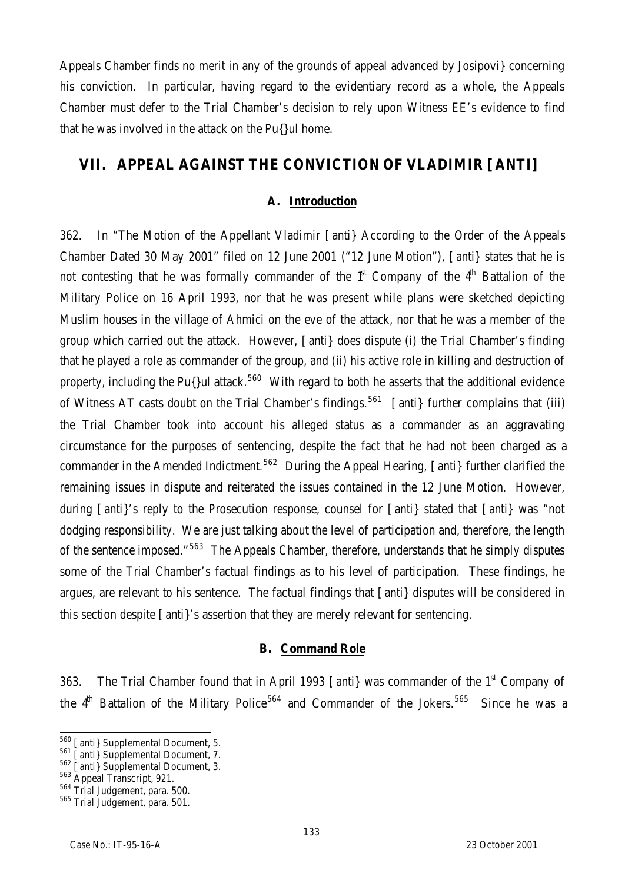Appeals Chamber finds no merit in any of the grounds of appeal advanced by Josipovi} concerning his conviction. In particular, having regard to the evidentiary record as a whole, the Appeals Chamber must defer to the Trial Chamber's decision to rely upon Witness EE's evidence to find that he was involved in the attack on the Pu{}ul home.

# VII. APPEAL AGAINST THE CONVICTION OF VLADIMIR [ANTI]

## A. Introduction

362. In "The Motion of the Appellant Vladimir [anti} According to the Order of the Appeals Chamber Dated 30 May 2001" filed on 12 June 2001 ("12 June Motion"), [anti} states that he is not contesting that he was formally commander of the 1st Company of the 4th Battalion of the Military Police on 16 April 1993, nor that he was present while plans were sketched depicting Muslim houses in the village of Ahmici on the eve of the attack, nor that he was a member of the group which carried out the attack. However, [anti} does dispute (i) the Trial Chamber's finding that he played a role as commander of the group, and (ii) his active role in killing and destruction of property, including the Pu{}ul attack.[560] With regard to both he asserts that the additional evidence of Witness AT casts doubt on the Trial Chamber's findings.[561] [anti} further complains that (iii) the Trial Chamber took into account his alleged status as a commander as an aggravating circumstance for the purposes of sentencing, despite the fact that he had not been charged as a commander in the Amended Indictment.[562] During the Appeal Hearing, [anti} further clarified the remaining issues in dispute and reiterated the issues contained in the 12 June Motion. However, during [anti}'s reply to the Prosecution response, counsel for [anti} stated that [anti} was "not dodging responsibility. We are just talking about the level of participation and, therefore, the length of the sentence imposed."[563] The Appeals Chamber, therefore, understands that he simply disputes some of the Trial Chamber's factual findings as to his level of participation. These findings, he argues, are relevant to his sentence. The factual findings that [anti} disputes will be considered in this section despite [anti}'s assertion that they are merely relevant for sentencing.

## B. Command Role

363. The Trial Chamber found that in April 1993 [anti} was commander of the 1st Company of the 4th Battalion of the Military Police[564] and Commander of the Jokers.[565] Since he was a

---

[560] [anti} Supplemental Document, 5.
[561] [anti} Supplemental Document, 7.
[562] [anti} Supplemental Document, 3.
[563] Appeal Transcript, 921.
[564] Trial Judgement, para. 500.
[565] Trial Judgement, para. 501.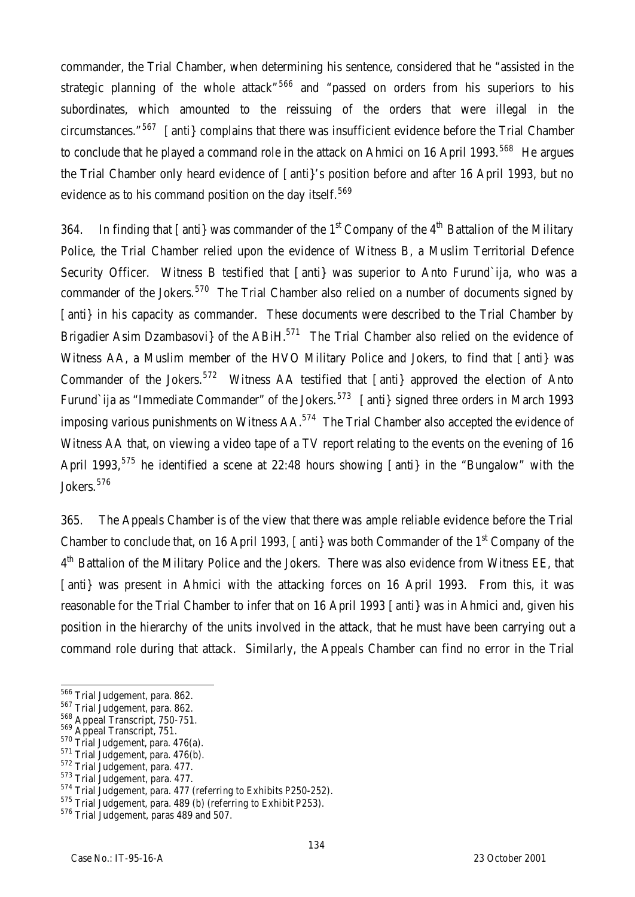commander, the Trial Chamber, when determining his sentence, considered that he "assisted in the strategic planning of the whole attack"[566] and "passed on orders from his superiors to his subordinates, which amounted to the reissuing of the orders that were illegal in the circumstances."[567] [anti} complains that there was insufficient evidence before the Trial Chamber to conclude that he played a command role in the attack on Ahmici on 16 April 1993.[568] He argues the Trial Chamber only heard evidence of [anti}'s position before and after 16 April 1993, but no evidence as to his command position on the day itself.[569]

364. In finding that [anti} was commander of the 1st Company of the 4th Battalion of the Military Police, the Trial Chamber relied upon the evidence of Witness B, a Muslim Territorial Defence Security Officer. Witness B testified that [anti} was superior to Anto Furund`ija, who was a commander of the Jokers.[570] The Trial Chamber also relied on a number of documents signed by [anti} in his capacity as commander. These documents were described to the Trial Chamber by Brigadier Asim Dzambasovi} of the ABiH.[571] The Trial Chamber also relied on the evidence of Witness AA, a Muslim member of the HVO Military Police and Jokers, to find that [anti} was Commander of the Jokers.[572] Witness AA testified that [anti} approved the election of Anto Furund`ija as "Immediate Commander" of the Jokers.[573] [anti} signed three orders in March 1993 imposing various punishments on Witness AA.[574] The Trial Chamber also accepted the evidence of Witness AA that, on viewing a video tape of a TV report relating to the events on the evening of 16 April 1993,[575] he identified a scene at 22:48 hours showing [anti} in the "Bungalow" with the Jokers.[576]

365. The Appeals Chamber is of the view that there was ample reliable evidence before the Trial Chamber to conclude that, on 16 April 1993, [anti} was both Commander of the 1st Company of the 4th Battalion of the Military Police and the Jokers. There was also evidence from Witness EE, that [anti} was present in Ahmici with the attacking forces on 16 April 1993. From this, it was reasonable for the Trial Chamber to infer that on 16 April 1993 [anti} was in Ahmici and, given his position in the hierarchy of the units involved in the attack, that he must have been carrying out a command role during that attack. Similarly, the Appeals Chamber can find no error in the Trial

---

[566] Trial Judgement, para. 862.
[567] Trial Judgement, para. 862.
[568] Appeal Transcript, 750-751.
[569] Appeal Transcript, 751.
[570] Trial Judgement, para. 476(a).
[571] Trial Judgement, para. 476(b).
[572] Trial Judgement, para. 477.
[573] Trial Judgement, para. 477.
[574] Trial Judgement, para. 477 (referring to Exhibits P250-252).
[575] Trial Judgement, para. 489 (b) (referring to Exhibit P253).
[576] Trial Judgement, paras 489 and 507.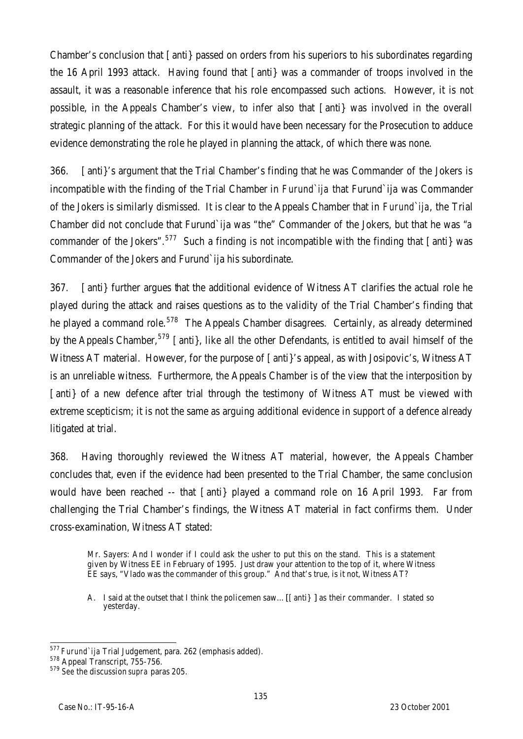Chamber's conclusion that [anti} passed on orders from his superiors to his subordinates regarding the 16 April 1993 attack. Having found that [anti} was a commander of troops involved in the assault, it was a reasonable inference that his role encompassed such actions. However, it is not possible, in the Appeals Chamber's view, to infer also that [anti} was involved in the overall strategic planning of the attack. For this it would have been necessary for the Prosecution to adduce evidence demonstrating the role he played in planning the attack, of which there was none.

366. [anti}'s argument that the Trial Chamber's finding that he was Commander of the Jokers is incompatible with the finding of the Trial Chamber in *Furund`ija* that Furund`ija was Commander of the Jokers is similarly dismissed. It is clear to the Appeals Chamber that in *Furund`ija*, the Trial Chamber did not conclude that Furund`ija was "the" Commander of the Jokers, but that he was "*a* commander of the Jokers".[577] Such a finding is not incompatible with the finding that [anti} was Commander of the Jokers and Furund`ija his subordinate.

367. [anti} further argues that the additional evidence of Witness AT clarifies the actual role he played during the attack and raises questions as to the validity of the Trial Chamber's finding that he played a command role.[578] The Appeals Chamber disagrees. Certainly, as already determined by the Appeals Chamber,[579] [anti}, like all the other Defendants, is entitled to avail himself of the Witness AT material. However, for the purpose of [anti}'s appeal, as with Josipovic's, Witness AT is an unreliable witness. Furthermore, the Appeals Chamber is of the view that the interposition by [anti} of a new defence after trial through the testimony of Witness AT must be viewed with extreme scepticism; it is not the same as arguing additional evidence in support of a defence already litigated at trial.

368. Having thoroughly reviewed the Witness AT material, however, the Appeals Chamber concludes that, even if the evidence had been presented to the Trial Chamber, the same conclusion would have been reached -- that [anti} played a command role on 16 April 1993. Far from challenging the Trial Chamber's findings, the Witness AT material in fact confirms them. Under cross-examination, Witness AT stated:

> Mr. Sayers: And I wonder if I could ask the usher to put this on the stand. This is a statement given by Witness EE in February of 1995. Just draw your attention to the top of it, where Witness EE says, "Vlado was the commander of this group." And that's true, is it not, Witness AT?
>
> A. I said at the outset that I think the policemen saw…[[anti}] as their commander. I stated so yesterday.

---

[577] *Furund`ija* Trial Judgement, para. 262 (emphasis added).

[578] Appeal Transcript, 755-756.

[579] See the discussion *supra* paras 205.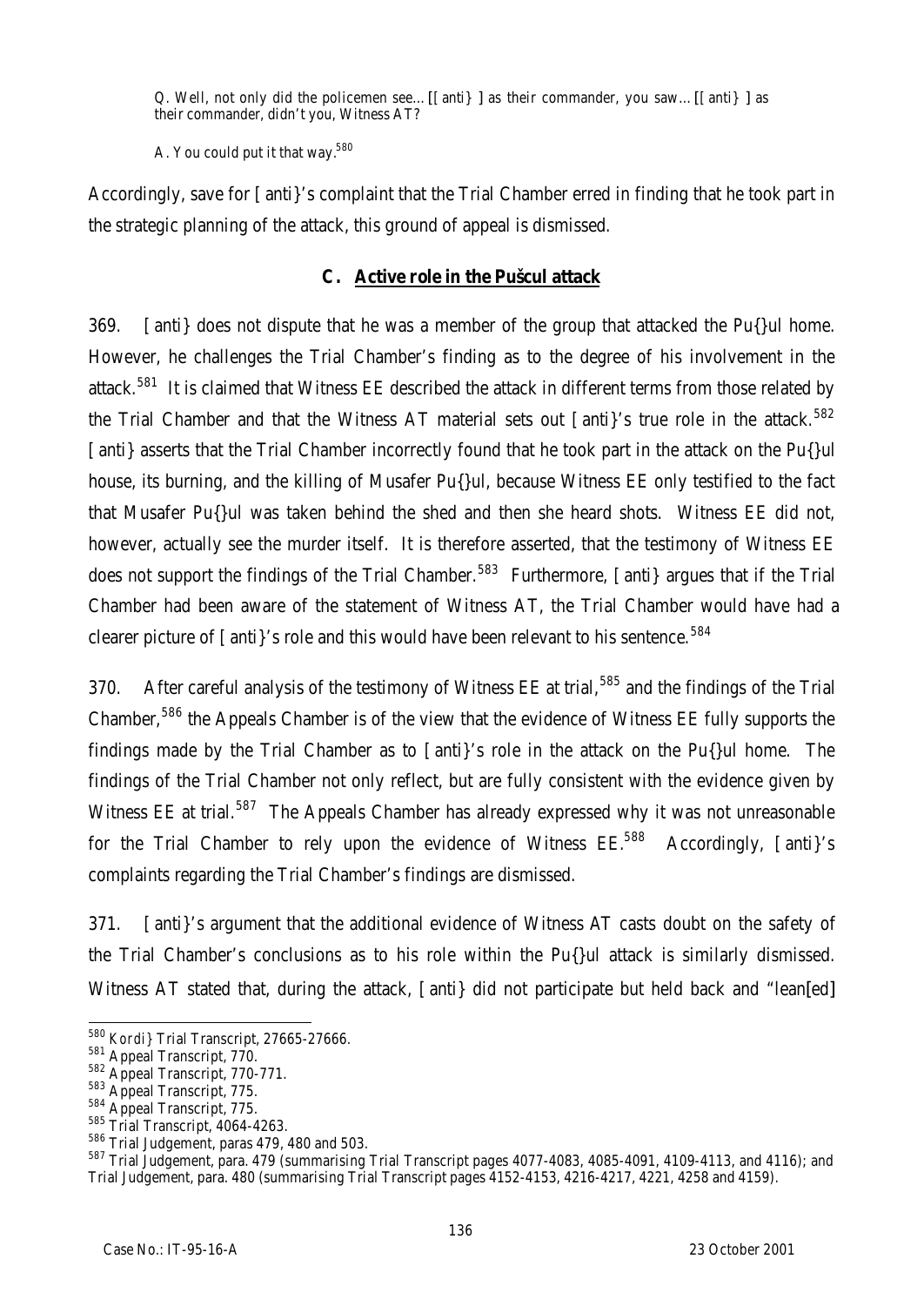Q. Well, not only did the policemen see... [[anti} ] as their commander, you saw... [[anti} ] as their commander, didn't you, Witness AT?

A. You could put it that way.[580]

Accordingly, save for [anti}'s complaint that the Trial Chamber erred in finding that he took part in the strategic planning of the attack, this ground of appeal is dismissed.

### C. Active role in the Pušcul attack

369. [anti} does not dispute that he was a member of the group that attacked the Pu{}ul home. However, he challenges the Trial Chamber's finding as to the degree of his involvement in the attack.[581] It is claimed that Witness EE described the attack in different terms from those related by the Trial Chamber and that the Witness AT material sets out [anti}'s true role in the attack.[582] [anti} asserts that the Trial Chamber incorrectly found that he took part in the attack on the Pu{}ul house, its burning, and the killing of Musafer Pu{}ul, because Witness EE only testified to the fact that Musafer Pu{}ul was taken behind the shed and then she heard shots. Witness EE did not, however, actually see the murder itself. It is therefore asserted, that the testimony of Witness EE does not support the findings of the Trial Chamber.[583] Furthermore, [anti} argues that if the Trial Chamber had been aware of the statement of Witness AT, the Trial Chamber would have had a clearer picture of [anti}'s role and this would have been relevant to his sentence.[584]

370. After careful analysis of the testimony of Witness EE at trial,[585] and the findings of the Trial Chamber,[586] the Appeals Chamber is of the view that the evidence of Witness EE fully supports the findings made by the Trial Chamber as to [anti}'s role in the attack on the Pu{}ul home. The findings of the Trial Chamber not only reflect, but are fully consistent with the evidence given by Witness EE at trial.[587] The Appeals Chamber has already expressed why it was not unreasonable for the Trial Chamber to rely upon the evidence of Witness EE.[588] Accordingly, [anti}'s complaints regarding the Trial Chamber's findings are dismissed.

371. [anti}'s argument that the additional evidence of Witness AT casts doubt on the safety of the Trial Chamber's conclusions as to his role within the Pu{}ul attack is similarly dismissed. Witness AT stated that, during the attack, [anti} did not participate but held back and "lean[ed]

---

[580] *Kordi}* Trial Transcript, 27665-27666.

[581] Appeal Transcript, 770.

[582] Appeal Transcript, 770-771.

[583] Appeal Transcript, 775.

[584] Appeal Transcript, 775.

[585] Trial Transcript, 4064-4263.

[586] Trial Judgement, paras 479, 480 and 503.

[587] Trial Judgement, para. 479 (summarising Trial Transcript pages 4077-4083, 4085-4091, 4109-4113, and 4116); and Trial Judgement, para. 480 (summarising Trial Transcript pages 4152-4153, 4216-4217, 4221, 4258 and 4159).

Case No.: IT-95-16-A 23 October 2001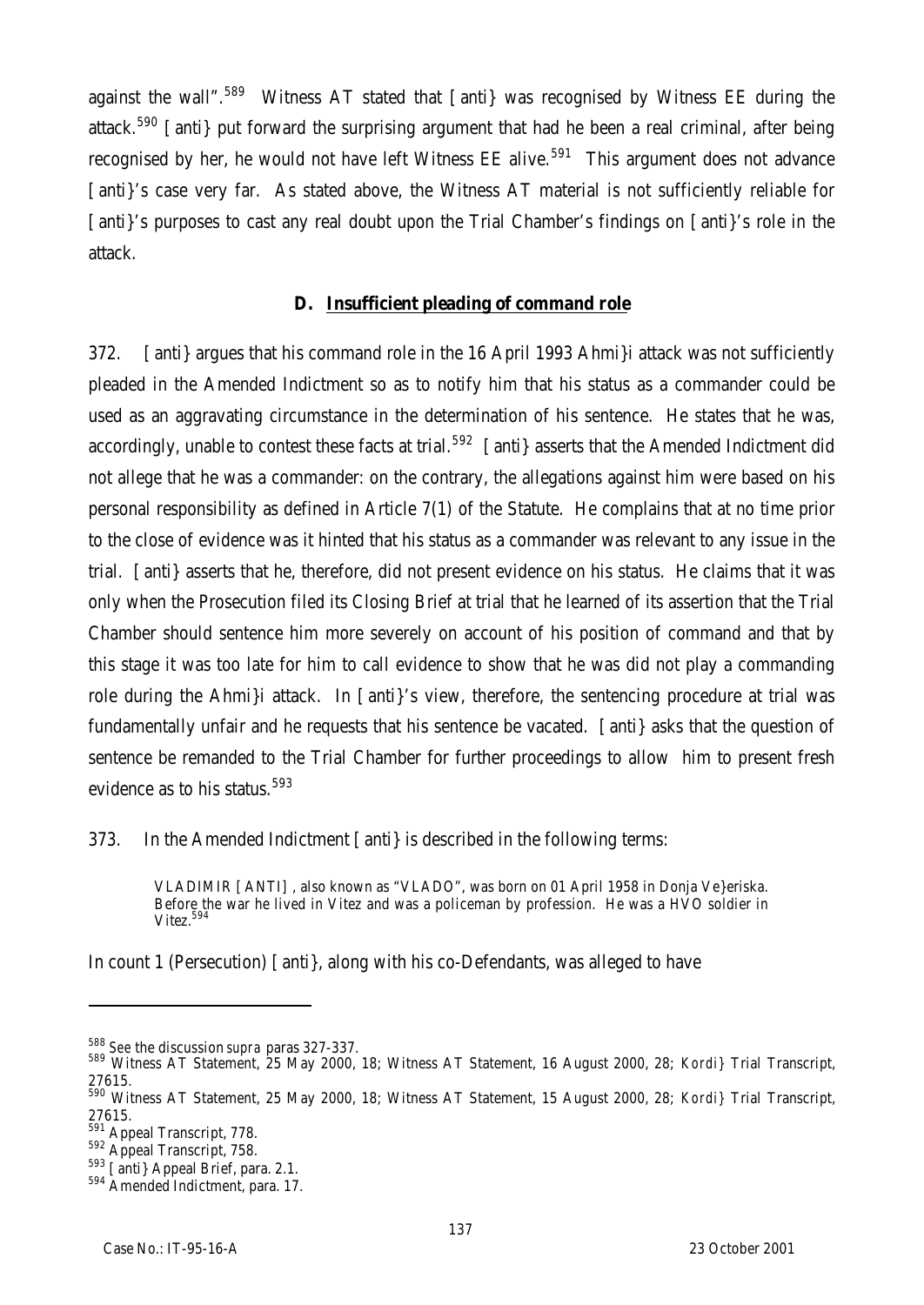against the wall".[589] Witness AT stated that [anti} was recognised by Witness EE during the attack.[590] [anti} put forward the surprising argument that had he been a real criminal, after being recognised by her, he would not have left Witness EE alive.[591] This argument does not advance [anti}'s case very far. As stated above, the Witness AT material is not sufficiently reliable for [anti}'s purposes to cast any real doubt upon the Trial Chamber's findings on [anti}'s role in the attack.

### D. Insufficient pleading of command role

372. [anti} argues that his command role in the 16 April 1993 Ahmi}i attack was not sufficiently pleaded in the Amended Indictment so as to notify him that his status as a commander could be used as an aggravating circumstance in the determination of his sentence. He states that he was, accordingly, unable to contest these facts at trial.[592] [anti} asserts that the Amended Indictment did not allege that he was a commander: on the contrary, the allegations against him were based on his personal responsibility as defined in Article 7(1) of the Statute. He complains that at no time prior to the close of evidence was it hinted that his status as a commander was relevant to any issue in the trial. [anti} asserts that he, therefore, did not present evidence on his status. He claims that it was only when the Prosecution filed its Closing Brief at trial that he learned of its assertion that the Trial Chamber should sentence him more severely on account of his position of command and that by this stage it was too late for him to call evidence to show that he was did not play a commanding role during the Ahmi}i attack. In [anti}'s view, therefore, the sentencing procedure at trial was fundamentally unfair and he requests that his sentence be vacated. [anti} asks that the question of sentence be remanded to the Trial Chamber for further proceedings to allow him to present fresh evidence as to his status.[593]

373. In the Amended Indictment [anti} is described in the following terms:

> VLADIMIR [ANTI], also known as "VLADO", was born on 01 April 1958 in Donja Ve}eriska. Before the war he lived in Vitez and was a policeman by profession. He was a HVO soldier in Vitez.[594]

In count 1 (Persecution) [anti}, along with his co-Defendants, was alleged to have

---

[588] See the discussion *supra* paras 327-337.

[589] Witness AT Statement, 25 May 2000, 18; Witness AT Statement, 16 August 2000, 28; *Kordi}* Trial Transcript, 27615.

[590] Witness AT Statement, 25 May 2000, 18; Witness AT Statement, 15 August 2000, 28; *Kordi}* Trial Transcript, 27615.

[591] Appeal Transcript, 778.

[592] Appeal Transcript, 758.

[593] [anti} Appeal Brief, para. 2.1.

[594] Amended Indictment, para. 17.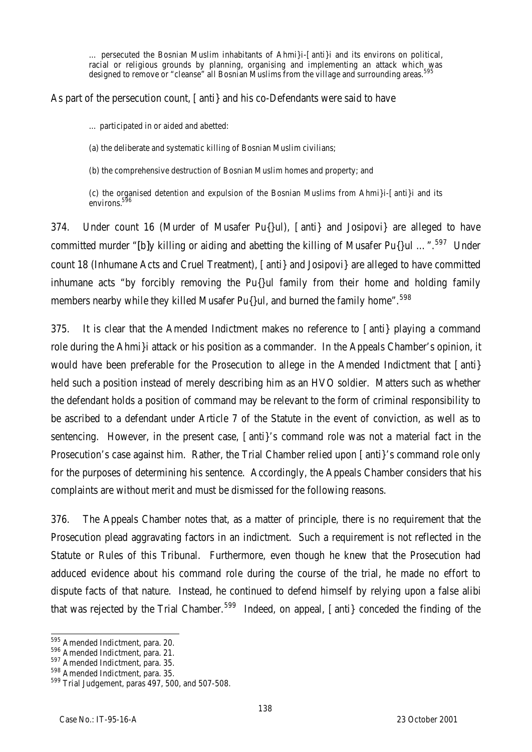> … persecuted the Bosnian Muslim inhabitants of Ahmi}i-[anti}i and its environs on political, racial or religious grounds by planning, organising and implementing an attack which was designed to remove or "cleanse" all Bosnian Muslims from the village and surrounding areas.[595]

As part of the persecution count, [anti} and his co-Defendants were said to have

> … participated in or aided and abetted:
>
> (a) the deliberate and systematic killing of Bosnian Muslim civilians;
>
> (b) the comprehensive destruction of Bosnian Muslim homes and property; and
>
> (c) the organised detention and expulsion of the Bosnian Muslims from Ahmi}i-[anti}i and its environs.[596]

374. Under count 16 (Murder of Musafer Pu{}ul), [anti} and Josipovi} are alleged to have committed murder "[b]y killing or aiding and abetting the killing of Musafer Pu{}ul …".[597] Under count 18 (Inhumane Acts and Cruel Treatment), [anti} and Josipovi} are alleged to have committed inhumane acts "by forcibly removing the Pu{}ul family from their home and holding family members nearby while they killed Musafer Pu{}ul, and burned the family home".[598]

375. It is clear that the Amended Indictment makes no reference to [anti} playing a command role during the Ahmi}i attack or his position as a commander. In the Appeals Chamber's opinion, it would have been preferable for the Prosecution to allege in the Amended Indictment that [anti} held such a position instead of merely describing him as an HVO soldier. Matters such as whether the defendant holds a position of command may be relevant to the form of criminal responsibility to be ascribed to a defendant under Article 7 of the Statute in the event of conviction, as well as to sentencing. However, in the present case, [anti}'s command role was not a material fact in the Prosecution's case against him. Rather, the Trial Chamber relied upon [anti}'s command role only for the purposes of determining his sentence. Accordingly, the Appeals Chamber considers that his complaints are without merit and must be dismissed for the following reasons.

376. The Appeals Chamber notes that, as a matter of principle, there is no requirement that the Prosecution plead aggravating factors in an indictment. Such a requirement is not reflected in the Statute or Rules of this Tribunal. Furthermore, even though he knew that the Prosecution had adduced evidence about his command role during the course of the trial, he made no effort to dispute facts of that nature. Instead, he continued to defend himself by relying upon a false alibi that was rejected by the Trial Chamber.[599] Indeed, on appeal, [anti} conceded the finding of the

---

[595] Amended Indictment, para. 20.

[596] Amended Indictment, para. 21.

[597] Amended Indictment, para. 35.

[598] Amended Indictment, para. 35.

[599] Trial Judgement, paras 497, 500, and 507-508.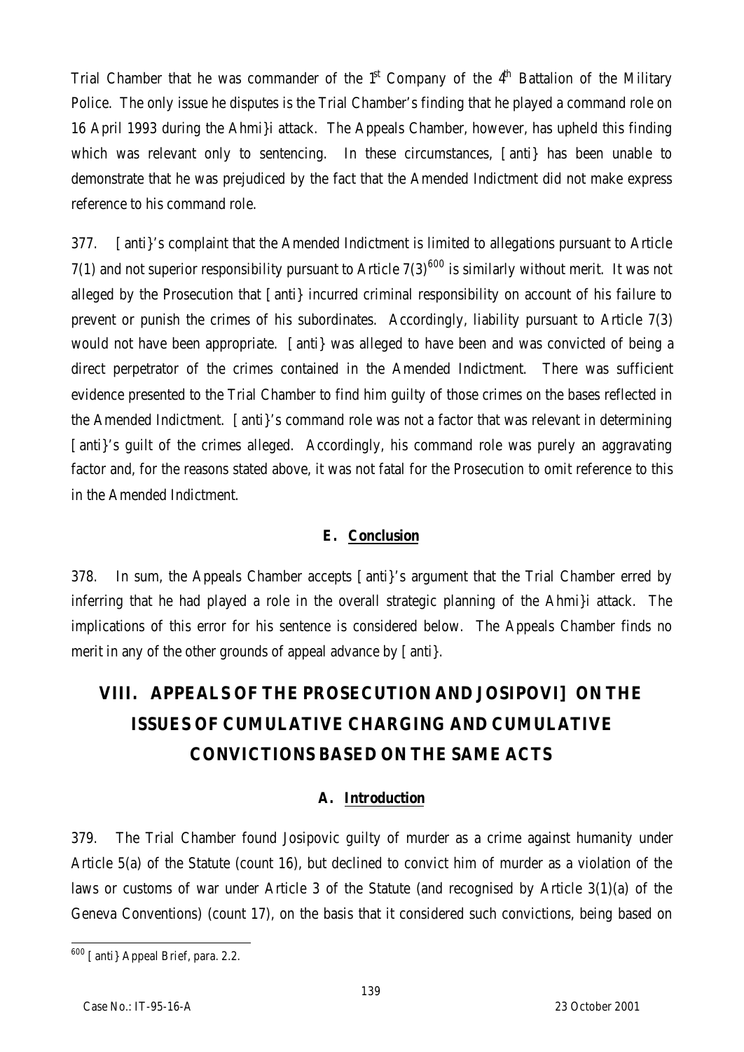Trial Chamber that he was commander of the 1st Company of the 4th Battalion of the Military Police. The only issue he disputes is the Trial Chamber's finding that he played a command role on 16 April 1993 during the Ahmi}i attack. The Appeals Chamber, however, has upheld this finding which was relevant only to sentencing. In these circumstances, [anti} has been unable to demonstrate that he was prejudiced by the fact that the Amended Indictment did not make express reference to his command role.

377. [anti}'s complaint that the Amended Indictment is limited to allegations pursuant to Article 7(1) and not superior responsibility pursuant to Article 7(3)[600] is similarly without merit. It was not alleged by the Prosecution that [anti} incurred criminal responsibility on account of his failure to prevent or punish the crimes of his subordinates. Accordingly, liability pursuant to Article 7(3) would not have been appropriate. [anti} was alleged to have been and was convicted of being a direct perpetrator of the crimes contained in the Amended Indictment. There was sufficient evidence presented to the Trial Chamber to find him guilty of those crimes on the bases reflected in the Amended Indictment. [anti}'s command role was not a factor that was relevant in determining [anti}'s guilt of the crimes alleged. Accordingly, his command role was purely an aggravating factor and, for the reasons stated above, it was not fatal for the Prosecution to omit reference to this in the Amended Indictment.

### E. Conclusion

378. In sum, the Appeals Chamber accepts [anti}'s argument that the Trial Chamber erred by inferring that he had played a role in the overall strategic planning of the Ahmi}i attack. The implications of this error for his sentence is considered below. The Appeals Chamber finds no merit in any of the other grounds of appeal advance by [anti}.

## VIII. APPEALS OF THE PROSECUTION AND JOSIPOVI] ON THE ISSUES OF CUMULATIVE CHARGING AND CUMULATIVE CONVICTIONS BASED ON THE SAME ACTS

### A. Introduction

379. The Trial Chamber found Josipovic guilty of murder as a crime against humanity under Article 5(a) of the Statute (count 16), but declined to convict him of murder as a violation of the laws or customs of war under Article 3 of the Statute (and recognised by Article 3(1)(a) of the Geneva Conventions) (count 17), on the basis that it considered such convictions, being based on

---

[600] [anti} Appeal Brief, para. 2.2.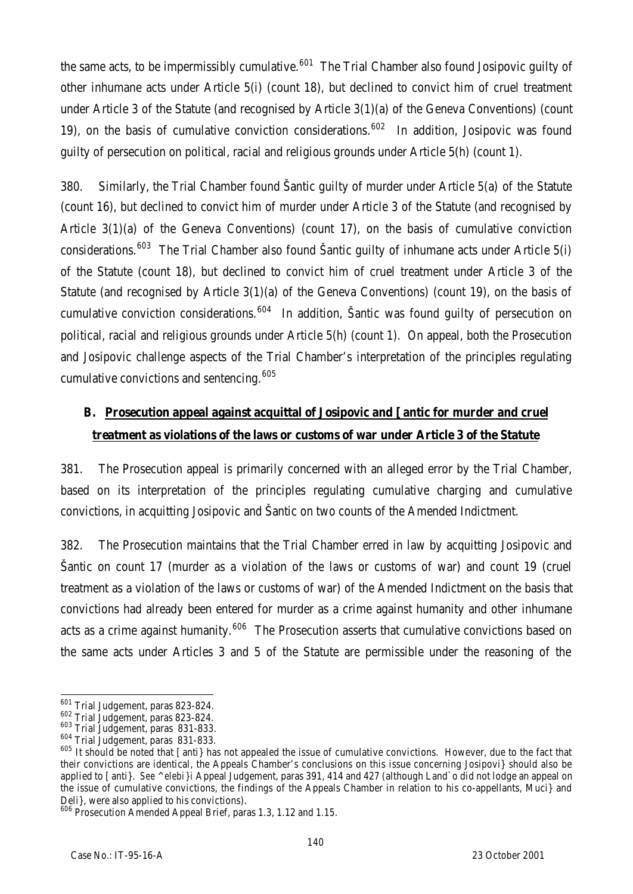the same acts, to be impermissibly cumulative.[601] The Trial Chamber also found Josipovic guilty of other inhumane acts under Article 5(i) (count 18), but declined to convict him of cruel treatment under Article 3 of the Statute (and recognised by Article 3(1)(a) of the Geneva Conventions) (count 19), on the basis of cumulative conviction considerations.[602] In addition, Josipovic was found guilty of persecution on political, racial and religious grounds under Article 5(h) (count 1).

380. Similarly, the Trial Chamber found Šantic guilty of murder under Article 5(a) of the Statute (count 16), but declined to convict him of murder under Article 3 of the Statute (and recognised by Article 3(1)(a) of the Geneva Conventions) (count 17), on the basis of cumulative conviction considerations.[603] The Trial Chamber also found Šantic guilty of inhumane acts under Article 5(i) of the Statute (count 18), but declined to convict him of cruel treatment under Article 3 of the Statute (and recognised by Article 3(1)(a) of the Geneva Conventions) (count 19), on the basis of cumulative conviction considerations.[604] In addition, Šantic was found guilty of persecution on political, racial and religious grounds under Article 5(h) (count 1). On appeal, both the Prosecution and Josipovic challenge aspects of the Trial Chamber's interpretation of the principles regulating cumulative convictions and sentencing.[605]

## B. Prosecution appeal against acquittal of Josipovic and [antic for murder and cruel treatment as violations of the laws or customs of war under Article 3 of the Statute

381. The Prosecution appeal is primarily concerned with an alleged error by the Trial Chamber, based on its interpretation of the principles regulating cumulative charging and cumulative convictions, in acquitting Josipovic and Šantic on two counts of the Amended Indictment.

382. The Prosecution maintains that the Trial Chamber erred in law by acquitting Josipovic and Šantic on count 17 (murder as a violation of the laws or customs of war) and count 19 (cruel treatment as a violation of the laws or customs of war) of the Amended Indictment on the basis that convictions had already been entered for murder as a crime against humanity and other inhumane acts as a crime against humanity.[606] The Prosecution asserts that cumulative convictions based on the same acts under Articles 3 and 5 of the Statute are permissible under the reasoning of the

---

[601] Trial Judgement, paras 823-824.

[602] Trial Judgement, paras 823-824.

[603] Trial Judgement, paras 831-833.

[604] Trial Judgement, paras 831-833.

[605] It should be noted that [anti} has not appealed the issue of cumulative convictions. However, due to the fact that their convictions are identical, the Appeals Chamber's conclusions on this issue concerning Josipovi} should also be applied to [anti}. *See* ^elebi}i Appeal Judgement, paras 391, 414 and 427 (although Land`o did not lodge an appeal on the issue of cumulative convictions, the findings of the Appeals Chamber in relation to his co-appellants, Muci} and Deli}, were also applied to his convictions).

[606] Prosecution Amended Appeal Brief, paras 1.3, 1.12 and 1.15.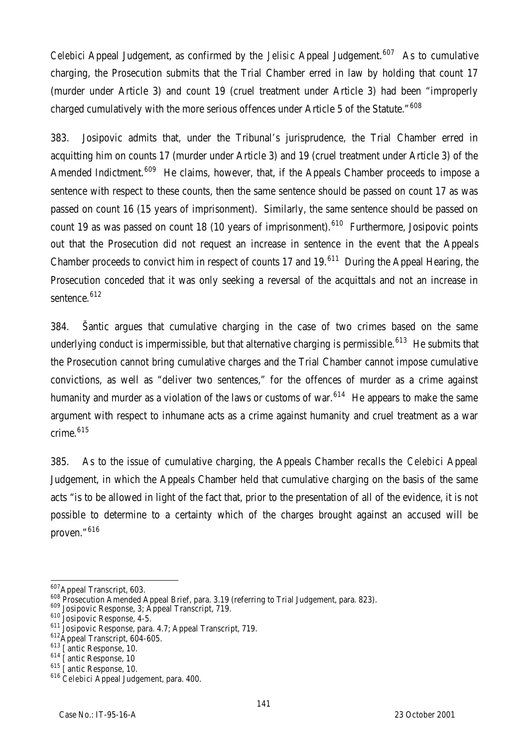*Celebici* Appeal Judgement, as confirmed by the *Jelisic* Appeal Judgement.[607] As to cumulative charging, the Prosecution submits that the Trial Chamber erred in law by holding that count 17 (murder under Article 3) and count 19 (cruel treatment under Article 3) had been "improperly charged cumulatively with the more serious offences under Article 5 of the Statute."[608]

383. Josipovic admits that, under the Tribunal's jurisprudence, the Trial Chamber erred in acquitting him on counts 17 (murder under Article 3) and 19 (cruel treatment under Article 3) of the Amended Indictment.[609] He claims, however, that, if the Appeals Chamber proceeds to impose a sentence with respect to these counts, then the same sentence should be passed on count 17 as was passed on count 16 (15 years of imprisonment). Similarly, the same sentence should be passed on count 19 as was passed on count 18 (10 years of imprisonment).[610] Furthermore, Josipovic points out that the Prosecution did not request an increase in sentence in the event that the Appeals Chamber proceeds to convict him in respect of counts 17 and 19.[611] During the Appeal Hearing, the Prosecution conceded that it was only seeking a reversal of the acquittals and not an increase in sentence.[612]

384. Šantic argues that cumulative charging in the case of two crimes based on the same underlying conduct is impermissible, but that alternative charging is permissible.[613] He submits that the Prosecution cannot bring cumulative charges and the Trial Chamber cannot impose cumulative convictions, as well as "deliver two sentences," for the offences of murder as a crime against humanity and murder as a violation of the laws or customs of war.[614] He appears to make the same argument with respect to inhumane acts as a crime against humanity and cruel treatment as a war crime.[615]

385. As to the issue of cumulative charging, the Appeals Chamber recalls the *Celebici* Appeal Judgement, in which the Appeals Chamber held that cumulative charging on the basis of the same acts "is to be allowed in light of the fact that, prior to the presentation of all of the evidence, it is not possible to determine to a certainty which of the charges brought against an accused will be proven."[616]

---

[607] Appeal Transcript, 603.

[608] Prosecution Amended Appeal Brief, para. 3.19 (referring to Trial Judgement, para. 823).

[609] Josipovic Response, 3; Appeal Transcript, 719.

[610] Josipovic Response, 4-5.

[611] Josipovic Response, para. 4.7; Appeal Transcript, 719.

[612] Appeal Transcript, 604-605.

[613] [ antic Response, 10.

[614] [ antic Response, 10

[615] [ antic Response, 10.

[616] *Celebici* Appeal Judgement, para. 400.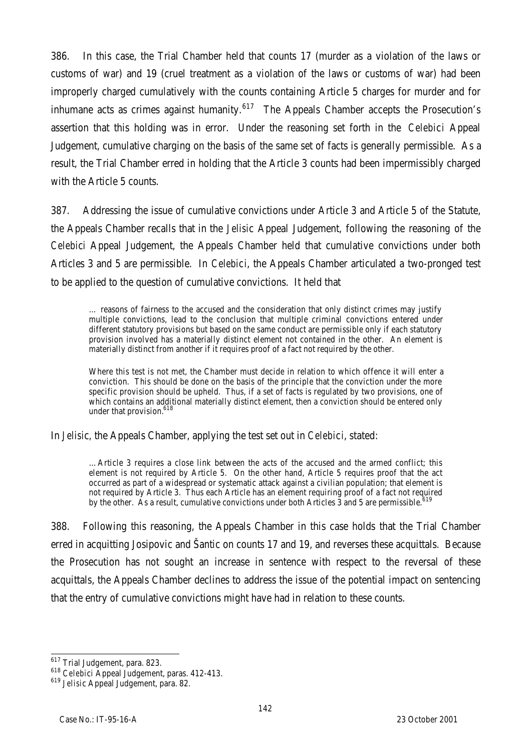386. In this case, the Trial Chamber held that counts 17 (murder as a violation of the laws or customs of war) and 19 (cruel treatment as a violation of the laws or customs of war) had been improperly charged cumulatively with the counts containing Article 5 charges for murder and for inhumane acts as crimes against humanity.[617] The Appeals Chamber accepts the Prosecution's assertion that this holding was in error. Under the reasoning set forth in the *Celebici* Appeal Judgement, cumulative charging on the basis of the same set of facts is generally permissible. As a result, the Trial Chamber erred in holding that the Article 3 counts had been impermissibly charged with the Article 5 counts.

387. Addressing the issue of cumulative convictions under Article 3 and Article 5 of the Statute, the Appeals Chamber recalls that in the *Jelisic* Appeal Judgement, following the reasoning of the *Celebici* Appeal Judgement, the Appeals Chamber held that cumulative convictions under both Articles 3 and 5 are permissible. In *Celebici*, the Appeals Chamber articulated a two-pronged test to be applied to the question of cumulative convictions. It held that

> … reasons of fairness to the accused and the consideration that only distinct crimes may justify multiple convictions, lead to the conclusion that multiple criminal convictions entered under different statutory provisions but based on the same conduct are permissible only if each statutory provision involved has a materially distinct element not contained in the other. An element is materially distinct from another if it requires proof of a fact not required by the other.
>
> Where this test is not met, the Chamber must decide in relation to which offence it will enter a conviction. This should be done on the basis of the principle that the conviction under the more specific provision should be upheld. Thus, if a set of facts is regulated by two provisions, one of which contains an additional materially distinct element, then a conviction should be entered only under that provision.[618]

In *Jelisic*, the Appeals Chamber, applying the test set out in *Celebici*, stated:

> …Article 3 requires a close link between the acts of the accused and the armed conflict; this element is not required by Article 5. On the other hand, Article 5 requires proof that the act occurred as part of a widespread or systematic attack against a civilian population; that element is not required by Article 3. Thus each Article has an element requiring proof of a fact not required by the other. As a result, cumulative convictions under both Articles 3 and 5 are permissible.[619]

388. Following this reasoning, the Appeals Chamber in this case holds that the Trial Chamber erred in acquitting Josipovic and Šantic on counts 17 and 19, and reverses these acquittals. Because the Prosecution has not sought an increase in sentence with respect to the reversal of these acquittals, the Appeals Chamber declines to address the issue of the potential impact on sentencing that the entry of cumulative convictions might have had in relation to these counts.

---

[617] Trial Judgement, para. 823.

[618] *Celebici* Appeal Judgement, paras. 412-413.

[619] *Jelisic* Appeal Judgement, para. 82.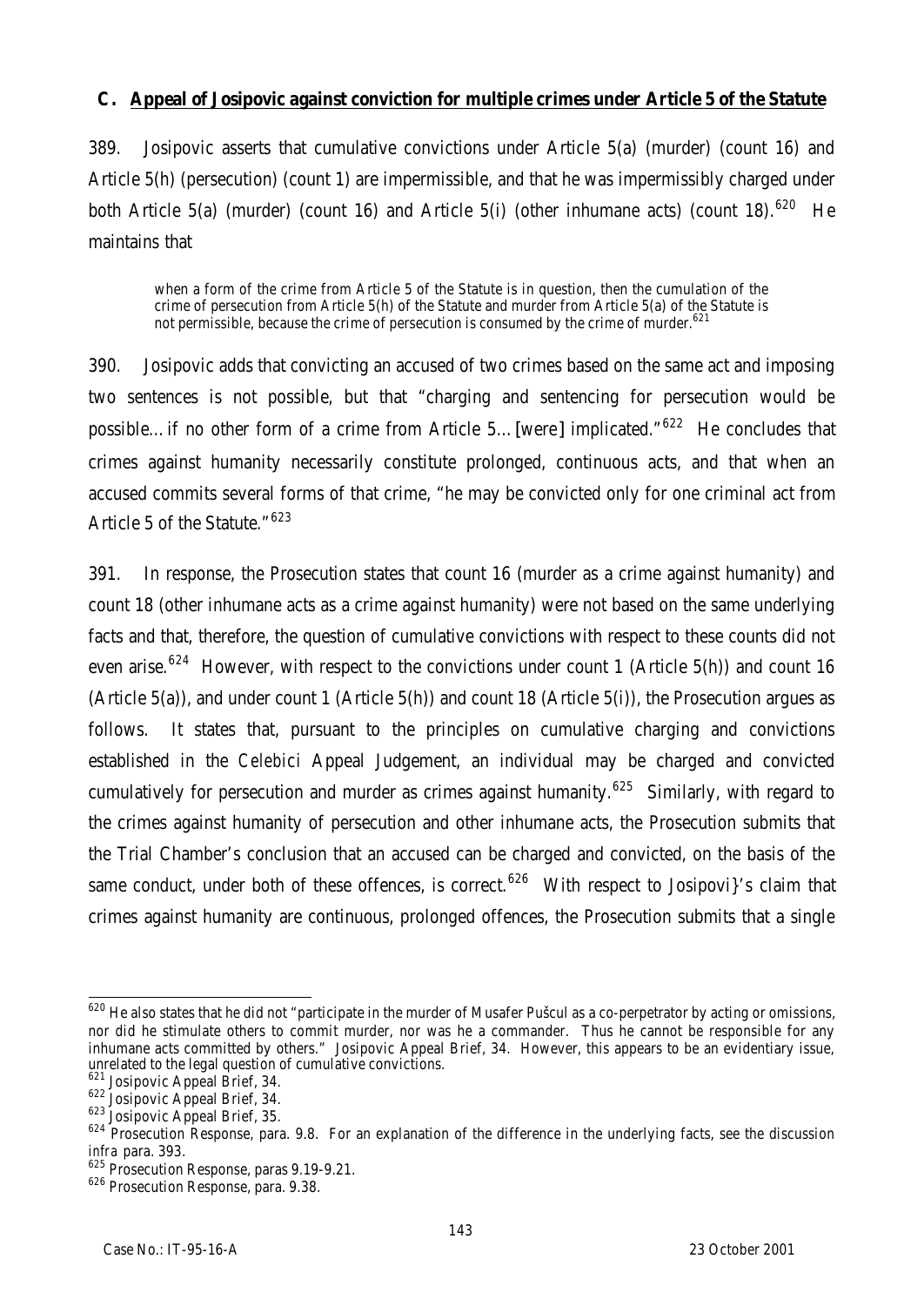## C. Appeal of Josipovic against conviction for multiple crimes under Article 5 of the Statute

389. Josipovic asserts that cumulative convictions under Article 5(a) (murder) (count 16) and Article 5(h) (persecution) (count 1) are impermissible, and that he was impermissibly charged under both Article 5(a) (murder) (count 16) and Article 5(i) (other inhumane acts) (count 18).[620] He maintains that

> when a form of the crime from Article 5 of the Statute is in question, then the cumulation of the crime of persecution from Article 5(h) of the Statute and murder from Article 5(a) of the Statute is not permissible, because the crime of persecution is consumed by the crime of murder.[621]

390. Josipovic adds that convicting an accused of two crimes based on the same act and imposing two sentences is not possible, but that "charging and sentencing for persecution would be possible…if no other form of a crime from Article 5…[were] implicated."[622] He concludes that crimes against humanity necessarily constitute prolonged, continuous acts, and that when an accused commits several forms of that crime, "he may be convicted only for one criminal act from Article 5 of the Statute."[623]

391. In response, the Prosecution states that count 16 (murder as a crime against humanity) and count 18 (other inhumane acts as a crime against humanity) were not based on the same underlying facts and that, therefore, the question of cumulative convictions with respect to these counts did not even arise.[624] However, with respect to the convictions under count 1 (Article 5(h)) and count 16 (Article 5(a)), and under count 1 (Article 5(h)) and count 18 (Article 5(i)), the Prosecution argues as follows. It states that, pursuant to the principles on cumulative charging and convictions established in the *Celebici* Appeal Judgement, an individual may be charged and convicted cumulatively for persecution and murder as crimes against humanity.[625] Similarly, with regard to the crimes against humanity of persecution and other inhumane acts, the Prosecution submits that the Trial Chamber's conclusion that an accused can be charged and convicted, on the basis of the same conduct, under both of these offences, is correct.[626] With respect to Josipovi}'s claim that crimes against humanity are continuous, prolonged offences, the Prosecution submits that a single

---

[620] He also states that he did not "participate in the murder of Musafer Pušcul as a co-perpetrator by acting or omissions, nor did he stimulate others to commit murder, nor was he a commander. Thus he cannot be responsible for any inhumane acts committed by others." Josipovic Appeal Brief, 34. However, this appears to be an evidentiary issue, unrelated to the legal question of cumulative convictions.

[621] Josipovic Appeal Brief, 34.

[622] Josipovic Appeal Brief, 34.

[623] Josipovic Appeal Brief, 35.

[624] Prosecution Response, para. 9.8. For an explanation of the difference in the underlying facts, see the discussion *infra* para. 393.

[625] Prosecution Response, paras 9.19-9.21.

[626] Prosecution Response, para. 9.38.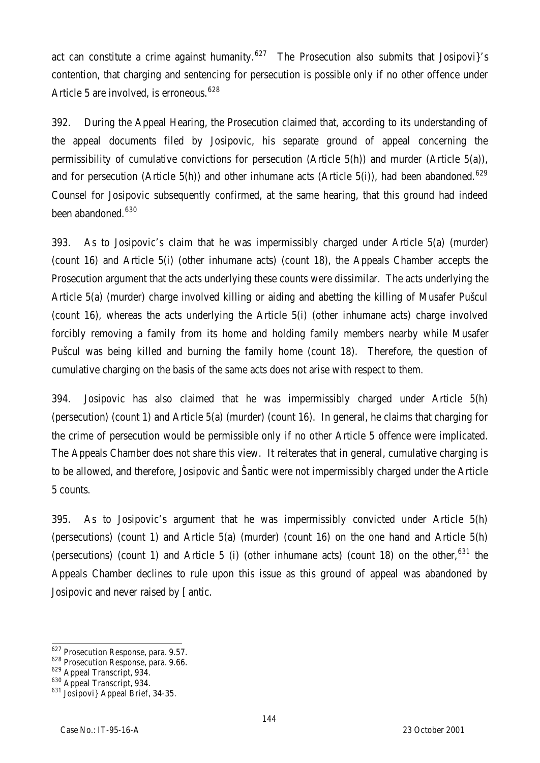act can constitute a crime against humanity.[627] The Prosecution also submits that Josipovi}'s contention, that charging and sentencing for persecution is possible only if no other offence under Article 5 are involved, is erroneous.[628]

392. During the Appeal Hearing, the Prosecution claimed that, according to its understanding of the appeal documents filed by Josipovic, his separate ground of appeal concerning the permissibility of cumulative convictions for persecution (Article 5(h)) and murder (Article 5(a)), and for persecution (Article 5(h)) and other inhumane acts (Article 5(i)), had been abandoned.[629] Counsel for Josipovic subsequently confirmed, at the same hearing, that this ground had indeed been abandoned.[630]

393. As to Josipovic's claim that he was impermissibly charged under Article 5(a) (murder) (count 16) and Article 5(i) (other inhumane acts) (count 18), the Appeals Chamber accepts the Prosecution argument that the acts underlying these counts were dissimilar. The acts underlying the Article 5(a) (murder) charge involved killing or aiding and abetting the killing of Musafer Pušcul (count 16), whereas the acts underlying the Article 5(i) (other inhumane acts) charge involved forcibly removing a family from its home and holding family members nearby while Musafer Pušcul was being killed and burning the family home (count 18). Therefore, the question of cumulative charging on the basis of the same acts does not arise with respect to them.

394. Josipovic has also claimed that he was impermissibly charged under Article 5(h) (persecution) (count 1) and Article 5(a) (murder) (count 16). In general, he claims that charging for the crime of persecution would be permissible only if no other Article 5 offence were implicated. The Appeals Chamber does not share this view. It reiterates that in general, cumulative charging is to be allowed, and therefore, Josipovic and Šantic were not impermissibly charged under the Article 5 counts.

395. As to Josipovic's argument that he was impermissibly convicted under Article 5(h) (persecutions) (count 1) and Article 5(a) (murder) (count 16) on the one hand and Article 5(h) (persecutions) (count 1) and Article 5 (i) (other inhumane acts) (count 18) on the other,[631] the Appeals Chamber declines to rule upon this issue as this ground of appeal was abandoned by Josipovic and never raised by [antic.

---

[627] Prosecution Response, para. 9.57.

[628] Prosecution Response, para. 9.66.

[629] Appeal Transcript, 934.

[630] Appeal Transcript, 934.

[631] Josipovi} Appeal Brief, 34-35.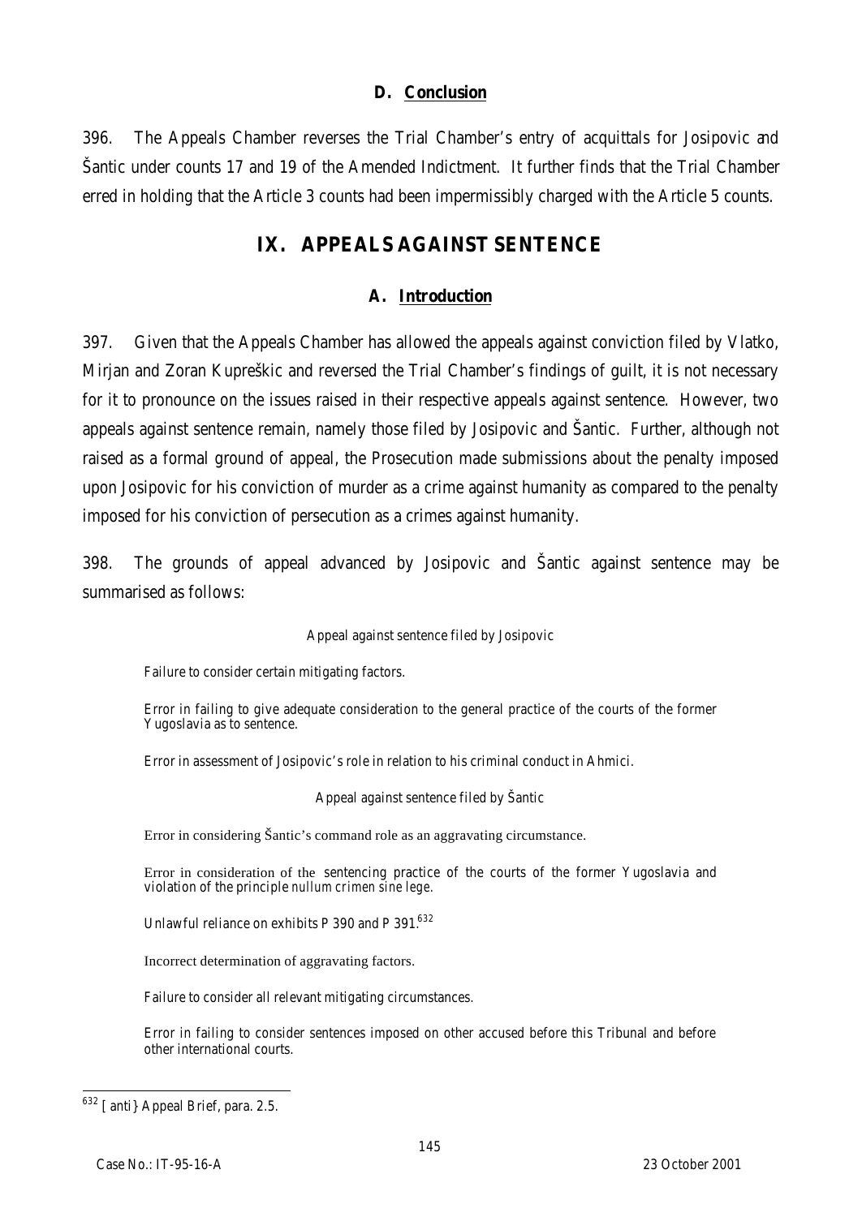### D. Conclusion

396. The Appeals Chamber reverses the Trial Chamber's entry of acquittals for Josipovic and Šantic under counts 17 and 19 of the Amended Indictment. It further finds that the Trial Chamber erred in holding that the Article 3 counts had been impermissibly charged with the Article 5 counts.

## IX. APPEALS AGAINST SENTENCE

### A. Introduction

397. Given that the Appeals Chamber has allowed the appeals against conviction filed by Vlatko, Mirjan and Zoran Kupreškic and reversed the Trial Chamber's findings of guilt, it is not necessary for it to pronounce on the issues raised in their respective appeals against sentence. However, two appeals against sentence remain, namely those filed by Josipovic and Šantic. Further, although not raised as a formal ground of appeal, the Prosecution made submissions about the penalty imposed upon Josipovic for his conviction of murder as a crime against humanity as compared to the penalty imposed for his conviction of persecution as a crimes against humanity.

398. The grounds of appeal advanced by Josipovic and Šantic against sentence may be summarised as follows:

*Appeal against sentence filed by Josipovic*

Failure to consider certain mitigating factors.

Error in failing to give adequate consideration to the general practice of the courts of the former Yugoslavia as to sentence.

Error in assessment of Josipovic's role in relation to his criminal conduct in Ahmici.

*Appeal against sentence filed by Šantic*

Error in considering Šantic's command role as an aggravating circumstance.

Error in consideration of the sentencing practice of the courts of the former Yugoslavia and violation of the principle *nullum crimen sine lege*.

Unlawful reliance on exhibits P 390 and P 391.[632]

Incorrect determination of aggravating factors.

Failure to consider all relevant mitigating circumstances.

Error in failing to consider sentences imposed on other accused before this Tribunal and before other international courts.

---

[632] [anti} Appeal Brief, para. 2.5.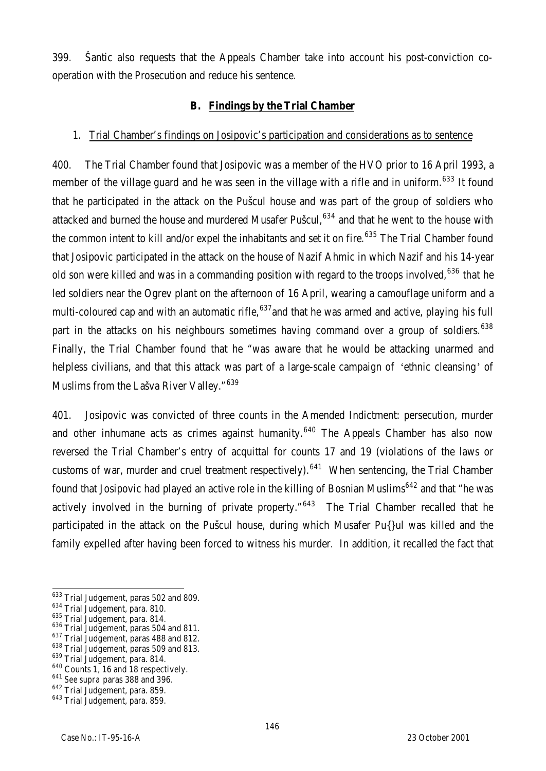399. Šantic also requests that the Appeals Chamber take into account his post-conviction co-operation with the Prosecution and reduce his sentence.

### B. Findings by the Trial Chamber

#### 1. Trial Chamber's findings on Josipovic's participation and considerations as to sentence

400. The Trial Chamber found that Josipovic was a member of the HVO prior to 16 April 1993, a member of the village guard and he was seen in the village with a rifle and in uniform.[633] It found that he participated in the attack on the Pušcul house and was part of the group of soldiers who attacked and burned the house and murdered Musafer Pušcul,[634] and that he went to the house with the common intent to kill and/or expel the inhabitants and set it on fire.[635] The Trial Chamber found that Josipovic participated in the attack on the house of Nazif Ahmic in which Nazif and his 14-year old son were killed and was in a commanding position with regard to the troops involved,[636] that he led soldiers near the Ogrev plant on the afternoon of 16 April, wearing a camouflage uniform and a multi-coloured cap and with an automatic rifle,[637] and that he was armed and active, playing his full part in the attacks on his neighbours sometimes having command over a group of soldiers.[638] Finally, the Trial Chamber found that he "was aware that he would be attacking unarmed and helpless civilians, and that this attack was part of a large-scale campaign of 'ethnic cleansing' of Muslims from the Lašva River Valley."[639]

401. Josipovic was convicted of three counts in the Amended Indictment: persecution, murder and other inhumane acts as crimes against humanity.[640] The Appeals Chamber has also now reversed the Trial Chamber's entry of acquittal for counts 17 and 19 (violations of the laws or customs of war, murder and cruel treatment respectively).[641] When sentencing, the Trial Chamber found that Josipovic had played an active role in the killing of Bosnian Muslims[642] and that "he was actively involved in the burning of private property."[643] The Trial Chamber recalled that he participated in the attack on the Pušcul house, during which Musafer Pu{}ul was killed and the family expelled after having been forced to witness his murder. In addition, it recalled the fact that

---

[633] Trial Judgement, paras 502 and 809.
[634] Trial Judgement, para. 810.
[635] Trial Judgement, para. 814.
[636] Trial Judgement, paras 504 and 811.
[637] Trial Judgement, paras 488 and 812.
[638] Trial Judgement, paras 509 and 813.
[639] Trial Judgement, para. 814.
[640] Counts 1, 16 and 18 respectively.
[641] *See supra* paras 388 and 396.
[642] Trial Judgement, para. 859.
[643] Trial Judgement, para. 859.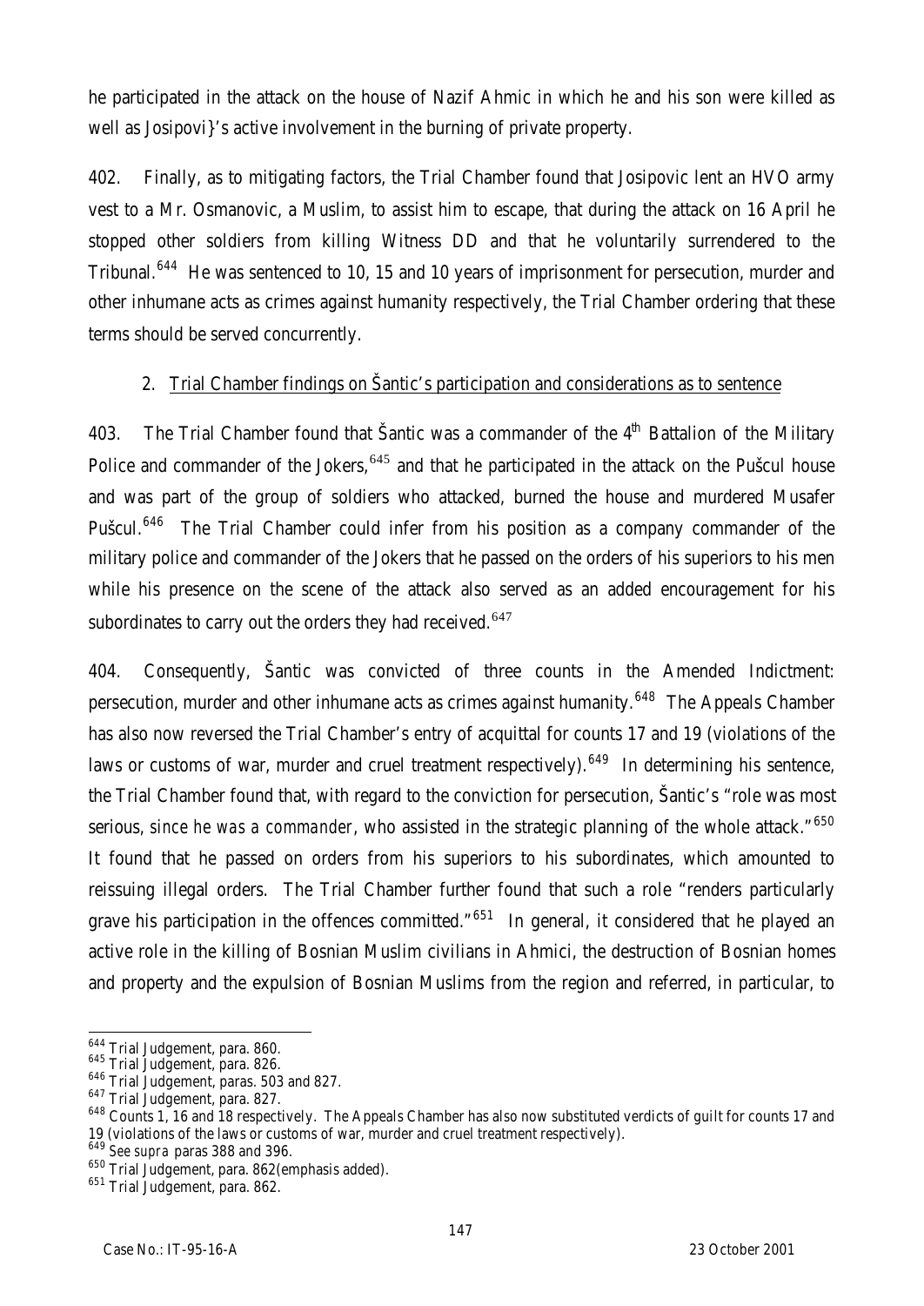he participated in the attack on the house of Nazif Ahmic in which he and his son were killed as well as Josipovi}'s active involvement in the burning of private property.

402. Finally, as to mitigating factors, the Trial Chamber found that Josipovic lent an HVO army vest to a Mr. Osmanovic, a Muslim, to assist him to escape, that during the attack on 16 April he stopped other soldiers from killing Witness DD and that he voluntarily surrendered to the Tribunal.[644] He was sentenced to 10, 15 and 10 years of imprisonment for persecution, murder and other inhumane acts as crimes against humanity respectively, the Trial Chamber ordering that these terms should be served concurrently.

2. Trial Chamber findings on Šantic's participation and considerations as to sentence

403. The Trial Chamber found that Šantic was a commander of the 4th Battalion of the Military Police and commander of the Jokers,[645] and that he participated in the attack on the Pušcul house and was part of the group of soldiers who attacked, burned the house and murdered Musafer Pušcul.[646] The Trial Chamber could infer from his position as a company commander of the military police and commander of the Jokers that he passed on the orders of his superiors to his men while his presence on the scene of the attack also served as an added encouragement for his subordinates to carry out the orders they had received.[647]

404. Consequently, Šantic was convicted of three counts in the Amended Indictment: persecution, murder and other inhumane acts as crimes against humanity.[648] The Appeals Chamber has also now reversed the Trial Chamber's entry of acquittal for counts 17 and 19 (violations of the laws or customs of war, murder and cruel treatment respectively).[649] In determining his sentence, the Trial Chamber found that, with regard to the conviction for persecution, Šantic's "role was most serious, *since he was a commander*, who assisted in the strategic planning of the whole attack."[650] It found that he passed on orders from his superiors to his subordinates, which amounted to reissuing illegal orders. The Trial Chamber further found that such a role "renders particularly grave his participation in the offences committed."[651] In general, it considered that he played an active role in the killing of Bosnian Muslim civilians in Ahmici, the destruction of Bosnian homes and property and the expulsion of Bosnian Muslims from the region and referred, in particular, to

---

[644] Trial Judgement, para. 860.
[645] Trial Judgement, para. 826.
[646] Trial Judgement, paras. 503 and 827.
[647] Trial Judgement, para. 827.
[648] Counts 1, 16 and 18 respectively. The Appeals Chamber has also now substituted verdicts of guilt for counts 17 and 19 (violations of the laws or customs of war, murder and cruel treatment respectively).
[649] *See supra* paras 388 and 396.
[650] Trial Judgement, para. 862(emphasis added).
[651] Trial Judgement, para. 862.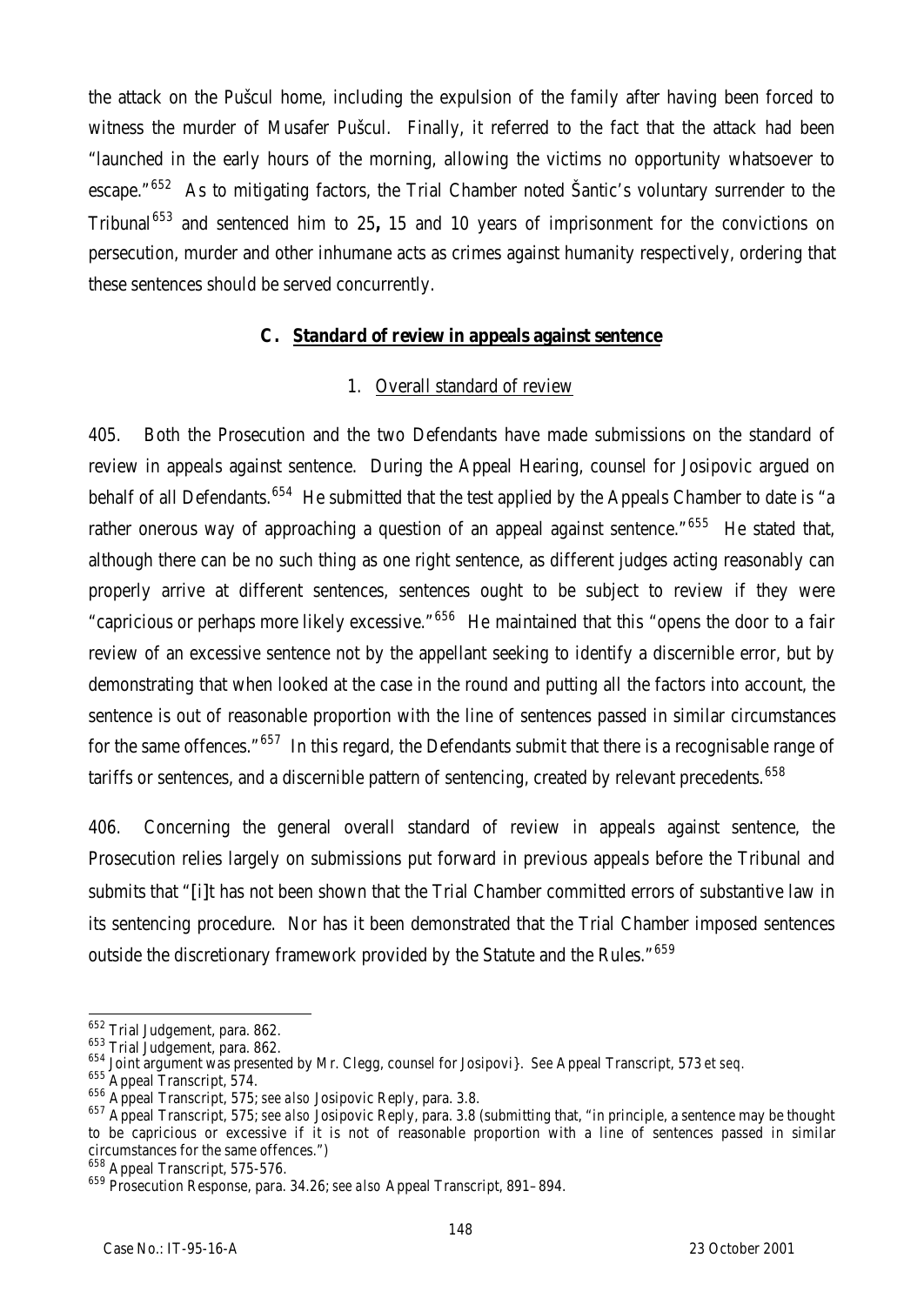the attack on the Pušcul home, including the expulsion of the family after having been forced to witness the murder of Musafer Pušcul. Finally, it referred to the fact that the attack had been "launched in the early hours of the morning, allowing the victims no opportunity whatsoever to escape."[652] As to mitigating factors, the Trial Chamber noted Šantic's voluntary surrender to the Tribunal[653] and sentenced him to 25**,** 15 and 10 years of imprisonment for the convictions on persecution, murder and other inhumane acts as crimes against humanity respectively, ordering that these sentences should be served concurrently.

### C. Standard of review in appeals against sentence

#### 1. Overall standard of review

405. Both the Prosecution and the two Defendants have made submissions on the standard of review in appeals against sentence. During the Appeal Hearing, counsel for Josipovic argued on behalf of all Defendants.[654] He submitted that the test applied by the Appeals Chamber to date is "a rather onerous way of approaching a question of an appeal against sentence."[655] He stated that, although there can be no such thing as one right sentence, as different judges acting reasonably can properly arrive at different sentences, sentences ought to be subject to review if they were "capricious or perhaps more likely excessive."[656] He maintained that this "opens the door to a fair review of an excessive sentence not by the appellant seeking to identify a discernible error, but by demonstrating that when looked at the case in the round and putting all the factors into account, the sentence is out of reasonable proportion with the line of sentences passed in similar circumstances for the same offences."[657] In this regard, the Defendants submit that there is a recognisable range of tariffs or sentences, and a discernible pattern of sentencing, created by relevant precedents.[658]

406. Concerning the general overall standard of review in appeals against sentence, the Prosecution relies largely on submissions put forward in previous appeals before the Tribunal and submits that "[i]t has not been shown that the Trial Chamber committed errors of substantive law in its sentencing procedure. Nor has it been demonstrated that the Trial Chamber imposed sentences outside the discretionary framework provided by the Statute and the Rules."[659]

---

[652] Trial Judgement, para. 862.
[653] Trial Judgement, para. 862.
[654] Joint argument was presented by Mr. Clegg, counsel for Josipovi}. *See* Appeal Transcript, 573 *et seq.*
[655] Appeal Transcript, 574.
[656] Appeal Transcript, 575; *see also* Josipovic Reply, para. 3.8.
[657] Appeal Transcript, 575; *see also* Josipovic Reply, para. 3.8 (submitting that, "in principle, a sentence may be thought to be capricious or excessive if it is not of reasonable proportion with a line of sentences passed in similar circumstances for the same offences.")
[658] Appeal Transcript, 575-576.
[659] Prosecution Response, para. 34.26; *see also* Appeal Transcript, 891–894.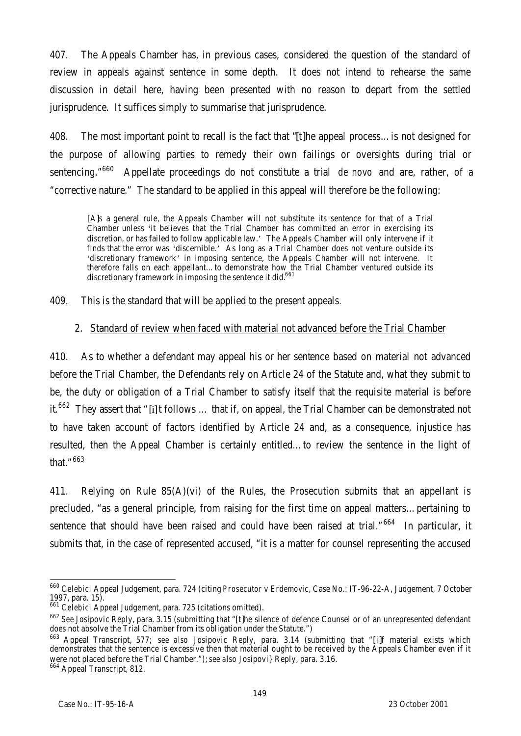407. The Appeals Chamber has, in previous cases, considered the question of the standard of review in appeals against sentence in some depth. It does not intend to rehearse the same discussion in detail here, having been presented with no reason to depart from the settled jurisprudence. It suffices simply to summarise that jurisprudence.

408. The most important point to recall is the fact that "[t]he appeal process…is not designed for the purpose of allowing parties to remedy their own failings or oversights during trial or sentencing."[660] Appellate proceedings do not constitute a trial *de novo* and are, rather, of a "corrective nature." The standard to be applied in this appeal will therefore be the following:

> [A]s a general rule, the Appeals Chamber will not substitute its sentence for that of a Trial Chamber unless 'it believes that the Trial Chamber has committed an error in exercising its discretion, or has failed to follow applicable law.' The Appeals Chamber will only intervene if it finds that the error was 'discernible.' As long as a Trial Chamber does not venture outside its 'discretionary framework' in imposing sentence, the Appeals Chamber will not intervene. It therefore falls on each appellant…to demonstrate how the Trial Chamber ventured outside its discretionary framework in imposing the sentence it did.[661]

409. This is the standard that will be applied to the present appeals.

2. Standard of review when faced with material not advanced before the Trial Chamber

410. As to whether a defendant may appeal his or her sentence based on material not advanced before the Trial Chamber, the Defendants rely on Article 24 of the Statute and, what they submit to be, the duty or obligation of a Trial Chamber to satisfy itself that the requisite material is before it.[662] They assert that "[i]t follows … that if, on appeal, the Trial Chamber can be demonstrated not to have taken account of factors identified by Article 24 and, as a consequence, injustice has resulted, then the Appeal Chamber is certainly entitled…to review the sentence in the light of that."[663]

411. Relying on Rule 85(A)(vi) of the Rules, the Prosecution submits that an appellant is precluded, "as a general principle, from raising for the first time on appeal matters…pertaining to sentence that should have been raised and could have been raised at trial."[664] In particular, it submits that, in the case of represented accused, "it is a matter for counsel representing the accused

---

[660] *Celebici* Appeal Judgement, para. 724 (citing *Prosecutor v Erdemovic*, Case No.: IT-96-22-A, Judgement, 7 October 1997, para. 15).

[661] *Celebici* Appeal Judgement, para. 725 (citations omitted).

[662] *See* Josipovic Reply, para. 3.15 (submitting that "[t]he silence of defence Counsel or of an unrepresented defendant does not absolve the Trial Chamber from its obligation under the Statute.")

[663] Appeal Transcript, 577; *see also* Josipovic Reply, para. 3.14 (submitting that "[i]f material exists which demonstrates that the sentence is excessive then that material ought to be received by the Appeals Chamber even if it were not placed before the Trial Chamber."); *see also* Josipovi} Reply, para. 3.16.

[664] Appeal Transcript, 812.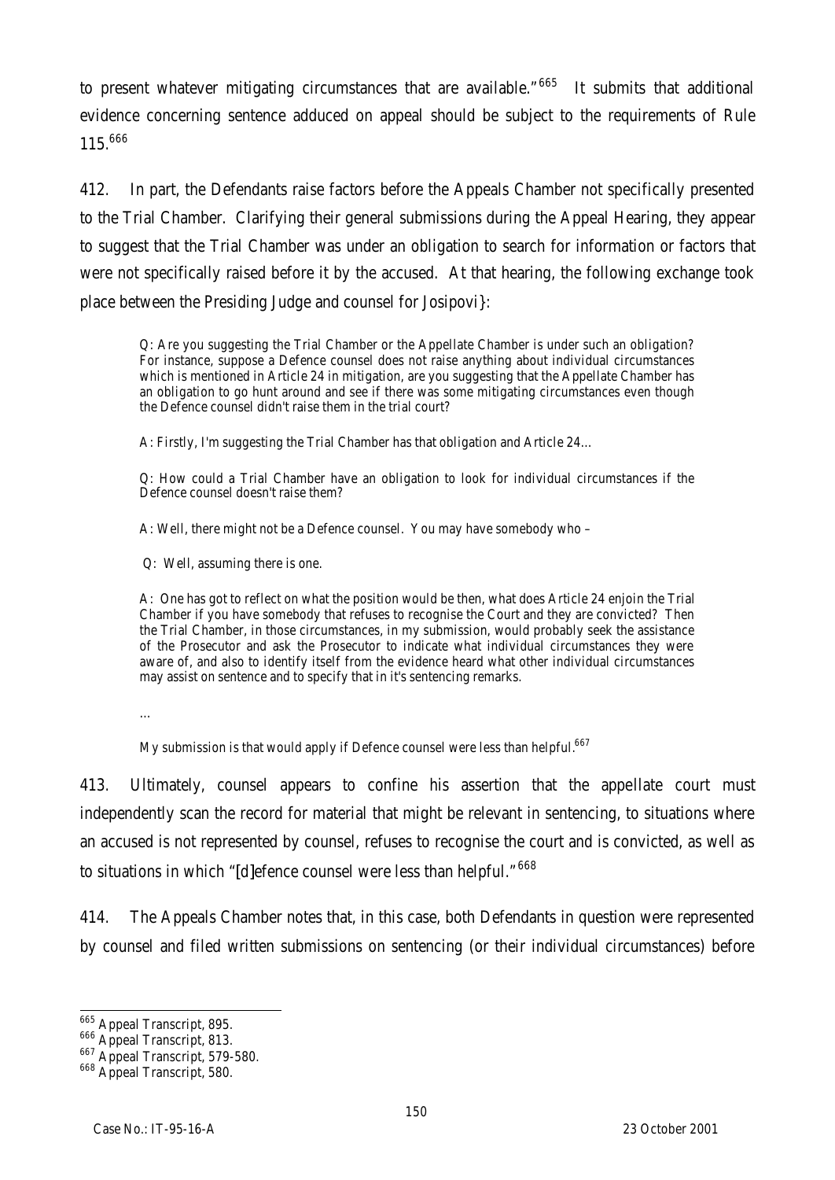to present whatever mitigating circumstances that are available."[665] It submits that additional evidence concerning sentence adduced on appeal should be subject to the requirements of Rule 115.[666]

412. In part, the Defendants raise factors before the Appeals Chamber not specifically presented to the Trial Chamber. Clarifying their general submissions during the Appeal Hearing, they appear to suggest that the Trial Chamber was under an obligation to search for information or factors that were not specifically raised before it by the accused. At that hearing, the following exchange took place between the Presiding Judge and counsel for Josipovi}:

> Q: Are you suggesting the Trial Chamber or the Appellate Chamber is under such an obligation? For instance, suppose a Defence counsel does not raise anything about individual circumstances which is mentioned in Article 24 in mitigation, are you suggesting that the Appellate Chamber has an obligation to go hunt around and see if there was some mitigating circumstances even though the Defence counsel didn't raise them in the trial court?
>
> A: Firstly, I'm suggesting the Trial Chamber has that obligation and Article 24…
>
> Q: How could a Trial Chamber have an obligation to look for individual circumstances if the Defence counsel doesn't raise them?
>
> A: Well, there might not be a Defence counsel. You may have somebody who –
>
> Q: Well, assuming there is one.
>
> A: One has got to reflect on what the position would be then, what does Article 24 enjoin the Trial Chamber if you have somebody that refuses to recognise the Court and they are convicted? Then the Trial Chamber, in those circumstances, in my submission, would probably seek the assistance of the Prosecutor and ask the Prosecutor to indicate what individual circumstances they were aware of, and also to identify itself from the evidence heard what other individual circumstances may assist on sentence and to specify that in it's sentencing remarks.
>
> …
>
> My submission is that would apply if Defence counsel were less than helpful.[667]

413. Ultimately, counsel appears to confine his assertion that the appellate court must independently scan the record for material that might be relevant in sentencing, to situations where an accused is not represented by counsel, refuses to recognise the court and is convicted, as well as to situations in which "[d]efence counsel were less than helpful."[668]

414. The Appeals Chamber notes that, in this case, both Defendants in question were represented by counsel and filed written submissions on sentencing (or their individual circumstances) before

---

[665] Appeal Transcript, 895.

[666] Appeal Transcript, 813.

[667] Appeal Transcript, 579-580.

[668] Appeal Transcript, 580.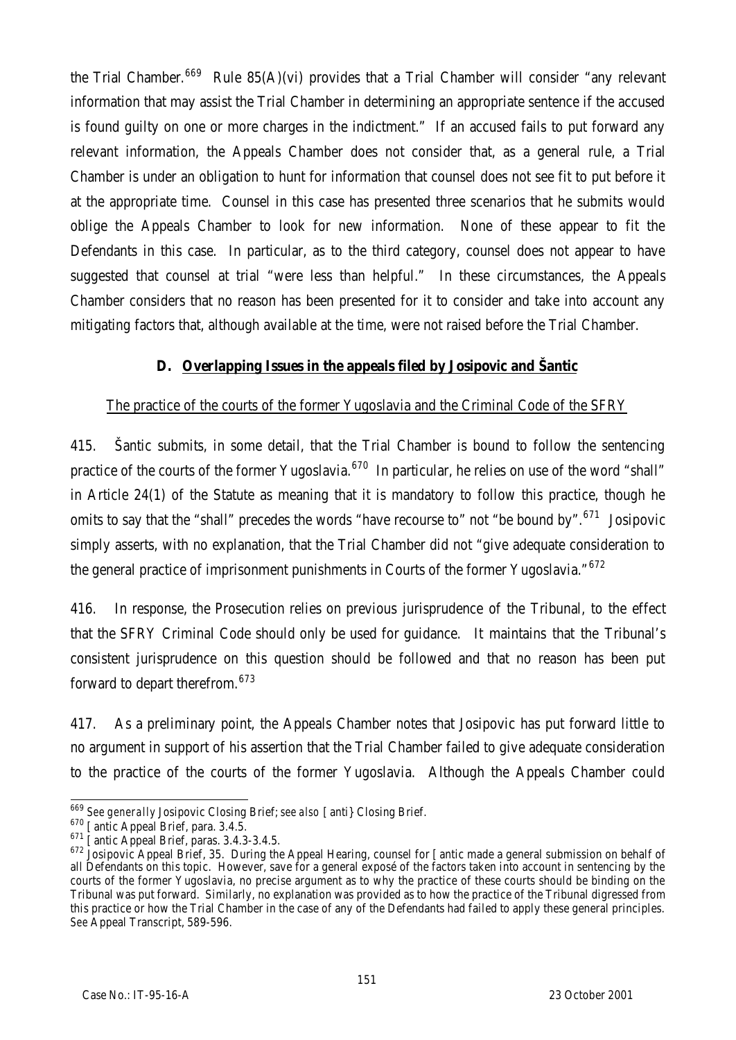the Trial Chamber.[669] Rule 85(A)(vi) provides that a Trial Chamber will consider "any relevant information that may assist the Trial Chamber in determining an appropriate sentence if the accused is found guilty on one or more charges in the indictment." If an accused fails to put forward any relevant information, the Appeals Chamber does not consider that, as a general rule, a Trial Chamber is under an obligation to hunt for information that counsel does not see fit to put before it at the appropriate time. Counsel in this case has presented three scenarios that he submits would oblige the Appeals Chamber to look for new information. None of these appear to fit the Defendants in this case. In particular, as to the third category, counsel does not appear to have suggested that counsel at trial "were less than helpful." In these circumstances, the Appeals Chamber considers that no reason has been presented for it to consider and take into account any mitigating factors that, although available at the time, were not raised before the Trial Chamber.

### D. Overlapping Issues in the appeals filed by Josipovic and Šantic

The practice of the courts of the former Yugoslavia and the Criminal Code of the SFRY

415. Šantic submits, in some detail, that the Trial Chamber is bound to follow the sentencing practice of the courts of the former Yugoslavia.[670] In particular, he relies on use of the word "shall" in Article 24(1) of the Statute as meaning that it is mandatory to follow this practice, though he omits to say that the "shall" precedes the words "have recourse to" not "be bound by".[671] Josipovic simply asserts, with no explanation, that the Trial Chamber did not "give adequate consideration to the general practice of imprisonment punishments in Courts of the former Yugoslavia."[672]

416. In response, the Prosecution relies on previous jurisprudence of the Tribunal, to the effect that the SFRY Criminal Code should only be used for guidance. It maintains that the Tribunal's consistent jurisprudence on this question should be followed and that no reason has been put forward to depart therefrom.[673]

417. As a preliminary point, the Appeals Chamber notes that Josipovic has put forward little to no argument in support of his assertion that the Trial Chamber failed to give adequate consideration to the practice of the courts of the former Yugoslavia. Although the Appeals Chamber could

---

[669] *See generally* Josipovic Closing Brief; *see also* [anti} Closing Brief.

[670] [antic Appeal Brief, para. 3.4.5.

[671] [antic Appeal Brief, paras. 3.4.3-3.4.5.

[672] Josipovic Appeal Brief, 35. During the Appeal Hearing, counsel for [antic made a general submission on behalf of all Defendants on this topic. However, save for a general exposé of the factors taken into account in sentencing by the courts of the former Yugoslavia, no precise argument as to why the practice of these courts should be binding on the Tribunal was put forward. Similarly, no explanation was provided as to how the practice of the Tribunal digressed from this practice or how the Trial Chamber in the case of any of the Defendants had failed to apply these general principles. *See* Appeal Transcript, 589-596.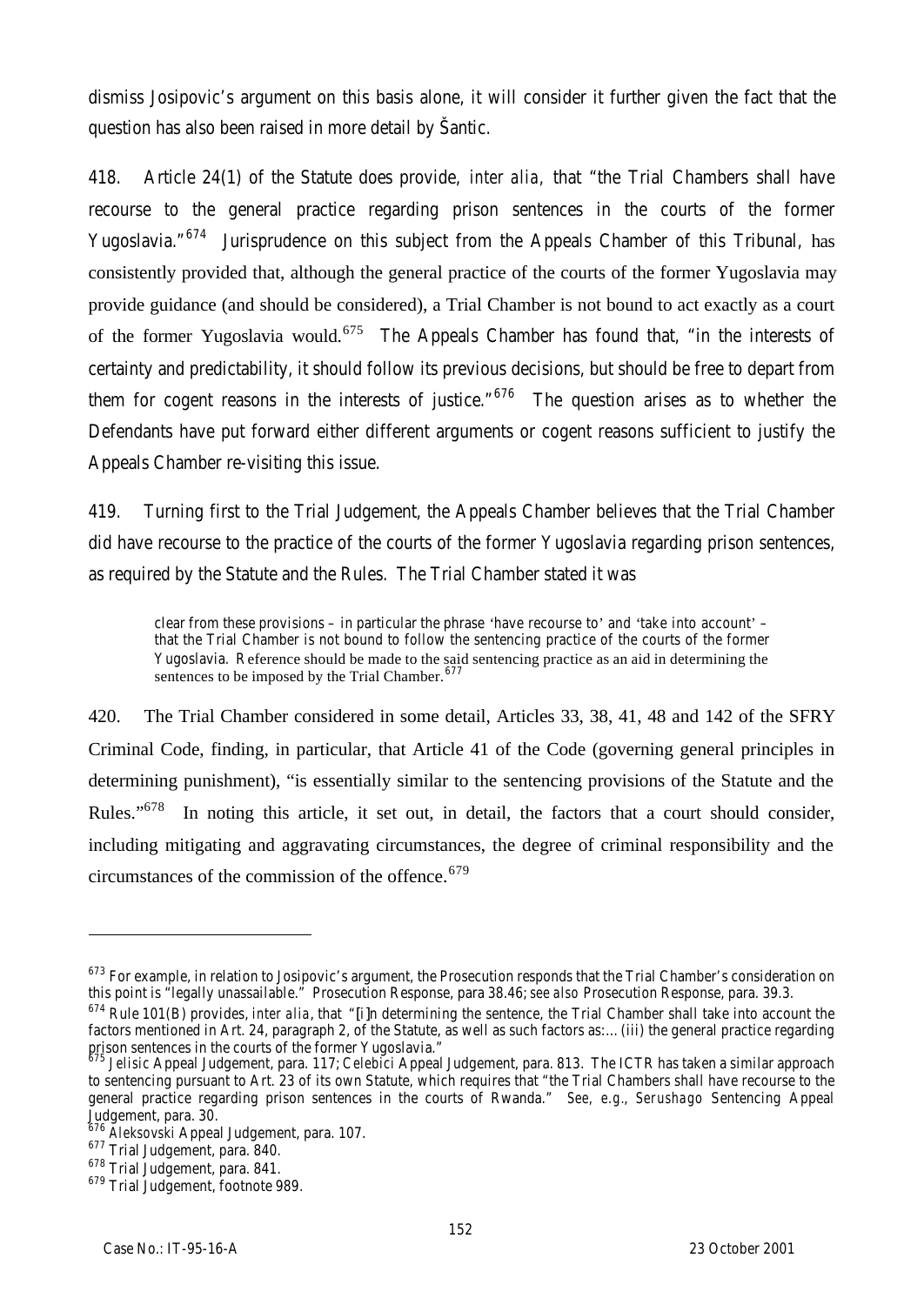dismiss Josipovic's argument on this basis alone, it will consider it further given the fact that the question has also been raised in more detail by Šantic.

418. Article 24(1) of the Statute does provide, *inter alia,* that "the Trial Chambers shall have recourse to the general practice regarding prison sentences in the courts of the former Yugoslavia."[674] Jurisprudence on this subject from the Appeals Chamber of this Tribunal, has consistently provided that, although the general practice of the courts of the former Yugoslavia may provide guidance (and should be considered), a Trial Chamber is not bound to act exactly as a court of the former Yugoslavia would.[675] The Appeals Chamber has found that, "in the interests of certainty and predictability, it should follow its previous decisions, but should be free to depart from them for cogent reasons in the interests of justice."[676] The question arises as to whether the Defendants have put forward either different arguments or cogent reasons sufficient to justify the Appeals Chamber re-visiting this issue.

419. Turning first to the Trial Judgement, the Appeals Chamber believes that the Trial Chamber did have recourse to the practice of the courts of the former Yugoslavia regarding prison sentences, as required by the Statute and the Rules. The Trial Chamber stated it was

> clear from these provisions – in particular the phrase 'have recourse to' and 'take into account' – that the Trial Chamber is not bound to follow the sentencing practice of the courts of the former Yugoslavia. Reference should be made to the said sentencing practice as an aid in determining the sentences to be imposed by the Trial Chamber.[677]

420. The Trial Chamber considered in some detail, Articles 33, 38, 41, 48 and 142 of the SFRY Criminal Code, finding, in particular, that Article 41 of the Code (governing general principles in determining punishment), "is essentially similar to the sentencing provisions of the Statute and the Rules."[678] In noting this article, it set out, in detail, the factors that a court should consider, including mitigating and aggravating circumstances, the degree of criminal responsibility and the circumstances of the commission of the offence.[679]

---

[673] For example, in relation to Josipovic's argument, the Prosecution responds that the Trial Chamber's consideration on this point is "legally unassailable." Prosecution Response, para 38.46; *see also* Prosecution Response, para. 39.3.

[674] Rule 101(B) provides, *inter alia*, that "[i]n determining the sentence, the Trial Chamber shall take into account the factors mentioned in Art. 24, paragraph 2, of the Statute, as well as such factors as:... (iii) the general practice regarding prison sentences in the courts of the former Yugoslavia."

[675] *Jelisic* Appeal Judgement, para. 117; *Celebici* Appeal Judgement, para. 813. The ICTR has taken a similar approach to sentencing pursuant to Art. 23 of its own Statute, which requires that "the Trial Chambers shall have recourse to the general practice regarding prison sentences in the courts of Rwanda." *See, e.g.*, *Serushago* Sentencing Appeal Judgement, para. 30.

[676] *Aleksovski* Appeal Judgement, para. 107.

[677] Trial Judgement, para. 840.

[678] Trial Judgement, para. 841.

[679] Trial Judgement, footnote 989.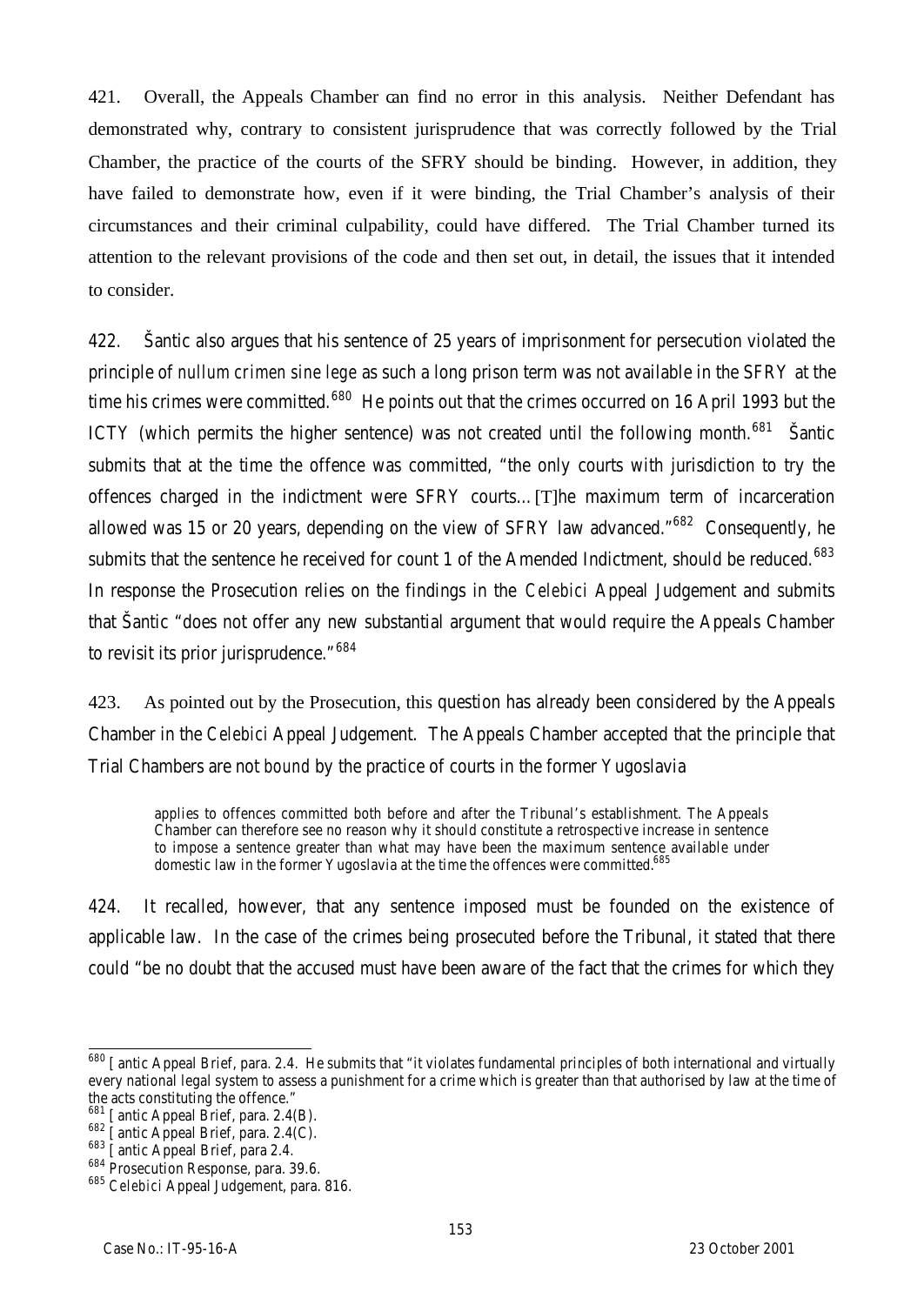421. Overall, the Appeals Chamber can find no error in this analysis. Neither Defendant has demonstrated why, contrary to consistent jurisprudence that was correctly followed by the Trial Chamber, the practice of the courts of the SFRY should be binding. However, in addition, they have failed to demonstrate how, even if it were binding, the Trial Chamber's analysis of their circumstances and their criminal culpability, could have differed. The Trial Chamber turned its attention to the relevant provisions of the code and then set out, in detail, the issues that it intended to consider.

422. Šantic also argues that his sentence of 25 years of imprisonment for persecution violated the principle of *nullum crimen sine lege* as such a long prison term was not available in the SFRY at the time his crimes were committed.[680] He points out that the crimes occurred on 16 April 1993 but the ICTY (which permits the higher sentence) was not created until the following month.[681] Šantic submits that at the time the offence was committed, "the only courts with jurisdiction to try the offences charged in the indictment were SFRY courts…[T]he maximum term of incarceration allowed was 15 or 20 years, depending on the view of SFRY law advanced."[682] Consequently, he submits that the sentence he received for count 1 of the Amended Indictment, should be reduced.[683] In response the Prosecution relies on the findings in the *Celebici* Appeal Judgement and submits that Šantic "does not offer any new substantial argument that would require the Appeals Chamber to revisit its prior jurisprudence."[684]

423. As pointed out by the Prosecution, this question has already been considered by the Appeals Chamber in the *Celebici* Appeal Judgement. The Appeals Chamber accepted that the principle that Trial Chambers are not *bound* by the practice of courts in the former Yugoslavia

> applies to offences committed both before and after the Tribunal's establishment. The Appeals Chamber can therefore see no reason why it should constitute a retrospective increase in sentence to impose a sentence greater than what may have been the maximum sentence available under domestic law in the former Yugoslavia at the time the offences were committed.[685]

424. It recalled, however, that any sentence imposed must be founded on the existence of applicable law. In the case of the crimes being prosecuted before the Tribunal, it stated that there could "be no doubt that the accused must have been aware of the fact that the crimes for which they

---

[680] [antic Appeal Brief, para. 2.4. He submits that "it violates fundamental principles of both international and virtually every national legal system to assess a punishment for a crime which is greater than that authorised by law at the time of the acts constituting the offence."

[681] [antic Appeal Brief, para. 2.4(B).

[682] [antic Appeal Brief, para. 2.4(C).

[683] [antic Appeal Brief, para 2.4.

[684] Prosecution Response, para. 39.6.

[685] *Celebici* Appeal Judgement, para. 816.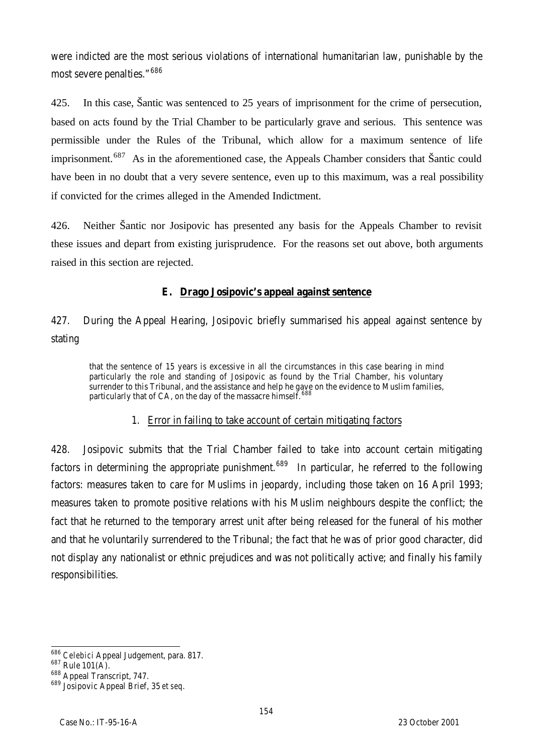were indicted are the most serious violations of international humanitarian law, punishable by the most severe penalties."[686]

425. In this case, Šantic was sentenced to 25 years of imprisonment for the crime of persecution, based on acts found by the Trial Chamber to be particularly grave and serious. This sentence was permissible under the Rules of the Tribunal, which allow for a maximum sentence of life imprisonment.[687] As in the aforementioned case, the Appeals Chamber considers that Šantic could have been in no doubt that a very severe sentence, even up to this maximum, was a real possibility if convicted for the crimes alleged in the Amended Indictment.

426. Neither Šantic nor Josipovic has presented any basis for the Appeals Chamber to revisit these issues and depart from existing jurisprudence. For the reasons set out above, both arguments raised in this section are rejected.

### E. Drago Josipovic's appeal against sentence

427. During the Appeal Hearing, Josipovic briefly summarised his appeal against sentence by stating

> that the sentence of 15 years is excessive in all the circumstances in this case bearing in mind particularly the role and standing of Josipovic as found by the Trial Chamber, his voluntary surrender to this Tribunal, and the assistance and help he gave on the evidence to Muslim families, particularly that of CA, on the day of the massacre himself.[688]

#### 1. Error in failing to take account of certain mitigating factors

428. Josipovic submits that the Trial Chamber failed to take into account certain mitigating factors in determining the appropriate punishment.[689] In particular, he referred to the following factors: measures taken to care for Muslims in jeopardy, including those taken on 16 April 1993; measures taken to promote positive relations with his Muslim neighbours despite the conflict; the fact that he returned to the temporary arrest unit after being released for the funeral of his mother and that he voluntarily surrendered to the Tribunal; the fact that he was of prior good character, did not display any nationalist or ethnic prejudices and was not politically active; and finally his family responsibilities.

---

[686] *Celebici* Appeal Judgement, para. 817.

[687] Rule 101(A).

[688] Appeal Transcript, 747.

[689] Josipovic Appeal Brief, 35 *et seq.*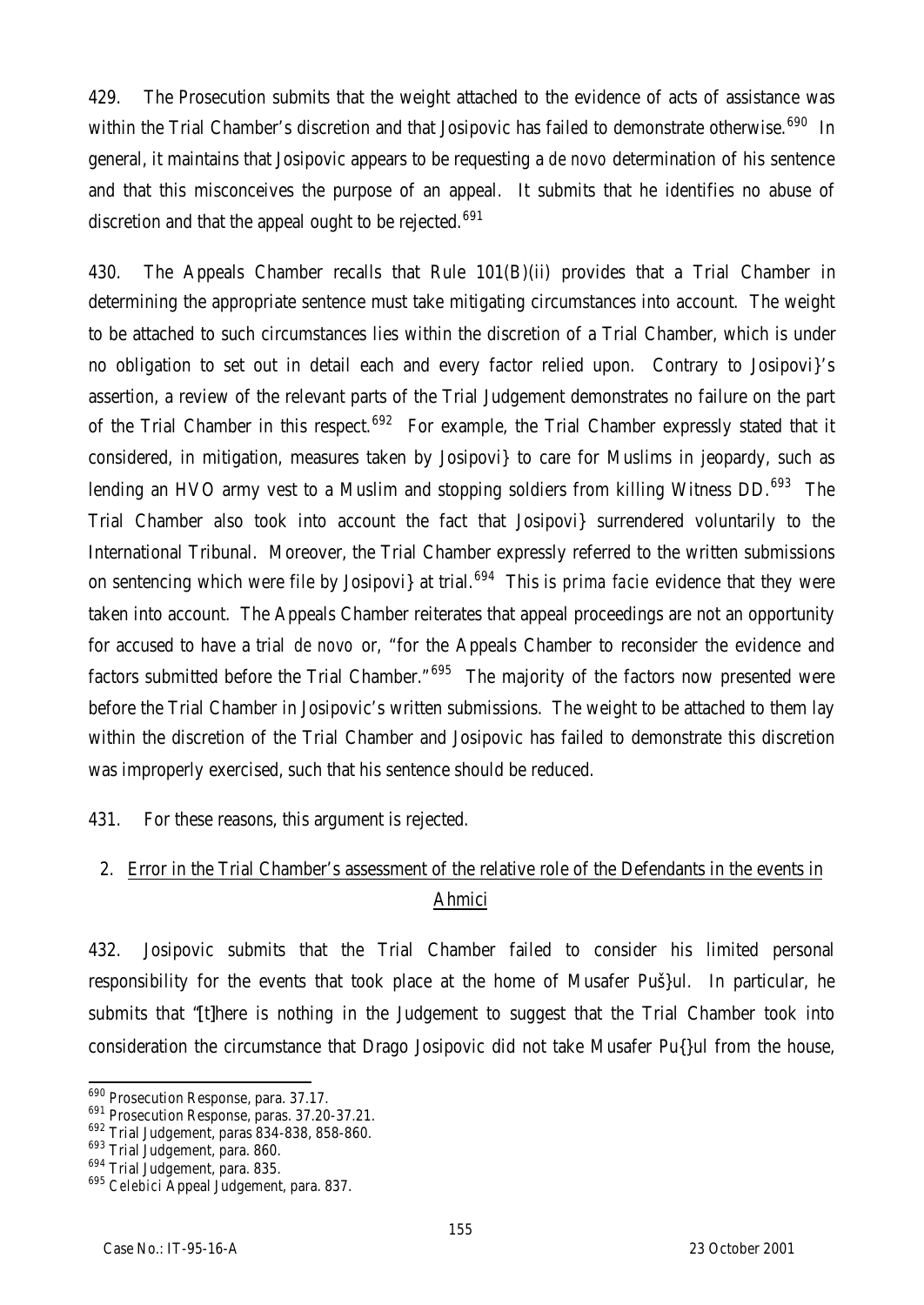429. The Prosecution submits that the weight attached to the evidence of acts of assistance was within the Trial Chamber's discretion and that Josipovic has failed to demonstrate otherwise.[690] In general, it maintains that Josipovic appears to be requesting a *de novo* determination of his sentence and that this misconceives the purpose of an appeal. It submits that he identifies no abuse of discretion and that the appeal ought to be rejected.[691]

430. The Appeals Chamber recalls that Rule 101(B)(ii) provides that a Trial Chamber in determining the appropriate sentence must take mitigating circumstances into account. The weight to be attached to such circumstances lies within the discretion of a Trial Chamber, which is under no obligation to set out in detail each and every factor relied upon. Contrary to Josipovi}'s assertion, a review of the relevant parts of the Trial Judgement demonstrates no failure on the part of the Trial Chamber in this respect.[692] For example, the Trial Chamber expressly stated that it considered, in mitigation, measures taken by Josipovi} to care for Muslims in jeopardy, such as lending an HVO army vest to a Muslim and stopping soldiers from killing Witness DD.[693] The Trial Chamber also took into account the fact that Josipovi} surrendered voluntarily to the International Tribunal. Moreover, the Trial Chamber expressly referred to the written submissions on sentencing which were file by Josipovi} at trial.[694] This is *prima facie* evidence that they were taken into account. The Appeals Chamber reiterates that appeal proceedings are not an opportunity for accused to have a trial *de novo* or, "for the Appeals Chamber to reconsider the evidence and factors submitted before the Trial Chamber."[695] The majority of the factors now presented were before the Trial Chamber in Josipovic's written submissions. The weight to be attached to them lay within the discretion of the Trial Chamber and Josipovic has failed to demonstrate this discretion was improperly exercised, such that his sentence should be reduced.

431. For these reasons, this argument is rejected.

2. Error in the Trial Chamber's assessment of the relative role of the Defendants in the events in Ahmici

432. Josipovic submits that the Trial Chamber failed to consider his limited personal responsibility for the events that took place at the home of Musafer Puš}ul. In particular, he submits that "[t]here is nothing in the Judgement to suggest that the Trial Chamber took into consideration the circumstance that Drago Josipovic did not take Musafer Pu{}ul from the house,

---

[690] Prosecution Response, para. 37.17.
[691] Prosecution Response, paras. 37.20-37.21.
[692] Trial Judgement, paras 834-838, 858-860.
[693] Trial Judgement, para. 860.
[694] Trial Judgement, para. 835.
[695] *Celebici* Appeal Judgement, para. 837.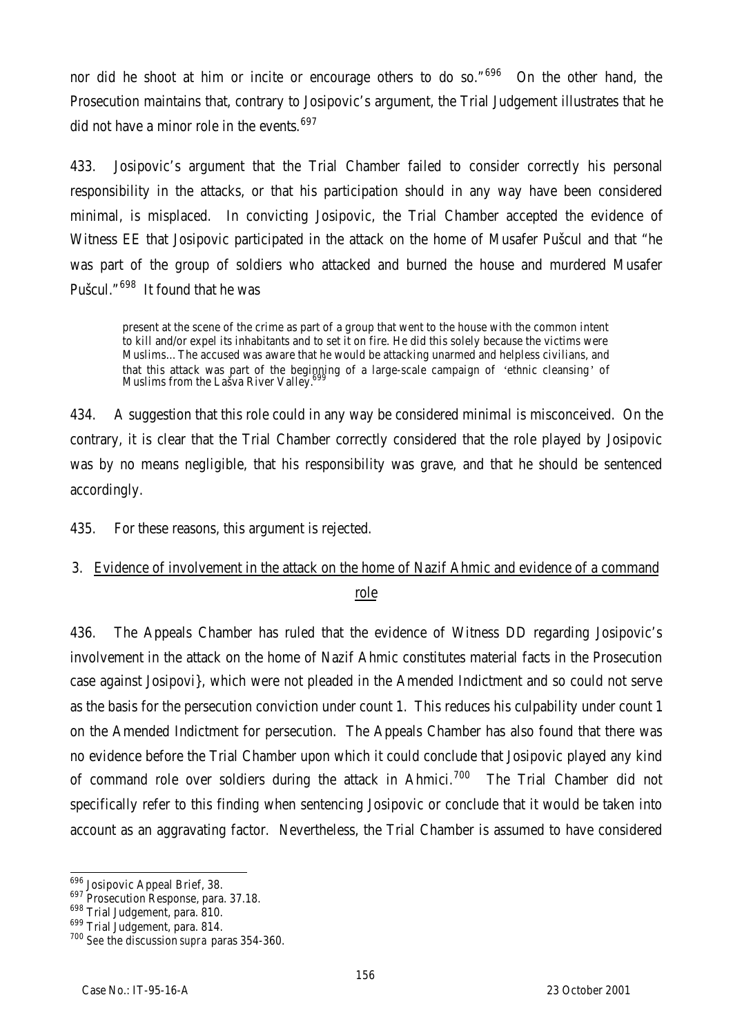nor did he shoot at him or incite or encourage others to do so."[696] On the other hand, the Prosecution maintains that, contrary to Josipovic's argument, the Trial Judgement illustrates that he did not have a minor role in the events.[697]

433. Josipovic's argument that the Trial Chamber failed to consider correctly his personal responsibility in the attacks, or that his participation should in any way have been considered minimal, is misplaced. In convicting Josipovic, the Trial Chamber accepted the evidence of Witness EE that Josipovic participated in the attack on the home of Musafer Pušcul and that "he was part of the group of soldiers who attacked and burned the house and murdered Musafer Pušcul."[698] It found that he was

> present at the scene of the crime as part of a group that went to the house with the common intent to kill and/or expel its inhabitants and to set it on fire. He did this solely because the victims were Muslims... The accused was aware that he would be attacking unarmed and helpless civilians, and that this attack was part of the beginning of a large-scale campaign of 'ethnic cleansing' of Muslims from the Lašva River Valley.[699]

434. A suggestion that this role could in any way be considered minimal is misconceived. On the contrary, it is clear that the Trial Chamber correctly considered that the role played by Josipovic was by no means negligible, that his responsibility was grave, and that he should be sentenced accordingly.

435. For these reasons, this argument is rejected.

### 3. Evidence of involvement in the attack on the home of Nazif Ahmic and evidence of a command role

436. The Appeals Chamber has ruled that the evidence of Witness DD regarding Josipovic's involvement in the attack on the home of Nazif Ahmic constitutes material facts in the Prosecution case against Josipovi}, which were not pleaded in the Amended Indictment and so could not serve as the basis for the persecution conviction under count 1. This reduces his culpability under count 1 on the Amended Indictment for persecution. The Appeals Chamber has also found that there was no evidence before the Trial Chamber upon which it could conclude that Josipovic played any kind of command role over soldiers during the attack in Ahmici.[700] The Trial Chamber did not specifically refer to this finding when sentencing Josipovic or conclude that it would be taken into account as an aggravating factor. Nevertheless, the Trial Chamber is assumed to have considered

---

[696] Josipovic Appeal Brief, 38.

[697] Prosecution Response, para. 37.18.

[698] Trial Judgement, para. 810.

[699] Trial Judgement, para. 814.

[700] See the discussion *supra* paras 354-360.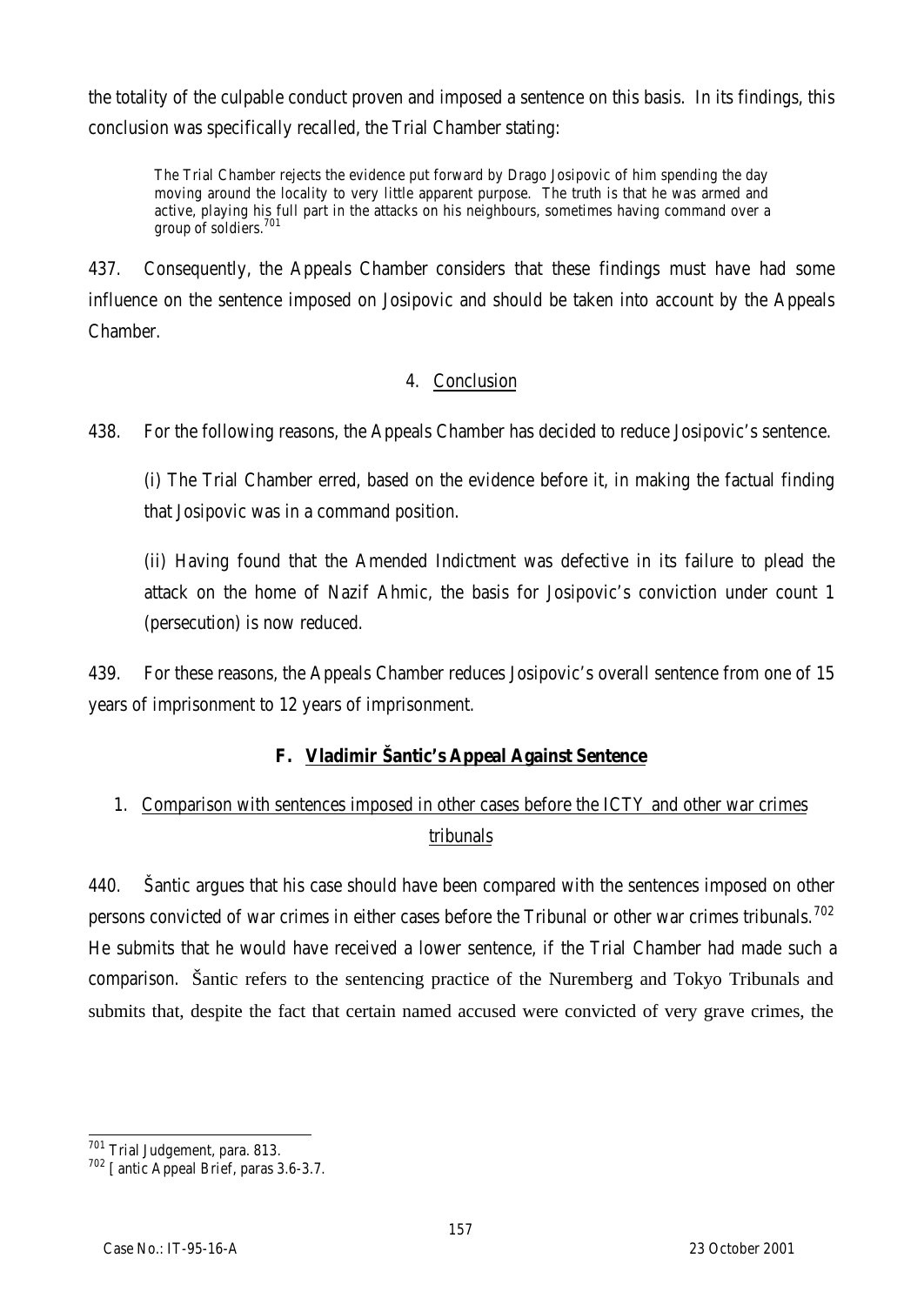the totality of the culpable conduct proven and imposed a sentence on this basis. In its findings, this conclusion was specifically recalled, the Trial Chamber stating:

> The Trial Chamber rejects the evidence put forward by Drago Josipovic of him spending the day moving around the locality to very little apparent purpose. The truth is that he was armed and active, playing his full part in the attacks on his neighbours, sometimes having command over a group of soldiers.[701]

437. Consequently, the Appeals Chamber considers that these findings must have had some influence on the sentence imposed on Josipovic and should be taken into account by the Appeals Chamber.

#### 4. Conclusion

438. For the following reasons, the Appeals Chamber has decided to reduce Josipovic's sentence.

(i) The Trial Chamber erred, based on the evidence before it, in making the factual finding that Josipovic was in a command position.

(ii) Having found that the Amended Indictment was defective in its failure to plead the attack on the home of Nazif Ahmic, the basis for Josipovic's conviction under count 1 (persecution) is now reduced.

439. For these reasons, the Appeals Chamber reduces Josipovic's overall sentence from one of 15 years of imprisonment to 12 years of imprisonment.

### F. Vladimir Šantic's Appeal Against Sentence

#### 1. Comparison with sentences imposed in other cases before the ICTY and other war crimes tribunals

440. Šantic argues that his case should have been compared with the sentences imposed on other persons convicted of war crimes in either cases before the Tribunal or other war crimes tribunals.[702] He submits that he would have received a lower sentence, if the Trial Chamber had made such a comparison. Šantic refers to the sentencing practice of the Nuremberg and Tokyo Tribunals and submits that, despite the fact that certain named accused were convicted of very grave crimes, the

---

[701] Trial Judgement, para. 813.

[702] [ antic Appeal Brief, paras 3.6-3.7.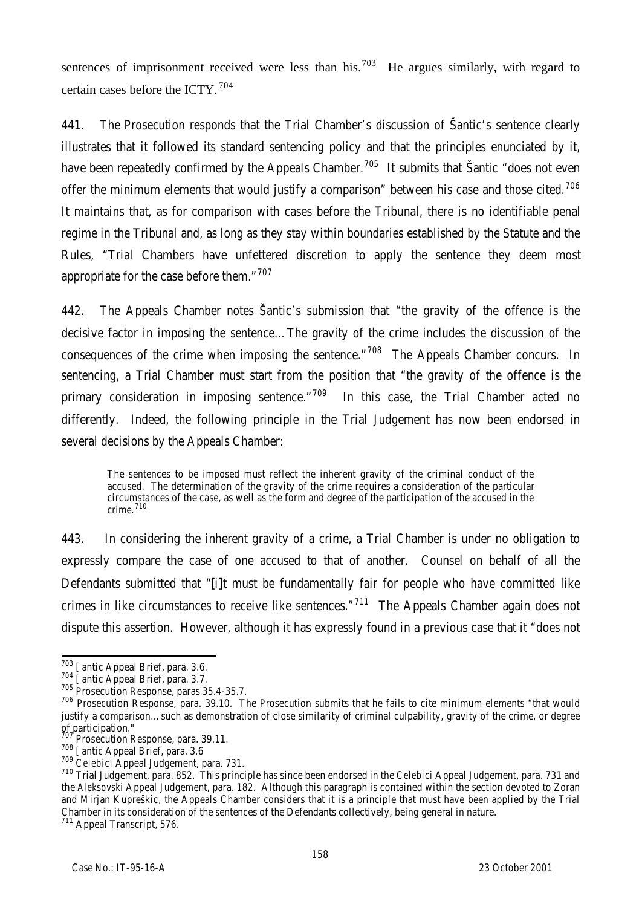sentences of imprisonment received were less than his.[703] He argues similarly, with regard to certain cases before the ICTY.[704]

441. The Prosecution responds that the Trial Chamber's discussion of Šantic's sentence clearly illustrates that it followed its standard sentencing policy and that the principles enunciated by it, have been repeatedly confirmed by the Appeals Chamber.[705] It submits that Šantic "does not even offer the minimum elements that would justify a comparison" between his case and those cited.[706] It maintains that, as for comparison with cases before the Tribunal, there is no identifiable penal regime in the Tribunal and, as long as they stay within boundaries established by the Statute and the Rules, "Trial Chambers have unfettered discretion to apply the sentence they deem most appropriate for the case before them."[707]

442. The Appeals Chamber notes Šantic's submission that "the gravity of the offence is the decisive factor in imposing the sentence…The gravity of the crime includes the discussion of the consequences of the crime when imposing the sentence."[708] The Appeals Chamber concurs. In sentencing, a Trial Chamber must start from the position that "the gravity of the offence is the primary consideration in imposing sentence."[709] In this case, the Trial Chamber acted no differently. Indeed, the following principle in the Trial Judgement has now been endorsed in several decisions by the Appeals Chamber:

> The sentences to be imposed must reflect the inherent gravity of the criminal conduct of the accused. The determination of the gravity of the crime requires a consideration of the particular circumstances of the case, as well as the form and degree of the participation of the accused in the crime.[710]

443. In considering the inherent gravity of a crime, a Trial Chamber is under no obligation to expressly compare the case of one accused to that of another. Counsel on behalf of all the Defendants submitted that "[i]t must be fundamentally fair for people who have committed like crimes in like circumstances to receive like sentences."[711] The Appeals Chamber again does not dispute this assertion. However, although it has expressly found in a previous case that it "does not

---

[703] [antic Appeal Brief, para. 3.6.

[704] [antic Appeal Brief, para. 3.7.

[705] Prosecution Response, paras 35.4-35.7.

[706] Prosecution Response, para. 39.10. The Prosecution submits that he fails to cite minimum elements "that would justify a comparison…such as demonstration of close similarity of criminal culpability, gravity of the crime, or degree of participation."

[707] Prosecution Response, para. 39.11.

[708] [antic Appeal Brief, para. 3.6

[709] *Celebici* Appeal Judgement, para. 731.

[710] Trial Judgement, para. 852. This principle has since been endorsed in the *Celebici* Appeal Judgement, para. 731 and the *Aleksovski* Appeal Judgement, para. 182. Although this paragraph is contained within the section devoted to Zoran and Mirjan Kupreškic, the Appeals Chamber considers that it is a principle that must have been applied by the Trial Chamber in its consideration of the sentences of the Defendants collectively, being general in nature.

[711] Appeal Transcript, 576.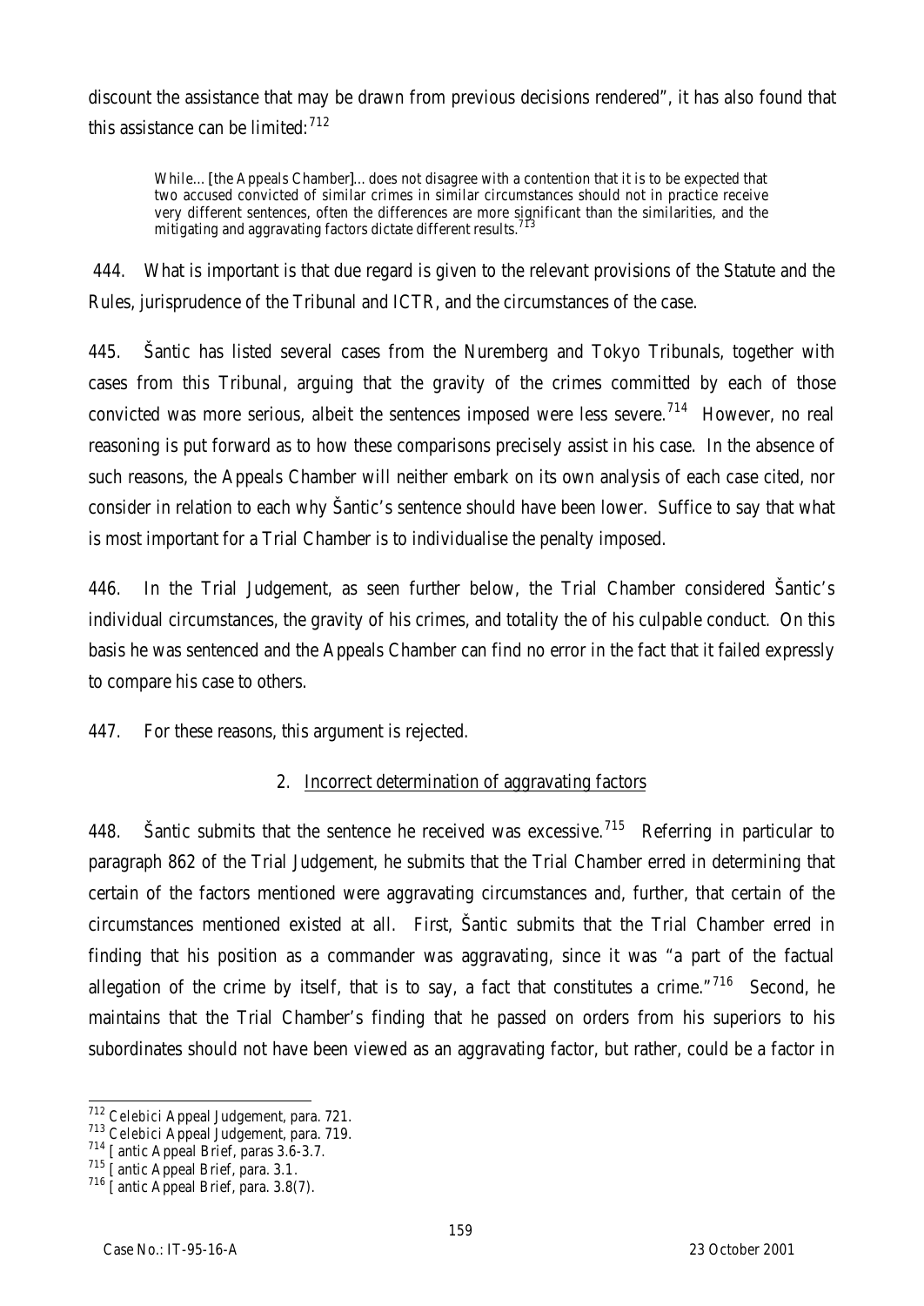discount the assistance that may be drawn from previous decisions rendered", it has also found that this assistance can be limited:[712]

> While…[the Appeals Chamber]…does not disagree with a contention that it is to be expected that two accused convicted of similar crimes in similar circumstances should not in practice receive very different sentences, often the differences are more significant than the similarities, and the mitigating and aggravating factors dictate different results.[713]

444. What is important is that due regard is given to the relevant provisions of the Statute and the Rules, jurisprudence of the Tribunal and ICTR, and the circumstances of the case.

445. Šantic has listed several cases from the Nuremberg and Tokyo Tribunals, together with cases from this Tribunal, arguing that the gravity of the crimes committed by each of those convicted was more serious, albeit the sentences imposed were less severe.[714] However, no real reasoning is put forward as to how these comparisons precisely assist in his case. In the absence of such reasons, the Appeals Chamber will neither embark on its own analysis of each case cited, nor consider in relation to each why Šantic's sentence should have been lower. Suffice to say that what is most important for a Trial Chamber is to individualise the penalty imposed.

446. In the Trial Judgement, as seen further below, the Trial Chamber considered Šantic's individual circumstances, the gravity of his crimes, and totality the of his culpable conduct. On this basis he was sentenced and the Appeals Chamber can find no error in the fact that it failed expressly to compare his case to others.

447. For these reasons, this argument is rejected.

### 2. Incorrect determination of aggravating factors

448. Šantic submits that the sentence he received was excessive.[715] Referring in particular to paragraph 862 of the Trial Judgement, he submits that the Trial Chamber erred in determining that certain of the factors mentioned were aggravating circumstances and, further, that certain of the circumstances mentioned existed at all. First, Šantic submits that the Trial Chamber erred in finding that his position as a commander was aggravating, since it was "a part of the factual allegation of the crime by itself, that is to say, a fact that constitutes a crime."[716] Second, he maintains that the Trial Chamber's finding that he passed on orders from his superiors to his subordinates should not have been viewed as an aggravating factor, but rather, could be a factor in

---

[712] *Celebici* Appeal Judgement, para. 721.

[713] *Celebici* Appeal Judgement, para. 719.

[714] [antic Appeal Brief, paras 3.6-3.7.

[715] [antic Appeal Brief, para. 3.1.

[716] [antic Appeal Brief, para. 3.8(7).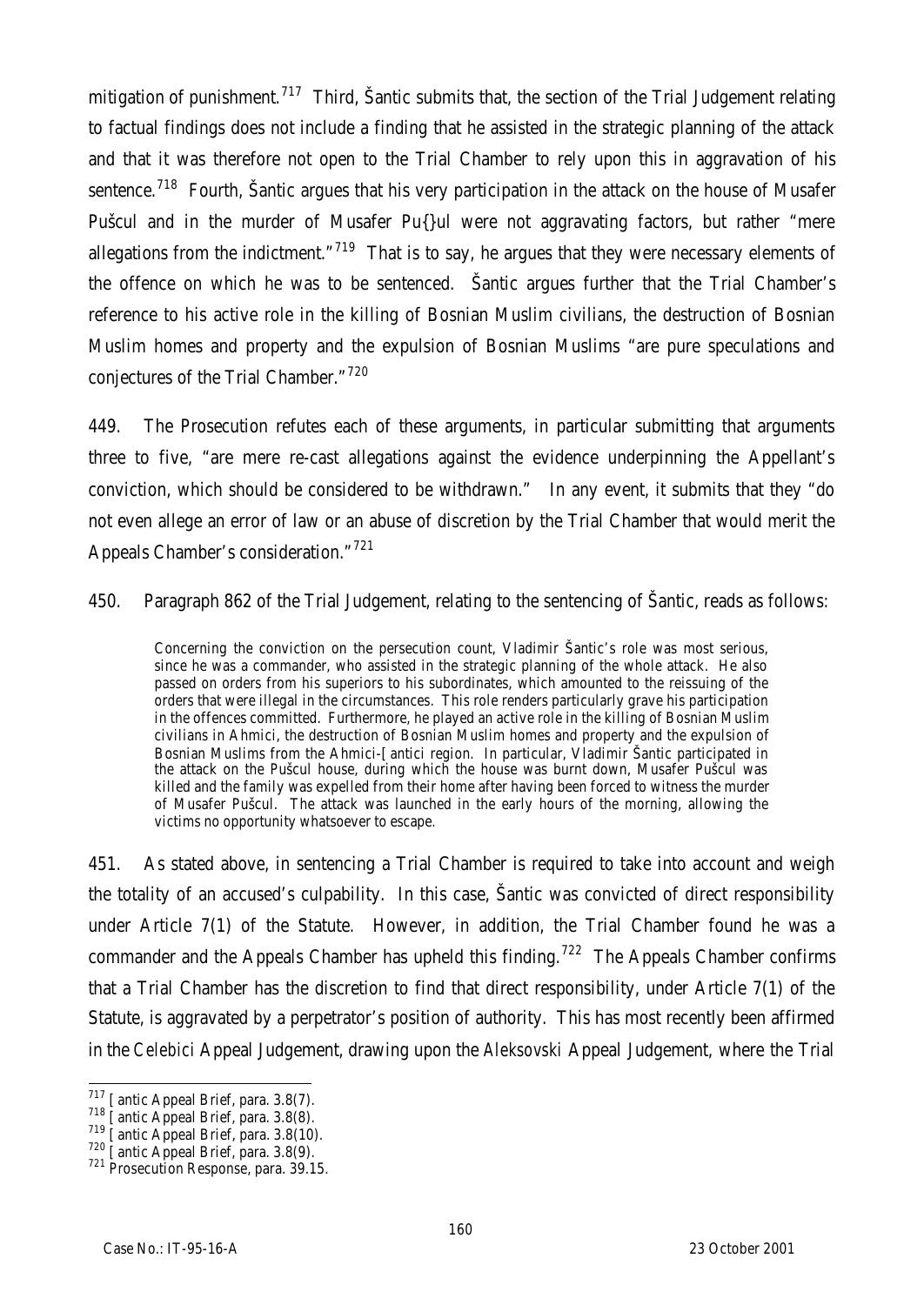mitigation of punishment.[717] Third, Šantic submits that, the section of the Trial Judgement relating to factual findings does not include a finding that he assisted in the strategic planning of the attack and that it was therefore not open to the Trial Chamber to rely upon this in aggravation of his sentence.[718] Fourth, Šantic argues that his very participation in the attack on the house of Musafer Puščul and in the murder of Musafer Pu{}ul were not aggravating factors, but rather "mere allegations from the indictment."[719] That is to say, he argues that they were necessary elements of the offence on which he was to be sentenced. Šantic argues further that the Trial Chamber's reference to his active role in the killing of Bosnian Muslim civilians, the destruction of Bosnian Muslim homes and property and the expulsion of Bosnian Muslims "are pure speculations and conjectures of the Trial Chamber."[720]

449. The Prosecution refutes each of these arguments, in particular submitting that arguments three to five, "are mere re-cast allegations against the evidence underpinning the Appellant's conviction, which should be considered to be withdrawn." In any event, it submits that they "do not even allege an error of law or an abuse of discretion by the Trial Chamber that would merit the Appeals Chamber's consideration."[721]

450. Paragraph 862 of the Trial Judgement, relating to the sentencing of Šantic, reads as follows:

> Concerning the conviction on the persecution count, Vladimir Šantic's role was most serious, since he was a commander, who assisted in the strategic planning of the whole attack. He also passed on orders from his superiors to his subordinates, which amounted to the reissuing of the orders that were illegal in the circumstances. This role renders particularly grave his participation in the offences committed. Furthermore, he played an active role in the killing of Bosnian Muslim civilians in Ahmici, the destruction of Bosnian Muslim homes and property and the expulsion of Bosnian Muslims from the Ahmici-[antici region. In particular, Vladimir Šantic participated in the attack on the Puščul house, during which the house was burnt down, Musafer Puščul was killed and the family was expelled from their home after having been forced to witness the murder of Musafer Puščul. The attack was launched in the early hours of the morning, allowing the victims no opportunity whatsoever to escape.

451. As stated above, in sentencing a Trial Chamber is required to take into account and weigh the totality of an accused's culpability. In this case, Šantic was convicted of direct responsibility under Article 7(1) of the Statute. However, in addition, the Trial Chamber found he was a commander and the Appeals Chamber has upheld this finding.[722] The Appeals Chamber confirms that a Trial Chamber has the discretion to find that direct responsibility, under Article 7(1) of the Statute, is aggravated by a perpetrator's position of authority. This has most recently been affirmed in the *Celebici* Appeal Judgement, drawing upon the *Aleksovski* Appeal Judgement, where the Trial

---

[717] [antic Appeal Brief, para. 3.8(7).

[718] [antic Appeal Brief, para. 3.8(8).

[719] [antic Appeal Brief, para. 3.8(10).

[720] [antic Appeal Brief, para. 3.8(9).

[721] Prosecution Response, para. 39.15.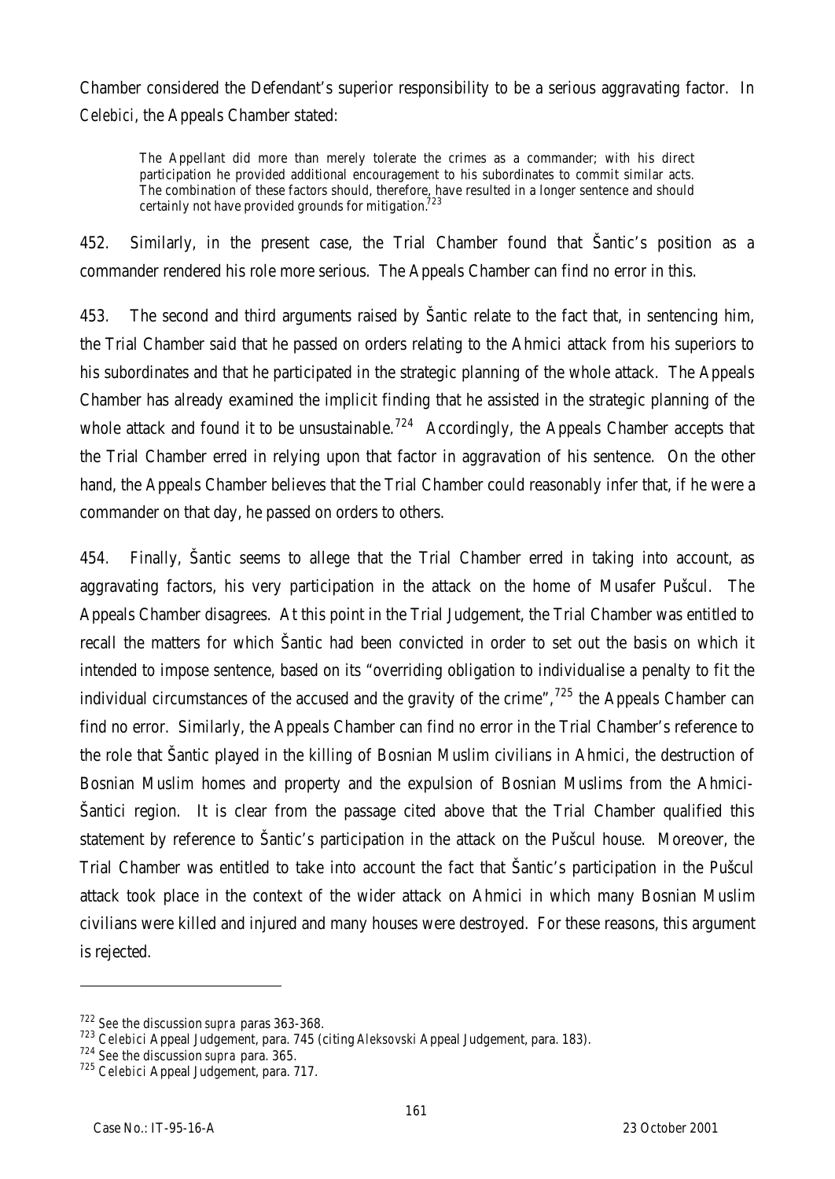Chamber considered the Defendant's superior responsibility to be a serious aggravating factor. In *Celebici*, the Appeals Chamber stated:

> The Appellant did more than merely tolerate the crimes as a commander; with his direct participation he provided additional encouragement to his subordinates to commit similar acts. The combination of these factors should, therefore, have resulted in a longer sentence and should certainly not have provided grounds for mitigation.[723]

452. Similarly, in the present case, the Trial Chamber found that Šantic's position as a commander rendered his role more serious. The Appeals Chamber can find no error in this.

453. The second and third arguments raised by Šantic relate to the fact that, in sentencing him, the Trial Chamber said that he passed on orders relating to the Ahmici attack from his superiors to his subordinates and that he participated in the strategic planning of the whole attack. The Appeals Chamber has already examined the implicit finding that he assisted in the strategic planning of the whole attack and found it to be unsustainable.[724] Accordingly, the Appeals Chamber accepts that the Trial Chamber erred in relying upon that factor in aggravation of his sentence. On the other hand, the Appeals Chamber believes that the Trial Chamber could reasonably infer that, if he were a commander on that day, he passed on orders to others.

454. Finally, Šantic seems to allege that the Trial Chamber erred in taking into account, as aggravating factors, his very participation in the attack on the home of Musafer Pušcul. The Appeals Chamber disagrees. At this point in the Trial Judgement, the Trial Chamber was entitled to recall the matters for which Šantic had been convicted in order to set out the basis on which it intended to impose sentence, based on its "overriding obligation to individualise a penalty to fit the individual circumstances of the accused and the gravity of the crime",[725] the Appeals Chamber can find no error. Similarly, the Appeals Chamber can find no error in the Trial Chamber's reference to the role that Šantic played in the killing of Bosnian Muslim civilians in Ahmici, the destruction of Bosnian Muslim homes and property and the expulsion of Bosnian Muslims from the Ahmici-Šantici region. It is clear from the passage cited above that the Trial Chamber qualified this statement by reference to Šantic's participation in the attack on the Pušcul house. Moreover, the Trial Chamber was entitled to take into account the fact that Šantic's participation in the Pušcul attack took place in the context of the wider attack on Ahmici in which many Bosnian Muslim civilians were killed and injured and many houses were destroyed. For these reasons, this argument is rejected.

---

[722] See the discussion *supra* paras 363-368.

[723] *Celebici* Appeal Judgement, para. 745 (citing *Aleksovski* Appeal Judgement, para. 183).

[724] See the discussion *supra* para. 365.

[725] *Celebici* Appeal Judgement, para. 717.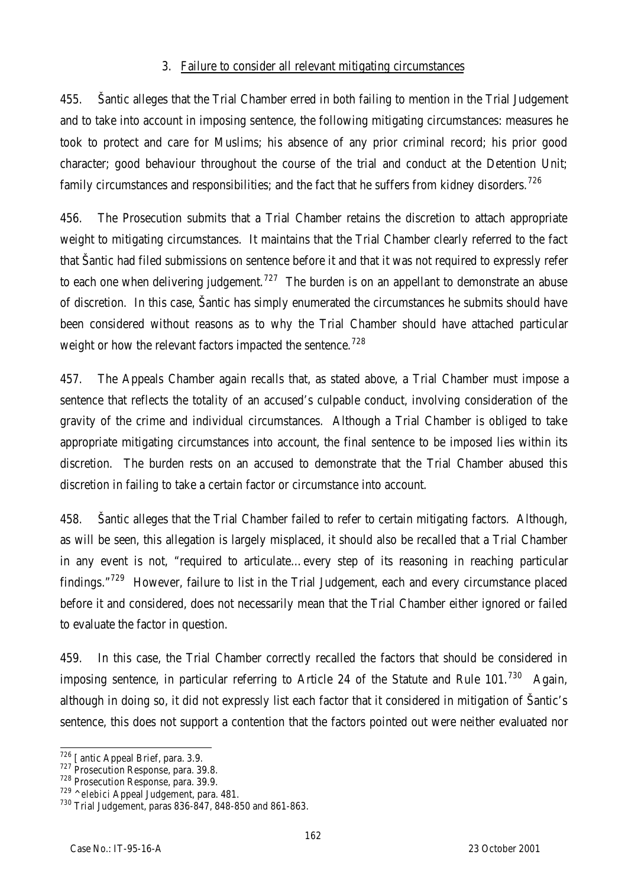### 3. Failure to consider all relevant mitigating circumstances

455. Šantic alleges that the Trial Chamber erred in both failing to mention in the Trial Judgement and to take into account in imposing sentence, the following mitigating circumstances: measures he took to protect and care for Muslims; his absence of any prior criminal record; his prior good character; good behaviour throughout the course of the trial and conduct at the Detention Unit; family circumstances and responsibilities; and the fact that he suffers from kidney disorders.[726]

456. The Prosecution submits that a Trial Chamber retains the discretion to attach appropriate weight to mitigating circumstances. It maintains that the Trial Chamber clearly referred to the fact that Šantic had filed submissions on sentence before it and that it was not required to expressly refer to each one when delivering judgement.[727] The burden is on an appellant to demonstrate an abuse of discretion. In this case, Šantic has simply enumerated the circumstances he submits should have been considered without reasons as to why the Trial Chamber should have attached particular weight or how the relevant factors impacted the sentence.[728]

457. The Appeals Chamber again recalls that, as stated above, a Trial Chamber must impose a sentence that reflects the totality of an accused's culpable conduct, involving consideration of the gravity of the crime and individual circumstances. Although a Trial Chamber is obliged to take appropriate mitigating circumstances into account, the final sentence to be imposed lies within its discretion. The burden rests on an accused to demonstrate that the Trial Chamber abused this discretion in failing to take a certain factor or circumstance into account.

458. Šantic alleges that the Trial Chamber failed to refer to certain mitigating factors. Although, as will be seen, this allegation is largely misplaced, it should also be recalled that a Trial Chamber in any event is not, "required to articulate…every step of its reasoning in reaching particular findings."[729] However, failure to list in the Trial Judgement, each and every circumstance placed before it and considered, does not necessarily mean that the Trial Chamber either ignored or failed to evaluate the factor in question.

459. In this case, the Trial Chamber correctly recalled the factors that should be considered in imposing sentence, in particular referring to Article 24 of the Statute and Rule 101.[730] Again, although in doing so, it did not expressly list each factor that it considered in mitigation of Šantic's sentence, this does not support a contention that the factors pointed out were neither evaluated nor

---

[726] [ antic Appeal Brief, para. 3.9.

[727] Prosecution Response, para. 39.8.

[728] Prosecution Response, para. 39.9.

[729] ^*elebici* Appeal Judgement, para. 481.

[730] Trial Judgement, paras 836-847, 848-850 and 861-863.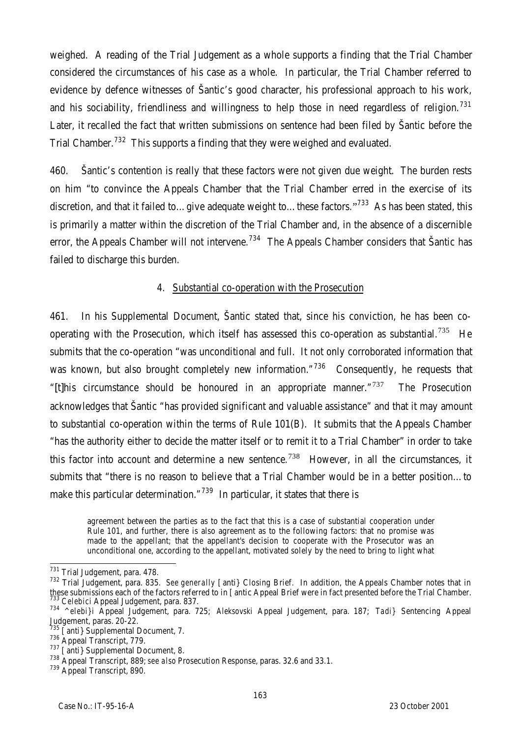weighed. A reading of the Trial Judgement as a whole supports a finding that the Trial Chamber considered the circumstances of his case as a whole. In particular, the Trial Chamber referred to evidence by defence witnesses of Šantic's good character, his professional approach to his work, and his sociability, friendliness and willingness to help those in need regardless of religion.[731] Later, it recalled the fact that written submissions on sentence had been filed by Šantic before the Trial Chamber.[732] This supports a finding that they were weighed and evaluated.

460. Šantic's contention is really that these factors were not given due weight. The burden rests on him "to convince the Appeals Chamber that the Trial Chamber erred in the exercise of its discretion, and that it failed to…give adequate weight to…these factors."[733] As has been stated, this is primarily a matter within the discretion of the Trial Chamber and, in the absence of a discernible error, the Appeals Chamber will not intervene.[734] The Appeals Chamber considers that Šantic has failed to discharge this burden.

### 4. Substantial co-operation with the Prosecution

461. In his Supplemental Document, Šantic stated that, since his conviction, he has been co-operating with the Prosecution, which itself has assessed this co-operation as substantial.[735] He submits that the co-operation "was unconditional and full. It not only corroborated information that was known, but also brought completely new information."[736] Consequently, he requests that "[t]his circumstance should be honoured in an appropriate manner."[737] The Prosecution acknowledges that Šantic "has provided significant and valuable assistance" and that it may amount to substantial co-operation within the terms of Rule 101(B). It submits that the Appeals Chamber "has the authority either to decide the matter itself or to remit it to a Trial Chamber" in order to take this factor into account and determine a new sentence.[738] However, in all the circumstances, it submits that "there is no reason to believe that a Trial Chamber would be in a better position…to make this particular determination."[739] In particular, it states that there is

> agreement between the parties as to the fact that this is a case of substantial cooperation under Rule 101, and further, there is also agreement as to the following factors: that no promise was made to the appellant; that the appellant's decision to cooperate with the Prosecutor was an unconditional one, according to the appellant, motivated solely by the need to bring to light what

---

[731] Trial Judgement, para. 478.

[732] Trial Judgement, para. 835. *See generally* [anti} Closing Brief. In addition, the Appeals Chamber notes that in these submissions each of the factors referred to in [antic Appeal Brief were in fact presented before the Trial Chamber.

[733] *Celebici* Appeal Judgement, para. 837.

[734] *^elebi}i* Appeal Judgement, para. 725; *Aleksovski* Appeal Judgement, para. 187; *Tadi}* Sentencing Appeal Judgement, paras. 20-22.

[735] [anti} Supplemental Document, 7.

[736] Appeal Transcript, 779.

[737] [anti} Supplemental Document, 8.

[738] Appeal Transcript, 889; *see also* Prosecution Response, paras. 32.6 and 33.1.

[739] Appeal Transcript, 890.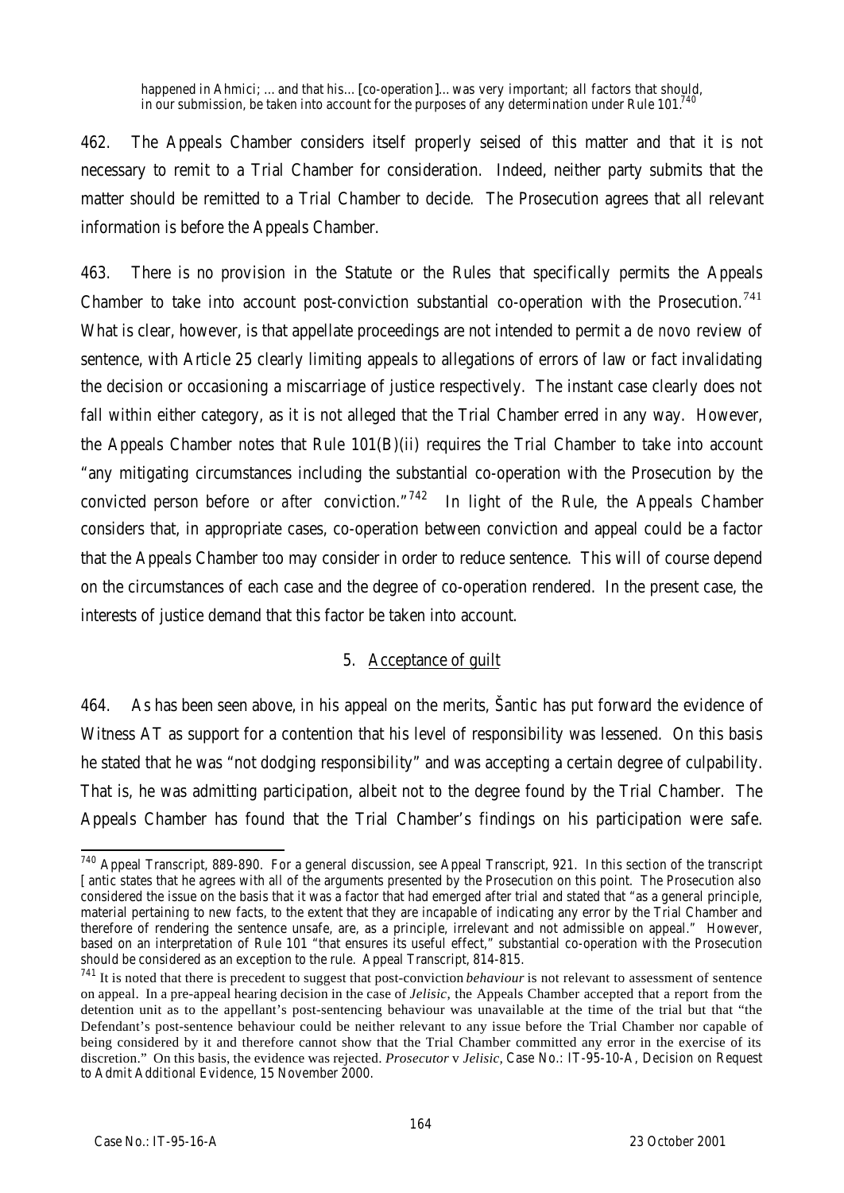happened in Ahmici; ... and that his... [co-operation]... was very important; all factors that should, in our submission, be taken into account for the purposes of any determination under Rule 101.[740]

462. The Appeals Chamber considers itself properly seised of this matter and that it is not necessary to remit to a Trial Chamber for consideration. Indeed, neither party submits that the matter should be remitted to a Trial Chamber to decide. The Prosecution agrees that all relevant information is before the Appeals Chamber.

463. There is no provision in the Statute or the Rules that specifically permits the Appeals Chamber to take into account post-conviction substantial co-operation with the Prosecution.[741] What is clear, however, is that appellate proceedings are not intended to permit a *de novo* review of sentence, with Article 25 clearly limiting appeals to allegations of errors of law or fact invalidating the decision or occasioning a miscarriage of justice respectively. The instant case clearly does not fall within either category, as it is not alleged that the Trial Chamber erred in any way. However, the Appeals Chamber notes that Rule 101(B)(ii) requires the Trial Chamber to take into account "any mitigating circumstances including the substantial co-operation with the Prosecution by the convicted person before *or after* conviction."[742] In light of the Rule, the Appeals Chamber considers that, in appropriate cases, co-operation between conviction and appeal could be a factor that the Appeals Chamber too may consider in order to reduce sentence. This will of course depend on the circumstances of each case and the degree of co-operation rendered. In the present case, the interests of justice demand that this factor be taken into account.

## 5. Acceptance of guilt

464. As has been seen above, in his appeal on the merits, Šantic has put forward the evidence of Witness AT as support for a contention that his level of responsibility was lessened. On this basis he stated that he was "not dodging responsibility" and was accepting a certain degree of culpability. That is, he was admitting participation, albeit not to the degree found by the Trial Chamber. The Appeals Chamber has found that the Trial Chamber's findings on his participation were safe.

---

[740] Appeal Transcript, 889-890. For a general discussion, see Appeal Transcript, 921. In this section of the transcript [antic states that he agrees with all of the arguments presented by the Prosecution on this point. The Prosecution also considered the issue on the basis that it was a factor that had emerged after trial and stated that "as a general principle, material pertaining to new facts, to the extent that they are incapable of indicating any error by the Trial Chamber and therefore of rendering the sentence unsafe, are, as a principle, irrelevant and not admissible on appeal." However, based on an interpretation of Rule 101 "that ensures its useful effect," substantial co-operation with the Prosecution should be considered as an exception to the rule. Appeal Transcript, 814-815.

[741] It is noted that there is precedent to suggest that post-conviction *behaviour* is not relevant to assessment of sentence on appeal. In a pre-appeal hearing decision in the case of *Jelisic*, the Appeals Chamber accepted that a report from the detention unit as to the appellant's post-sentencing behaviour was unavailable at the time of the trial but that "the Defendant's post-sentence behaviour could be neither relevant to any issue before the Trial Chamber nor capable of being considered by it and therefore cannot show that the Trial Chamber committed any error in the exercise of its discretion." On this basis, the evidence was rejected. *Prosecutor* v *Jelisic*, Case No.: IT-95-10-A, Decision on Request to Admit Additional Evidence, 15 November 2000.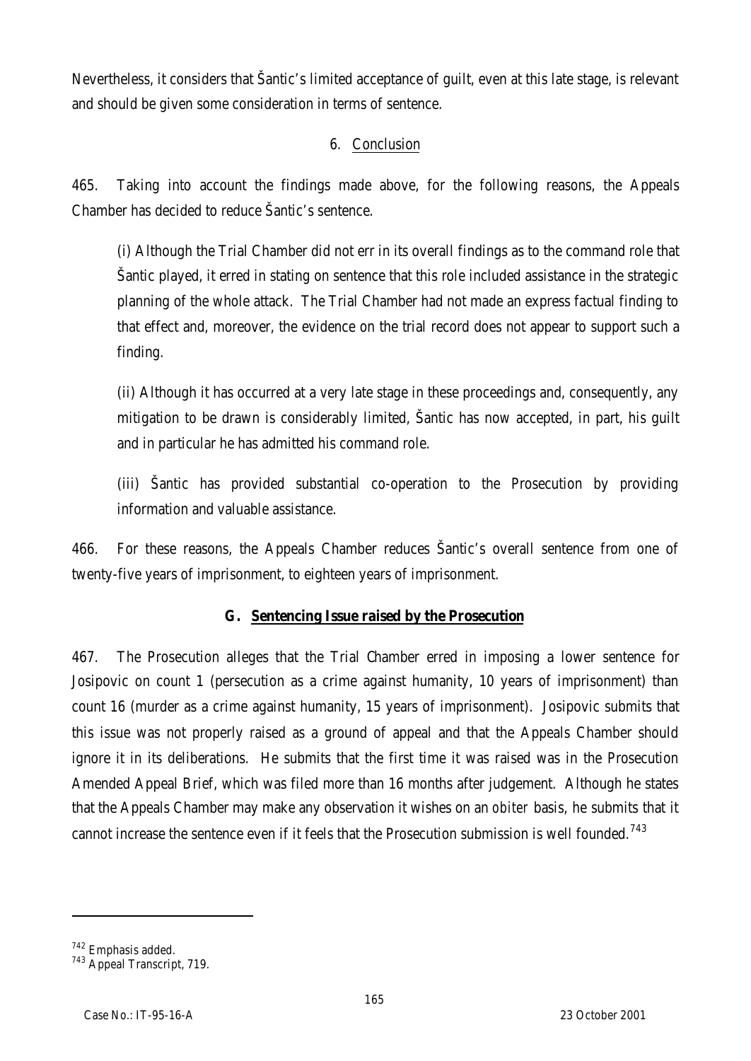Nevertheless, it considers that Šantic's limited acceptance of guilt, even at this late stage, is relevant and should be given some consideration in terms of sentence.

### 6. Conclusion

465. Taking into account the findings made above, for the following reasons, the Appeals Chamber has decided to reduce Šantic's sentence.

(i) Although the Trial Chamber did not err in its overall findings as to the command role that Šantic played, it erred in stating on sentence that this role included assistance in the strategic planning of the whole attack. The Trial Chamber had not made an express factual finding to that effect and, moreover, the evidence on the trial record does not appear to support such a finding.

(ii) Although it has occurred at a very late stage in these proceedings and, consequently, any mitigation to be drawn is considerably limited, Šantic has now accepted, in part, his guilt and in particular he has admitted his command role.

(iii) Šantic has provided substantial co-operation to the Prosecution by providing information and valuable assistance.

466. For these reasons, the Appeals Chamber reduces Šantic's overall sentence from one of twenty-five years of imprisonment, to eighteen years of imprisonment.

## G. Sentencing Issue raised by the Prosecution

467. The Prosecution alleges that the Trial Chamber erred in imposing a lower sentence for Josipovic on count 1 (persecution as a crime against humanity, 10 years of imprisonment) than count 16 (murder as a crime against humanity, 15 years of imprisonment). Josipovic submits that this issue was not properly raised as a ground of appeal and that the Appeals Chamber should ignore it in its deliberations. He submits that the first time it was raised was in the Prosecution Amended Appeal Brief, which was filed more than 16 months after judgement. Although he states that the Appeals Chamber may make any observation it wishes on an *obiter* basis, he submits that it cannot increase the sentence even if it feels that the Prosecution submission is well founded.[743]

---

[742] Emphasis added.

[743] Appeal Transcript, 719.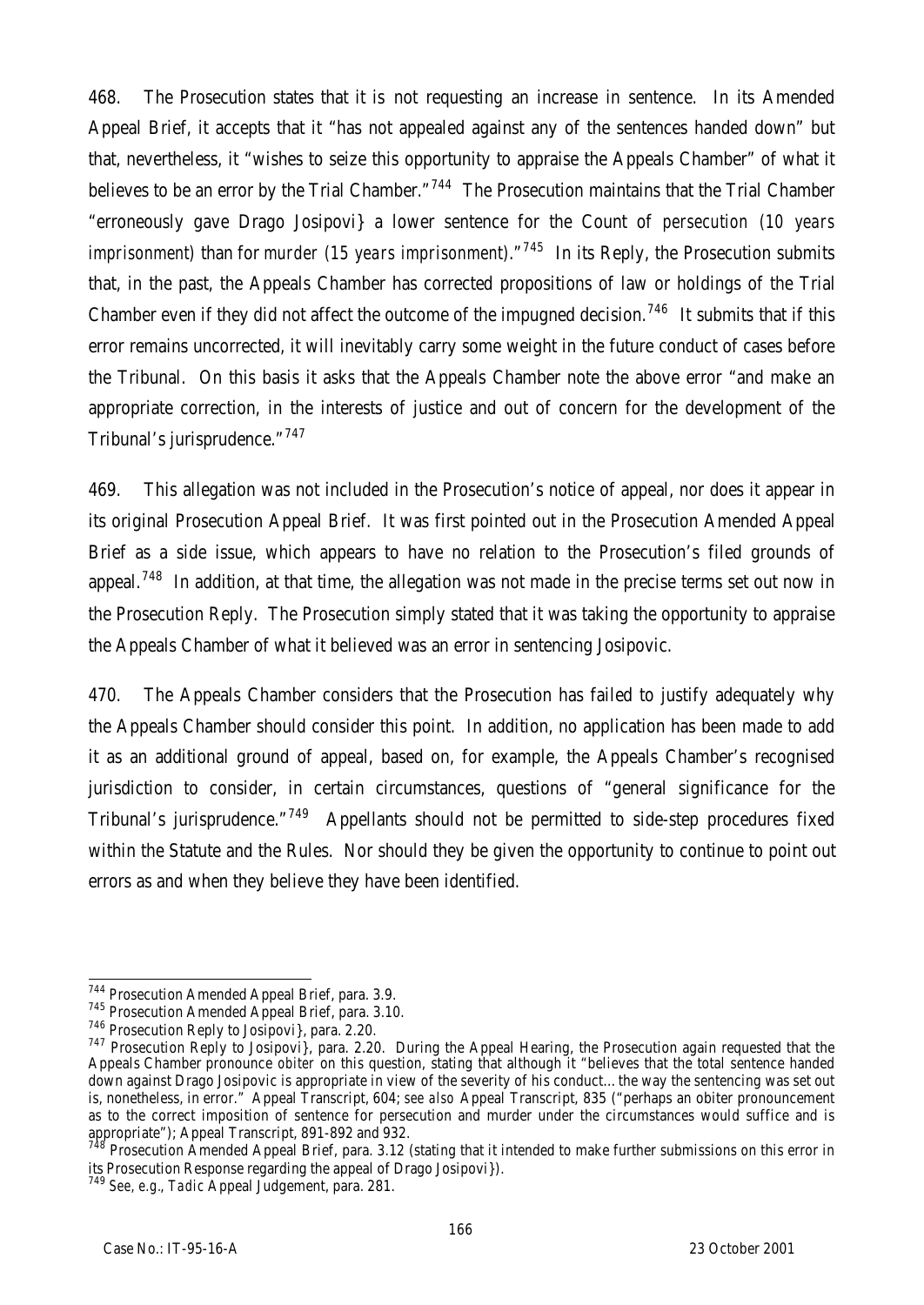468. The Prosecution states that it is not requesting an increase in sentence. In its Amended Appeal Brief, it accepts that it "has not appealed against any of the sentences handed down" but that, nevertheless, it "wishes to seize this opportunity to appraise the Appeals Chamber" of what it believes to be an error by the Trial Chamber."[744] The Prosecution maintains that the Trial Chamber "erroneously gave Drago Josipovi} a lower sentence for the Count of *persecution (10 years imprisonment)* than for *murder (15 years imprisonment)*."[745] In its Reply, the Prosecution submits that, in the past, the Appeals Chamber has corrected propositions of law or holdings of the Trial Chamber even if they did not affect the outcome of the impugned decision.[746] It submits that if this error remains uncorrected, it will inevitably carry some weight in the future conduct of cases before the Tribunal. On this basis it asks that the Appeals Chamber note the above error "and make an appropriate correction, in the interests of justice and out of concern for the development of the Tribunal's jurisprudence."[747]

469. This allegation was not included in the Prosecution's notice of appeal, nor does it appear in its original Prosecution Appeal Brief. It was first pointed out in the Prosecution Amended Appeal Brief as a side issue, which appears to have no relation to the Prosecution's filed grounds of appeal.[748] In addition, at that time, the allegation was not made in the precise terms set out now in the Prosecution Reply. The Prosecution simply stated that it was taking the opportunity to appraise the Appeals Chamber of what it believed was an error in sentencing Josipovic.

470. The Appeals Chamber considers that the Prosecution has failed to justify adequately why the Appeals Chamber should consider this point. In addition, no application has been made to add it as an additional ground of appeal, based on, for example, the Appeals Chamber's recognised jurisdiction to consider, in certain circumstances, questions of "general significance for the Tribunal's jurisprudence."[749] Appellants should not be permitted to side-step procedures fixed within the Statute and the Rules. Nor should they be given the opportunity to continue to point out errors as and when they believe they have been identified.

---

[744] Prosecution Amended Appeal Brief, para. 3.9.

[745] Prosecution Amended Appeal Brief, para. 3.10.

[746] Prosecution Reply to Josipovi}, para. 2.20.

[747] Prosecution Reply to Josipovi}, para. 2.20. During the Appeal Hearing, the Prosecution again requested that the Appeals Chamber pronounce *obiter* on this question, stating that although it "believes that the total sentence handed down against Drago Josipovic is appropriate in view of the severity of his conduct…the way the sentencing was set out is, nonetheless, in error." Appeal Transcript, 604; *see also* Appeal Transcript, 835 ("perhaps an obiter pronouncement as to the correct imposition of sentence for persecution and murder under the circumstances would suffice and is appropriate"); Appeal Transcript, 891-892 and 932.

[748] Prosecution Amended Appeal Brief, para. 3.12 (stating that it intended to make further submissions on this error in its Prosecution Response regarding the appeal of Drago Josipovi}).

[749] *See, e.g., Tadic* Appeal Judgement, para. 281.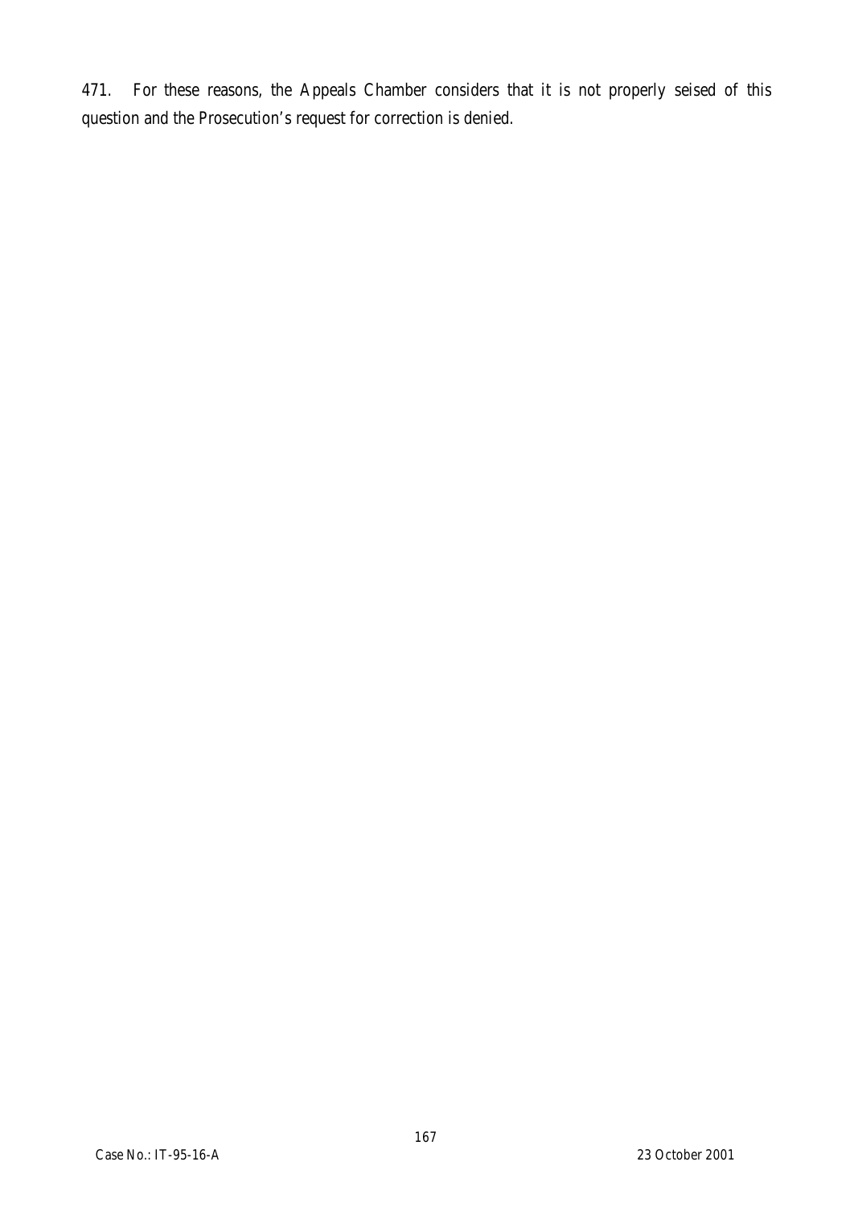471. For these reasons, the Appeals Chamber considers that it is not properly seised of this question and the Prosecution's request for correction is denied.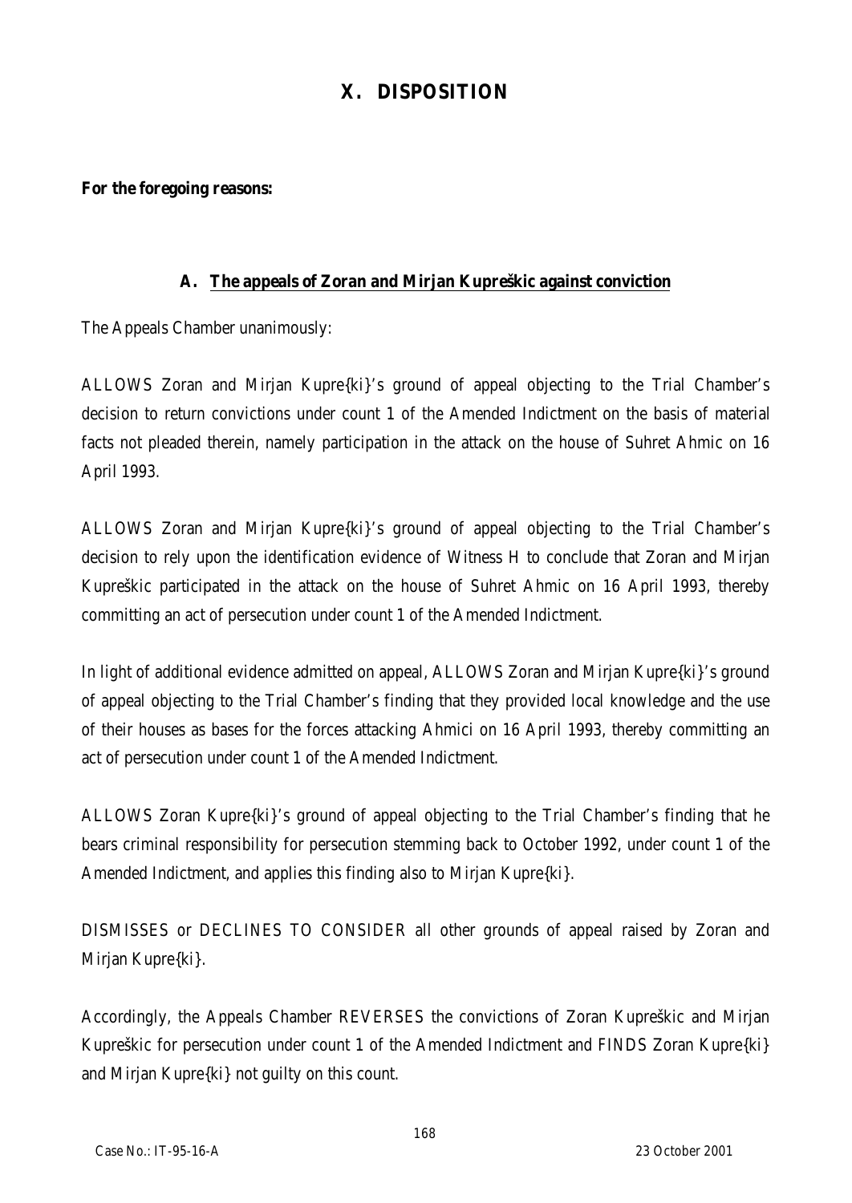# X. DISPOSITION

**For the foregoing reasons:**

## A. The appeals of Zoran and Mirjan Kupreškic against conviction

The Appeals Chamber unanimously:

ALLOWS Zoran and Mirjan Kupre{ki}'s ground of appeal objecting to the Trial Chamber's decision to return convictions under count 1 of the Amended Indictment on the basis of material facts not pleaded therein, namely participation in the attack on the house of Suhret Ahmic on 16 April 1993.

ALLOWS Zoran and Mirjan Kupre{ki}'s ground of appeal objecting to the Trial Chamber's decision to rely upon the identification evidence of Witness H to conclude that Zoran and Mirjan Kupreškic participated in the attack on the house of Suhret Ahmic on 16 April 1993, thereby committing an act of persecution under count 1 of the Amended Indictment.

In light of additional evidence admitted on appeal, ALLOWS Zoran and Mirjan Kupre{ki}'s ground of appeal objecting to the Trial Chamber's finding that they provided local knowledge and the use of their houses as bases for the forces attacking Ahmici on 16 April 1993, thereby committing an act of persecution under count 1 of the Amended Indictment.

ALLOWS Zoran Kupre{ki}'s ground of appeal objecting to the Trial Chamber's finding that he bears criminal responsibility for persecution stemming back to October 1992, under count 1 of the Amended Indictment, and applies this finding also to Mirjan Kupre{ki}.

DISMISSES or DECLINES TO CONSIDER all other grounds of appeal raised by Zoran and Mirjan Kupre{ki}.

Accordingly, the Appeals Chamber REVERSES the convictions of Zoran Kupreškic and Mirjan Kupreškic for persecution under count 1 of the Amended Indictment and FINDS Zoran Kupre{ki} and Mirjan Kupre{ki} not guilty on this count.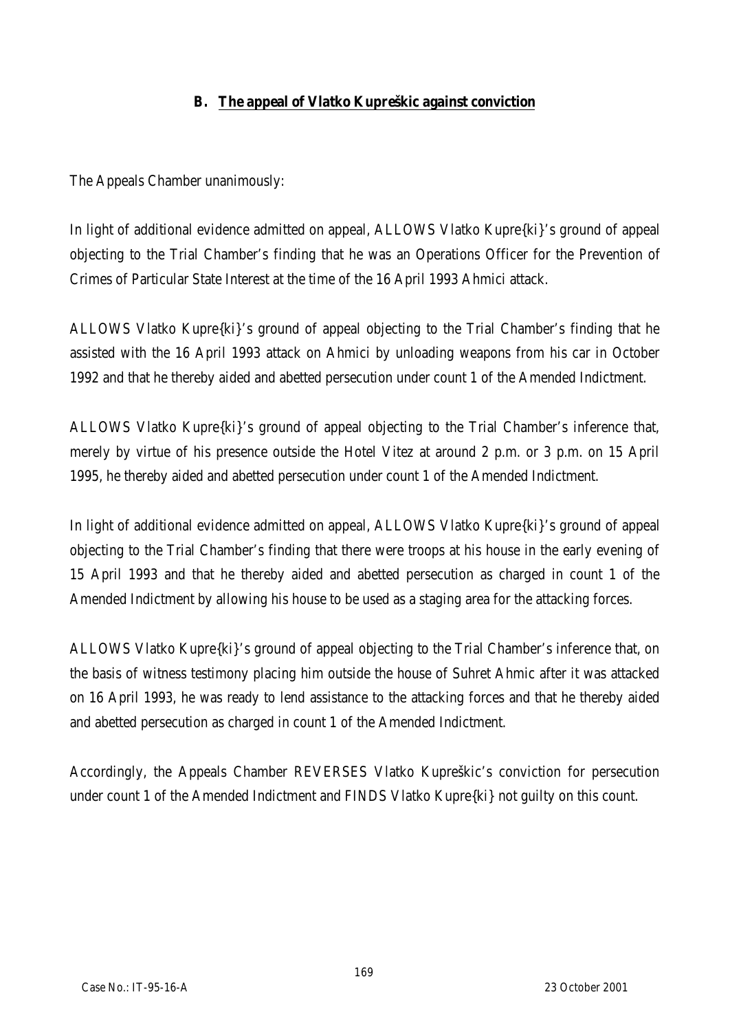### B. The appeal of Vlatko Kupreškic against conviction

The Appeals Chamber unanimously:

In light of additional evidence admitted on appeal, ALLOWS Vlatko Kupre{ki}'s ground of appeal objecting to the Trial Chamber's finding that he was an Operations Officer for the Prevention of Crimes of Particular State Interest at the time of the 16 April 1993 Ahmici attack.

ALLOWS Vlatko Kupre{ki}'s ground of appeal objecting to the Trial Chamber's finding that he assisted with the 16 April 1993 attack on Ahmici by unloading weapons from his car in October 1992 and that he thereby aided and abetted persecution under count 1 of the Amended Indictment.

ALLOWS Vlatko Kupre{ki}'s ground of appeal objecting to the Trial Chamber's inference that, merely by virtue of his presence outside the Hotel Vitez at around 2 p.m. or 3 p.m. on 15 April 1995, he thereby aided and abetted persecution under count 1 of the Amended Indictment.

In light of additional evidence admitted on appeal, ALLOWS Vlatko Kupre{ki}'s ground of appeal objecting to the Trial Chamber's finding that there were troops at his house in the early evening of 15 April 1993 and that he thereby aided and abetted persecution as charged in count 1 of the Amended Indictment by allowing his house to be used as a staging area for the attacking forces.

ALLOWS Vlatko Kupre{ki}'s ground of appeal objecting to the Trial Chamber's inference that, on the basis of witness testimony placing him outside the house of Suhret Ahmic after it was attacked on 16 April 1993, he was ready to lend assistance to the attacking forces and that he thereby aided and abetted persecution as charged in count 1 of the Amended Indictment.

Accordingly, the Appeals Chamber REVERSES Vlatko Kupreškic's conviction for persecution under count 1 of the Amended Indictment and FINDS Vlatko Kupre{ki} not guilty on this count.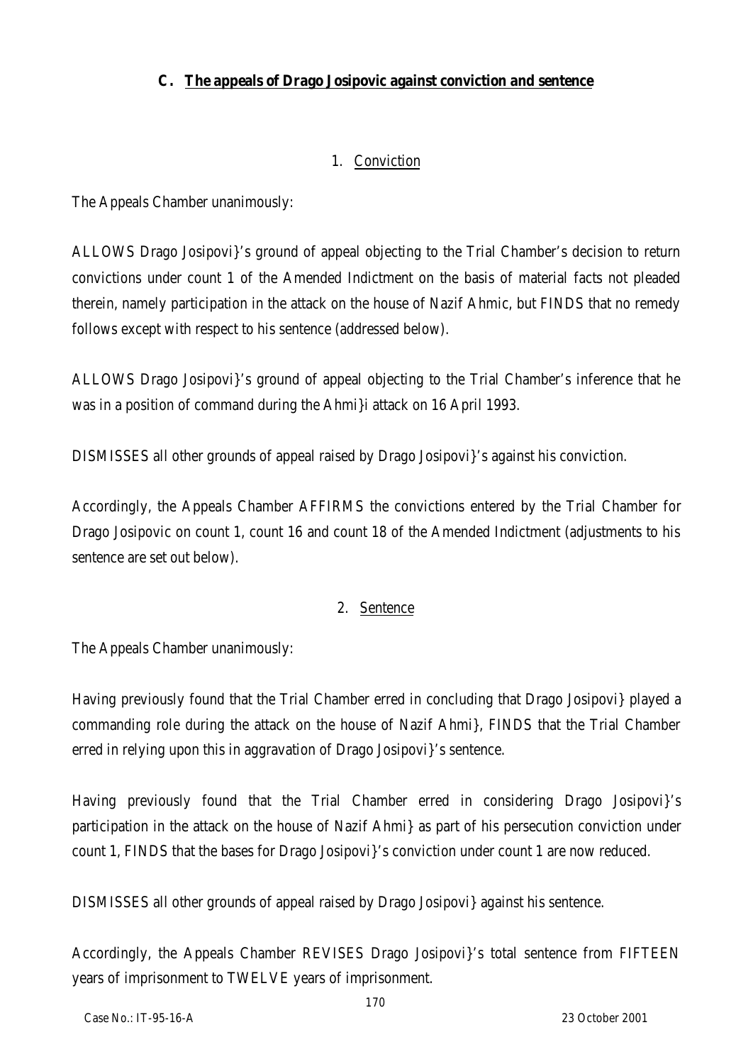### C. The appeals of Drago Josipovic against conviction and sentence

#### 1. Conviction

The Appeals Chamber unanimously:

ALLOWS Drago Josipovi}'s ground of appeal objecting to the Trial Chamber's decision to return convictions under count 1 of the Amended Indictment on the basis of material facts not pleaded therein, namely participation in the attack on the house of Nazif Ahmic, but FINDS that no remedy follows except with respect to his sentence (addressed below).

ALLOWS Drago Josipovi}'s ground of appeal objecting to the Trial Chamber's inference that he was in a position of command during the Ahmi}i attack on 16 April 1993.

DISMISSES all other grounds of appeal raised by Drago Josipovi}'s against his conviction.

Accordingly, the Appeals Chamber AFFIRMS the convictions entered by the Trial Chamber for Drago Josipovic on count 1, count 16 and count 18 of the Amended Indictment (adjustments to his sentence are set out below).

#### 2. Sentence

The Appeals Chamber unanimously:

Having previously found that the Trial Chamber erred in concluding that Drago Josipovi} played a commanding role during the attack on the house of Nazif Ahmi}, FINDS that the Trial Chamber erred in relying upon this in aggravation of Drago Josipovi}'s sentence.

Having previously found that the Trial Chamber erred in considering Drago Josipovi}'s participation in the attack on the house of Nazif Ahmi} as part of his persecution conviction under count 1, FINDS that the bases for Drago Josipovi}'s conviction under count 1 are now reduced.

DISMISSES all other grounds of appeal raised by Drago Josipovi} against his sentence.

Accordingly, the Appeals Chamber REVISES Drago Josipovi}'s total sentence from FIFTEEN years of imprisonment to TWELVE years of imprisonment.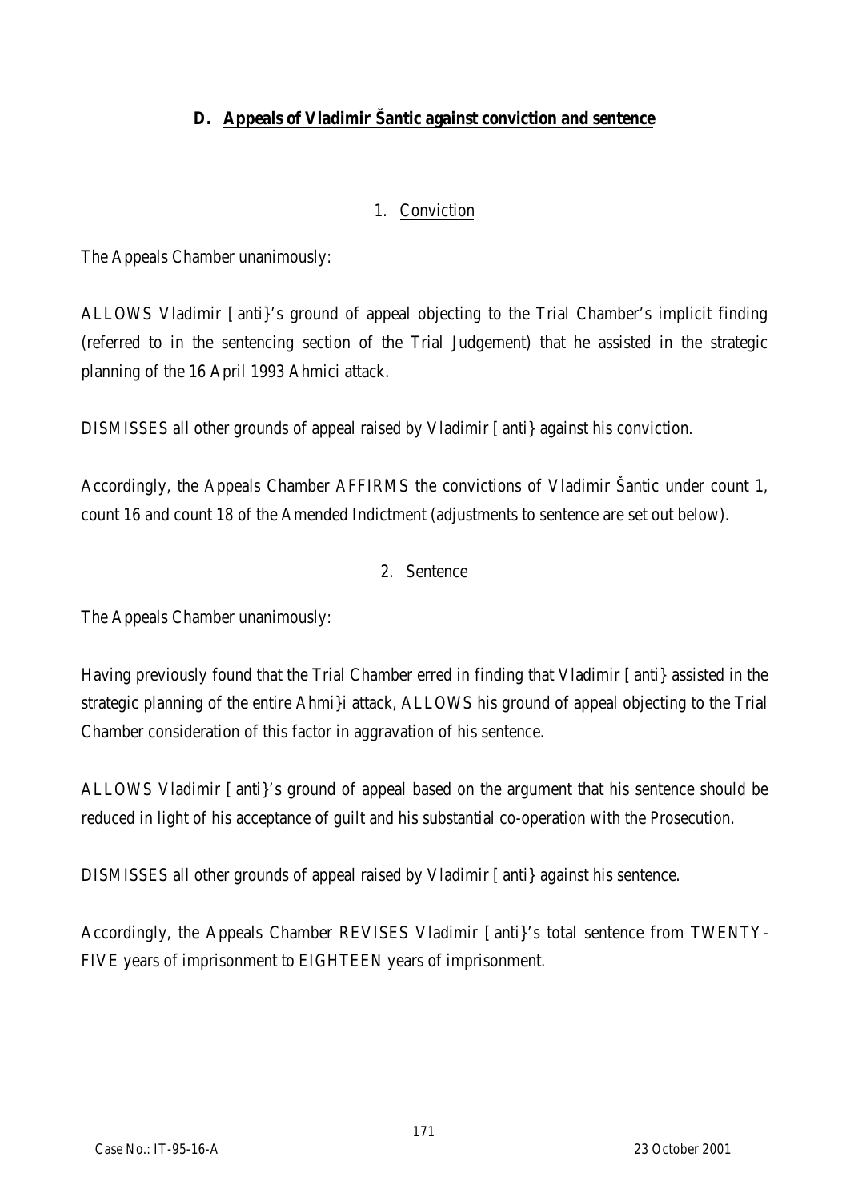### D. Appeals of Vladimir Šantic against conviction and sentence

#### 1. Conviction

The Appeals Chamber unanimously:

ALLOWS Vladimir [anti}'s ground of appeal objecting to the Trial Chamber's implicit finding (referred to in the sentencing section of the Trial Judgement) that he assisted in the strategic planning of the 16 April 1993 Ahmici attack.

DISMISSES all other grounds of appeal raised by Vladimir [anti} against his conviction.

Accordingly, the Appeals Chamber AFFIRMS the convictions of Vladimir Šantic under count 1, count 16 and count 18 of the Amended Indictment (adjustments to sentence are set out below).

#### 2. Sentence

The Appeals Chamber unanimously:

Having previously found that the Trial Chamber erred in finding that Vladimir [anti} assisted in the strategic planning of the entire Ahmi}i attack, ALLOWS his ground of appeal objecting to the Trial Chamber consideration of this factor in aggravation of his sentence.

ALLOWS Vladimir [anti}'s ground of appeal based on the argument that his sentence should be reduced in light of his acceptance of guilt and his substantial co-operation with the Prosecution.

DISMISSES all other grounds of appeal raised by Vladimir [anti} against his sentence.

Accordingly, the Appeals Chamber REVISES Vladimir [anti}'s total sentence from TWENTY-FIVE years of imprisonment to EIGHTEEN years of imprisonment.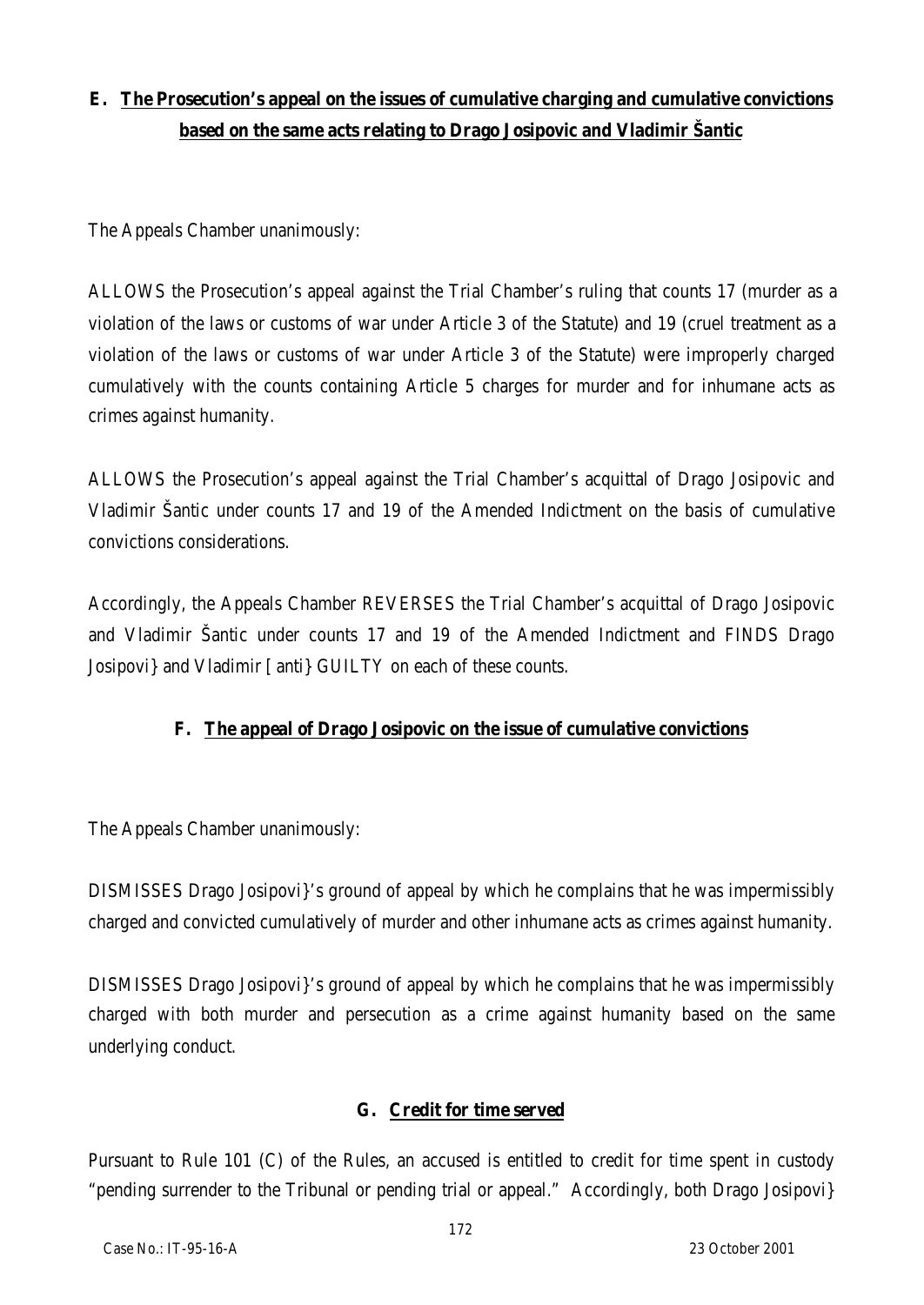## E. The Prosecution's appeal on the issues of cumulative charging and cumulative convictions based on the same acts relating to Drago Josipovic and Vladimir Šantic

The Appeals Chamber unanimously:

ALLOWS the Prosecution's appeal against the Trial Chamber's ruling that counts 17 (murder as a violation of the laws or customs of war under Article 3 of the Statute) and 19 (cruel treatment as a violation of the laws or customs of war under Article 3 of the Statute) were improperly charged cumulatively with the counts containing Article 5 charges for murder and for inhumane acts as crimes against humanity.

ALLOWS the Prosecution's appeal against the Trial Chamber's acquittal of Drago Josipovic and Vladimir Šantic under counts 17 and 19 of the Amended Indictment on the basis of cumulative convictions considerations.

Accordingly, the Appeals Chamber REVERSES the Trial Chamber's acquittal of Drago Josipovic and Vladimir Šantic under counts 17 and 19 of the Amended Indictment and FINDS Drago Josipovi} and Vladimir [anti} GUILTY on each of these counts.

## F. The appeal of Drago Josipovic on the issue of cumulative convictions

The Appeals Chamber unanimously:

DISMISSES Drago Josipovi}'s ground of appeal by which he complains that he was impermissibly charged and convicted cumulatively of murder and other inhumane acts as crimes against humanity.

DISMISSES Drago Josipovi}'s ground of appeal by which he complains that he was impermissibly charged with both murder and persecution as a crime against humanity based on the same underlying conduct.

## G. Credit for time served

Pursuant to Rule 101 (C) of the Rules, an accused is entitled to credit for time spent in custody "pending surrender to the Tribunal or pending trial or appeal." Accordingly, both Drago Josipovi}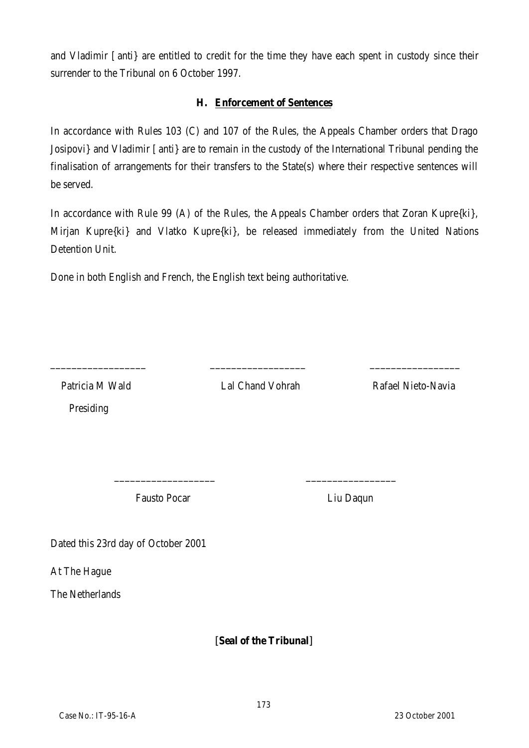and Vladimir [ anti} are entitled to credit for the time they have each spent in custody since their surrender to the Tribunal on 6 October 1997.

### H. Enforcement of Sentences

In accordance with Rules 103 (C) and 107 of the Rules, the Appeals Chamber orders that Drago Josipovi} and Vladimir [ anti} are to remain in the custody of the International Tribunal pending the finalisation of arrangements for their transfers to the State(s) where their respective sentences will be served.

In accordance with Rule 99 (A) of the Rules, the Appeals Chamber orders that Zoran Kupre{ki}, Mirjan Kupre{ki} and Vlatko Kupre{ki}, be released immediately from the United Nations Detention Unit.

Done in both English and French, the English text being authoritative.

\_\_\_\_\_\_\_\_\_\_\_\_\_\_\_\_\_\_ \_\_\_\_\_\_\_\_\_\_\_\_\_\_\_\_\_\_ \_\_\_\_\_\_\_\_\_\_\_\_\_\_\_\_\_

Patricia M Wald Presiding    Lal Chand Vohrah    Rafael Nieto-Navia

\_\_\_\_\_\_\_\_\_\_\_\_\_\_\_\_\_\_\_ \_\_\_\_\_\_\_\_\_\_\_\_\_\_\_\_\_

Fausto Pocar    Liu Daqun

Dated this 23rd day of October 2001

At The Hague

The Netherlands

[**Seal of the Tribunal**]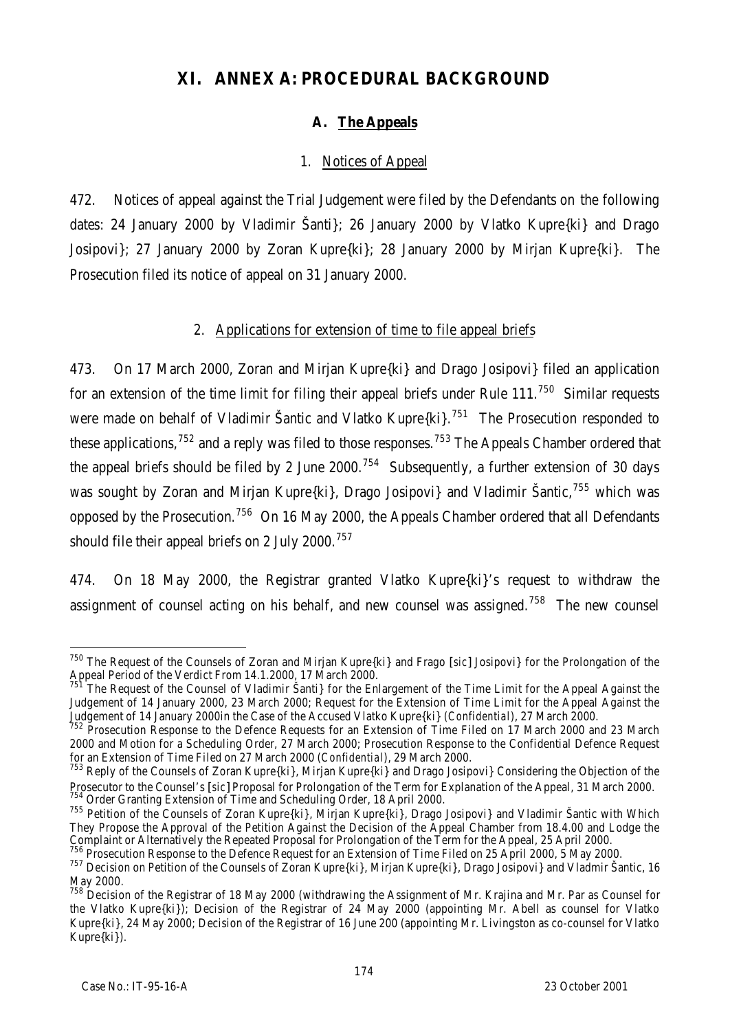# XI. ANNEX A: PROCEDURAL BACKGROUND

## A. The Appeals

### 1. Notices of Appeal

472. Notices of appeal against the Trial Judgement were filed by the Defendants on the following dates: 24 January 2000 by Vladimir Šanti}; 26 January 2000 by Vlatko Kupre{ki} and Drago Josipovi}; 27 January 2000 by Zoran Kupre{ki}; 28 January 2000 by Mirjan Kupre{ki}. The Prosecution filed its notice of appeal on 31 January 2000.

### 2. Applications for extension of time to file appeal briefs

473. On 17 March 2000, Zoran and Mirjan Kupre{ki} and Drago Josipovi} filed an application for an extension of the time limit for filing their appeal briefs under Rule 111.[750] Similar requests were made on behalf of Vladimir Šantic and Vlatko Kupre{ki}.[751] The Prosecution responded to these applications,[752] and a reply was filed to those responses.[753] The Appeals Chamber ordered that the appeal briefs should be filed by 2 June 2000.[754] Subsequently, a further extension of 30 days was sought by Zoran and Mirjan Kupre{ki}, Drago Josipovi} and Vladimir Šantic,[755] which was opposed by the Prosecution.[756] On 16 May 2000, the Appeals Chamber ordered that all Defendants should file their appeal briefs on 2 July 2000.[757]

474. On 18 May 2000, the Registrar granted Vlatko Kupre{ki}'s request to withdraw the assignment of counsel acting on his behalf, and new counsel was assigned.[758] The new counsel

---

[750] The Request of the Counsels of Zoran and Mirjan Kupre{ki} and Frago [*sic*] Josipovi} for the Prolongation of the Appeal Period of the Verdict From 14.1.2000, 17 March 2000.

[751] The Request of the Counsel of Vladimir Šanti} for the Enlargement of the Time Limit for the Appeal Against the Judgement of 14 January 2000, 23 March 2000; Request for the Extension of Time Limit for the Appeal Against the Judgement of 14 January 2000in the Case of the Accused Vlatko Kupre{ki} (*Confidential*), 27 March 2000.

[752] Prosecution Response to the Defence Requests for an Extension of Time Filed on 17 March 2000 and 23 March 2000 and Motion for a Scheduling Order, 27 March 2000; Prosecution Response to the Confidential Defence Request for an Extension of Time Filed on 27 March 2000 (*Confidential*), 29 March 2000.

[753] Reply of the Counsels of Zoran Kupre{ki}, Mirjan Kupre{ki} and Drago Josipovi} Considering the Objection of the Prosecutor to the Counsel's [*sic*] Proposal for Prolongation of the Term for Explanation of the Appeal, 31 March 2000.

[754] Order Granting Extension of Time and Scheduling Order, 18 April 2000.

[755] Petition of the Counsels of Zoran Kupre{ki}, Mirjan Kupre{ki}, Drago Josipovi} and Vladimir Šantic with Which They Propose the Approval of the Petition Against the Decision of the Appeal Chamber from 18.4.00 and Lodge the Complaint or Alternatively the Repeated Proposal for Prolongation of the Term for the Appeal, 25 April 2000.

[756] Prosecution Response to the Defence Request for an Extension of Time Filed on 25 April 2000, 5 May 2000.

[757] Decision on Petition of the Counsels of Zoran Kupre{ki}, Mirjan Kupre{ki}, Drago Josipovi} and Vladmir Šantic, 16 May 2000.

[758] Decision of the Registrar of 18 May 2000 (withdrawing the Assignment of Mr. Krajina and Mr. Par as Counsel for the Vlatko Kupre{ki}); Decision of the Registrar of 24 May 2000 (appointing Mr. Abell as counsel for Vlatko Kupre{ki}, 24 May 2000; Decision of the Registrar of 16 June 200 (appointing Mr. Livingston as co-counsel for Vlatko Kupre{ki}).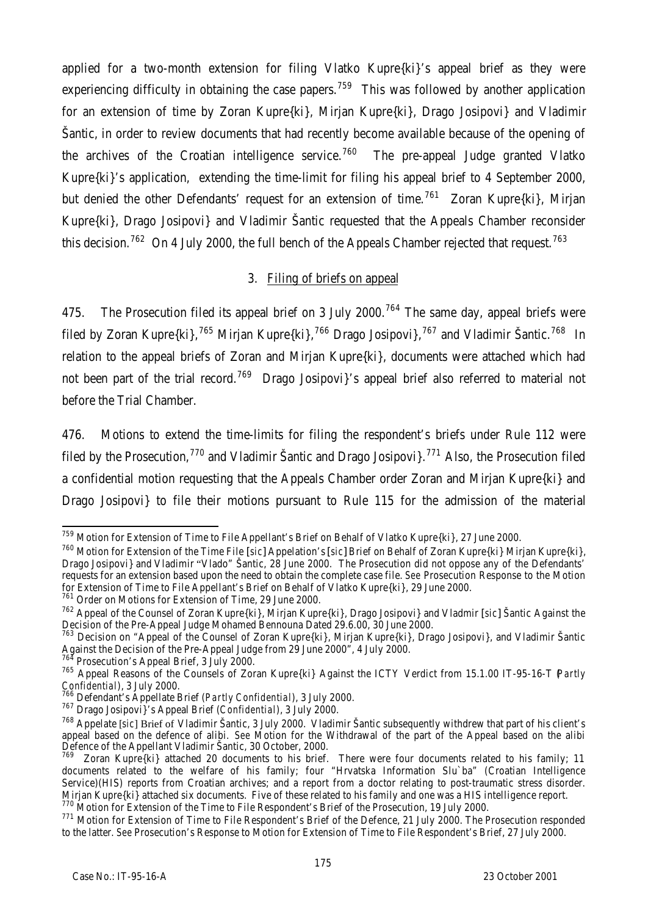applied for a two-month extension for filing Vlatko Kupre{ki}'s appeal brief as they were experiencing difficulty in obtaining the case papers.[759] This was followed by another application for an extension of time by Zoran Kupre{ki}, Mirjan Kupre{ki}, Drago Josipovi} and Vladimir Šantic, in order to review documents that had recently become available because of the opening of the archives of the Croatian intelligence service.[760] The pre-appeal Judge granted Vlatko Kupre{ki}'s application, extending the time-limit for filing his appeal brief to 4 September 2000, but denied the other Defendants' request for an extension of time.[761] Zoran Kupre{ki}, Mirjan Kupre{ki}, Drago Josipovi} and Vladimir Šantic requested that the Appeals Chamber reconsider this decision.[762] On 4 July 2000, the full bench of the Appeals Chamber rejected that request.[763]

### 3. Filing of briefs on appeal

475. The Prosecution filed its appeal brief on 3 July 2000.[764] The same day, appeal briefs were filed by Zoran Kupre{ki},[765] Mirjan Kupre{ki},[766] Drago Josipovi},[767] and Vladimir Šantic.[768] In relation to the appeal briefs of Zoran and Mirjan Kupre{ki}, documents were attached which had not been part of the trial record.[769] Drago Josipovi}'s appeal brief also referred to material not before the Trial Chamber.

476. Motions to extend the time-limits for filing the respondent's briefs under Rule 112 were filed by the Prosecution,[770] and Vladimir Šantic and Drago Josipovi}.[771] Also, the Prosecution filed a confidential motion requesting that the Appeals Chamber order Zoran and Mirjan Kupre{ki} and Drago Josipovi} to file their motions pursuant to Rule 115 for the admission of the material

---

[759] Motion for Extension of Time to File Appellant's Brief on Behalf of Vlatko Kupre{ki}, 27 June 2000.

[760] Motion for Extension of the Time File [*sic*] Appelation's [*sic*] Brief on Behalf of Zoran Kupre{ki} Mirjan Kupre{ki}, Drago Josipovi} and Vladimir "Vlado" Šantic, 28 June 2000. The Prosecution did not oppose any of the Defendants' requests for an extension based upon the need to obtain the complete case file. *See* Prosecution Response to the Motion for Extension of Time to File Appellant's Brief on Behalf of Vlatko Kupre{ki}, 29 June 2000.

[761] Order on Motions for Extension of Time, 29 June 2000.

[762] Appeal of the Counsel of Zoran Kupre{ki}, Mirjan Kupre{ki}, Drago Josipovi} and Vladmir [*sic*] Šantic Against the Decision of the Pre-Appeal Judge Mohamed Bennouna Dated 29.6.00, 30 June 2000.

[763] Decision on "Appeal of the Counsel of Zoran Kupre{ki}, Mirjan Kupre{ki}, Drago Josipovi}, and Vladimir Šantic Against the Decision of the Pre-Appeal Judge from 29 June 2000", 4 July 2000.

[764] Prosecution's Appeal Brief, 3 July 2000.

[765] Appeal Reasons of the Counsels of Zoran Kupre{ki} Against the ICTY Verdict from 15.1.00 IT-95-16-T (*Partly Confidential*), 3 July 2000.

[766] Defendant's Appellate Brief (*Partly Confidential*), 3 July 2000.

[767] Drago Josipovi}'s Appeal Brief (*Confidential*), 3 July 2000.

[768] Appelate [*sic*] Brief of Vladimir Šantic, 3 July 2000. Vladimir Šantic subsequently withdrew that part of his client's appeal based on the defence of alibi. *See* Motion for the Withdrawal of the part of the Appeal based on the alibi Defence of the Appellant Vladimir Šantic, 30 October, 2000.

[769] Zoran Kupre{ki} attached 20 documents to his brief. There were four documents related to his family; 11 documents related to the welfare of his family; four "Hrvatska Information Slu`ba" (Croatian Intelligence Service)(HIS) reports from Croatian archives; and a report from a doctor relating to post-traumatic stress disorder. Mirjan Kupre{ki} attached six documents. Five of these related to his family and one was a HIS intelligence report.

[770] Motion for Extension of the Time to File Respondent's Brief of the Prosecution, 19 July 2000.

[771] Motion for Extension of Time to File Respondent's Brief of the Defence, 21 July 2000. The Prosecution responded to the latter. *See* Prosecution's Response to Motion for Extension of Time to File Respondent's Brief, 27 July 2000.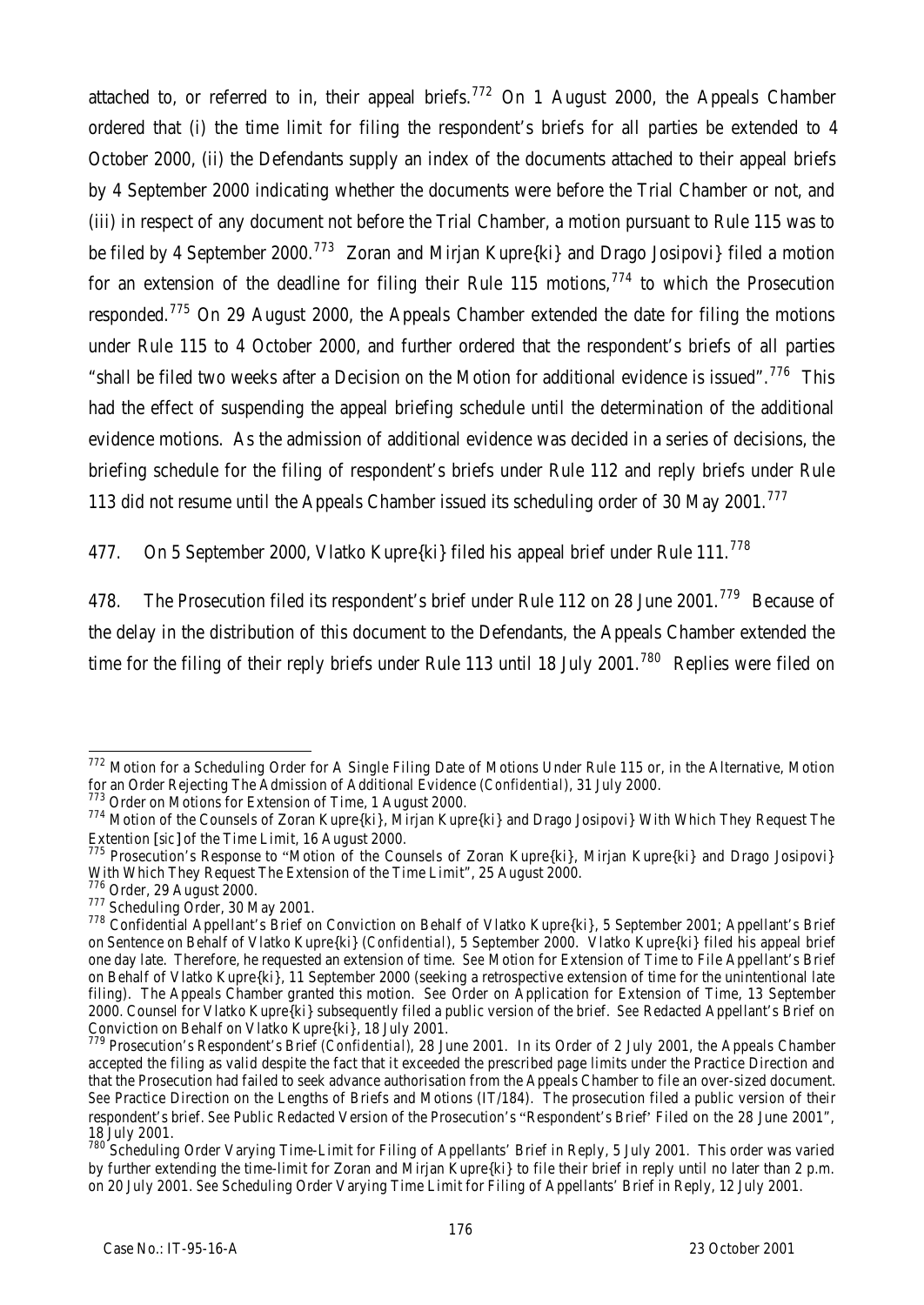attached to, or referred to in, their appeal briefs.[772] On 1 August 2000, the Appeals Chamber ordered that (i) the time limit for filing the respondent's briefs for all parties be extended to 4 October 2000, (ii) the Defendants supply an index of the documents attached to their appeal briefs by 4 September 2000 indicating whether the documents were before the Trial Chamber or not, and (iii) in respect of any document not before the Trial Chamber, a motion pursuant to Rule 115 was to be filed by 4 September 2000.[773] Zoran and Mirjan Kupre{ki} and Drago Josipovi} filed a motion for an extension of the deadline for filing their Rule 115 motions,[774] to which the Prosecution responded.[775] On 29 August 2000, the Appeals Chamber extended the date for filing the motions under Rule 115 to 4 October 2000, and further ordered that the respondent's briefs of all parties "shall be filed two weeks after a Decision on the Motion for additional evidence is issued".[776] This had the effect of suspending the appeal briefing schedule until the determination of the additional evidence motions. As the admission of additional evidence was decided in a series of decisions, the briefing schedule for the filing of respondent's briefs under Rule 112 and reply briefs under Rule 113 did not resume until the Appeals Chamber issued its scheduling order of 30 May 2001.[777]

477. On 5 September 2000, Vlatko Kupre{ki} filed his appeal brief under Rule 111.[778]

478. The Prosecution filed its respondent's brief under Rule 112 on 28 June 2001.[779] Because of the delay in the distribution of this document to the Defendants, the Appeals Chamber extended the time for the filing of their reply briefs under Rule 113 until 18 July 2001.[780] Replies were filed on

---

[772] Motion for a Scheduling Order for A Single Filing Date of Motions Under Rule 115 or, in the Alternative, Motion for an Order Rejecting The Admission of Additional Evidence (*Confidential*), 31 July 2000.

[773] Order on Motions for Extension of Time, 1 August 2000.

[774] Motion of the Counsels of Zoran Kupre{ki}, Mirjan Kupre{ki} and Drago Josipovi} With Which They Request The Extention [*sic*] of the Time Limit, 16 August 2000.

[775] Prosecution's Response to "Motion of the Counsels of Zoran Kupre{ki}, Mirjan Kupre{ki} and Drago Josipovi} With Which They Request The Extension of the Time Limit", 25 August 2000.

[776] Order, 29 August 2000.

[777] Scheduling Order, 30 May 2001.

[778] Confidential Appellant's Brief on Conviction on Behalf of Vlatko Kupre{ki}, 5 September 2001; Appellant's Brief on Sentence on Behalf of Vlatko Kupre{ki} (*Confidential*), 5 September 2000. Vlatko Kupre{ki} filed his appeal brief one day late. Therefore, he requested an extension of time. *See* Motion for Extension of Time to File Appellant's Brief on Behalf of Vlatko Kupre{ki}, 11 September 2000 (seeking a retrospective extension of time for the unintentional late filing). The Appeals Chamber granted this motion. *See* Order on Application for Extension of Time, 13 September 2000. Counsel for Vlatko Kupre{ki} subsequently filed a public version of the brief. *See* Redacted Appellant's Brief on Conviction on Behalf on Vlatko Kupre{ki}, 18 July 2001.

[779] Prosecution's Respondent's Brief (*Confidential*), 28 June 2001. In its Order of 2 July 2001, the Appeals Chamber accepted the filing as valid despite the fact that it exceeded the prescribed page limits under the Practice Direction and that the Prosecution had failed to seek advance authorisation from the Appeals Chamber to file an over-sized document. *See* Practice Direction on the Lengths of Briefs and Motions (IT/184). The prosecution filed a public version of their respondent's brief. *See* Public Redacted Version of the Prosecution's "Respondent's Brief' Filed on the 28 June 2001", 18 July 2001.

[780] Scheduling Order Varying Time-Limit for Filing of Appellants' Brief in Reply, 5 July 2001. This order was varied by further extending the time-limit for Zoran and Mirjan Kupre{ki} to file their brief in reply until no later than 2 p.m. on 20 July 2001. *See* Scheduling Order Varying Time Limit for Filing of Appellants' Brief in Reply, 12 July 2001.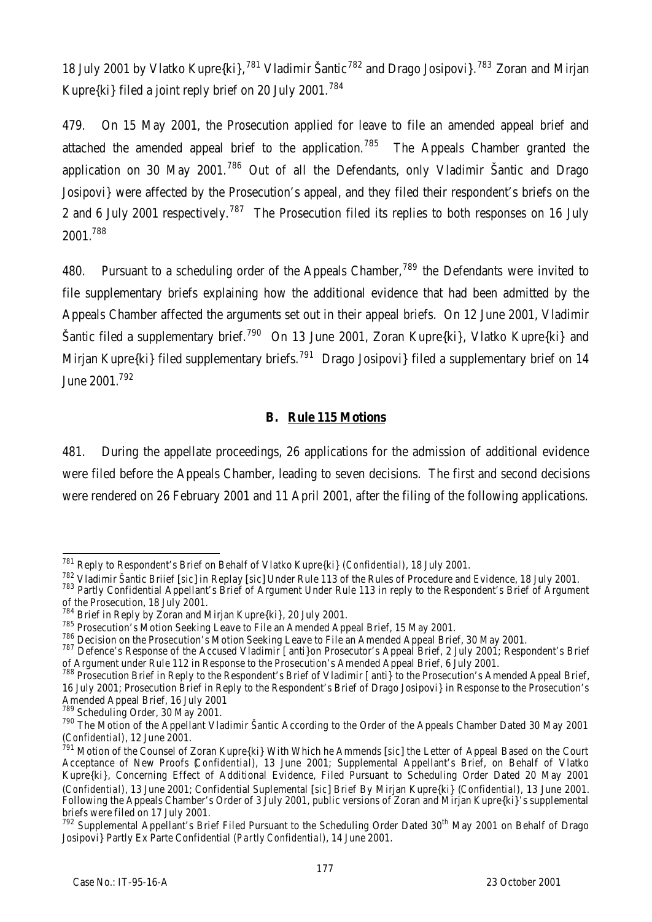18 July 2001 by Vlatko Kupre{ki},[781] Vladimir Šantic[782] and Drago Josipovi}.[783] Zoran and Mirjan Kupre{ki} filed a joint reply brief on 20 July 2001.[784]

479. On 15 May 2001, the Prosecution applied for leave to file an amended appeal brief and attached the amended appeal brief to the application.[785] The Appeals Chamber granted the application on 30 May 2001.[786] Out of all the Defendants, only Vladimir Šantic and Drago Josipovi} were affected by the Prosecution's appeal, and they filed their respondent's briefs on the 2 and 6 July 2001 respectively.[787] The Prosecution filed its replies to both responses on 16 July 2001.[788]

480. Pursuant to a scheduling order of the Appeals Chamber,[789] the Defendants were invited to file supplementary briefs explaining how the additional evidence that had been admitted by the Appeals Chamber affected the arguments set out in their appeal briefs. On 12 June 2001, Vladimir Šantic filed a supplementary brief.[790] On 13 June 2001, Zoran Kupre{ki}, Vlatko Kupre{ki} and Mirjan Kupre{ki} filed supplementary briefs.[791] Drago Josipovi} filed a supplementary brief on 14 June 2001.[792]

### B. Rule 115 Motions

481. During the appellate proceedings, 26 applications for the admission of additional evidence were filed before the Appeals Chamber, leading to seven decisions. The first and second decisions were rendered on 26 February 2001 and 11 April 2001, after the filing of the following applications.

---

[781] Reply to Respondent's Brief on Behalf of Vlatko Kupre{ki} (*Confidential*), 18 July 2001.

[782] Vladimir Šantic Briief [*sic*] in Replay [*sic*] Under Rule 113 of the Rules of Procedure and Evidence, 18 July 2001.

[783] Partly Confidential Appellant's Brief of Argument Under Rule 113 in reply to the Respondent's Brief of Argument of the Prosecution, 18 July 2001.

[784] Brief in Reply by Zoran and Mirjan Kupre{ki}, 20 July 2001.

[785] Prosecution's Motion Seeking Leave to File an Amended Appeal Brief, 15 May 2001.

[786] Decision on the Prosecution's Motion Seeking Leave to File an Amended Appeal Brief, 30 May 2001.

[787] Defence's Response of the Accused Vladimir [anti}on Prosecutor's Appeal Brief, 2 July 2001; Respondent's Brief of Argument under Rule 112 in Response to the Prosecution's Amended Appeal Brief, 6 July 2001.

[788] Prosecution Brief in Reply to the Respondent's Brief of Vladimir [anti} to the Prosecution's Amended Appeal Brief, 16 July 2001; Prosecution Brief in Reply to the Respondent's Brief of Drago Josipovi} in Response to the Prosecution's Amended Appeal Brief, 16 July 2001

[789] Scheduling Order, 30 May 2001.

[790] The Motion of the Appellant Vladimir Šantic According to the Order of the Appeals Chamber Dated 30 May 2001 (*Confidential*), 12 June 2001.

[791] Motion of the Counsel of Zoran Kupre{ki} With Which he Ammends [*sic*] the Letter of Appeal Based on the Court Acceptance of New Proofs (*Confidential*), 13 June 2001; Supplemental Appellant's Brief, on Behalf of Vlatko Kupre{ki}, Concerning Effect of Additional Evidence, Filed Pursuant to Scheduling Order Dated 20 May 2001 (*Confidential*), 13 June 2001; Confidential Suplemental [*sic*] Brief By Mirjan Kupre{ki} (*Confidential*), 13 June 2001. Following the Appeals Chamber's Order of 3 July 2001, public versions of Zoran and Mirjan Kupre{ki}'s supplemental briefs were filed on 17 July 2001.

[792] Supplemental Appellant's Brief Filed Pursuant to the Scheduling Order Dated 30th May 2001 on Behalf of Drago Josipovi} Partly Ex Parte Confidential (*Partly Confidential*), 14 June 2001.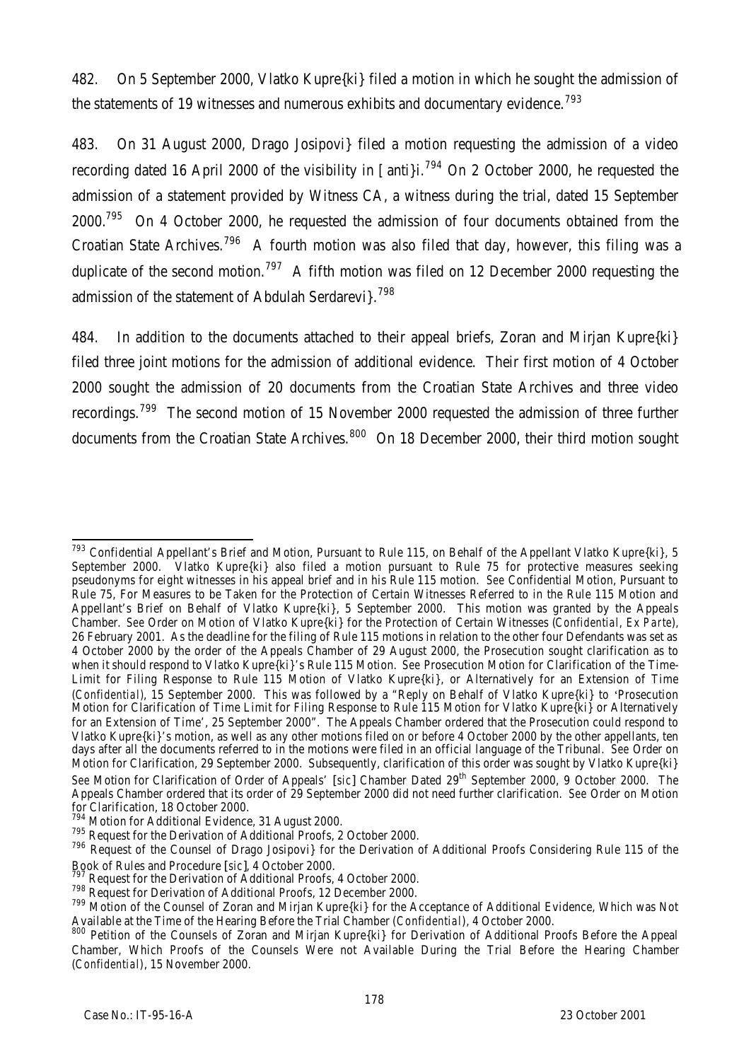482. On 5 September 2000, Vlatko Kupre{ki} filed a motion in which he sought the admission of the statements of 19 witnesses and numerous exhibits and documentary evidence.[793]

483. On 31 August 2000, Drago Josipovi} filed a motion requesting the admission of a video recording dated 16 April 2000 of the visibility in [anti}i.[794] On 2 October 2000, he requested the admission of a statement provided by Witness CA, a witness during the trial, dated 15 September 2000.[795] On 4 October 2000, he requested the admission of four documents obtained from the Croatian State Archives.[796] A fourth motion was also filed that day, however, this filing was a duplicate of the second motion.[797] A fifth motion was filed on 12 December 2000 requesting the admission of the statement of Abdulah Serdarevi}.[798]

484. In addition to the documents attached to their appeal briefs, Zoran and Mirjan Kupre{ki} filed three joint motions for the admission of additional evidence. Their first motion of 4 October 2000 sought the admission of 20 documents from the Croatian State Archives and three video recordings.[799] The second motion of 15 November 2000 requested the admission of three further documents from the Croatian State Archives.[800] On 18 December 2000, their third motion sought

---

[793] Confidential Appellant's Brief and Motion, Pursuant to Rule 115, on Behalf of the Appellant Vlatko Kupre{ki}, 5 September 2000. Vlatko Kupre{ki} also filed a motion pursuant to Rule 75 for protective measures seeking pseudonyms for eight witnesses in his appeal brief and in his Rule 115 motion. *See* Confidential Motion, Pursuant to Rule 75, For Measures to be Taken for the Protection of Certain Witnesses Referred to in the Rule 115 Motion and Appellant's Brief on Behalf of Vlatko Kupre{ki}, 5 September 2000. This motion was granted by the Appeals Chamber. *See* Order on Motion of Vlatko Kupre{ki} for the Protection of Certain Witnesses (*Confidential, Ex Parte*), 26 February 2001. As the deadline for the filing of Rule 115 motions in relation to the other four Defendants was set as 4 October 2000 by the order of the Appeals Chamber of 29 August 2000, the Prosecution sought clarification as to when it should respond to Vlatko Kupre{ki}'s Rule 115 Motion. *See* Prosecution Motion for Clarification of the Time-Limit for Filing Response to Rule 115 Motion of Vlatko Kupre{ki}, or Alternatively for an Extension of Time (*Confidential*), 15 September 2000. This was followed by a "Reply on Behalf of Vlatko Kupre{ki} to 'Prosecution Motion for Clarification of Time Limit for Filing Response to Rule 115 Motion for Vlatko Kupre{ki} or Alternatively for an Extension of Time', 25 September 2000". The Appeals Chamber ordered that the Prosecution could respond to Vlatko Kupre{ki}'s motion, as well as any other motions filed on or before 4 October 2000 by the other appellants, ten days after all the documents referred to in the motions were filed in an official language of the Tribunal. *See* Order on Motion for Clarification, 29 September 2000. Subsequently, clarification of this order was sought by Vlatko Kupre{ki} *See* Motion for Clarification of Order of Appeals' [*sic*] Chamber Dated 29th September 2000, 9 October 2000. The Appeals Chamber ordered that its order of 29 September 2000 did not need further clarification. *See* Order on Motion for Clarification, 18 October 2000.

[794] Motion for Additional Evidence, 31 August 2000.

[795] Request for the Derivation of Additional Proofs, 2 October 2000.

[796] Request of the Counsel of Drago Josipovi} for the Derivation of Additional Proofs Considering Rule 115 of the Book of Rules and Procedure [*sic*], 4 October 2000.

[797] Request for the Derivation of Additional Proofs, 4 October 2000.

[798] Request for Derivation of Additional Proofs, 12 December 2000.

[799] Motion of the Counsel of Zoran and Mirjan Kupre{ki} for the Acceptance of Additional Evidence, Which was Not Available at the Time of the Hearing Before the Trial Chamber (*Confidential*), 4 October 2000.

[800] Petition of the Counsels of Zoran and Mirjan Kupre{ki} for Derivation of Additional Proofs Before the Appeal Chamber, Which Proofs of the Counsels Were not Available During the Trial Before the Hearing Chamber (*Confidential*), 15 November 2000.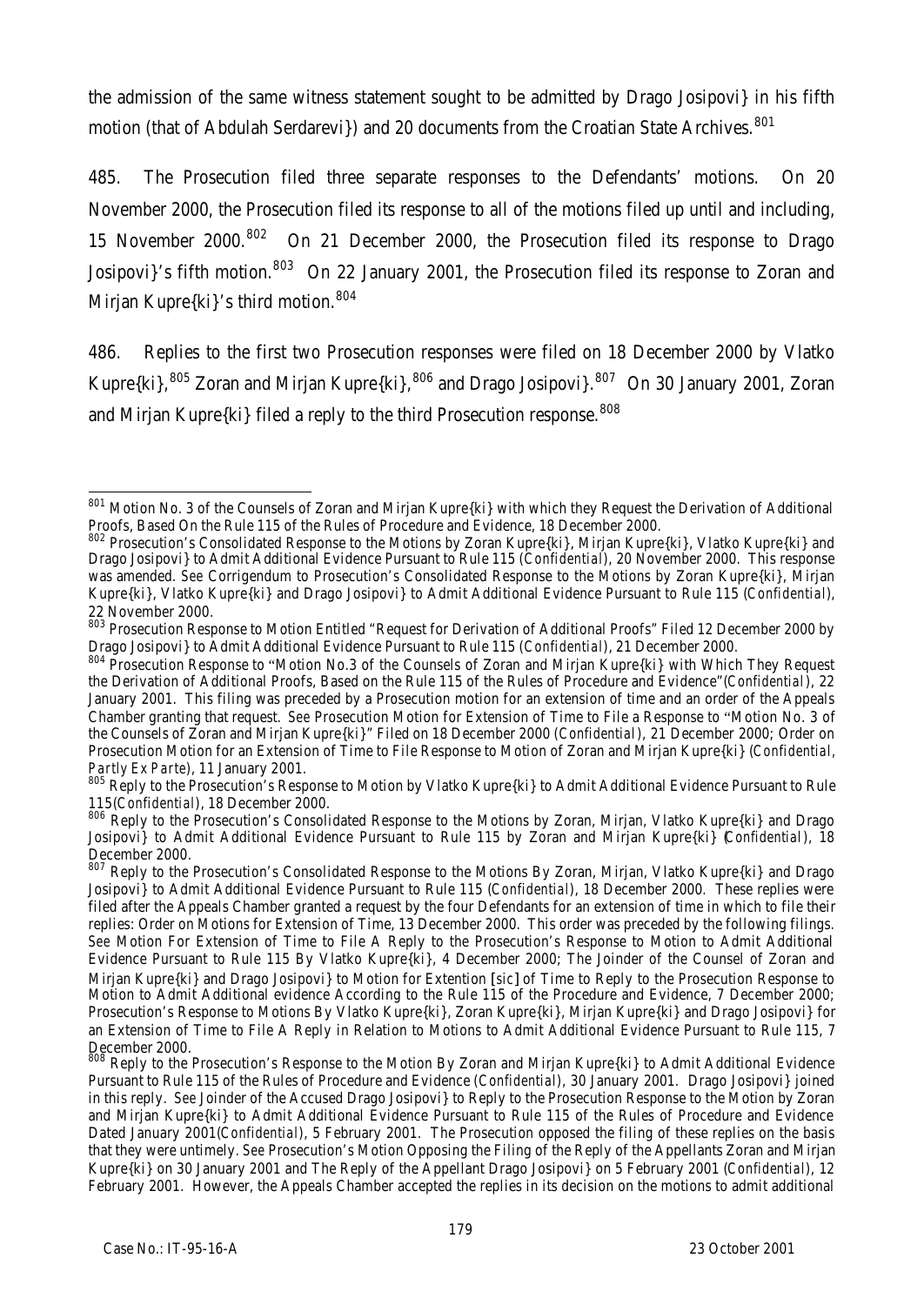the admission of the same witness statement sought to be admitted by Drago Josipovi} in his fifth motion (that of Abdulah Serdarevi}) and 20 documents from the Croatian State Archives.[801]

485. The Prosecution filed three separate responses to the Defendants' motions. On 20 November 2000, the Prosecution filed its response to all of the motions filed up until and including, 15 November 2000.[802] On 21 December 2000, the Prosecution filed its response to Drago Josipovi}'s fifth motion.[803] On 22 January 2001, the Prosecution filed its response to Zoran and Mirjan Kupre{ki}'s third motion.[804]

486. Replies to the first two Prosecution responses were filed on 18 December 2000 by Vlatko Kupre{ki},[805] Zoran and Mirjan Kupre{ki},[806] and Drago Josipovi}.[807] On 30 January 2001, Zoran and Mirjan Kupre{ki} filed a reply to the third Prosecution response.[808]

---

[801] Motion No. 3 of the Counsels of Zoran and Mirjan Kupre{ki} with which they Request the Derivation of Additional Proofs, Based On the Rule 115 of the Rules of Procedure and Evidence, 18 December 2000.

[802] Prosecution's Consolidated Response to the Motions by Zoran Kupre{ki}, Mirjan Kupre{ki}, Vlatko Kupre{ki} and Drago Josipovi} to Admit Additional Evidence Pursuant to Rule 115 (*Confidential*), 20 November 2000. This response was amended. *See* Corrigendum to Prosecution's Consolidated Response to the Motions by Zoran Kupre{ki}, Mirjan Kupre{ki}, Vlatko Kupre{ki} and Drago Josipovi} to Admit Additional Evidence Pursuant to Rule 115 (*Confidential*), 22 November 2000.

[803] Prosecution Response to Motion Entitled "Request for Derivation of Additional Proofs" Filed 12 December 2000 by Drago Josipovi} to Admit Additional Evidence Pursuant to Rule 115 (*Confidential*), 21 December 2000.

[804] Prosecution Response to "Motion No.3 of the Counsels of Zoran and Mirjan Kupre{ki} with Which They Request the Derivation of Additional Proofs, Based on the Rule 115 of the Rules of Procedure and Evidence"(*Confidential*), 22 January 2001. This filing was preceded by a Prosecution motion for an extension of time and an order of the Appeals Chamber granting that request. *See* Prosecution Motion for Extension of Time to File a Response to "Motion No. 3 of the Counsels of Zoran and Mirjan Kupre{ki}" Filed on 18 December 2000 (*Confidential*), 21 December 2000; Order on Prosecution Motion for an Extension of Time to File Response to Motion of Zoran and Mirjan Kupre{ki} (*Confidential, Partly Ex Parte*), 11 January 2001.

[805] Reply to the Prosecution's Response to Motion by Vlatko Kupre{ki} to Admit Additional Evidence Pursuant to Rule 115(*Confidential*), 18 December 2000.

[806] Reply to the Prosecution's Consolidated Response to the Motions by Zoran, Mirjan, Vlatko Kupre{ki} and Drago Josipovi} to Admit Additional Evidence Pursuant to Rule 115 by Zoran and Mirjan Kupre{ki} (*Confidential*), 18 December 2000.

[807] Reply to the Prosecution's Consolidated Response to the Motions By Zoran, Mirjan, Vlatko Kupre{ki} and Drago Josipovi} to Admit Additional Evidence Pursuant to Rule 115 (*Confidential*), 18 December 2000. These replies were filed after the Appeals Chamber granted a request by the four Defendants for an extension of time in which to file their replies: Order on Motions for Extension of Time, 13 December 2000. This order was preceded by the following filings. *See* Motion For Extension of Time to File A Reply to the Prosecution's Response to Motion to Admit Additional Evidence Pursuant to Rule 115 By Vlatko Kupre{ki}, 4 December 2000; The Joinder of the Counsel of Zoran and Mirjan Kupre{ki} and Drago Josipovi} to Motion for Extention [*sic*] of Time to Reply to the Prosecution Response to Motion to Admit Additional evidence According to the Rule 115 of the Procedure and Evidence, 7 December 2000; Prosecution's Response to Motions By Vlatko Kupre{ki}, Zoran Kupre{ki}, Mirjan Kupre{ki} and Drago Josipovi} for an Extension of Time to File A Reply in Relation to Motions to Admit Additional Evidence Pursuant to Rule 115, 7 December 2000.

[808] Reply to the Prosecution's Response to the Motion By Zoran and Mirjan Kupre{ki} to Admit Additional Evidence Pursuant to Rule 115 of the Rules of Procedure and Evidence (*Confidential*), 30 January 2001. Drago Josipovi} joined in this reply. *See* Joinder of the Accused Drago Josipovi} to Reply to the Prosecution Response to the Motion by Zoran and Mirjan Kupre{ki} to Admit Additional Evidence Pursuant to Rule 115 of the Rules of Procedure and Evidence Dated January 2001(*Confidential*), 5 February 2001. The Prosecution opposed the filing of these replies on the basis that they were untimely. *See* Prosecution's Motion Opposing the Filing of the Reply of the Appellants Zoran and Mirjan Kupre{ki} on 30 January 2001 and The Reply of the Appellant Drago Josipovi} on 5 February 2001 (*Confidential*), 12 February 2001. However, the Appeals Chamber accepted the replies in its decision on the motions to admit additional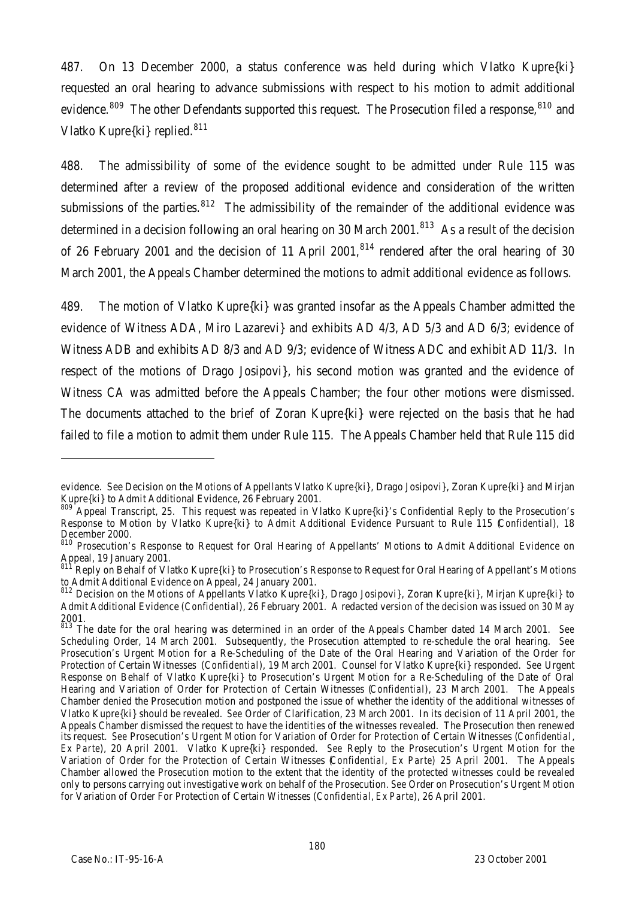487. On 13 December 2000, a status conference was held during which Vlatko Kupre{ki} requested an oral hearing to advance submissions with respect to his motion to admit additional evidence.[809] The other Defendants supported this request. The Prosecution filed a response,[810] and Vlatko Kupre{ki} replied.[811]

488. The admissibility of some of the evidence sought to be admitted under Rule 115 was determined after a review of the proposed additional evidence and consideration of the written submissions of the parties.[812] The admissibility of the remainder of the additional evidence was determined in a decision following an oral hearing on 30 March 2001.[813] As a result of the decision of 26 February 2001 and the decision of 11 April 2001,[814] rendered after the oral hearing of 30 March 2001, the Appeals Chamber determined the motions to admit additional evidence as follows.

489. The motion of Vlatko Kupre{ki} was granted insofar as the Appeals Chamber admitted the evidence of Witness ADA, Miro Lazarevi} and exhibits AD 4/3, AD 5/3 and AD 6/3; evidence of Witness ADB and exhibits AD 8/3 and AD 9/3; evidence of Witness ADC and exhibit AD 11/3. In respect of the motions of Drago Josipovi}, his second motion was granted and the evidence of Witness CA was admitted before the Appeals Chamber; the four other motions were dismissed. The documents attached to the brief of Zoran Kupre{ki} were rejected on the basis that he had failed to file a motion to admit them under Rule 115. The Appeals Chamber held that Rule 115 did

---

evidence. *See* Decision on the Motions of Appellants Vlatko Kupre{ki}, Drago Josipovi}, Zoran Kupre{ki} and Mirjan Kupre{ki} to Admit Additional Evidence, 26 February 2001.

[809] Appeal Transcript, 25. This request was repeated in Vlatko Kupre{ki}'s Confidential Reply to the Prosecution's Response to Motion by Vlatko Kupre{ki} to Admit Additional Evidence Pursuant to Rule 115 (*Confidential*), 18 December 2000.

[810] Prosecution's Response to Request for Oral Hearing of Appellants' Motions to Admit Additional Evidence on Appeal, 19 January 2001.

[811] Reply on Behalf of Vlatko Kupre{ki} to Prosecution's Response to Request for Oral Hearing of Appellant's Motions to Admit Additional Evidence on Appeal, 24 January 2001.

[812] Decision on the Motions of Appellants Vlatko Kupre{ki}, Drago Josipovi}, Zoran Kupre{ki}, Mirjan Kupre{ki} to Admit Additional Evidence (*Confidential*), 26 February 2001. A redacted version of the decision was issued on 30 May 2001.

[813] The date for the oral hearing was determined in an order of the Appeals Chamber dated 14 March 2001. *See* Scheduling Order, 14 March 2001. Subsequently, the Prosecution attempted to re-schedule the oral hearing. *See* Prosecution's Urgent Motion for a Re-Scheduling of the Date of the Oral Hearing and Variation of the Order for Protection of Certain Witnesses (*Confidential*), 19 March 2001. Counsel for Vlatko Kupre{ki} responded. *See* Urgent Response on Behalf of Vlatko Kupre{ki} to Prosecution's Urgent Motion for a Re-Scheduling of the Date of Oral Hearing and Variation of Order for Protection of Certain Witnesses (*Confidential*), 23 March 2001. The Appeals Chamber denied the Prosecution motion and postponed the issue of whether the identity of the additional witnesses of Vlatko Kupre{ki} should be revealed. *See* Order of Clarification, 23 March 2001. In its decision of 11 April 2001, the Appeals Chamber dismissed the request to have the identities of the witnesses revealed. The Prosecution then renewed its request. *See* Prosecution's Urgent Motion for Variation of Order for Protection of Certain Witnesses (*Confidential*, *Ex Parte*), 20 April 2001. Vlatko Kupre{ki} responded. *See* Reply to the Prosecution's Urgent Motion for the Variation of Order for the Protection of Certain Witnesses (*Confidential*, *Ex Parte*) 25 April 2001. The Appeals Chamber allowed the Prosecution motion to the extent that the identity of the protected witnesses could be revealed only to persons carrying out investigative work on behalf of the Prosecution. *See* Order on Prosecution's Urgent Motion for Variation of Order For Protection of Certain Witnesses (*Confidential*, *Ex Parte*), 26 April 2001.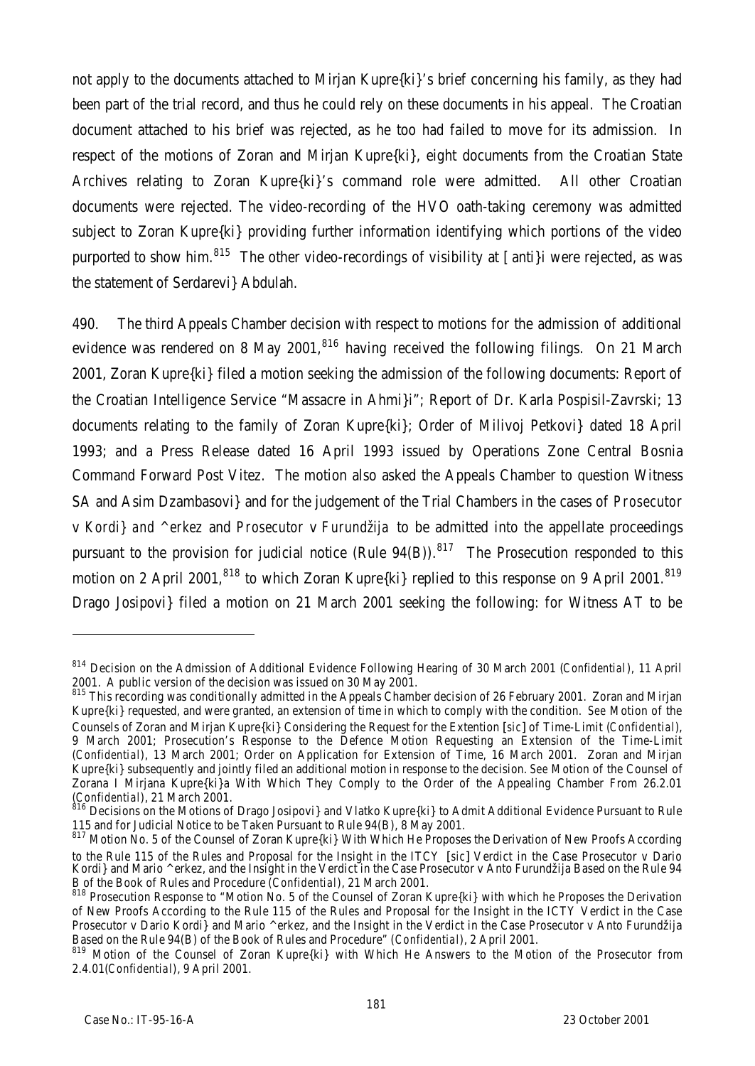not apply to the documents attached to Mirjan Kupre{ki}'s brief concerning his family, as they had been part of the trial record, and thus he could rely on these documents in his appeal. The Croatian document attached to his brief was rejected, as he too had failed to move for its admission. In respect of the motions of Zoran and Mirjan Kupre{ki}, eight documents from the Croatian State Archives relating to Zoran Kupre{ki}'s command role were admitted. All other Croatian documents were rejected. The video-recording of the HVO oath-taking ceremony was admitted subject to Zoran Kupre{ki} providing further information identifying which portions of the video purported to show him.[815] The other video-recordings of visibility at [anti}i were rejected, as was the statement of Serdarevi} Abdulah.

490. The third Appeals Chamber decision with respect to motions for the admission of additional evidence was rendered on 8 May 2001,[816] having received the following filings. On 21 March 2001, Zoran Kupre{ki} filed a motion seeking the admission of the following documents: Report of the Croatian Intelligence Service "Massacre in Ahmi}i"; Report of Dr. Karla Pospisil-Zavrski; 13 documents relating to the family of Zoran Kupre{ki}; Order of Milivoj Petkovi} dated 18 April 1993; and a Press Release dated 16 April 1993 issued by Operations Zone Central Bosnia Command Forward Post Vitez. The motion also asked the Appeals Chamber to question Witness SA and Asim Dzambasovi} and for the judgement of the Trial Chambers in the cases of *Prosecutor v Kordi} and ^erkez* and *Prosecutor v Furundžija* to be admitted into the appellate proceedings pursuant to the provision for judicial notice (Rule 94(B)).[817] The Prosecution responded to this motion on 2 April 2001,[818] to which Zoran Kupre{ki} replied to this response on 9 April 2001.[819] Drago Josipovi} filed a motion on 21 March 2001 seeking the following: for Witness AT to be

---

[814] Decision on the Admission of Additional Evidence Following Hearing of 30 March 2001 (*Confidential*), 11 April 2001. A public version of the decision was issued on 30 May 2001.

[815] This recording was conditionally admitted in the Appeals Chamber decision of 26 February 2001. Zoran and Mirjan Kupre{ki} requested, and were granted, an extension of time in which to comply with the condition. *See* Motion of the Counsels of Zoran and Mirjan Kupre{ki} Considering the Request for the Extention [*sic*] of Time-Limit (*Confidential*), 9 March 2001; Prosecution's Response to the Defence Motion Requesting an Extension of the Time-Limit (*Confidential*), 13 March 2001; Order on Application for Extension of Time, 16 March 2001. Zoran and Mirjan Kupre{ki} subsequently and jointly filed an additional motion in response to the decision. *See* Motion of the Counsel of Zorana I Mirjana Kupre{ki}a With Which They Comply to the Order of the Appealing Chamber From 26.2.01 (*Confidential*), 21 March 2001.

[816] Decisions on the Motions of Drago Josipovi} and Vlatko Kupre{ki} to Admit Additional Evidence Pursuant to Rule 115 and for Judicial Notice to be Taken Pursuant to Rule 94(B), 8 May 2001.

[817] Motion No. 5 of the Counsel of Zoran Kupre{ki} With Which He Proposes the Derivation of New Proofs According to the Rule 115 of the Rules and Proposal for the Insight in the ITCY [*sic*] Verdict in the Case Prosecutor v Dario Kordi} and Mario ^erkez, and the Insight in the Verdict in the Case Prosecutor v Anto Furundžija Based on the Rule 94 B of the Book of Rules and Procedure (*Confidential*), 21 March 2001.

[818] Prosecution Response to "Motion No. 5 of the Counsel of Zoran Kupre{ki} with which he Proposes the Derivation of New Proofs According to the Rule 115 of the Rules and Proposal for the Insight in the ICTY Verdict in the Case Prosecutor v Dario Kordi} and Mario ^erkez, and the Insight in the Verdict in the Case Prosecutor v Anto Furundžija Based on the Rule 94(B) of the Book of Rules and Procedure" (*Confidential*), 2 April 2001.

[819] Motion of the Counsel of Zoran Kupre{ki} with Which He Answers to the Motion of the Prosecutor from 2.4.01(*Confidential*), 9 April 2001.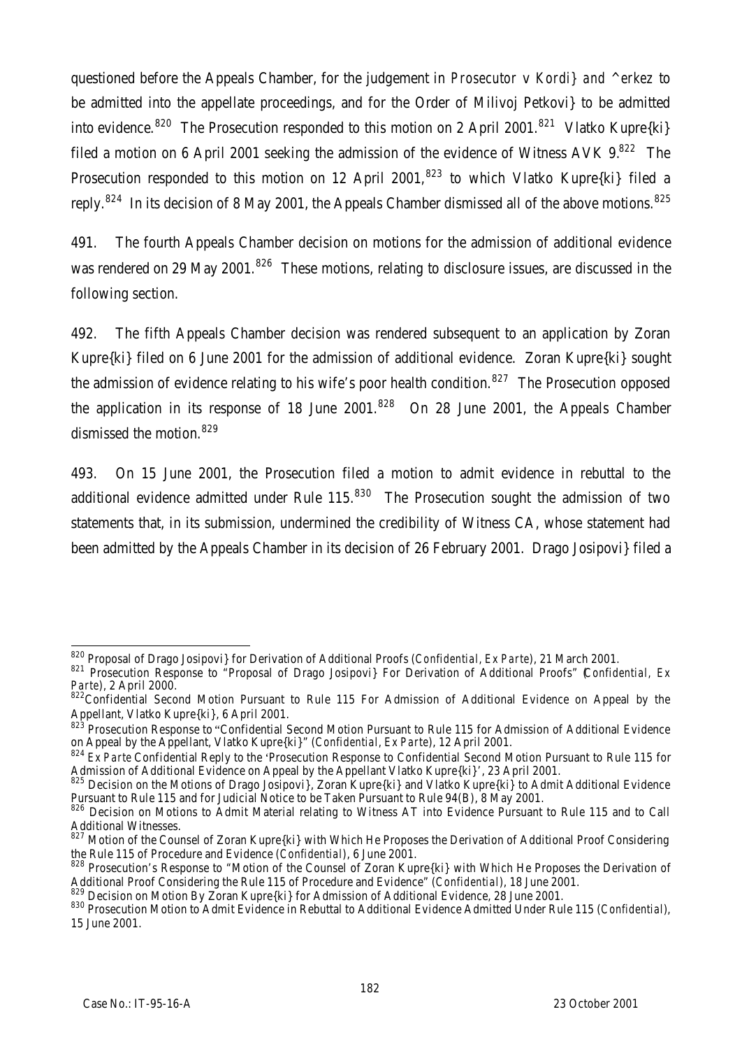questioned before the Appeals Chamber, for the judgement in *Prosecutor v Kordi} and ^erkez* to be admitted into the appellate proceedings, and for the Order of Milivoj Petkovi} to be admitted into evidence.[820] The Prosecution responded to this motion on 2 April 2001.[821] Vlatko Kupre{ki} filed a motion on 6 April 2001 seeking the admission of the evidence of Witness AVK 9.[822] The Prosecution responded to this motion on 12 April 2001,[823] to which Vlatko Kupre{ki} filed a reply.[824] In its decision of 8 May 2001, the Appeals Chamber dismissed all of the above motions.[825]

491. The fourth Appeals Chamber decision on motions for the admission of additional evidence was rendered on 29 May 2001.[826] These motions, relating to disclosure issues, are discussed in the following section.

492. The fifth Appeals Chamber decision was rendered subsequent to an application by Zoran Kupre{ki} filed on 6 June 2001 for the admission of additional evidence. Zoran Kupre{ki} sought the admission of evidence relating to his wife's poor health condition.[827] The Prosecution opposed the application in its response of 18 June 2001.[828] On 28 June 2001, the Appeals Chamber dismissed the motion.[829]

493. On 15 June 2001, the Prosecution filed a motion to admit evidence in rebuttal to the additional evidence admitted under Rule 115.[830] The Prosecution sought the admission of two statements that, in its submission, undermined the credibility of Witness CA, whose statement had been admitted by the Appeals Chamber in its decision of 26 February 2001. Drago Josipovi} filed a

---

[820] Proposal of Drago Josipovi} for Derivation of Additional Proofs (*Confidential, Ex Parte*), 21 March 2001.

[821] Prosecution Response to "Proposal of Drago Josipovi} For Derivation of Additional Proofs" (*Confidential, Ex Parte*), 2 April 2000.

[822] Confidential Second Motion Pursuant to Rule 115 For Admission of Additional Evidence on Appeal by the Appellant, Vlatko Kupre{ki}, 6 April 2001.

[823] Prosecution Response to "Confidential Second Motion Pursuant to Rule 115 for Admission of Additional Evidence on Appeal by the Appellant, Vlatko Kupre{ki}" (*Confidential, Ex Parte*), 12 April 2001.

[824] *Ex Parte* Confidential Reply to the 'Prosecution Response to Confidential Second Motion Pursuant to Rule 115 for Admission of Additional Evidence on Appeal by the Appellant Vlatko Kupre{ki}', 23 April 2001.

[825] Decision on the Motions of Drago Josipovi}, Zoran Kupre{ki} and Vlatko Kupre{ki} to Admit Additional Evidence Pursuant to Rule 115 and for Judicial Notice to be Taken Pursuant to Rule 94(B), 8 May 2001.

[826] Decision on Motions to Admit Material relating to Witness AT into Evidence Pursuant to Rule 115 and to Call Additional Witnesses.

[827] Motion of the Counsel of Zoran Kupre{ki} with Which He Proposes the Derivation of Additional Proof Considering the Rule 115 of Procedure and Evidence (*Confidential*), 6 June 2001.

[828] Prosecution's Response to "Motion of the Counsel of Zoran Kupre{ki} with Which He Proposes the Derivation of Additional Proof Considering the Rule 115 of Procedure and Evidence" (*Confidential*), 18 June 2001.

[829] Decision on Motion By Zoran Kupre{ki} for Admission of Additional Evidence, 28 June 2001.

[830] Prosecution Motion to Admit Evidence in Rebuttal to Additional Evidence Admitted Under Rule 115 (*Confidential*), 15 June 2001.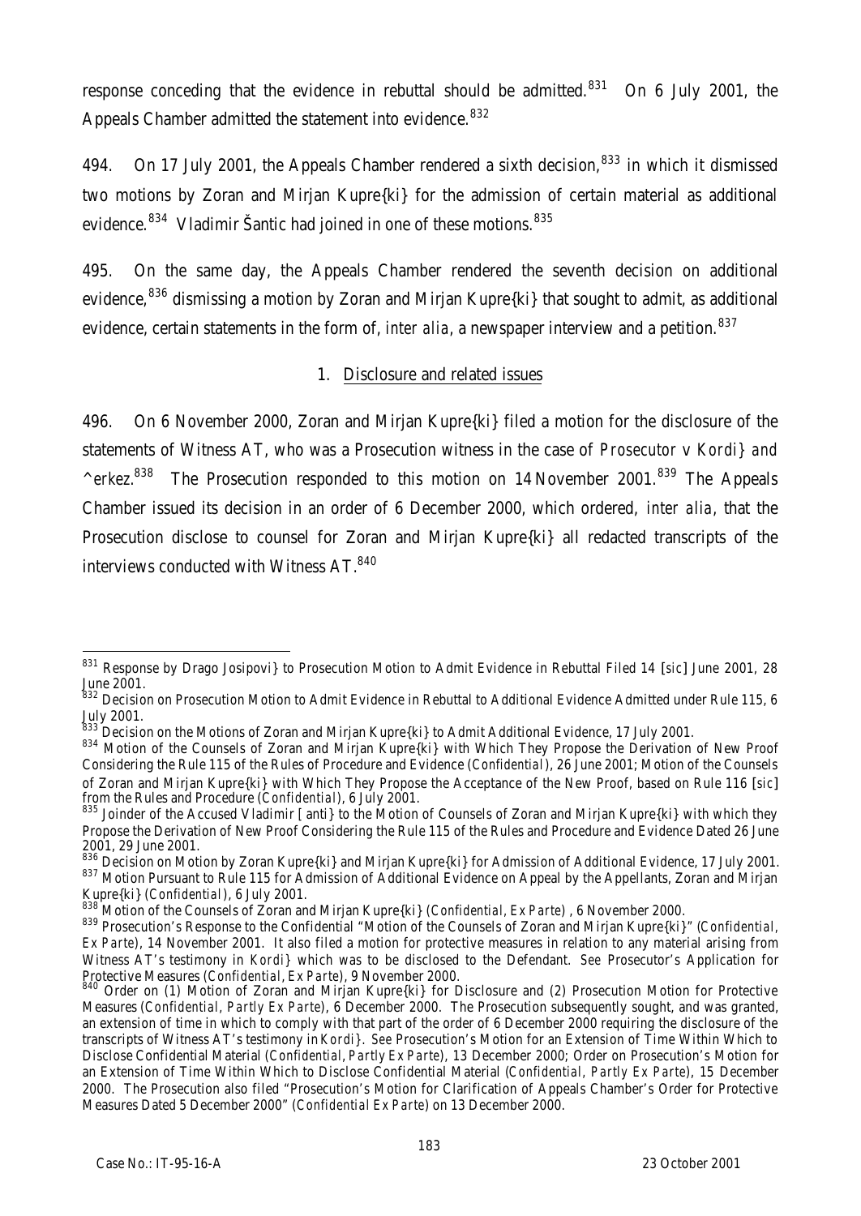response conceding that the evidence in rebuttal should be admitted.[831] On 6 July 2001, the Appeals Chamber admitted the statement into evidence.[832]

494. On 17 July 2001, the Appeals Chamber rendered a sixth decision,[833] in which it dismissed two motions by Zoran and Mirjan Kupre{ki} for the admission of certain material as additional evidence.[834] Vladimir Šantic had joined in one of these motions.[835]

495. On the same day, the Appeals Chamber rendered the seventh decision on additional evidence,[836] dismissing a motion by Zoran and Mirjan Kupre{ki} that sought to admit, as additional evidence, certain statements in the form of, *inter alia*, a newspaper interview and a petition.[837]

1. Disclosure and related issues

496. On 6 November 2000, Zoran and Mirjan Kupre{ki} filed a motion for the disclosure of the statements of Witness AT, who was a Prosecution witness in the case of *Prosecutor v Kordi} and ^erkez*.[838] The Prosecution responded to this motion on 14 November 2001.[839] The Appeals Chamber issued its decision in an order of 6 December 2000, which ordered, *inter alia*, that the Prosecution disclose to counsel for Zoran and Mirjan Kupre{ki} all redacted transcripts of the interviews conducted with Witness AT.[840]

---

[831] Response by Drago Josipovi} to Prosecution Motion to Admit Evidence in Rebuttal Filed 14 [*sic*] June 2001, 28 June 2001.

[832] Decision on Prosecution Motion to Admit Evidence in Rebuttal to Additional Evidence Admitted under Rule 115, 6 July 2001.

[833] Decision on the Motions of Zoran and Mirjan Kupre{ki} to Admit Additional Evidence, 17 July 2001.

[834] Motion of the Counsels of Zoran and Mirjan Kupre{ki} with Which They Propose the Derivation of New Proof Considering the Rule 115 of the Rules of Procedure and Evidence (*Confidential*), 26 June 2001; Motion of the Counsels of Zoran and Mirjan Kupre{ki} with Which They Propose the Acceptance of the New Proof, based on Rule 116 [*sic*] from the Rules and Procedure (*Confidential*), 6 July 2001.

[835] Joinder of the Accused Vladimir [anti} to the Motion of Counsels of Zoran and Mirjan Kupre{ki} with which they Propose the Derivation of New Proof Considering the Rule 115 of the Rules and Procedure and Evidence Dated 26 June 2001, 29 June 2001.

[836] Decision on Motion by Zoran Kupre{ki} and Mirjan Kupre{ki} for Admission of Additional Evidence, 17 July 2001.

[837] Motion Pursuant to Rule 115 for Admission of Additional Evidence on Appeal by the Appellants, Zoran and Mirjan Kupre{ki} (*Confidential*), 6 July 2001.

[838] Motion of the Counsels of Zoran and Mirjan Kupre{ki} (*Confidential, Ex Parte*) , 6 November 2000.

[839] Prosecution's Response to the Confidential "Motion of the Counsels of Zoran and Mirjan Kupre{ki}" (*Confidential, Ex Parte*), 14 November 2001. It also filed a motion for protective measures in relation to any material arising from Witness AT's testimony in *Kordi}* which was to be disclosed to the Defendant. *See* Prosecutor's Application for Protective Measures (*Confidential, Ex Parte*), 9 November 2000.

[840] Order on (1) Motion of Zoran and Mirjan Kupre{ki} for Disclosure and (2) Prosecution Motion for Protective Measures (*Confidential, Partly Ex Parte*), 6 December 2000. The Prosecution subsequently sought, and was granted, an extension of time in which to comply with that part of the order of 6 December 2000 requiring the disclosure of the transcripts of Witness AT's testimony in *Kordi}*. *See* Prosecution's Motion for an Extension of Time Within Which to Disclose Confidential Material (*Confidential, Partly Ex Parte*), 13 December 2000; Order on Prosecution's Motion for an Extension of Time Within Which to Disclose Confidential Material (*Confidential, Partly Ex Parte*), 15 December 2000. The Prosecution also filed "Prosecution's Motion for Clarification of Appeals Chamber's Order for Protective Measures Dated 5 December 2000" (*Confidential Ex Parte*) on 13 December 2000.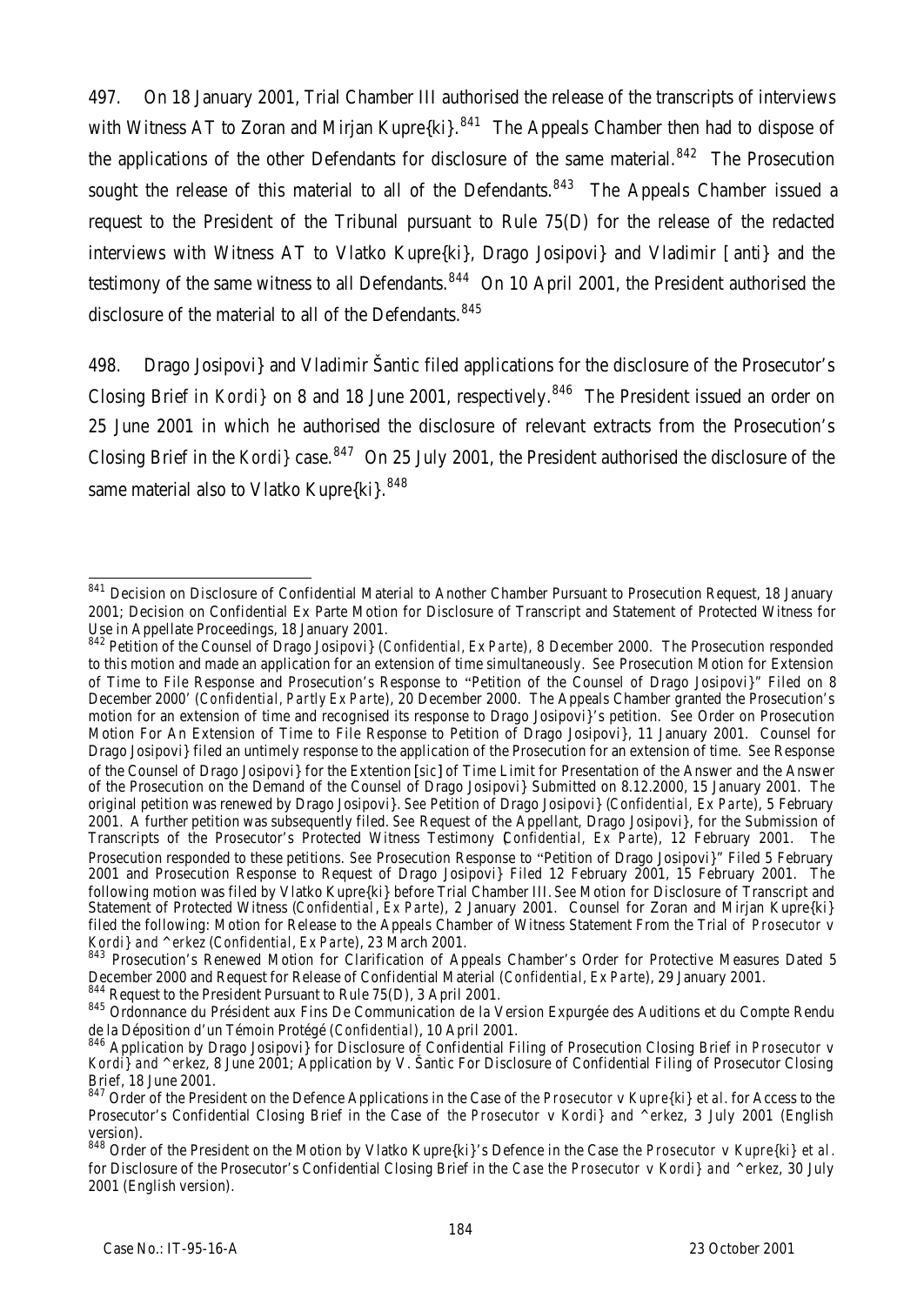497. On 18 January 2001, Trial Chamber III authorised the release of the transcripts of interviews with Witness AT to Zoran and Mirjan Kupre{ki}.[841] The Appeals Chamber then had to dispose of the applications of the other Defendants for disclosure of the same material.[842] The Prosecution sought the release of this material to all of the Defendants.[843] The Appeals Chamber issued a request to the President of the Tribunal pursuant to Rule 75(D) for the release of the redacted interviews with Witness AT to Vlatko Kupre{ki}, Drago Josipovi} and Vladimir [anti} and the testimony of the same witness to all Defendants.[844] On 10 April 2001, the President authorised the disclosure of the material to all of the Defendants.[845]

498. Drago Josipovi} and Vladimir Šantic filed applications for the disclosure of the Prosecutor's Closing Brief in *Kordi}* on 8 and 18 June 2001, respectively.[846] The President issued an order on 25 June 2001 in which he authorised the disclosure of relevant extracts from the Prosecution's Closing Brief in the *Kordi}* case.[847] On 25 July 2001, the President authorised the disclosure of the same material also to Vlatko Kupre{ki}.[848]

---

[841] Decision on Disclosure of Confidential Material to Another Chamber Pursuant to Prosecution Request, 18 January 2001; Decision on Confidential Ex Parte Motion for Disclosure of Transcript and Statement of Protected Witness for Use in Appellate Proceedings, 18 January 2001.

[842] Petition of the Counsel of Drago Josipovi} (*Confidential, Ex Parte*), 8 December 2000. The Prosecution responded to this motion and made an application for an extension of time simultaneously. *See* Prosecution Motion for Extension of Time to File Response and Prosecution's Response to "Petition of the Counsel of Drago Josipovi}" Filed on 8 December 2000' (*Confidential, Partly Ex Parte*), 20 December 2000. The Appeals Chamber granted the Prosecution's motion for an extension of time and recognised its response to Drago Josipovi}'s petition. *See* Order on Prosecution Motion For An Extension of Time to File Response to Petition of Drago Josipovi}, 11 January 2001. Counsel for Drago Josipovi} filed an untimely response to the application of the Prosecution for an extension of time. *See* Response of the Counsel of Drago Josipovi} for the Extention [*sic*] of Time Limit for Presentation of the Answer and the Answer of the Prosecution on the Demand of the Counsel of Drago Josipovi} Submitted on 8.12.2000, 15 January 2001. The original petition was renewed by Drago Josipovi}. *See* Petition of Drago Josipovi} (*Confidential, Ex Parte*), 5 February 2001. A further petition was subsequently filed. *See* Request of the Appellant, Drago Josipovi}, for the Submission of Transcripts of the Prosecutor's Protected Witness Testimony (*Confidential, Ex Parte*), 12 February 2001. The Prosecution responded to these petitions. *See* Prosecution Response to "Petition of Drago Josipovi}" Filed 5 February 2001 and Prosecution Response to Request of Drago Josipovi} Filed 12 February 2001, 15 February 2001. The following motion was filed by Vlatko Kupre{ki} before Trial Chamber III. *See* Motion for Disclosure of Transcript and Statement of Protected Witness (*Confidential, Ex Parte*), 2 January 2001. Counsel for Zoran and Mirjan Kupre{ki} filed the following: Motion for Release to the Appeals Chamber of Witness Statement From the Trial of *Prosecutor* v *Kordi} and ^erkez* (*Confidential, Ex Parte*), 23 March 2001.

[843] Prosecution's Renewed Motion for Clarification of Appeals Chamber's Order for Protective Measures Dated 5 December 2000 and Request for Release of Confidential Material (*Confidential, Ex Parte*), 29 January 2001.

[844] Request to the President Pursuant to Rule 75(D), 3 April 2001.

[845] Ordonnance du Président aux Fins De Communication de la Version Expurgée des Auditions et du Compte Rendu de la Déposition d'un Témoin Protégé (*Confidential*), 10 April 2001.

[846] Application by Drago Josipovi} for Disclosure of Confidential Filing of Prosecution Closing Brief in *Prosecutor* v *Kordi} and ^erkez*, 8 June 2001; Application by V. Šantic For Disclosure of Confidential Filing of Prosecutor Closing Brief, 18 June 2001.

[847] Order of the President on the Defence Applications in the Case of *the Prosecutor* v *Kupre{ki} et al.* for Access to the Prosecutor's Confidential Closing Brief in the Case of *the Prosecutor* v *Kordi} and ^erkez*, 3 July 2001 (English version).

[848] Order of the President on the Motion by Vlatko Kupre{ki}'s Defence in the Case *the Prosecutor* v *Kupre{ki} et al.* for Disclosure of the Prosecutor's Confidential Closing Brief in the *Case the Prosecutor* v *Kordi} and ^erkez*, 30 July 2001 (English version).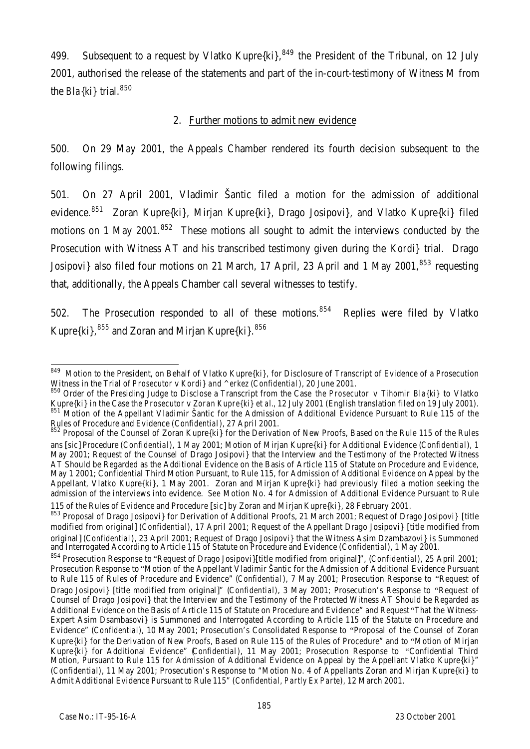499. Subsequent to a request by Vlatko Kupre{ki},[849] the President of the Tribunal, on 12 July 2001, authorised the release of the statements and part of the in-court-testimony of Witness M from the *Bla{ki}* trial.[850]

2. Further motions to admit new evidence

500. On 29 May 2001, the Appeals Chamber rendered its fourth decision subsequent to the following filings.

501. On 27 April 2001, Vladimir Šantic filed a motion for the admission of additional evidence.[851] Zoran Kupre{ki}, Mirjan Kupre{ki}, Drago Josipovi}, and Vlatko Kupre{ki} filed motions on 1 May 2001.[852] These motions all sought to admit the interviews conducted by the Prosecution with Witness AT and his transcribed testimony given during the *Kordi}* trial. Drago Josipovi} also filed four motions on 21 March, 17 April, 23 April and 1 May 2001,[853] requesting that, additionally, the Appeals Chamber call several witnesses to testify.

502. The Prosecution responded to all of these motions.[854] Replies were filed by Vlatko Kupre{ki},[855] and Zoran and Mirjan Kupre{ki}.[856]

---

[849] Motion to the President, on Behalf of Vlatko Kupre{ki}, for Disclosure of Transcript of Evidence of a Prosecution Witness in the Trial of *Prosecutor v Kordi} and ^erkez* (*Confidential*), 20 June 2001.

[850] Order of the Presiding Judge to Disclose a Transcript from the Case *the Prosecutor v Tihomir Bla{ki}* to Vlatko Kupre{ki} in the Case *the Prosecutor v Zoran Kupre{ki} et al.*, 12 July 2001 (English translation filed on 19 July 2001).

[851] Motion of the Appellant Vladimir Šantic for the Admission of Additional Evidence Pursuant to Rule 115 of the Rules of Procedure and Evidence (*Confidential*), 27 April 2001.

[852] Proposal of the Counsel of Zoran Kupre{ki} for the Derivation of New Proofs, Based on the Rule 115 of the Rules ans [*sic*] Procedure (*Confidential*), 1 May 2001; Motion of Mirjan Kupre{ki} for Additional Evidence (*Confidential*), 1 May 2001; Request of the Counsel of Drago Josipovi} that the Interview and the Testimony of the Protected Witness AT Should be Regarded as the Additional Evidence on the Basis of Article 115 of Statute on Procedure and Evidence, May 1 2001; Confidential Third Motion Pursuant, to Rule 115, for Admission of Additional Evidence on Appeal by the Appellant, Vlatko Kupre{ki}, 1 May 2001. Zoran and Mirjan Kupre{ki} had previously filed a motion seeking the admission of the interviews into evidence. *See* Motion No. 4 for Admission of Additional Evidence Pursuant to Rule 115 of the Rules of Evidence and Procedure [*sic*] by Zoran and Mirjan Kupre{ki}, 28 February 2001.

[853] Proposal of Drago Josipovi} for Derivation of Additional Proofs, 21 March 2001; Request of Drago Josipovi} [title modified from original] (*Confidential*), 17 April 2001; Request of the Appellant Drago Josipovi} [title modified from original] (*Confidential*), 23 April 2001; Request of Drago Josipovi} that the Witness Asim Dzambazovi} is Summoned and Interrogated According to Article 115 of Statute on Procedure and Evidence (*Confidential*), 1 May 2001.

[854] Prosecution Response to "Request of Drago Josipovi}[title modified from original]", (*Confidential*), 25 April 2001; Prosecution Response to "Motion of the Appellant Vladimir Šantic for the Admission of Additional Evidence Pursuant to Rule 115 of Rules of Procedure and Evidence" (*Confidential*), 7 May 2001; Prosecution Response to "Request of Drago Josipovi} [title modified from original]" (*Confidential*), 3 May 2001; Prosecution's Response to "Request of Counsel of Drago Josipovi} that the Interview and the Testimony of the Protected Witness AT Should be Regarded as Additional Evidence on the Basis of Article 115 of Statute on Procedure and Evidence" and Request "That the Witness-Expert Asim Dsambasovi} is Summoned and Interrogated According to Article 115 of the Statute on Procedure and Evidence" (*Confidential*), 10 May 2001; Prosecution's Consolidated Response to "Proposal of the Counsel of Zoran Kupre{ki} for the Derivation of New Proofs, Based on Rule 115 of the Rules of Procedure" and to "Motion of Mirjan Kupre{ki} for Additional Evidence" (*Confidential*), 11 May 2001; Prosecution Response to "Confidential Third Motion, Pursuant to Rule 115 for Admission of Additional Evidence on Appeal by the Appellant Vlatko Kupre{ki}" (*Confidential*), 11 May 2001; Prosecution's Response to "Motion No. 4 of Appellants Zoran and Mirjan Kupre{ki} to Admit Additional Evidence Pursuant to Rule 115" (*Confidential, Partly Ex Parte*), 12 March 2001.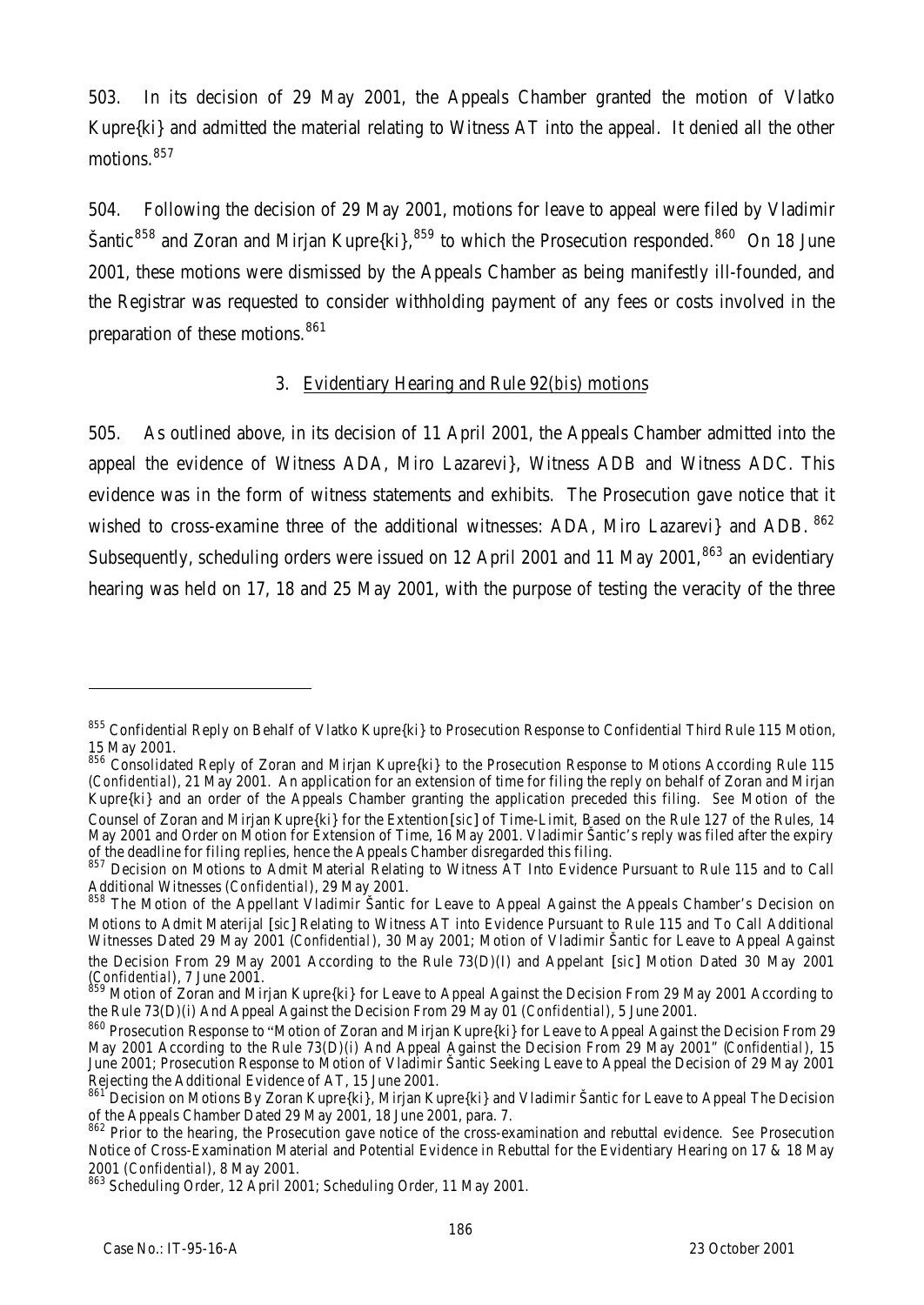503. In its decision of 29 May 2001, the Appeals Chamber granted the motion of Vlatko Kupre{ki} and admitted the material relating to Witness AT into the appeal. It denied all the other motions.[857]

504. Following the decision of 29 May 2001, motions for leave to appeal were filed by Vladimir Šantic[858] and Zoran and Mirjan Kupre{ki},[859] to which the Prosecution responded.[860] On 18 June 2001, these motions were dismissed by the Appeals Chamber as being manifestly ill-founded, and the Registrar was requested to consider withholding payment of any fees or costs involved in the preparation of these motions.[861]

### 3. Evidentiary Hearing and Rule 92(*bis*) motions

505. As outlined above, in its decision of 11 April 2001, the Appeals Chamber admitted into the appeal the evidence of Witness ADA, Miro Lazarevi}, Witness ADB and Witness ADC. This evidence was in the form of witness statements and exhibits. The Prosecution gave notice that it wished to cross-examine three of the additional witnesses: ADA, Miro Lazarevi} and ADB.[862] Subsequently, scheduling orders were issued on 12 April 2001 and 11 May 2001,[863] an evidentiary hearing was held on 17, 18 and 25 May 2001, with the purpose of testing the veracity of the three

---

[855] Confidential Reply on Behalf of Vlatko Kupre{ki} to Prosecution Response to Confidential Third Rule 115 Motion, 15 May 2001.

[856] Consolidated Reply of Zoran and Mirjan Kupre{ki} to the Prosecution Response to Motions According Rule 115 (*Confidential*), 21 May 2001. An application for an extension of time for filing the reply on behalf of Zoran and Mirjan Kupre{ki} and an order of the Appeals Chamber granting the application preceded this filing. *See* Motion of the Counsel of Zoran and Mirjan Kupre{ki} for the Extention[*sic*] of Time-Limit, Based on the Rule 127 of the Rules, 14 May 2001 and Order on Motion for Extension of Time, 16 May 2001. Vladimir Šantic's reply was filed after the expiry of the deadline for filing replies, hence the Appeals Chamber disregarded this filing.

[857] Decision on Motions to Admit Material Relating to Witness AT Into Evidence Pursuant to Rule 115 and to Call Additional Witnesses (*Confidential*), 29 May 2001.

[858] The Motion of the Appellant Vladimir Šantic for Leave to Appeal Against the Appeals Chamber's Decision on Motions to Admit Materijal [*sic*] Relating to Witness AT into Evidence Pursuant to Rule 115 and To Call Additional Witnesses Dated 29 May 2001 (*Confidential*), 30 May 2001; Motion of Vladimir Šantic for Leave to Appeal Against the Decision From 29 May 2001 According to the Rule 73(D)(I) and Appelant [*sic*] Motion Dated 30 May 2001 (*Confidential*), 7 June 2001.

[859] Motion of Zoran and Mirjan Kupre{ki} for Leave to Appeal Against the Decision From 29 May 2001 According to the Rule 73(D)(i) And Appeal Against the Decision From 29 May 01 (*Confidential*), 5 June 2001.

[860] Prosecution Response to "Motion of Zoran and Mirjan Kupre{ki} for Leave to Appeal Against the Decision From 29 May 2001 According to the Rule 73(D)(i) And Appeal Against the Decision From 29 May 2001" (*Confidential*), 15 June 2001; Prosecution Response to Motion of Vladimir Šantic Seeking Leave to Appeal the Decision of 29 May 2001 Rejecting the Additional Evidence of AT, 15 June 2001.

[861] Decision on Motions By Zoran Kupre{ki}, Mirjan Kupre{ki} and Vladimir Šantic for Leave to Appeal The Decision of the Appeals Chamber Dated 29 May 2001, 18 June 2001, para. 7.

[862] Prior to the hearing, the Prosecution gave notice of the cross-examination and rebuttal evidence. *See* Prosecution Notice of Cross-Examination Material and Potential Evidence in Rebuttal for the Evidentiary Hearing on 17 & 18 May 2001 (*Confidential*), 8 May 2001.

[863] Scheduling Order, 12 April 2001; Scheduling Order, 11 May 2001.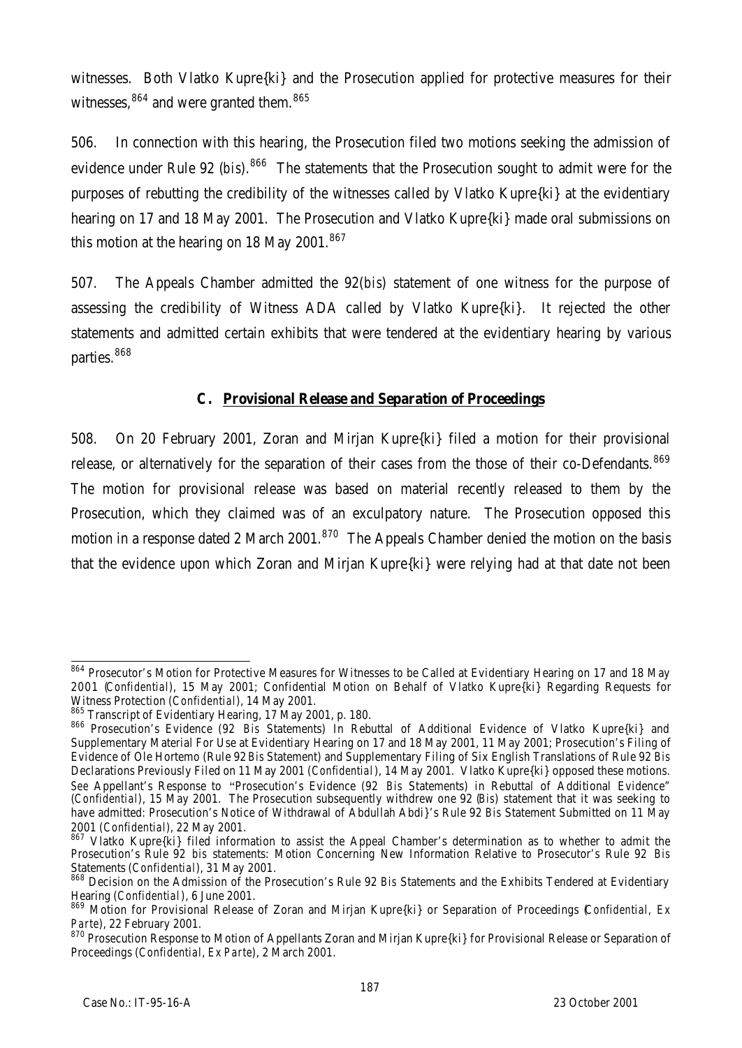witnesses. Both Vlatko Kupre{ki} and the Prosecution applied for protective measures for their witnesses,[864] and were granted them.[865]

506. In connection with this hearing, the Prosecution filed two motions seeking the admission of evidence under Rule 92 (*bis*).[866] The statements that the Prosecution sought to admit were for the purposes of rebutting the credibility of the witnesses called by Vlatko Kupre{ki} at the evidentiary hearing on 17 and 18 May 2001. The Prosecution and Vlatko Kupre{ki} made oral submissions on this motion at the hearing on 18 May 2001.[867]

507. The Appeals Chamber admitted the 92(*bis*) statement of one witness for the purpose of assessing the credibility of Witness ADA called by Vlatko Kupre{ki}. It rejected the other statements and admitted certain exhibits that were tendered at the evidentiary hearing by various parties.[868]

### C. Provisional Release and Separation of Proceedings

508. On 20 February 2001, Zoran and Mirjan Kupre{ki} filed a motion for their provisional release, or alternatively for the separation of their cases from the those of their co-Defendants.[869] The motion for provisional release was based on material recently released to them by the Prosecution, which they claimed was of an exculpatory nature. The Prosecution opposed this motion in a response dated 2 March 2001.[870] The Appeals Chamber denied the motion on the basis that the evidence upon which Zoran and Mirjan Kupre{ki} were relying had at that date not been

---

[864] Prosecutor's Motion for Protective Measures for Witnesses to be Called at Evidentiary Hearing on 17 and 18 May 2001 (*Confidential*), 15 May 2001; Confidential Motion on Behalf of Vlatko Kupre{ki} Regarding Requests for Witness Protection (*Confidential*), 14 May 2001.

[865] Transcript of Evidentiary Hearing, 17 May 2001, p. 180.

[866] Prosecution's Evidence (92 *Bis* Statements) In Rebuttal of Additional Evidence of Vlatko Kupre{ki} and Supplementary Material For Use at Evidentiary Hearing on 17 and 18 May 2001, 11 May 2001; Prosecution's Filing of Evidence of Ole Hortemo (Rule 92 *Bis* Statement) and Supplementary Filing of Six English Translations of Rule 92 *Bis* Declarations Previously Filed on 11 May 2001 (*Confidential*), 14 May 2001. Vlatko Kupre{ki} opposed these motions. *See* Appellant's Response to "Prosecution's Evidence (92 *Bis* Statements) in Rebuttal of Additional Evidence" (*Confidential*), 15 May 2001. The Prosecution subsequently withdrew one 92 (*Bis*) statement that it was seeking to have admitted: Prosecution's Notice of Withdrawal of Abdullah Abdi}'s Rule 92 *Bis* Statement Submitted on 11 May 2001 (*Confidential*), 22 May 2001.

[867] Vlatko Kupre{ki} filed information to assist the Appeal Chamber's determination as to whether to admit the Prosecution's Rule 92 *bis* statements: Motion Concerning New Information Relative to Prosecutor's Rule 92 *Bis* Statements (*Confidential*), 31 May 2001.

[868] Decision on the Admission of the Prosecution's Rule 92 *Bis* Statements and the Exhibits Tendered at Evidentiary Hearing (*Confidential*), 6 June 2001.

[869] Motion for Provisional Release of Zoran and Mirjan Kupre{ki} or Separation of Proceedings (*Confidential, Ex Parte*), 22 February 2001.

[870] Prosecution Response to Motion of Appellants Zoran and Mirjan Kupre{ki} for Provisional Release or Separation of Proceedings (*Confidential, Ex Parte*), 2 March 2001.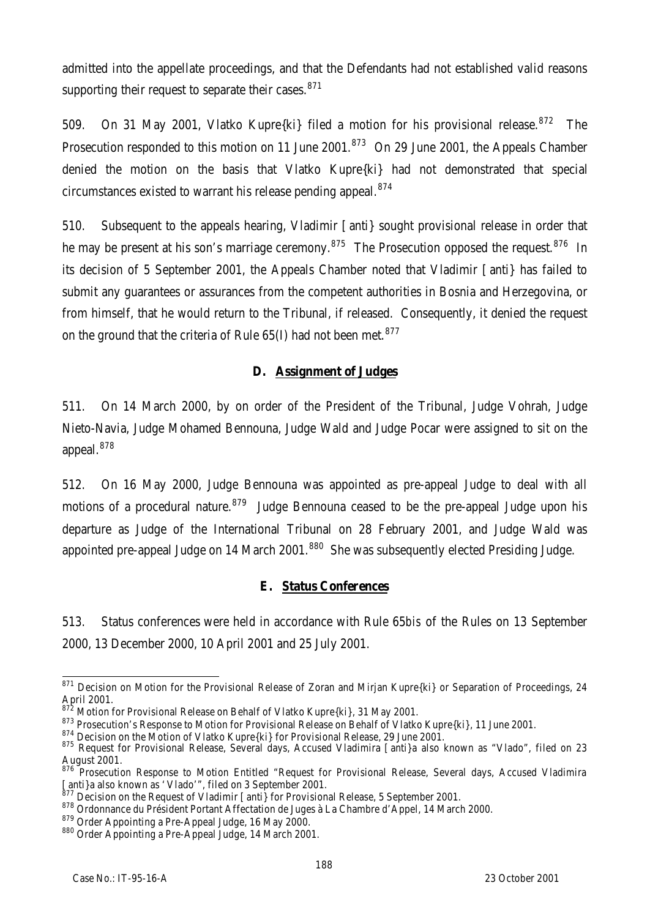admitted into the appellate proceedings, and that the Defendants had not established valid reasons supporting their request to separate their cases.[871]

509. On 31 May 2001, Vlatko Kupre{ki} filed a motion for his provisional release.[872] The Prosecution responded to this motion on 11 June 2001.[873] On 29 June 2001, the Appeals Chamber denied the motion on the basis that Vlatko Kupre{ki} had not demonstrated that special circumstances existed to warrant his release pending appeal.[874]

510. Subsequent to the appeals hearing, Vladimir [anti} sought provisional release in order that he may be present at his son's marriage ceremony.[875] The Prosecution opposed the request.[876] In its decision of 5 September 2001, the Appeals Chamber noted that Vladimir [anti} has failed to submit any guarantees or assurances from the competent authorities in Bosnia and Herzegovina, or from himself, that he would return to the Tribunal, if released. Consequently, it denied the request on the ground that the criteria of Rule 65(I) had not been met.[877]

## D. Assignment of Judges

511. On 14 March 2000, by on order of the President of the Tribunal, Judge Vohrah, Judge Nieto-Navia, Judge Mohamed Bennouna, Judge Wald and Judge Pocar were assigned to sit on the appeal.[878]

512. On 16 May 2000, Judge Bennouna was appointed as pre-appeal Judge to deal with all motions of a procedural nature.[879] Judge Bennouna ceased to be the pre-appeal Judge upon his departure as Judge of the International Tribunal on 28 February 2001, and Judge Wald was appointed pre-appeal Judge on 14 March 2001.[880] She was subsequently elected Presiding Judge.

## E. Status Conferences

513. Status conferences were held in accordance with Rule 65*bis* of the Rules on 13 September 2000, 13 December 2000, 10 April 2001 and 25 July 2001.

---

[871] Decision on Motion for the Provisional Release of Zoran and Mirjan Kupre{ki} or Separation of Proceedings, 24 April 2001.

[872] Motion for Provisional Release on Behalf of Vlatko Kupre{ki}, 31 May 2001.

[873] Prosecution's Response to Motion for Provisional Release on Behalf of Vlatko Kupre{ki}, 11 June 2001.

[874] Decision on the Motion of Vlatko Kupre{ki} for Provisional Release, 29 June 2001.

[875] Request for Provisional Release, Several days, Accused Vladimira [anti}a also known as "Vlado", filed on 23 August 2001.

[876] Prosecution Response to Motion Entitled "Request for Provisional Release, Several days, Accused Vladimira [anti}a also known as 'Vlado'", filed on 3 September 2001.

[877] Decision on the Request of Vladimir [anti} for Provisional Release, 5 September 2001.

[878] Ordonnance du Président Portant Affectation de Juges à La Chambre d'Appel, 14 March 2000.

[879] Order Appointing a Pre-Appeal Judge, 16 May 2000.

[880] Order Appointing a Pre-Appeal Judge, 14 March 2001.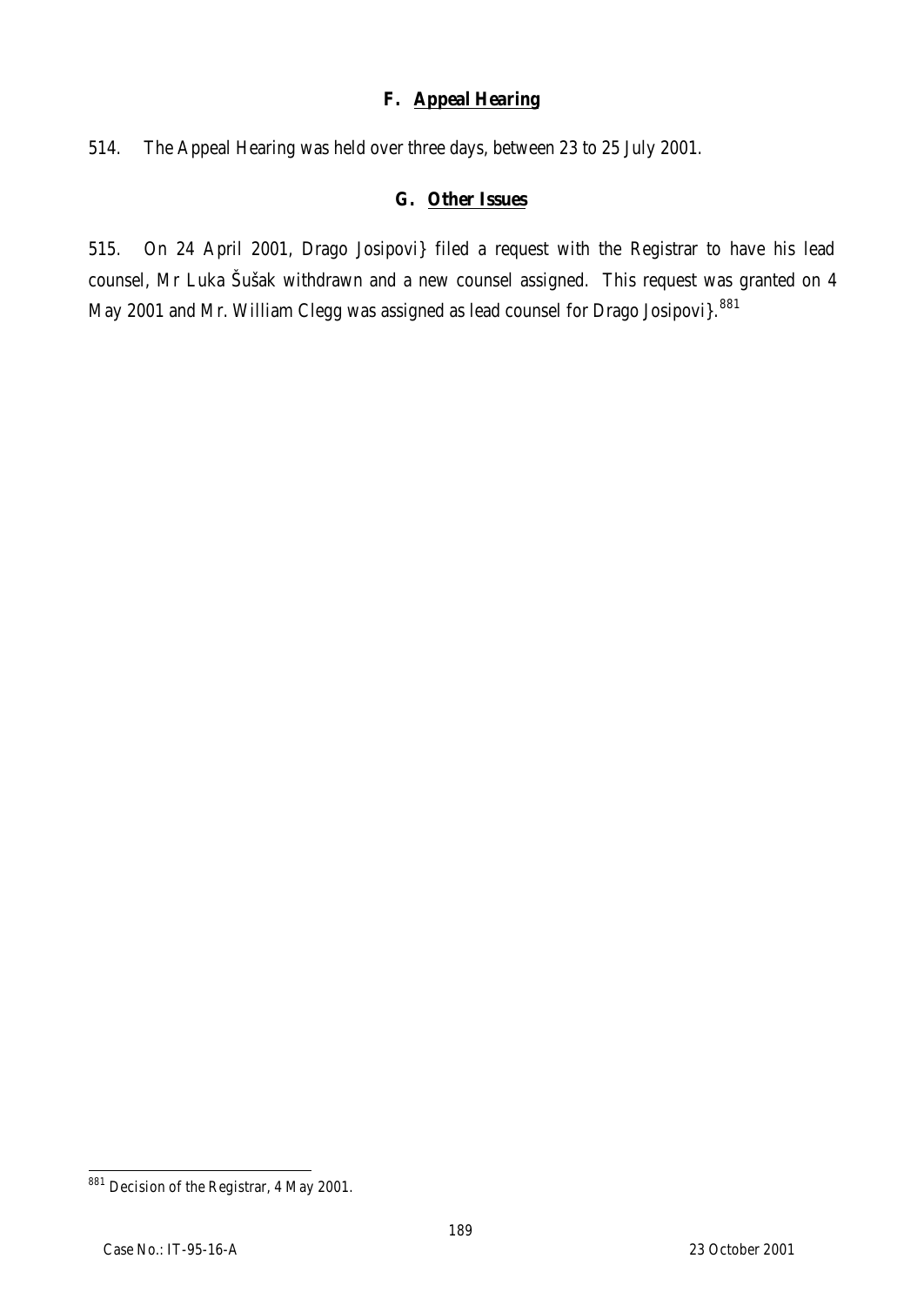### F. Appeal Hearing

514. The Appeal Hearing was held over three days, between 23 to 25 July 2001.

### G. Other Issues

515. On 24 April 2001, Drago Josipovi} filed a request with the Registrar to have his lead counsel, Mr Luka Šušak withdrawn and a new counsel assigned. This request was granted on 4 May 2001 and Mr. William Clegg was assigned as lead counsel for Drago Josipovi}.[881]

---

[881] Decision of the Registrar, 4 May 2001.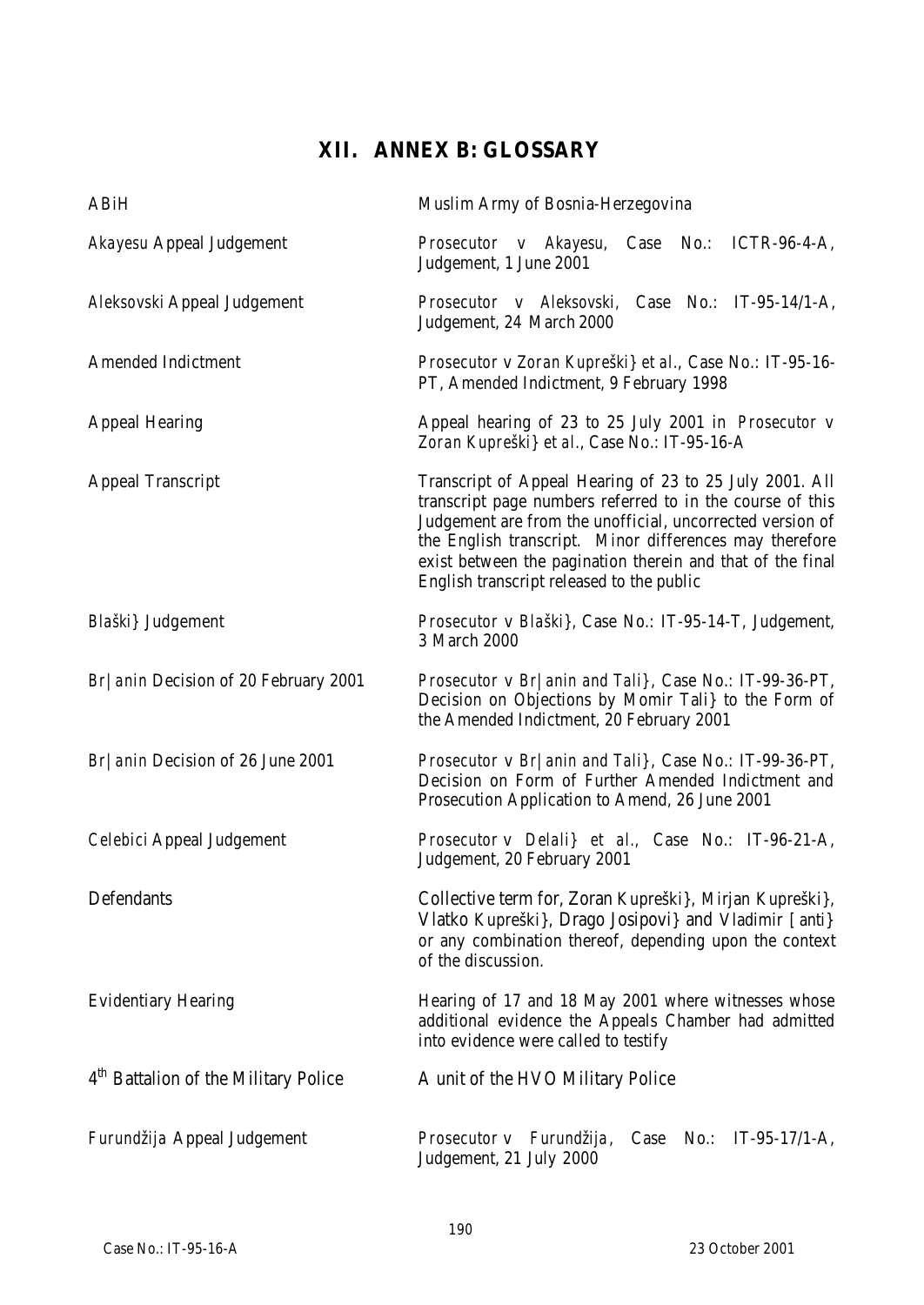# XII. ANNEX B: GLOSSARY

| | |
|---|---|
| ABiH | Muslim Army of Bosnia-Herzegovina |
| *Akayesu* Appeal Judgement | *Prosecutor v Akayesu*, Case No.: ICTR-96-4-A, Judgement, 1 June 2001 |
| *Aleksovski* Appeal Judgement | *Prosecutor v Aleksovski*, Case No.: IT-95-14/1-A, Judgement, 24 March 2000 |
| Amended Indictment | *Prosecutor v Zoran Kupreški} et al.*, Case No.: IT-95-16-PT, Amended Indictment, 9 February 1998 |
| Appeal Hearing | Appeal hearing of 23 to 25 July 2001 in *Prosecutor v Zoran Kupreški} et al.*, Case No.: IT-95-16-A |
| Appeal Transcript | Transcript of Appeal Hearing of 23 to 25 July 2001. All transcript page numbers referred to in the course of this Judgement are from the unofficial, uncorrected version of the English transcript. Minor differences may therefore exist between the pagination therein and that of the final English transcript released to the public |
| *Blaški}* Judgement | *Prosecutor v Blaški}*, Case No.: IT-95-14-T, Judgement, 3 March 2000 |
| *Br\|anin* Decision of 20 February 2001 | *Prosecutor v Br\|anin and Tali}*, Case No.: IT-99-36-PT, Decision on Objections by Momir Tali} to the Form of the Amended Indictment, 20 February 2001 |
| *Br\|anin* Decision of 26 June 2001 | *Prosecutor v Br\|anin and Tali}*, Case No.: IT-99-36-PT, Decision on Form of Further Amended Indictment and Prosecution Application to Amend, 26 June 2001 |
| *Celebici* Appeal Judgement | *Prosecutor v Delali} et al.*, Case No.: IT-96-21-A, Judgement, 20 February 2001 |
| Defendants | Collective term for, Zoran Kupreški}, Mirjan Kupreški}, Vlatko Kupreški}, Drago Josipovi} and Vladimir [anti} or any combination thereof, depending upon the context of the discussion. |
| Evidentiary Hearing | Hearing of 17 and 18 May 2001 where witnesses whose additional evidence the Appeals Chamber had admitted into evidence were called to testify |
| 4th Battalion of the Military Police | A unit of the HVO Military Police |
| *Furundžija* Appeal Judgement | *Prosecutor v Furundžija*, Case No.: IT-95-17/1-A, Judgement, 21 July 2000 |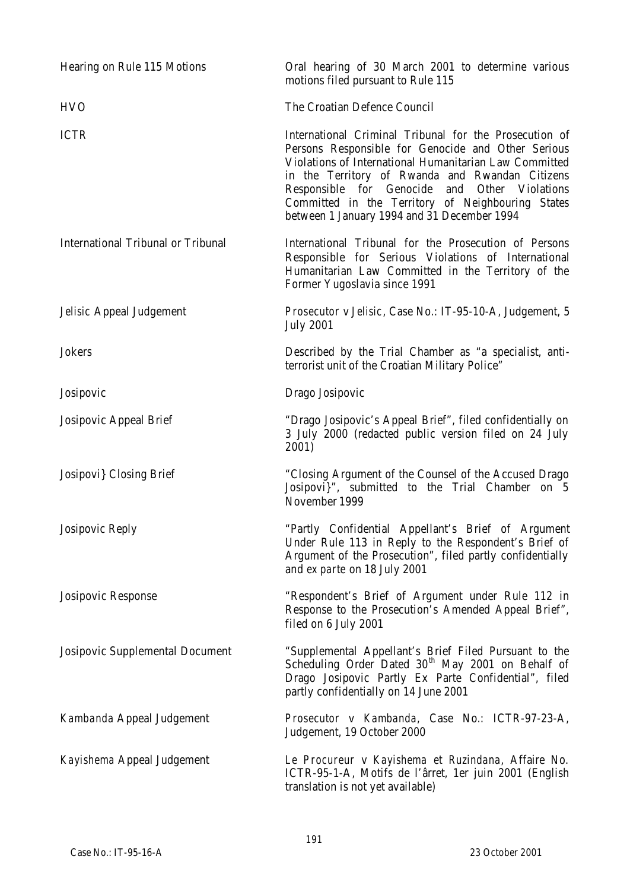| | |
|---|---|
| Hearing on Rule 115 Motions | Oral hearing of 30 March 2001 to determine various motions filed pursuant to Rule 115 |
| HVO | The Croatian Defence Council |
| ICTR | International Criminal Tribunal for the Prosecution of Persons Responsible for Genocide and Other Serious Violations of International Humanitarian Law Committed in the Territory of Rwanda and Rwandan Citizens Responsible for Genocide and Other Violations Committed in the Territory of Neighbouring States between 1 January 1994 and 31 December 1994 |
| International Tribunal or Tribunal | International Tribunal for the Prosecution of Persons Responsible for Serious Violations of International Humanitarian Law Committed in the Territory of the Former Yugoslavia since 1991 |
| *Jelisic* Appeal Judgement | *Prosecutor v Jelisic*, Case No.: IT-95-10-A, Judgement, 5 July 2001 |
| Jokers | Described by the Trial Chamber as "a specialist, anti-terrorist unit of the Croatian Military Police" |
| Josipovic | Drago Josipovic |
| Josipovic Appeal Brief | "Drago Josipovic's Appeal Brief", filed confidentially on 3 July 2000 (redacted public version filed on 24 July 2001) |
| Josipovi} Closing Brief | "Closing Argument of the Counsel of the Accused Drago Josipovi}", submitted to the Trial Chamber on 5 November 1999 |
| Josipovic Reply | "Partly Confidential Appellant's Brief of Argument Under Rule 113 in Reply to the Respondent's Brief of Argument of the Prosecution", filed partly confidentially and *ex parte* on 18 July 2001 |
| Josipovic Response | "Respondent's Brief of Argument under Rule 112 in Response to the Prosecution's Amended Appeal Brief", filed on 6 July 2001 |
| Josipovic Supplemental Document | "Supplemental Appellant's Brief Filed Pursuant to the Scheduling Order Dated 30th May 2001 on Behalf of Drago Josipovic Partly Ex Parte Confidential", filed partly confidentially on 14 June 2001 |
| *Kambanda* Appeal Judgement | *Prosecutor v Kambanda*, Case No.: ICTR-97-23-A, Judgement, 19 October 2000 |
| *Kayishema* Appeal Judgement | *Le Procureur v Kayishema et Ruzindana*, Affaire No. ICTR-95-1-A, Motifs de l'ârret, 1er juin 2001 (English translation is not yet available) |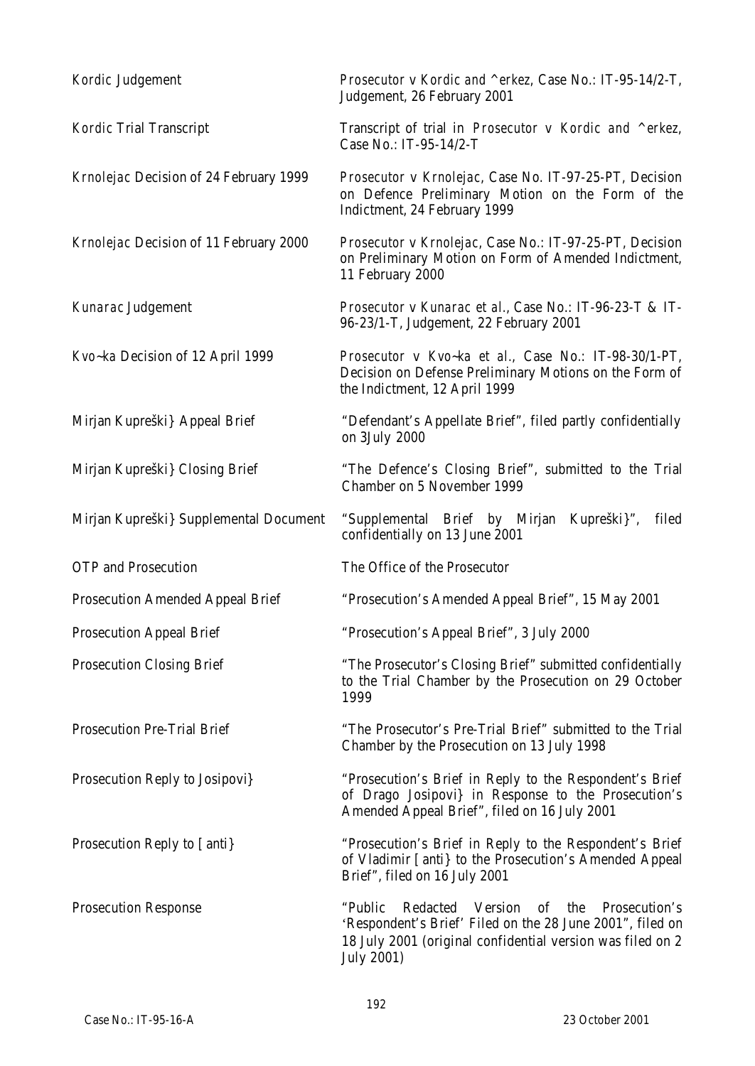| | |
|---|---|
| *Kordic* Judgement | *Prosecutor v Kordic and ^erkez*, Case No.: IT-95-14/2-T, Judgement, 26 February 2001 |
| *Kordic* Trial Transcript | Transcript of trial in *Prosecutor v Kordic and ^erkez*, Case No.: IT-95-14/2-T |
| *Krnolejac* Decision of 24 February 1999 | *Prosecutor v Krnolejac*, Case No. IT-97-25-PT, Decision on Defence Preliminary Motion on the Form of the Indictment, 24 February 1999 |
| *Krnolejac* Decision of 11 February 2000 | *Prosecutor v Krnolejac*, Case No.: IT-97-25-PT, Decision on Preliminary Motion on Form of Amended Indictment, 11 February 2000 |
| *Kunarac* Judgement | *Prosecutor v Kunarac et al.*, Case No.: IT-96-23-T & IT-96-23/1-T, Judgement, 22 February 2001 |
| *Kvo~ka* Decision of 12 April 1999 | *Prosecutor v Kvo~ka et al.*, Case No.: IT-98-30/1-PT, Decision on Defense Preliminary Motions on the Form of the Indictment, 12 April 1999 |
| Mirjan Kupreški} Appeal Brief | "Defendant's Appellate Brief", filed partly confidentially on 3July 2000 |
| Mirjan Kupreški} Closing Brief | "The Defence's Closing Brief", submitted to the Trial Chamber on 5 November 1999 |
| Mirjan Kupreški} Supplemental Document | "Supplemental Brief by Mirjan Kupreški}", filed confidentially on 13 June 2001 |
| OTP and Prosecution | The Office of the Prosecutor |
| Prosecution Amended Appeal Brief | "Prosecution's Amended Appeal Brief", 15 May 2001 |
| Prosecution Appeal Brief | "Prosecution's Appeal Brief", 3 July 2000 |
| Prosecution Closing Brief | "The Prosecutor's Closing Brief" submitted confidentially to the Trial Chamber by the Prosecution on 29 October 1999 |
| Prosecution Pre-Trial Brief | "The Prosecutor's Pre-Trial Brief" submitted to the Trial Chamber by the Prosecution on 13 July 1998 |
| Prosecution Reply to Josipovi} | "Prosecution's Brief in Reply to the Respondent's Brief of Drago Josipovi} in Response to the Prosecution's Amended Appeal Brief", filed on 16 July 2001 |
| Prosecution Reply to [anti} | "Prosecution's Brief in Reply to the Respondent's Brief of Vladimir [anti} to the Prosecution's Amended Appeal Brief", filed on 16 July 2001 |
| Prosecution Response | "Public Redacted Version of the Prosecution's 'Respondent's Brief' Filed on the 28 June 2001", filed on 18 July 2001 (original confidential version was filed on 2 July 2001) |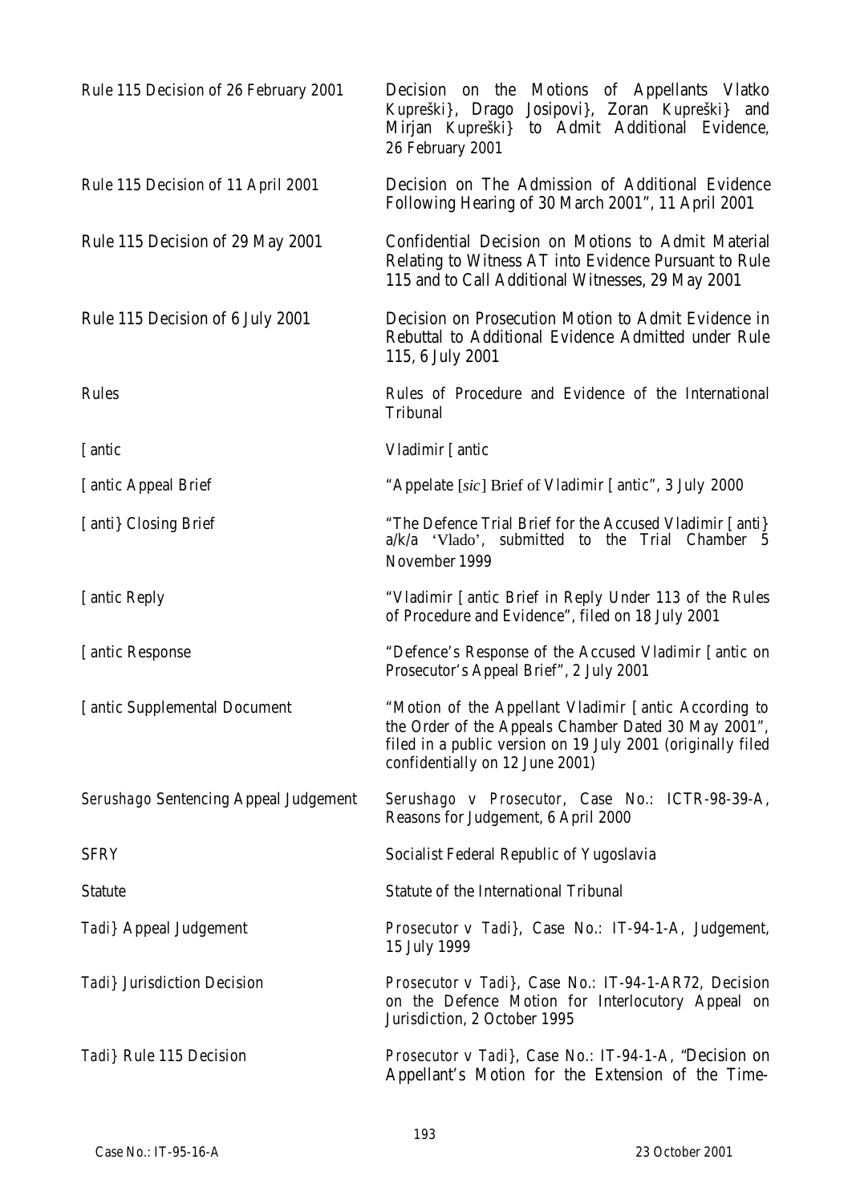| | |
|---|---|
| Rule 115 Decision of 26 February 2001 | Decision on the Motions of Appellants Vlatko Kupreški}, Drago Josipovi}, Zoran Kupreški} and Mirjan Kupreški} to Admit Additional Evidence, 26 February 2001 |
| Rule 115 Decision of 11 April 2001 | Decision on The Admission of Additional Evidence Following Hearing of 30 March 2001", 11 April 2001 |
| Rule 115 Decision of 29 May 2001 | Confidential Decision on Motions to Admit Material Relating to Witness AT into Evidence Pursuant to Rule 115 and to Call Additional Witnesses, 29 May 2001 |
| Rule 115 Decision of 6 July 2001 | Decision on Prosecution Motion to Admit Evidence in Rebuttal to Additional Evidence Admitted under Rule 115, 6 July 2001 |
| Rules | Rules of Procedure and Evidence of the International Tribunal |
| [antic | Vladimir [antic |
| [antic Appeal Brief | "Appelate [*sic*] Brief of Vladimir [antic", 3 July 2000 |
| [anti} Closing Brief | "The Defence Trial Brief for the Accused Vladimir [anti} a/k/a 'Vlado', submitted to the Trial Chamber 5 November 1999 |
| [antic Reply | "Vladimir [antic Brief in Reply Under 113 of the Rules of Procedure and Evidence", filed on 18 July 2001 |
| [antic Response | "Defence's Response of the Accused Vladimir [antic on Prosecutor's Appeal Brief", 2 July 2001 |
| [antic Supplemental Document | "Motion of the Appellant Vladimir [antic According to the Order of the Appeals Chamber Dated 30 May 2001", filed in a public version on 19 July 2001 (originally filed confidentially on 12 June 2001) |
| *Serushago* Sentencing Appeal Judgement | *Serushago v Prosecutor*, Case No.: ICTR-98-39-A, Reasons for Judgement, 6 April 2000 |
| SFRY | Socialist Federal Republic of Yugoslavia |
| Statute | Statute of the International Tribunal |
| *Tadi}* Appeal Judgement | *Prosecutor v Tadi}*, Case No.: IT-94-1-A, Judgement, 15 July 1999 |
| *Tadi}* Jurisdiction Decision | *Prosecutor v Tadi}*, Case No.: IT-94-1-AR72, Decision on the Defence Motion for Interlocutory Appeal on Jurisdiction, 2 October 1995 |
| *Tadi}* Rule 115 Decision | *Prosecutor v Tadi}*, Case No.: IT-94-1-A, "Decision on Appellant's Motion for the Extension of the Time- |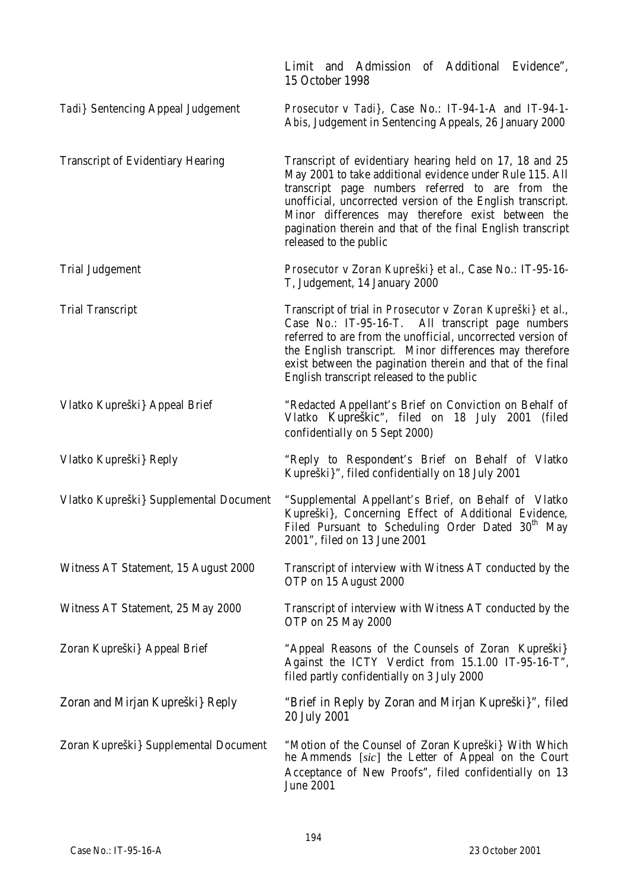| | |
|---|---|
| | Limit and Admission of Additional Evidence", 15 October 1998 |
| *Tadi}* Sentencing Appeal Judgement | *Prosecutor v Tadi}*, Case No.: IT-94-1-A and IT-94-1-*Abis*, Judgement in Sentencing Appeals, 26 January 2000 |
| Transcript of Evidentiary Hearing | Transcript of evidentiary hearing held on 17, 18 and 25 May 2001 to take additional evidence under Rule 115. All transcript page numbers referred to are from the unofficial, uncorrected version of the English transcript. Minor differences may therefore exist between the pagination therein and that of the final English transcript released to the public |
| Trial Judgement | *Prosecutor v Zoran Kupreški} et al.*, Case No.: IT-95-16-T, Judgement, 14 January 2000 |
| Trial Transcript | Transcript of trial in *Prosecutor v Zoran Kupreški} et al.*, Case No.: IT-95-16-T. All transcript page numbers referred to are from the unofficial, uncorrected version of the English transcript. Minor differences may therefore exist between the pagination therein and that of the final English transcript released to the public |
| Vlatko Kupreški} Appeal Brief | "Redacted Appellant's Brief on Conviction on Behalf of Vlatko Kupreškic", filed on 18 July 2001 (filed confidentially on 5 Sept 2000) |
| Vlatko Kupreški} Reply | "Reply to Respondent's Brief on Behalf of Vlatko Kupreški}", filed confidentially on 18 July 2001 |
| Vlatko Kupreški} Supplemental Document | "Supplemental Appellant's Brief, on Behalf of Vlatko Kupreški}, Concerning Effect of Additional Evidence, Filed Pursuant to Scheduling Order Dated 30th May 2001", filed on 13 June 2001 |
| Witness AT Statement, 15 August 2000 | Transcript of interview with Witness AT conducted by the OTP on 15 August 2000 |
| Witness AT Statement, 25 May 2000 | Transcript of interview with Witness AT conducted by the OTP on 25 May 2000 |
| Zoran Kupreški} Appeal Brief | "Appeal Reasons of the Counsels of Zoran Kupreški} Against the ICTY Verdict from 15.1.00 IT-95-16-T", filed partly confidentially on 3 July 2000 |
| Zoran and Mirjan Kupreški} Reply | "Brief in Reply by Zoran and Mirjan Kupreški}", filed 20 July 2001 |
| Zoran Kupreški} Supplemental Document | "Motion of the Counsel of Zoran Kupreški} With Which he Ammends [*sic*] the Letter of Appeal on the Court Acceptance of New Proofs", filed confidentially on 13 June 2001 |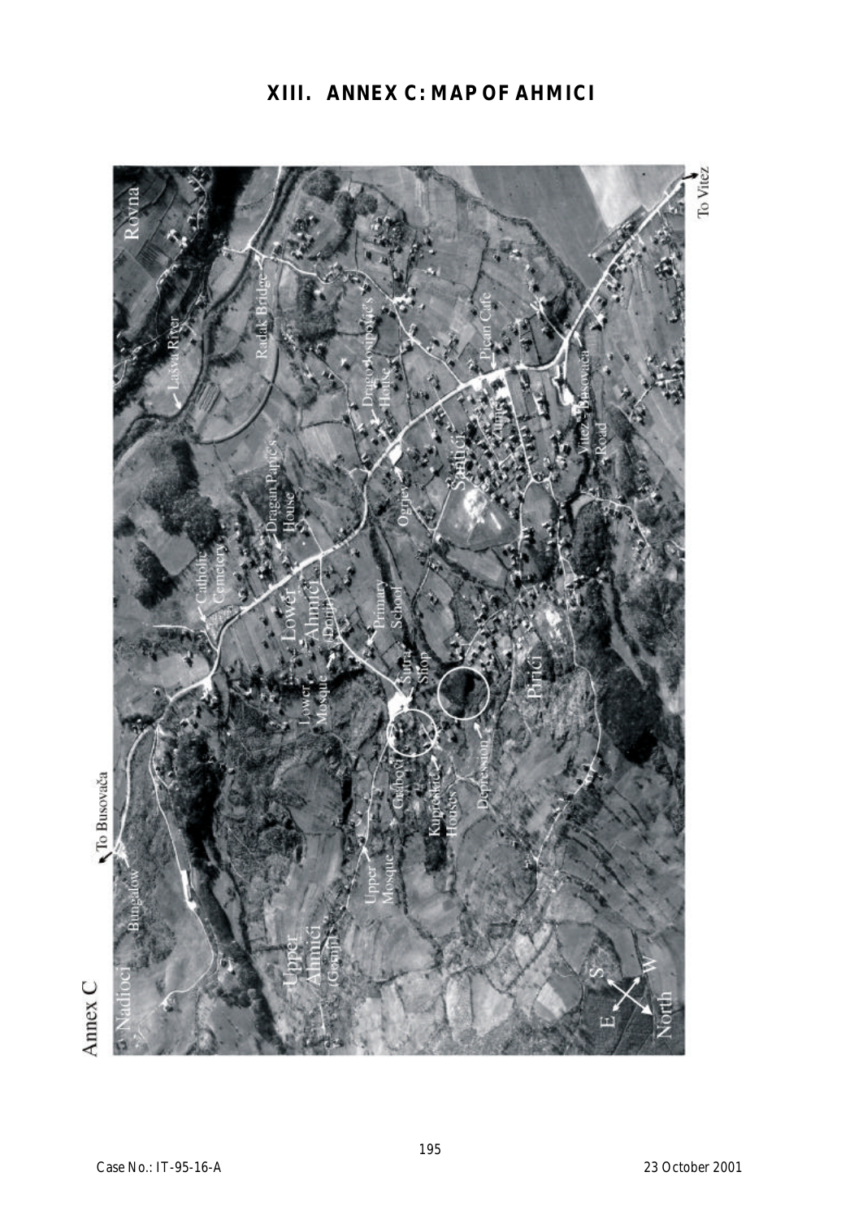# XIII. ANNEX C: MAP OF AHMICI

Annex C

Nadioci

Bungalow

To Busovača

Upper Ahmići (Gornji)

Upper Mosque

Grabovi

Kupreškić Houses

Depression

Lower Mosque

Lower Ahmići (Donji)

Šiljta Shop

Pirići

Catholic Cemetery

Primary School

Dragan Papić's House

Ogrjev

Šantići

Drago Josipović's House

Lašva River

Radak Bridge

Ahmići

Vitez-Busovača Road

Picčan Cafe

Rovna

To Vitez

S W E North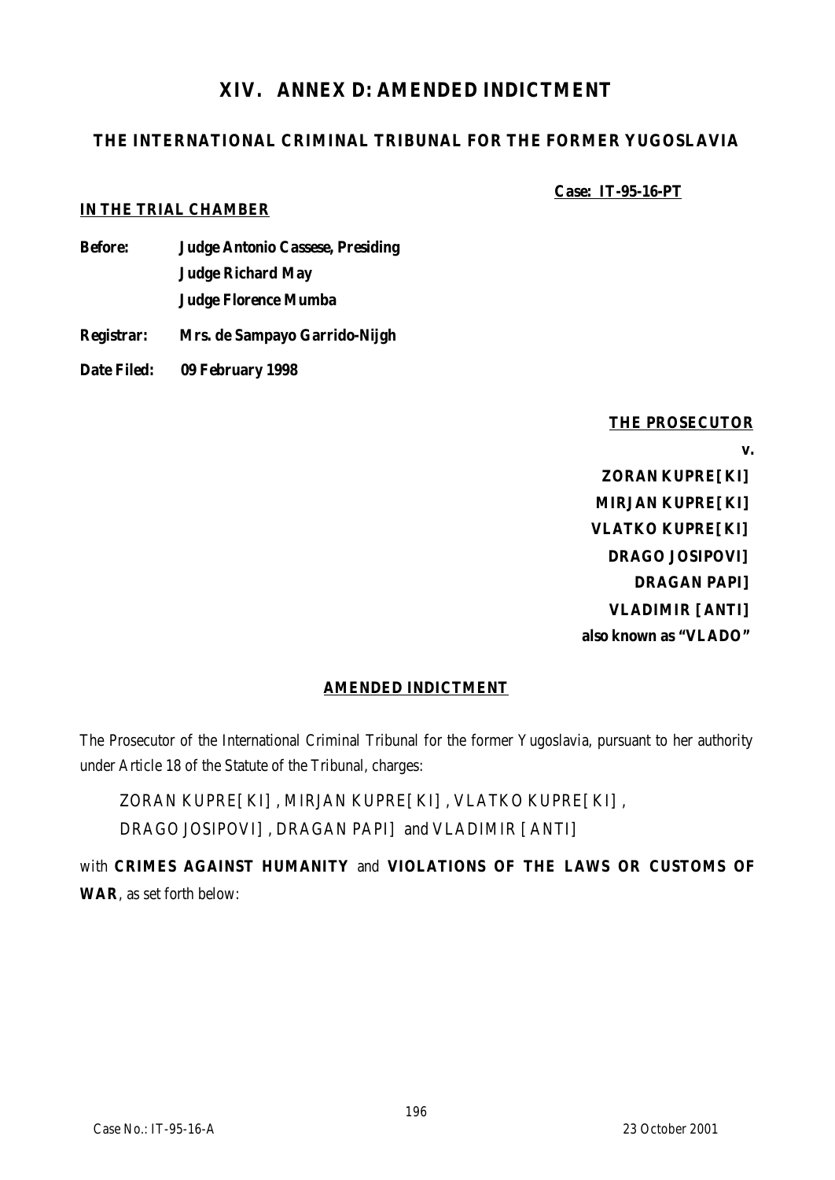# XIV. ANNEX D: AMENDED INDICTMENT

## THE INTERNATIONAL CRIMINAL TRIBUNAL FOR THE FORMER YUGOSLAVIA

**Case: IT-95-16-PT**

**IN THE TRIAL CHAMBER**

**Before:** **Judge Antonio Cassese, Presiding**
**Judge Richard May**
**Judge Florence Mumba**

**Registrar:** **Mrs. de Sampayo Garrido-Nijgh**

**Date Filed:** **09 February 1998**

**THE PROSECUTOR**

**v.**

**ZORAN KUPRE[KI]**
**MIRJAN KUPRE[KI]**
**VLATKO KUPRE[KI]**
**DRAGO JOSIPOVI]**
**DRAGAN PAPI]**
**VLADIMIR [ANTI]**
**also known as "VLADO"**

**AMENDED INDICTMENT**

The Prosecutor of the International Criminal Tribunal for the former Yugoslavia, pursuant to her authority under Article 18 of the Statute of the Tribunal, charges:

ZORAN KUPRE[KI], MIRJAN KUPRE[KI], VLATKO KUPRE[KI], DRAGO JOSIPOVI], DRAGAN PAPI] and VLADIMIR [ANTI]

with **CRIMES AGAINST HUMANITY** and **VIOLATIONS OF THE LAWS OR CUSTOMS OF WAR**, as set forth below: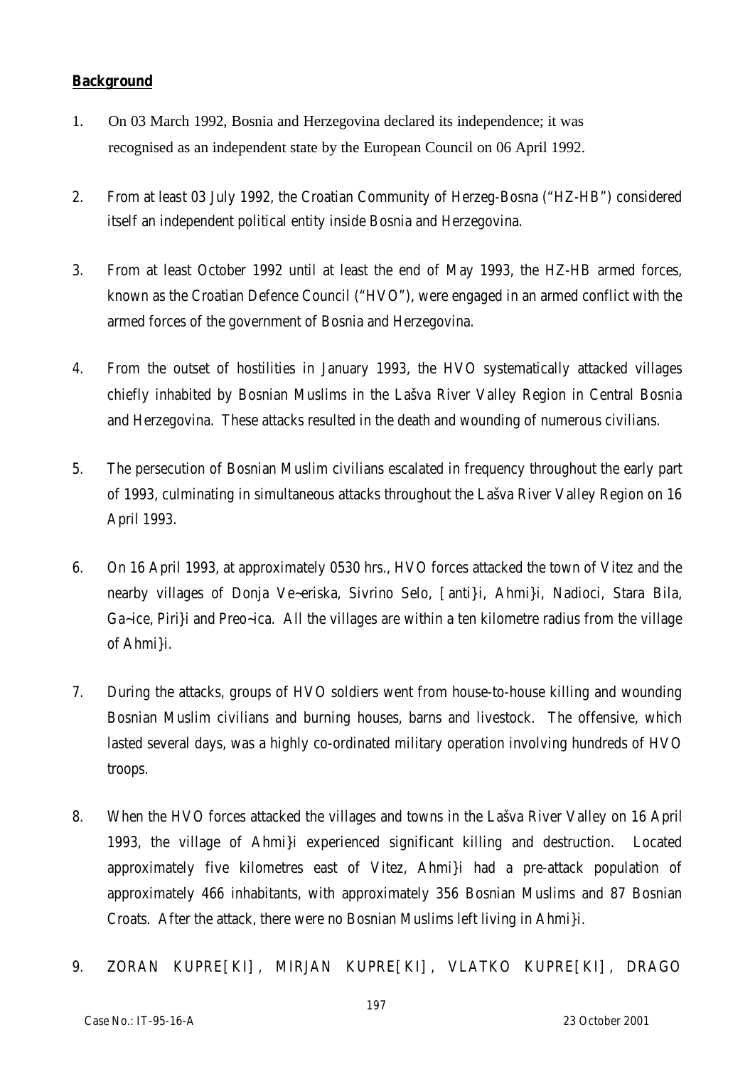**Background**

1. On 03 March 1992, Bosnia and Herzegovina declared its independence; it was recognised as an independent state by the European Council on 06 April 1992.

2. From at least 03 July 1992, the Croatian Community of Herzeg-Bosna ("HZ-HB") considered itself an independent political entity inside Bosnia and Herzegovina.

3. From at least October 1992 until at least the end of May 1993, the HZ-HB armed forces, known as the Croatian Defence Council ("HVO"), were engaged in an armed conflict with the armed forces of the government of Bosnia and Herzegovina.

4. From the outset of hostilities in January 1993, the HVO systematically attacked villages chiefly inhabited by Bosnian Muslims in the Lašva River Valley Region in Central Bosnia and Herzegovina. These attacks resulted in the death and wounding of numerous civilians.

5. The persecution of Bosnian Muslim civilians escalated in frequency throughout the early part of 1993, culminating in simultaneous attacks throughout the Lašva River Valley Region on 16 April 1993.

6. On 16 April 1993, at approximately 0530 hrs., HVO forces attacked the town of Vitez and the nearby villages of Donja Ve~eriska, Sivrino Selo, [anti}i, Ahmi}i, Nadioci, Stara Bila, Ga~ice, Piri}i and Preo~ica. All the villages are within a ten kilometre radius from the village of Ahmi}i.

7. During the attacks, groups of HVO soldiers went from house-to-house killing and wounding Bosnian Muslim civilians and burning houses, barns and livestock. The offensive, which lasted several days, was a highly co-ordinated military operation involving hundreds of HVO troops.

8. When the HVO forces attacked the villages and towns in the Lašva River Valley on 16 April 1993, the village of Ahmi}i experienced significant killing and destruction. Located approximately five kilometres east of Vitez, Ahmi}i had a pre-attack population of approximately 466 inhabitants, with approximately 356 Bosnian Muslims and 87 Bosnian Croats. After the attack, there were no Bosnian Muslims left living in Ahmi}i.

9. ZORAN KUPRE[KI], MIRJAN KUPRE[KI], VLATKO KUPRE[KI], DRAGO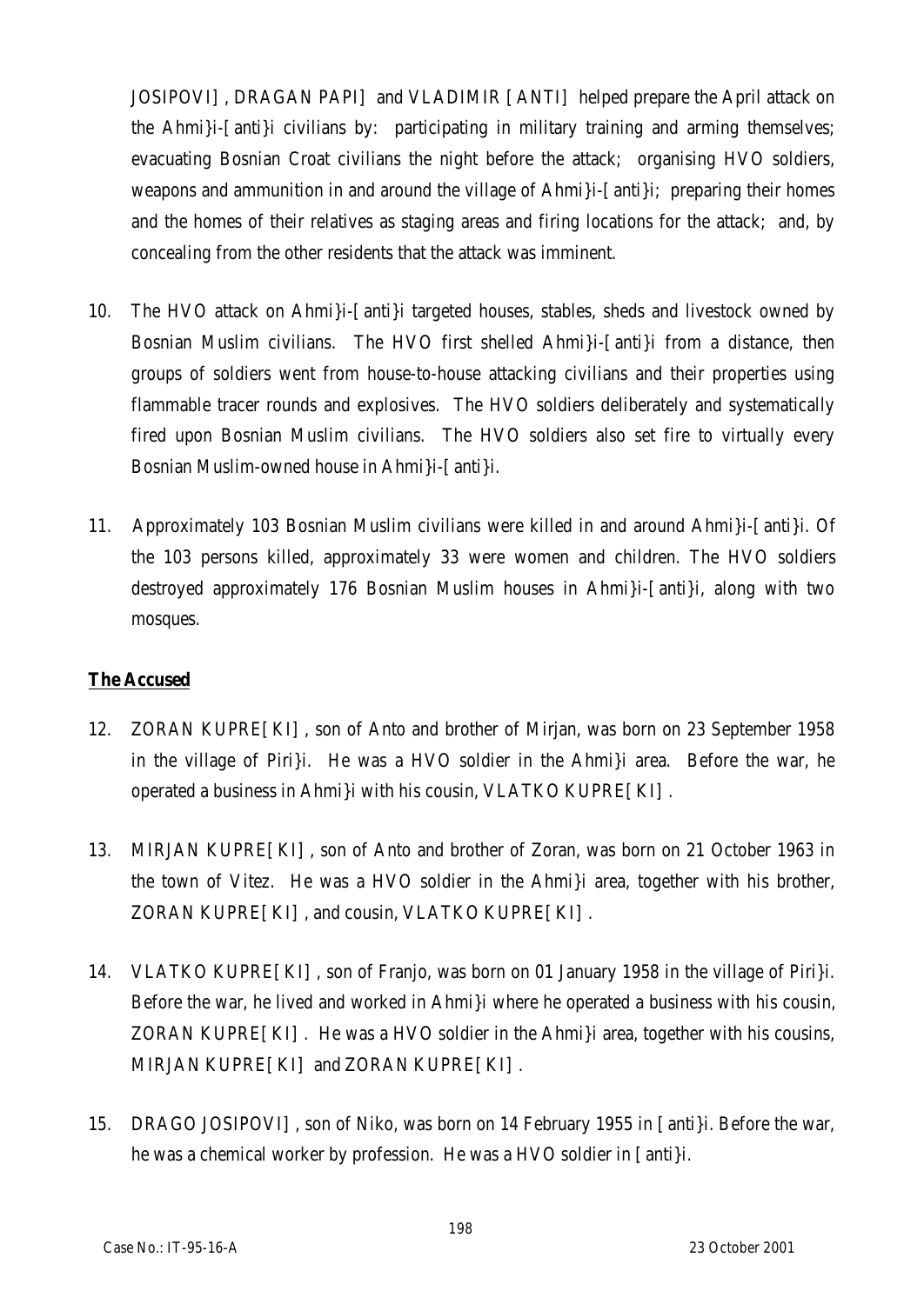JOSIPOVI], DRAGAN PAPI] and VLADIMIR [ANTI] helped prepare the April attack on the Ahmi}i-[anti}i civilians by: participating in military training and arming themselves; evacuating Bosnian Croat civilians the night before the attack; organising HVO soldiers, weapons and ammunition in and around the village of Ahmi}i-[anti}i; preparing their homes and the homes of their relatives as staging areas and firing locations for the attack; and, by concealing from the other residents that the attack was imminent.

10. The HVO attack on Ahmi}i-[anti}i targeted houses, stables, sheds and livestock owned by Bosnian Muslim civilians. The HVO first shelled Ahmi}i-[anti}i from a distance, then groups of soldiers went from house-to-house attacking civilians and their properties using flammable tracer rounds and explosives. The HVO soldiers deliberately and systematically fired upon Bosnian Muslim civilians. The HVO soldiers also set fire to virtually every Bosnian Muslim-owned house in Ahmi}i-[anti}i.

11. Approximately 103 Bosnian Muslim civilians were killed in and around Ahmi}i-[anti}i. Of the 103 persons killed, approximately 33 were women and children. The HVO soldiers destroyed approximately 176 Bosnian Muslim houses in Ahmi}i-[anti}i, along with two mosques.

**The Accused**

12. ZORAN KUPRE[KI], son of Anto and brother of Mirjan, was born on 23 September 1958 in the village of Piri}i. He was a HVO soldier in the Ahmi}i area. Before the war, he operated a business in Ahmi}i with his cousin, VLATKO KUPRE[KI].

13. MIRJAN KUPRE[KI], son of Anto and brother of Zoran, was born on 21 October 1963 in the town of Vitez. He was a HVO soldier in the Ahmi}i area, together with his brother, ZORAN KUPRE[KI], and cousin, VLATKO KUPRE[KI].

14. VLATKO KUPRE[KI], son of Franjo, was born on 01 January 1958 in the village of Piri}i. Before the war, he lived and worked in Ahmi}i where he operated a business with his cousin, ZORAN KUPRE[KI]. He was a HVO soldier in the Ahmi}i area, together with his cousins, MIRJAN KUPRE[KI] and ZORAN KUPRE[KI].

15. DRAGO JOSIPOVI], son of Niko, was born on 14 February 1955 in [anti}i. Before the war, he was a chemical worker by profession. He was a HVO soldier in [anti}i.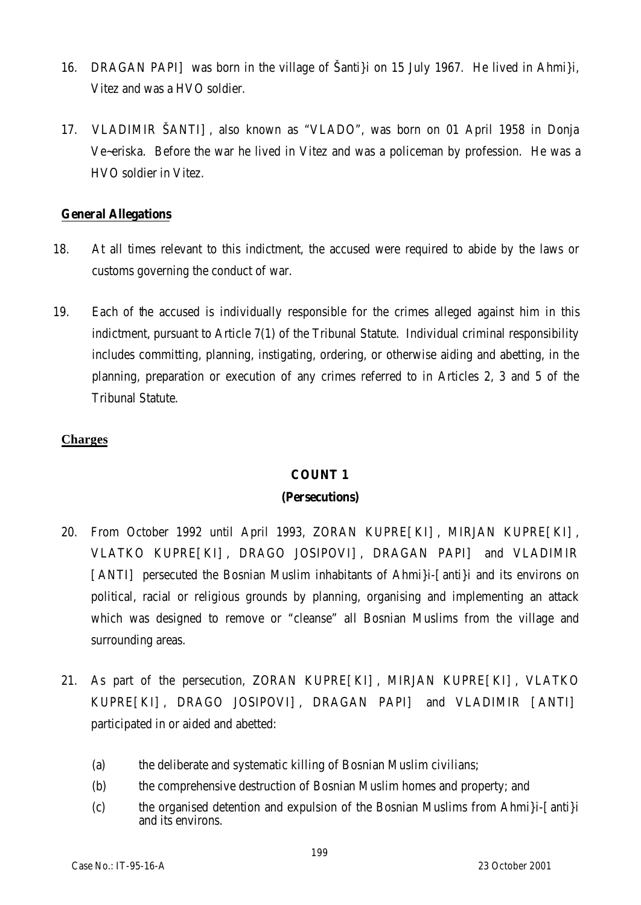16. DRAGAN PAPI] was born in the village of Šanti}i on 15 July 1967. He lived in Ahmi}i, Vitez and was a HVO soldier.

17. VLADIMIR ŠANTI], also known as "VLADO", was born on 01 April 1958 in Donja Ve~eriska. Before the war he lived in Vitez and was a policeman by profession. He was a HVO soldier in Vitez.

**General Allegations**

18. At all times relevant to this indictment, the accused were required to abide by the laws or customs governing the conduct of war.

19. Each of the accused is individually responsible for the crimes alleged against him in this indictment, pursuant to Article 7(1) of the Tribunal Statute. Individual criminal responsibility includes committing, planning, instigating, ordering, or otherwise aiding and abetting, in the planning, preparation or execution of any crimes referred to in Articles 2, 3 and 5 of the Tribunal Statute.

**Charges**

**COUNT 1**

**(Persecutions)**

20. From October 1992 until April 1993, ZORAN KUPRE[KI], MIRJAN KUPRE[KI], VLATKO KUPRE[KI], DRAGO JOSIPOVI], DRAGAN PAPI] and VLADIMIR [ANTI] persecuted the Bosnian Muslim inhabitants of Ahmi}i-[anti}i and its environs on political, racial or religious grounds by planning, organising and implementing an attack which was designed to remove or "cleanse" all Bosnian Muslims from the village and surrounding areas.

21. As part of the persecution, ZORAN KUPRE[KI], MIRJAN KUPRE[KI], VLATKO KUPRE[KI], DRAGO JOSIPOVI], DRAGAN PAPI] and VLADIMIR [ANTI] participated in or aided and abetted:

    (a) the deliberate and systematic killing of Bosnian Muslim civilians;
    
    (b) the comprehensive destruction of Bosnian Muslim homes and property; and
    
    (c) the organised detention and expulsion of the Bosnian Muslims from Ahmi}i-[anti}i and its environs.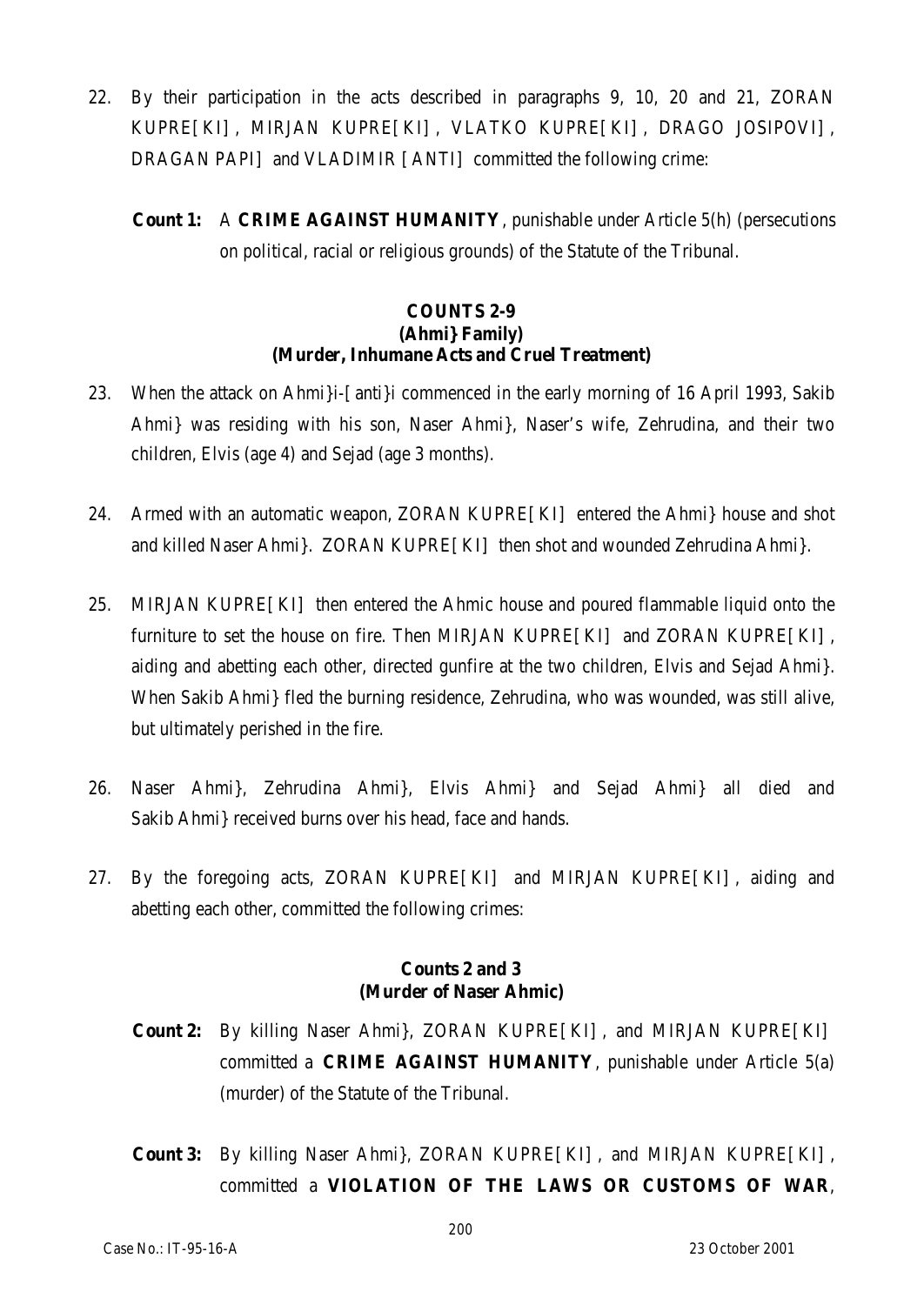22. By their participation in the acts described in paragraphs 9, 10, 20 and 21, ZORAN KUPRE[KI], MIRJAN KUPRE[KI], VLATKO KUPRE[KI], DRAGO JOSIPOVI], DRAGAN PAPI] and VLADIMIR [ANTI] committed the following crime:

    **Count 1:** A **CRIME AGAINST HUMANITY**, punishable under Article 5(h) (persecutions on political, racial or religious grounds) of the Statute of the Tribunal.

### COUNTS 2-9
### (Ahmi} Family)
### (Murder, Inhumane Acts and Cruel Treatment)

23. When the attack on Ahmi}i-[anti}i commenced in the early morning of 16 April 1993, Sakib Ahmi} was residing with his son, Naser Ahmi}, Naser's wife, Zehrudina, and their two children, Elvis (age 4) and Sejad (age 3 months).

24. Armed with an automatic weapon, ZORAN KUPRE[KI] entered the Ahmi} house and shot and killed Naser Ahmi}. ZORAN KUPRE[KI] then shot and wounded Zehrudina Ahmi}.

25. MIRJAN KUPRE[KI] then entered the Ahmic house and poured flammable liquid onto the furniture to set the house on fire. Then MIRJAN KUPRE[KI] and ZORAN KUPRE[KI], aiding and abetting each other, directed gunfire at the two children, Elvis and Sejad Ahmi}. When Sakib Ahmi} fled the burning residence, Zehrudina, who was wounded, was still alive, but ultimately perished in the fire.

26. Naser Ahmi}, Zehrudina Ahmi}, Elvis Ahmi} and Sejad Ahmi} all died and Sakib Ahmi} received burns over his head, face and hands.

27. By the foregoing acts, ZORAN KUPRE[KI] and MIRJAN KUPRE[KI], aiding and abetting each other, committed the following crimes:

### Counts 2 and 3
### (Murder of Naser Ahmic)

**Count 2:** By killing Naser Ahmi}, ZORAN KUPRE[KI], and MIRJAN KUPRE[KI] committed a **CRIME AGAINST HUMANITY**, punishable under Article 5(a) (murder) of the Statute of the Tribunal.

**Count 3:** By killing Naser Ahmi}, ZORAN KUPRE[KI], and MIRJAN KUPRE[KI], committed a **VIOLATION OF THE LAWS OR CUSTOMS OF WAR**,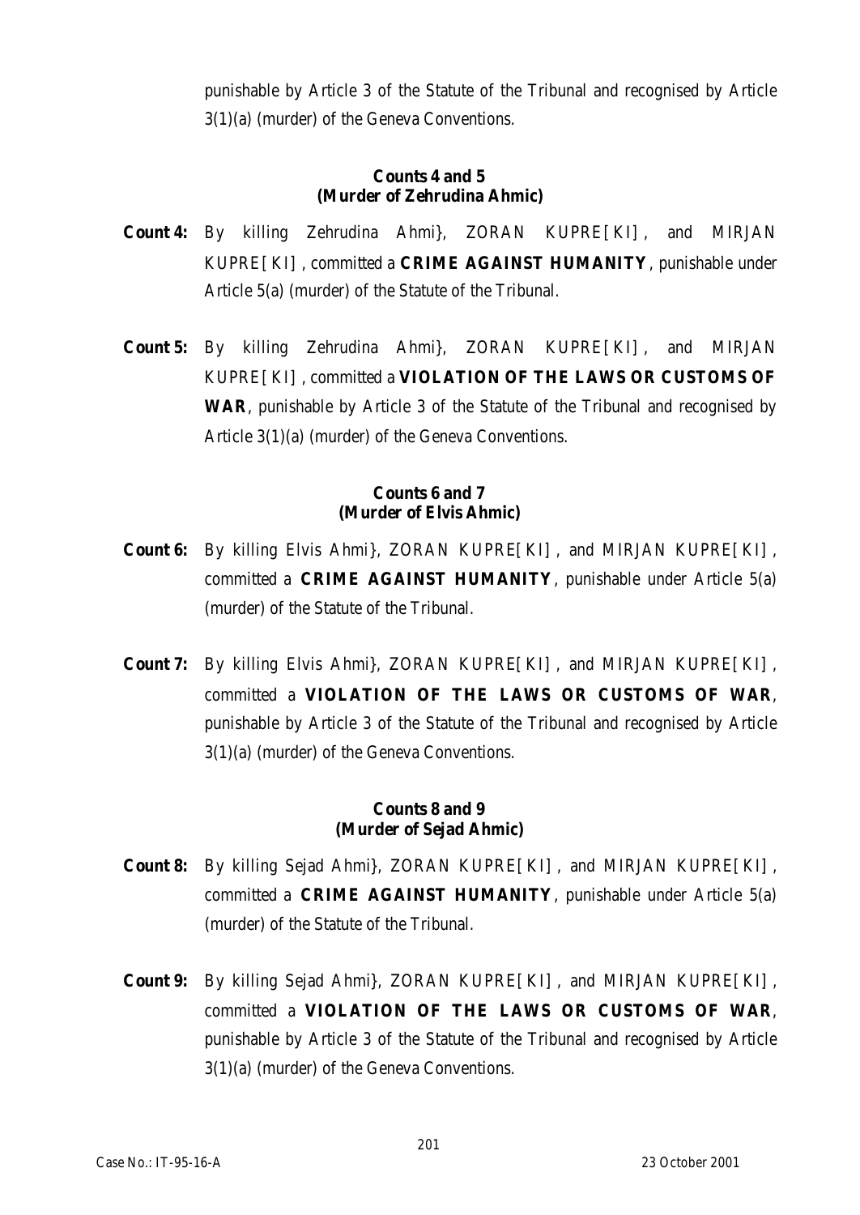punishable by Article 3 of the Statute of the Tribunal and recognised by Article 3(1)(a) (murder) of the Geneva Conventions.

**Counts 4 and 5**
**(Murder of Zehrudina Ahmic)**

**Count 4:** By killing Zehrudina Ahmi}, ZORAN KUPRE[KI], and MIRJAN KUPRE[KI], committed a **CRIME AGAINST HUMANITY**, punishable under Article 5(a) (murder) of the Statute of the Tribunal.

**Count 5:** By killing Zehrudina Ahmi}, ZORAN KUPRE[KI], and MIRJAN KUPRE[KI], committed a **VIOLATION OF THE LAWS OR CUSTOMS OF WAR**, punishable by Article 3 of the Statute of the Tribunal and recognised by Article 3(1)(a) (murder) of the Geneva Conventions.

**Counts 6 and 7**
**(Murder of Elvis Ahmic)**

**Count 6:** By killing Elvis Ahmi}, ZORAN KUPRE[KI], and MIRJAN KUPRE[KI], committed a **CRIME AGAINST HUMANITY**, punishable under Article 5(a) (murder) of the Statute of the Tribunal.

**Count 7:** By killing Elvis Ahmi}, ZORAN KUPRE[KI], and MIRJAN KUPRE[KI], committed a **VIOLATION OF THE LAWS OR CUSTOMS OF WAR**, punishable by Article 3 of the Statute of the Tribunal and recognised by Article 3(1)(a) (murder) of the Geneva Conventions.

**Counts 8 and 9**
**(Murder of Sejad Ahmic)**

**Count 8:** By killing Sejad Ahmi}, ZORAN KUPRE[KI], and MIRJAN KUPRE[KI], committed a **CRIME AGAINST HUMANITY**, punishable under Article 5(a) (murder) of the Statute of the Tribunal.

**Count 9:** By killing Sejad Ahmi}, ZORAN KUPRE[KI], and MIRJAN KUPRE[KI], committed a **VIOLATION OF THE LAWS OR CUSTOMS OF WAR**, punishable by Article 3 of the Statute of the Tribunal and recognised by Article 3(1)(a) (murder) of the Geneva Conventions.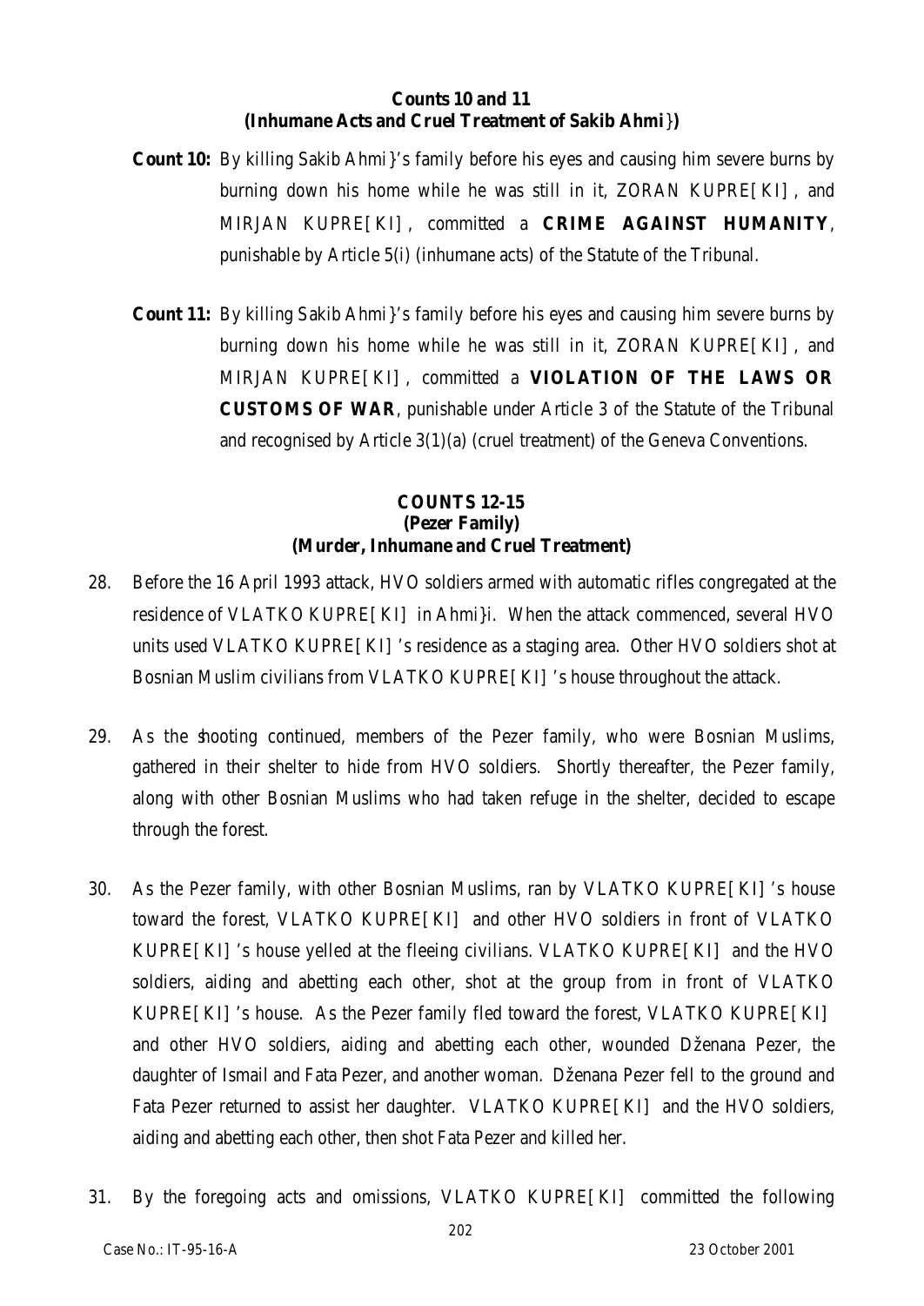**Counts 10 and 11**
**(Inhumane Acts and Cruel Treatment of Sakib Ahmi})**

**Count 10:** By killing Sakib Ahmi}'s family before his eyes and causing him severe burns by burning down his home while he was still in it, ZORAN KUPRE[KI], and MIRJAN KUPRE[KI], committed a **CRIME AGAINST HUMANITY**, punishable by Article 5(i) (inhumane acts) of the Statute of the Tribunal.

**Count 11:** By killing Sakib Ahmi}'s family before his eyes and causing him severe burns by burning down his home while he was still in it, ZORAN KUPRE[KI], and MIRJAN KUPRE[KI], committed a **VIOLATION OF THE LAWS OR CUSTOMS OF WAR**, punishable under Article 3 of the Statute of the Tribunal and recognised by Article 3(1)(a) (cruel treatment) of the Geneva Conventions.

**COUNTS 12-15**
**(Pezer Family)**
**(Murder, Inhumane and Cruel Treatment)**

28. Before the 16 April 1993 attack, HVO soldiers armed with automatic rifles congregated at the residence of VLATKO KUPRE[KI] in Ahmi}i. When the attack commenced, several HVO units used VLATKO KUPRE[KI]'s residence as a staging area. Other HVO soldiers shot at Bosnian Muslim civilians from VLATKO KUPRE[KI]'s house throughout the attack.

29. As the shooting continued, members of the Pezer family, who were Bosnian Muslims, gathered in their shelter to hide from HVO soldiers. Shortly thereafter, the Pezer family, along with other Bosnian Muslims who had taken refuge in the shelter, decided to escape through the forest.

30. As the Pezer family, with other Bosnian Muslims, ran by VLATKO KUPRE[KI]'s house toward the forest, VLATKO KUPRE[KI] and other HVO soldiers in front of VLATKO KUPRE[KI]'s house yelled at the fleeing civilians. VLATKO KUPRE[KI] and the HVO soldiers, aiding and abetting each other, shot at the group from in front of VLATKO KUPRE[KI]'s house. As the Pezer family fled toward the forest, VLATKO KUPRE[KI] and other HVO soldiers, aiding and abetting each other, wounded Dženana Pezer, the daughter of Ismail and Fata Pezer, and another woman. Dženana Pezer fell to the ground and Fata Pezer returned to assist her daughter. VLATKO KUPRE[KI] and the HVO soldiers, aiding and abetting each other, then shot Fata Pezer and killed her.

31. By the foregoing acts and omissions, VLATKO KUPRE[KI] committed the following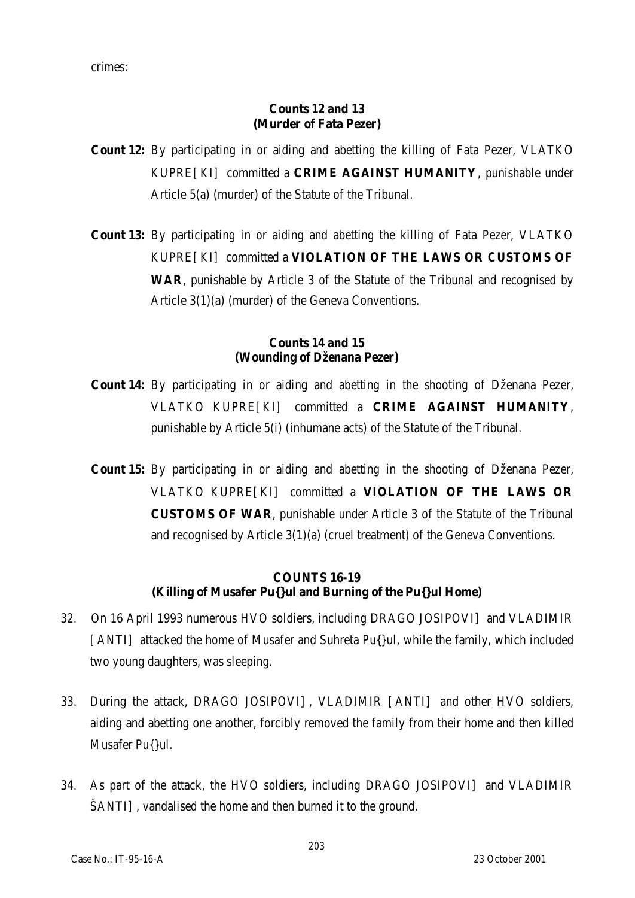crimes:

**Counts 12 and 13**
**(Murder of Fata Pezer)**

**Count 12:** By participating in or aiding and abetting the killing of Fata Pezer, VLATKO KUPRE[KI] committed a **CRIME AGAINST HUMANITY**, punishable under Article 5(a) (murder) of the Statute of the Tribunal.

**Count 13:** By participating in or aiding and abetting the killing of Fata Pezer, VLATKO KUPRE[KI] committed a **VIOLATION OF THE LAWS OR CUSTOMS OF WAR**, punishable by Article 3 of the Statute of the Tribunal and recognised by Article 3(1)(a) (murder) of the Geneva Conventions.

**Counts 14 and 15**
**(Wounding of Dženana Pezer)**

**Count 14:** By participating in or aiding and abetting in the shooting of Dženana Pezer, VLATKO KUPRE[KI] committed a **CRIME AGAINST HUMANITY**, punishable by Article 5(i) (inhumane acts) of the Statute of the Tribunal.

**Count 15:** By participating in or aiding and abetting in the shooting of Dženana Pezer, VLATKO KUPRE[KI] committed a **VIOLATION OF THE LAWS OR CUSTOMS OF WAR**, punishable under Article 3 of the Statute of the Tribunal and recognised by Article 3(1)(a) (cruel treatment) of the Geneva Conventions.

**COUNTS 16-19**
**(Killing of Musafer Pu{}ul and Burning of the Pu{}ul Home)**

32. On 16 April 1993 numerous HVO soldiers, including DRAGO JOSIPOVI] and VLADIMIR [ANTI] attacked the home of Musafer and Suhreta Pu{}ul, while the family, which included two young daughters, was sleeping.

33. During the attack, DRAGO JOSIPOVI], VLADIMIR [ANTI] and other HVO soldiers, aiding and abetting one another, forcibly removed the family from their home and then killed Musafer Pu{}ul.

34. As part of the attack, the HVO soldiers, including DRAGO JOSIPOVI] and VLADIMIR ŠANTI], vandalised the home and then burned it to the ground.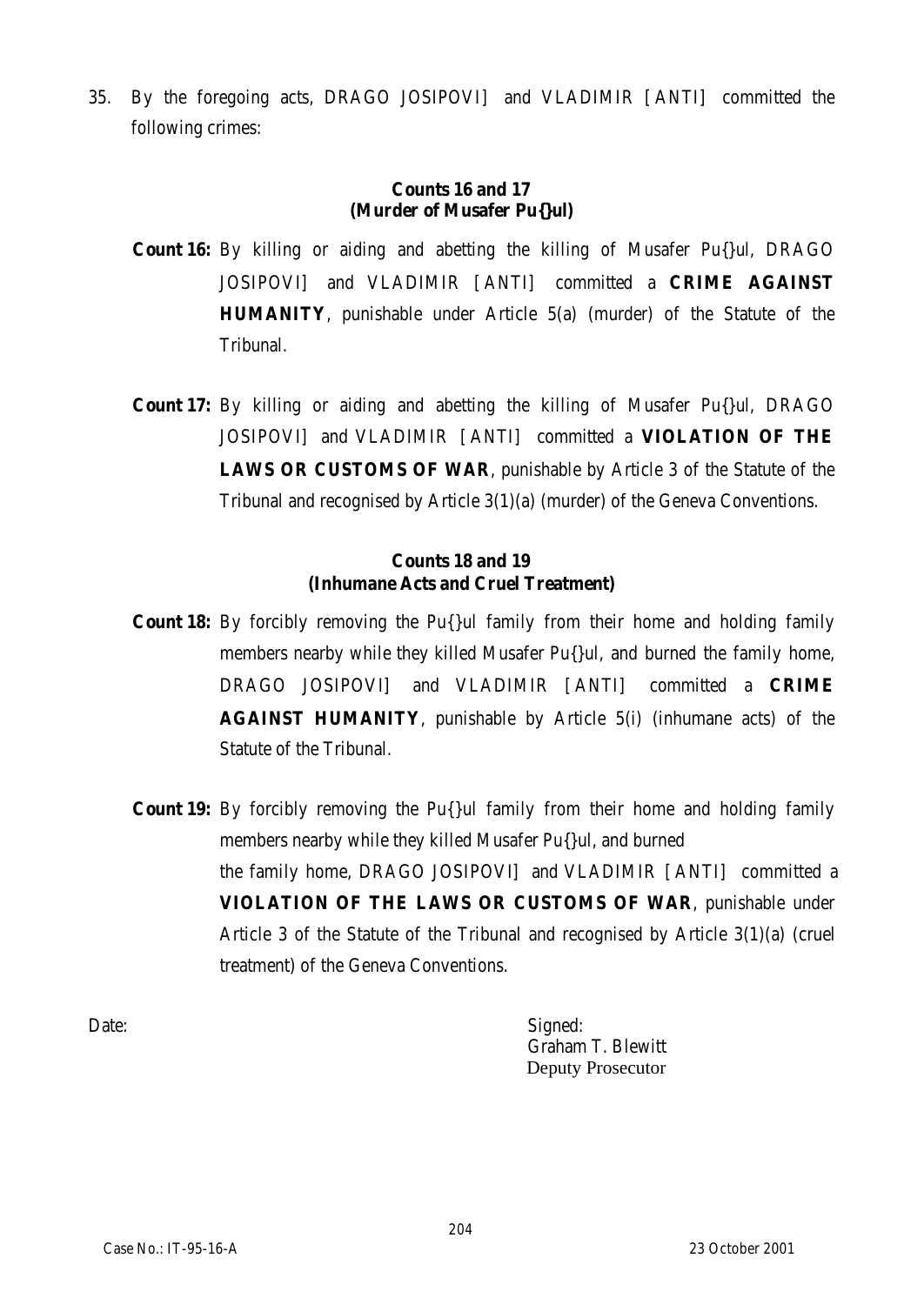35. By the foregoing acts, DRAGO JOSIPOVI] and VLADIMIR [ANTI] committed the following crimes:

**Counts 16 and 17**
**(Murder of Musafer Pu{}ul)**

**Count 16:** By killing or aiding and abetting the killing of Musafer Pu{}ul, DRAGO JOSIPOVI] and VLADIMIR [ANTI] committed a **CRIME AGAINST HUMANITY**, punishable under Article 5(a) (murder) of the Statute of the Tribunal.

**Count 17:** By killing or aiding and abetting the killing of Musafer Pu{}ul, DRAGO JOSIPOVI] and VLADIMIR [ANTI] committed a **VIOLATION OF THE LAWS OR CUSTOMS OF WAR**, punishable by Article 3 of the Statute of the Tribunal and recognised by Article 3(1)(a) (murder) of the Geneva Conventions.

**Counts 18 and 19**
**(Inhumane Acts and Cruel Treatment)**

**Count 18:** By forcibly removing the Pu{}ul family from their home and holding family members nearby while they killed Musafer Pu{}ul, and burned the family home, DRAGO JOSIPOVI] and VLADIMIR [ANTI] committed a **CRIME AGAINST HUMANITY**, punishable by Article 5(i) (inhumane acts) of the Statute of the Tribunal.

**Count 19:** By forcibly removing the Pu{}ul family from their home and holding family members nearby while they killed Musafer Pu{}ul, and burned the family home, DRAGO JOSIPOVI] and VLADIMIR [ANTI] committed a **VIOLATION OF THE LAWS OR CUSTOMS OF WAR**, punishable under Article 3 of the Statute of the Tribunal and recognised by Article 3(1)(a) (cruel treatment) of the Geneva Conventions.

Date:

Signed:
Graham T. Blewitt
Deputy Prosecutor